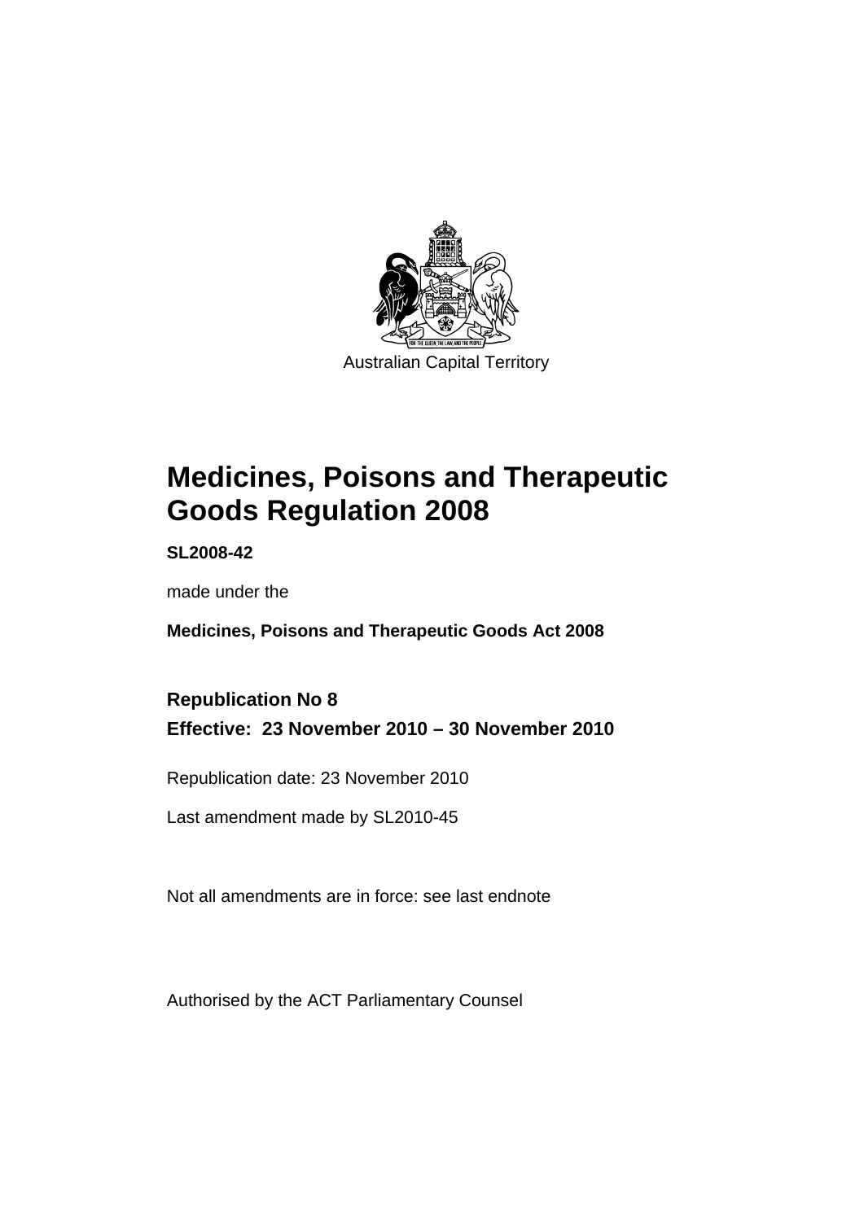Australian Capital Territory

# Medicines, Poisons and Therapeutic Goods Regulation 2008

**SL2008-42**

made under the

**Medicines, Poisons and Therapeutic Goods Act 2008**

**Republication No 8**
**Effective: 23 November 2010 – 30 November 2010**

Republication date: 23 November 2010

Last amendment made by SL2010-45

Not all amendments are in force: see last endnote

Authorised by the ACT Parliamentary Counsel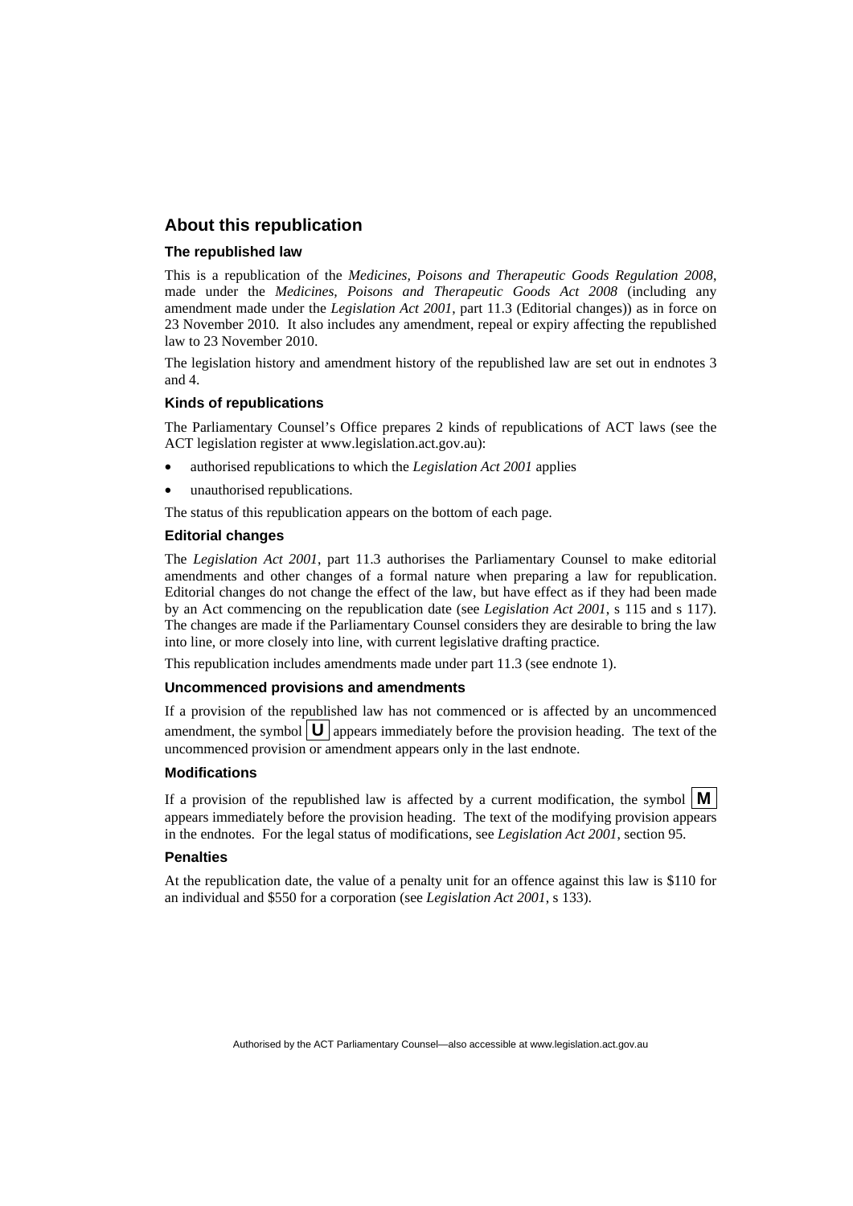## About this republication

### The republished law

This is a republication of the *Medicines, Poisons and Therapeutic Goods Regulation 2008*, made under the *Medicines, Poisons and Therapeutic Goods Act 2008* (including any amendment made under the *Legislation Act 2001*, part 11.3 (Editorial changes)) as in force on 23 November 2010. It also includes any amendment, repeal or expiry affecting the republished law to 23 November 2010.

The legislation history and amendment history of the republished law are set out in endnotes 3 and 4.

### Kinds of republications

The Parliamentary Counsel's Office prepares 2 kinds of republications of ACT laws (see the ACT legislation register at www.legislation.act.gov.au):

- authorised republications to which the *Legislation Act 2001* applies
- unauthorised republications.

The status of this republication appears on the bottom of each page.

### Editorial changes

The *Legislation Act 2001*, part 11.3 authorises the Parliamentary Counsel to make editorial amendments and other changes of a formal nature when preparing a law for republication. Editorial changes do not change the effect of the law, but have effect as if they had been made by an Act commencing on the republication date (see *Legislation Act 2001*, s 115 and s 117). The changes are made if the Parliamentary Counsel considers they are desirable to bring the law into line, or more closely into line, with current legislative drafting practice.

This republication includes amendments made under part 11.3 (see endnote 1).

### Uncommenced provisions and amendments

If a provision of the republished law has not commenced or is affected by an uncommenced amendment, the symbol **U** appears immediately before the provision heading. The text of the uncommenced provision or amendment appears only in the last endnote.

### Modifications

If a provision of the republished law is affected by a current modification, the symbol **M** appears immediately before the provision heading. The text of the modifying provision appears in the endnotes. For the legal status of modifications, see *Legislation Act 2001*, section 95.

### Penalties

At the republication date, the value of a penalty unit for an offence against this law is $110 for an individual and $550 for a corporation (see *Legislation Act 2001*, s 133).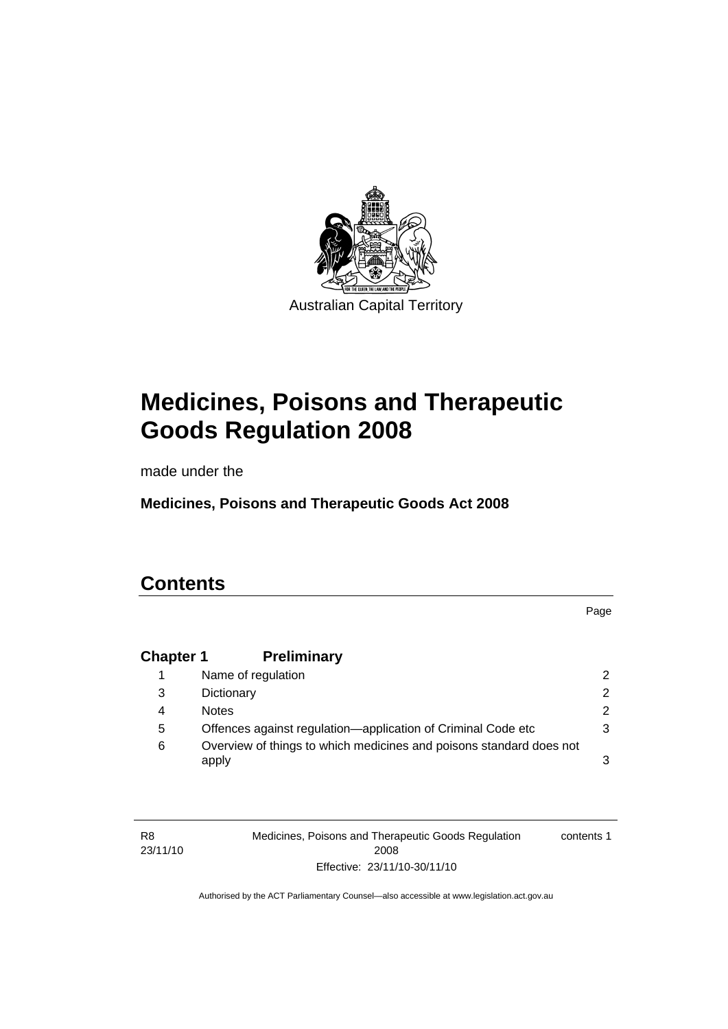Australian Capital Territory

# Medicines, Poisons and Therapeutic Goods Regulation 2008

made under the

**Medicines, Poisons and Therapeutic Goods Act 2008**

## Contents

| | | Page |
|---|---|---|
| **Chapter 1** | **Preliminary** | |
| 1 | Name of regulation | 2 |
| 3 | Dictionary | 2 |
| 4 | Notes | 2 |
| 5 | Offences against regulation—application of Criminal Code etc | 3 |
| 6 | Overview of things to which medicines and poisons standard does not apply | 3 |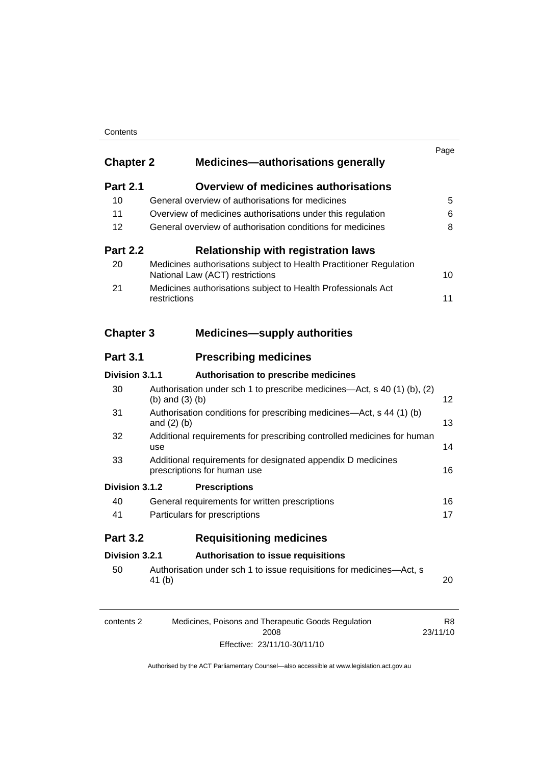| | | Page |
|---|---|---|
| **Chapter 2** | **Medicines—authorisations generally** | |
| **Part 2.1** | **Overview of medicines authorisations** | |
| 10 | General overview of authorisations for medicines | 5 |
| 11 | Overview of medicines authorisations under this regulation | 6 |
| 12 | General overview of authorisation conditions for medicines | 8 |
| **Part 2.2** | **Relationship with registration laws** | |
| 20 | Medicines authorisations subject to Health Practitioner Regulation National Law (ACT) restrictions | 10 |
| 21 | Medicines authorisations subject to Health Professionals Act restrictions | 11 |
| **Chapter 3** | **Medicines—supply authorities** | |
| **Part 3.1** | **Prescribing medicines** | |
| **Division 3.1.1** | **Authorisation to prescribe medicines** | |
| 30 | Authorisation under sch 1 to prescribe medicines—Act, s 40 (1) (b), (2) (b) and (3) (b) | 12 |
| 31 | Authorisation conditions for prescribing medicines—Act, s 44 (1) (b) and (2) (b) | 13 |
| 32 | Additional requirements for prescribing controlled medicines for human use | 14 |
| 33 | Additional requirements for designated appendix D medicines prescriptions for human use | 16 |
| **Division 3.1.2** | **Prescriptions** | |
| 40 | General requirements for written prescriptions | 16 |
| 41 | Particulars for prescriptions | 17 |
| **Part 3.2** | **Requisitioning medicines** | |
| **Division 3.2.1** | **Authorisation to issue requisitions** | |
| 50 | Authorisation under sch 1 to issue requisitions for medicines—Act, s 41 (b) | 20 |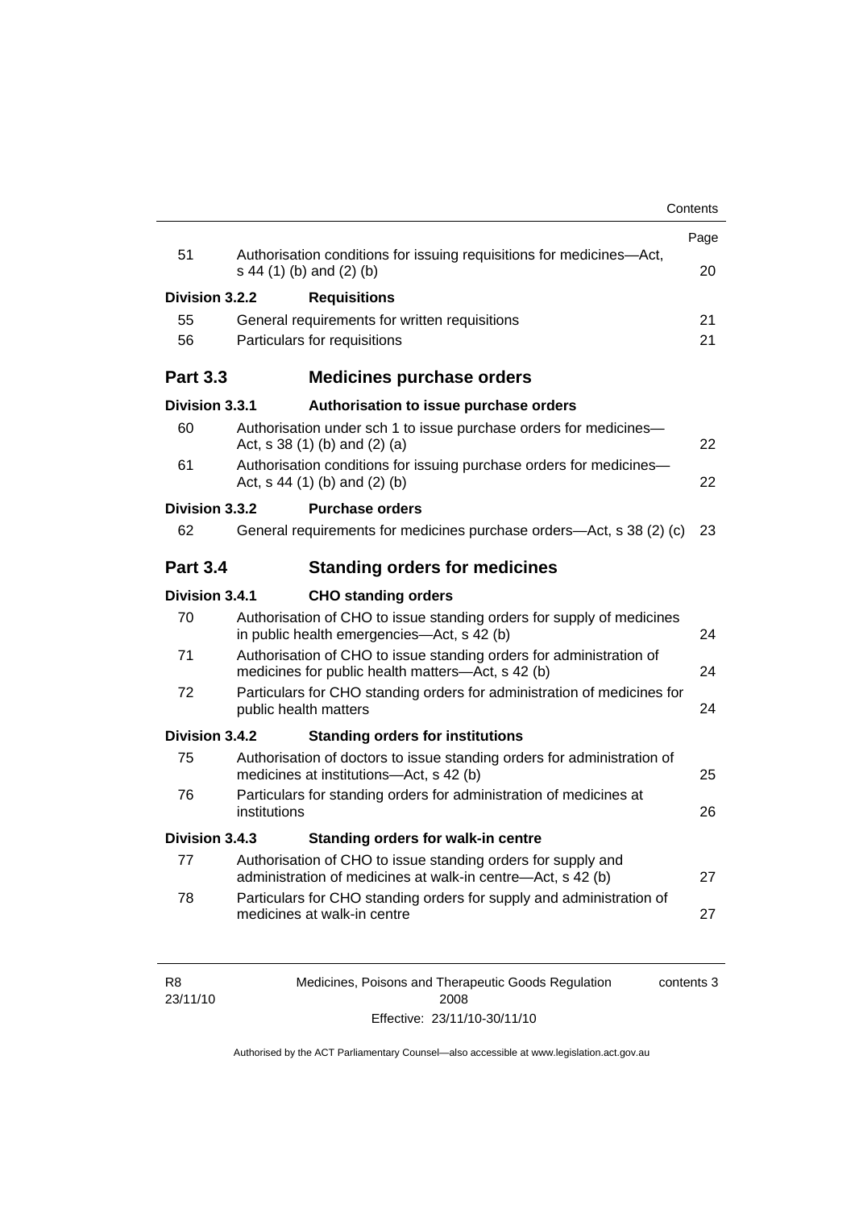| | | Page |
|---|---|---|
| 51 | Authorisation conditions for issuing requisitions for medicines—Act, s 44 (1) (b) and (2) (b) | 20 |
| **Division 3.2.2** | **Requisitions** | |
| 55 | General requirements for written requisitions | 21 |
| 56 | Particulars for requisitions | 21 |
| **Part 3.3** | **Medicines purchase orders** | |
| **Division 3.3.1** | **Authorisation to issue purchase orders** | |
| 60 | Authorisation under sch 1 to issue purchase orders for medicines—Act, s 38 (1) (b) and (2) (a) | 22 |
| 61 | Authorisation conditions for issuing purchase orders for medicines—Act, s 44 (1) (b) and (2) (b) | 22 |
| **Division 3.3.2** | **Purchase orders** | |
| 62 | General requirements for medicines purchase orders—Act, s 38 (2) (c) | 23 |
| **Part 3.4** | **Standing orders for medicines** | |
| **Division 3.4.1** | **CHO standing orders** | |
| 70 | Authorisation of CHO to issue standing orders for supply of medicines in public health emergencies—Act, s 42 (b) | 24 |
| 71 | Authorisation of CHO to issue standing orders for administration of medicines for public health matters—Act, s 42 (b) | 24 |
| 72 | Particulars for CHO standing orders for administration of medicines for public health matters | 24 |
| **Division 3.4.2** | **Standing orders for institutions** | |
| 75 | Authorisation of doctors to issue standing orders for administration of medicines at institutions—Act, s 42 (b) | 25 |
| 76 | Particulars for standing orders for administration of medicines at institutions | 26 |
| **Division 3.4.3** | **Standing orders for walk-in centre** | |
| 77 | Authorisation of CHO to issue standing orders for supply and administration of medicines at walk-in centre—Act, s 42 (b) | 27 |
| 78 | Particulars for CHO standing orders for supply and administration of medicines at walk-in centre | 27 |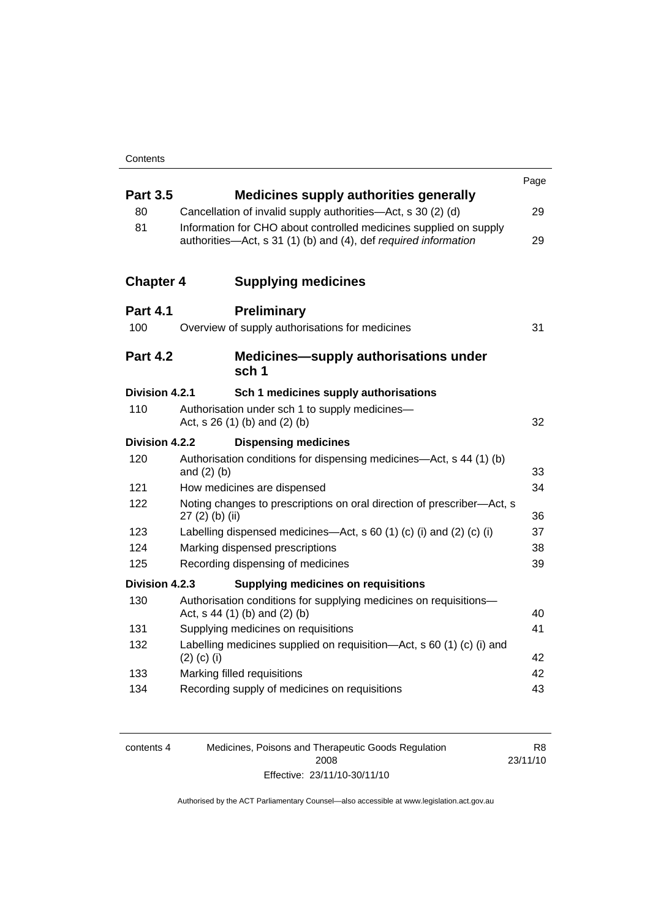| | | Page |
|---|---|---|
| **Part 3.5** | **Medicines supply authorities generally** | |
| 80 | Cancellation of invalid supply authorities—Act, s 30 (2) (d) | 29 |
| 81 | Information for CHO about controlled medicines supplied on supply authorities—Act, s 31 (1) (b) and (4), def *required information* | 29 |
| **Chapter 4** | **Supplying medicines** | |
| **Part 4.1** | **Preliminary** | |
| 100 | Overview of supply authorisations for medicines | 31 |
| **Part 4.2** | **Medicines—supply authorisations under sch 1** | |
| **Division 4.2.1** | **Sch 1 medicines supply authorisations** | |
| 110 | Authorisation under sch 1 to supply medicines—Act, s 26 (1) (b) and (2) (b) | 32 |
| **Division 4.2.2** | **Dispensing medicines** | |
| 120 | Authorisation conditions for dispensing medicines—Act, s 44 (1) (b) and (2) (b) | 33 |
| 121 | How medicines are dispensed | 34 |
| 122 | Noting changes to prescriptions on oral direction of prescriber—Act, s 27 (2) (b) (ii) | 36 |
| 123 | Labelling dispensed medicines—Act, s 60 (1) (c) (i) and (2) (c) (i) | 37 |
| 124 | Marking dispensed prescriptions | 38 |
| 125 | Recording dispensing of medicines | 39 |
| **Division 4.2.3** | **Supplying medicines on requisitions** | |
| 130 | Authorisation conditions for supplying medicines on requisitions—Act, s 44 (1) (b) and (2) (b) | 40 |
| 131 | Supplying medicines on requisitions | 41 |
| 132 | Labelling medicines supplied on requisition—Act, s 60 (1) (c) (i) and (2) (c) (i) | 42 |
| 133 | Marking filled requisitions | 42 |
| 134 | Recording supply of medicines on requisitions | 43 |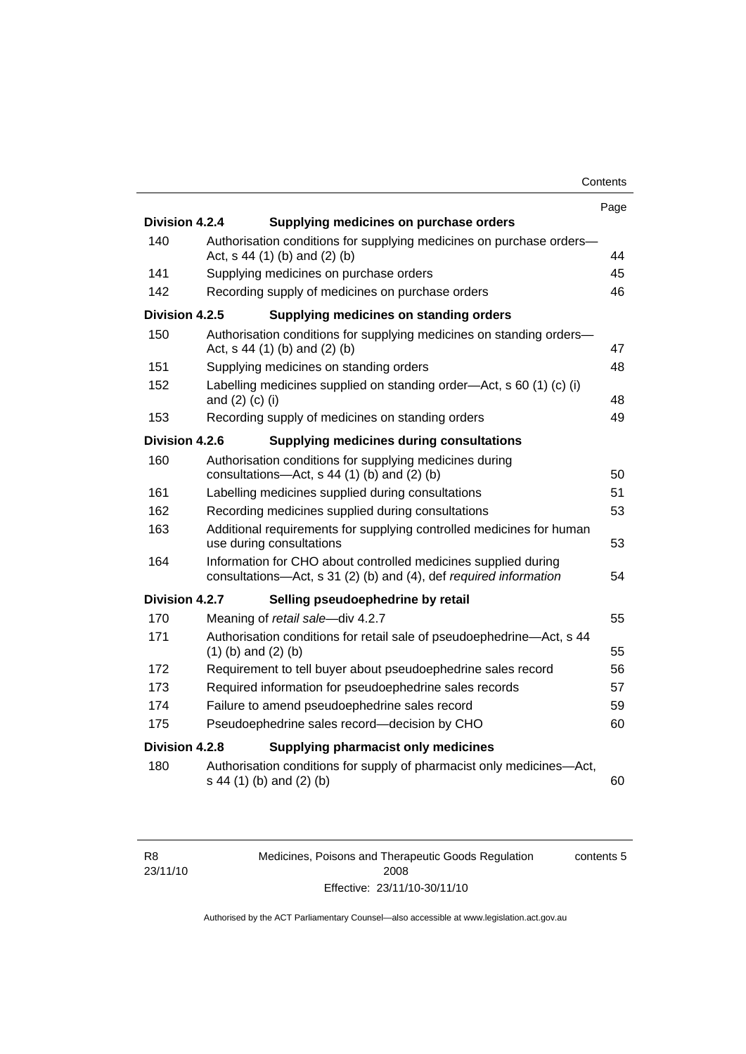| | | Page |
|---|---|---|
| **Division 4.2.4** | **Supplying medicines on purchase orders** | |
| 140 | Authorisation conditions for supplying medicines on purchase orders—Act, s 44 (1) (b) and (2) (b) | 44 |
| 141 | Supplying medicines on purchase orders | 45 |
| 142 | Recording supply of medicines on purchase orders | 46 |
| **Division 4.2.5** | **Supplying medicines on standing orders** | |
| 150 | Authorisation conditions for supplying medicines on standing orders—Act, s 44 (1) (b) and (2) (b) | 47 |
| 151 | Supplying medicines on standing orders | 48 |
| 152 | Labelling medicines supplied on standing order—Act, s 60 (1) (c) (i) and (2) (c) (i) | 48 |
| 153 | Recording supply of medicines on standing orders | 49 |
| **Division 4.2.6** | **Supplying medicines during consultations** | |
| 160 | Authorisation conditions for supplying medicines during consultations—Act, s 44 (1) (b) and (2) (b) | 50 |
| 161 | Labelling medicines supplied during consultations | 51 |
| 162 | Recording medicines supplied during consultations | 53 |
| 163 | Additional requirements for supplying controlled medicines for human use during consultations | 53 |
| 164 | Information for CHO about controlled medicines supplied during consultations—Act, s 31 (2) (b) and (4), def *required information* | 54 |
| **Division 4.2.7** | **Selling pseudoephedrine by retail** | |
| 170 | Meaning of *retail sale*—div 4.2.7 | 55 |
| 171 | Authorisation conditions for retail sale of pseudoephedrine—Act, s 44 (1) (b) and (2) (b) | 55 |
| 172 | Requirement to tell buyer about pseudoephedrine sales record | 56 |
| 173 | Required information for pseudoephedrine sales records | 57 |
| 174 | Failure to amend pseudoephedrine sales record | 59 |
| 175 | Pseudoephedrine sales record—decision by CHO | 60 |
| **Division 4.2.8** | **Supplying pharmacist only medicines** | |
| 180 | Authorisation conditions for supply of pharmacist only medicines—Act, s 44 (1) (b) and (2) (b) | 60 |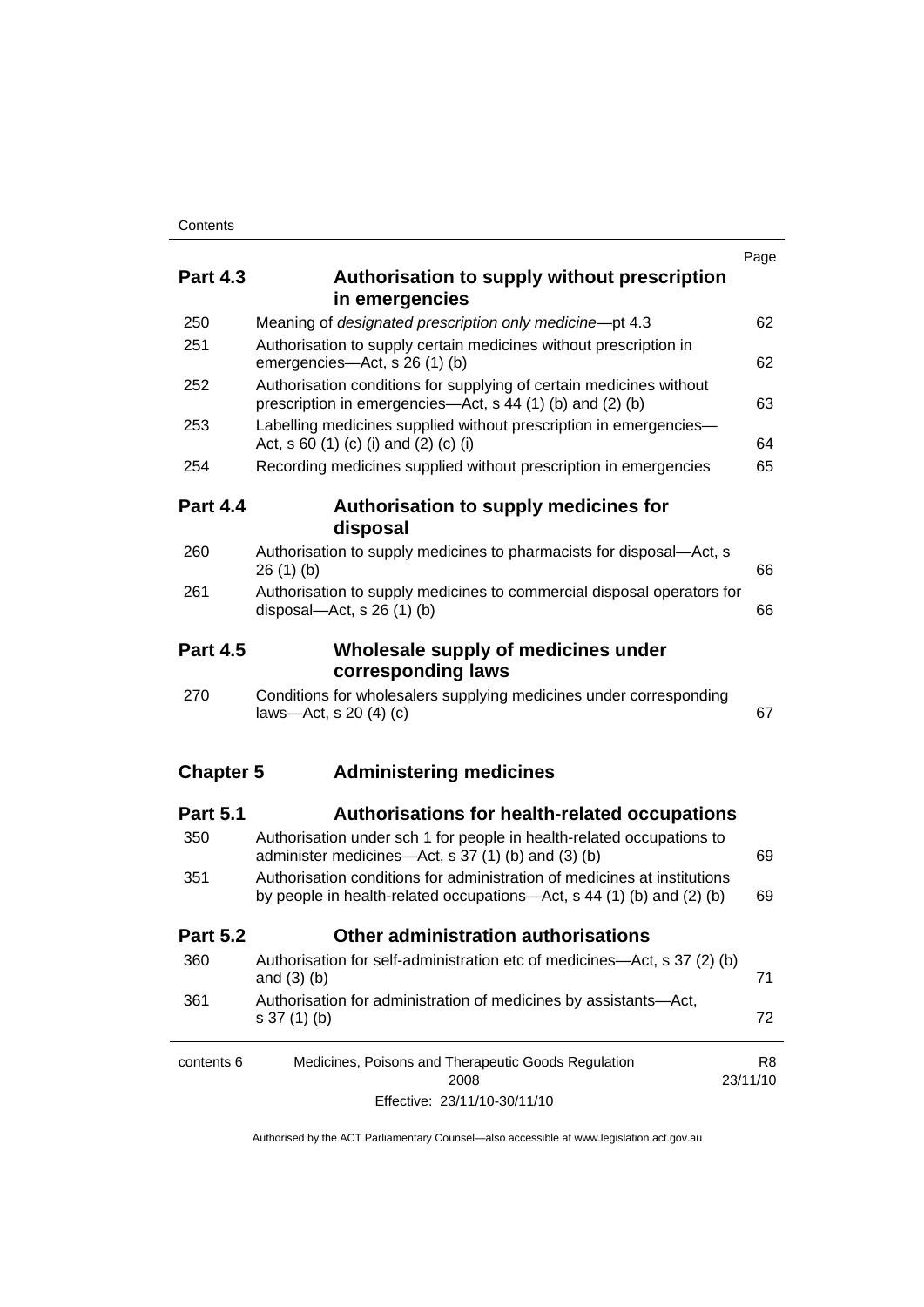| | | Page |
|---|---|---|
| **Part 4.3** | **Authorisation to supply without prescription in emergencies** | |
| 250 | Meaning of *designated prescription only medicine*—pt 4.3 | 62 |
| 251 | Authorisation to supply certain medicines without prescription in emergencies—Act, s 26 (1) (b) | 62 |
| 252 | Authorisation conditions for supplying of certain medicines without prescription in emergencies—Act, s 44 (1) (b) and (2) (b) | 63 |
| 253 | Labelling medicines supplied without prescription in emergencies—Act, s 60 (1) (c) (i) and (2) (c) (i) | 64 |
| 254 | Recording medicines supplied without prescription in emergencies | 65 |
| **Part 4.4** | **Authorisation to supply medicines for disposal** | |
| 260 | Authorisation to supply medicines to pharmacists for disposal—Act, s 26 (1) (b) | 66 |
| 261 | Authorisation to supply medicines to commercial disposal operators for disposal—Act, s 26 (1) (b) | 66 |
| **Part 4.5** | **Wholesale supply of medicines under corresponding laws** | |
| 270 | Conditions for wholesalers supplying medicines under corresponding laws—Act, s 20 (4) (c) | 67 |
| **Chapter 5** | **Administering medicines** | |
| **Part 5.1** | **Authorisations for health-related occupations** | |
| 350 | Authorisation under sch 1 for people in health-related occupations to administer medicines—Act, s 37 (1) (b) and (3) (b) | 69 |
| 351 | Authorisation conditions for administration of medicines at institutions by people in health-related occupations—Act, s 44 (1) (b) and (2) (b) | 69 |
| **Part 5.2** | **Other administration authorisations** | |
| 360 | Authorisation for self-administration etc of medicines—Act, s 37 (2) (b) and (3) (b) | 71 |
| 361 | Authorisation for administration of medicines by assistants—Act, s 37 (1) (b) | 72 |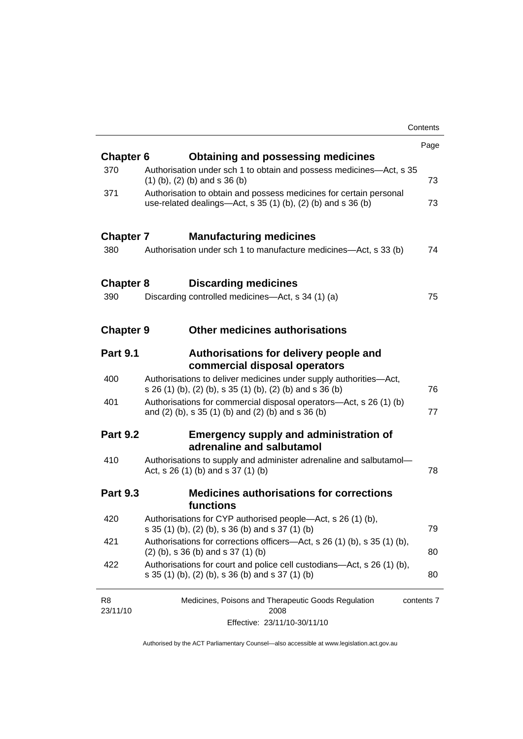| | | Page |
|---|---|---|
| **Chapter 6** | **Obtaining and possessing medicines** | |
| 370 | Authorisation under sch 1 to obtain and possess medicines—Act, s 35 (1) (b), (2) (b) and s 36 (b) | 73 |
| 371 | Authorisation to obtain and possess medicines for certain personal use-related dealings—Act, s 35 (1) (b), (2) (b) and s 36 (b) | 73 |
| **Chapter 7** | **Manufacturing medicines** | |
| 380 | Authorisation under sch 1 to manufacture medicines—Act, s 33 (b) | 74 |
| **Chapter 8** | **Discarding medicines** | |
| 390 | Discarding controlled medicines—Act, s 34 (1) (a) | 75 |
| **Chapter 9** | **Other medicines authorisations** | |
| **Part 9.1** | **Authorisations for delivery people and commercial disposal operators** | |
| 400 | Authorisations to deliver medicines under supply authorities—Act, s 26 (1) (b), (2) (b), s 35 (1) (b), (2) (b) and s 36 (b) | 76 |
| 401 | Authorisations for commercial disposal operators—Act, s 26 (1) (b) and (2) (b), s 35 (1) (b) and (2) (b) and s 36 (b) | 77 |
| **Part 9.2** | **Emergency supply and administration of adrenaline and salbutamol** | |
| 410 | Authorisations to supply and administer adrenaline and salbutamol—Act, s 26 (1) (b) and s 37 (1) (b) | 78 |
| **Part 9.3** | **Medicines authorisations for corrections functions** | |
| 420 | Authorisations for CYP authorised people—Act, s 26 (1) (b), s 35 (1) (b), (2) (b), s 36 (b) and s 37 (1) (b) | 79 |
| 421 | Authorisations for corrections officers—Act, s 26 (1) (b), s 35 (1) (b), (2) (b), s 36 (b) and s 37 (1) (b) | 80 |
| 422 | Authorisations for court and police cell custodians—Act, s 26 (1) (b), s 35 (1) (b), (2) (b), s 36 (b) and s 37 (1) (b) | 80 |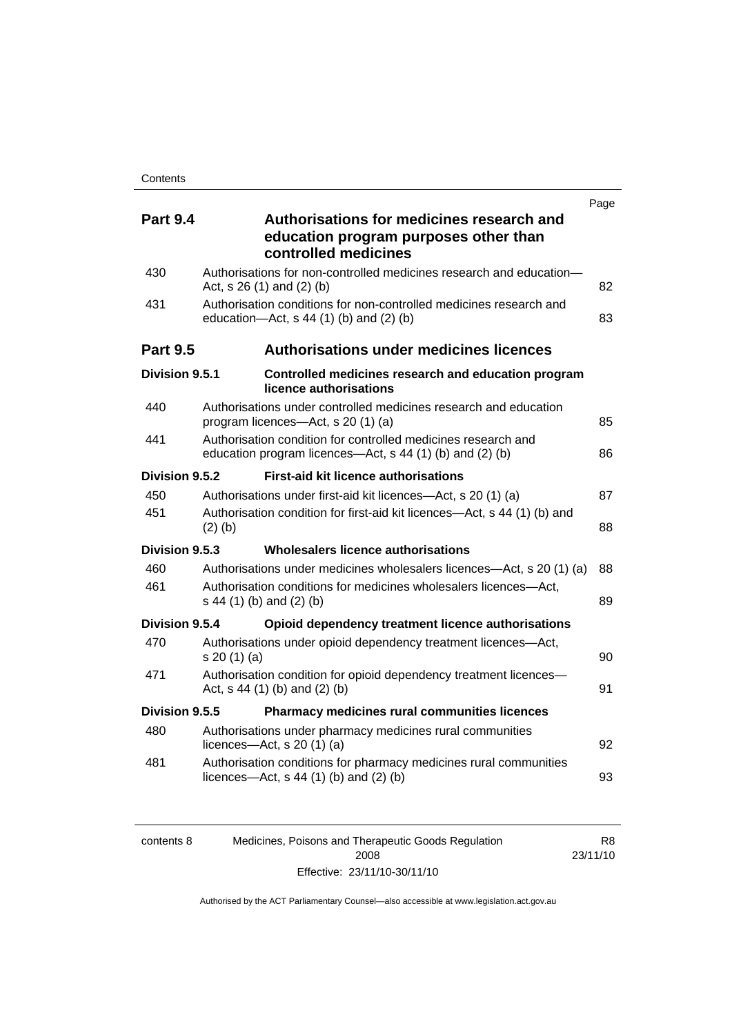| | | Page |
|---|---|---|
| **Part 9.4** | **Authorisations for medicines research and education program purposes other than controlled medicines** | |
| 430 | Authorisations for non-controlled medicines research and education—Act, s 26 (1) and (2) (b) | 82 |
| 431 | Authorisation conditions for non-controlled medicines research and education—Act, s 44 (1) (b) and (2) (b) | 83 |
| **Part 9.5** | **Authorisations under medicines licences** | |
| **Division 9.5.1** | **Controlled medicines research and education program licence authorisations** | |
| 440 | Authorisations under controlled medicines research and education program licences—Act, s 20 (1) (a) | 85 |
| 441 | Authorisation condition for controlled medicines research and education program licences—Act, s 44 (1) (b) and (2) (b) | 86 |
| **Division 9.5.2** | **First-aid kit licence authorisations** | |
| 450 | Authorisations under first-aid kit licences—Act, s 20 (1) (a) | 87 |
| 451 | Authorisation condition for first-aid kit licences—Act, s 44 (1) (b) and (2) (b) | 88 |
| **Division 9.5.3** | **Wholesalers licence authorisations** | |
| 460 | Authorisations under medicines wholesalers licences—Act, s 20 (1) (a) | 88 |
| 461 | Authorisation conditions for medicines wholesalers licences—Act, s 44 (1) (b) and (2) (b) | 89 |
| **Division 9.5.4** | **Opioid dependency treatment licence authorisations** | |
| 470 | Authorisations under opioid dependency treatment licences—Act, s 20 (1) (a) | 90 |
| 471 | Authorisation condition for opioid dependency treatment licences—Act, s 44 (1) (b) and (2) (b) | 91 |
| **Division 9.5.5** | **Pharmacy medicines rural communities licences** | |
| 480 | Authorisations under pharmacy medicines rural communities licences—Act, s 20 (1) (a) | 92 |
| 481 | Authorisation conditions for pharmacy medicines rural communities licences—Act, s 44 (1) (b) and (2) (b) | 93 |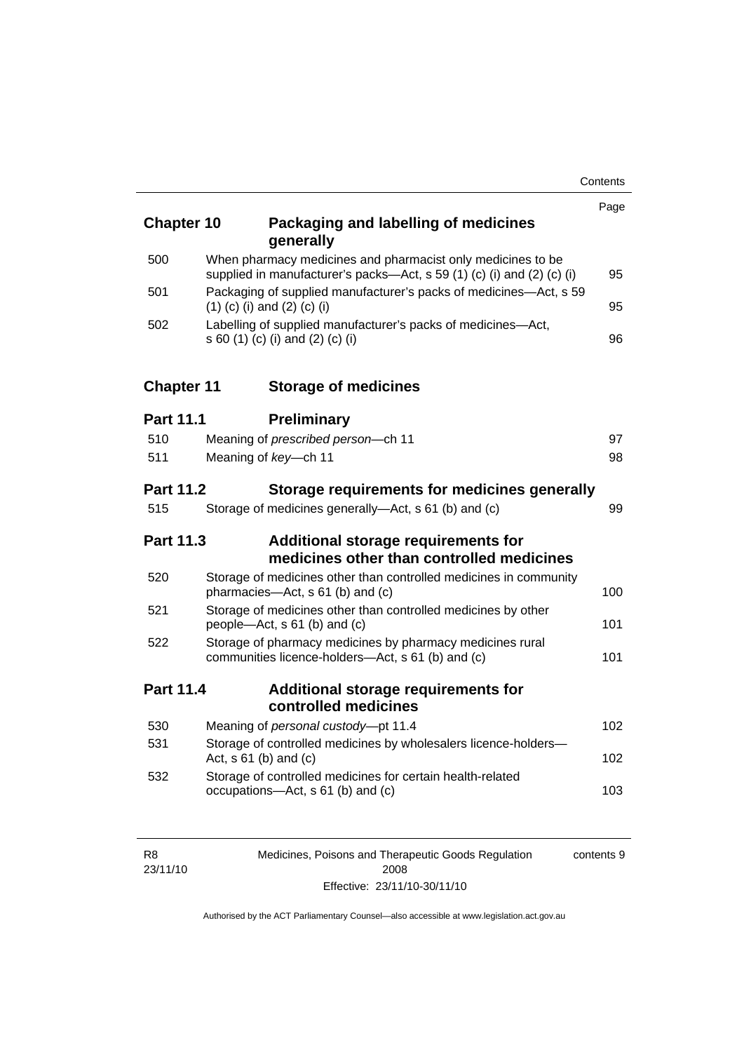| | | Page |
|---|---|---|
| **Chapter 10** | **Packaging and labelling of medicines generally** | |
| 500 | When pharmacy medicines and pharmacist only medicines to be supplied in manufacturer's packs—Act, s 59 (1) (c) (i) and (2) (c) (i) | 95 |
| 501 | Packaging of supplied manufacturer's packs of medicines—Act, s 59 (1) (c) (i) and (2) (c) (i) | 95 |
| 502 | Labelling of supplied manufacturer's packs of medicines—Act, s 60 (1) (c) (i) and (2) (c) (i) | 96 |
| **Chapter 11** | **Storage of medicines** | |
| **Part 11.1** | **Preliminary** | |
| 510 | Meaning of *prescribed person*—ch 11 | 97 |
| 511 | Meaning of *key*—ch 11 | 98 |
| **Part 11.2** | **Storage requirements for medicines generally** | |
| 515 | Storage of medicines generally—Act, s 61 (b) and (c) | 99 |
| **Part 11.3** | **Additional storage requirements for medicines other than controlled medicines** | |
| 520 | Storage of medicines other than controlled medicines in community pharmacies—Act, s 61 (b) and (c) | 100 |
| 521 | Storage of medicines other than controlled medicines by other people—Act, s 61 (b) and (c) | 101 |
| 522 | Storage of pharmacy medicines by pharmacy medicines rural communities licence-holders—Act, s 61 (b) and (c) | 101 |
| **Part 11.4** | **Additional storage requirements for controlled medicines** | |
| 530 | Meaning of *personal custody*—pt 11.4 | 102 |
| 531 | Storage of controlled medicines by wholesalers licence-holders—Act, s 61 (b) and (c) | 102 |
| 532 | Storage of controlled medicines for certain health-related occupations—Act, s 61 (b) and (c) | 103 |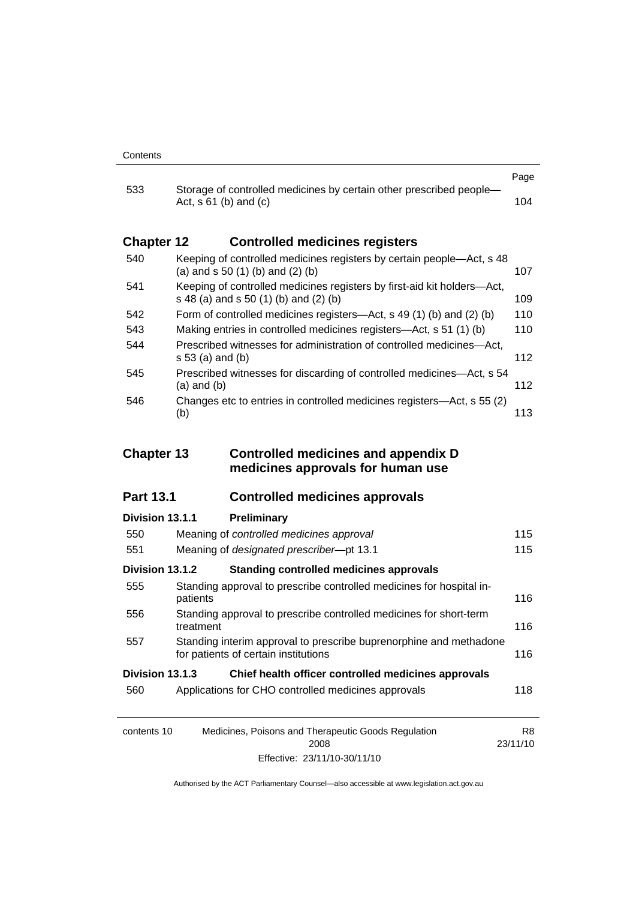| | | Page |
|---|---|---|
| 533 | Storage of controlled medicines by certain other prescribed people—Act, s 61 (b) and (c) | 104 |

## Chapter 12 Controlled medicines registers

| | | |
|---|---|---|
| 540 | Keeping of controlled medicines registers by certain people—Act, s 48 (a) and s 50 (1) (b) and (2) (b) | 107 |
| 541 | Keeping of controlled medicines registers by first-aid kit holders—Act, s 48 (a) and s 50 (1) (b) and (2) (b) | 109 |
| 542 | Form of controlled medicines registers—Act, s 49 (1) (b) and (2) (b) | 110 |
| 543 | Making entries in controlled medicines registers—Act, s 51 (1) (b) | 110 |
| 544 | Prescribed witnesses for administration of controlled medicines—Act, s 53 (a) and (b) | 112 |
| 545 | Prescribed witnesses for discarding of controlled medicines—Act, s 54 (a) and (b) | 112 |
| 546 | Changes etc to entries in controlled medicines registers—Act, s 55 (2) (b) | 113 |

## Chapter 13 Controlled medicines and appendix D medicines approvals for human use

### Part 13.1 Controlled medicines approvals

#### Division 13.1.1 Preliminary

| | | |
|---|---|---|
| 550 | Meaning of *controlled medicines approval* | 115 |
| 551 | Meaning of *designated prescriber*—pt 13.1 | 115 |

#### Division 13.1.2 Standing controlled medicines approvals

| | | |
|---|---|---|
| 555 | Standing approval to prescribe controlled medicines for hospital in-patients | 116 |
| 556 | Standing approval to prescribe controlled medicines for short-term treatment | 116 |
| 557 | Standing interim approval to prescribe buprenorphine and methadone for patients of certain institutions | 116 |

#### Division 13.1.3 Chief health officer controlled medicines approvals

| | | |
|---|---|---|
| 560 | Applications for CHO controlled medicines approvals | 118 |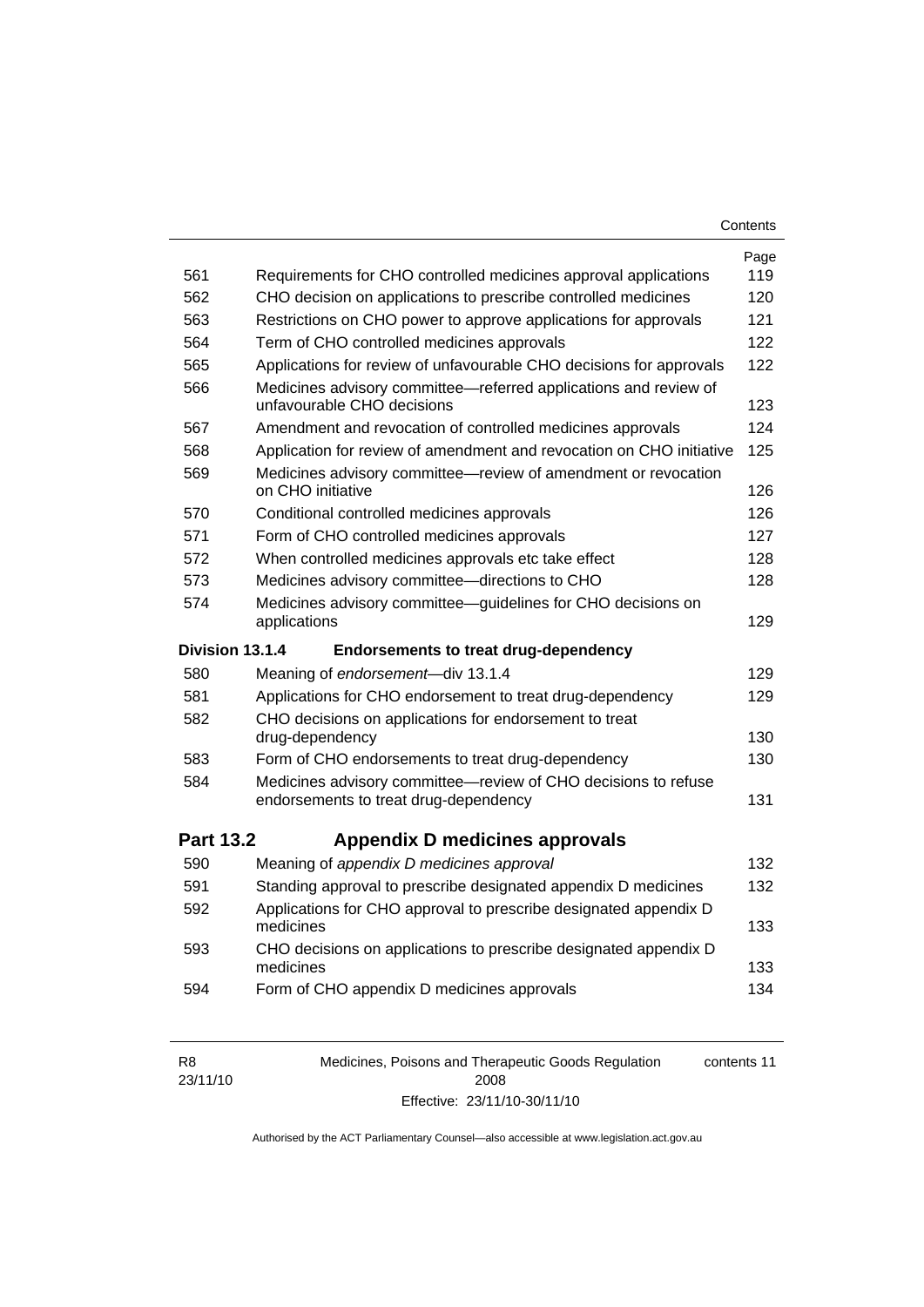| | | Page |
|---|---|---|
| 561 | Requirements for CHO controlled medicines approval applications | 119 |
| 562 | CHO decision on applications to prescribe controlled medicines | 120 |
| 563 | Restrictions on CHO power to approve applications for approvals | 121 |
| 564 | Term of CHO controlled medicines approvals | 122 |
| 565 | Applications for review of unfavourable CHO decisions for approvals | 122 |
| 566 | Medicines advisory committee—referred applications and review of unfavourable CHO decisions | 123 |
| 567 | Amendment and revocation of controlled medicines approvals | 124 |
| 568 | Application for review of amendment and revocation on CHO initiative | 125 |
| 569 | Medicines advisory committee—review of amendment or revocation on CHO initiative | 126 |
| 570 | Conditional controlled medicines approvals | 126 |
| 571 | Form of CHO controlled medicines approvals | 127 |
| 572 | When controlled medicines approvals etc take effect | 128 |
| 573 | Medicines advisory committee—directions to CHO | 128 |
| 574 | Medicines advisory committee—guidelines for CHO decisions on applications | 129 |

**Division 13.1.4 Endorsements to treat drug-dependency**

| | | |
|---|---|---|
| 580 | Meaning of *endorsement*—div 13.1.4 | 129 |
| 581 | Applications for CHO endorsement to treat drug-dependency | 129 |
| 582 | CHO decisions on applications for endorsement to treat drug-dependency | 130 |
| 583 | Form of CHO endorsements to treat drug-dependency | 130 |
| 584 | Medicines advisory committee—review of CHO decisions to refuse endorsements to treat drug-dependency | 131 |

## Part 13.2 Appendix D medicines approvals

| | | |
|---|---|---|
| 590 | Meaning of *appendix D medicines approval* | 132 |
| 591 | Standing approval to prescribe designated appendix D medicines | 132 |
| 592 | Applications for CHO approval to prescribe designated appendix D medicines | 133 |
| 593 | CHO decisions on applications to prescribe designated appendix D medicines | 133 |
| 594 | Form of CHO appendix D medicines approvals | 134 |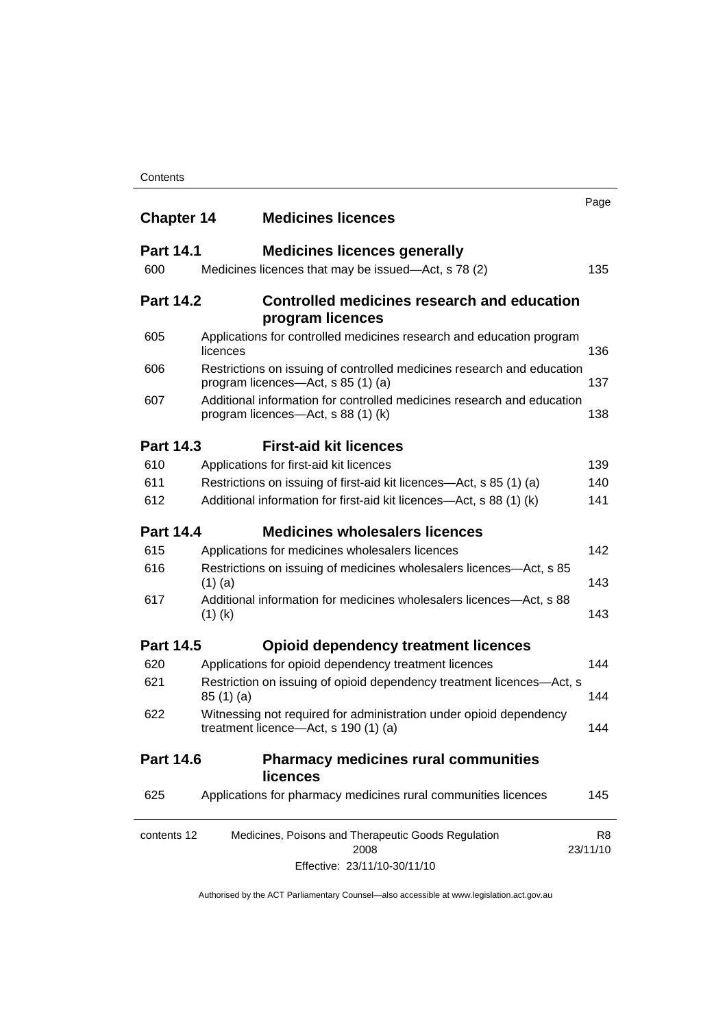| | | Page |
|---|---|---|
| **Chapter 14** | **Medicines licences** | |
| **Part 14.1** | **Medicines licences generally** | |
| 600 | Medicines licences that may be issued—Act, s 78 (2) | 135 |
| **Part 14.2** | **Controlled medicines research and education program licences** | |
| 605 | Applications for controlled medicines research and education program licences | 136 |
| 606 | Restrictions on issuing of controlled medicines research and education program licences—Act, s 85 (1) (a) | 137 |
| 607 | Additional information for controlled medicines research and education program licences—Act, s 88 (1) (k) | 138 |
| **Part 14.3** | **First-aid kit licences** | |
| 610 | Applications for first-aid kit licences | 139 |
| 611 | Restrictions on issuing of first-aid kit licences—Act, s 85 (1) (a) | 140 |
| 612 | Additional information for first-aid kit licences—Act, s 88 (1) (k) | 141 |
| **Part 14.4** | **Medicines wholesalers licences** | |
| 615 | Applications for medicines wholesalers licences | 142 |
| 616 | Restrictions on issuing of medicines wholesalers licences—Act, s 85 (1) (a) | 143 |
| 617 | Additional information for medicines wholesalers licences—Act, s 88 (1) (k) | 143 |
| **Part 14.5** | **Opioid dependency treatment licences** | |
| 620 | Applications for opioid dependency treatment licences | 144 |
| 621 | Restriction on issuing of opioid dependency treatment licences—Act, s 85 (1) (a) | 144 |
| 622 | Witnessing not required for administration under opioid dependency treatment licence—Act, s 190 (1) (a) | 144 |
| **Part 14.6** | **Pharmacy medicines rural communities licences** | |
| 625 | Applications for pharmacy medicines rural communities licences | 145 |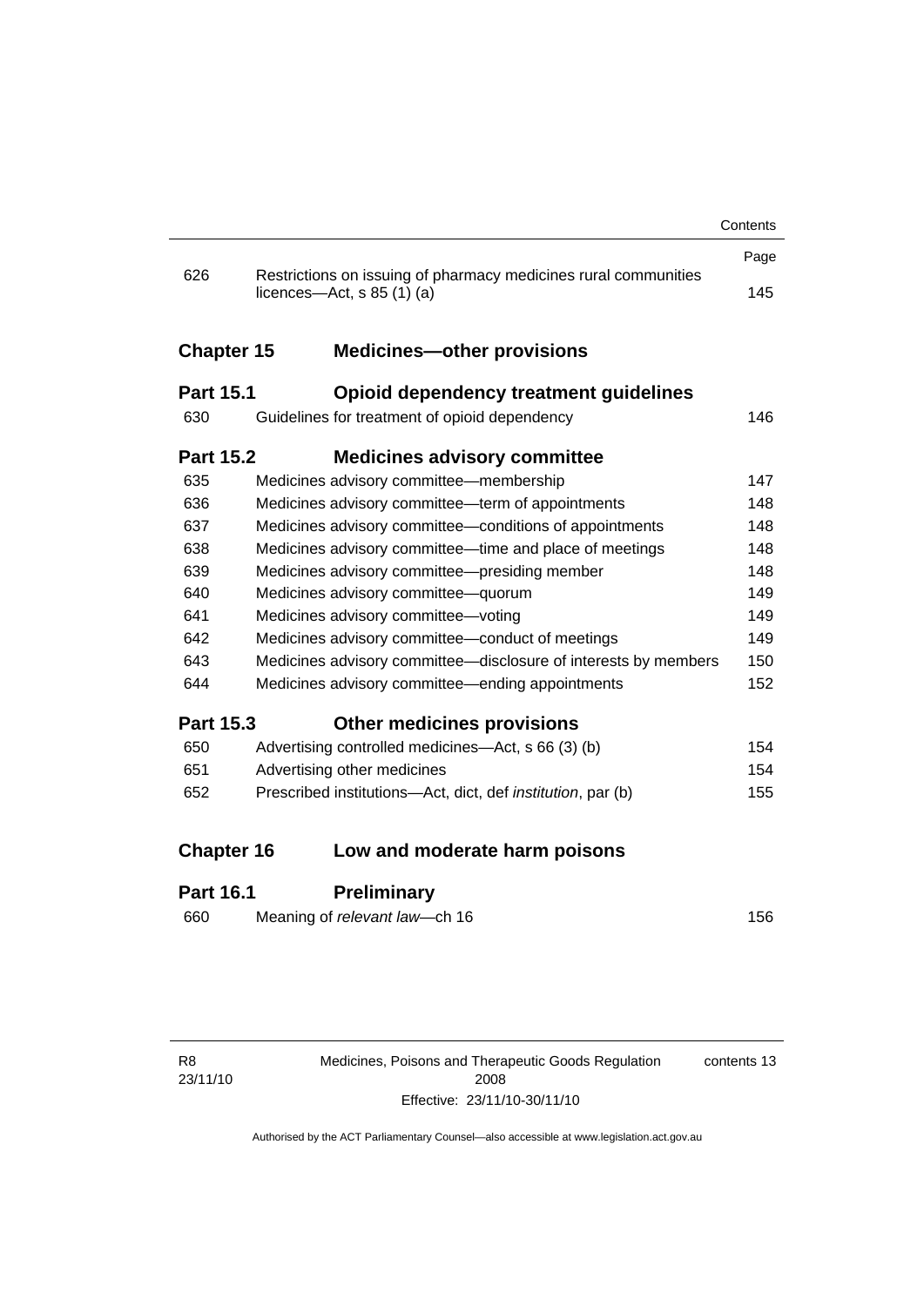| | | Page |
|---|---|---|
| 626 | Restrictions on issuing of pharmacy medicines rural communities licences—Act, s 85 (1) (a) | 145 |

## Chapter 15 Medicines—other provisions

### Part 15.1 Opioid dependency treatment guidelines

| | | |
|---|---|---|
| 630 | Guidelines for treatment of opioid dependency | 146 |

### Part 15.2 Medicines advisory committee

| | | |
|---|---|---|
| 635 | Medicines advisory committee—membership | 147 |
| 636 | Medicines advisory committee—term of appointments | 148 |
| 637 | Medicines advisory committee—conditions of appointments | 148 |
| 638 | Medicines advisory committee—time and place of meetings | 148 |
| 639 | Medicines advisory committee—presiding member | 148 |
| 640 | Medicines advisory committee—quorum | 149 |
| 641 | Medicines advisory committee—voting | 149 |
| 642 | Medicines advisory committee—conduct of meetings | 149 |
| 643 | Medicines advisory committee—disclosure of interests by members | 150 |
| 644 | Medicines advisory committee—ending appointments | 152 |

### Part 15.3 Other medicines provisions

| | | |
|---|---|---|
| 650 | Advertising controlled medicines—Act, s 66 (3) (b) | 154 |
| 651 | Advertising other medicines | 154 |
| 652 | Prescribed institutions—Act, dict, def *institution*, par (b) | 155 |

## Chapter 16 Low and moderate harm poisons

### Part 16.1 Preliminary

| | | |
|---|---|---|
| 660 | Meaning of *relevant law*—ch 16 | 156 |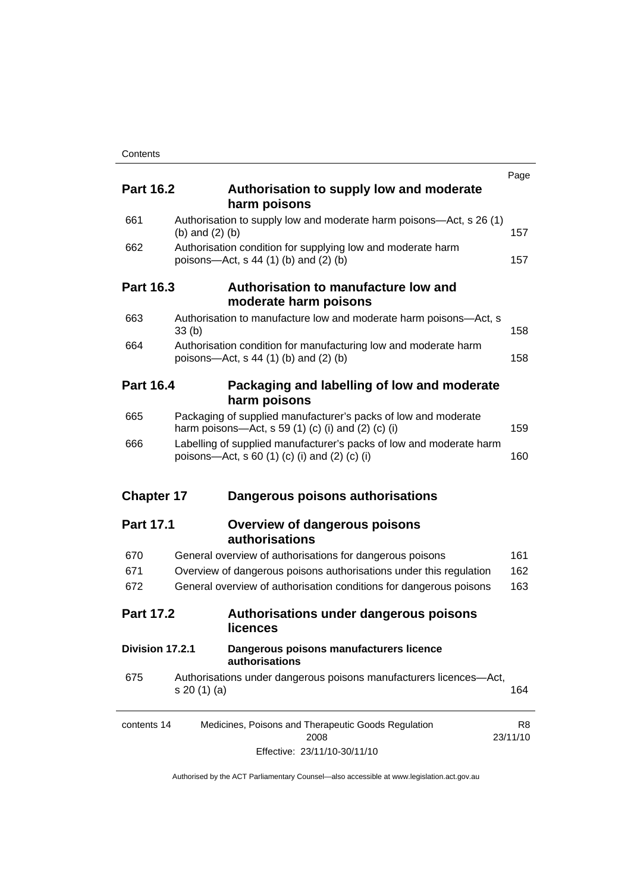| | | Page |
|---|---|---|
| **Part 16.2** | **Authorisation to supply low and moderate harm poisons** | |
| 661 | Authorisation to supply low and moderate harm poisons—Act, s 26 (1) (b) and (2) (b) | 157 |
| 662 | Authorisation condition for supplying low and moderate harm poisons—Act, s 44 (1) (b) and (2) (b) | 157 |
| **Part 16.3** | **Authorisation to manufacture low and moderate harm poisons** | |
| 663 | Authorisation to manufacture low and moderate harm poisons—Act, s 33 (b) | 158 |
| 664 | Authorisation condition for manufacturing low and moderate harm poisons—Act, s 44 (1) (b) and (2) (b) | 158 |
| **Part 16.4** | **Packaging and labelling of low and moderate harm poisons** | |
| 665 | Packaging of supplied manufacturer's packs of low and moderate harm poisons—Act, s 59 (1) (c) (i) and (2) (c) (i) | 159 |
| 666 | Labelling of supplied manufacturer's packs of low and moderate harm poisons—Act, s 60 (1) (c) (i) and (2) (c) (i) | 160 |
| **Chapter 17** | **Dangerous poisons authorisations** | |
| **Part 17.1** | **Overview of dangerous poisons authorisations** | |
| 670 | General overview of authorisations for dangerous poisons | 161 |
| 671 | Overview of dangerous poisons authorisations under this regulation | 162 |
| 672 | General overview of authorisation conditions for dangerous poisons | 163 |
| **Part 17.2** | **Authorisations under dangerous poisons licences** | |
| **Division 17.2.1** | **Dangerous poisons manufacturers licence authorisations** | |
| 675 | Authorisations under dangerous poisons manufacturers licences—Act, s 20 (1) (a) | 164 |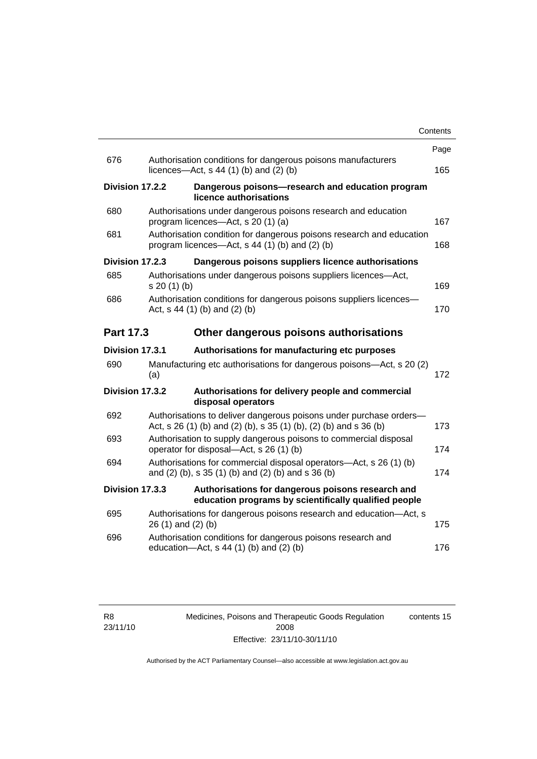| | | Page |
|---|---|---|
| 676 | Authorisation conditions for dangerous poisons manufacturers licences—Act, s 44 (1) (b) and (2) (b) | 165 |
| **Division 17.2.2** | **Dangerous poisons—research and education program licence authorisations** | |
| 680 | Authorisations under dangerous poisons research and education program licences—Act, s 20 (1) (a) | 167 |
| 681 | Authorisation condition for dangerous poisons research and education program licences—Act, s 44 (1) (b) and (2) (b) | 168 |
| **Division 17.2.3** | **Dangerous poisons suppliers licence authorisations** | |
| 685 | Authorisations under dangerous poisons suppliers licences—Act, s 20 (1) (b) | 169 |
| 686 | Authorisation conditions for dangerous poisons suppliers licences—Act, s 44 (1) (b) and (2) (b) | 170 |
| **Part 17.3** | **Other dangerous poisons authorisations** | |
| **Division 17.3.1** | **Authorisations for manufacturing etc purposes** | |
| 690 | Manufacturing etc authorisations for dangerous poisons—Act, s 20 (2) (a) | 172 |
| **Division 17.3.2** | **Authorisations for delivery people and commercial disposal operators** | |
| 692 | Authorisations to deliver dangerous poisons under purchase orders—Act, s 26 (1) (b) and (2) (b), s 35 (1) (b), (2) (b) and s 36 (b) | 173 |
| 693 | Authorisation to supply dangerous poisons to commercial disposal operator for disposal—Act, s 26 (1) (b) | 174 |
| 694 | Authorisations for commercial disposal operators—Act, s 26 (1) (b) and (2) (b), s 35 (1) (b) and (2) (b) and s 36 (b) | 174 |
| **Division 17.3.3** | **Authorisations for dangerous poisons research and education programs by scientifically qualified people** | |
| 695 | Authorisations for dangerous poisons research and education—Act, s 26 (1) and (2) (b) | 175 |
| 696 | Authorisation conditions for dangerous poisons research and education—Act, s 44 (1) (b) and (2) (b) | 176 |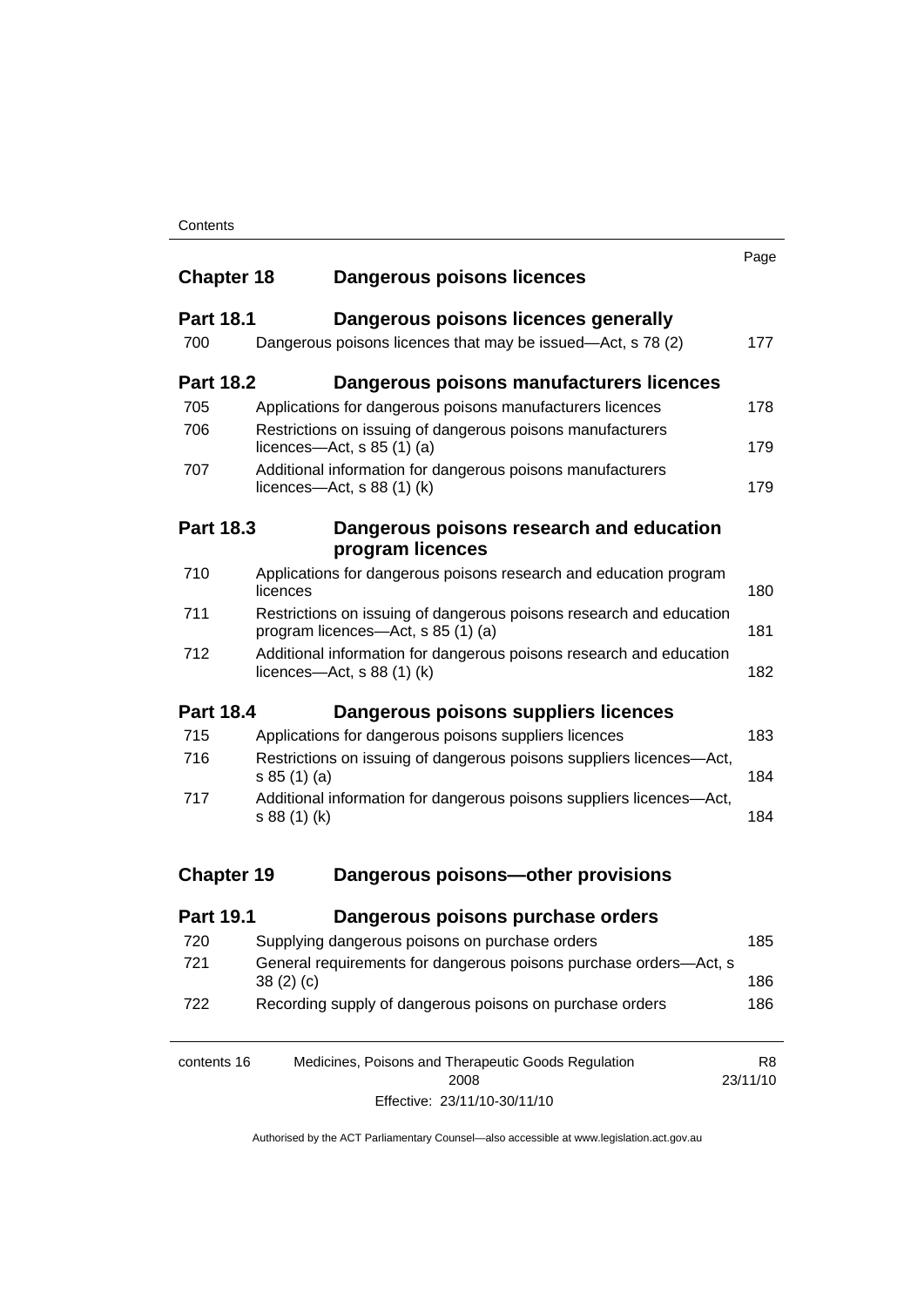| | | Page |
|---|---|---|
| **Chapter 18** | **Dangerous poisons licences** | |
| **Part 18.1** | **Dangerous poisons licences generally** | |
| 700 | Dangerous poisons licences that may be issued—Act, s 78 (2) | 177 |
| **Part 18.2** | **Dangerous poisons manufacturers licences** | |
| 705 | Applications for dangerous poisons manufacturers licences | 178 |
| 706 | Restrictions on issuing of dangerous poisons manufacturers licences—Act, s 85 (1) (a) | 179 |
| 707 | Additional information for dangerous poisons manufacturers licences—Act, s 88 (1) (k) | 179 |
| **Part 18.3** | **Dangerous poisons research and education program licences** | |
| 710 | Applications for dangerous poisons research and education program licences | 180 |
| 711 | Restrictions on issuing of dangerous poisons research and education program licences—Act, s 85 (1) (a) | 181 |
| 712 | Additional information for dangerous poisons research and education licences—Act, s 88 (1) (k) | 182 |
| **Part 18.4** | **Dangerous poisons suppliers licences** | |
| 715 | Applications for dangerous poisons suppliers licences | 183 |
| 716 | Restrictions on issuing of dangerous poisons suppliers licences—Act, s 85 (1) (a) | 184 |
| 717 | Additional information for dangerous poisons suppliers licences—Act, s 88 (1) (k) | 184 |
| **Chapter 19** | **Dangerous poisons—other provisions** | |
| **Part 19.1** | **Dangerous poisons purchase orders** | |
| 720 | Supplying dangerous poisons on purchase orders | 185 |
| 721 | General requirements for dangerous poisons purchase orders—Act, s 38 (2) (c) | 186 |
| 722 | Recording supply of dangerous poisons on purchase orders | 186 |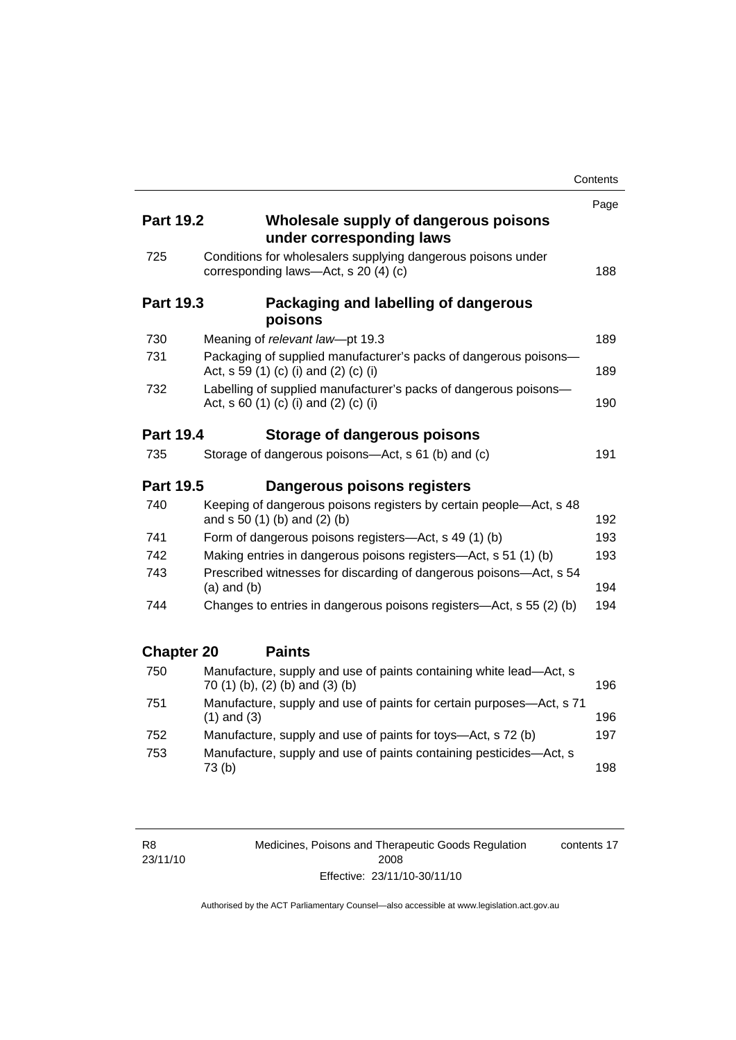| | | Page |
|---|---|---|
| **Part 19.2** | **Wholesale supply of dangerous poisons under corresponding laws** | |
| 725 | Conditions for wholesalers supplying dangerous poisons under corresponding laws—Act, s 20 (4) (c) | 188 |
| **Part 19.3** | **Packaging and labelling of dangerous poisons** | |
| 730 | Meaning of *relevant law*—pt 19.3 | 189 |
| 731 | Packaging of supplied manufacturer's packs of dangerous poisons—Act, s 59 (1) (c) (i) and (2) (c) (i) | 189 |
| 732 | Labelling of supplied manufacturer's packs of dangerous poisons—Act, s 60 (1) (c) (i) and (2) (c) (i) | 190 |
| **Part 19.4** | **Storage of dangerous poisons** | |
| 735 | Storage of dangerous poisons—Act, s 61 (b) and (c) | 191 |
| **Part 19.5** | **Dangerous poisons registers** | |
| 740 | Keeping of dangerous poisons registers by certain people—Act, s 48 and s 50 (1) (b) and (2) (b) | 192 |
| 741 | Form of dangerous poisons registers—Act, s 49 (1) (b) | 193 |
| 742 | Making entries in dangerous poisons registers—Act, s 51 (1) (b) | 193 |
| 743 | Prescribed witnesses for discarding of dangerous poisons—Act, s 54 (a) and (b) | 194 |
| 744 | Changes to entries in dangerous poisons registers—Act, s 55 (2) (b) | 194 |
| **Chapter 20** | **Paints** | |
| 750 | Manufacture, supply and use of paints containing white lead—Act, s 70 (1) (b), (2) (b) and (3) (b) | 196 |
| 751 | Manufacture, supply and use of paints for certain purposes—Act, s 71 (1) and (3) | 196 |
| 752 | Manufacture, supply and use of paints for toys—Act, s 72 (b) | 197 |
| 753 | Manufacture, supply and use of paints containing pesticides—Act, s 73 (b) | 198 |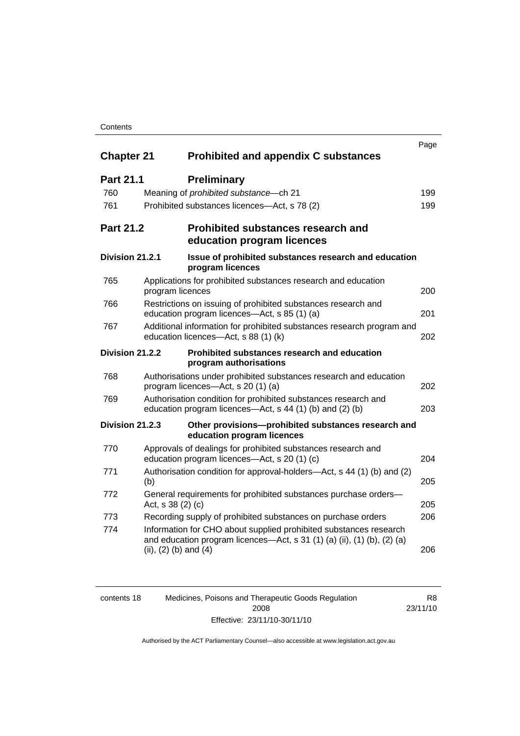| | | Page |
|---|---|---|
| **Chapter 21** | **Prohibited and appendix C substances** | |
| **Part 21.1** | **Preliminary** | |
| 760 | Meaning of *prohibited substance*—ch 21 | 199 |
| 761 | Prohibited substances licences—Act, s 78 (2) | 199 |
| **Part 21.2** | **Prohibited substances research and education program licences** | |
| **Division 21.2.1** | **Issue of prohibited substances research and education program licences** | |
| 765 | Applications for prohibited substances research and education program licences | 200 |
| 766 | Restrictions on issuing of prohibited substances research and education program licences—Act, s 85 (1) (a) | 201 |
| 767 | Additional information for prohibited substances research program and education licences—Act, s 88 (1) (k) | 202 |
| **Division 21.2.2** | **Prohibited substances research and education program authorisations** | |
| 768 | Authorisations under prohibited substances research and education program licences—Act, s 20 (1) (a) | 202 |
| 769 | Authorisation condition for prohibited substances research and education program licences—Act, s 44 (1) (b) and (2) (b) | 203 |
| **Division 21.2.3** | **Other provisions—prohibited substances research and education program licences** | |
| 770 | Approvals of dealings for prohibited substances research and education program licences—Act, s 20 (1) (c) | 204 |
| 771 | Authorisation condition for approval-holders—Act, s 44 (1) (b) and (2) (b) | 205 |
| 772 | General requirements for prohibited substances purchase orders—Act, s 38 (2) (c) | 205 |
| 773 | Recording supply of prohibited substances on purchase orders | 206 |
| 774 | Information for CHO about supplied prohibited substances research and education program licences—Act, s 31 (1) (a) (ii), (1) (b), (2) (a) (ii), (2) (b) and (4) | 206 |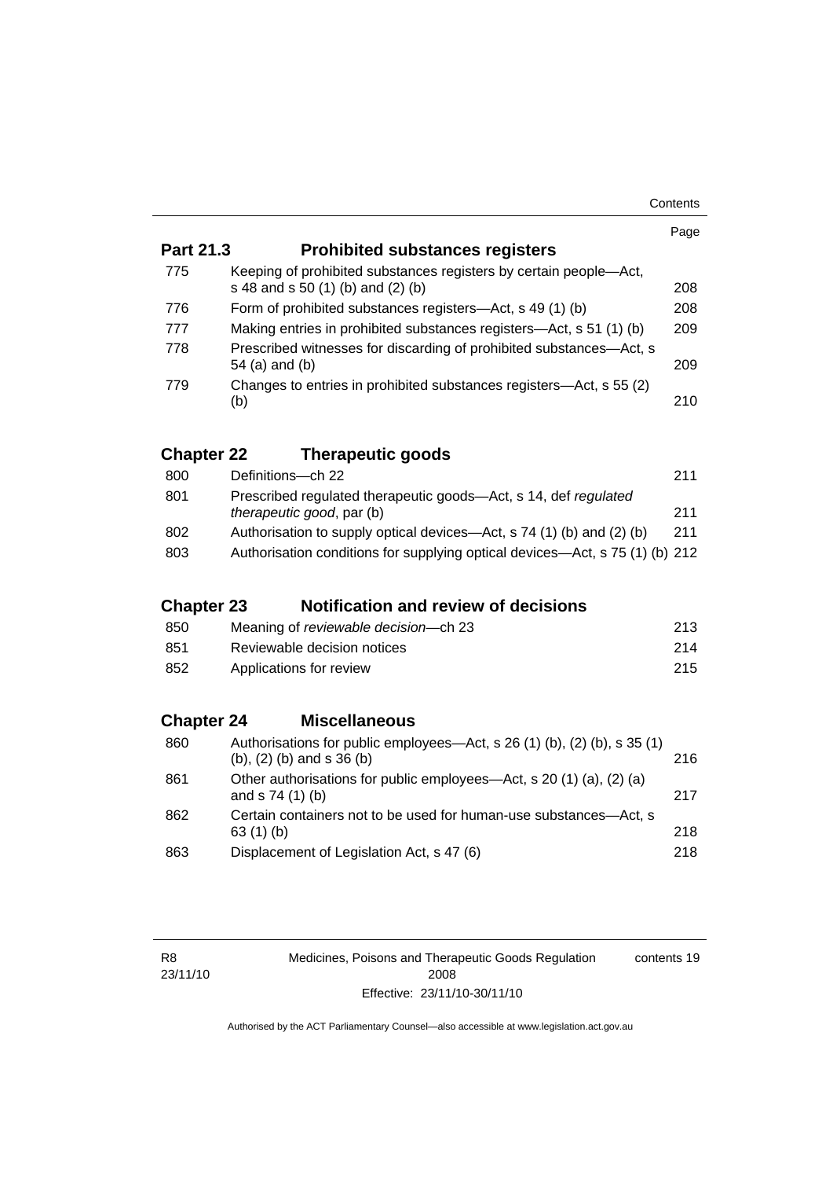| | | Page |
|---|---|---|
| **Part 21.3** | **Prohibited substances registers** | |
| 775 | Keeping of prohibited substances registers by certain people—Act, s 48 and s 50 (1) (b) and (2) (b) | 208 |
| 776 | Form of prohibited substances registers—Act, s 49 (1) (b) | 208 |
| 777 | Making entries in prohibited substances registers—Act, s 51 (1) (b) | 209 |
| 778 | Prescribed witnesses for discarding of prohibited substances—Act, s 54 (a) and (b) | 209 |
| 779 | Changes to entries in prohibited substances registers—Act, s 55 (2) (b) | 210 |
| **Chapter 22** | **Therapeutic goods** | |
| 800 | Definitions—ch 22 | 211 |
| 801 | Prescribed regulated therapeutic goods—Act, s 14, def *regulated therapeutic good*, par (b) | 211 |
| 802 | Authorisation to supply optical devices—Act, s 74 (1) (b) and (2) (b) | 211 |
| 803 | Authorisation conditions for supplying optical devices—Act, s 75 (1) (b) | 212 |
| **Chapter 23** | **Notification and review of decisions** | |
| 850 | Meaning of *reviewable decision*—ch 23 | 213 |
| 851 | Reviewable decision notices | 214 |
| 852 | Applications for review | 215 |
| **Chapter 24** | **Miscellaneous** | |
| 860 | Authorisations for public employees—Act, s 26 (1) (b), (2) (b), s 35 (1) (b), (2) (b) and s 36 (b) | 216 |
| 861 | Other authorisations for public employees—Act, s 20 (1) (a), (2) (a) and s 74 (1) (b) | 217 |
| 862 | Certain containers not to be used for human-use substances—Act, s 63 (1) (b) | 218 |
| 863 | Displacement of Legislation Act, s 47 (6) | 218 |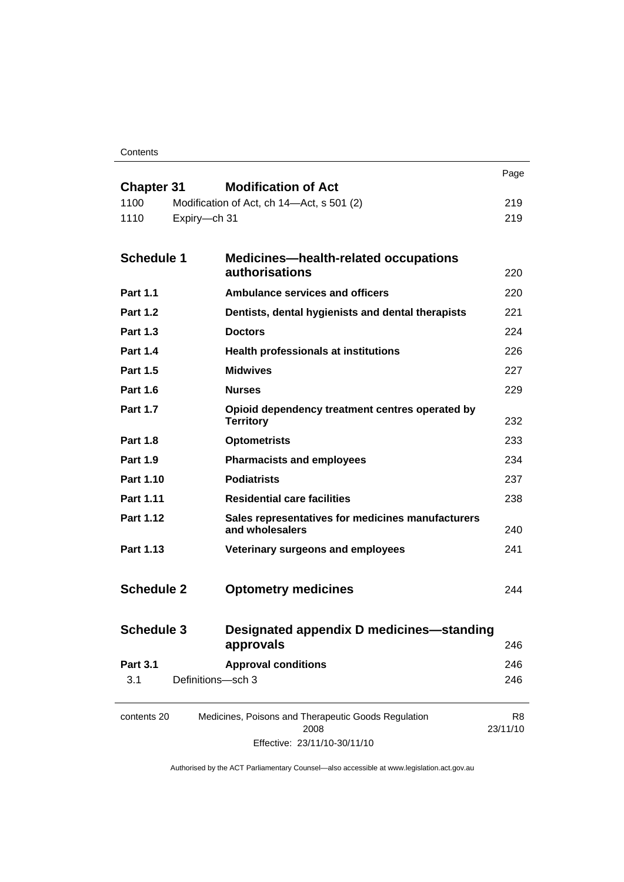| | | Page |
|---|---|---|
| **Chapter 31** | **Modification of Act** | |
| 1100 | Modification of Act, ch 14—Act, s 501 (2) | 219 |
| 1110 | Expiry—ch 31 | 219 |
| **Schedule 1** | **Medicines—health-related occupations authorisations** | 220 |
| **Part 1.1** | **Ambulance services and officers** | 220 |
| **Part 1.2** | **Dentists, dental hygienists and dental therapists** | 221 |
| **Part 1.3** | **Doctors** | 224 |
| **Part 1.4** | **Health professionals at institutions** | 226 |
| **Part 1.5** | **Midwives** | 227 |
| **Part 1.6** | **Nurses** | 229 |
| **Part 1.7** | **Opioid dependency treatment centres operated by Territory** | 232 |
| **Part 1.8** | **Optometrists** | 233 |
| **Part 1.9** | **Pharmacists and employees** | 234 |
| **Part 1.10** | **Podiatrists** | 237 |
| **Part 1.11** | **Residential care facilities** | 238 |
| **Part 1.12** | **Sales representatives for medicines manufacturers and wholesalers** | 240 |
| **Part 1.13** | **Veterinary surgeons and employees** | 241 |
| **Schedule 2** | **Optometry medicines** | 244 |
| **Schedule 3** | **Designated appendix D medicines—standing approvals** | 246 |
| **Part 3.1** | **Approval conditions** | 246 |
| 3.1 | Definitions—sch 3 | 246 |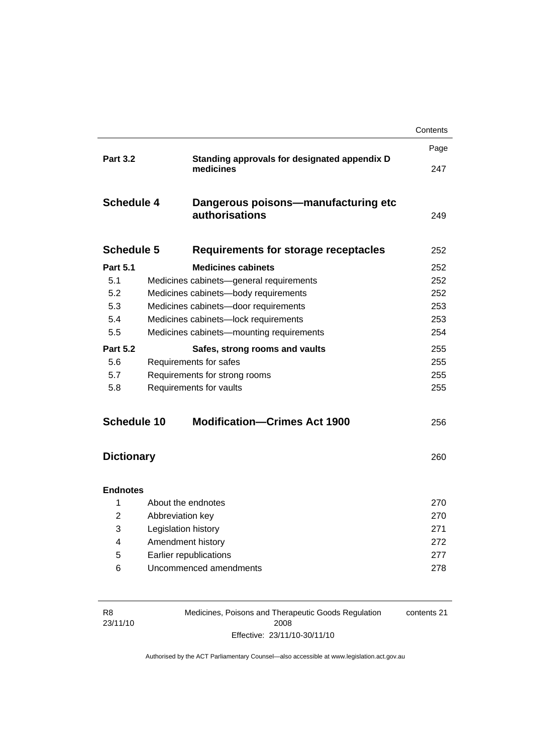| | | Page |
|---|---|---|
| **Part 3.2** | **Standing approvals for designated appendix D medicines** | 247 |
| **Schedule 4** | **Dangerous poisons—manufacturing etc authorisations** | 249 |
| **Schedule 5** | **Requirements for storage receptacles** | 252 |
| **Part 5.1** | **Medicines cabinets** | 252 |
| 5.1 | Medicines cabinets—general requirements | 252 |
| 5.2 | Medicines cabinets—body requirements | 252 |
| 5.3 | Medicines cabinets—door requirements | 253 |
| 5.4 | Medicines cabinets—lock requirements | 253 |
| 5.5 | Medicines cabinets—mounting requirements | 254 |
| **Part 5.2** | **Safes, strong rooms and vaults** | 255 |
| 5.6 | Requirements for safes | 255 |
| 5.7 | Requirements for strong rooms | 255 |
| 5.8 | Requirements for vaults | 255 |
| **Schedule 10** | **Modification—Crimes Act 1900** | 256 |
| **Dictionary** | | 260 |
| **Endnotes** | | |
| 1 | About the endnotes | 270 |
| 2 | Abbreviation key | 270 |
| 3 | Legislation history | 271 |
| 4 | Amendment history | 272 |
| 5 | Earlier republications | 277 |
| 6 | Uncommenced amendments | 278 |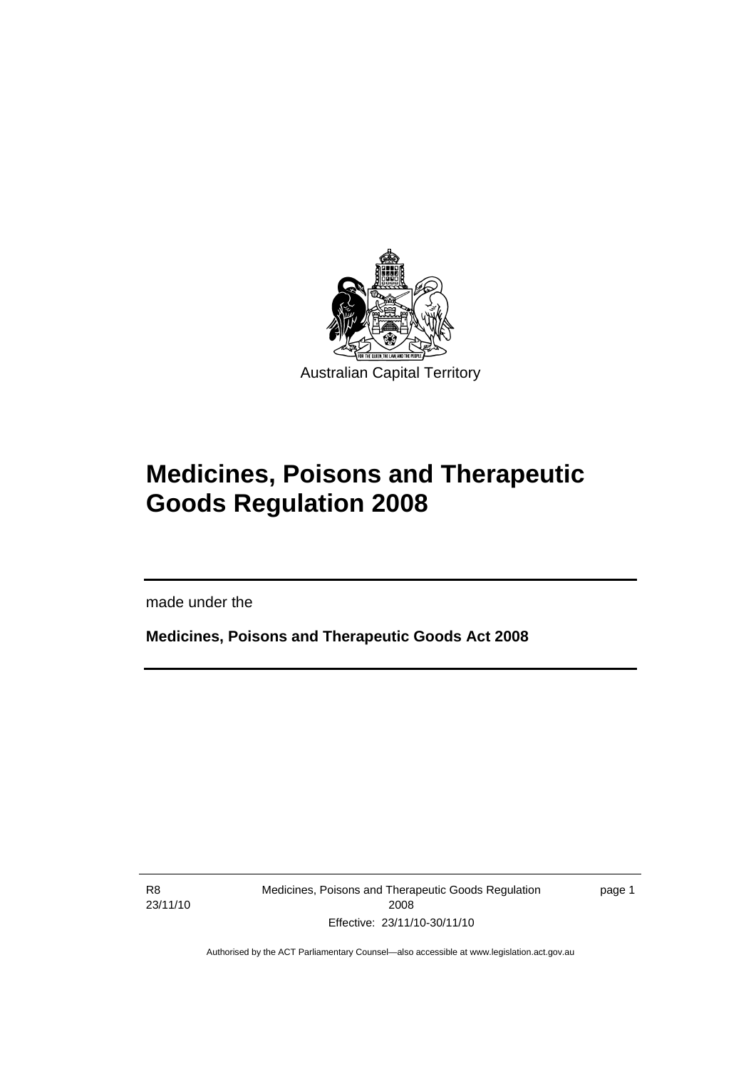Australian Capital Territory

# Medicines, Poisons and Therapeutic Goods Regulation 2008

made under the

**Medicines, Poisons and Therapeutic Goods Act 2008**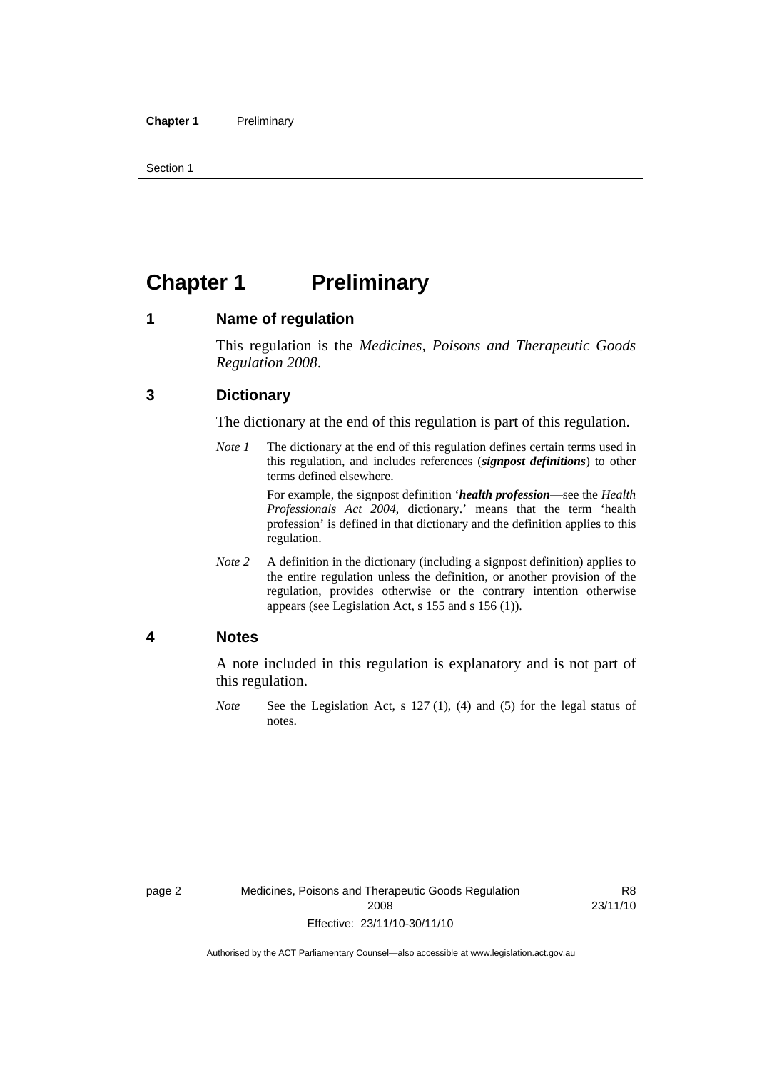# Chapter 1 Preliminary

## 1 Name of regulation

This regulation is the *Medicines, Poisons and Therapeutic Goods Regulation 2008*.

## 3 Dictionary

The dictionary at the end of this regulation is part of this regulation.

*Note 1* The dictionary at the end of this regulation defines certain terms used in this regulation, and includes references (***signpost definitions***) to other terms defined elsewhere.

For example, the signpost definition '***health profession***—see the *Health Professionals Act 2004*, dictionary.' means that the term 'health profession' is defined in that dictionary and the definition applies to this regulation.

*Note 2* A definition in the dictionary (including a signpost definition) applies to the entire regulation unless the definition, or another provision of the regulation, provides otherwise or the contrary intention otherwise appears (see Legislation Act, s 155 and s 156 (1)).

## 4 Notes

A note included in this regulation is explanatory and is not part of this regulation.

*Note* See the Legislation Act, s 127 (1), (4) and (5) for the legal status of notes.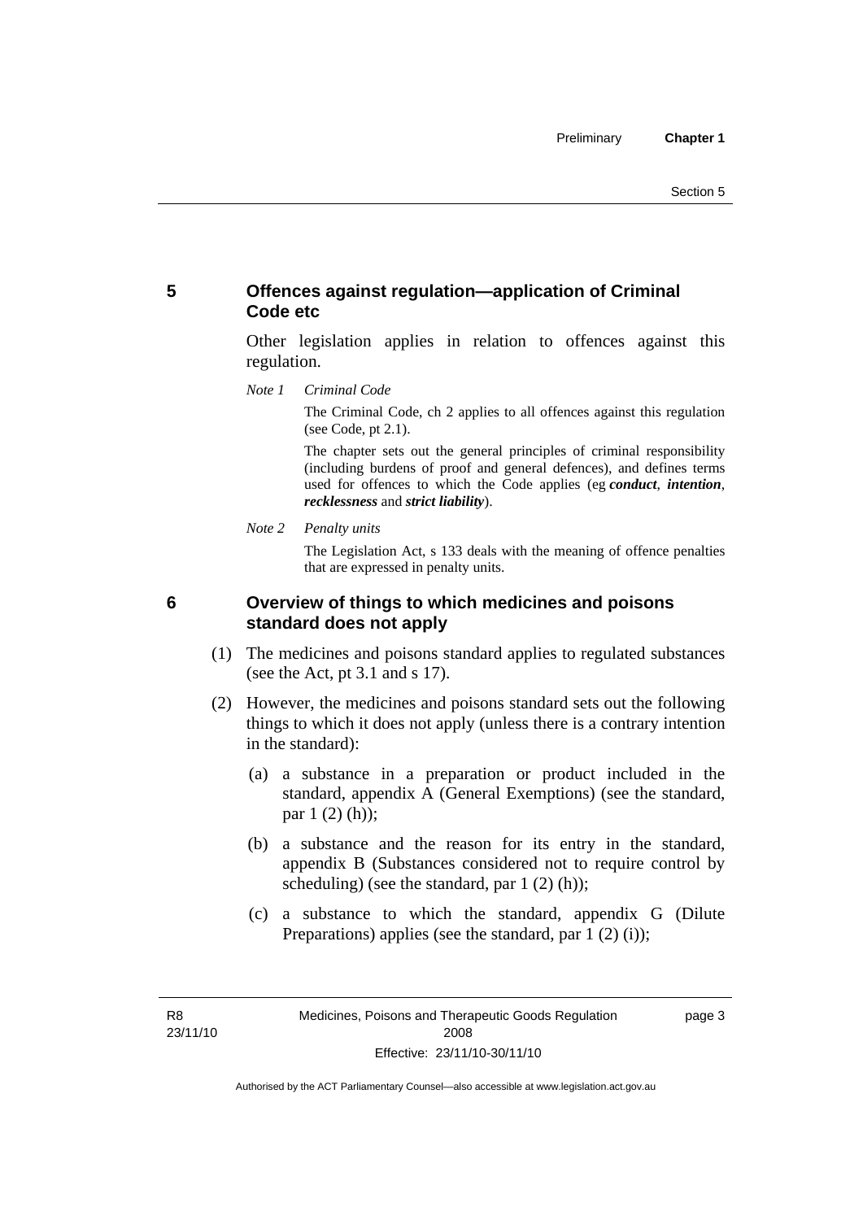## 5 Offences against regulation—application of Criminal Code etc

Other legislation applies in relation to offences against this regulation.

*Note 1 Criminal Code*

The Criminal Code, ch 2 applies to all offences against this regulation (see Code, pt 2.1).

The chapter sets out the general principles of criminal responsibility (including burdens of proof and general defences), and defines terms used for offences to which the Code applies (eg ***conduct***, ***intention***, ***recklessness*** and ***strict liability***).

*Note 2 Penalty units*

The Legislation Act, s 133 deals with the meaning of offence penalties that are expressed in penalty units.

## 6 Overview of things to which medicines and poisons standard does not apply

(1) The medicines and poisons standard applies to regulated substances (see the Act, pt 3.1 and s 17).

(2) However, the medicines and poisons standard sets out the following things to which it does not apply (unless there is a contrary intention in the standard):

(a) a substance in a preparation or product included in the standard, appendix A (General Exemptions) (see the standard, par 1 (2) (h));

(b) a substance and the reason for its entry in the standard, appendix B (Substances considered not to require control by scheduling) (see the standard, par 1 (2) (h));

(c) a substance to which the standard, appendix G (Dilute Preparations) applies (see the standard, par 1 (2) (i));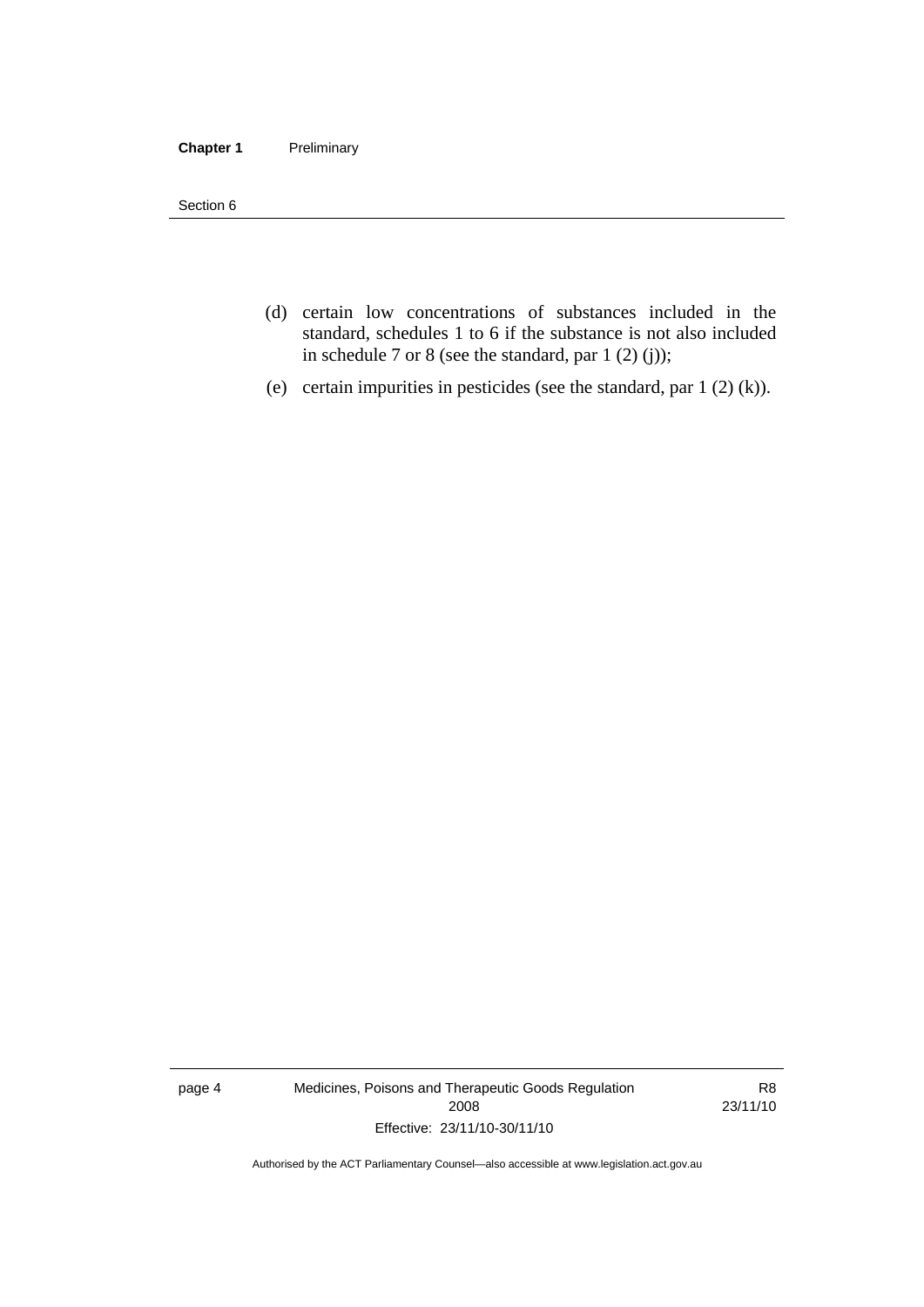(d) certain low concentrations of substances included in the standard, schedules 1 to 6 if the substance is not also included in schedule 7 or 8 (see the standard, par 1 (2) (j));

(e) certain impurities in pesticides (see the standard, par 1 (2) (k)).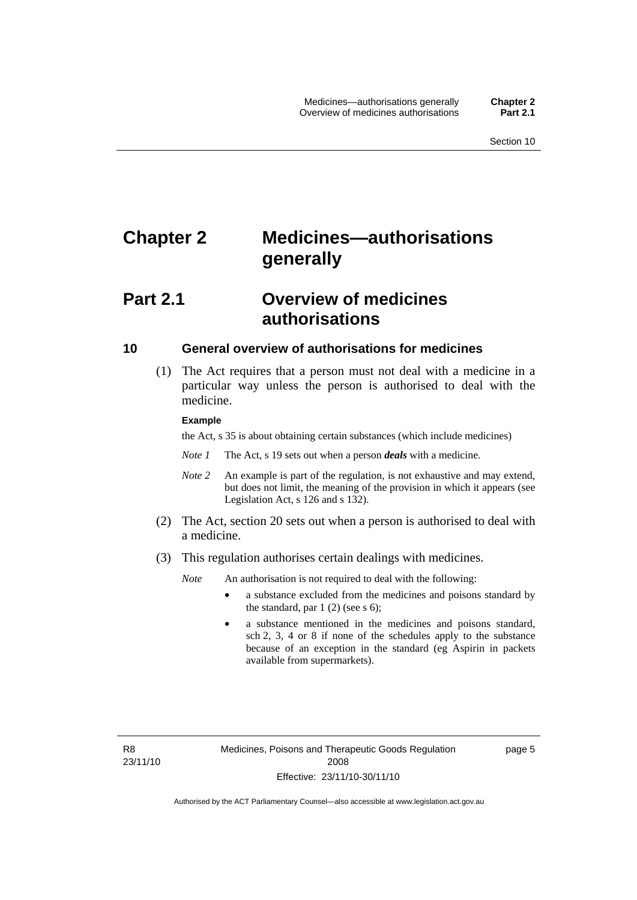# Chapter 2 Medicines—authorisations generally

## Part 2.1 Overview of medicines authorisations

### 10 General overview of authorisations for medicines

(1) The Act requires that a person must not deal with a medicine in a particular way unless the person is authorised to deal with the medicine.

**Example**

the Act, s 35 is about obtaining certain substances (which include medicines)

*Note 1* The Act, s 19 sets out when a person ***deals*** with a medicine.

*Note 2* An example is part of the regulation, is not exhaustive and may extend, but does not limit, the meaning of the provision in which it appears (see Legislation Act, s 126 and s 132).

(2) The Act, section 20 sets out when a person is authorised to deal with a medicine.

(3) This regulation authorises certain dealings with medicines.

*Note* An authorisation is not required to deal with the following:

- a substance excluded from the medicines and poisons standard by the standard, par 1 (2) (see s 6);
- a substance mentioned in the medicines and poisons standard, sch 2, 3, 4 or 8 if none of the schedules apply to the substance because of an exception in the standard (eg Aspirin in packets available from supermarkets).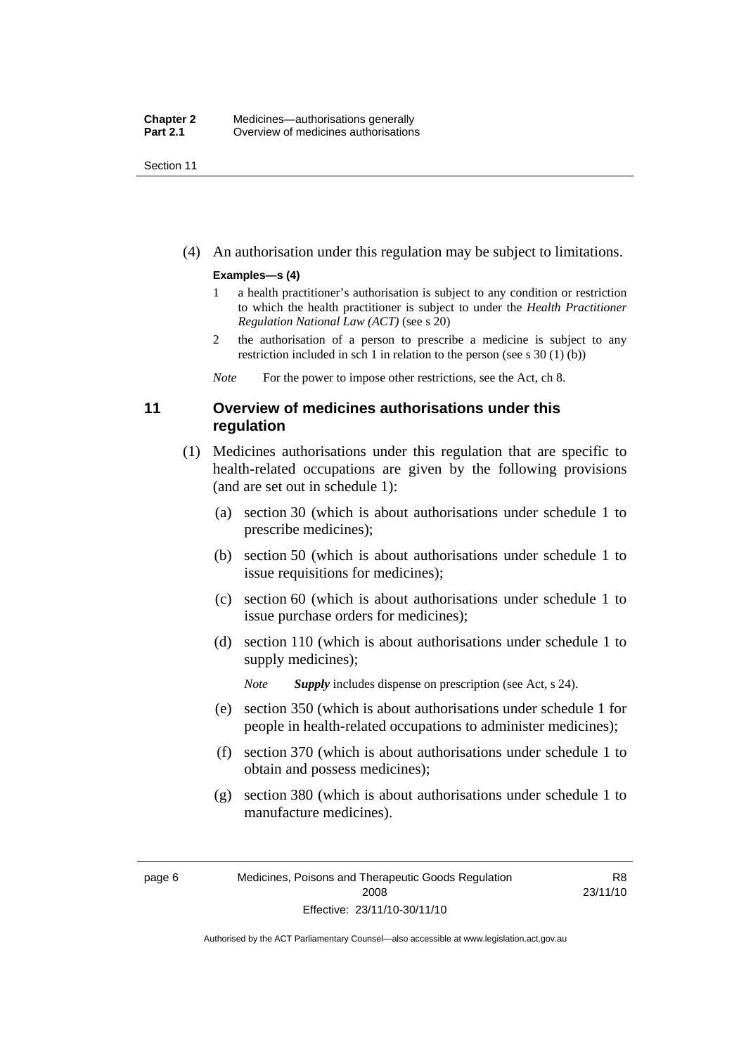(4) An authorisation under this regulation may be subject to limitations.

**Examples—s (4)**

1 a health practitioner's authorisation is subject to any condition or restriction to which the health practitioner is subject to under the *Health Practitioner Regulation National Law (ACT)* (see s 20)

2 the authorisation of a person to prescribe a medicine is subject to any restriction included in sch 1 in relation to the person (see s 30 (1) (b))

*Note* For the power to impose other restrictions, see the Act, ch 8.

## 11 Overview of medicines authorisations under this regulation

(1) Medicines authorisations under this regulation that are specific to health-related occupations are given by the following provisions (and are set out in schedule 1):

(a) section 30 (which is about authorisations under schedule 1 to prescribe medicines);

(b) section 50 (which is about authorisations under schedule 1 to issue requisitions for medicines);

(c) section 60 (which is about authorisations under schedule 1 to issue purchase orders for medicines);

(d) section 110 (which is about authorisations under schedule 1 to supply medicines);

*Note* ***Supply*** includes dispense on prescription (see Act, s 24).

(e) section 350 (which is about authorisations under schedule 1 for people in health-related occupations to administer medicines);

(f) section 370 (which is about authorisations under schedule 1 to obtain and possess medicines);

(g) section 380 (which is about authorisations under schedule 1 to manufacture medicines).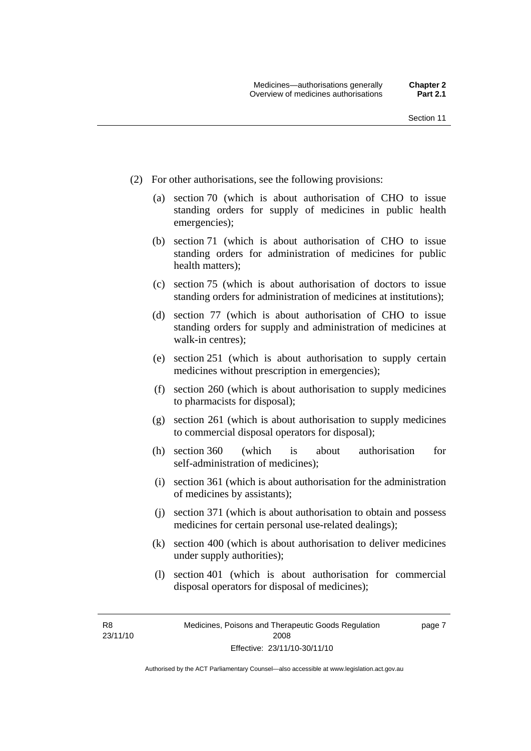(2) For other authorisations, see the following provisions:

(a) section 70 (which is about authorisation of CHO to issue standing orders for supply of medicines in public health emergencies);

(b) section 71 (which is about authorisation of CHO to issue standing orders for administration of medicines for public health matters);

(c) section 75 (which is about authorisation of doctors to issue standing orders for administration of medicines at institutions);

(d) section 77 (which is about authorisation of CHO to issue standing orders for supply and administration of medicines at walk-in centres);

(e) section 251 (which is about authorisation to supply certain medicines without prescription in emergencies);

(f) section 260 (which is about authorisation to supply medicines to pharmacists for disposal);

(g) section 261 (which is about authorisation to supply medicines to commercial disposal operators for disposal);

(h) section 360 (which is about authorisation for self-administration of medicines);

(i) section 361 (which is about authorisation for the administration of medicines by assistants);

(j) section 371 (which is about authorisation to obtain and possess medicines for certain personal use-related dealings);

(k) section 400 (which is about authorisation to deliver medicines under supply authorities);

(l) section 401 (which is about authorisation for commercial disposal operators for disposal of medicines);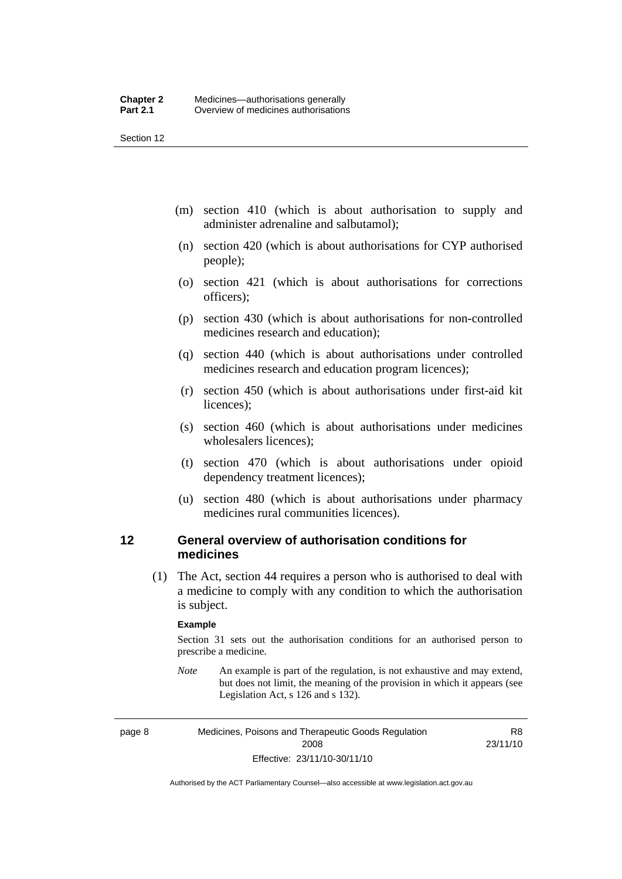(m) section 410 (which is about authorisation to supply and administer adrenaline and salbutamol);

(n) section 420 (which is about authorisations for CYP authorised people);

(o) section 421 (which is about authorisations for corrections officers);

(p) section 430 (which is about authorisations for non-controlled medicines research and education);

(q) section 440 (which is about authorisations under controlled medicines research and education program licences);

(r) section 450 (which is about authorisations under first-aid kit licences);

(s) section 460 (which is about authorisations under medicines wholesalers licences);

(t) section 470 (which is about authorisations under opioid dependency treatment licences);

(u) section 480 (which is about authorisations under pharmacy medicines rural communities licences).

## 12 General overview of authorisation conditions for medicines

(1) The Act, section 44 requires a person who is authorised to deal with a medicine to comply with any condition to which the authorisation is subject.

**Example**

Section 31 sets out the authorisation conditions for an authorised person to prescribe a medicine.

*Note* An example is part of the regulation, is not exhaustive and may extend, but does not limit, the meaning of the provision in which it appears (see Legislation Act, s 126 and s 132).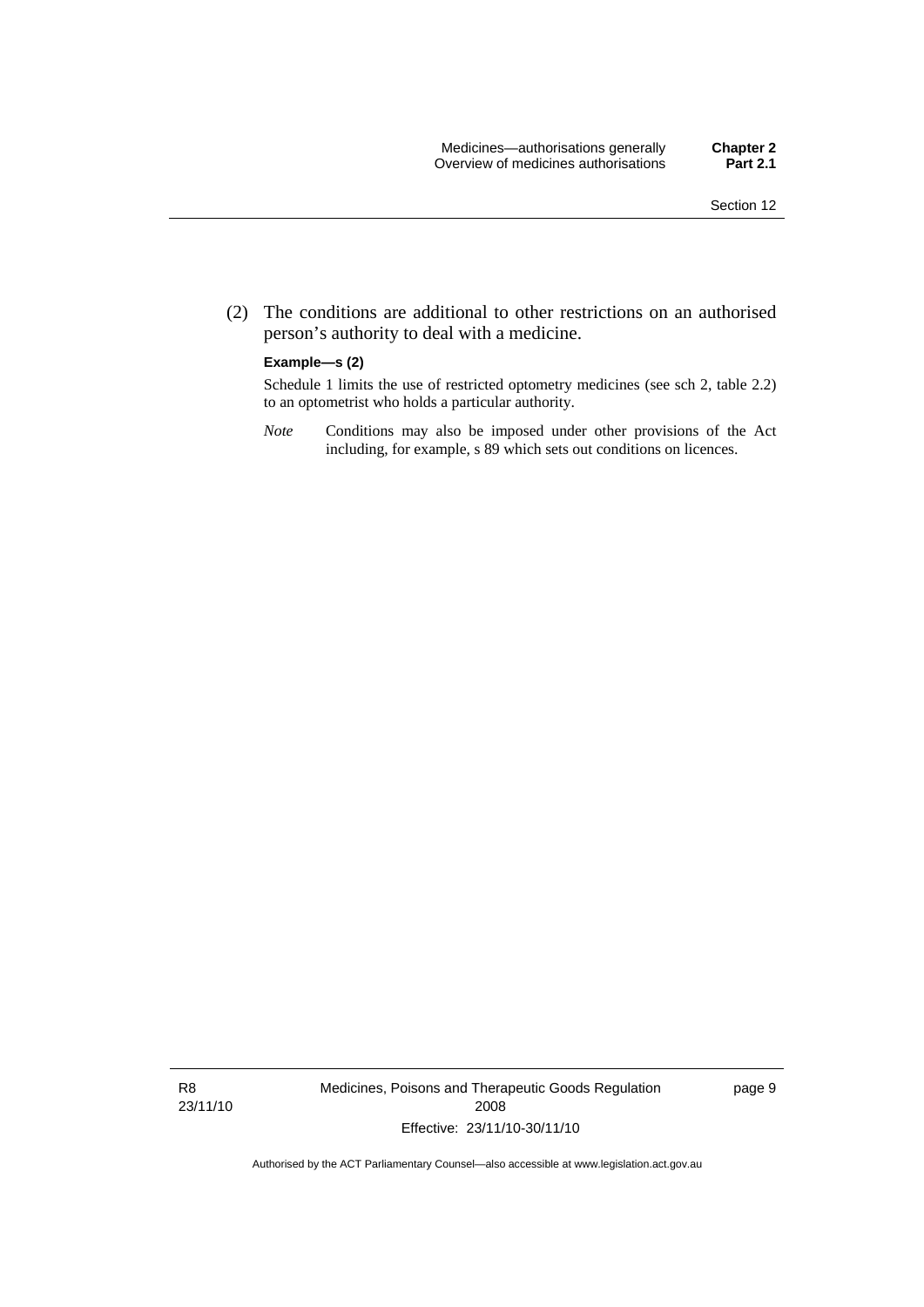(2) The conditions are additional to other restrictions on an authorised person's authority to deal with a medicine.

**Example—s (2)**

Schedule 1 limits the use of restricted optometry medicines (see sch 2, table 2.2) to an optometrist who holds a particular authority.

*Note* Conditions may also be imposed under other provisions of the Act including, for example, s 89 which sets out conditions on licences.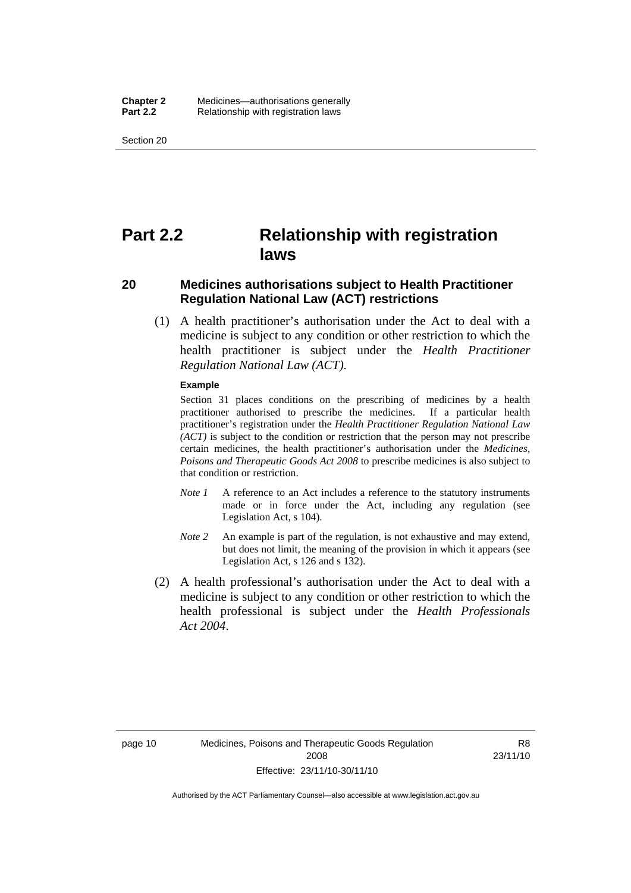# Part 2.2 Relationship with registration laws

## 20 Medicines authorisations subject to Health Practitioner Regulation National Law (ACT) restrictions

(1) A health practitioner's authorisation under the Act to deal with a medicine is subject to any condition or other restriction to which the health practitioner is subject under the *Health Practitioner Regulation National Law (ACT)*.

**Example**

Section 31 places conditions on the prescribing of medicines by a health practitioner authorised to prescribe the medicines. If a particular health practitioner's registration under the *Health Practitioner Regulation National Law (ACT)* is subject to the condition or restriction that the person may not prescribe certain medicines, the health practitioner's authorisation under the *Medicines, Poisons and Therapeutic Goods Act 2008* to prescribe medicines is also subject to that condition or restriction.

*Note 1* A reference to an Act includes a reference to the statutory instruments made or in force under the Act, including any regulation (see Legislation Act, s 104).

*Note 2* An example is part of the regulation, is not exhaustive and may extend, but does not limit, the meaning of the provision in which it appears (see Legislation Act, s 126 and s 132).

(2) A health professional's authorisation under the Act to deal with a medicine is subject to any condition or other restriction to which the health professional is subject under the *Health Professionals Act 2004*.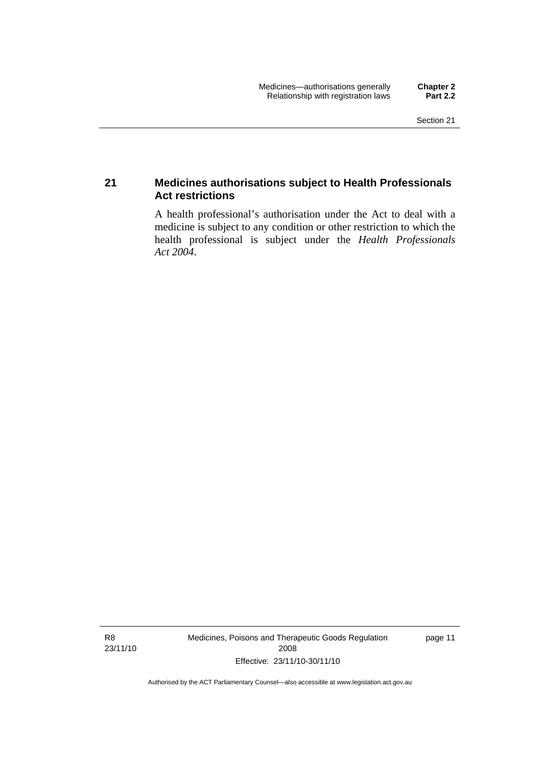## 21 Medicines authorisations subject to Health Professionals Act restrictions

A health professional's authorisation under the Act to deal with a medicine is subject to any condition or other restriction to which the health professional is subject under the *Health Professionals Act 2004*.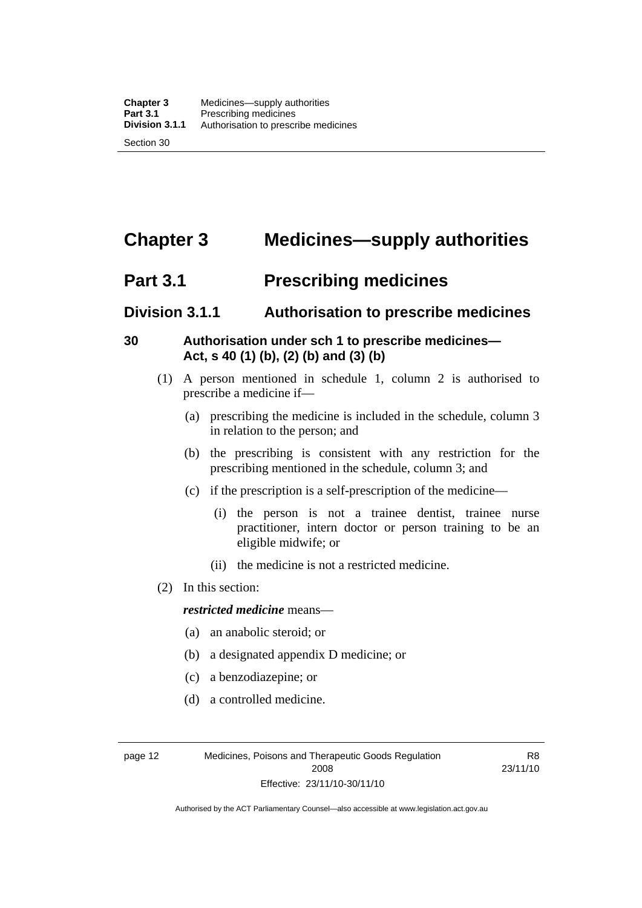# Chapter 3 Medicines—supply authorities

## Part 3.1 Prescribing medicines

### Division 3.1.1 Authorisation to prescribe medicines

#### 30 Authorisation under sch 1 to prescribe medicines—Act, s 40 (1) (b), (2) (b) and (3) (b)

(1) A person mentioned in schedule 1, column 2 is authorised to prescribe a medicine if—

- (a) prescribing the medicine is included in the schedule, column 3 in relation to the person; and
- (b) the prescribing is consistent with any restriction for the prescribing mentioned in the schedule, column 3; and
- (c) if the prescription is a self-prescription of the medicine—
  - (i) the person is not a trainee dentist, trainee nurse practitioner, intern doctor or person training to be an eligible midwife; or
  - (ii) the medicine is not a restricted medicine.

(2) In this section:

***restricted medicine*** means—

- (a) an anabolic steroid; or
- (b) a designated appendix D medicine; or
- (c) a benzodiazepine; or
- (d) a controlled medicine.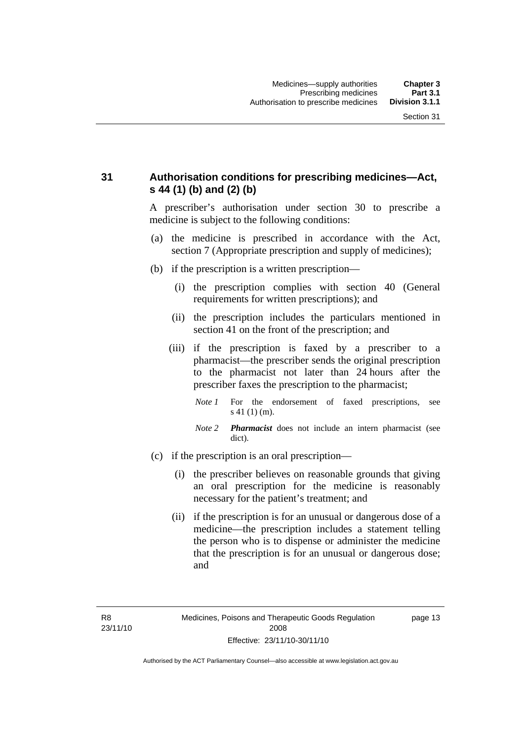## 31 Authorisation conditions for prescribing medicines—Act, s 44 (1) (b) and (2) (b)

A prescriber's authorisation under section 30 to prescribe a medicine is subject to the following conditions:

(a) the medicine is prescribed in accordance with the Act, section 7 (Appropriate prescription and supply of medicines);

(b) if the prescription is a written prescription—

(i) the prescription complies with section 40 (General requirements for written prescriptions); and

(ii) the prescription includes the particulars mentioned in section 41 on the front of the prescription; and

(iii) if the prescription is faxed by a prescriber to a pharmacist—the prescriber sends the original prescription to the pharmacist not later than 24 hours after the prescriber faxes the prescription to the pharmacist;

*Note 1* For the endorsement of faxed prescriptions, see s 41 (1) (m).

*Note 2* ***Pharmacist*** does not include an intern pharmacist (see dict).

(c) if the prescription is an oral prescription—

(i) the prescriber believes on reasonable grounds that giving an oral prescription for the medicine is reasonably necessary for the patient's treatment; and

(ii) if the prescription is for an unusual or dangerous dose of a medicine—the prescription includes a statement telling the person who is to dispense or administer the medicine that the prescription is for an unusual or dangerous dose; and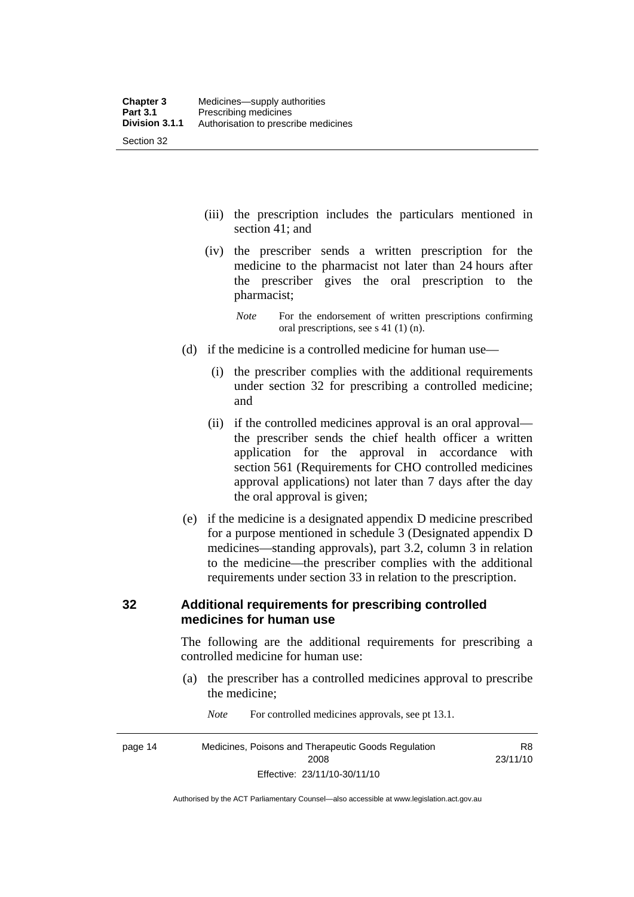(iii) the prescription includes the particulars mentioned in section 41; and

(iv) the prescriber sends a written prescription for the medicine to the pharmacist not later than 24 hours after the prescriber gives the oral prescription to the pharmacist;

*Note* For the endorsement of written prescriptions confirming oral prescriptions, see s 41 (1) (n).

(d) if the medicine is a controlled medicine for human use—

(i) the prescriber complies with the additional requirements under section 32 for prescribing a controlled medicine; and

(ii) if the controlled medicines approval is an oral approval—the prescriber sends the chief health officer a written application for the approval in accordance with section 561 (Requirements for CHO controlled medicines approval applications) not later than 7 days after the day the oral approval is given;

(e) if the medicine is a designated appendix D medicine prescribed for a purpose mentioned in schedule 3 (Designated appendix D medicines—standing approvals), part 3.2, column 3 in relation to the medicine—the prescriber complies with the additional requirements under section 33 in relation to the prescription.

## 32 Additional requirements for prescribing controlled medicines for human use

The following are the additional requirements for prescribing a controlled medicine for human use:

(a) the prescriber has a controlled medicines approval to prescribe the medicine;

*Note* For controlled medicines approvals, see pt 13.1.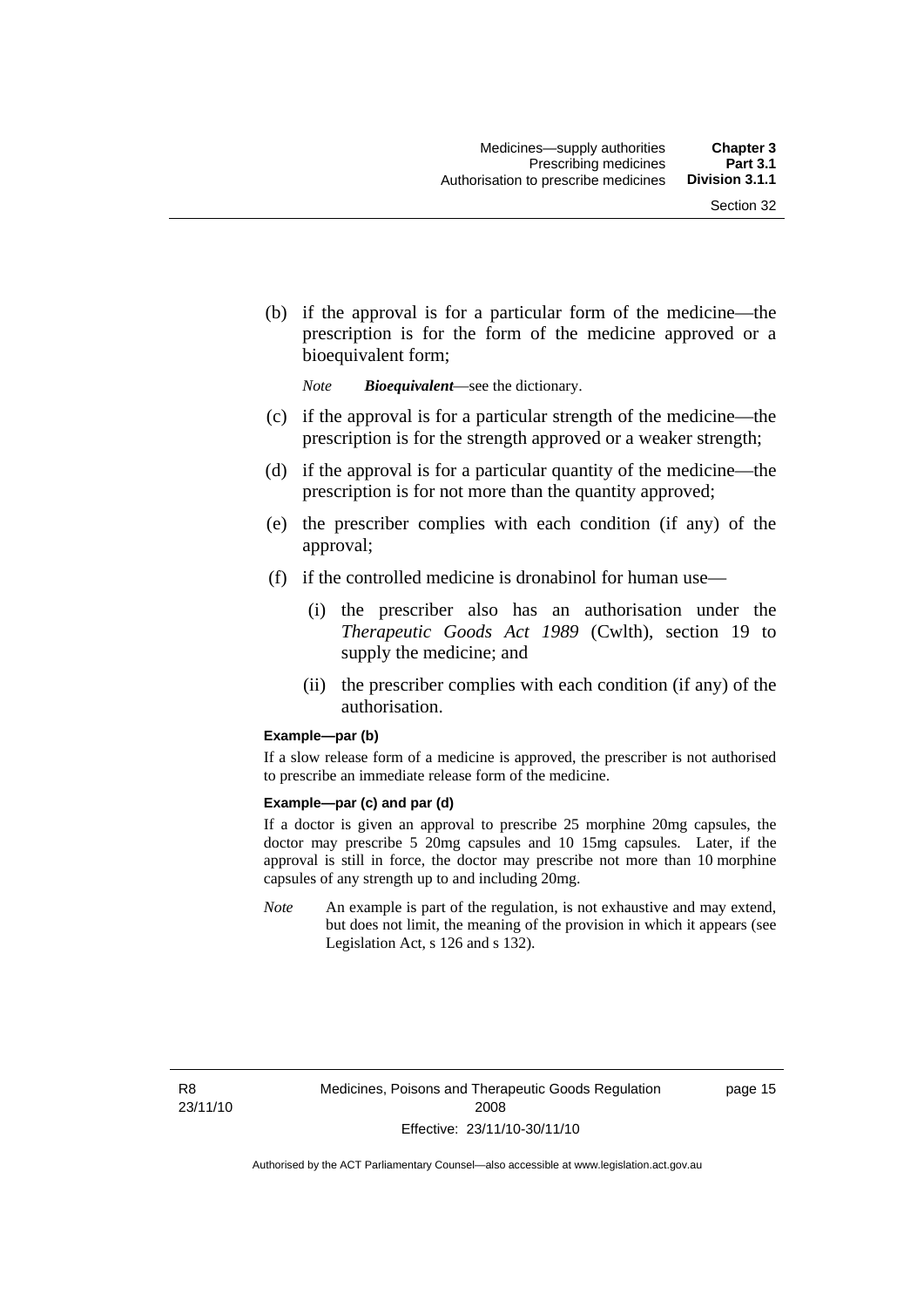(b) if the approval is for a particular form of the medicine—the prescription is for the form of the medicine approved or a bioequivalent form;

*Note* ***Bioequivalent***—see the dictionary.

(c) if the approval is for a particular strength of the medicine—the prescription is for the strength approved or a weaker strength;

(d) if the approval is for a particular quantity of the medicine—the prescription is for not more than the quantity approved;

(e) the prescriber complies with each condition (if any) of the approval;

(f) if the controlled medicine is dronabinol for human use—

(i) the prescriber also has an authorisation under the *Therapeutic Goods Act 1989* (Cwlth), section 19 to supply the medicine; and

(ii) the prescriber complies with each condition (if any) of the authorisation.

**Example—par (b)**

If a slow release form of a medicine is approved, the prescriber is not authorised to prescribe an immediate release form of the medicine.

**Example—par (c) and par (d)**

If a doctor is given an approval to prescribe 25 morphine 20mg capsules, the doctor may prescribe 5 20mg capsules and 10 15mg capsules. Later, if the approval is still in force, the doctor may prescribe not more than 10 morphine capsules of any strength up to and including 20mg.

*Note* An example is part of the regulation, is not exhaustive and may extend, but does not limit, the meaning of the provision in which it appears (see Legislation Act, s 126 and s 132).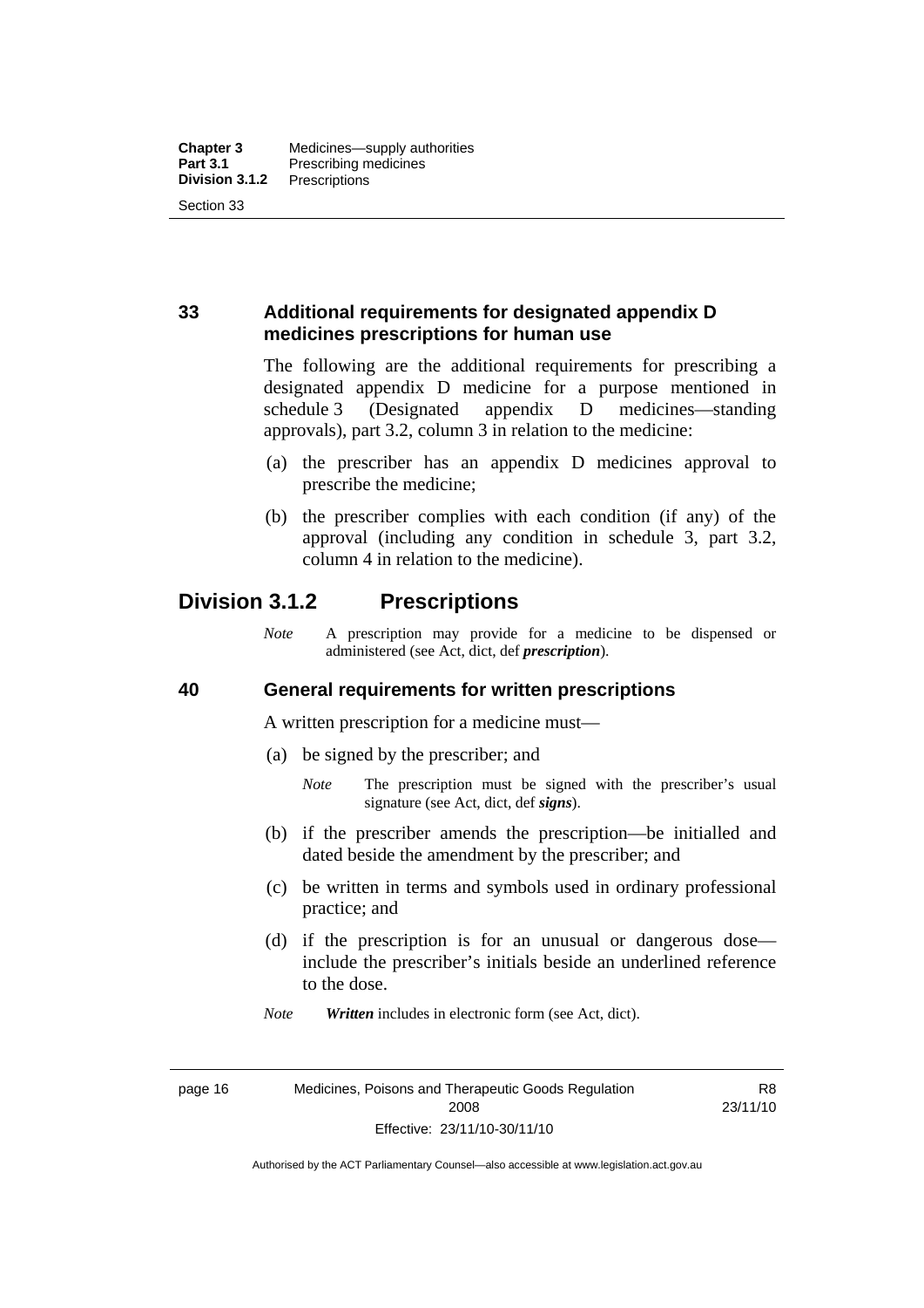### 33 Additional requirements for designated appendix D medicines prescriptions for human use

The following are the additional requirements for prescribing a designated appendix D medicine for a purpose mentioned in schedule 3 (Designated appendix D medicines—standing approvals), part 3.2, column 3 in relation to the medicine:

(a) the prescriber has an appendix D medicines approval to prescribe the medicine;

(b) the prescriber complies with each condition (if any) of the approval (including any condition in schedule 3, part 3.2, column 4 in relation to the medicine).

## Division 3.1.2 Prescriptions

*Note* A prescription may provide for a medicine to be dispensed or administered (see Act, dict, def ***prescription***).

### 40 General requirements for written prescriptions

A written prescription for a medicine must—

(a) be signed by the prescriber; and

*Note* The prescription must be signed with the prescriber's usual signature (see Act, dict, def ***signs***).

(b) if the prescriber amends the prescription—be initialled and dated beside the amendment by the prescriber; and

(c) be written in terms and symbols used in ordinary professional practice; and

(d) if the prescription is for an unusual or dangerous dose—include the prescriber's initials beside an underlined reference to the dose.

*Note* ***Written*** includes in electronic form (see Act, dict).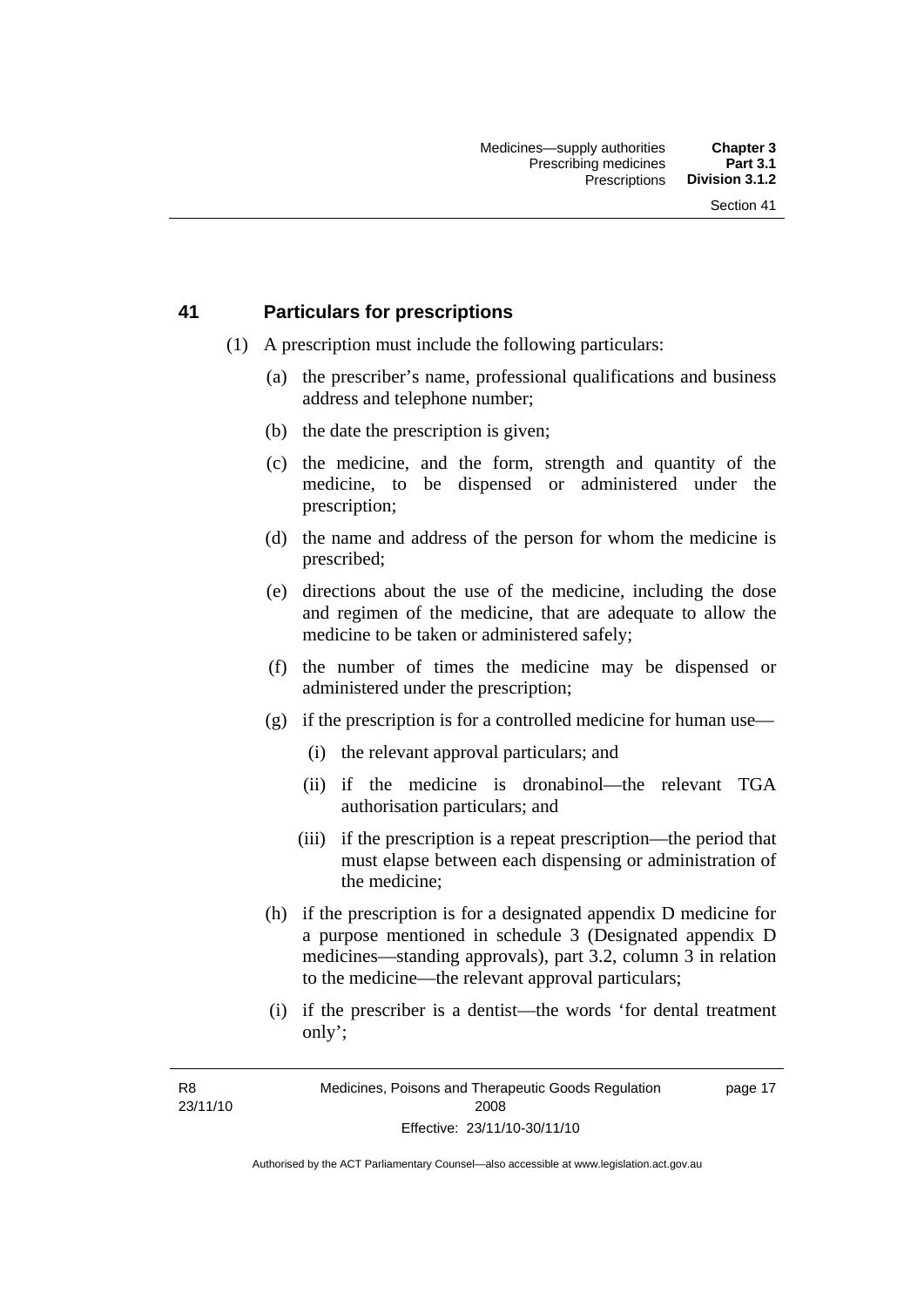## 41 Particulars for prescriptions

(1) A prescription must include the following particulars:

(a) the prescriber's name, professional qualifications and business address and telephone number;

(b) the date the prescription is given;

(c) the medicine, and the form, strength and quantity of the medicine, to be dispensed or administered under the prescription;

(d) the name and address of the person for whom the medicine is prescribed;

(e) directions about the use of the medicine, including the dose and regimen of the medicine, that are adequate to allow the medicine to be taken or administered safely;

(f) the number of times the medicine may be dispensed or administered under the prescription;

(g) if the prescription is for a controlled medicine for human use—

(i) the relevant approval particulars; and

(ii) if the medicine is dronabinol—the relevant TGA authorisation particulars; and

(iii) if the prescription is a repeat prescription—the period that must elapse between each dispensing or administration of the medicine;

(h) if the prescription is for a designated appendix D medicine for a purpose mentioned in schedule 3 (Designated appendix D medicines—standing approvals), part 3.2, column 3 in relation to the medicine—the relevant approval particulars;

(i) if the prescriber is a dentist—the words 'for dental treatment only';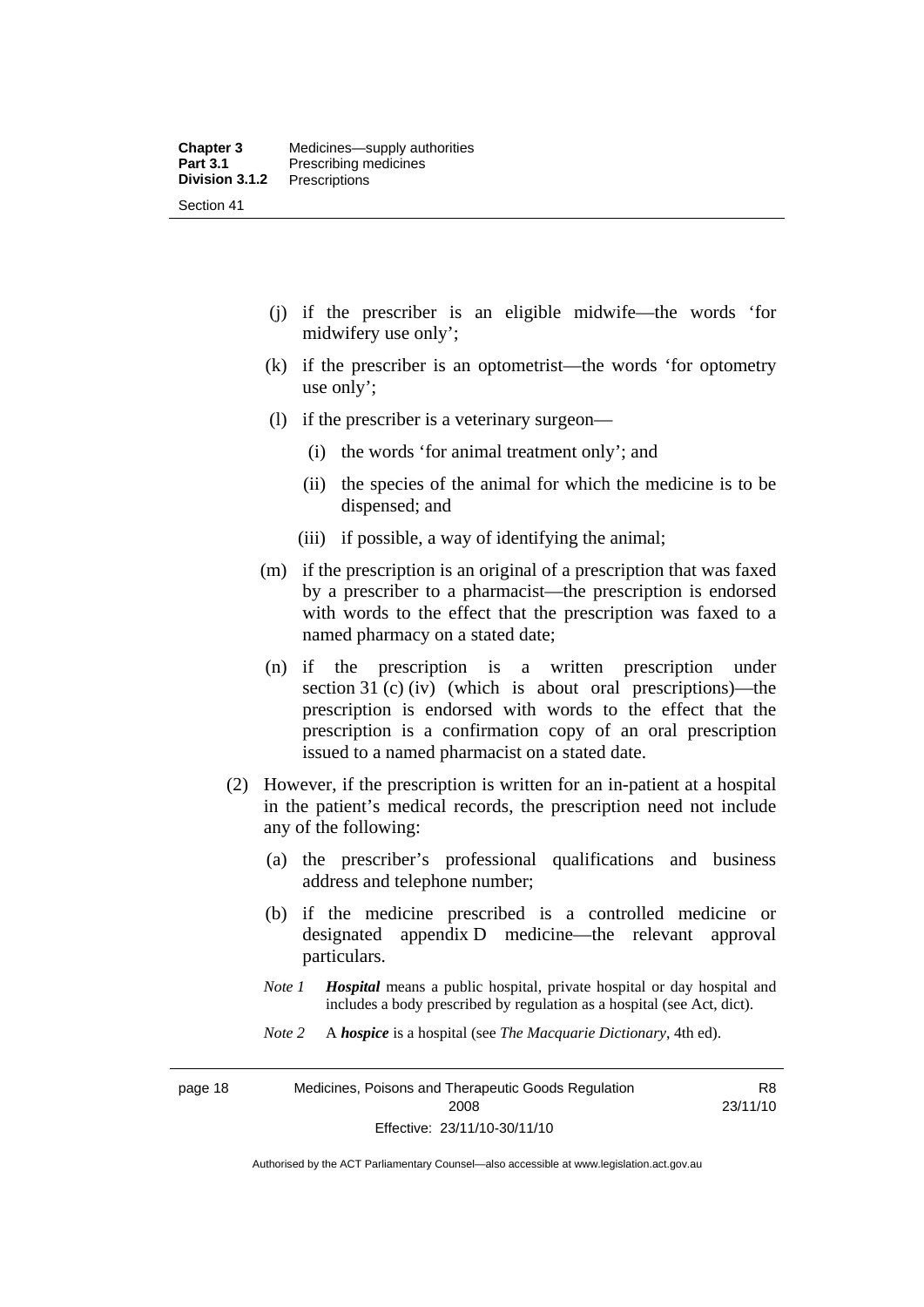(j) if the prescriber is an eligible midwife—the words 'for midwifery use only';

(k) if the prescriber is an optometrist—the words 'for optometry use only';

(l) if the prescriber is a veterinary surgeon—

  (i) the words 'for animal treatment only'; and

  (ii) the species of the animal for which the medicine is to be dispensed; and

  (iii) if possible, a way of identifying the animal;

(m) if the prescription is an original of a prescription that was faxed by a prescriber to a pharmacist—the prescription is endorsed with words to the effect that the prescription was faxed to a named pharmacy on a stated date;

(n) if the prescription is a written prescription under section 31 (c) (iv) (which is about oral prescriptions)—the prescription is endorsed with words to the effect that the prescription is a confirmation copy of an oral prescription issued to a named pharmacist on a stated date.

(2) However, if the prescription is written for an in-patient at a hospital in the patient's medical records, the prescription need not include any of the following:

  (a) the prescriber's professional qualifications and business address and telephone number;

  (b) if the medicine prescribed is a controlled medicine or designated appendix D medicine—the relevant approval particulars.

*Note 1* ***Hospital*** means a public hospital, private hospital or day hospital and includes a body prescribed by regulation as a hospital (see Act, dict).

*Note 2* A ***hospice*** is a hospital (see *The Macquarie Dictionary*, 4th ed).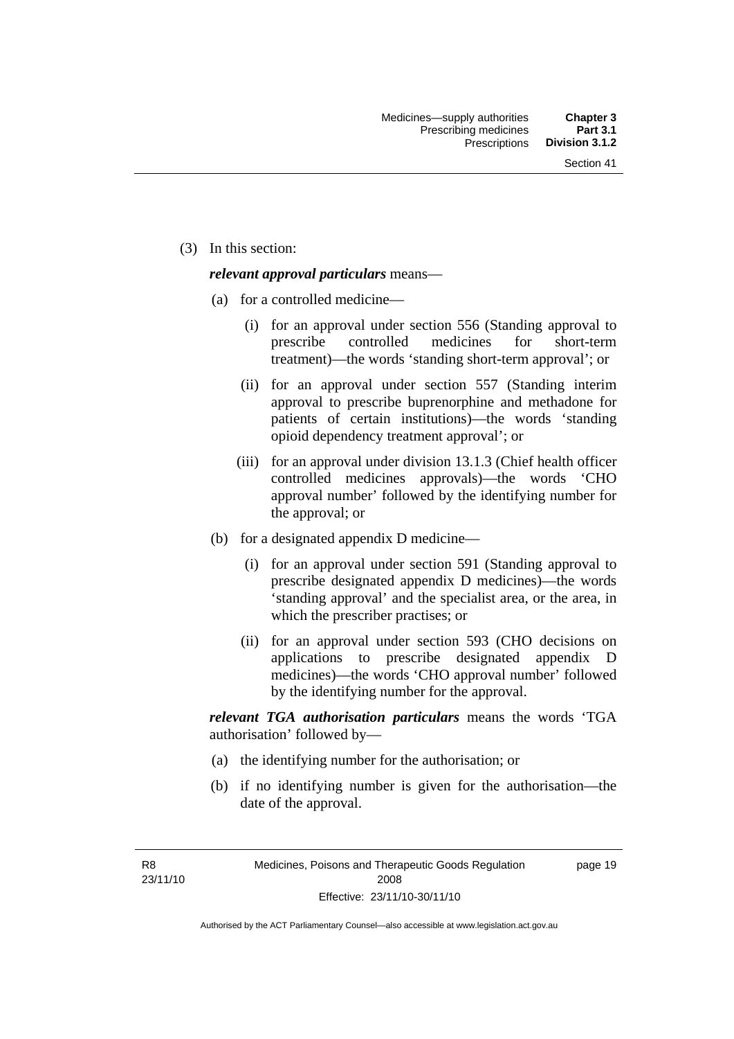(3) In this section:

***relevant approval particulars*** means—

(a) for a controlled medicine—

(i) for an approval under section 556 (Standing approval to prescribe controlled medicines for short-term treatment)—the words 'standing short-term approval'; or

(ii) for an approval under section 557 (Standing interim approval to prescribe buprenorphine and methadone for patients of certain institutions)—the words 'standing opioid dependency treatment approval'; or

(iii) for an approval under division 13.1.3 (Chief health officer controlled medicines approvals)—the words 'CHO approval number' followed by the identifying number for the approval; or

(b) for a designated appendix D medicine—

(i) for an approval under section 591 (Standing approval to prescribe designated appendix D medicines)—the words 'standing approval' and the specialist area, or the area, in which the prescriber practises; or

(ii) for an approval under section 593 (CHO decisions on applications to prescribe designated appendix D medicines)—the words 'CHO approval number' followed by the identifying number for the approval.

***relevant TGA authorisation particulars*** means the words 'TGA authorisation' followed by—

(a) the identifying number for the authorisation; or

(b) if no identifying number is given for the authorisation—the date of the approval.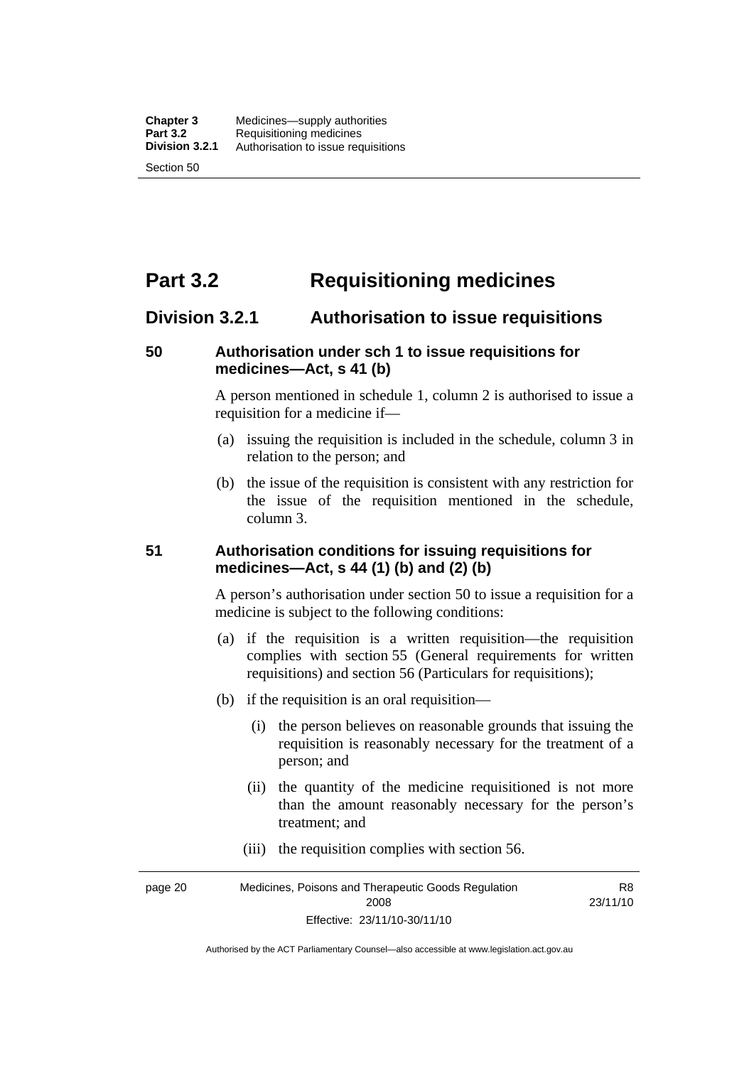# Part 3.2 Requisitioning medicines

## Division 3.2.1 Authorisation to issue requisitions

### 50 Authorisation under sch 1 to issue requisitions for medicines—Act, s 41 (b)

A person mentioned in schedule 1, column 2 is authorised to issue a requisition for a medicine if—

(a) issuing the requisition is included in the schedule, column 3 in relation to the person; and

(b) the issue of the requisition is consistent with any restriction for the issue of the requisition mentioned in the schedule, column 3.

### 51 Authorisation conditions for issuing requisitions for medicines—Act, s 44 (1) (b) and (2) (b)

A person's authorisation under section 50 to issue a requisition for a medicine is subject to the following conditions:

(a) if the requisition is a written requisition—the requisition complies with section 55 (General requirements for written requisitions) and section 56 (Particulars for requisitions);

(b) if the requisition is an oral requisition—

(i) the person believes on reasonable grounds that issuing the requisition is reasonably necessary for the treatment of a person; and

(ii) the quantity of the medicine requisitioned is not more than the amount reasonably necessary for the person's treatment; and

(iii) the requisition complies with section 56.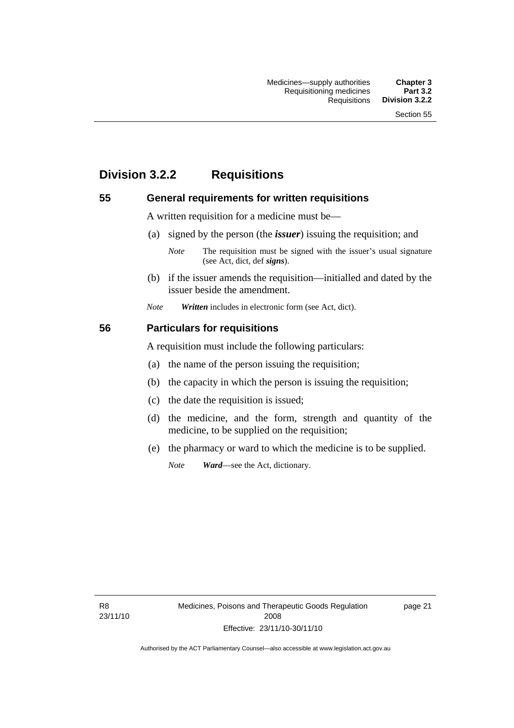## Division 3.2.2 Requisitions

### 55 General requirements for written requisitions

A written requisition for a medicine must be—

(a) signed by the person (the ***issuer***) issuing the requisition; and

*Note* The requisition must be signed with the issuer's usual signature (see Act, dict, def ***signs***).

(b) if the issuer amends the requisition—initialled and dated by the issuer beside the amendment.

*Note* ***Written*** includes in electronic form (see Act, dict).

### 56 Particulars for requisitions

A requisition must include the following particulars:

(a) the name of the person issuing the requisition;

(b) the capacity in which the person is issuing the requisition;

(c) the date the requisition is issued;

(d) the medicine, and the form, strength and quantity of the medicine, to be supplied on the requisition;

(e) the pharmacy or ward to which the medicine is to be supplied.

*Note* ***Ward***—see the Act, dictionary.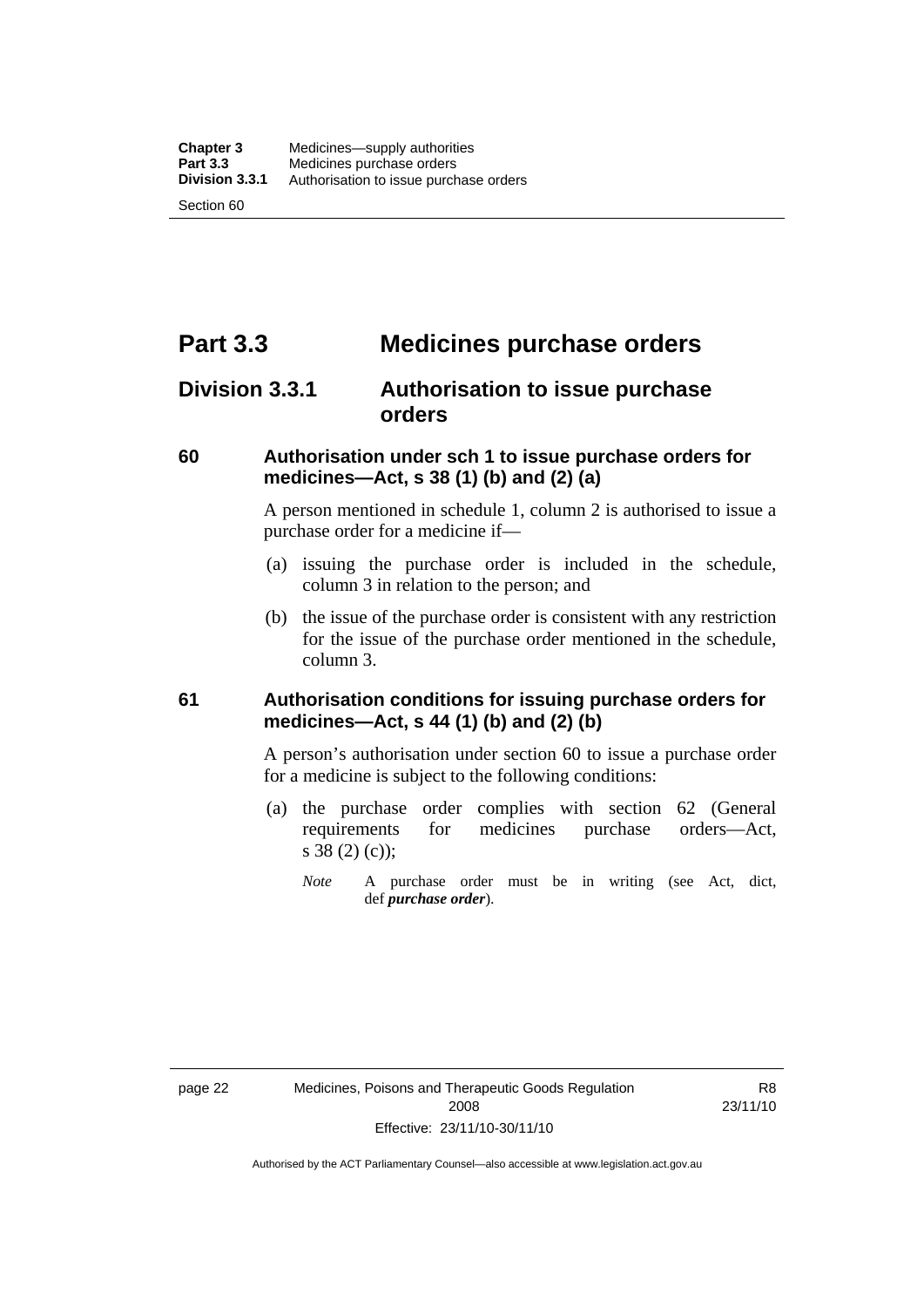# Part 3.3 Medicines purchase orders

## Division 3.3.1 Authorisation to issue purchase orders

### 60 Authorisation under sch 1 to issue purchase orders for medicines—Act, s 38 (1) (b) and (2) (a)

A person mentioned in schedule 1, column 2 is authorised to issue a purchase order for a medicine if—

(a) issuing the purchase order is included in the schedule, column 3 in relation to the person; and

(b) the issue of the purchase order is consistent with any restriction for the issue of the purchase order mentioned in the schedule, column 3.

### 61 Authorisation conditions for issuing purchase orders for medicines—Act, s 44 (1) (b) and (2) (b)

A person's authorisation under section 60 to issue a purchase order for a medicine is subject to the following conditions:

(a) the purchase order complies with section 62 (General requirements for medicines purchase orders—Act, s 38 (2) (c));

*Note* A purchase order must be in writing (see Act, dict, def ***purchase order***).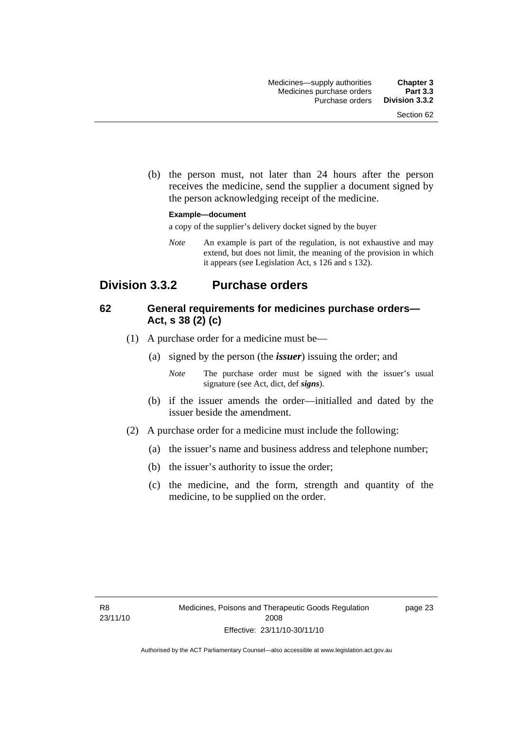(b) the person must, not later than 24 hours after the person receives the medicine, send the supplier a document signed by the person acknowledging receipt of the medicine.

**Example—document**

a copy of the supplier's delivery docket signed by the buyer

*Note* An example is part of the regulation, is not exhaustive and may extend, but does not limit, the meaning of the provision in which it appears (see Legislation Act, s 126 and s 132).

## Division 3.3.2 Purchase orders

### 62 General requirements for medicines purchase orders—Act, s 38 (2) (c)

(1) A purchase order for a medicine must be—

(a) signed by the person (the ***issuer***) issuing the order; and

*Note* The purchase order must be signed with the issuer's usual signature (see Act, dict, def ***signs***).

(b) if the issuer amends the order—initialled and dated by the issuer beside the amendment.

(2) A purchase order for a medicine must include the following:

(a) the issuer's name and business address and telephone number;

(b) the issuer's authority to issue the order;

(c) the medicine, and the form, strength and quantity of the medicine, to be supplied on the order.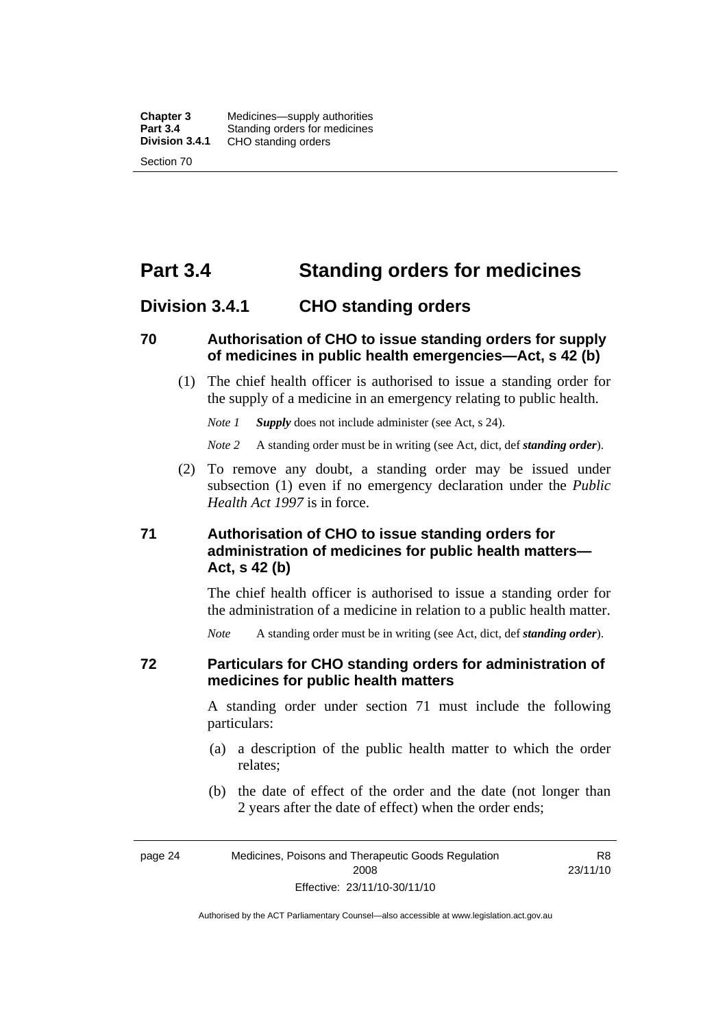# Part 3.4 Standing orders for medicines

## Division 3.4.1 CHO standing orders

### 70 Authorisation of CHO to issue standing orders for supply of medicines in public health emergencies—Act, s 42 (b)

(1) The chief health officer is authorised to issue a standing order for the supply of a medicine in an emergency relating to public health.

*Note 1* ***Supply*** does not include administer (see Act, s 24).

*Note 2* A standing order must be in writing (see Act, dict, def ***standing order***).

(2) To remove any doubt, a standing order may be issued under subsection (1) even if no emergency declaration under the *Public Health Act 1997* is in force.

### 71 Authorisation of CHO to issue standing orders for administration of medicines for public health matters—Act, s 42 (b)

The chief health officer is authorised to issue a standing order for the administration of a medicine in relation to a public health matter.

*Note* A standing order must be in writing (see Act, dict, def ***standing order***).

### 72 Particulars for CHO standing orders for administration of medicines for public health matters

A standing order under section 71 must include the following particulars:

(a) a description of the public health matter to which the order relates;

(b) the date of effect of the order and the date (not longer than 2 years after the date of effect) when the order ends;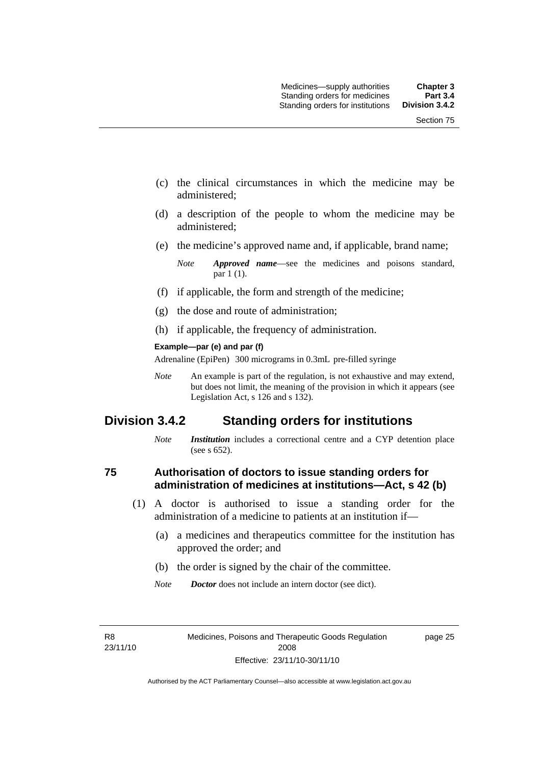(c) the clinical circumstances in which the medicine may be administered;

(d) a description of the people to whom the medicine may be administered;

(e) the medicine's approved name and, if applicable, brand name;

*Note* ***Approved name***—see the medicines and poisons standard, par 1 (1).

(f) if applicable, the form and strength of the medicine;

(g) the dose and route of administration;

(h) if applicable, the frequency of administration.

**Example—par (e) and par (f)**

Adrenaline (EpiPen) 300 micrograms in 0.3mL pre-filled syringe

*Note* An example is part of the regulation, is not exhaustive and may extend, but does not limit, the meaning of the provision in which it appears (see Legislation Act, s 126 and s 132).

## Division 3.4.2 Standing orders for institutions

*Note* ***Institution*** includes a correctional centre and a CYP detention place (see s 652).

### 75 Authorisation of doctors to issue standing orders for administration of medicines at institutions—Act, s 42 (b)

(1) A doctor is authorised to issue a standing order for the administration of a medicine to patients at an institution if—

(a) a medicines and therapeutics committee for the institution has approved the order; and

(b) the order is signed by the chair of the committee.

*Note* ***Doctor*** does not include an intern doctor (see dict).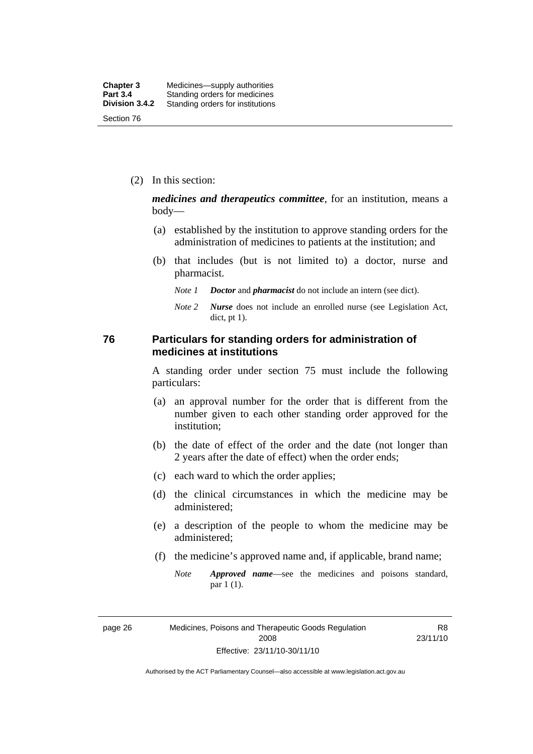(2) In this section:

***medicines and therapeutics committee***, for an institution, means a body—

(a) established by the institution to approve standing orders for the administration of medicines to patients at the institution; and

(b) that includes (but is not limited to) a doctor, nurse and pharmacist.

*Note 1* ***Doctor*** and ***pharmacist*** do not include an intern (see dict).

*Note 2* ***Nurse*** does not include an enrolled nurse (see Legislation Act, dict, pt 1).

## 76 Particulars for standing orders for administration of medicines at institutions

A standing order under section 75 must include the following particulars:

(a) an approval number for the order that is different from the number given to each other standing order approved for the institution;

(b) the date of effect of the order and the date (not longer than 2 years after the date of effect) when the order ends;

(c) each ward to which the order applies;

(d) the clinical circumstances in which the medicine may be administered;

(e) a description of the people to whom the medicine may be administered;

(f) the medicine's approved name and, if applicable, brand name;

*Note* ***Approved name***—see the medicines and poisons standard, par 1 (1).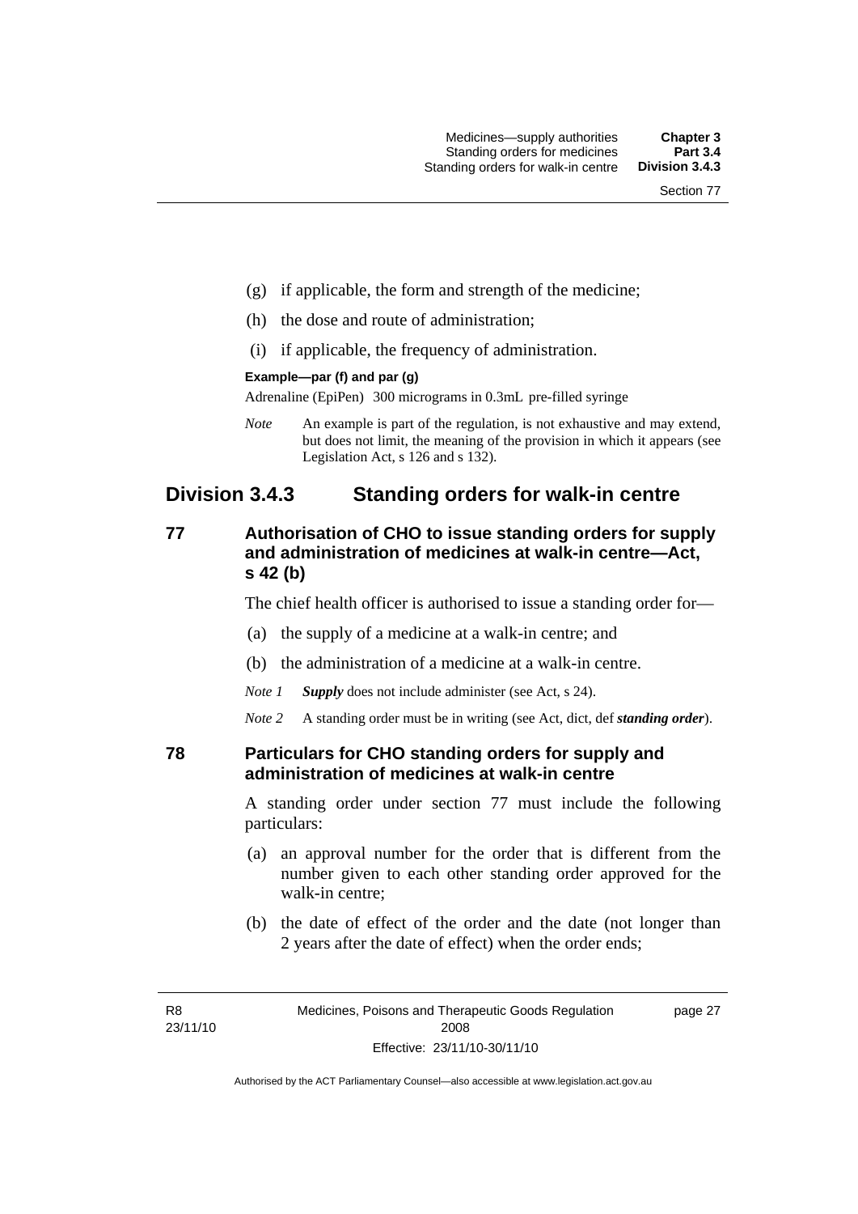(g) if applicable, the form and strength of the medicine;

(h) the dose and route of administration;

(i) if applicable, the frequency of administration.

**Example—par (f) and par (g)**

Adrenaline (EpiPen) 300 micrograms in 0.3mL pre-filled syringe

*Note* An example is part of the regulation, is not exhaustive and may extend, but does not limit, the meaning of the provision in which it appears (see Legislation Act, s 126 and s 132).

## Division 3.4.3 Standing orders for walk-in centre

### 77 Authorisation of CHO to issue standing orders for supply and administration of medicines at walk-in centre—Act, s 42 (b)

The chief health officer is authorised to issue a standing order for—

(a) the supply of a medicine at a walk-in centre; and

(b) the administration of a medicine at a walk-in centre.

*Note 1* ***Supply*** does not include administer (see Act, s 24).

*Note 2* A standing order must be in writing (see Act, dict, def ***standing order***).

### 78 Particulars for CHO standing orders for supply and administration of medicines at walk-in centre

A standing order under section 77 must include the following particulars:

(a) an approval number for the order that is different from the number given to each other standing order approved for the walk-in centre;

(b) the date of effect of the order and the date (not longer than 2 years after the date of effect) when the order ends;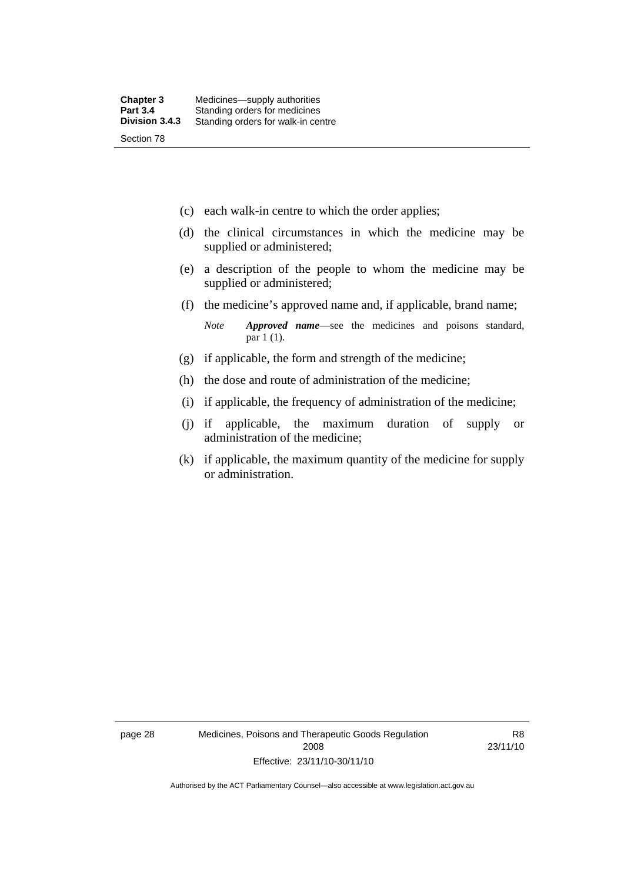(c) each walk-in centre to which the order applies;

(d) the clinical circumstances in which the medicine may be supplied or administered;

(e) a description of the people to whom the medicine may be supplied or administered;

(f) the medicine's approved name and, if applicable, brand name;

*Note* ***Approved name***—see the medicines and poisons standard, par 1 (1).

(g) if applicable, the form and strength of the medicine;

(h) the dose and route of administration of the medicine;

(i) if applicable, the frequency of administration of the medicine;

(j) if applicable, the maximum duration of supply or administration of the medicine;

(k) if applicable, the maximum quantity of the medicine for supply or administration.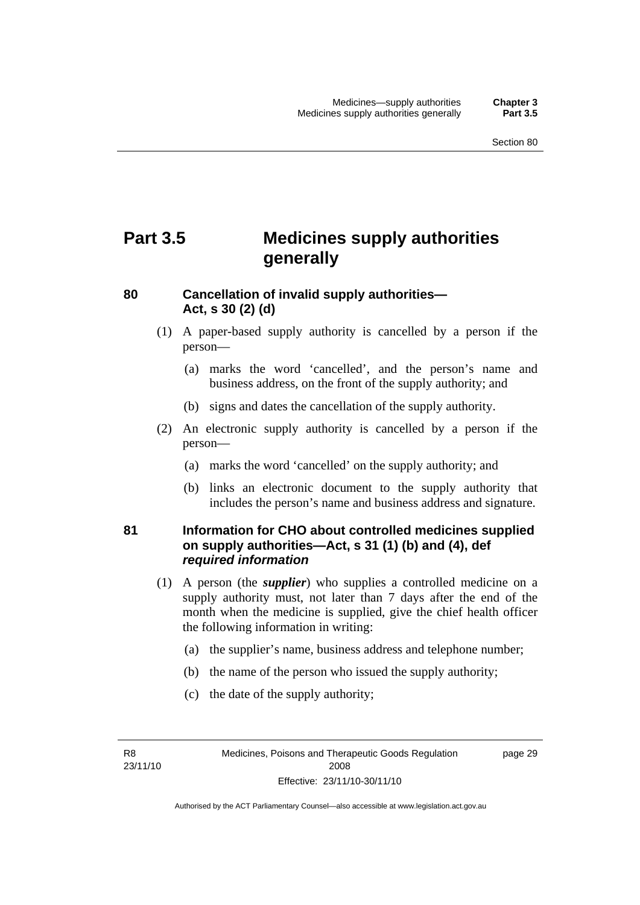# Part 3.5 Medicines supply authorities generally

## 80 Cancellation of invalid supply authorities—Act, s 30 (2) (d)

(1) A paper-based supply authority is cancelled by a person if the person—

(a) marks the word 'cancelled', and the person's name and business address, on the front of the supply authority; and

(b) signs and dates the cancellation of the supply authority.

(2) An electronic supply authority is cancelled by a person if the person—

(a) marks the word 'cancelled' on the supply authority; and

(b) links an electronic document to the supply authority that includes the person's name and business address and signature.

## 81 Information for CHO about controlled medicines supplied on supply authorities—Act, s 31 (1) (b) and (4), def *required information*

(1) A person (the ***supplier***) who supplies a controlled medicine on a supply authority must, not later than 7 days after the end of the month when the medicine is supplied, give the chief health officer the following information in writing:

(a) the supplier's name, business address and telephone number;

(b) the name of the person who issued the supply authority;

(c) the date of the supply authority;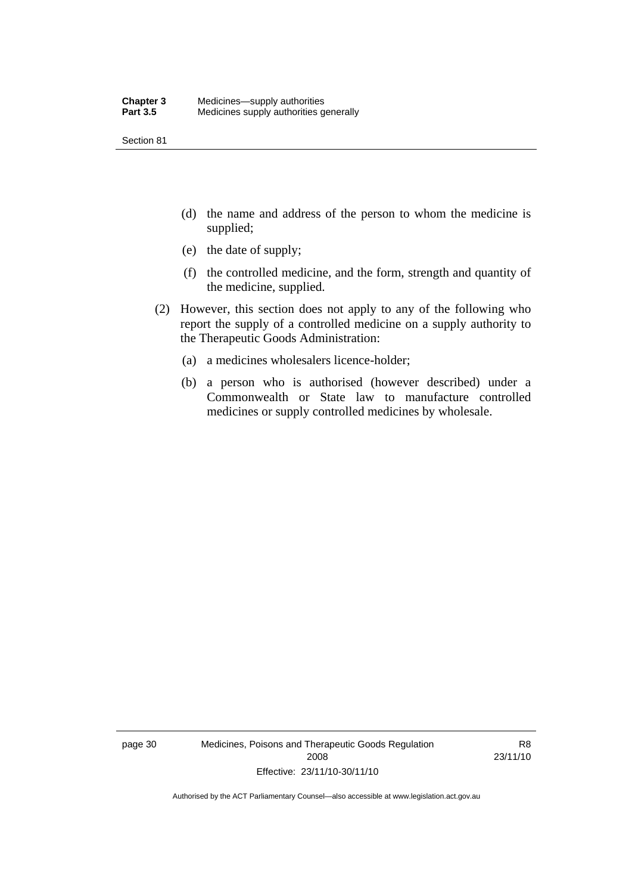(d) the name and address of the person to whom the medicine is supplied;

(e) the date of supply;

(f) the controlled medicine, and the form, strength and quantity of the medicine, supplied.

(2) However, this section does not apply to any of the following who report the supply of a controlled medicine on a supply authority to the Therapeutic Goods Administration:

(a) a medicines wholesalers licence-holder;

(b) a person who is authorised (however described) under a Commonwealth or State law to manufacture controlled medicines or supply controlled medicines by wholesale.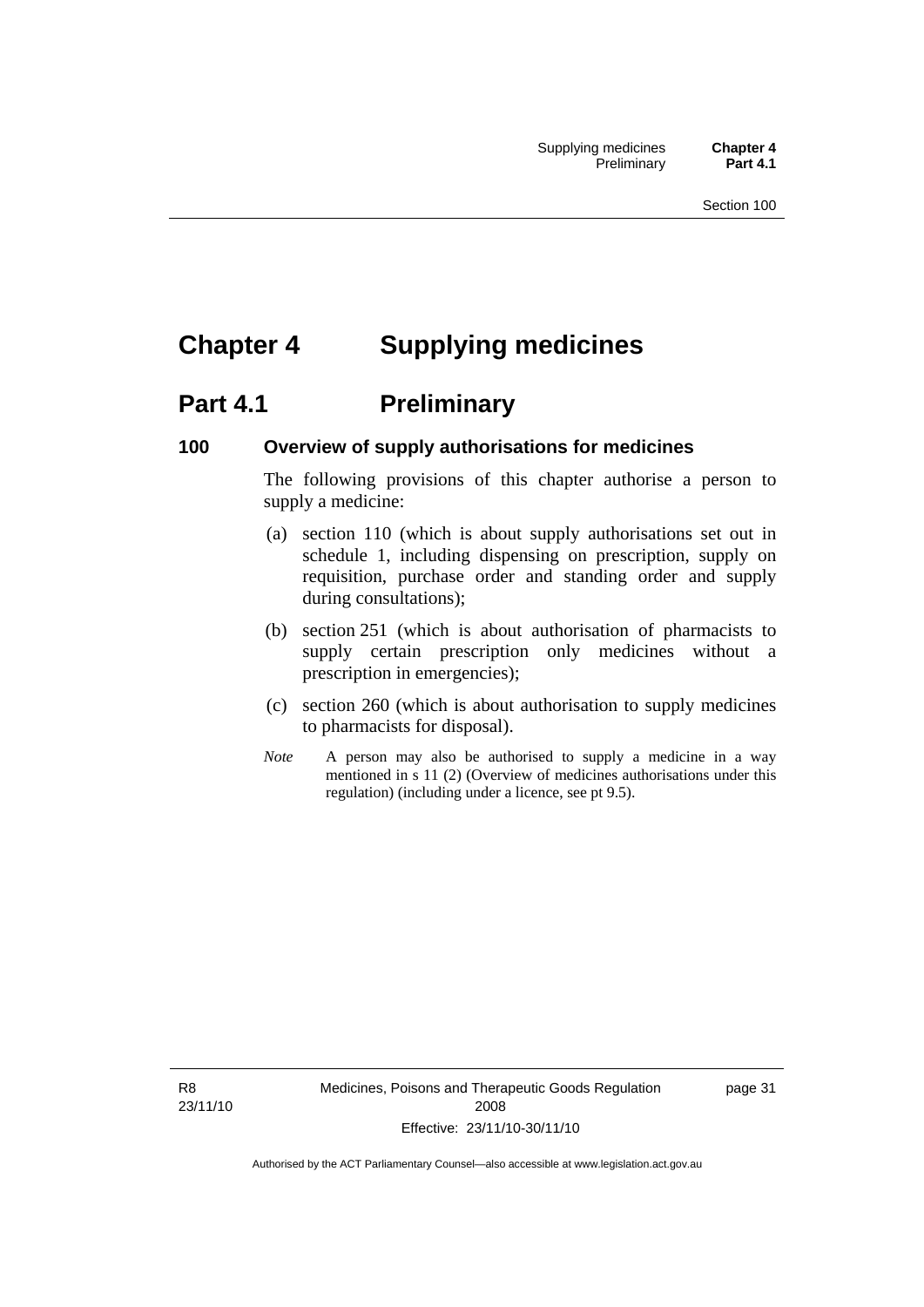# Chapter 4 Supplying medicines

## Part 4.1 Preliminary

### 100 Overview of supply authorisations for medicines

The following provisions of this chapter authorise a person to supply a medicine:

(a) section 110 (which is about supply authorisations set out in schedule 1, including dispensing on prescription, supply on requisition, purchase order and standing order and supply during consultations);

(b) section 251 (which is about authorisation of pharmacists to supply certain prescription only medicines without a prescription in emergencies);

(c) section 260 (which is about authorisation to supply medicines to pharmacists for disposal).

*Note* A person may also be authorised to supply a medicine in a way mentioned in s 11 (2) (Overview of medicines authorisations under this regulation) (including under a licence, see pt 9.5).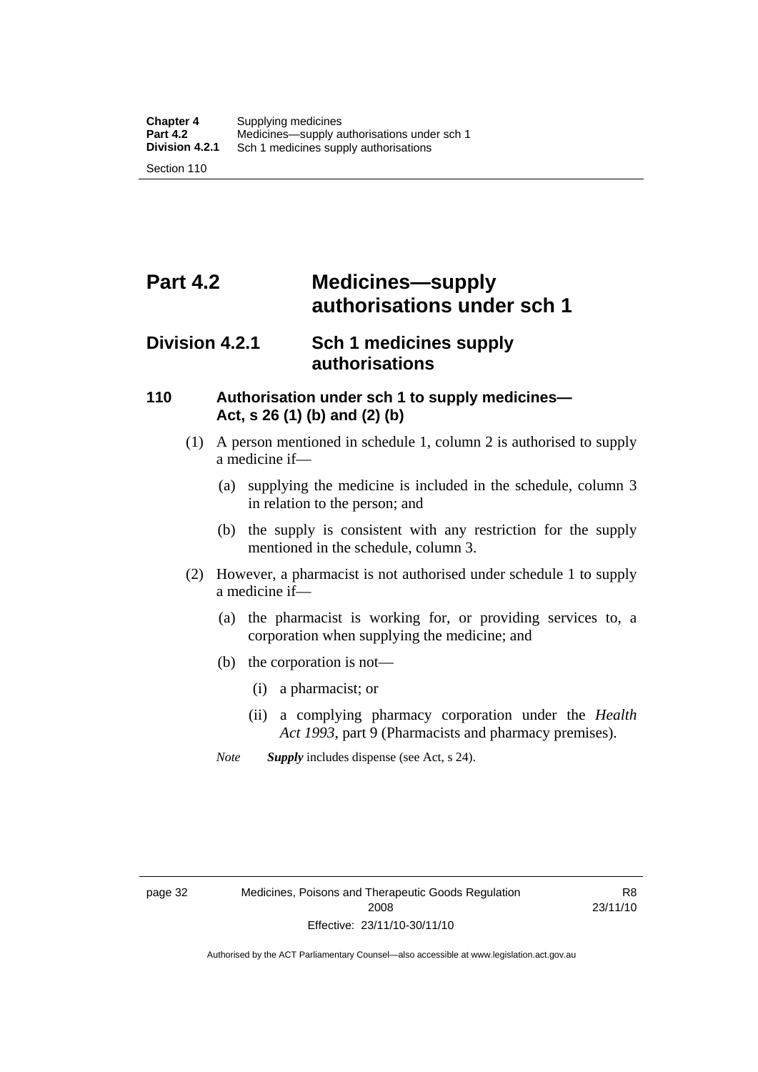# Part 4.2 Medicines—supply authorisations under sch 1

## Division 4.2.1 Sch 1 medicines supply authorisations

### 110 Authorisation under sch 1 to supply medicines—Act, s 26 (1) (b) and (2) (b)

(1) A person mentioned in schedule 1, column 2 is authorised to supply a medicine if—

(a) supplying the medicine is included in the schedule, column 3 in relation to the person; and

(b) the supply is consistent with any restriction for the supply mentioned in the schedule, column 3.

(2) However, a pharmacist is not authorised under schedule 1 to supply a medicine if—

(a) the pharmacist is working for, or providing services to, a corporation when supplying the medicine; and

(b) the corporation is not—

(i) a pharmacist; or

(ii) a complying pharmacy corporation under the *Health Act 1993*, part 9 (Pharmacists and pharmacy premises).

*Note* ***Supply*** includes dispense (see Act, s 24).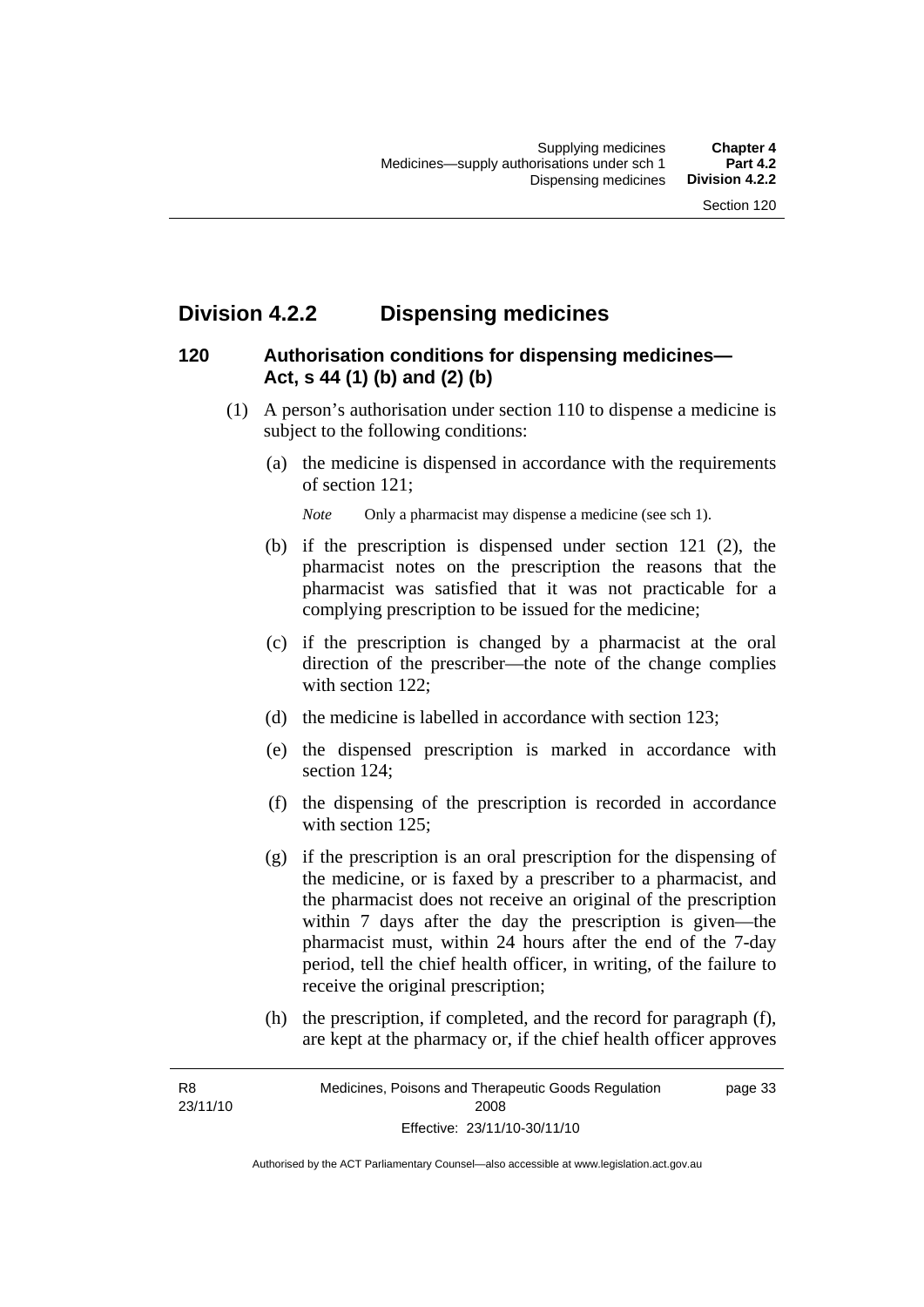## Division 4.2.2 Dispensing medicines

### 120 Authorisation conditions for dispensing medicines—Act, s 44 (1) (b) and (2) (b)

(1) A person's authorisation under section 110 to dispense a medicine is subject to the following conditions:

(a) the medicine is dispensed in accordance with the requirements of section 121;

*Note* Only a pharmacist may dispense a medicine (see sch 1).

(b) if the prescription is dispensed under section 121 (2), the pharmacist notes on the prescription the reasons that the pharmacist was satisfied that it was not practicable for a complying prescription to be issued for the medicine;

(c) if the prescription is changed by a pharmacist at the oral direction of the prescriber—the note of the change complies with section 122;

(d) the medicine is labelled in accordance with section 123;

(e) the dispensed prescription is marked in accordance with section 124;

(f) the dispensing of the prescription is recorded in accordance with section 125;

(g) if the prescription is an oral prescription for the dispensing of the medicine, or is faxed by a prescriber to a pharmacist, and the pharmacist does not receive an original of the prescription within 7 days after the day the prescription is given—the pharmacist must, within 24 hours after the end of the 7-day period, tell the chief health officer, in writing, of the failure to receive the original prescription;

(h) the prescription, if completed, and the record for paragraph (f), are kept at the pharmacy or, if the chief health officer approves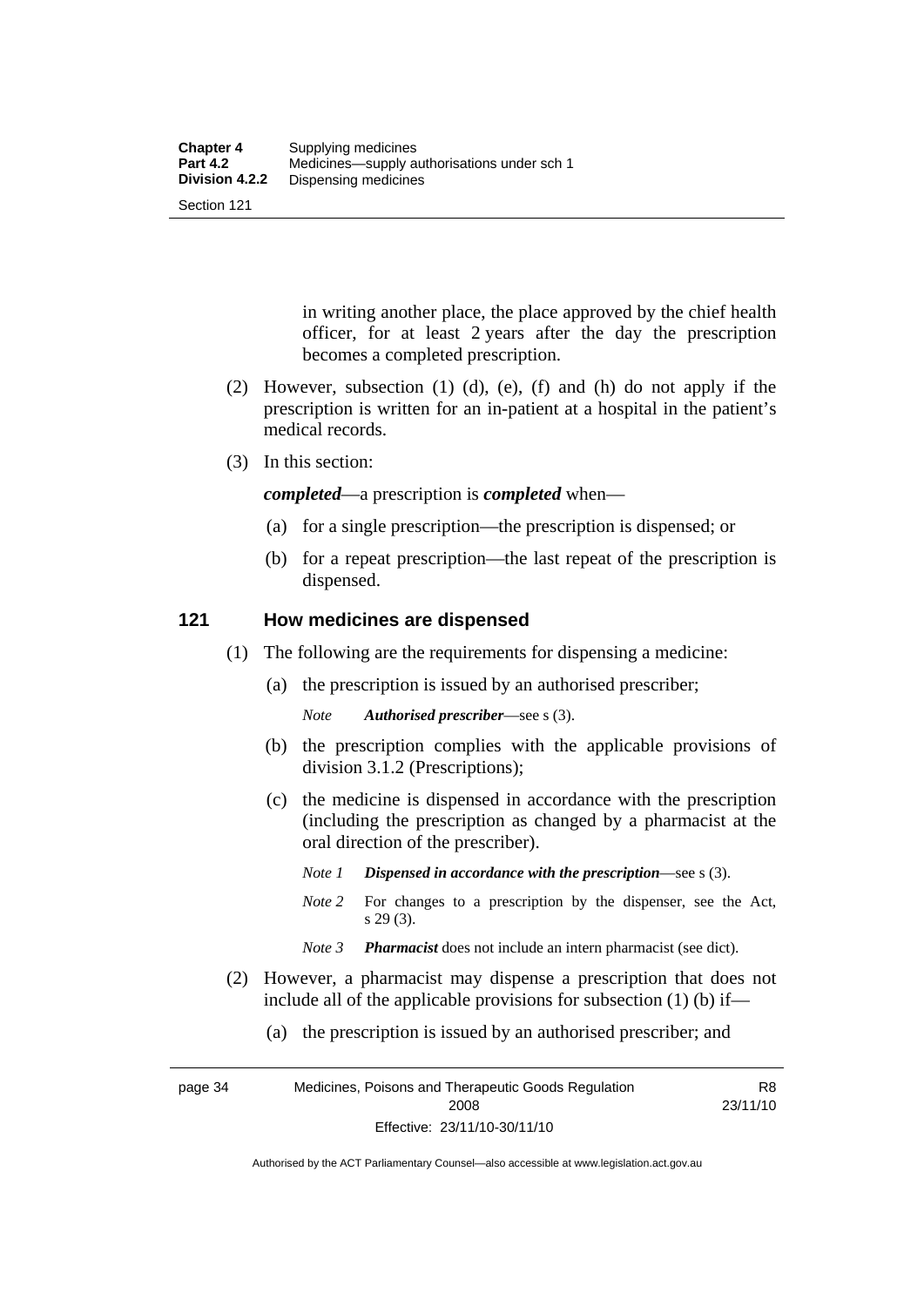in writing another place, the place approved by the chief health officer, for at least 2 years after the day the prescription becomes a completed prescription.

(2) However, subsection (1) (d), (e), (f) and (h) do not apply if the prescription is written for an in-patient at a hospital in the patient's medical records.

(3) In this section:

***completed***—a prescription is ***completed*** when—

(a) for a single prescription—the prescription is dispensed; or

(b) for a repeat prescription—the last repeat of the prescription is dispensed.

## 121 How medicines are dispensed

(1) The following are the requirements for dispensing a medicine:

(a) the prescription is issued by an authorised prescriber;

*Note* ***Authorised prescriber***—see s (3).

(b) the prescription complies with the applicable provisions of division 3.1.2 (Prescriptions);

(c) the medicine is dispensed in accordance with the prescription (including the prescription as changed by a pharmacist at the oral direction of the prescriber).

*Note 1* ***Dispensed in accordance with the prescription***—see s (3).

*Note 2* For changes to a prescription by the dispenser, see the Act, s 29 (3).

*Note 3* ***Pharmacist*** does not include an intern pharmacist (see dict).

(2) However, a pharmacist may dispense a prescription that does not include all of the applicable provisions for subsection (1) (b) if—

(a) the prescription is issued by an authorised prescriber; and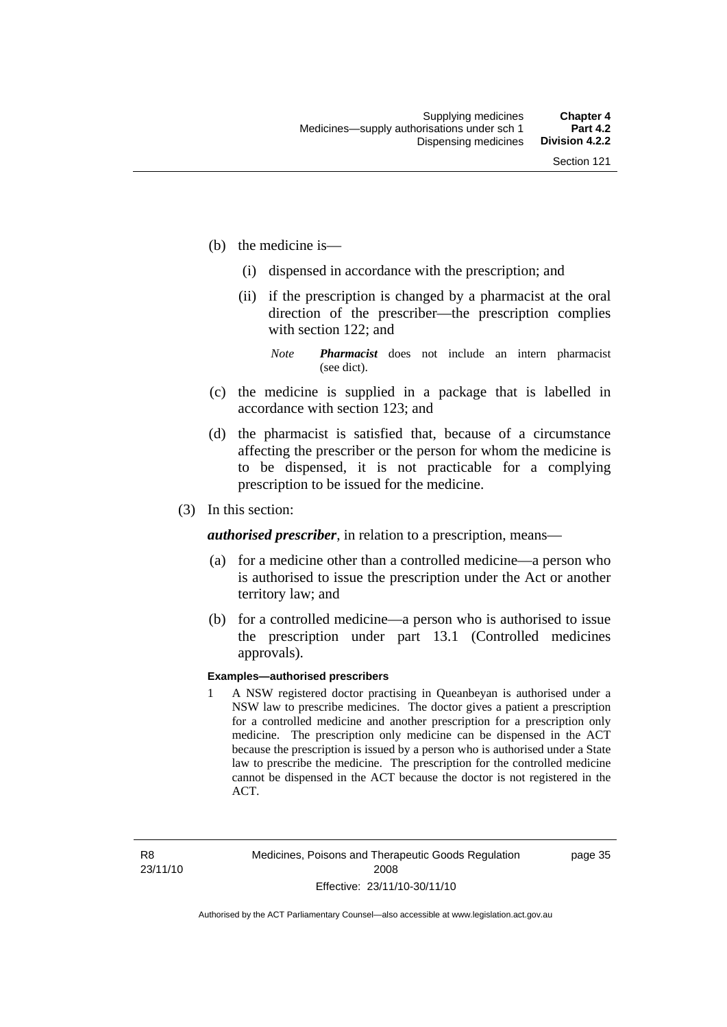(b) the medicine is—

  (i) dispensed in accordance with the prescription; and

  (ii) if the prescription is changed by a pharmacist at the oral direction of the prescriber—the prescription complies with section 122; and

*Note* ***Pharmacist*** does not include an intern pharmacist (see dict).

(c) the medicine is supplied in a package that is labelled in accordance with section 123; and

(d) the pharmacist is satisfied that, because of a circumstance affecting the prescriber or the person for whom the medicine is to be dispensed, it is not practicable for a complying prescription to be issued for the medicine.

(3) In this section:

***authorised prescriber***, in relation to a prescription, means—

(a) for a medicine other than a controlled medicine—a person who is authorised to issue the prescription under the Act or another territory law; and

(b) for a controlled medicine—a person who is authorised to issue the prescription under part 13.1 (Controlled medicines approvals).

**Examples—authorised prescribers**

1 A NSW registered doctor practising in Queanbeyan is authorised under a NSW law to prescribe medicines. The doctor gives a patient a prescription for a controlled medicine and another prescription for a prescription only medicine. The prescription only medicine can be dispensed in the ACT because the prescription is issued by a person who is authorised under a State law to prescribe the medicine. The prescription for the controlled medicine cannot be dispensed in the ACT because the doctor is not registered in the ACT.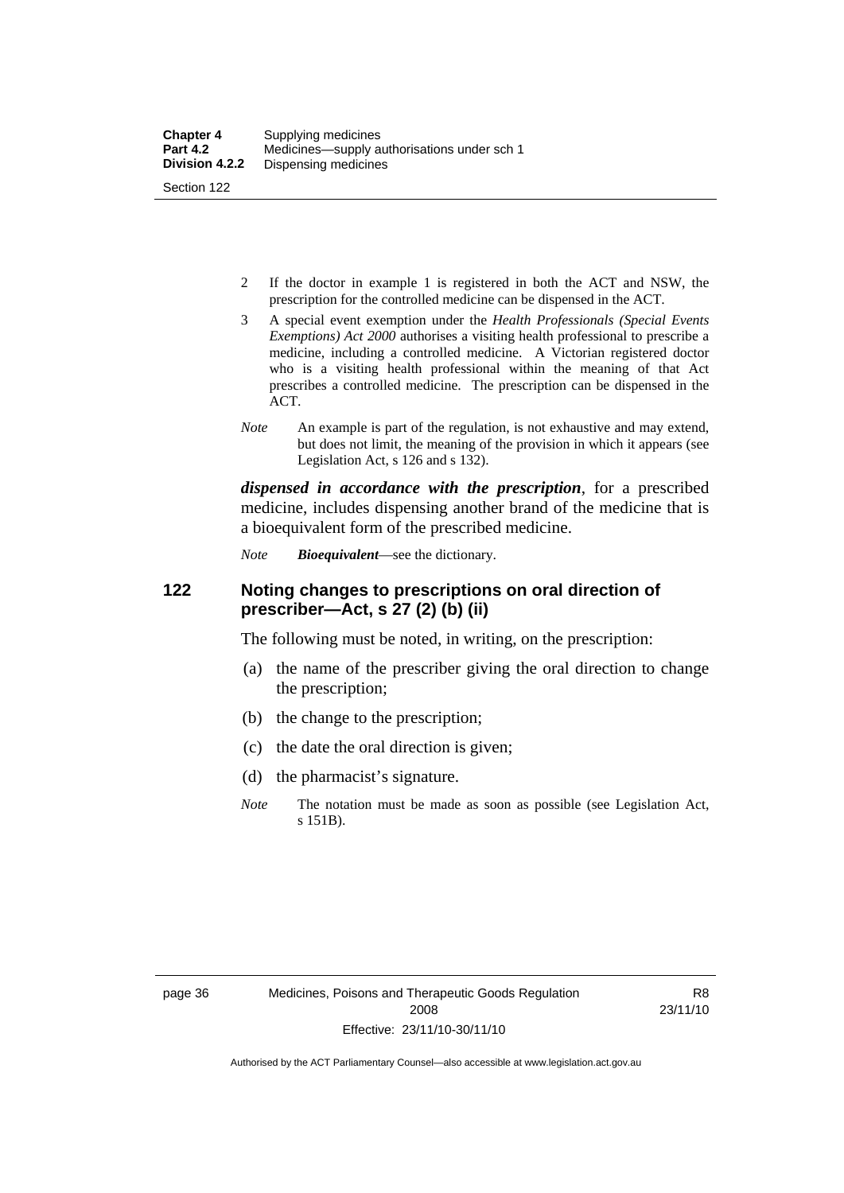2 If the doctor in example 1 is registered in both the ACT and NSW, the prescription for the controlled medicine can be dispensed in the ACT.

3 A special event exemption under the *Health Professionals (Special Events Exemptions) Act 2000* authorises a visiting health professional to prescribe a medicine, including a controlled medicine. A Victorian registered doctor who is a visiting health professional within the meaning of that Act prescribes a controlled medicine. The prescription can be dispensed in the ACT.

*Note* An example is part of the regulation, is not exhaustive and may extend, but does not limit, the meaning of the provision in which it appears (see Legislation Act, s 126 and s 132).

***dispensed in accordance with the prescription***, for a prescribed medicine, includes dispensing another brand of the medicine that is a bioequivalent form of the prescribed medicine.

*Note* ***Bioequivalent***—see the dictionary.

## 122 Noting changes to prescriptions on oral direction of prescriber—Act, s 27 (2) (b) (ii)

The following must be noted, in writing, on the prescription:

(a) the name of the prescriber giving the oral direction to change the prescription;

(b) the change to the prescription;

(c) the date the oral direction is given;

(d) the pharmacist's signature.

*Note* The notation must be made as soon as possible (see Legislation Act, s 151B).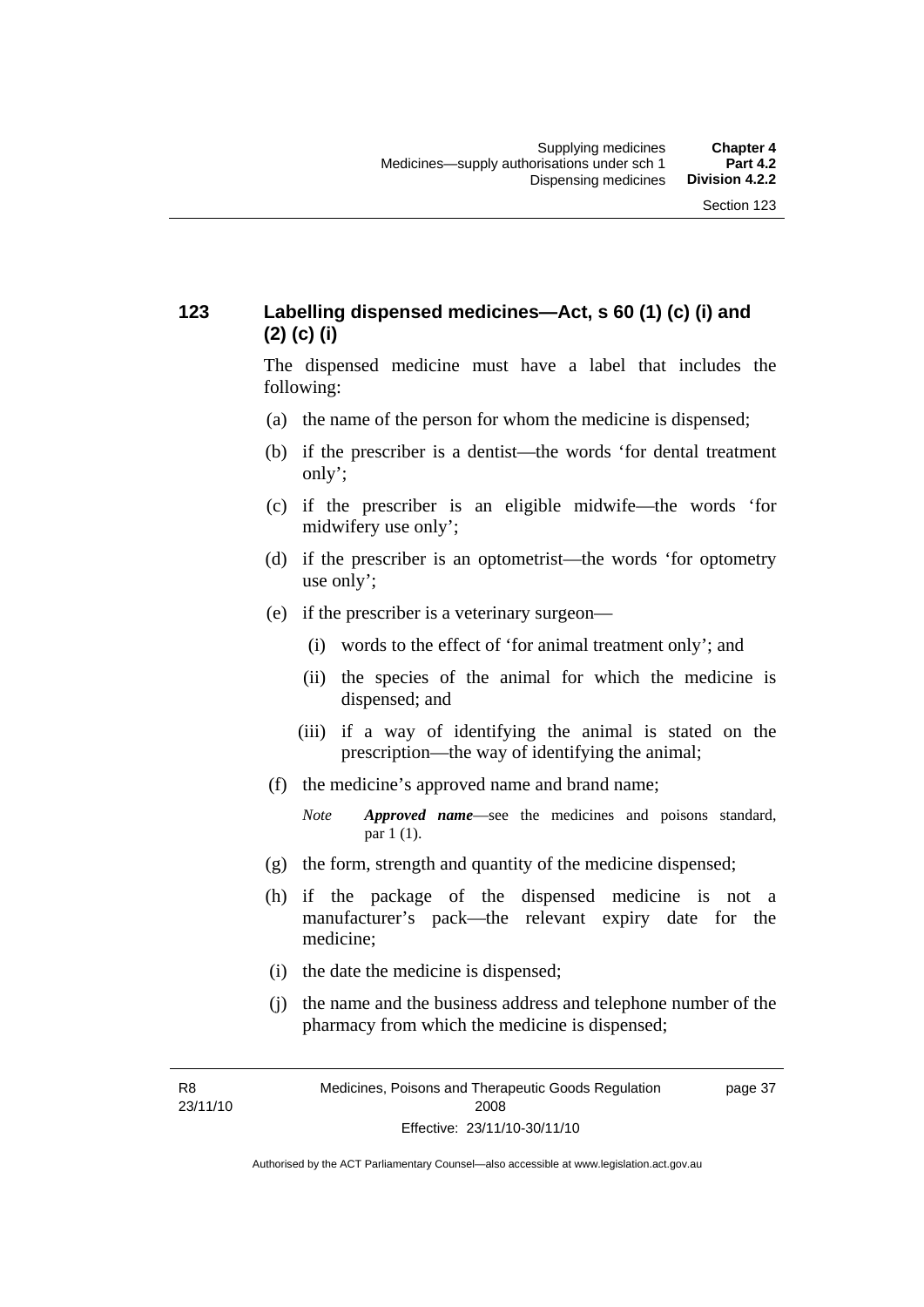## 123 Labelling dispensed medicines—Act, s 60 (1) (c) (i) and (2) (c) (i)

The dispensed medicine must have a label that includes the following:

(a) the name of the person for whom the medicine is dispensed;

(b) if the prescriber is a dentist—the words 'for dental treatment only';

(c) if the prescriber is an eligible midwife—the words 'for midwifery use only';

(d) if the prescriber is an optometrist—the words 'for optometry use only';

(e) if the prescriber is a veterinary surgeon—

(i) words to the effect of 'for animal treatment only'; and

(ii) the species of the animal for which the medicine is dispensed; and

(iii) if a way of identifying the animal is stated on the prescription—the way of identifying the animal;

(f) the medicine's approved name and brand name;

*Note* ***Approved name***—see the medicines and poisons standard, par 1 (1).

(g) the form, strength and quantity of the medicine dispensed;

(h) if the package of the dispensed medicine is not a manufacturer's pack—the relevant expiry date for the medicine;

(i) the date the medicine is dispensed;

(j) the name and the business address and telephone number of the pharmacy from which the medicine is dispensed;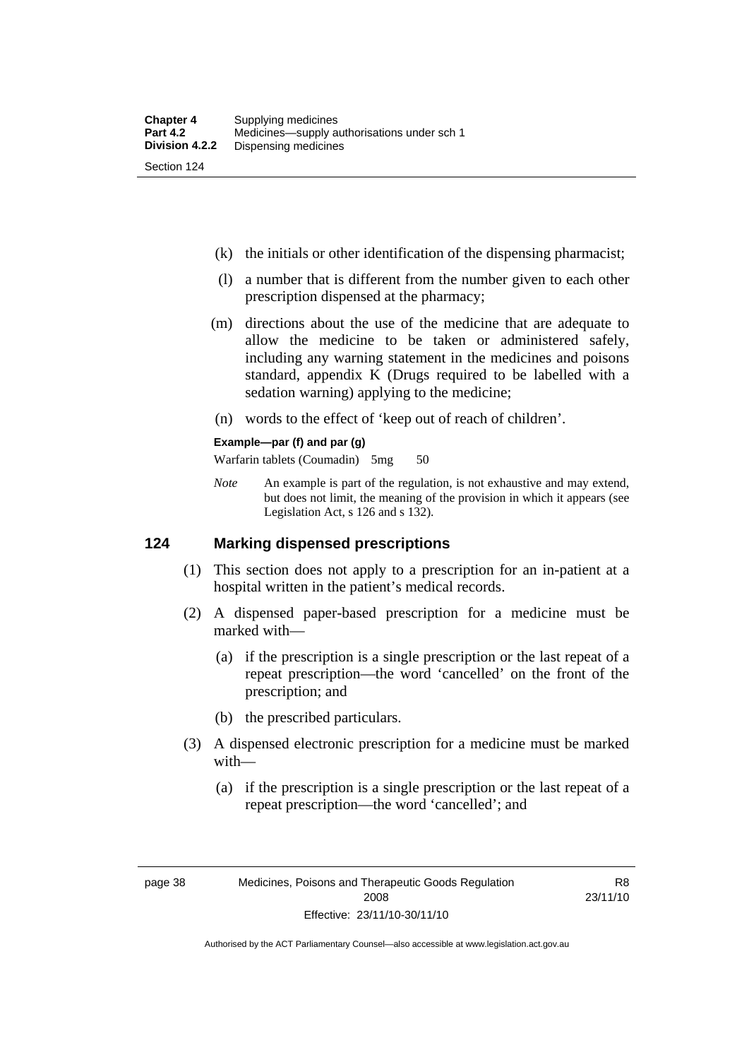(k) the initials or other identification of the dispensing pharmacist;

(l) a number that is different from the number given to each other prescription dispensed at the pharmacy;

(m) directions about the use of the medicine that are adequate to allow the medicine to be taken or administered safely, including any warning statement in the medicines and poisons standard, appendix K (Drugs required to be labelled with a sedation warning) applying to the medicine;

(n) words to the effect of 'keep out of reach of children'.

**Example—par (f) and par (g)**

Warfarin tablets (Coumadin) 5mg 50

*Note* An example is part of the regulation, is not exhaustive and may extend, but does not limit, the meaning of the provision in which it appears (see Legislation Act, s 126 and s 132).

## 124 Marking dispensed prescriptions

(1) This section does not apply to a prescription for an in-patient at a hospital written in the patient's medical records.

(2) A dispensed paper-based prescription for a medicine must be marked with—

(a) if the prescription is a single prescription or the last repeat of a repeat prescription—the word 'cancelled' on the front of the prescription; and

(b) the prescribed particulars.

(3) A dispensed electronic prescription for a medicine must be marked with—

(a) if the prescription is a single prescription or the last repeat of a repeat prescription—the word 'cancelled'; and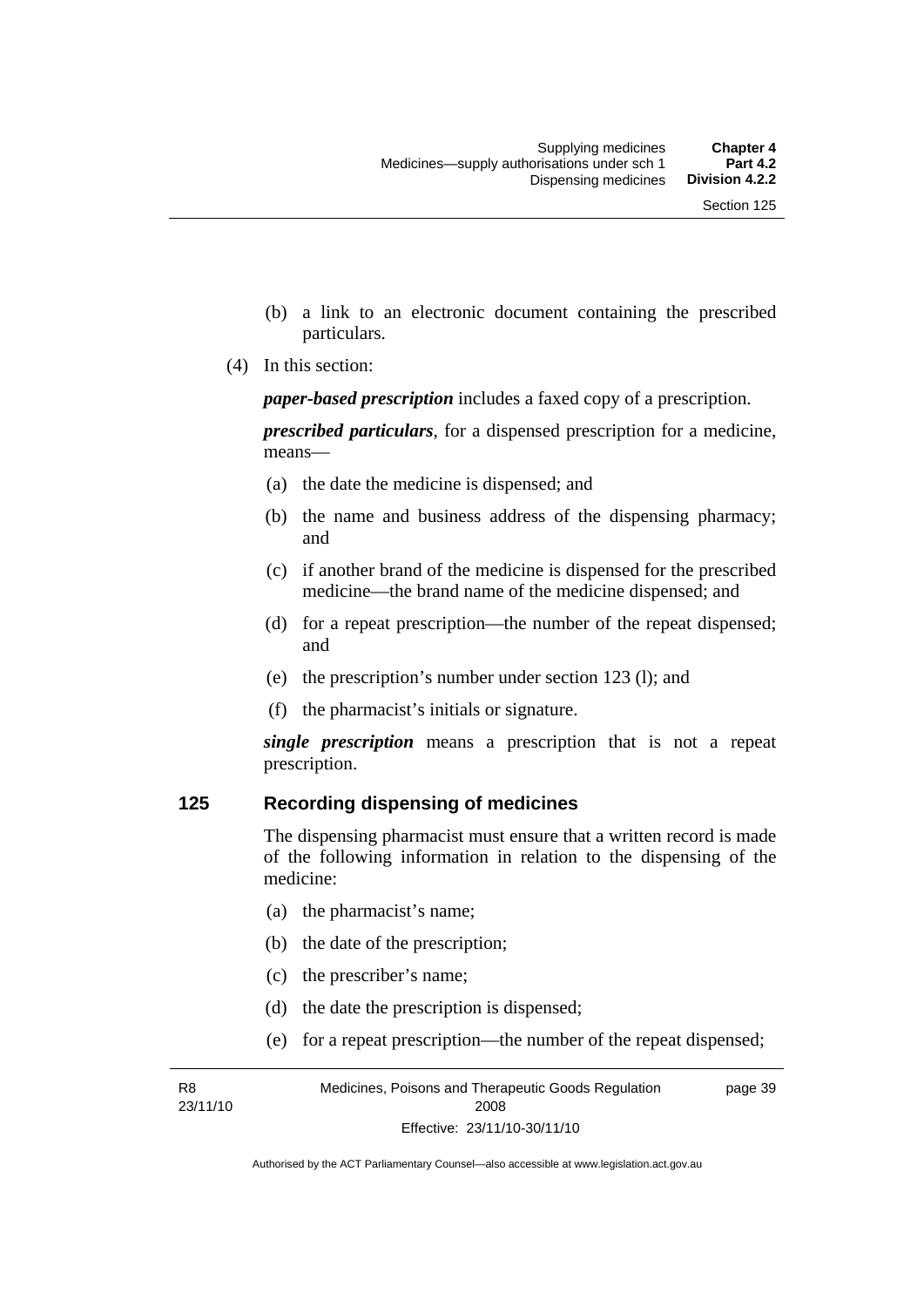(b) a link to an electronic document containing the prescribed particulars.

(4) In this section:

***paper-based prescription*** includes a faxed copy of a prescription.

***prescribed particulars***, for a dispensed prescription for a medicine, means—

(a) the date the medicine is dispensed; and

(b) the name and business address of the dispensing pharmacy; and

(c) if another brand of the medicine is dispensed for the prescribed medicine—the brand name of the medicine dispensed; and

(d) for a repeat prescription—the number of the repeat dispensed; and

(e) the prescription's number under section 123 (l); and

(f) the pharmacist's initials or signature.

***single prescription*** means a prescription that is not a repeat prescription.

## 125 Recording dispensing of medicines

The dispensing pharmacist must ensure that a written record is made of the following information in relation to the dispensing of the medicine:

(a) the pharmacist's name;

(b) the date of the prescription;

(c) the prescriber's name;

(d) the date the prescription is dispensed;

(e) for a repeat prescription—the number of the repeat dispensed;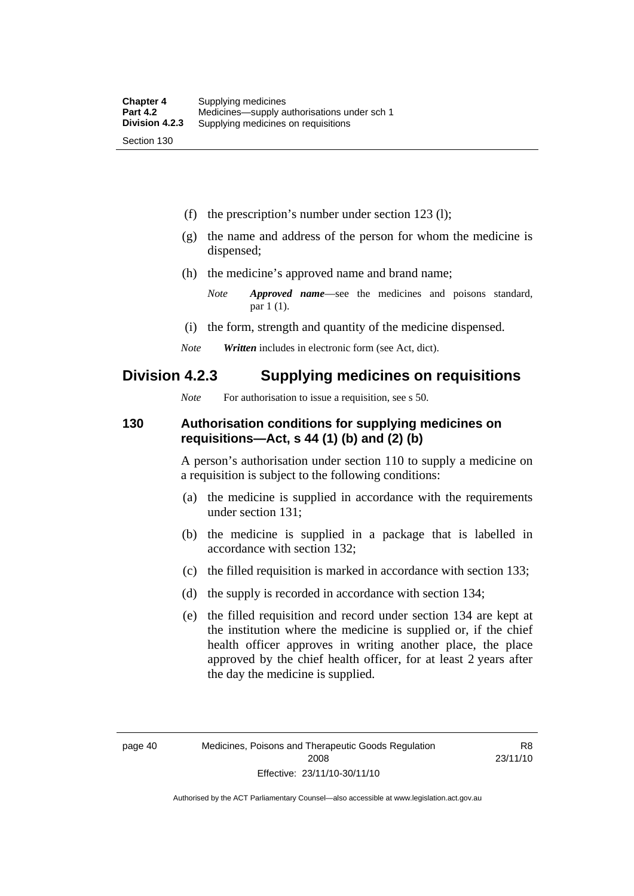(f) the prescription's number under section 123 (l);

(g) the name and address of the person for whom the medicine is dispensed;

(h) the medicine's approved name and brand name;

*Note* ***Approved name***—see the medicines and poisons standard, par 1 (1).

(i) the form, strength and quantity of the medicine dispensed.

*Note* ***Written*** includes in electronic form (see Act, dict).

## Division 4.2.3 Supplying medicines on requisitions

*Note* For authorisation to issue a requisition, see s 50.

### 130 Authorisation conditions for supplying medicines on requisitions—Act, s 44 (1) (b) and (2) (b)

A person's authorisation under section 110 to supply a medicine on a requisition is subject to the following conditions:

(a) the medicine is supplied in accordance with the requirements under section 131;

(b) the medicine is supplied in a package that is labelled in accordance with section 132;

(c) the filled requisition is marked in accordance with section 133;

(d) the supply is recorded in accordance with section 134;

(e) the filled requisition and record under section 134 are kept at the institution where the medicine is supplied or, if the chief health officer approves in writing another place, the place approved by the chief health officer, for at least 2 years after the day the medicine is supplied.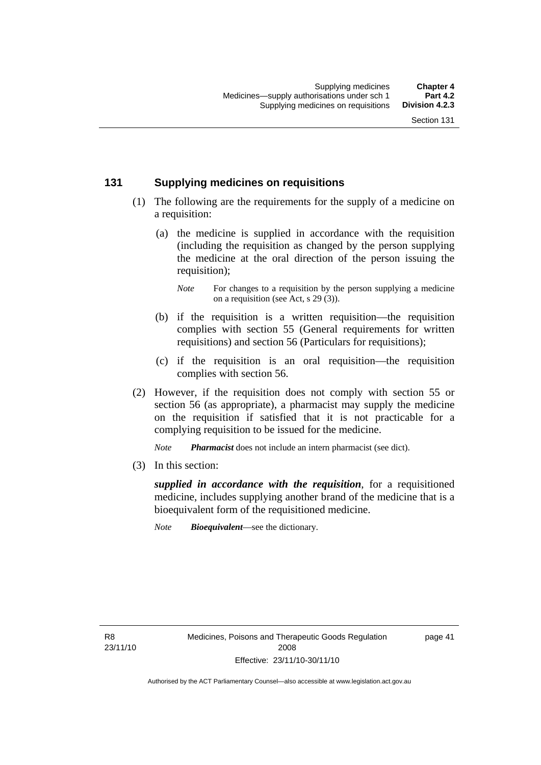## 131 Supplying medicines on requisitions

(1) The following are the requirements for the supply of a medicine on a requisition:

(a) the medicine is supplied in accordance with the requisition (including the requisition as changed by the person supplying the medicine at the oral direction of the person issuing the requisition);

*Note* For changes to a requisition by the person supplying a medicine on a requisition (see Act, s 29 (3)).

(b) if the requisition is a written requisition—the requisition complies with section 55 (General requirements for written requisitions) and section 56 (Particulars for requisitions);

(c) if the requisition is an oral requisition—the requisition complies with section 56.

(2) However, if the requisition does not comply with section 55 or section 56 (as appropriate), a pharmacist may supply the medicine on the requisition if satisfied that it is not practicable for a complying requisition to be issued for the medicine.

*Note* ***Pharmacist*** does not include an intern pharmacist (see dict).

(3) In this section:

***supplied in accordance with the requisition***, for a requisitioned medicine, includes supplying another brand of the medicine that is a bioequivalent form of the requisitioned medicine.

*Note* ***Bioequivalent***—see the dictionary.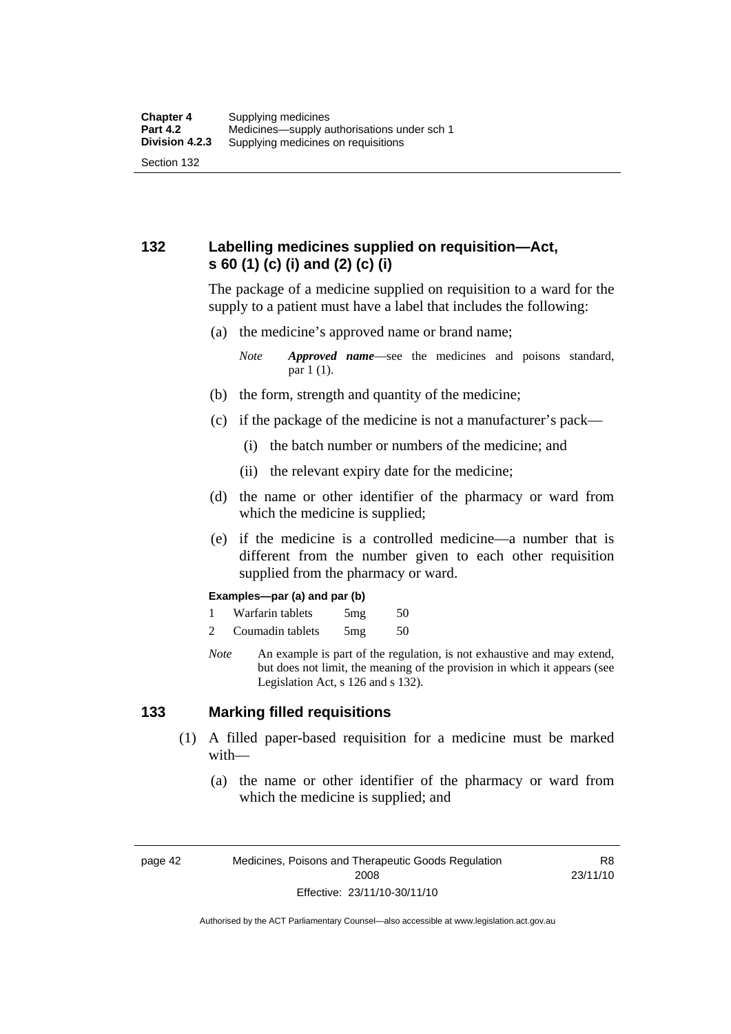## 132 Labelling medicines supplied on requisition—Act, s 60 (1) (c) (i) and (2) (c) (i)

The package of a medicine supplied on requisition to a ward for the supply to a patient must have a label that includes the following:

(a) the medicine's approved name or brand name;

*Note* ***Approved name***—see the medicines and poisons standard, par 1 (1).

(b) the form, strength and quantity of the medicine;

(c) if the package of the medicine is not a manufacturer's pack—

(i) the batch number or numbers of the medicine; and

(ii) the relevant expiry date for the medicine;

(d) the name or other identifier of the pharmacy or ward from which the medicine is supplied;

(e) if the medicine is a controlled medicine—a number that is different from the number given to each other requisition supplied from the pharmacy or ward.

**Examples—par (a) and par (b)**

1 Warfarin tablets 5mg 50

2 Coumadin tablets 5mg 50

*Note* An example is part of the regulation, is not exhaustive and may extend, but does not limit, the meaning of the provision in which it appears (see Legislation Act, s 126 and s 132).

## 133 Marking filled requisitions

(1) A filled paper-based requisition for a medicine must be marked with—

(a) the name or other identifier of the pharmacy or ward from which the medicine is supplied; and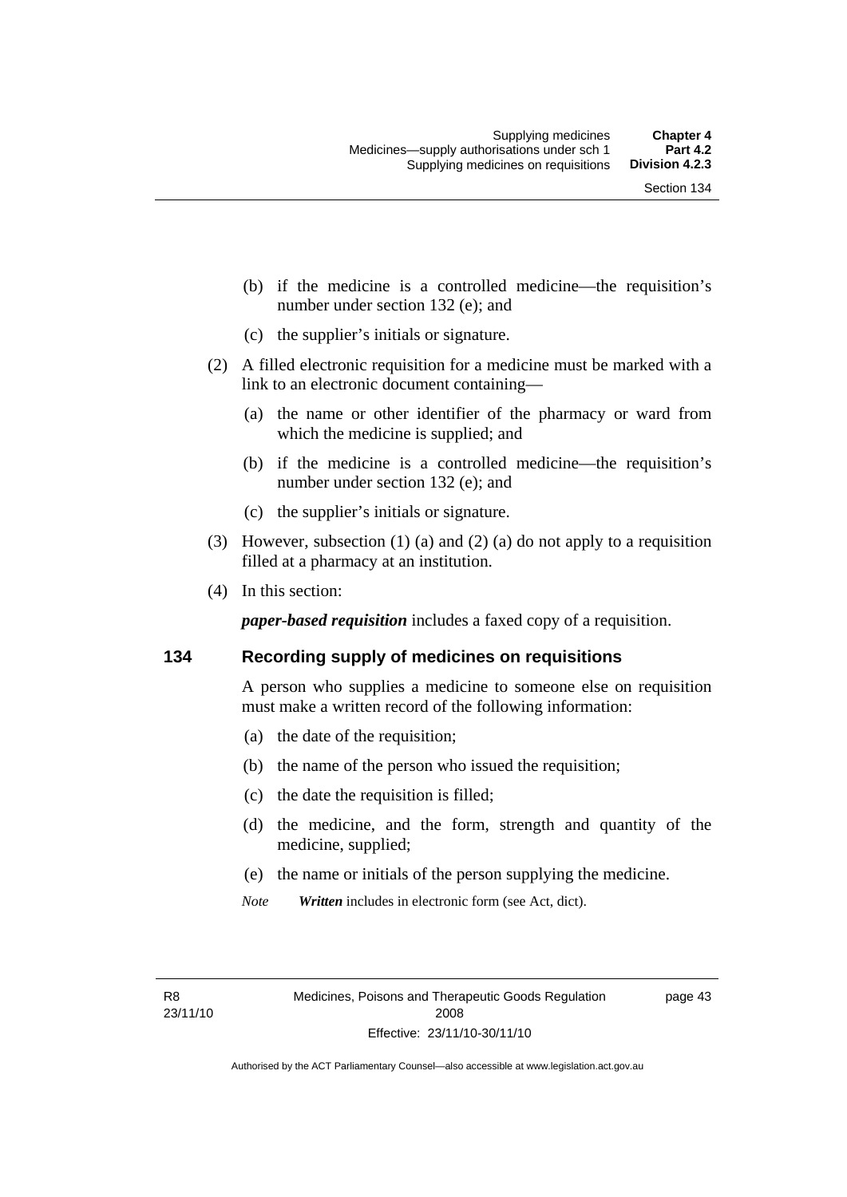(b) if the medicine is a controlled medicine—the requisition's number under section 132 (e); and

(c) the supplier's initials or signature.

(2) A filled electronic requisition for a medicine must be marked with a link to an electronic document containing—

(a) the name or other identifier of the pharmacy or ward from which the medicine is supplied; and

(b) if the medicine is a controlled medicine—the requisition's number under section 132 (e); and

(c) the supplier's initials or signature.

(3) However, subsection (1) (a) and (2) (a) do not apply to a requisition filled at a pharmacy at an institution.

(4) In this section:

***paper-based requisition*** includes a faxed copy of a requisition.

## 134 Recording supply of medicines on requisitions

A person who supplies a medicine to someone else on requisition must make a written record of the following information:

(a) the date of the requisition;

(b) the name of the person who issued the requisition;

(c) the date the requisition is filled;

(d) the medicine, and the form, strength and quantity of the medicine, supplied;

(e) the name or initials of the person supplying the medicine.

*Note* ***Written*** includes in electronic form (see Act, dict).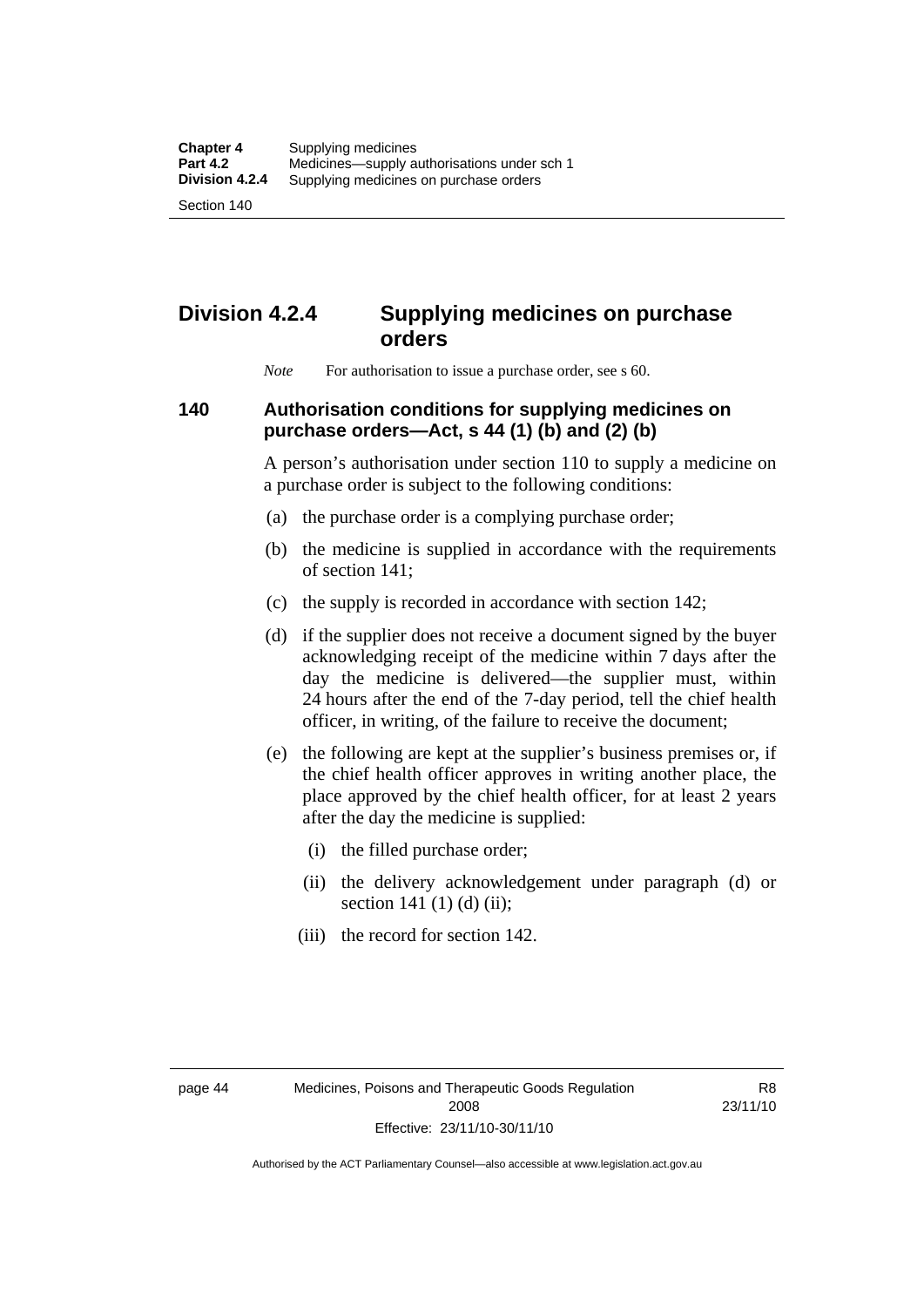## Division 4.2.4 Supplying medicines on purchase orders

*Note* For authorisation to issue a purchase order, see s 60.

### 140 Authorisation conditions for supplying medicines on purchase orders—Act, s 44 (1) (b) and (2) (b)

A person's authorisation under section 110 to supply a medicine on a purchase order is subject to the following conditions:

(a) the purchase order is a complying purchase order;

(b) the medicine is supplied in accordance with the requirements of section 141;

(c) the supply is recorded in accordance with section 142;

(d) if the supplier does not receive a document signed by the buyer acknowledging receipt of the medicine within 7 days after the day the medicine is delivered—the supplier must, within 24 hours after the end of the 7-day period, tell the chief health officer, in writing, of the failure to receive the document;

(e) the following are kept at the supplier's business premises or, if the chief health officer approves in writing another place, the place approved by the chief health officer, for at least 2 years after the day the medicine is supplied:

   (i) the filled purchase order;

   (ii) the delivery acknowledgement under paragraph (d) or section 141 (1) (d) (ii);

   (iii) the record for section 142.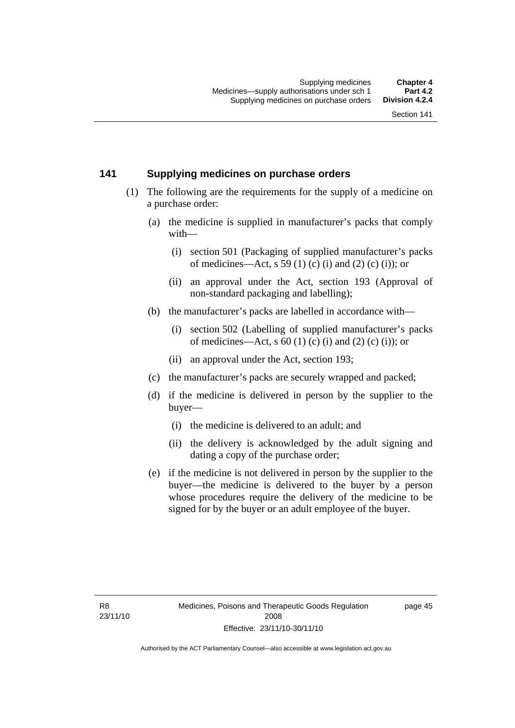## 141 Supplying medicines on purchase orders

(1) The following are the requirements for the supply of a medicine on a purchase order:

(a) the medicine is supplied in manufacturer's packs that comply with—

(i) section 501 (Packaging of supplied manufacturer's packs of medicines—Act, s 59 (1) (c) (i) and (2) (c) (i)); or

(ii) an approval under the Act, section 193 (Approval of non-standard packaging and labelling);

(b) the manufacturer's packs are labelled in accordance with—

(i) section 502 (Labelling of supplied manufacturer's packs of medicines—Act, s 60 (1) (c) (i) and (2) (c) (i)); or

(ii) an approval under the Act, section 193;

(c) the manufacturer's packs are securely wrapped and packed;

(d) if the medicine is delivered in person by the supplier to the buyer—

(i) the medicine is delivered to an adult; and

(ii) the delivery is acknowledged by the adult signing and dating a copy of the purchase order;

(e) if the medicine is not delivered in person by the supplier to the buyer—the medicine is delivered to the buyer by a person whose procedures require the delivery of the medicine to be signed for by the buyer or an adult employee of the buyer.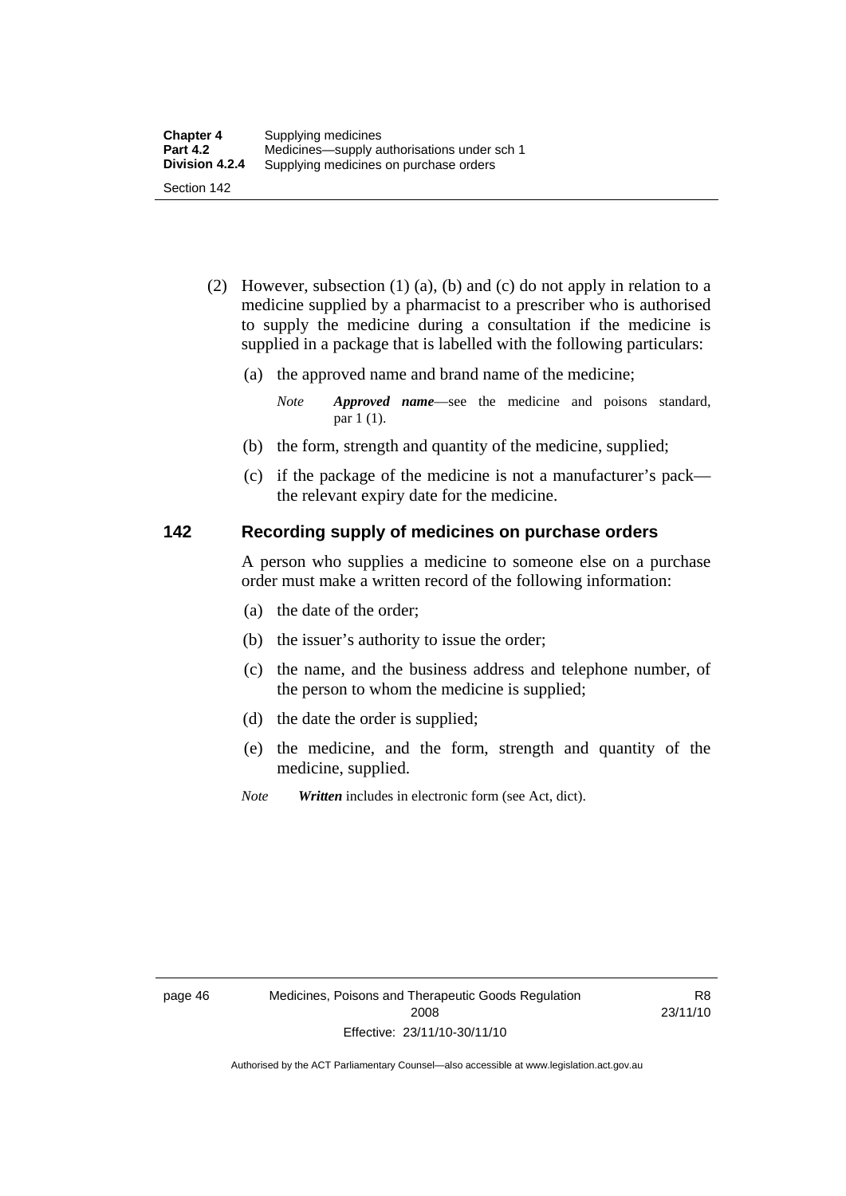(2) However, subsection (1) (a), (b) and (c) do not apply in relation to a medicine supplied by a pharmacist to a prescriber who is authorised to supply the medicine during a consultation if the medicine is supplied in a package that is labelled with the following particulars:

(a) the approved name and brand name of the medicine;

*Note* ***Approved name***—see the medicine and poisons standard, par 1 (1).

(b) the form, strength and quantity of the medicine, supplied;

(c) if the package of the medicine is not a manufacturer's pack—the relevant expiry date for the medicine.

## 142 Recording supply of medicines on purchase orders

A person who supplies a medicine to someone else on a purchase order must make a written record of the following information:

(a) the date of the order;

(b) the issuer's authority to issue the order;

(c) the name, and the business address and telephone number, of the person to whom the medicine is supplied;

(d) the date the order is supplied;

(e) the medicine, and the form, strength and quantity of the medicine, supplied.

*Note* ***Written*** includes in electronic form (see Act, dict).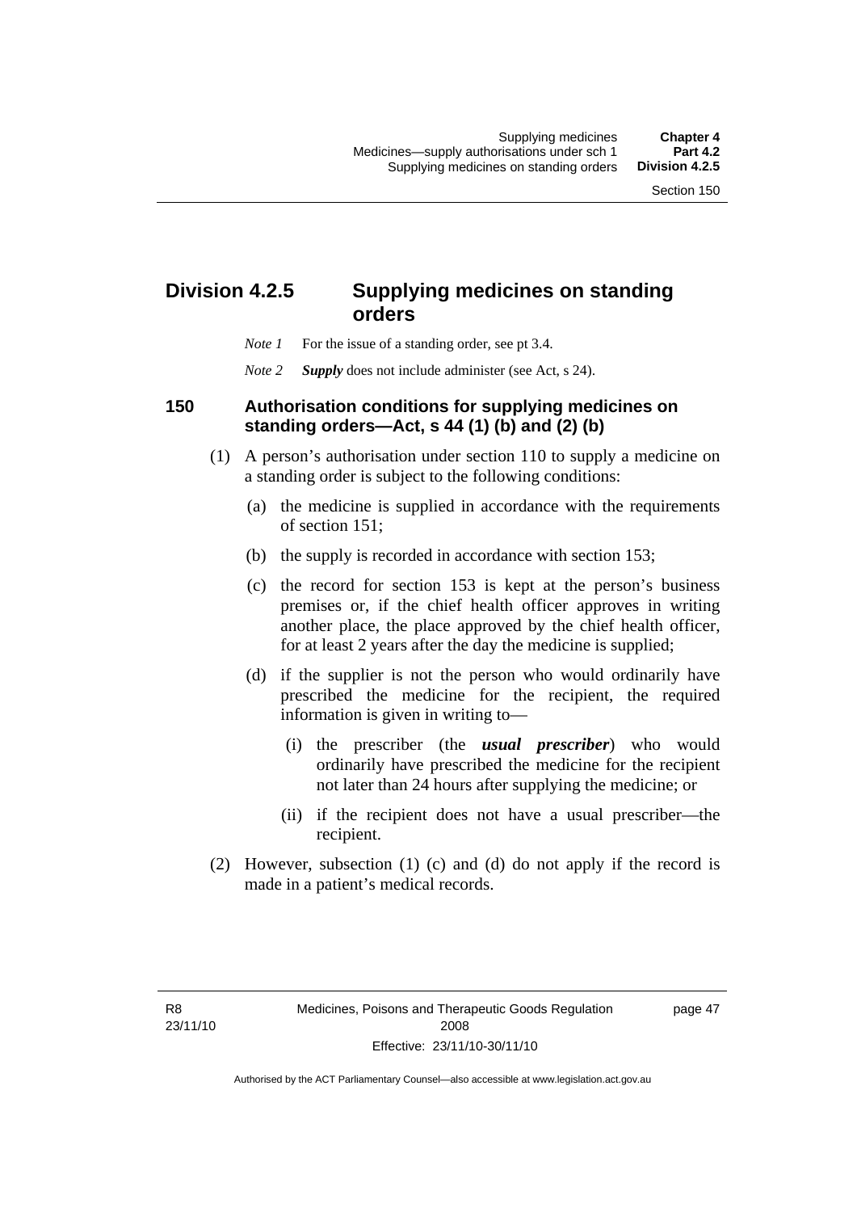## Division 4.2.5 Supplying medicines on standing orders

*Note 1* For the issue of a standing order, see pt 3.4.

*Note 2* ***Supply*** does not include administer (see Act, s 24).

### 150 Authorisation conditions for supplying medicines on standing orders—Act, s 44 (1) (b) and (2) (b)

(1) A person's authorisation under section 110 to supply a medicine on a standing order is subject to the following conditions:

(a) the medicine is supplied in accordance with the requirements of section 151;

(b) the supply is recorded in accordance with section 153;

(c) the record for section 153 is kept at the person's business premises or, if the chief health officer approves in writing another place, the place approved by the chief health officer, for at least 2 years after the day the medicine is supplied;

(d) if the supplier is not the person who would ordinarily have prescribed the medicine for the recipient, the required information is given in writing to—

(i) the prescriber (the ***usual prescriber***) who would ordinarily have prescribed the medicine for the recipient not later than 24 hours after supplying the medicine; or

(ii) if the recipient does not have a usual prescriber—the recipient.

(2) However, subsection (1) (c) and (d) do not apply if the record is made in a patient's medical records.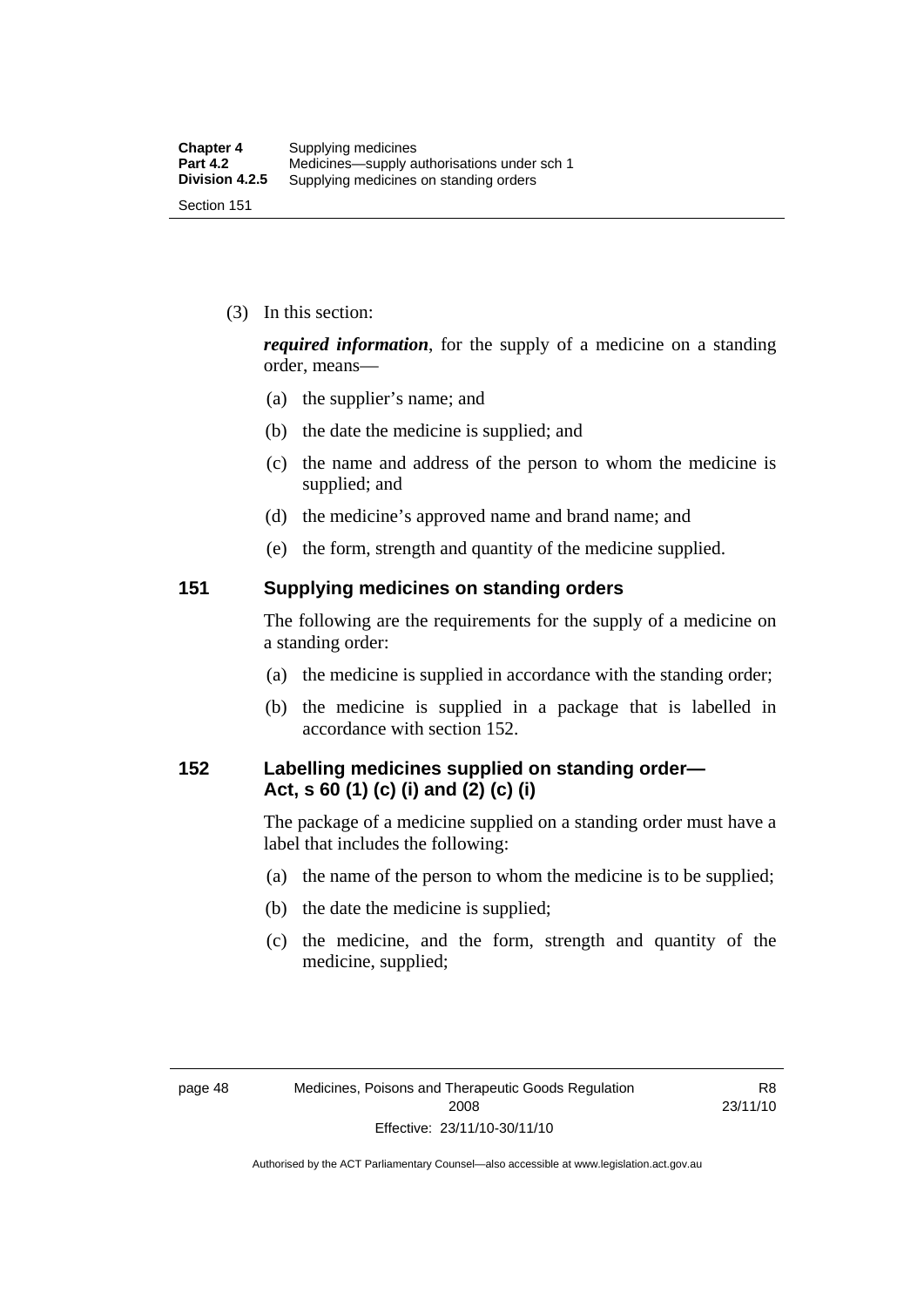(3) In this section:

***required information***, for the supply of a medicine on a standing order, means—

(a) the supplier's name; and

(b) the date the medicine is supplied; and

(c) the name and address of the person to whom the medicine is supplied; and

(d) the medicine's approved name and brand name; and

(e) the form, strength and quantity of the medicine supplied.

## 151 Supplying medicines on standing orders

The following are the requirements for the supply of a medicine on a standing order:

(a) the medicine is supplied in accordance with the standing order;

(b) the medicine is supplied in a package that is labelled in accordance with section 152.

## 152 Labelling medicines supplied on standing order—Act, s 60 (1) (c) (i) and (2) (c) (i)

The package of a medicine supplied on a standing order must have a label that includes the following:

(a) the name of the person to whom the medicine is to be supplied;

(b) the date the medicine is supplied;

(c) the medicine, and the form, strength and quantity of the medicine, supplied;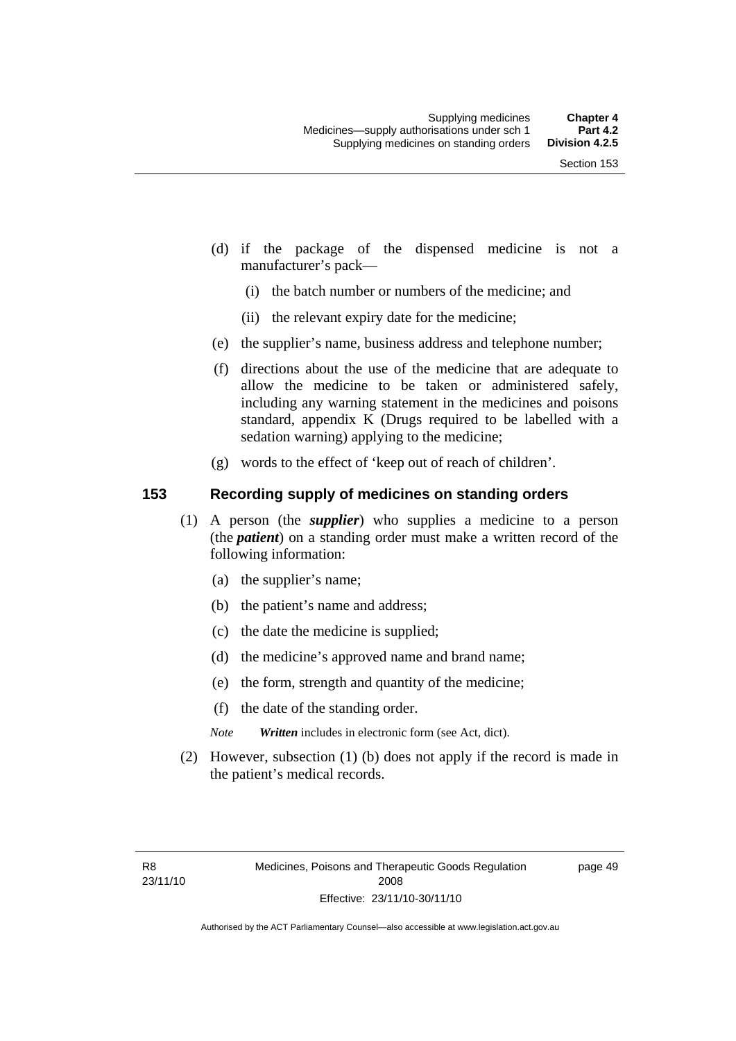(d) if the package of the dispensed medicine is not a manufacturer's pack—

  (i) the batch number or numbers of the medicine; and

  (ii) the relevant expiry date for the medicine;

(e) the supplier's name, business address and telephone number;

(f) directions about the use of the medicine that are adequate to allow the medicine to be taken or administered safely, including any warning statement in the medicines and poisons standard, appendix K (Drugs required to be labelled with a sedation warning) applying to the medicine;

(g) words to the effect of 'keep out of reach of children'.

### 153 Recording supply of medicines on standing orders

(1) A person (the ***supplier***) who supplies a medicine to a person (the ***patient***) on a standing order must make a written record of the following information:

  (a) the supplier's name;

  (b) the patient's name and address;

  (c) the date the medicine is supplied;

  (d) the medicine's approved name and brand name;

  (e) the form, strength and quantity of the medicine;

  (f) the date of the standing order.

*Note* ***Written*** includes in electronic form (see Act, dict).

(2) However, subsection (1) (b) does not apply if the record is made in the patient's medical records.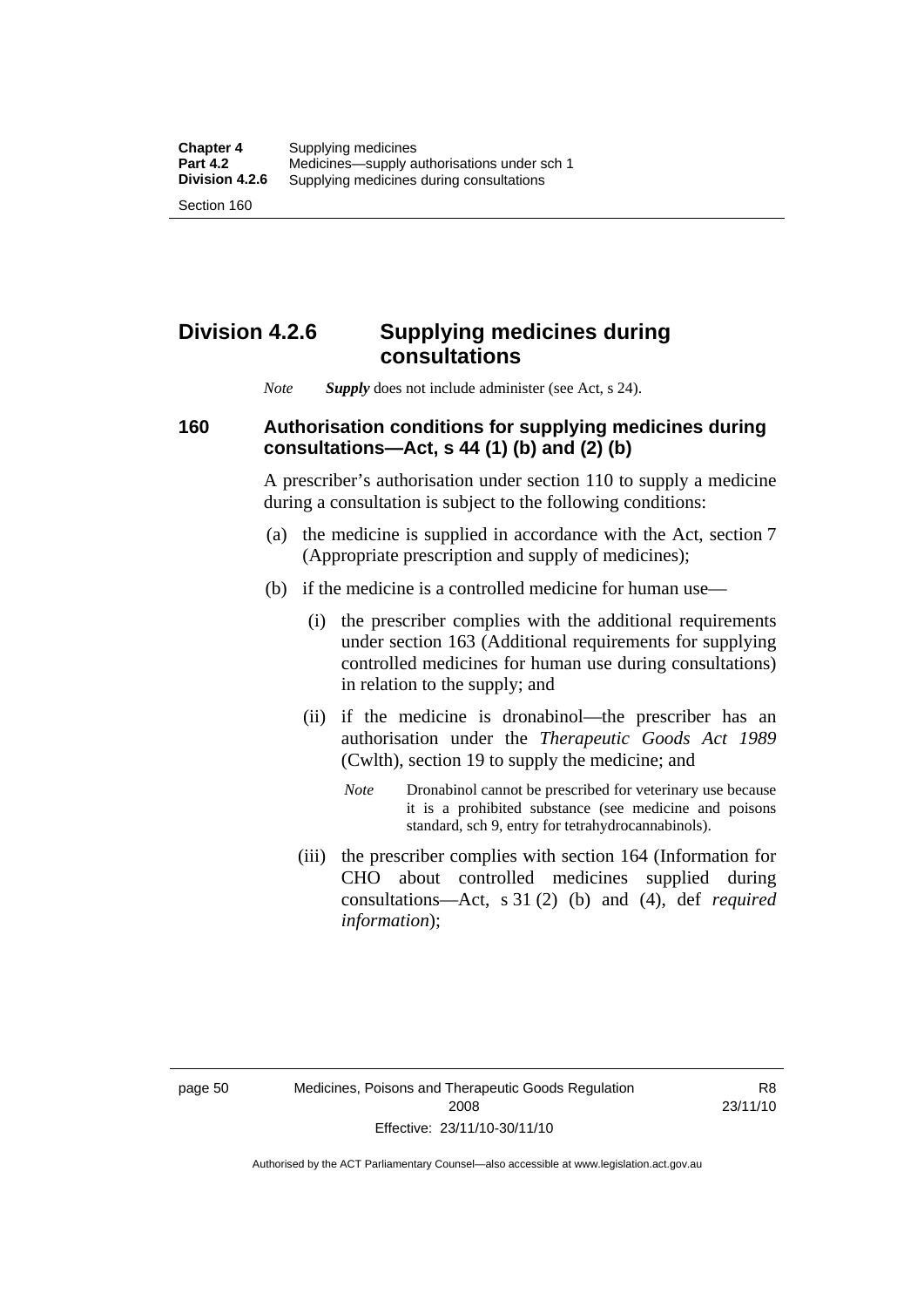## Division 4.2.6 Supplying medicines during consultations

*Note* ***Supply*** does not include administer (see Act, s 24).

### 160 Authorisation conditions for supplying medicines during consultations—Act, s 44 (1) (b) and (2) (b)

A prescriber's authorisation under section 110 to supply a medicine during a consultation is subject to the following conditions:

(a) the medicine is supplied in accordance with the Act, section 7 (Appropriate prescription and supply of medicines);

(b) if the medicine is a controlled medicine for human use—

(i) the prescriber complies with the additional requirements under section 163 (Additional requirements for supplying controlled medicines for human use during consultations) in relation to the supply; and

(ii) if the medicine is dronabinol—the prescriber has an authorisation under the *Therapeutic Goods Act 1989* (Cwlth), section 19 to supply the medicine; and

*Note* Dronabinol cannot be prescribed for veterinary use because it is a prohibited substance (see medicine and poisons standard, sch 9, entry for tetrahydrocannabinols).

(iii) the prescriber complies with section 164 (Information for CHO about controlled medicines supplied during consultations—Act, s 31 (2) (b) and (4), def *required information*);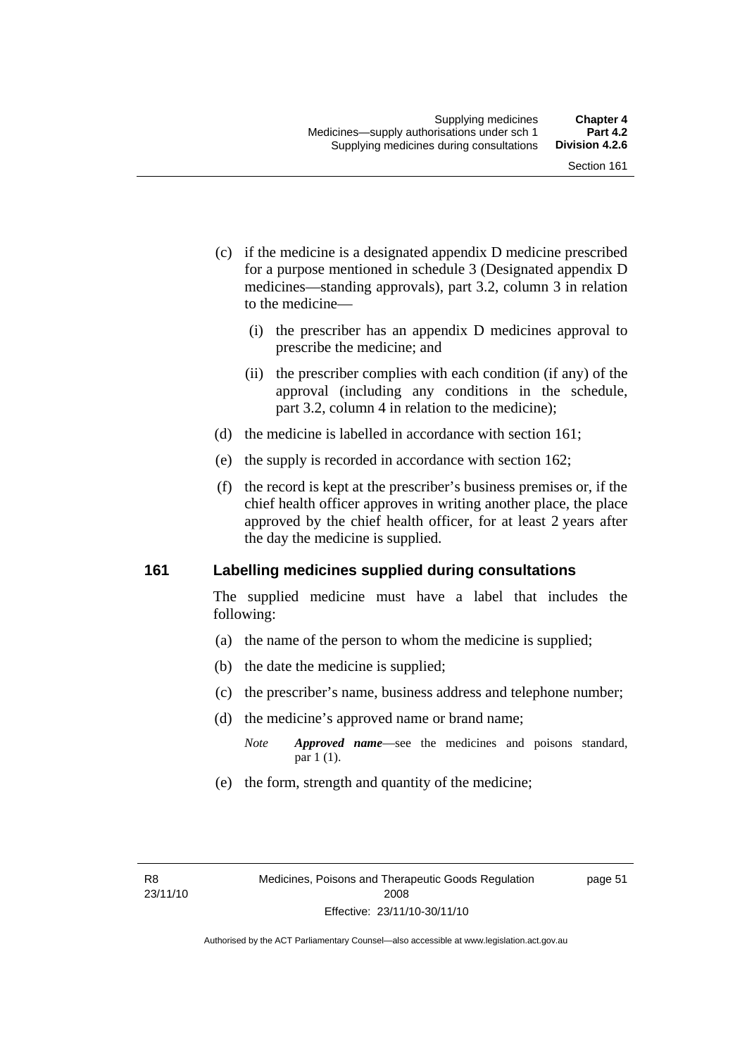(c) if the medicine is a designated appendix D medicine prescribed for a purpose mentioned in schedule 3 (Designated appendix D medicines—standing approvals), part 3.2, column 3 in relation to the medicine—

   (i) the prescriber has an appendix D medicines approval to prescribe the medicine; and

   (ii) the prescriber complies with each condition (if any) of the approval (including any conditions in the schedule, part 3.2, column 4 in relation to the medicine);

(d) the medicine is labelled in accordance with section 161;

(e) the supply is recorded in accordance with section 162;

(f) the record is kept at the prescriber's business premises or, if the chief health officer approves in writing another place, the place approved by the chief health officer, for at least 2 years after the day the medicine is supplied.

## 161 Labelling medicines supplied during consultations

The supplied medicine must have a label that includes the following:

(a) the name of the person to whom the medicine is supplied;

(b) the date the medicine is supplied;

(c) the prescriber's name, business address and telephone number;

(d) the medicine's approved name or brand name;

*Note* ***Approved name***—see the medicines and poisons standard, par 1 (1).

(e) the form, strength and quantity of the medicine;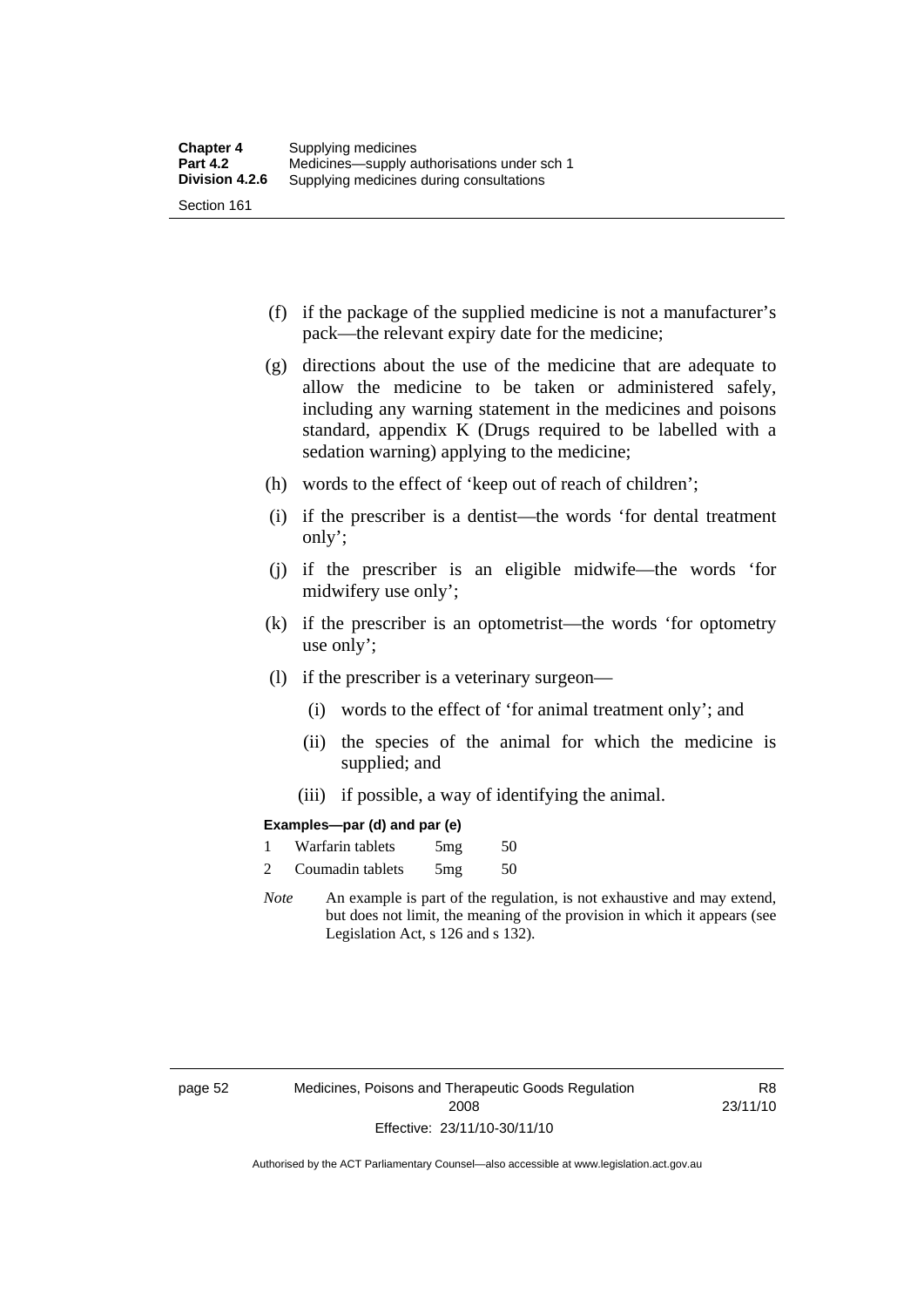(f) if the package of the supplied medicine is not a manufacturer's pack—the relevant expiry date for the medicine;

(g) directions about the use of the medicine that are adequate to allow the medicine to be taken or administered safely, including any warning statement in the medicines and poisons standard, appendix K (Drugs required to be labelled with a sedation warning) applying to the medicine;

(h) words to the effect of 'keep out of reach of children';

(i) if the prescriber is a dentist—the words 'for dental treatment only';

(j) if the prescriber is an eligible midwife—the words 'for midwifery use only';

(k) if the prescriber is an optometrist—the words 'for optometry use only';

(l) if the prescriber is a veterinary surgeon—

(i) words to the effect of 'for animal treatment only'; and

(ii) the species of the animal for which the medicine is supplied; and

(iii) if possible, a way of identifying the animal.

**Examples—par (d) and par (e)**

1 Warfarin tablets 5mg 50

2 Coumadin tablets 5mg 50

*Note* An example is part of the regulation, is not exhaustive and may extend, but does not limit, the meaning of the provision in which it appears (see Legislation Act, s 126 and s 132).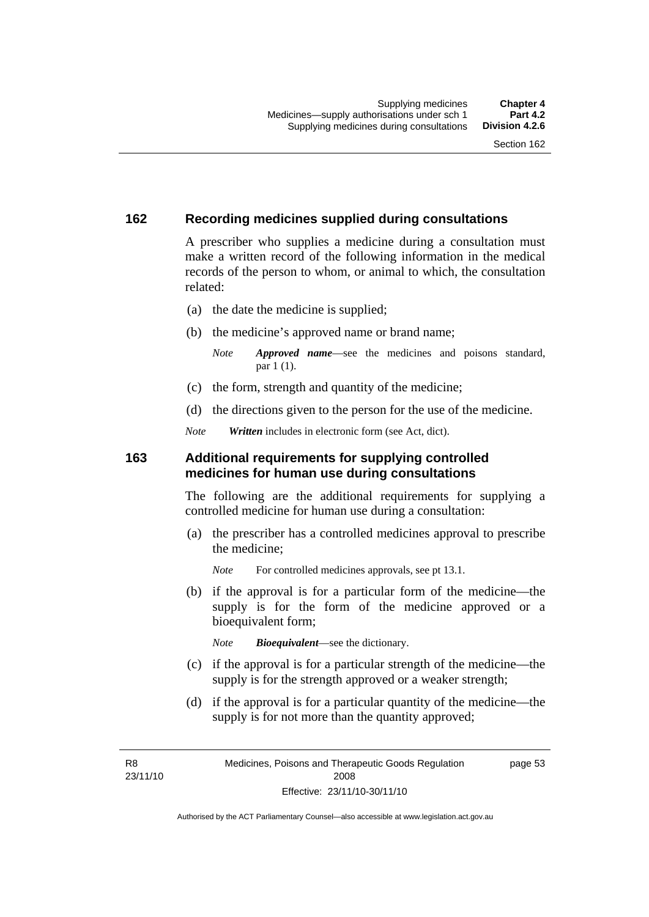## 162 Recording medicines supplied during consultations

A prescriber who supplies a medicine during a consultation must make a written record of the following information in the medical records of the person to whom, or animal to which, the consultation related:

(a) the date the medicine is supplied;

(b) the medicine's approved name or brand name;

*Note* ***Approved name***—see the medicines and poisons standard, par 1 (1).

(c) the form, strength and quantity of the medicine;

(d) the directions given to the person for the use of the medicine.

*Note* ***Written*** includes in electronic form (see Act, dict).

## 163 Additional requirements for supplying controlled medicines for human use during consultations

The following are the additional requirements for supplying a controlled medicine for human use during a consultation:

(a) the prescriber has a controlled medicines approval to prescribe the medicine;

*Note* For controlled medicines approvals, see pt 13.1.

(b) if the approval is for a particular form of the medicine—the supply is for the form of the medicine approved or a bioequivalent form;

*Note* ***Bioequivalent***—see the dictionary.

(c) if the approval is for a particular strength of the medicine—the supply is for the strength approved or a weaker strength;

(d) if the approval is for a particular quantity of the medicine—the supply is for not more than the quantity approved;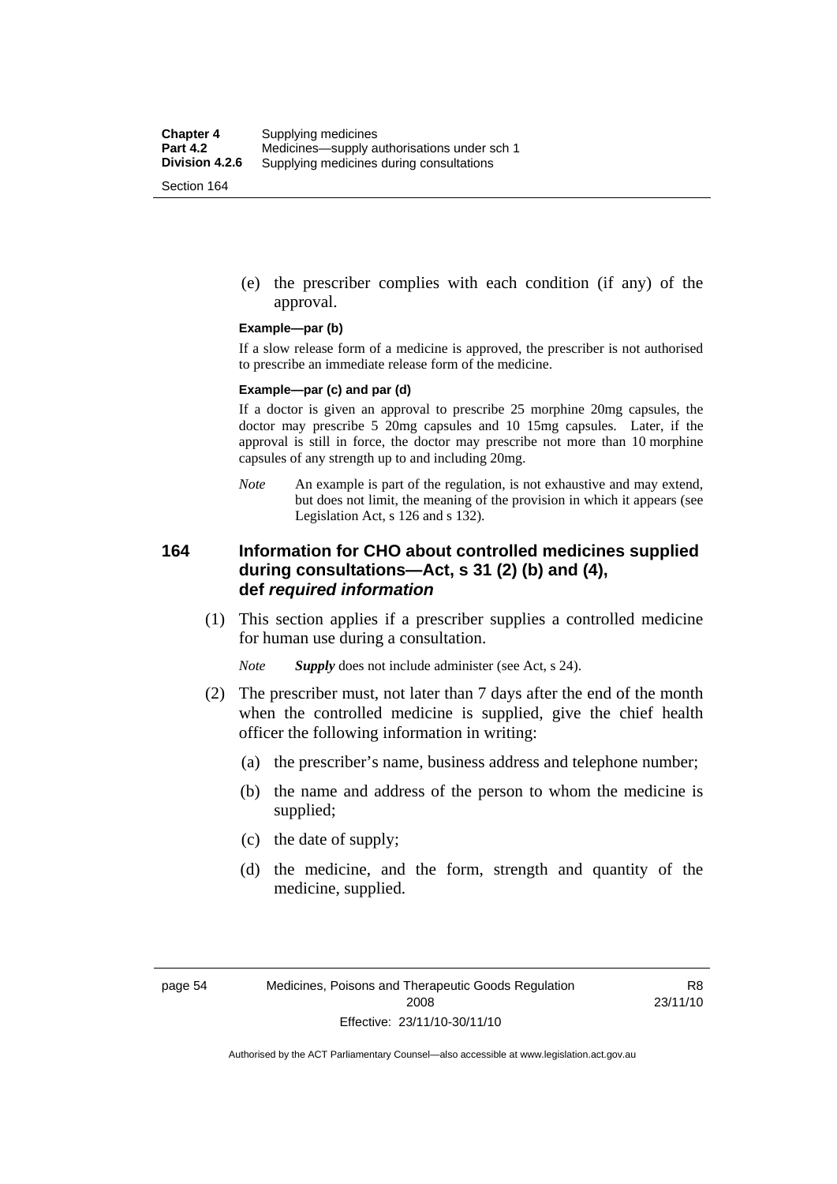(e) the prescriber complies with each condition (if any) of the approval.

**Example—par (b)**

If a slow release form of a medicine is approved, the prescriber is not authorised to prescribe an immediate release form of the medicine.

**Example—par (c) and par (d)**

If a doctor is given an approval to prescribe 25 morphine 20mg capsules, the doctor may prescribe 5 20mg capsules and 10 15mg capsules. Later, if the approval is still in force, the doctor may prescribe not more than 10 morphine capsules of any strength up to and including 20mg.

*Note* An example is part of the regulation, is not exhaustive and may extend, but does not limit, the meaning of the provision in which it appears (see Legislation Act, s 126 and s 132).

## 164 Information for CHO about controlled medicines supplied during consultations—Act, s 31 (2) (b) and (4), def *required information*

(1) This section applies if a prescriber supplies a controlled medicine for human use during a consultation.

*Note* ***Supply*** does not include administer (see Act, s 24).

(2) The prescriber must, not later than 7 days after the end of the month when the controlled medicine is supplied, give the chief health officer the following information in writing:

(a) the prescriber's name, business address and telephone number;

(b) the name and address of the person to whom the medicine is supplied;

(c) the date of supply;

(d) the medicine, and the form, strength and quantity of the medicine, supplied.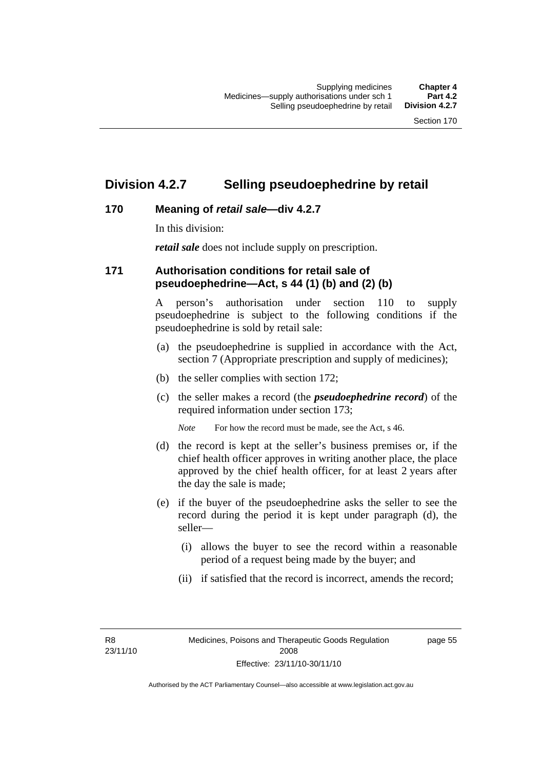# Division 4.2.7 Selling pseudoephedrine by retail

## 170 Meaning of *retail sale*—div 4.2.7

In this division:

***retail sale*** does not include supply on prescription.

## 171 Authorisation conditions for retail sale of pseudoephedrine—Act, s 44 (1) (b) and (2) (b)

A person's authorisation under section 110 to supply pseudoephedrine is subject to the following conditions if the pseudoephedrine is sold by retail sale:

(a) the pseudoephedrine is supplied in accordance with the Act, section 7 (Appropriate prescription and supply of medicines);

(b) the seller complies with section 172;

(c) the seller makes a record (the ***pseudoephedrine record***) of the required information under section 173;

*Note* For how the record must be made, see the Act, s 46.

(d) the record is kept at the seller's business premises or, if the chief health officer approves in writing another place, the place approved by the chief health officer, for at least 2 years after the day the sale is made;

(e) if the buyer of the pseudoephedrine asks the seller to see the record during the period it is kept under paragraph (d), the seller—

(i) allows the buyer to see the record within a reasonable period of a request being made by the buyer; and

(ii) if satisfied that the record is incorrect, amends the record;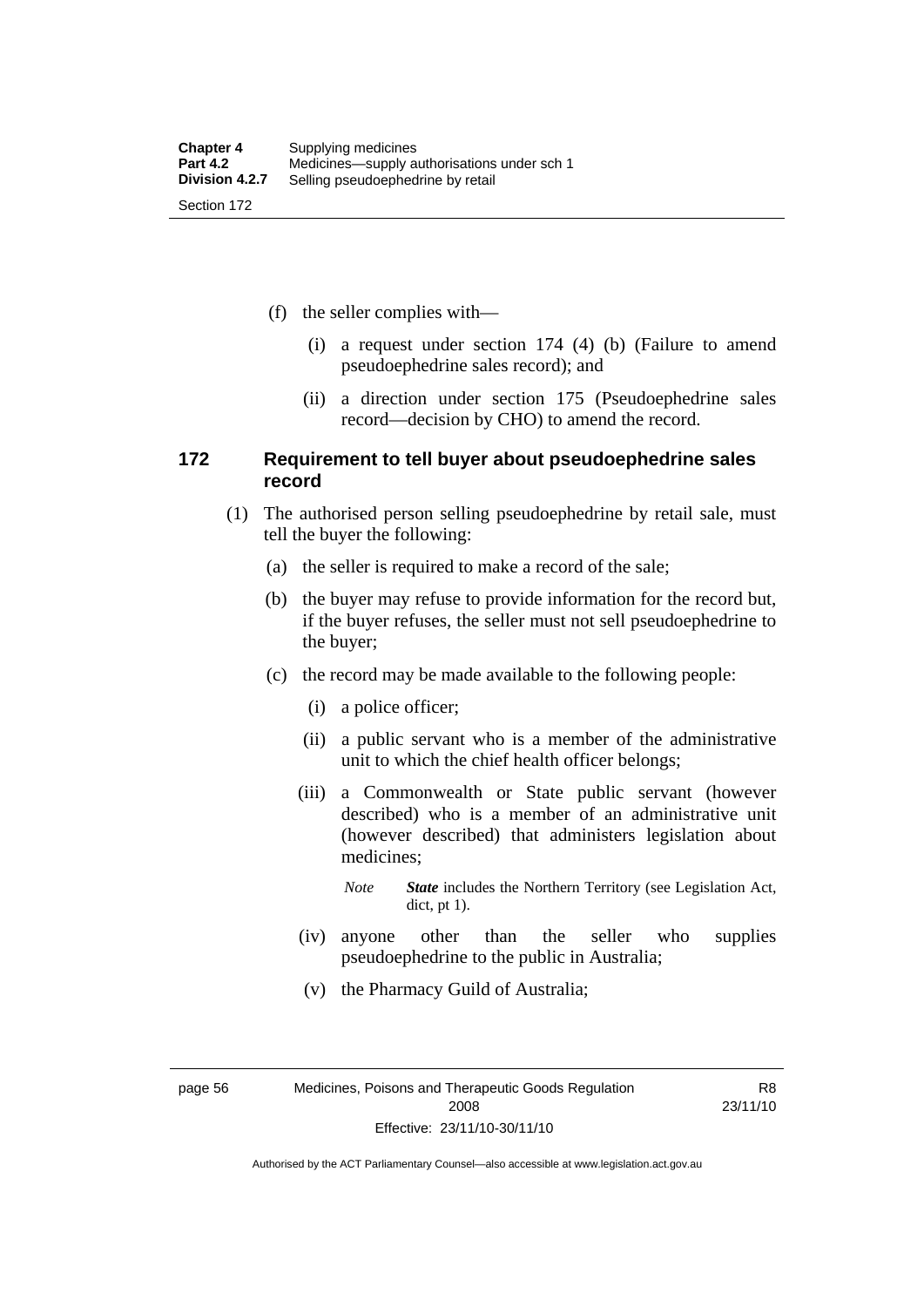(f) the seller complies with—

(i) a request under section 174 (4) (b) (Failure to amend pseudoephedrine sales record); and

(ii) a direction under section 175 (Pseudoephedrine sales record—decision by CHO) to amend the record.

### 172 Requirement to tell buyer about pseudoephedrine sales record

(1) The authorised person selling pseudoephedrine by retail sale, must tell the buyer the following:

(a) the seller is required to make a record of the sale;

(b) the buyer may refuse to provide information for the record but, if the buyer refuses, the seller must not sell pseudoephedrine to the buyer;

(c) the record may be made available to the following people:

(i) a police officer;

(ii) a public servant who is a member of the administrative unit to which the chief health officer belongs;

(iii) a Commonwealth or State public servant (however described) who is a member of an administrative unit (however described) that administers legislation about medicines;

*Note* ***State*** includes the Northern Territory (see Legislation Act, dict, pt 1).

(iv) anyone other than the seller who supplies pseudoephedrine to the public in Australia;

(v) the Pharmacy Guild of Australia;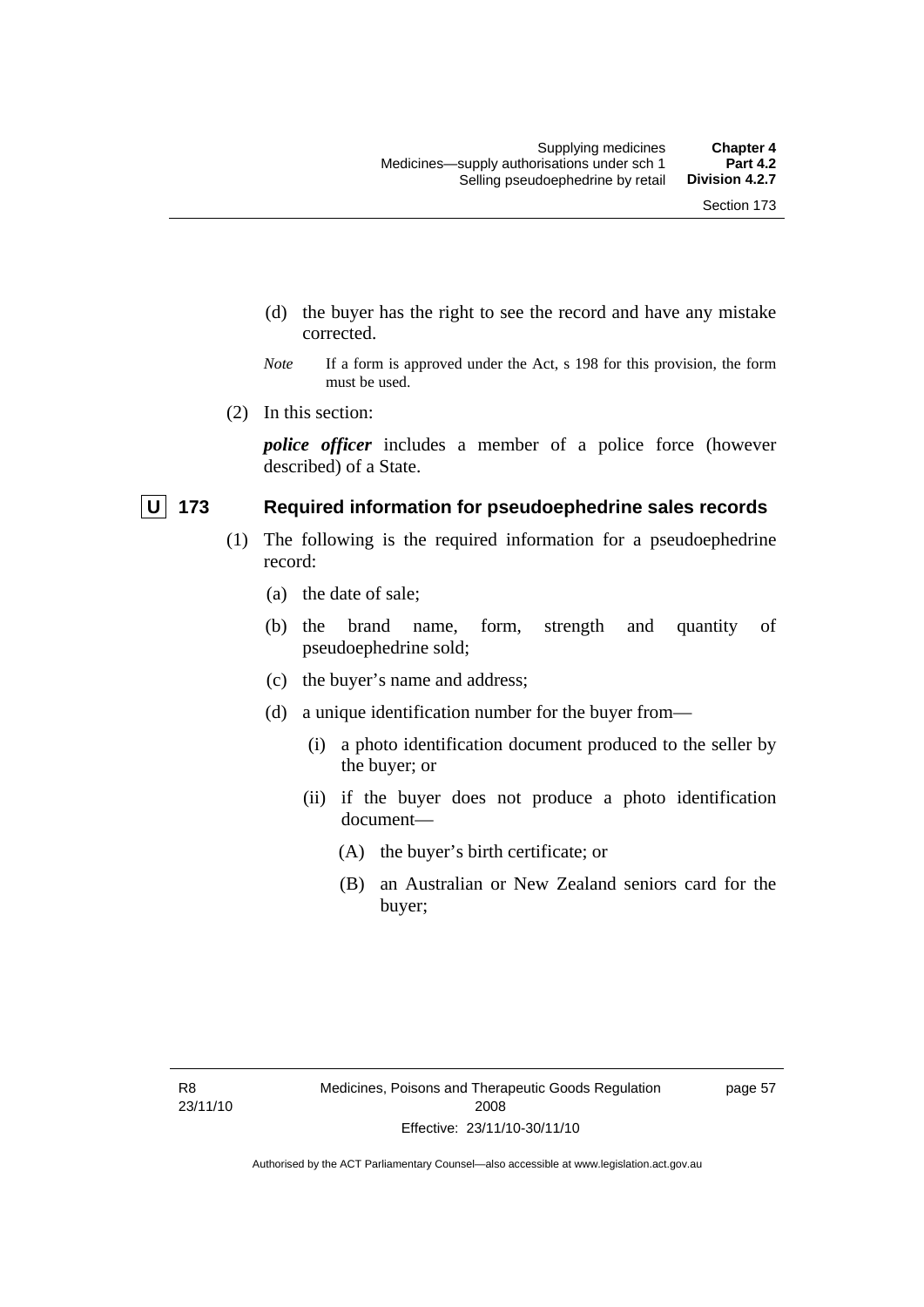(d) the buyer has the right to see the record and have any mistake corrected.

*Note* If a form is approved under the Act, s 198 for this provision, the form must be used.

(2) In this section:

***police officer*** includes a member of a police force (however described) of a State.

### U 173 Required information for pseudoephedrine sales records

(1) The following is the required information for a pseudoephedrine record:

(a) the date of sale;

(b) the brand name, form, strength and quantity of pseudoephedrine sold;

(c) the buyer's name and address;

(d) a unique identification number for the buyer from—

(i) a photo identification document produced to the seller by the buyer; or

(ii) if the buyer does not produce a photo identification document—

(A) the buyer's birth certificate; or

(B) an Australian or New Zealand seniors card for the buyer;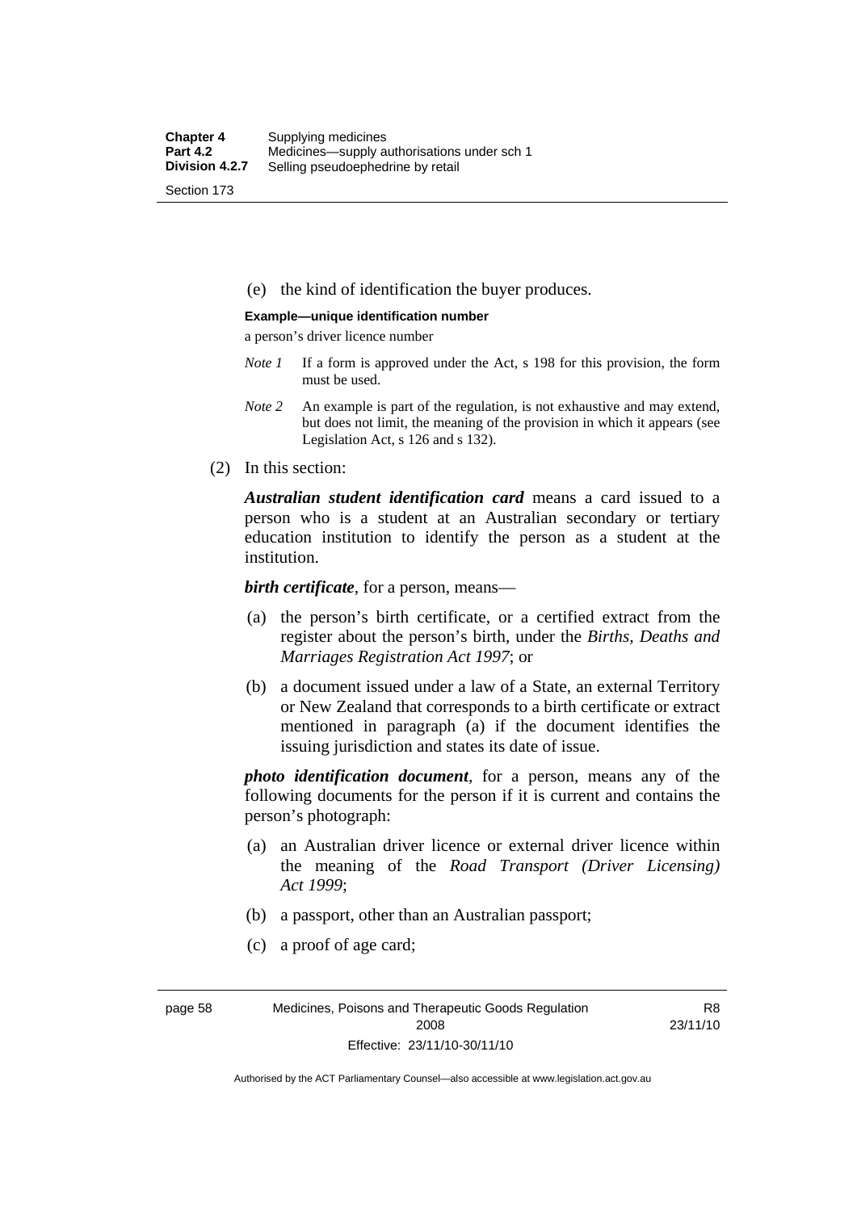(e) the kind of identification the buyer produces.

**Example—unique identification number**

a person's driver licence number

*Note 1* If a form is approved under the Act, s 198 for this provision, the form must be used.

*Note 2* An example is part of the regulation, is not exhaustive and may extend, but does not limit, the meaning of the provision in which it appears (see Legislation Act, s 126 and s 132).

(2) In this section:

***Australian student identification card*** means a card issued to a person who is a student at an Australian secondary or tertiary education institution to identify the person as a student at the institution.

***birth certificate***, for a person, means—

(a) the person's birth certificate, or a certified extract from the register about the person's birth, under the *Births, Deaths and Marriages Registration Act 1997*; or

(b) a document issued under a law of a State, an external Territory or New Zealand that corresponds to a birth certificate or extract mentioned in paragraph (a) if the document identifies the issuing jurisdiction and states its date of issue.

***photo identification document***, for a person, means any of the following documents for the person if it is current and contains the person's photograph:

(a) an Australian driver licence or external driver licence within the meaning of the *Road Transport (Driver Licensing) Act 1999*;

(b) a passport, other than an Australian passport;

(c) a proof of age card;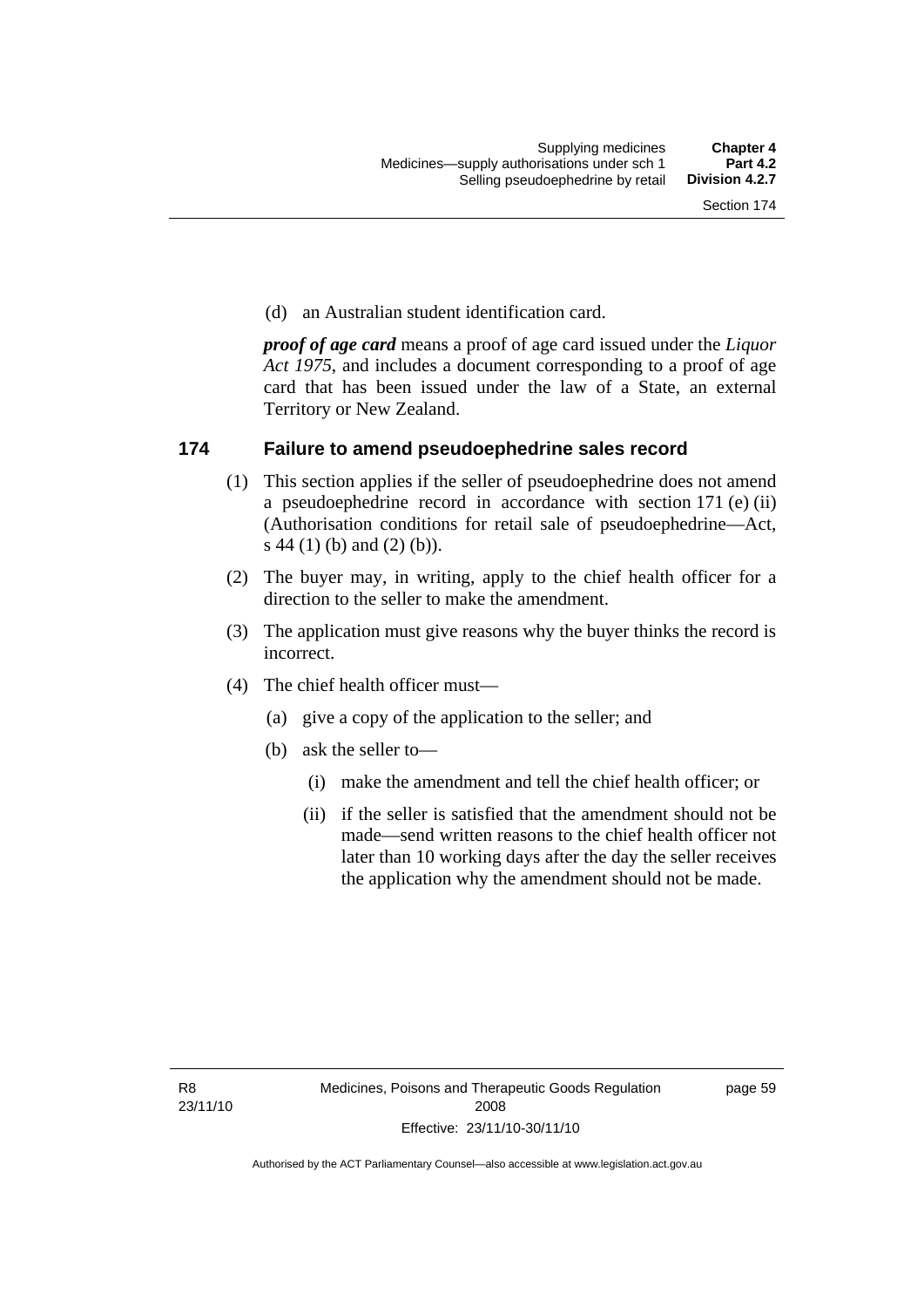(d) an Australian student identification card.

***proof of age card*** means a proof of age card issued under the *Liquor Act 1975*, and includes a document corresponding to a proof of age card that has been issued under the law of a State, an external Territory or New Zealand.

## 174 Failure to amend pseudoephedrine sales record

(1) This section applies if the seller of pseudoephedrine does not amend a pseudoephedrine record in accordance with section 171 (e) (ii) (Authorisation conditions for retail sale of pseudoephedrine—Act, s 44 (1) (b) and (2) (b)).

(2) The buyer may, in writing, apply to the chief health officer for a direction to the seller to make the amendment.

(3) The application must give reasons why the buyer thinks the record is incorrect.

(4) The chief health officer must—

(a) give a copy of the application to the seller; and

(b) ask the seller to—

(i) make the amendment and tell the chief health officer; or

(ii) if the seller is satisfied that the amendment should not be made—send written reasons to the chief health officer not later than 10 working days after the day the seller receives the application why the amendment should not be made.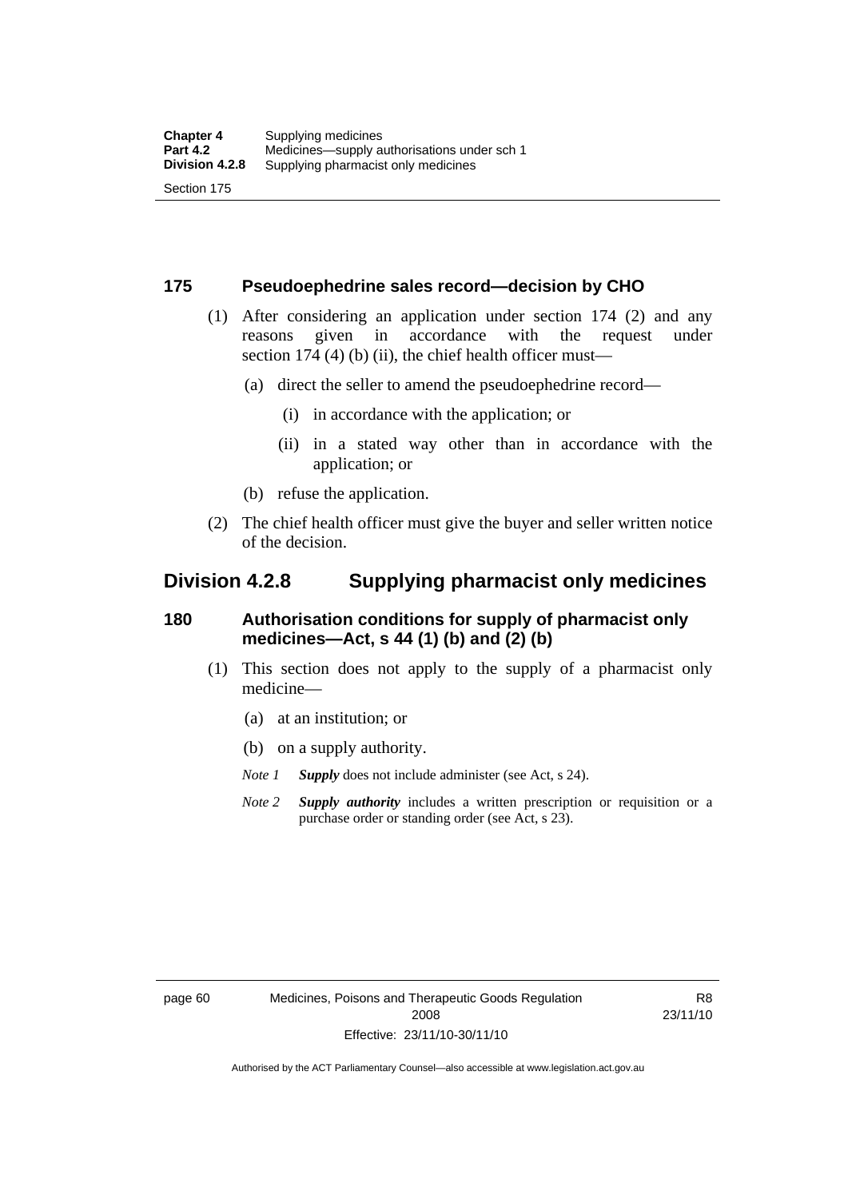### 175 Pseudoephedrine sales record—decision by CHO

(1) After considering an application under section 174 (2) and any reasons given in accordance with the request under section 174 (4) (b) (ii), the chief health officer must—

(a) direct the seller to amend the pseudoephedrine record—

(i) in accordance with the application; or

(ii) in a stated way other than in accordance with the application; or

(b) refuse the application.

(2) The chief health officer must give the buyer and seller written notice of the decision.

## Division 4.2.8 Supplying pharmacist only medicines

### 180 Authorisation conditions for supply of pharmacist only medicines—Act, s 44 (1) (b) and (2) (b)

(1) This section does not apply to the supply of a pharmacist only medicine—

(a) at an institution; or

(b) on a supply authority.

*Note 1* ***Supply*** does not include administer (see Act, s 24).

*Note 2* ***Supply authority*** includes a written prescription or requisition or a purchase order or standing order (see Act, s 23).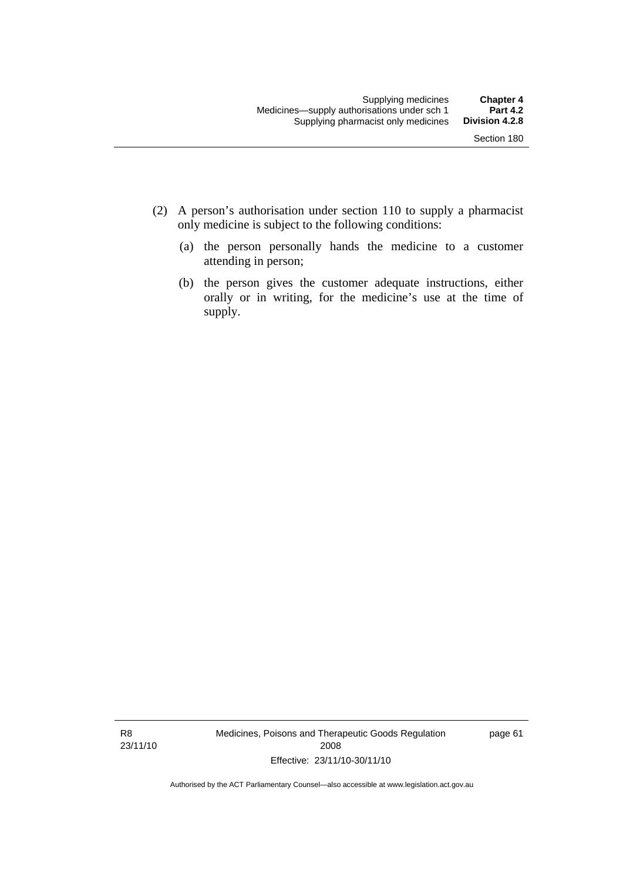(2) A person's authorisation under section 110 to supply a pharmacist only medicine is subject to the following conditions:

(a) the person personally hands the medicine to a customer attending in person;

(b) the person gives the customer adequate instructions, either orally or in writing, for the medicine's use at the time of supply.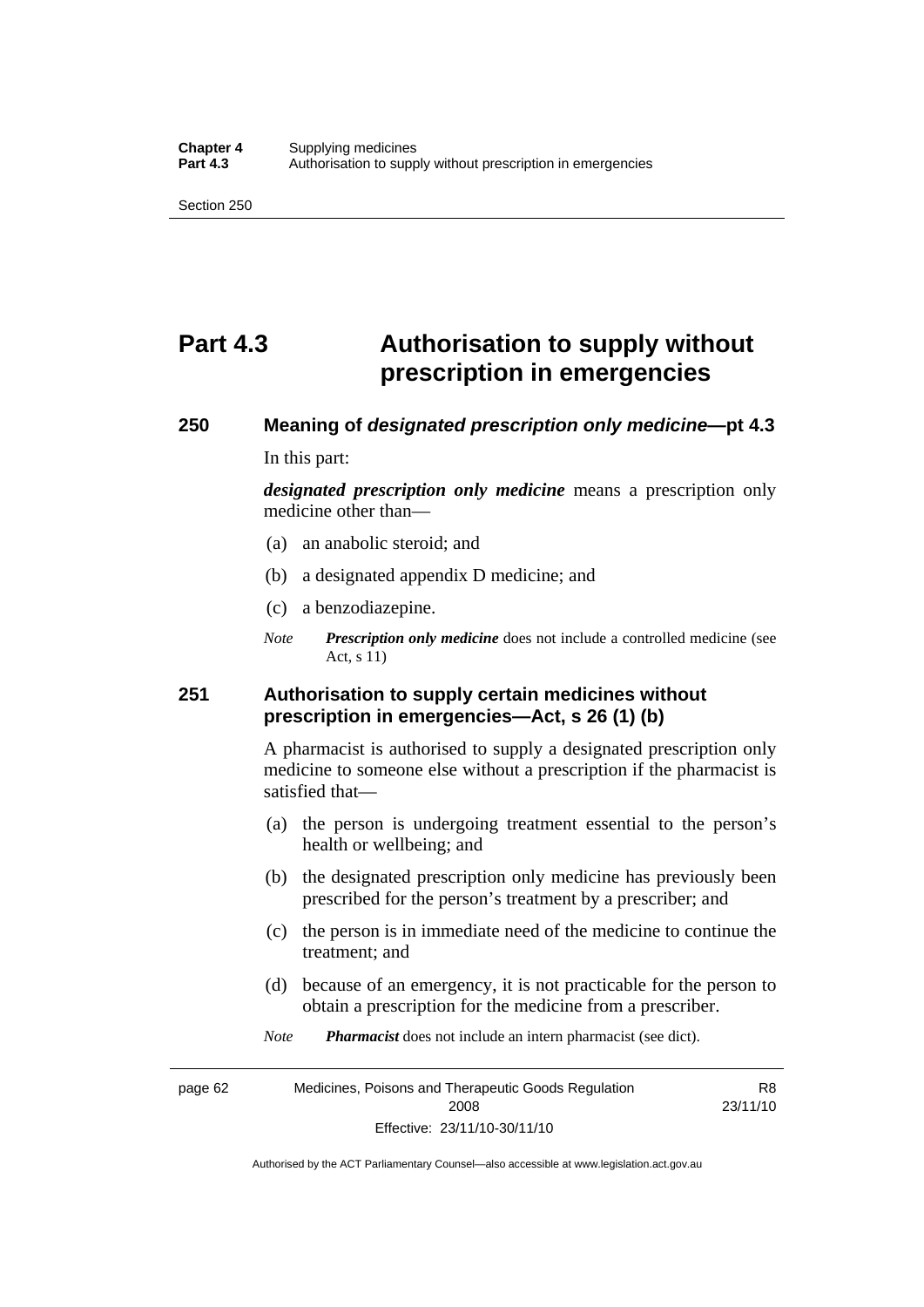# Part 4.3 Authorisation to supply without prescription in emergencies

## 250 Meaning of *designated prescription only medicine*—pt 4.3

In this part:

***designated prescription only medicine*** means a prescription only medicine other than—

(a) an anabolic steroid; and

(b) a designated appendix D medicine; and

(c) a benzodiazepine.

*Note* ***Prescription only medicine*** does not include a controlled medicine (see Act, s 11)

## 251 Authorisation to supply certain medicines without prescription in emergencies—Act, s 26 (1) (b)

A pharmacist is authorised to supply a designated prescription only medicine to someone else without a prescription if the pharmacist is satisfied that—

(a) the person is undergoing treatment essential to the person's health or wellbeing; and

(b) the designated prescription only medicine has previously been prescribed for the person's treatment by a prescriber; and

(c) the person is in immediate need of the medicine to continue the treatment; and

(d) because of an emergency, it is not practicable for the person to obtain a prescription for the medicine from a prescriber.

*Note* ***Pharmacist*** does not include an intern pharmacist (see dict).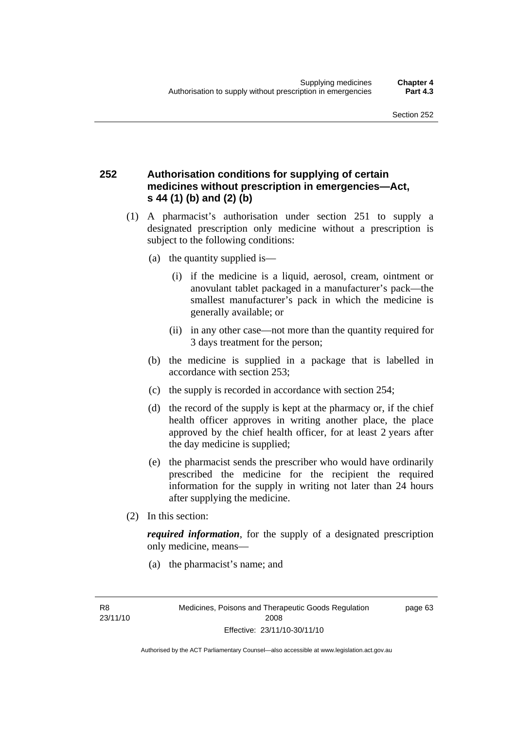## 252 Authorisation conditions for supplying of certain medicines without prescription in emergencies—Act, s 44 (1) (b) and (2) (b)

(1) A pharmacist's authorisation under section 251 to supply a designated prescription only medicine without a prescription is subject to the following conditions:

(a) the quantity supplied is—

(i) if the medicine is a liquid, aerosol, cream, ointment or anovulant tablet packaged in a manufacturer's pack—the smallest manufacturer's pack in which the medicine is generally available; or

(ii) in any other case—not more than the quantity required for 3 days treatment for the person;

(b) the medicine is supplied in a package that is labelled in accordance with section 253;

(c) the supply is recorded in accordance with section 254;

(d) the record of the supply is kept at the pharmacy or, if the chief health officer approves in writing another place, the place approved by the chief health officer, for at least 2 years after the day medicine is supplied;

(e) the pharmacist sends the prescriber who would have ordinarily prescribed the medicine for the recipient the required information for the supply in writing not later than 24 hours after supplying the medicine.

(2) In this section:

***required information***, for the supply of a designated prescription only medicine, means—

(a) the pharmacist's name; and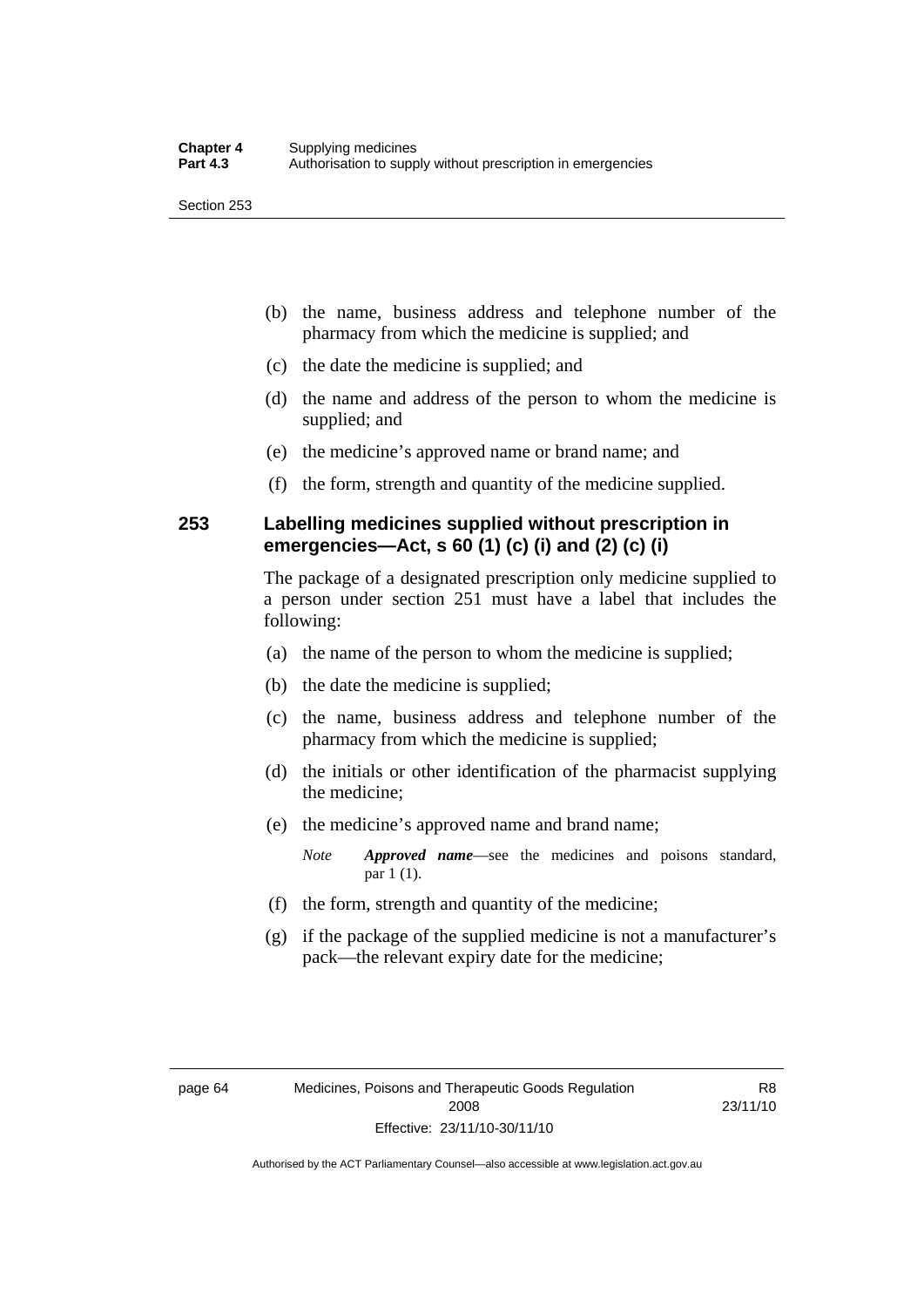(b) the name, business address and telephone number of the pharmacy from which the medicine is supplied; and

(c) the date the medicine is supplied; and

(d) the name and address of the person to whom the medicine is supplied; and

(e) the medicine's approved name or brand name; and

(f) the form, strength and quantity of the medicine supplied.

## 253 Labelling medicines supplied without prescription in emergencies—Act, s 60 (1) (c) (i) and (2) (c) (i)

The package of a designated prescription only medicine supplied to a person under section 251 must have a label that includes the following:

(a) the name of the person to whom the medicine is supplied;

(b) the date the medicine is supplied;

(c) the name, business address and telephone number of the pharmacy from which the medicine is supplied;

(d) the initials or other identification of the pharmacist supplying the medicine;

(e) the medicine's approved name and brand name;

*Note* ***Approved name***—see the medicines and poisons standard, par 1 (1).

(f) the form, strength and quantity of the medicine;

(g) if the package of the supplied medicine is not a manufacturer's pack—the relevant expiry date for the medicine;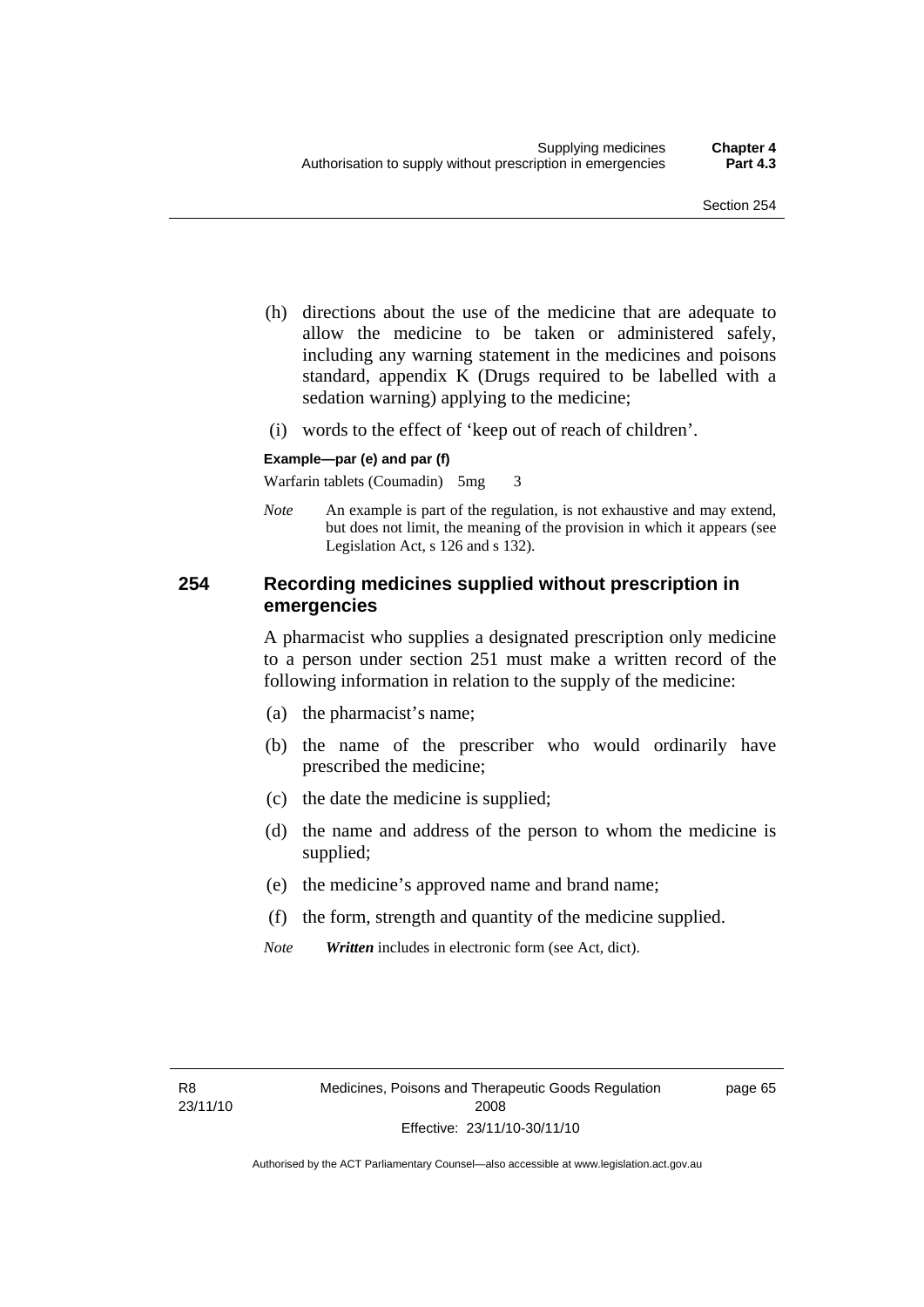(h) directions about the use of the medicine that are adequate to allow the medicine to be taken or administered safely, including any warning statement in the medicines and poisons standard, appendix K (Drugs required to be labelled with a sedation warning) applying to the medicine;

(i) words to the effect of 'keep out of reach of children'.

**Example—par (e) and par (f)**

Warfarin tablets (Coumadin) 5mg 3

*Note* An example is part of the regulation, is not exhaustive and may extend, but does not limit, the meaning of the provision in which it appears (see Legislation Act, s 126 and s 132).

## 254 Recording medicines supplied without prescription in emergencies

A pharmacist who supplies a designated prescription only medicine to a person under section 251 must make a written record of the following information in relation to the supply of the medicine:

(a) the pharmacist's name;

(b) the name of the prescriber who would ordinarily have prescribed the medicine;

(c) the date the medicine is supplied;

(d) the name and address of the person to whom the medicine is supplied;

(e) the medicine's approved name and brand name;

(f) the form, strength and quantity of the medicine supplied.

*Note* ***Written*** includes in electronic form (see Act, dict).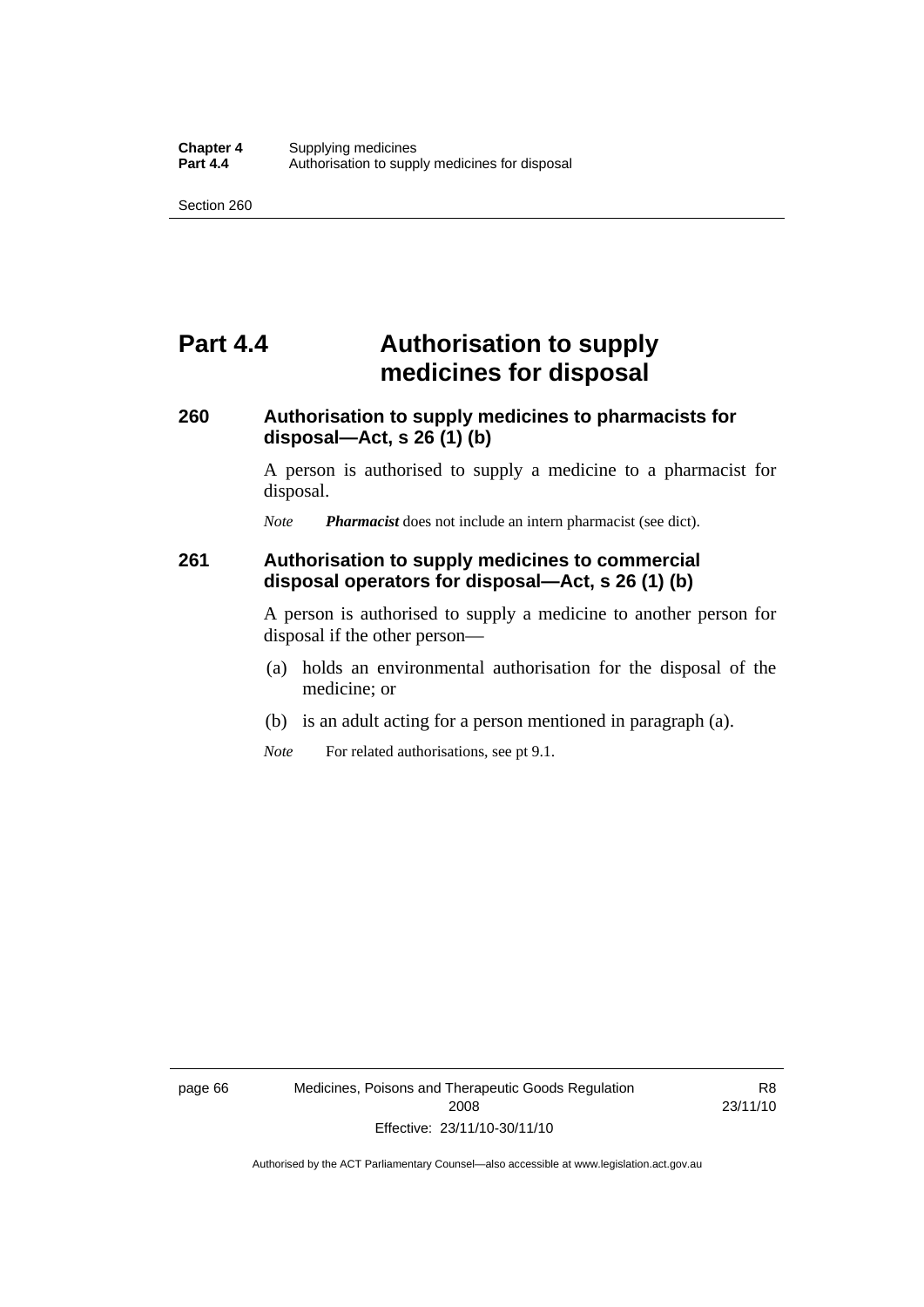# Part 4.4 Authorisation to supply medicines for disposal

### 260 Authorisation to supply medicines to pharmacists for disposal—Act, s 26 (1) (b)

A person is authorised to supply a medicine to a pharmacist for disposal.

*Note* ***Pharmacist*** does not include an intern pharmacist (see dict).

### 261 Authorisation to supply medicines to commercial disposal operators for disposal—Act, s 26 (1) (b)

A person is authorised to supply a medicine to another person for disposal if the other person—

(a) holds an environmental authorisation for the disposal of the medicine; or

(b) is an adult acting for a person mentioned in paragraph (a).

*Note* For related authorisations, see pt 9.1.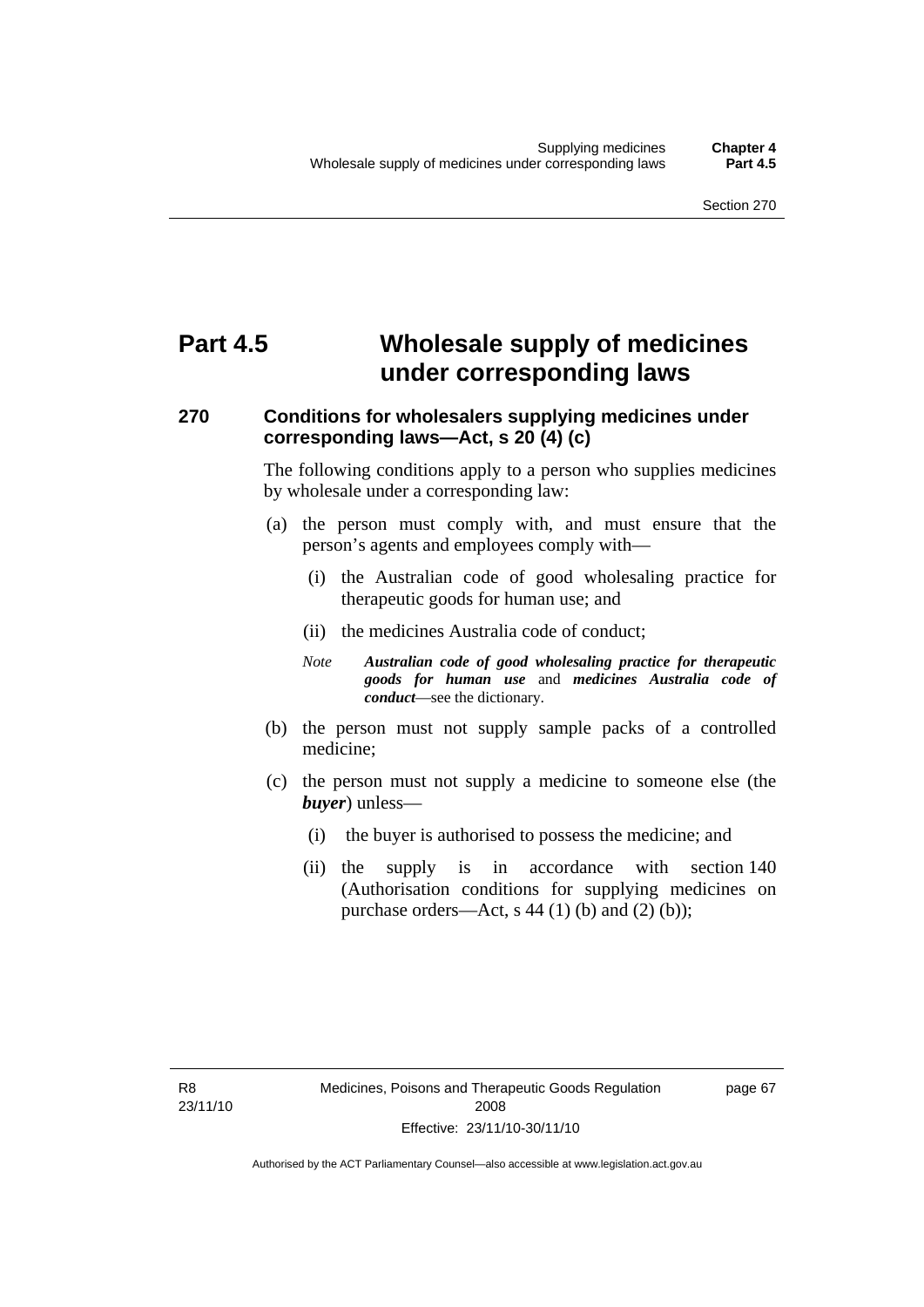# Part 4.5 Wholesale supply of medicines under corresponding laws

## 270 Conditions for wholesalers supplying medicines under corresponding laws—Act, s 20 (4) (c)

The following conditions apply to a person who supplies medicines by wholesale under a corresponding law:

(a) the person must comply with, and must ensure that the person's agents and employees comply with—

(i) the Australian code of good wholesaling practice for therapeutic goods for human use; and

(ii) the medicines Australia code of conduct;

*Note* ***Australian code of good wholesaling practice for therapeutic goods for human use*** and ***medicines Australia code of conduct***—see the dictionary.

(b) the person must not supply sample packs of a controlled medicine;

(c) the person must not supply a medicine to someone else (the ***buyer***) unless—

(i) the buyer is authorised to possess the medicine; and

(ii) the supply is in accordance with section 140 (Authorisation conditions for supplying medicines on purchase orders—Act, s 44 (1) (b) and (2) (b));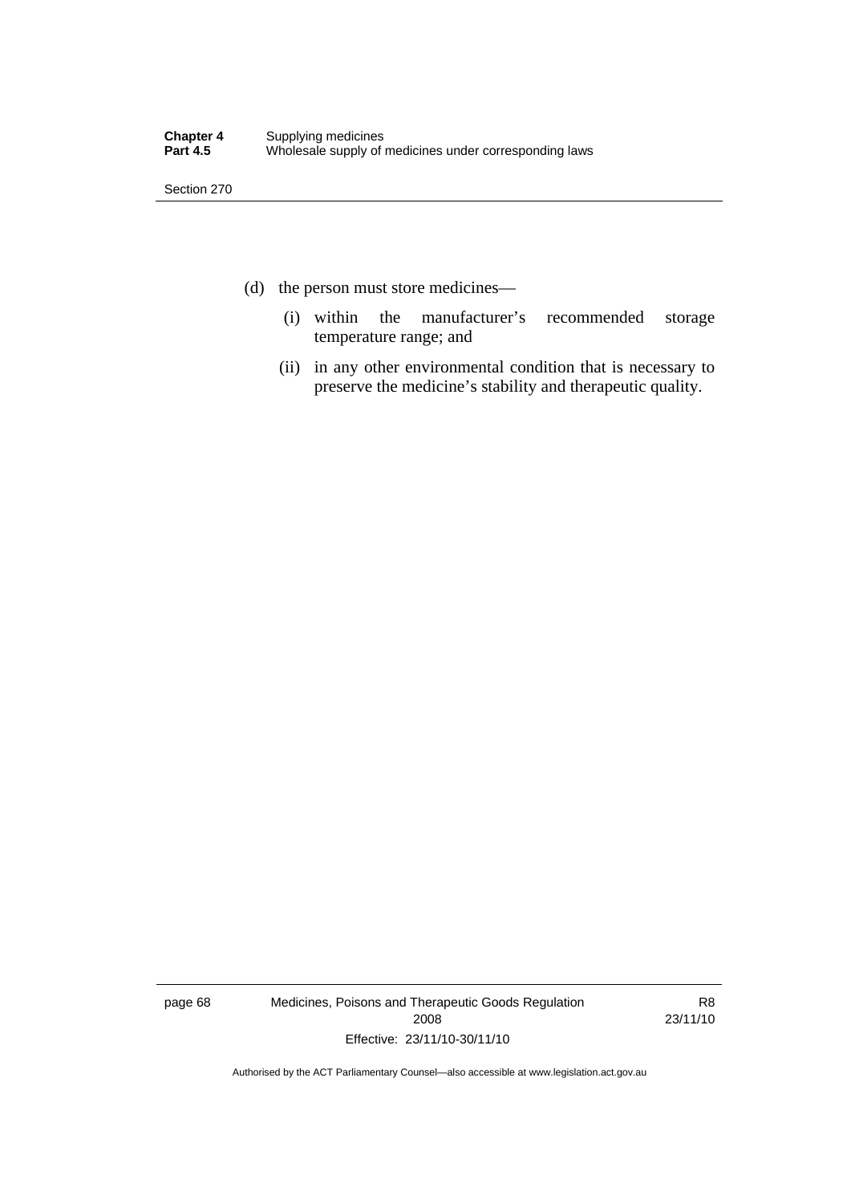(d) the person must store medicines—

   (i) within the manufacturer's recommended storage temperature range; and

   (ii) in any other environmental condition that is necessary to preserve the medicine's stability and therapeutic quality.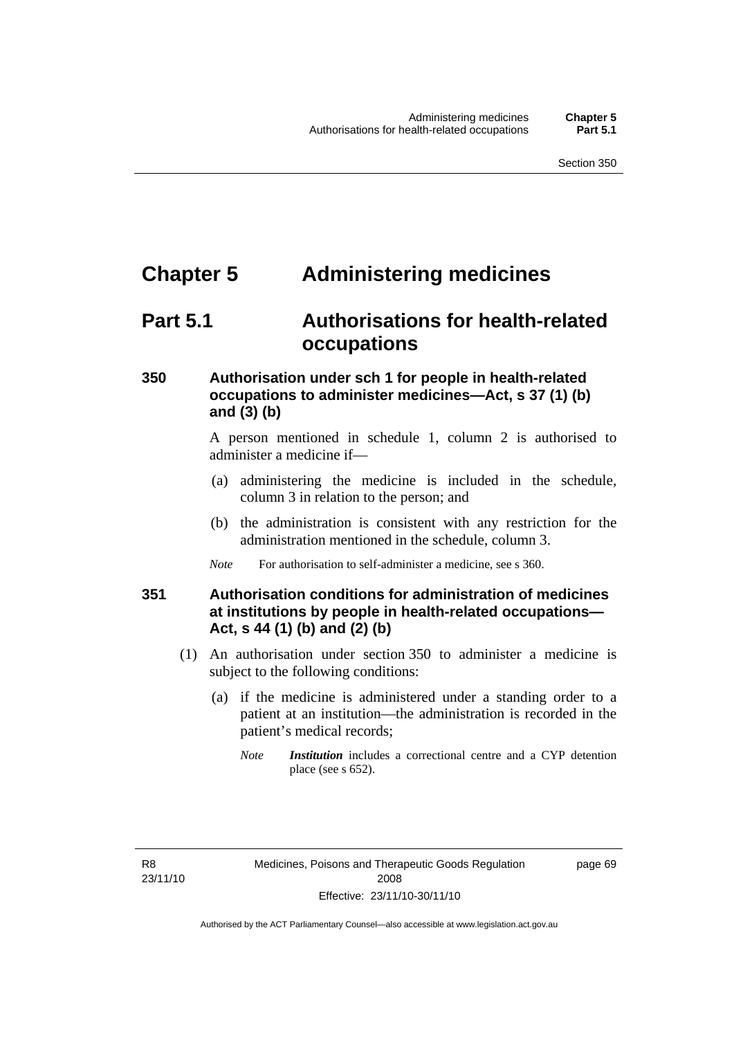# Chapter 5 Administering medicines

## Part 5.1 Authorisations for health-related occupations

### 350 Authorisation under sch 1 for people in health-related occupations to administer medicines—Act, s 37 (1) (b) and (3) (b)

A person mentioned in schedule 1, column 2 is authorised to administer a medicine if—

(a) administering the medicine is included in the schedule, column 3 in relation to the person; and

(b) the administration is consistent with any restriction for the administration mentioned in the schedule, column 3.

*Note* For authorisation to self-administer a medicine, see s 360.

### 351 Authorisation conditions for administration of medicines at institutions by people in health-related occupations—Act, s 44 (1) (b) and (2) (b)

(1) An authorisation under section 350 to administer a medicine is subject to the following conditions:

(a) if the medicine is administered under a standing order to a patient at an institution—the administration is recorded in the patient's medical records;

*Note* ***Institution*** includes a correctional centre and a CYP detention place (see s 652).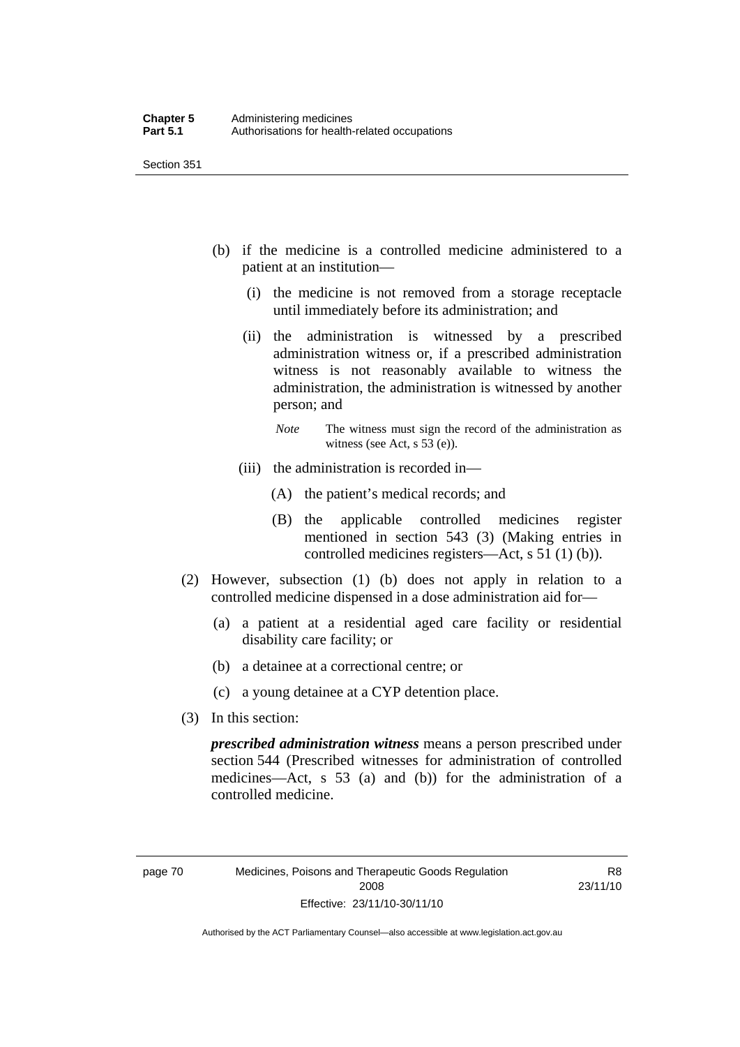(b) if the medicine is a controlled medicine administered to a patient at an institution—

(i) the medicine is not removed from a storage receptacle until immediately before its administration; and

(ii) the administration is witnessed by a prescribed administration witness or, if a prescribed administration witness is not reasonably available to witness the administration, the administration is witnessed by another person; and

*Note* The witness must sign the record of the administration as witness (see Act, s 53 (e)).

(iii) the administration is recorded in—

(A) the patient's medical records; and

(B) the applicable controlled medicines register mentioned in section 543 (3) (Making entries in controlled medicines registers—Act, s 51 (1) (b)).

(2) However, subsection (1) (b) does not apply in relation to a controlled medicine dispensed in a dose administration aid for—

(a) a patient at a residential aged care facility or residential disability care facility; or

(b) a detainee at a correctional centre; or

(c) a young detainee at a CYP detention place.

(3) In this section:

***prescribed administration witness*** means a person prescribed under section 544 (Prescribed witnesses for administration of controlled medicines—Act, s 53 (a) and (b)) for the administration of a controlled medicine.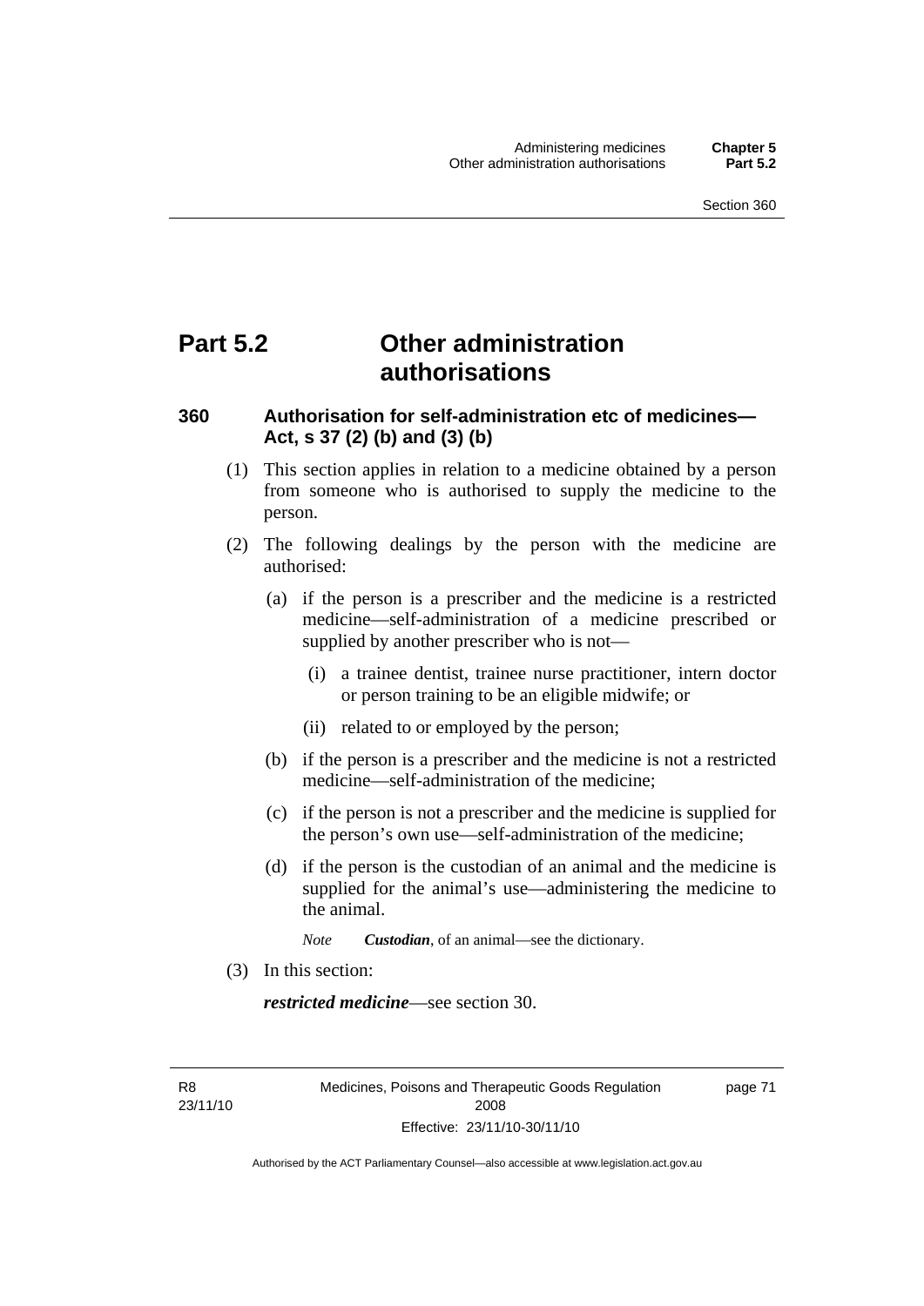# Part 5.2 Other administration authorisations

### 360 Authorisation for self-administration etc of medicines—Act, s 37 (2) (b) and (3) (b)

(1) This section applies in relation to a medicine obtained by a person from someone who is authorised to supply the medicine to the person.

(2) The following dealings by the person with the medicine are authorised:

   (a) if the person is a prescriber and the medicine is a restricted medicine—self-administration of a medicine prescribed or supplied by another prescriber who is not—

      (i) a trainee dentist, trainee nurse practitioner, intern doctor or person training to be an eligible midwife; or

      (ii) related to or employed by the person;

   (b) if the person is a prescriber and the medicine is not a restricted medicine—self-administration of the medicine;

   (c) if the person is not a prescriber and the medicine is supplied for the person's own use—self-administration of the medicine;

   (d) if the person is the custodian of an animal and the medicine is supplied for the animal's use—administering the medicine to the animal.

   *Note* ***Custodian***, of an animal—see the dictionary.

(3) In this section:

***restricted medicine***—see section 30.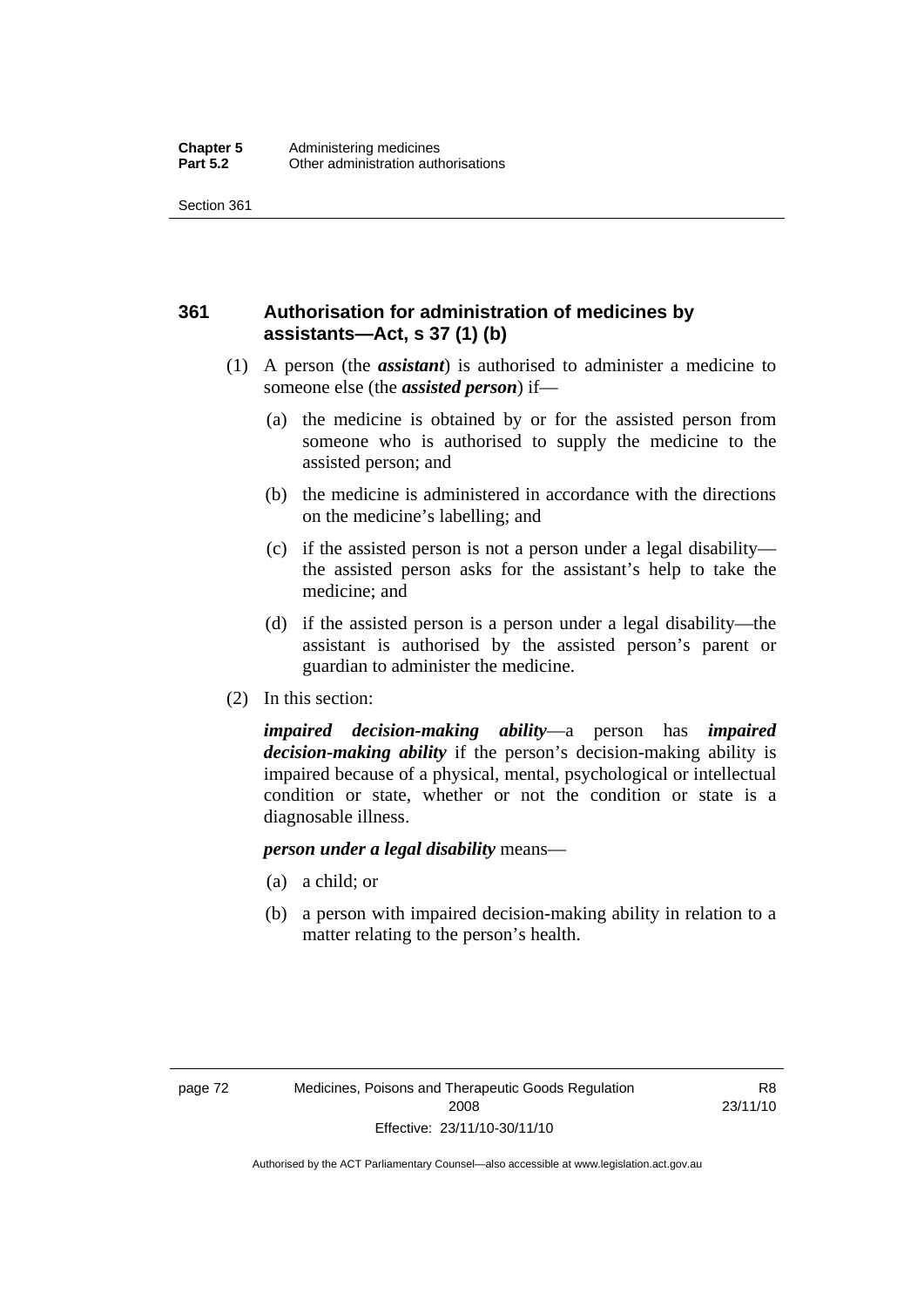## 361 Authorisation for administration of medicines by assistants—Act, s 37 (1) (b)

(1) A person (the ***assistant***) is authorised to administer a medicine to someone else (the ***assisted person***) if—

- (a) the medicine is obtained by or for the assisted person from someone who is authorised to supply the medicine to the assisted person; and
- (b) the medicine is administered in accordance with the directions on the medicine's labelling; and
- (c) if the assisted person is not a person under a legal disability—the assisted person asks for the assistant's help to take the medicine; and
- (d) if the assisted person is a person under a legal disability—the assistant is authorised by the assisted person's parent or guardian to administer the medicine.

(2) In this section:

***impaired decision-making ability***—a person has ***impaired decision-making ability*** if the person's decision-making ability is impaired because of a physical, mental, psychological or intellectual condition or state, whether or not the condition or state is a diagnosable illness.

***person under a legal disability*** means—

- (a) a child; or
- (b) a person with impaired decision-making ability in relation to a matter relating to the person's health.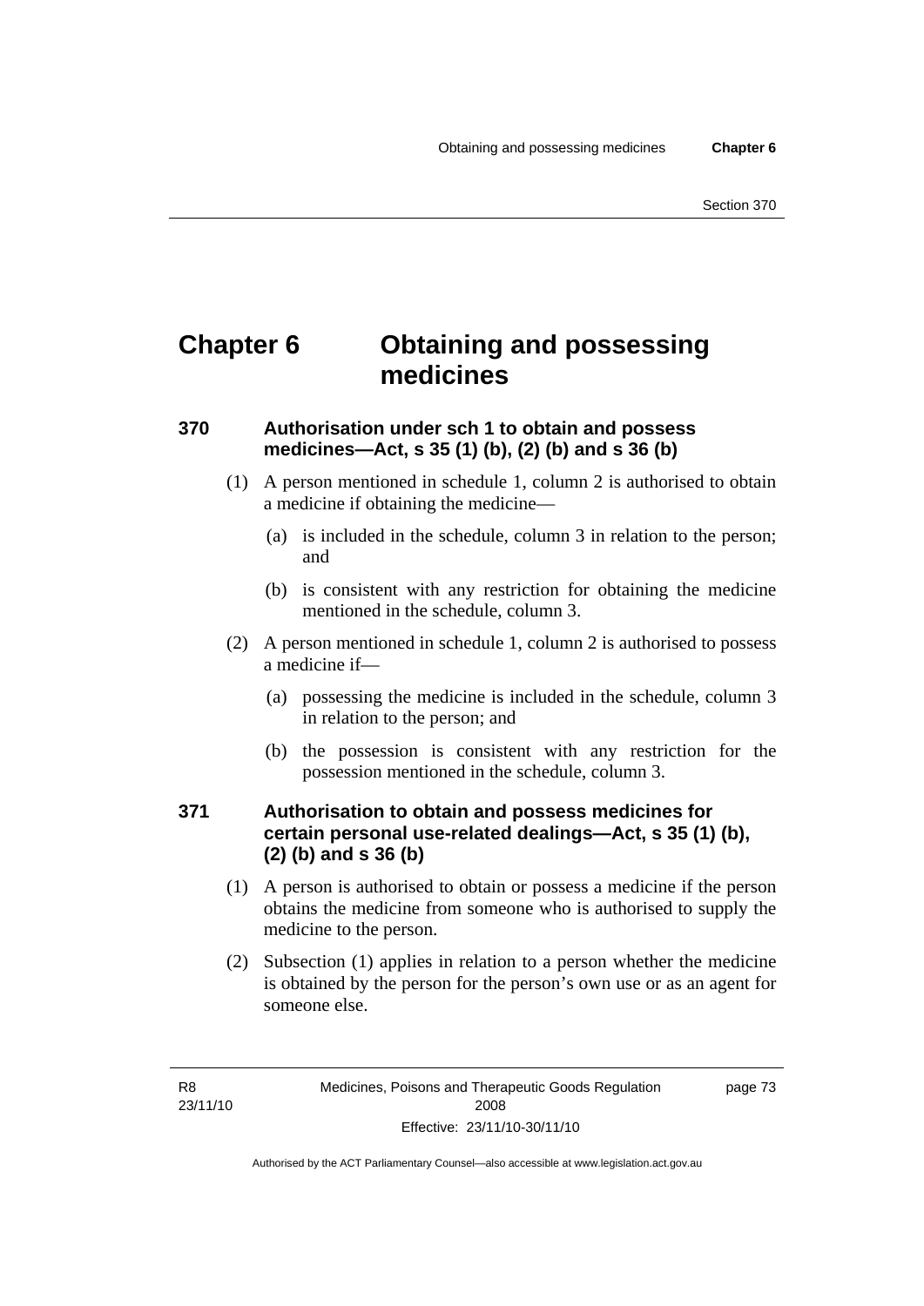# Chapter 6 Obtaining and possessing medicines

## 370 Authorisation under sch 1 to obtain and possess medicines—Act, s 35 (1) (b), (2) (b) and s 36 (b)

(1) A person mentioned in schedule 1, column 2 is authorised to obtain a medicine if obtaining the medicine—

(a) is included in the schedule, column 3 in relation to the person; and

(b) is consistent with any restriction for obtaining the medicine mentioned in the schedule, column 3.

(2) A person mentioned in schedule 1, column 2 is authorised to possess a medicine if—

(a) possessing the medicine is included in the schedule, column 3 in relation to the person; and

(b) the possession is consistent with any restriction for the possession mentioned in the schedule, column 3.

## 371 Authorisation to obtain and possess medicines for certain personal use-related dealings—Act, s 35 (1) (b), (2) (b) and s 36 (b)

(1) A person is authorised to obtain or possess a medicine if the person obtains the medicine from someone who is authorised to supply the medicine to the person.

(2) Subsection (1) applies in relation to a person whether the medicine is obtained by the person for the person's own use or as an agent for someone else.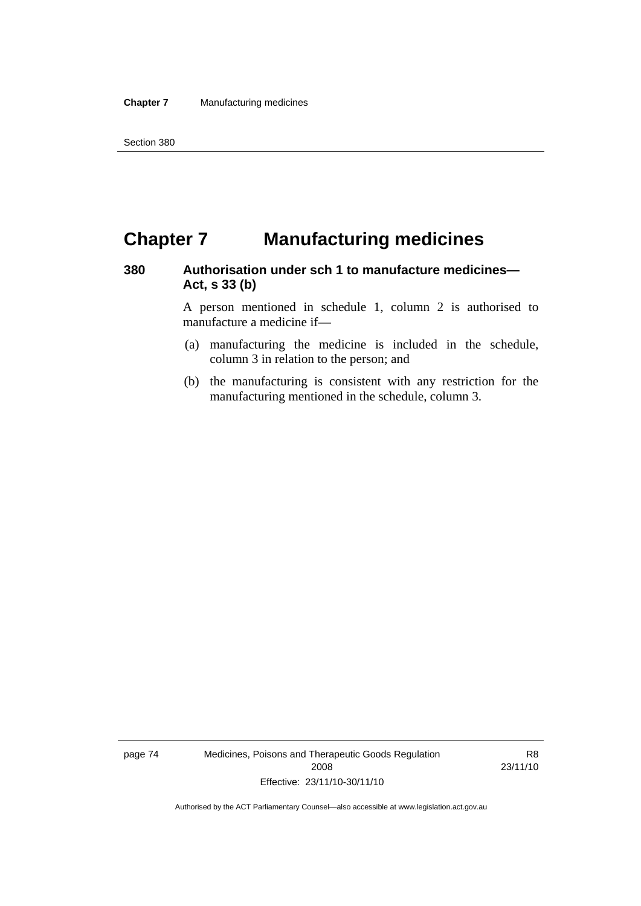# Chapter 7 Manufacturing medicines

## 380 Authorisation under sch 1 to manufacture medicines—Act, s 33 (b)

A person mentioned in schedule 1, column 2 is authorised to manufacture a medicine if—

(a) manufacturing the medicine is included in the schedule, column 3 in relation to the person; and

(b) the manufacturing is consistent with any restriction for the manufacturing mentioned in the schedule, column 3.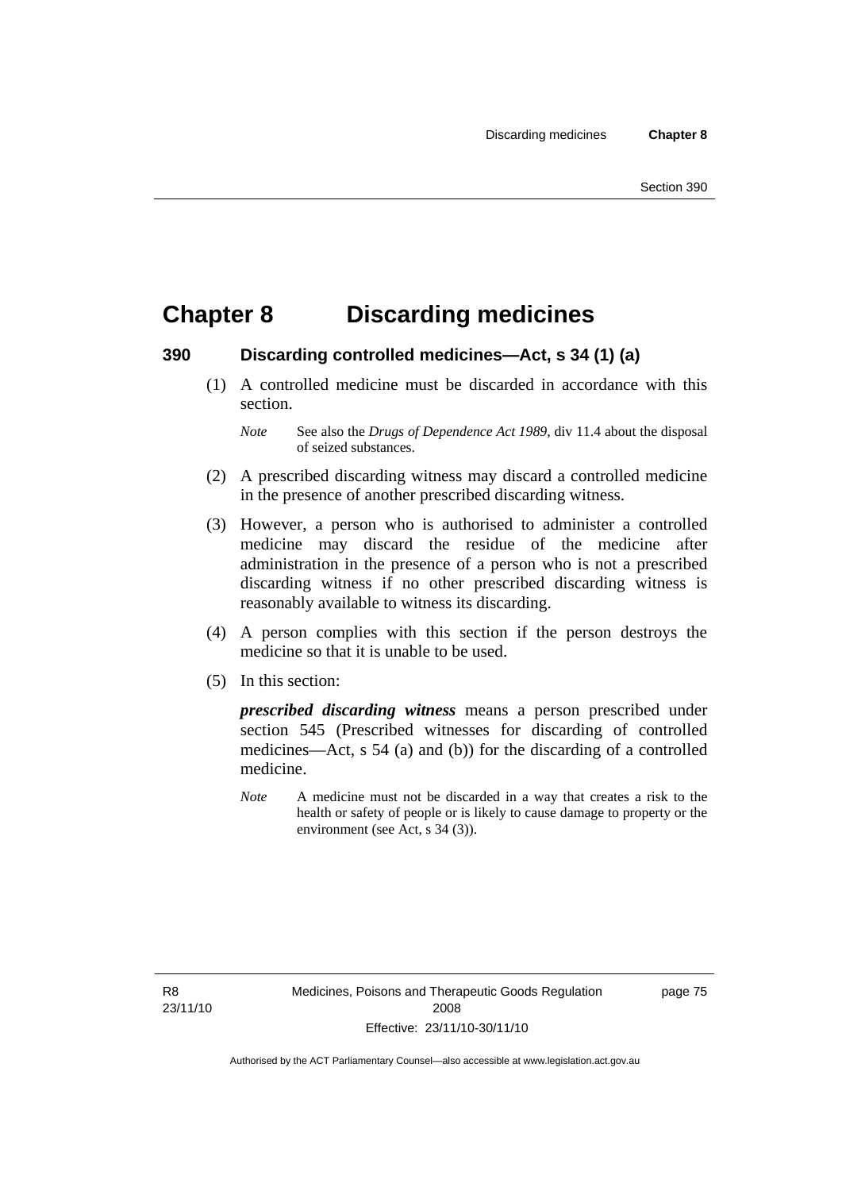# Chapter 8 Discarding medicines

## 390 Discarding controlled medicines—Act, s 34 (1) (a)

(1) A controlled medicine must be discarded in accordance with this section.

*Note* See also the *Drugs of Dependence Act 1989*, div 11.4 about the disposal of seized substances.

(2) A prescribed discarding witness may discard a controlled medicine in the presence of another prescribed discarding witness.

(3) However, a person who is authorised to administer a controlled medicine may discard the residue of the medicine after administration in the presence of a person who is not a prescribed discarding witness if no other prescribed discarding witness is reasonably available to witness its discarding.

(4) A person complies with this section if the person destroys the medicine so that it is unable to be used.

(5) In this section:

***prescribed discarding witness*** means a person prescribed under section 545 (Prescribed witnesses for discarding of controlled medicines—Act, s 54 (a) and (b)) for the discarding of a controlled medicine.

*Note* A medicine must not be discarded in a way that creates a risk to the health or safety of people or is likely to cause damage to property or the environment (see Act, s 34 (3)).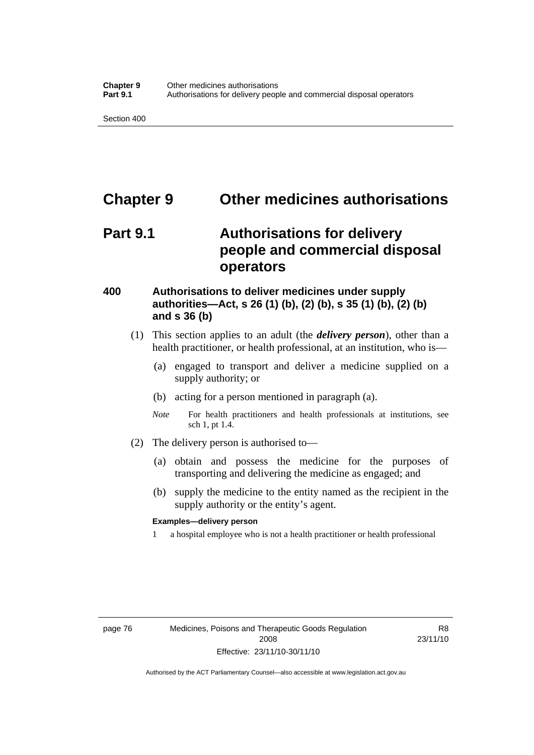# Chapter 9 Other medicines authorisations

## Part 9.1 Authorisations for delivery people and commercial disposal operators

### 400 Authorisations to deliver medicines under supply authorities—Act, s 26 (1) (b), (2) (b), s 35 (1) (b), (2) (b) and s 36 (b)

(1) This section applies to an adult (the ***delivery person***), other than a health practitioner, or health professional, at an institution, who is—

(a) engaged to transport and deliver a medicine supplied on a supply authority; or

(b) acting for a person mentioned in paragraph (a).

*Note* For health practitioners and health professionals at institutions, see sch 1, pt 1.4.

(2) The delivery person is authorised to—

(a) obtain and possess the medicine for the purposes of transporting and delivering the medicine as engaged; and

(b) supply the medicine to the entity named as the recipient in the supply authority or the entity's agent.

**Examples—delivery person**

1 a hospital employee who is not a health practitioner or health professional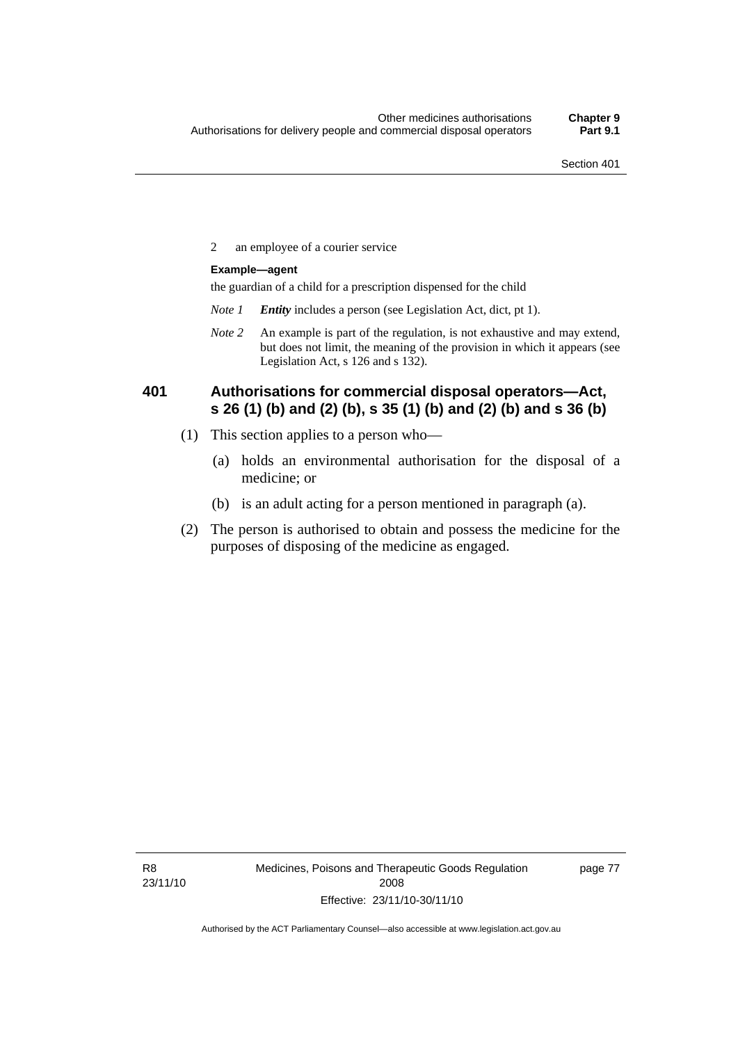2 an employee of a courier service

**Example—agent**

the guardian of a child for a prescription dispensed for the child

*Note 1* ***Entity*** includes a person (see Legislation Act, dict, pt 1).

*Note 2* An example is part of the regulation, is not exhaustive and may extend, but does not limit, the meaning of the provision in which it appears (see Legislation Act, s 126 and s 132).

### 401 Authorisations for commercial disposal operators—Act, s 26 (1) (b) and (2) (b), s 35 (1) (b) and (2) (b) and s 36 (b)

(1) This section applies to a person who—

(a) holds an environmental authorisation for the disposal of a medicine; or

(b) is an adult acting for a person mentioned in paragraph (a).

(2) The person is authorised to obtain and possess the medicine for the purposes of disposing of the medicine as engaged.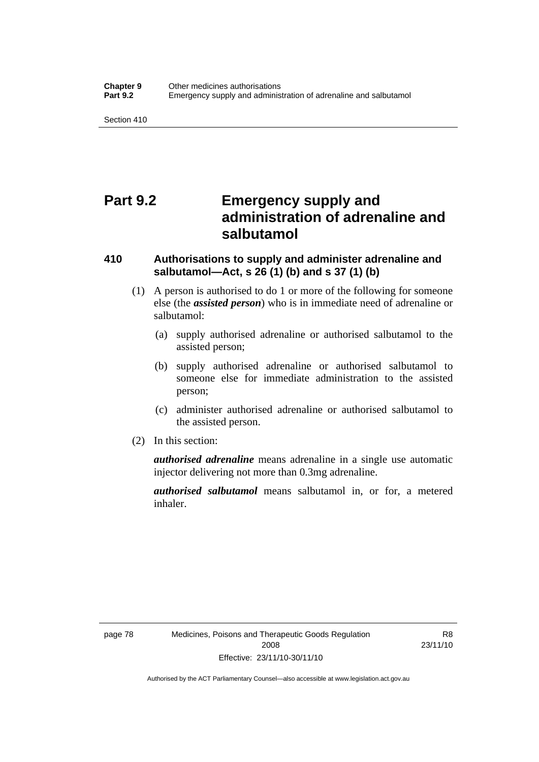# Part 9.2 Emergency supply and administration of adrenaline and salbutamol

### 410 Authorisations to supply and administer adrenaline and salbutamol—Act, s 26 (1) (b) and s 37 (1) (b)

(1) A person is authorised to do 1 or more of the following for someone else (the ***assisted person***) who is in immediate need of adrenaline or salbutamol:

(a) supply authorised adrenaline or authorised salbutamol to the assisted person;

(b) supply authorised adrenaline or authorised salbutamol to someone else for immediate administration to the assisted person;

(c) administer authorised adrenaline or authorised salbutamol to the assisted person.

(2) In this section:

***authorised adrenaline*** means adrenaline in a single use automatic injector delivering not more than 0.3mg adrenaline.

***authorised salbutamol*** means salbutamol in, or for, a metered inhaler.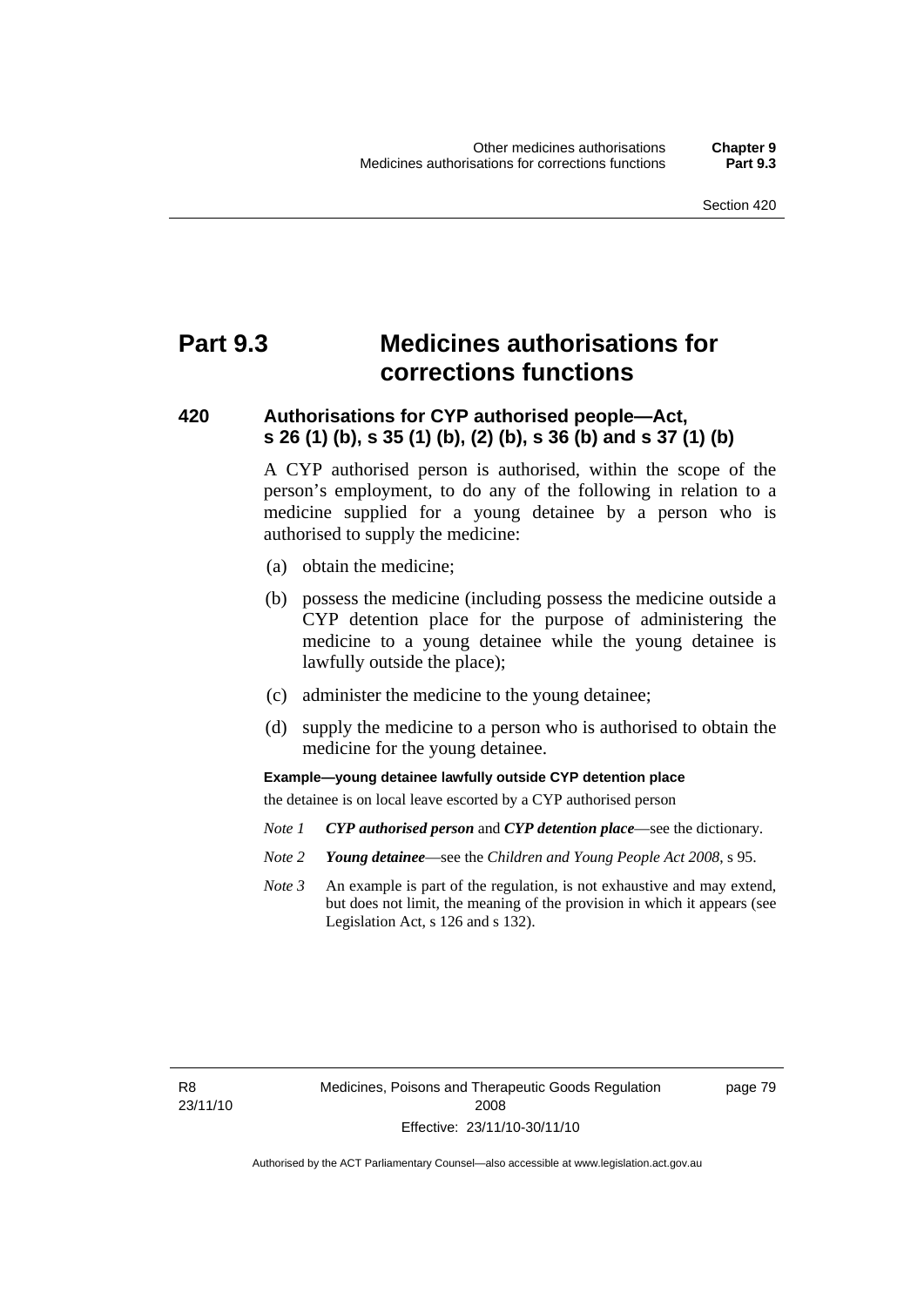# Part 9.3 Medicines authorisations for corrections functions

## 420 Authorisations for CYP authorised people—Act, s 26 (1) (b), s 35 (1) (b), (2) (b), s 36 (b) and s 37 (1) (b)

A CYP authorised person is authorised, within the scope of the person's employment, to do any of the following in relation to a medicine supplied for a young detainee by a person who is authorised to supply the medicine:

(a) obtain the medicine;

(b) possess the medicine (including possess the medicine outside a CYP detention place for the purpose of administering the medicine to a young detainee while the young detainee is lawfully outside the place);

(c) administer the medicine to the young detainee;

(d) supply the medicine to a person who is authorised to obtain the medicine for the young detainee.

**Example—young detainee lawfully outside CYP detention place**

the detainee is on local leave escorted by a CYP authorised person

*Note 1* ***CYP authorised person*** and ***CYP detention place***—see the dictionary.

*Note 2* ***Young detainee***—see the *Children and Young People Act 2008*, s 95.

*Note 3* An example is part of the regulation, is not exhaustive and may extend, but does not limit, the meaning of the provision in which it appears (see Legislation Act, s 126 and s 132).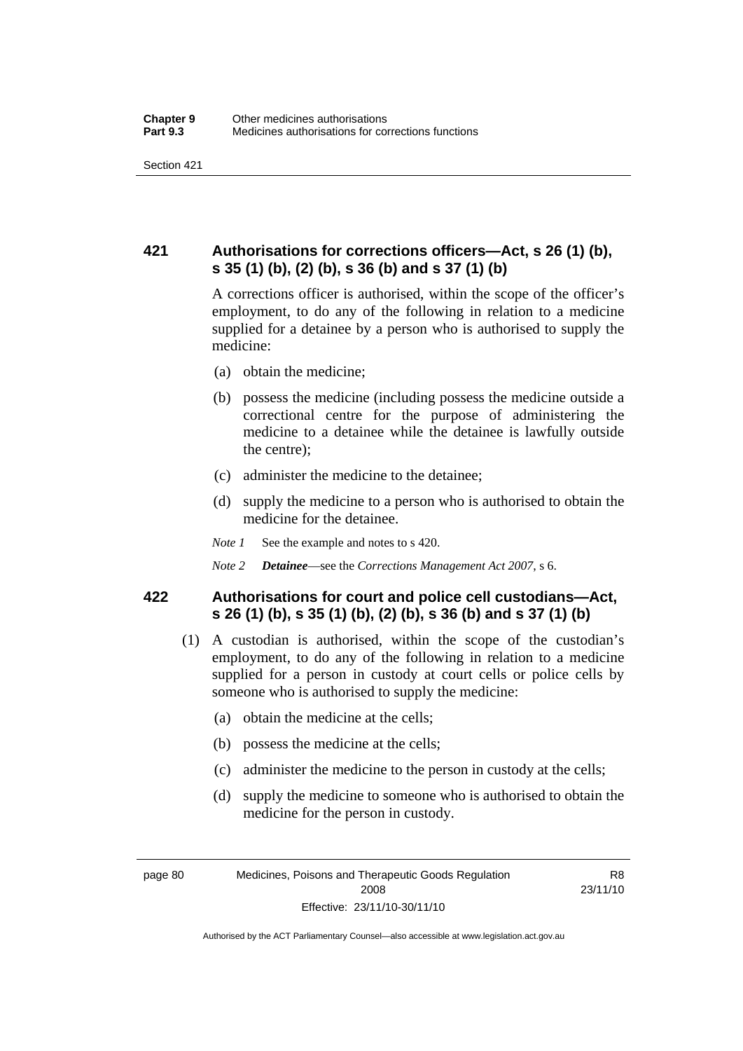## 421 Authorisations for corrections officers—Act, s 26 (1) (b), s 35 (1) (b), (2) (b), s 36 (b) and s 37 (1) (b)

A corrections officer is authorised, within the scope of the officer's employment, to do any of the following in relation to a medicine supplied for a detainee by a person who is authorised to supply the medicine:

(a) obtain the medicine;

(b) possess the medicine (including possess the medicine outside a correctional centre for the purpose of administering the medicine to a detainee while the detainee is lawfully outside the centre);

(c) administer the medicine to the detainee;

(d) supply the medicine to a person who is authorised to obtain the medicine for the detainee.

*Note 1* See the example and notes to s 420.

*Note 2* ***Detainee***—see the *Corrections Management Act 2007*, s 6.

## 422 Authorisations for court and police cell custodians—Act, s 26 (1) (b), s 35 (1) (b), (2) (b), s 36 (b) and s 37 (1) (b)

(1) A custodian is authorised, within the scope of the custodian's employment, to do any of the following in relation to a medicine supplied for a person in custody at court cells or police cells by someone who is authorised to supply the medicine:

(a) obtain the medicine at the cells;

(b) possess the medicine at the cells;

(c) administer the medicine to the person in custody at the cells;

(d) supply the medicine to someone who is authorised to obtain the medicine for the person in custody.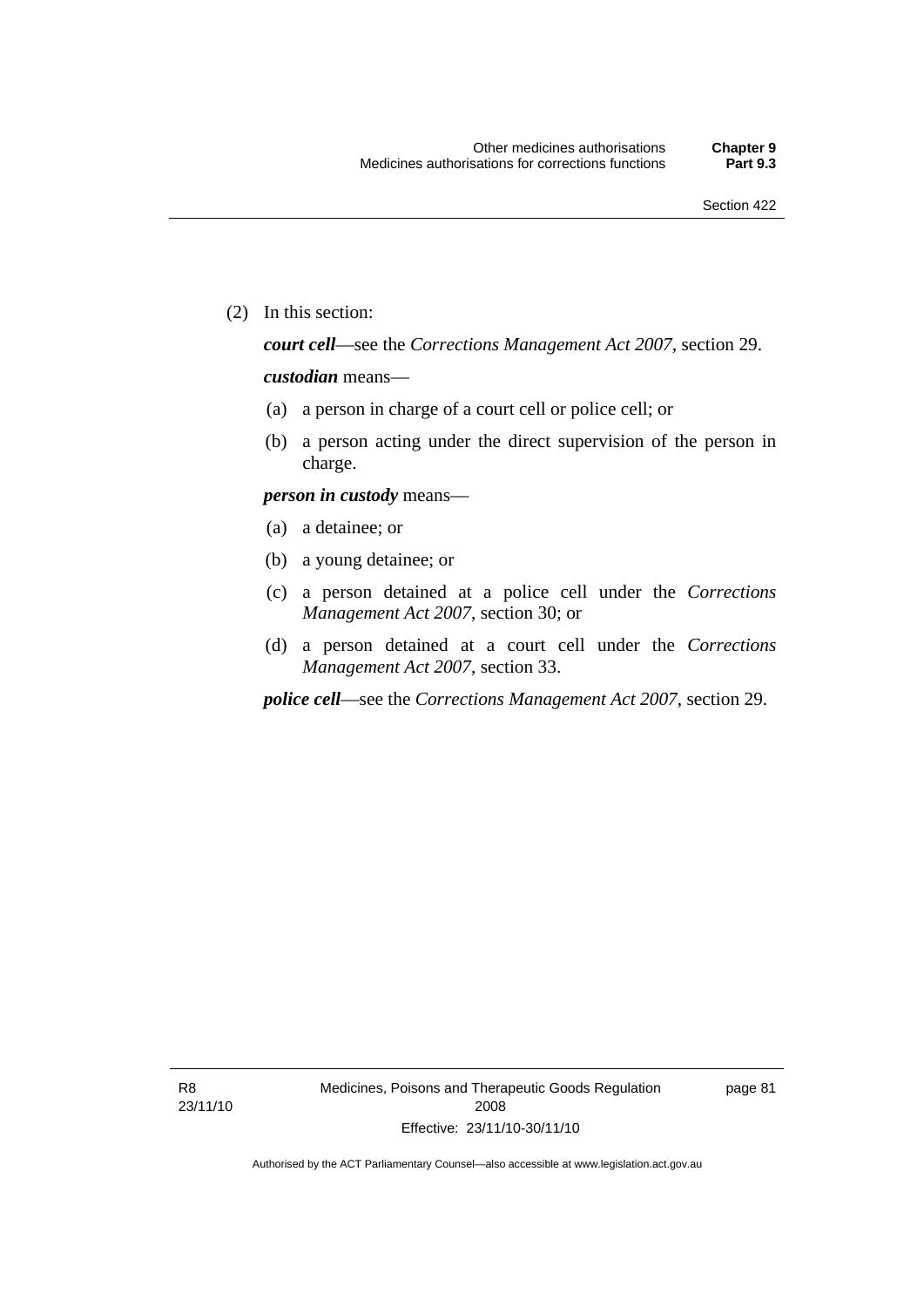(2) In this section:

***court cell***—see the *Corrections Management Act 2007*, section 29.

***custodian*** means—

(a) a person in charge of a court cell or police cell; or

(b) a person acting under the direct supervision of the person in charge.

***person in custody*** means—

(a) a detainee; or

(b) a young detainee; or

(c) a person detained at a police cell under the *Corrections Management Act 2007*, section 30; or

(d) a person detained at a court cell under the *Corrections Management Act 2007*, section 33.

***police cell***—see the *Corrections Management Act 2007*, section 29.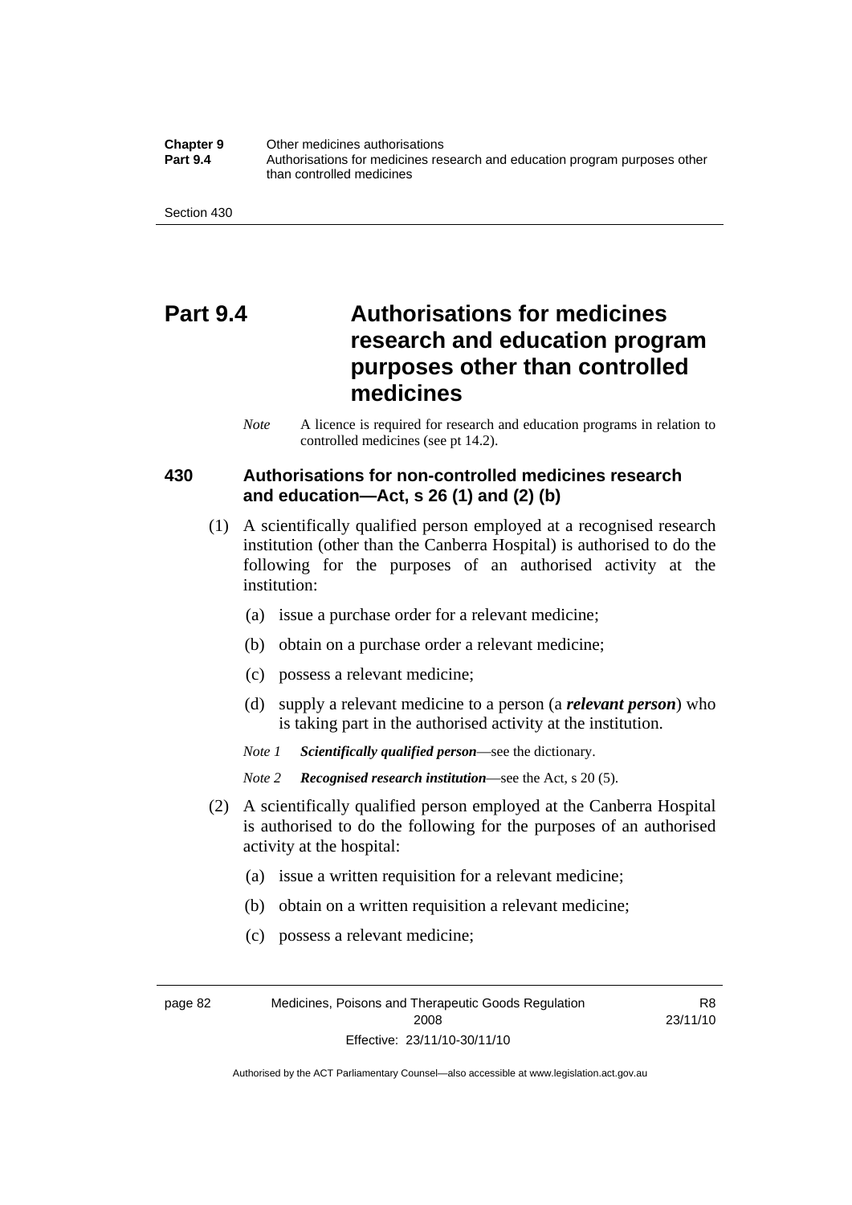# Part 9.4 Authorisations for medicines research and education program purposes other than controlled medicines

*Note* A licence is required for research and education programs in relation to controlled medicines (see pt 14.2).

### 430 Authorisations for non-controlled medicines research and education—Act, s 26 (1) and (2) (b)

(1) A scientifically qualified person employed at a recognised research institution (other than the Canberra Hospital) is authorised to do the following for the purposes of an authorised activity at the institution:

(a) issue a purchase order for a relevant medicine;

(b) obtain on a purchase order a relevant medicine;

(c) possess a relevant medicine;

(d) supply a relevant medicine to a person (a ***relevant person***) who is taking part in the authorised activity at the institution.

*Note 1* ***Scientifically qualified person***—see the dictionary.

*Note 2* ***Recognised research institution***—see the Act, s 20 (5).

(2) A scientifically qualified person employed at the Canberra Hospital is authorised to do the following for the purposes of an authorised activity at the hospital:

(a) issue a written requisition for a relevant medicine;

(b) obtain on a written requisition a relevant medicine;

(c) possess a relevant medicine;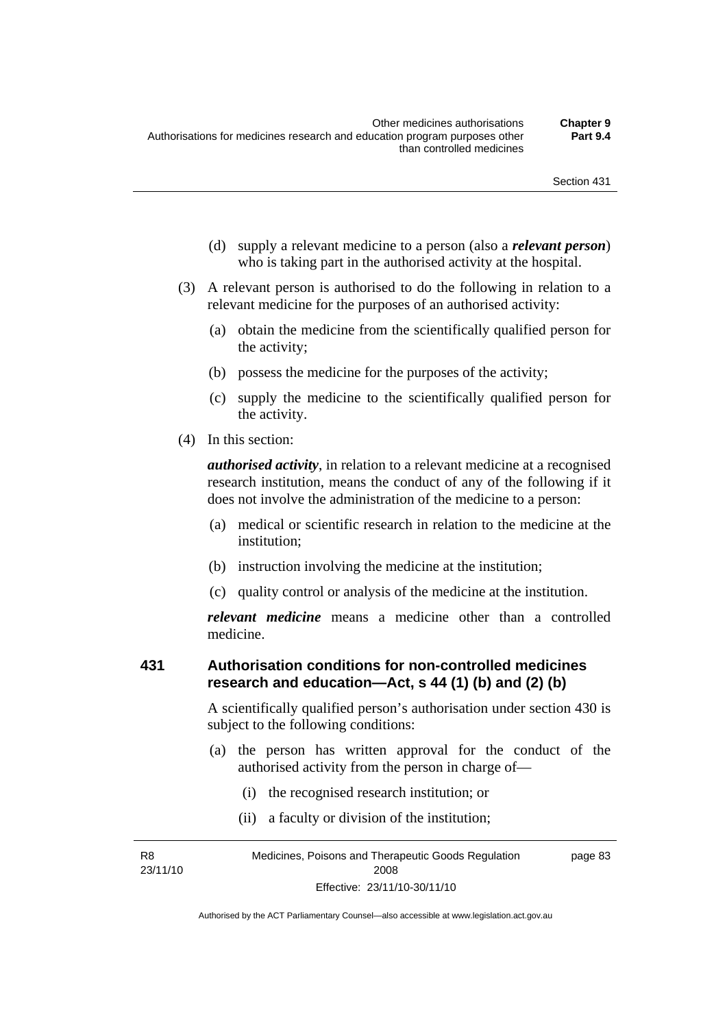(d) supply a relevant medicine to a person (also a ***relevant person***) who is taking part in the authorised activity at the hospital.

(3) A relevant person is authorised to do the following in relation to a relevant medicine for the purposes of an authorised activity:

(a) obtain the medicine from the scientifically qualified person for the activity;

(b) possess the medicine for the purposes of the activity;

(c) supply the medicine to the scientifically qualified person for the activity.

(4) In this section:

***authorised activity***, in relation to a relevant medicine at a recognised research institution, means the conduct of any of the following if it does not involve the administration of the medicine to a person:

(a) medical or scientific research in relation to the medicine at the institution;

(b) instruction involving the medicine at the institution;

(c) quality control or analysis of the medicine at the institution.

***relevant medicine*** means a medicine other than a controlled medicine.

## 431 Authorisation conditions for non-controlled medicines research and education—Act, s 44 (1) (b) and (2) (b)

A scientifically qualified person's authorisation under section 430 is subject to the following conditions:

(a) the person has written approval for the conduct of the authorised activity from the person in charge of—

(i) the recognised research institution; or

(ii) a faculty or division of the institution;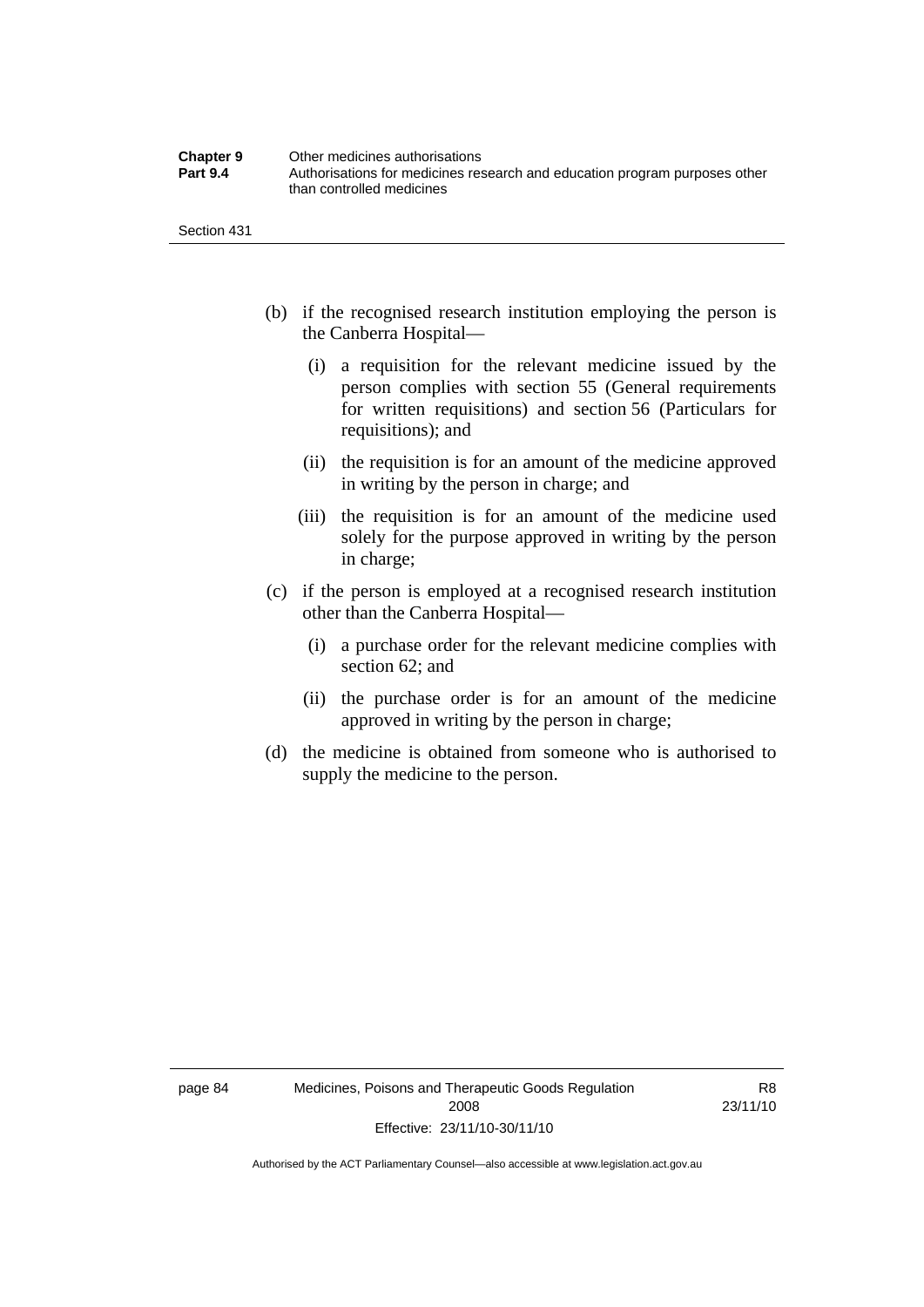(b) if the recognised research institution employing the person is the Canberra Hospital—

   (i) a requisition for the relevant medicine issued by the person complies with section 55 (General requirements for written requisitions) and section 56 (Particulars for requisitions); and

   (ii) the requisition is for an amount of the medicine approved in writing by the person in charge; and

   (iii) the requisition is for an amount of the medicine used solely for the purpose approved in writing by the person in charge;

(c) if the person is employed at a recognised research institution other than the Canberra Hospital—

   (i) a purchase order for the relevant medicine complies with section 62; and

   (ii) the purchase order is for an amount of the medicine approved in writing by the person in charge;

(d) the medicine is obtained from someone who is authorised to supply the medicine to the person.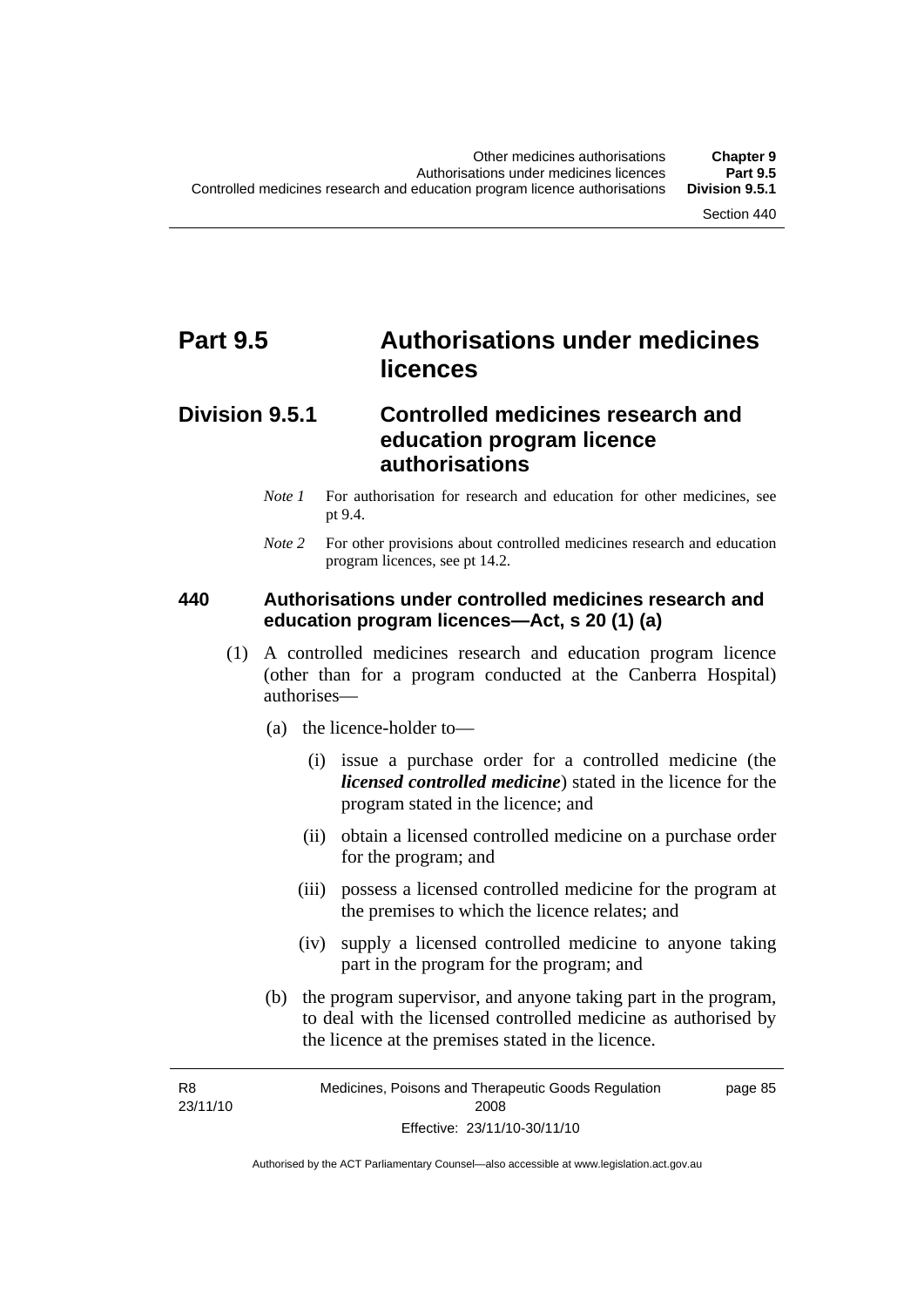# Part 9.5 Authorisations under medicines licences

## Division 9.5.1 Controlled medicines research and education program licence authorisations

*Note 1* For authorisation for research and education for other medicines, see pt 9.4.

*Note 2* For other provisions about controlled medicines research and education program licences, see pt 14.2.

### 440 Authorisations under controlled medicines research and education program licences—Act, s 20 (1) (a)

(1) A controlled medicines research and education program licence (other than for a program conducted at the Canberra Hospital) authorises—

(a) the licence-holder to—

(i) issue a purchase order for a controlled medicine (the ***licensed controlled medicine***) stated in the licence for the program stated in the licence; and

(ii) obtain a licensed controlled medicine on a purchase order for the program; and

(iii) possess a licensed controlled medicine for the program at the premises to which the licence relates; and

(iv) supply a licensed controlled medicine to anyone taking part in the program for the program; and

(b) the program supervisor, and anyone taking part in the program, to deal with the licensed controlled medicine as authorised by the licence at the premises stated in the licence.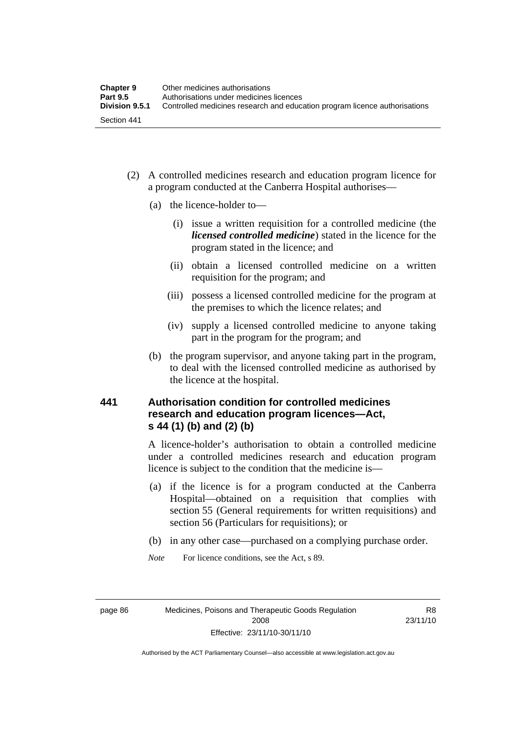(2) A controlled medicines research and education program licence for a program conducted at the Canberra Hospital authorises—

(a) the licence-holder to—

(i) issue a written requisition for a controlled medicine (the ***licensed controlled medicine***) stated in the licence for the program stated in the licence; and

(ii) obtain a licensed controlled medicine on a written requisition for the program; and

(iii) possess a licensed controlled medicine for the program at the premises to which the licence relates; and

(iv) supply a licensed controlled medicine to anyone taking part in the program for the program; and

(b) the program supervisor, and anyone taking part in the program, to deal with the licensed controlled medicine as authorised by the licence at the hospital.

### 441 Authorisation condition for controlled medicines research and education program licences—Act, s 44 (1) (b) and (2) (b)

A licence-holder's authorisation to obtain a controlled medicine under a controlled medicines research and education program licence is subject to the condition that the medicine is—

(a) if the licence is for a program conducted at the Canberra Hospital—obtained on a requisition that complies with section 55 (General requirements for written requisitions) and section 56 (Particulars for requisitions); or

(b) in any other case—purchased on a complying purchase order.

*Note* For licence conditions, see the Act, s 89.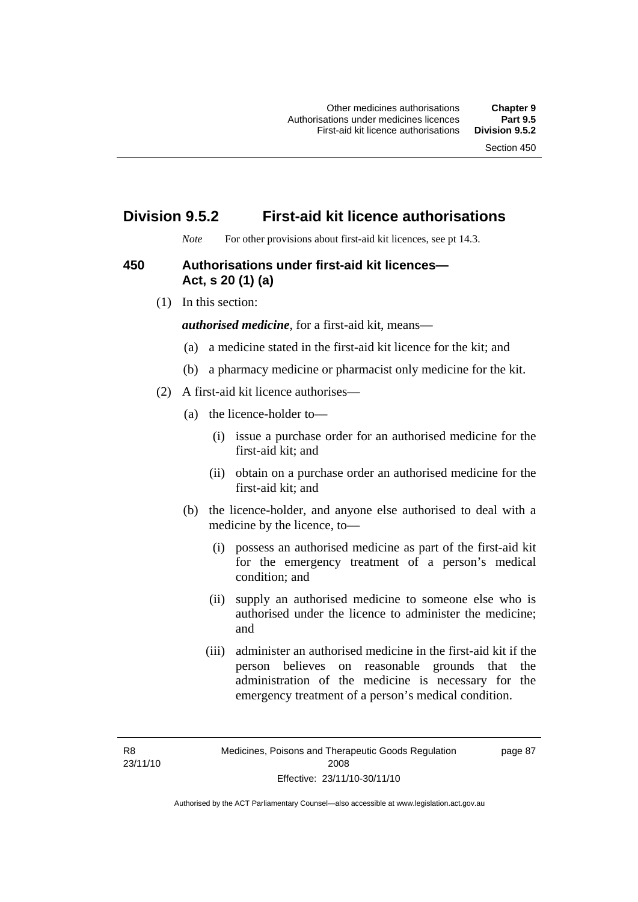## Division 9.5.2 First-aid kit licence authorisations

*Note* For other provisions about first-aid kit licences, see pt 14.3.

### 450 Authorisations under first-aid kit licences—Act, s 20 (1) (a)

(1) In this section:

***authorised medicine***, for a first-aid kit, means—

(a) a medicine stated in the first-aid kit licence for the kit; and

(b) a pharmacy medicine or pharmacist only medicine for the kit.

(2) A first-aid kit licence authorises—

(a) the licence-holder to—

(i) issue a purchase order for an authorised medicine for the first-aid kit; and

(ii) obtain on a purchase order an authorised medicine for the first-aid kit; and

(b) the licence-holder, and anyone else authorised to deal with a medicine by the licence, to—

(i) possess an authorised medicine as part of the first-aid kit for the emergency treatment of a person's medical condition; and

(ii) supply an authorised medicine to someone else who is authorised under the licence to administer the medicine; and

(iii) administer an authorised medicine in the first-aid kit if the person believes on reasonable grounds that the administration of the medicine is necessary for the emergency treatment of a person's medical condition.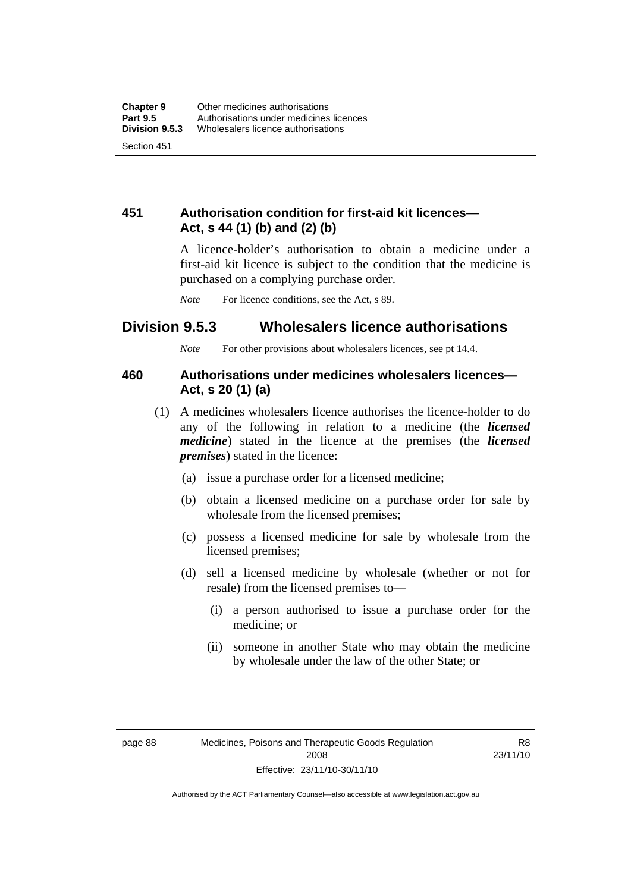### 451 Authorisation condition for first-aid kit licences—Act, s 44 (1) (b) and (2) (b)

A licence-holder's authorisation to obtain a medicine under a first-aid kit licence is subject to the condition that the medicine is purchased on a complying purchase order.

*Note* For licence conditions, see the Act, s 89.

## Division 9.5.3 Wholesalers licence authorisations

*Note* For other provisions about wholesalers licences, see pt 14.4.

### 460 Authorisations under medicines wholesalers licences—Act, s 20 (1) (a)

(1) A medicines wholesalers licence authorises the licence-holder to do any of the following in relation to a medicine (the ***licensed medicine***) stated in the licence at the premises (the ***licensed premises***) stated in the licence:

- (a) issue a purchase order for a licensed medicine;
- (b) obtain a licensed medicine on a purchase order for sale by wholesale from the licensed premises;
- (c) possess a licensed medicine for sale by wholesale from the licensed premises;
- (d) sell a licensed medicine by wholesale (whether or not for resale) from the licensed premises to—
  - (i) a person authorised to issue a purchase order for the medicine; or
  - (ii) someone in another State who may obtain the medicine by wholesale under the law of the other State; or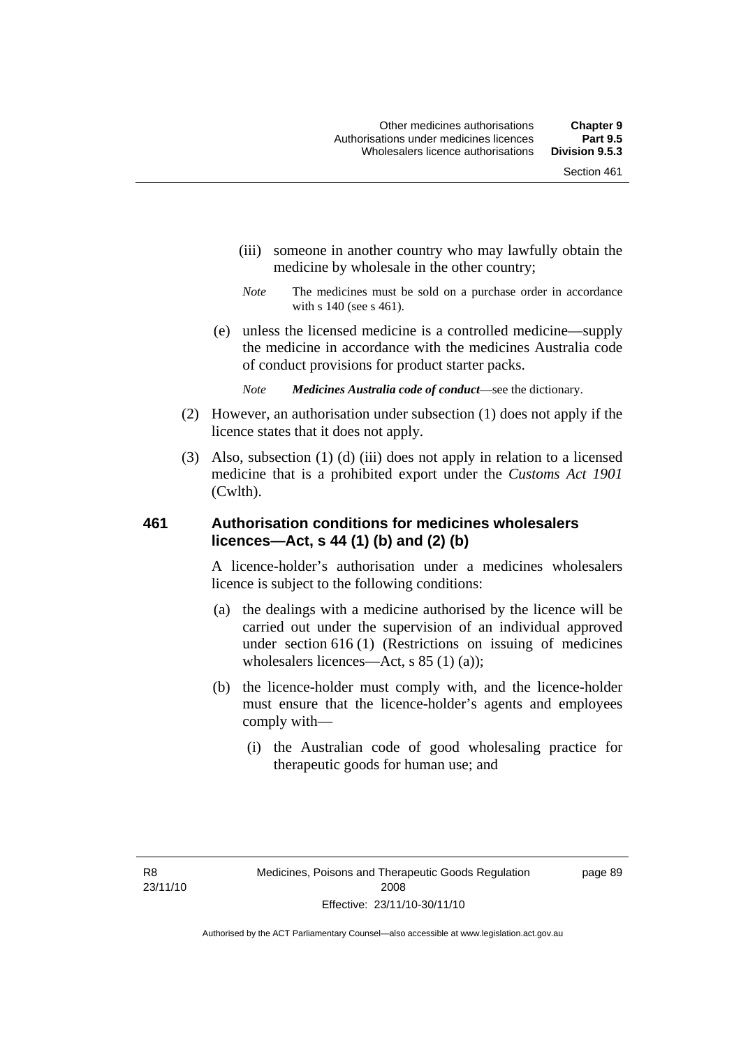(iii) someone in another country who may lawfully obtain the medicine by wholesale in the other country;

*Note* The medicines must be sold on a purchase order in accordance with s 140 (see s 461).

(e) unless the licensed medicine is a controlled medicine—supply the medicine in accordance with the medicines Australia code of conduct provisions for product starter packs.

*Note* ***Medicines Australia code of conduct***—see the dictionary.

(2) However, an authorisation under subsection (1) does not apply if the licence states that it does not apply.

(3) Also, subsection (1) (d) (iii) does not apply in relation to a licensed medicine that is a prohibited export under the *Customs Act 1901* (Cwlth).

### 461 Authorisation conditions for medicines wholesalers licences—Act, s 44 (1) (b) and (2) (b)

A licence-holder's authorisation under a medicines wholesalers licence is subject to the following conditions:

(a) the dealings with a medicine authorised by the licence will be carried out under the supervision of an individual approved under section 616 (1) (Restrictions on issuing of medicines wholesalers licences—Act, s 85 (1) (a));

(b) the licence-holder must comply with, and the licence-holder must ensure that the licence-holder's agents and employees comply with—

(i) the Australian code of good wholesaling practice for therapeutic goods for human use; and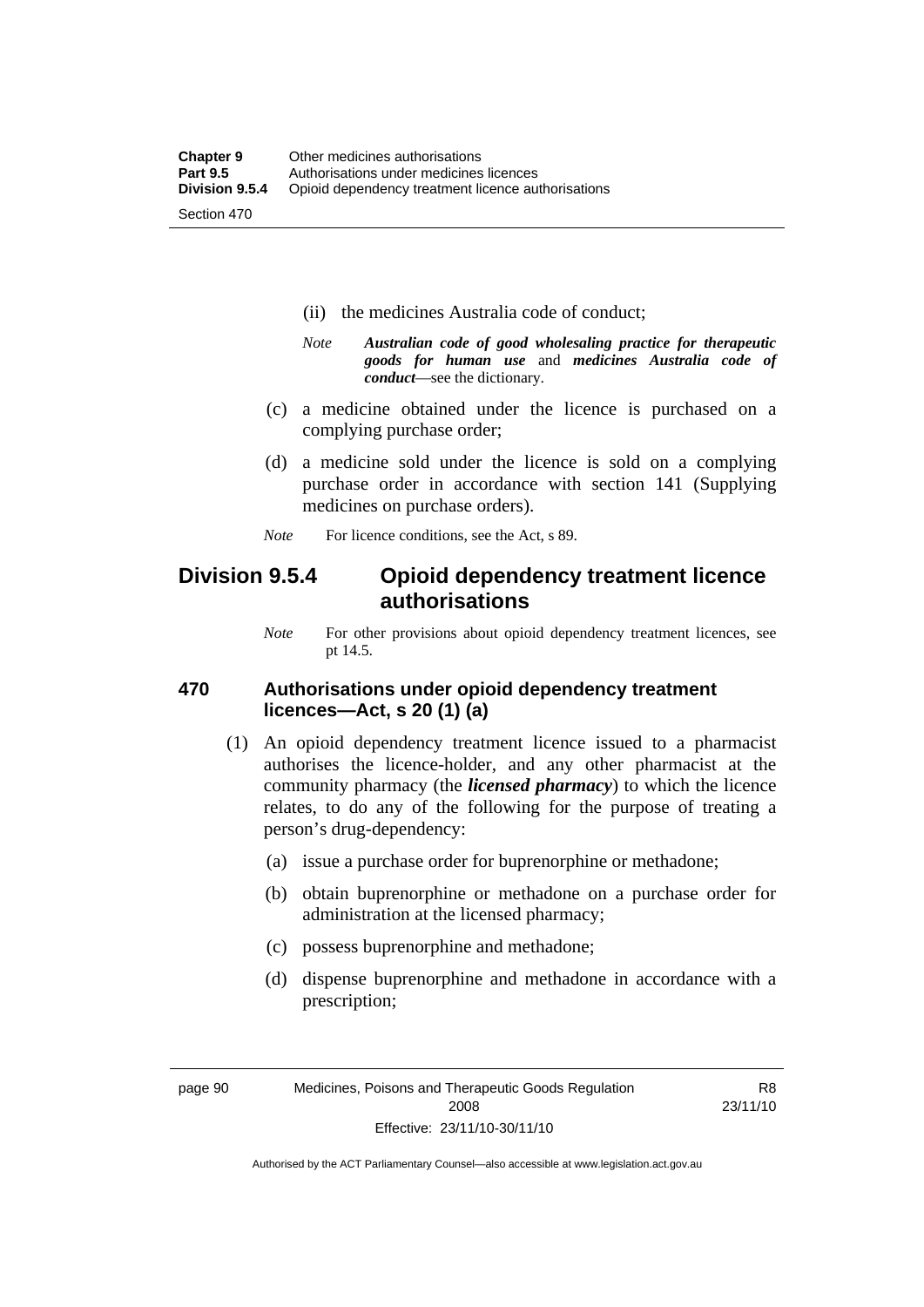(ii) the medicines Australia code of conduct;

*Note* ***Australian code of good wholesaling practice for therapeutic goods for human use*** and ***medicines Australia code of conduct***—see the dictionary.

(c) a medicine obtained under the licence is purchased on a complying purchase order;

(d) a medicine sold under the licence is sold on a complying purchase order in accordance with section 141 (Supplying medicines on purchase orders).

*Note* For licence conditions, see the Act, s 89.

## Division 9.5.4 Opioid dependency treatment licence authorisations

*Note* For other provisions about opioid dependency treatment licences, see pt 14.5.

### 470 Authorisations under opioid dependency treatment licences—Act, s 20 (1) (a)

(1) An opioid dependency treatment licence issued to a pharmacist authorises the licence-holder, and any other pharmacist at the community pharmacy (the ***licensed pharmacy***) to which the licence relates, to do any of the following for the purpose of treating a person's drug-dependency:

(a) issue a purchase order for buprenorphine or methadone;

(b) obtain buprenorphine or methadone on a purchase order for administration at the licensed pharmacy;

(c) possess buprenorphine and methadone;

(d) dispense buprenorphine and methadone in accordance with a prescription;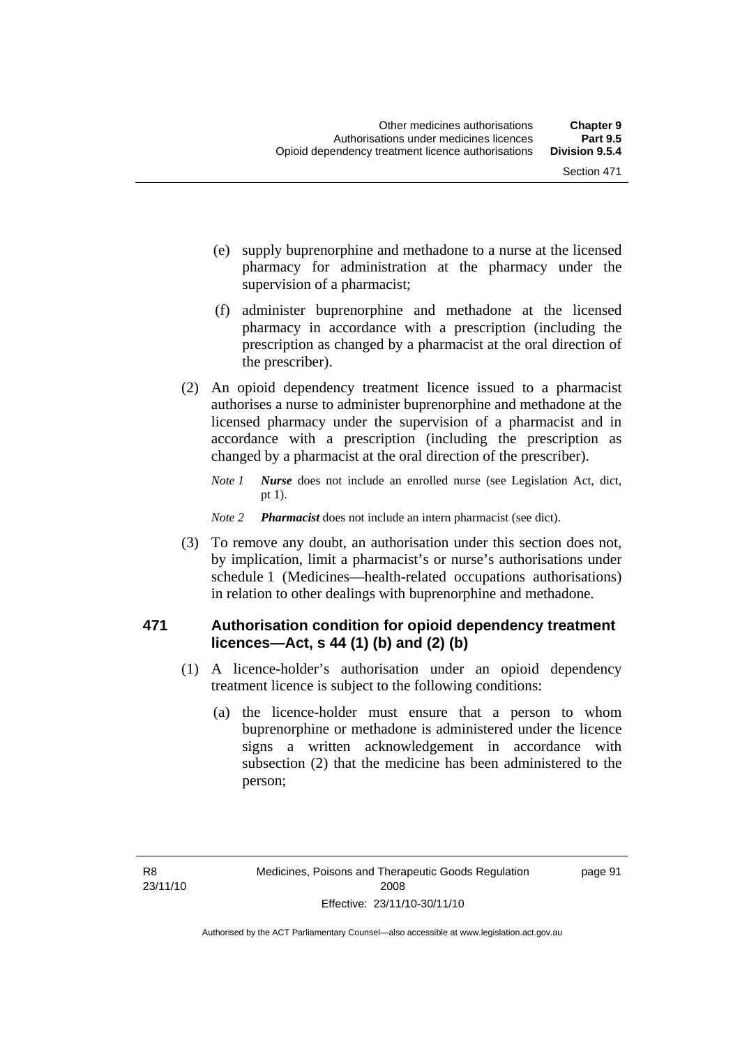(e) supply buprenorphine and methadone to a nurse at the licensed pharmacy for administration at the pharmacy under the supervision of a pharmacist;

(f) administer buprenorphine and methadone at the licensed pharmacy in accordance with a prescription (including the prescription as changed by a pharmacist at the oral direction of the prescriber).

(2) An opioid dependency treatment licence issued to a pharmacist authorises a nurse to administer buprenorphine and methadone at the licensed pharmacy under the supervision of a pharmacist and in accordance with a prescription (including the prescription as changed by a pharmacist at the oral direction of the prescriber).

*Note 1* ***Nurse*** does not include an enrolled nurse (see Legislation Act, dict, pt 1).

*Note 2* ***Pharmacist*** does not include an intern pharmacist (see dict).

(3) To remove any doubt, an authorisation under this section does not, by implication, limit a pharmacist's or nurse's authorisations under schedule 1 (Medicines—health-related occupations authorisations) in relation to other dealings with buprenorphine and methadone.

## 471 Authorisation condition for opioid dependency treatment licences—Act, s 44 (1) (b) and (2) (b)

(1) A licence-holder's authorisation under an opioid dependency treatment licence is subject to the following conditions:

(a) the licence-holder must ensure that a person to whom buprenorphine or methadone is administered under the licence signs a written acknowledgement in accordance with subsection (2) that the medicine has been administered to the person;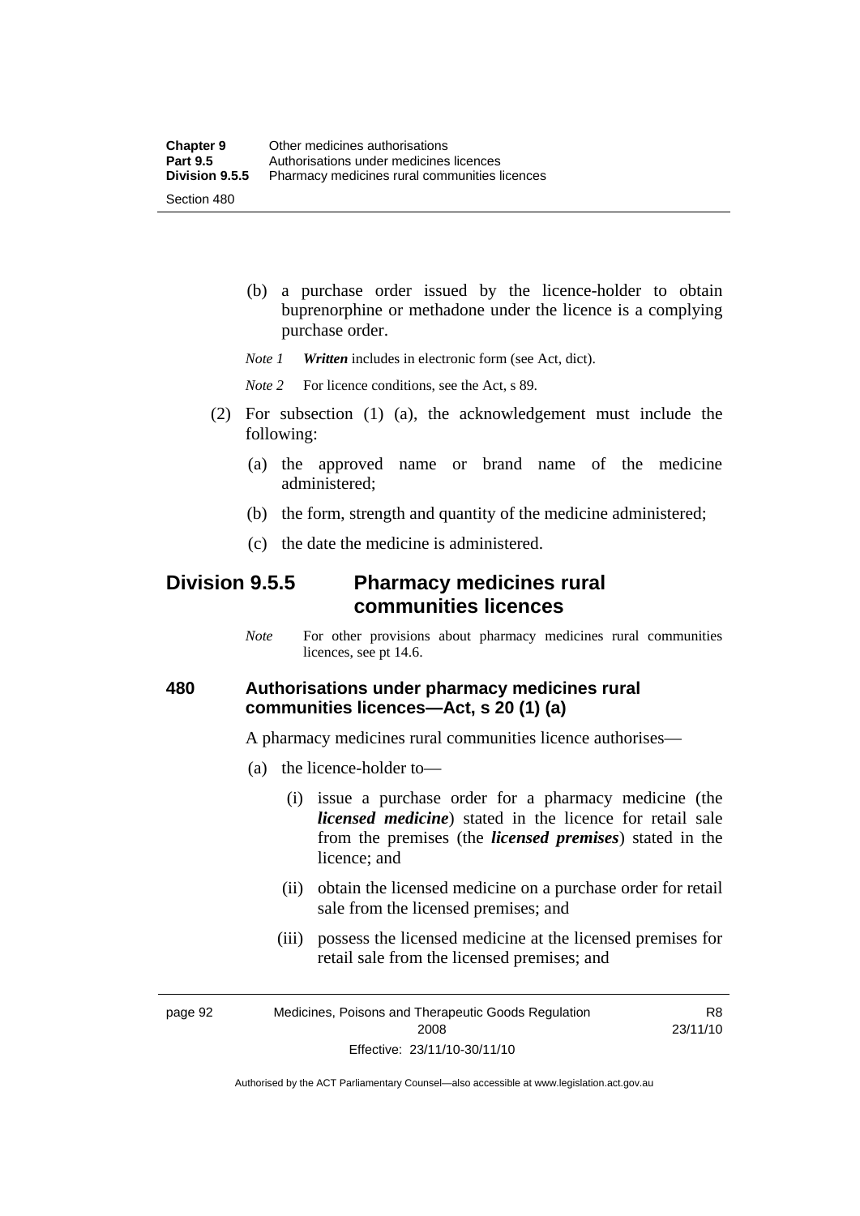(b) a purchase order issued by the licence-holder to obtain buprenorphine or methadone under the licence is a complying purchase order.

*Note 1* ***Written*** includes in electronic form (see Act, dict).

*Note 2* For licence conditions, see the Act, s 89.

(2) For subsection (1) (a), the acknowledgement must include the following:

(a) the approved name or brand name of the medicine administered;

(b) the form, strength and quantity of the medicine administered;

(c) the date the medicine is administered.

## Division 9.5.5 Pharmacy medicines rural communities licences

*Note* For other provisions about pharmacy medicines rural communities licences, see pt 14.6.

### 480 Authorisations under pharmacy medicines rural communities licences—Act, s 20 (1) (a)

A pharmacy medicines rural communities licence authorises—

(a) the licence-holder to—

(i) issue a purchase order for a pharmacy medicine (the ***licensed medicine***) stated in the licence for retail sale from the premises (the ***licensed premises***) stated in the licence; and

(ii) obtain the licensed medicine on a purchase order for retail sale from the licensed premises; and

(iii) possess the licensed medicine at the licensed premises for retail sale from the licensed premises; and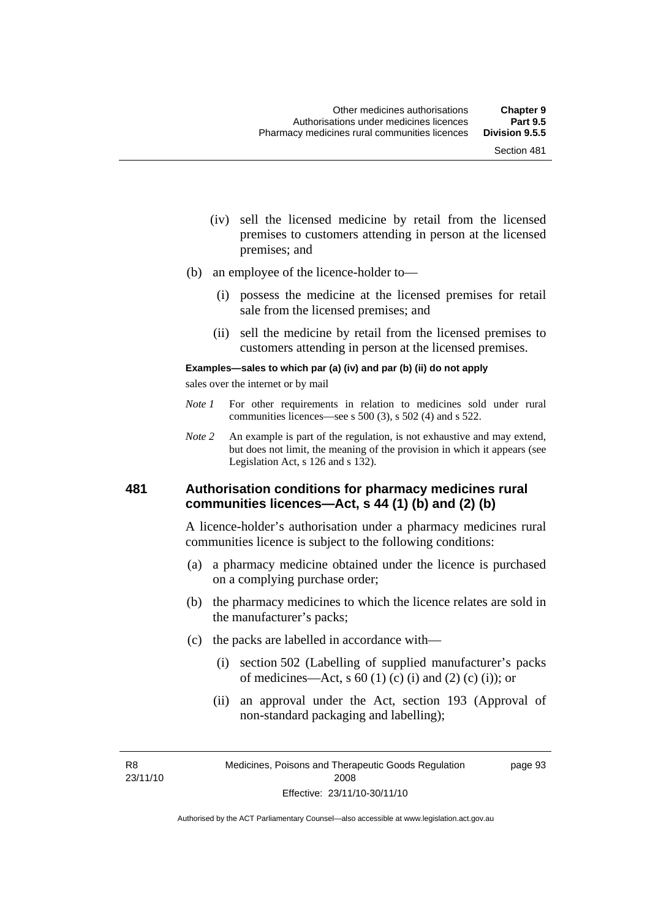(iv) sell the licensed medicine by retail from the licensed premises to customers attending in person at the licensed premises; and

(b) an employee of the licence-holder to—

(i) possess the medicine at the licensed premises for retail sale from the licensed premises; and

(ii) sell the medicine by retail from the licensed premises to customers attending in person at the licensed premises.

**Examples—sales to which par (a) (iv) and par (b) (ii) do not apply**

sales over the internet or by mail

*Note 1* For other requirements in relation to medicines sold under rural communities licences—see s 500 (3), s 502 (4) and s 522.

*Note 2* An example is part of the regulation, is not exhaustive and may extend, but does not limit, the meaning of the provision in which it appears (see Legislation Act, s 126 and s 132).

## 481 Authorisation conditions for pharmacy medicines rural communities licences—Act, s 44 (1) (b) and (2) (b)

A licence-holder's authorisation under a pharmacy medicines rural communities licence is subject to the following conditions:

(a) a pharmacy medicine obtained under the licence is purchased on a complying purchase order;

(b) the pharmacy medicines to which the licence relates are sold in the manufacturer's packs;

(c) the packs are labelled in accordance with—

(i) section 502 (Labelling of supplied manufacturer's packs of medicines—Act, s 60 (1) (c) (i) and (2) (c) (i)); or

(ii) an approval under the Act, section 193 (Approval of non-standard packaging and labelling);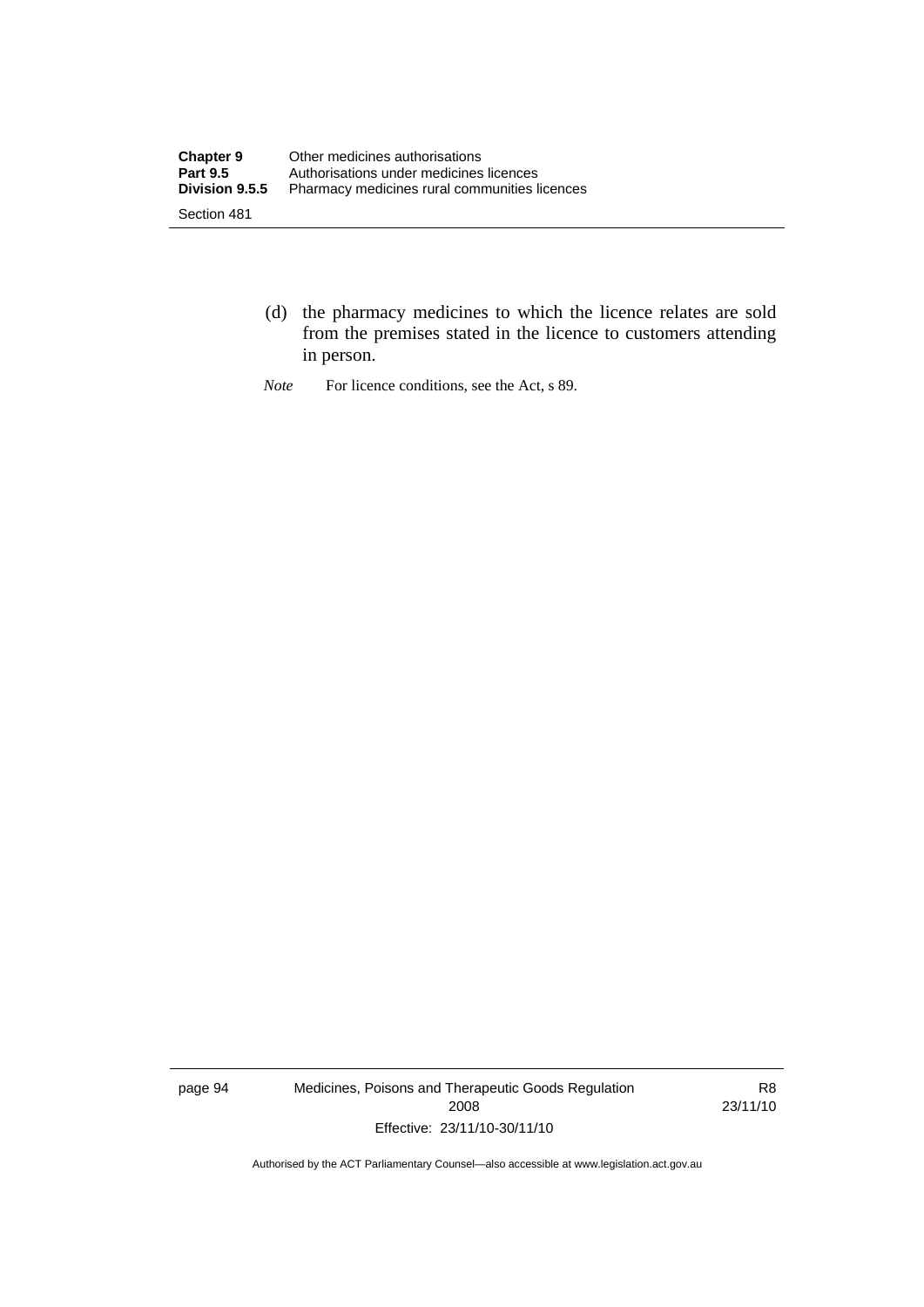(d) the pharmacy medicines to which the licence relates are sold from the premises stated in the licence to customers attending in person.

*Note* For licence conditions, see the Act, s 89.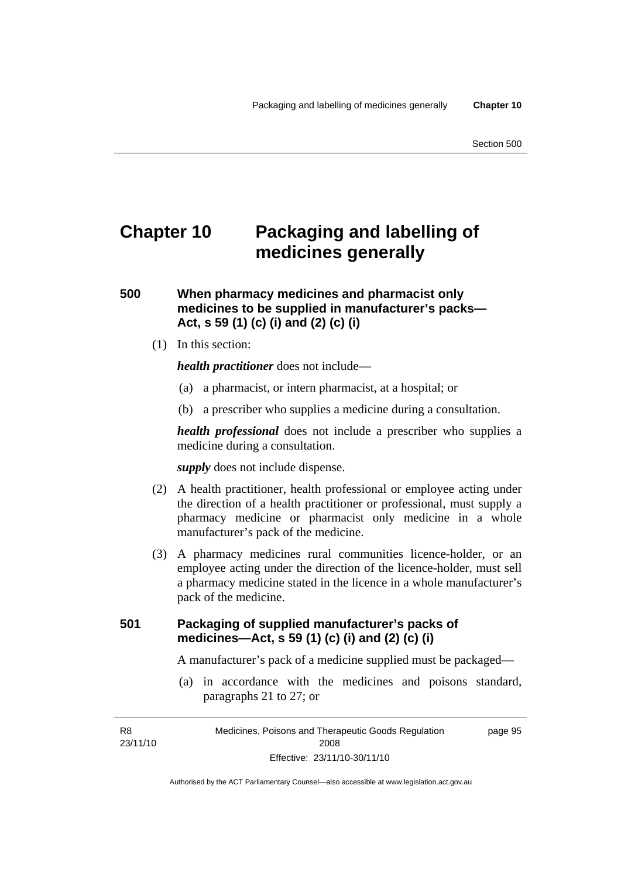# Chapter 10 Packaging and labelling of medicines generally

## 500 When pharmacy medicines and pharmacist only medicines to be supplied in manufacturer's packs—Act, s 59 (1) (c) (i) and (2) (c) (i)

(1) In this section:

***health practitioner*** does not include—

(a) a pharmacist, or intern pharmacist, at a hospital; or

(b) a prescriber who supplies a medicine during a consultation.

***health professional*** does not include a prescriber who supplies a medicine during a consultation.

***supply*** does not include dispense.

(2) A health practitioner, health professional or employee acting under the direction of a health practitioner or professional, must supply a pharmacy medicine or pharmacist only medicine in a whole manufacturer's pack of the medicine.

(3) A pharmacy medicines rural communities licence-holder, or an employee acting under the direction of the licence-holder, must sell a pharmacy medicine stated in the licence in a whole manufacturer's pack of the medicine.

## 501 Packaging of supplied manufacturer's packs of medicines—Act, s 59 (1) (c) (i) and (2) (c) (i)

A manufacturer's pack of a medicine supplied must be packaged—

(a) in accordance with the medicines and poisons standard, paragraphs 21 to 27; or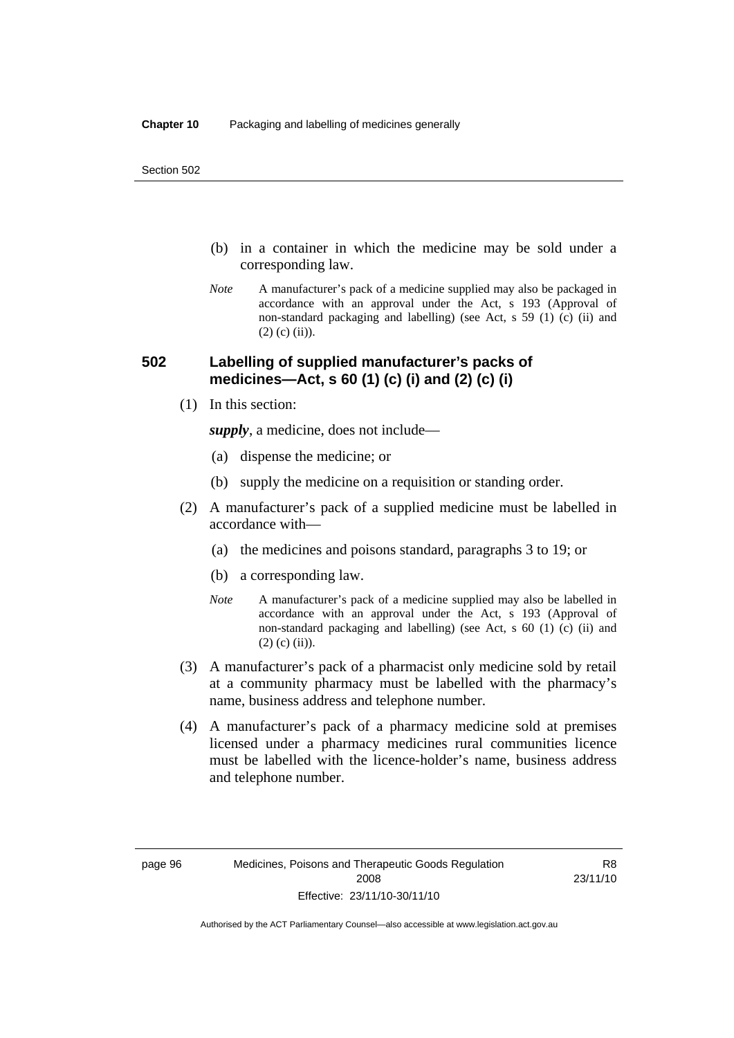(b) in a container in which the medicine may be sold under a corresponding law.

*Note* A manufacturer's pack of a medicine supplied may also be packaged in accordance with an approval under the Act, s 193 (Approval of non-standard packaging and labelling) (see Act, s 59 (1) (c) (ii) and (2) (c) (ii)).

## 502 Labelling of supplied manufacturer's packs of medicines—Act, s 60 (1) (c) (i) and (2) (c) (i)

(1) In this section:

***supply***, a medicine, does not include—

(a) dispense the medicine; or

(b) supply the medicine on a requisition or standing order.

(2) A manufacturer's pack of a supplied medicine must be labelled in accordance with—

(a) the medicines and poisons standard, paragraphs 3 to 19; or

(b) a corresponding law.

*Note* A manufacturer's pack of a medicine supplied may also be labelled in accordance with an approval under the Act, s 193 (Approval of non-standard packaging and labelling) (see Act, s 60 (1) (c) (ii) and (2) (c) (ii)).

(3) A manufacturer's pack of a pharmacist only medicine sold by retail at a community pharmacy must be labelled with the pharmacy's name, business address and telephone number.

(4) A manufacturer's pack of a pharmacy medicine sold at premises licensed under a pharmacy medicines rural communities licence must be labelled with the licence-holder's name, business address and telephone number.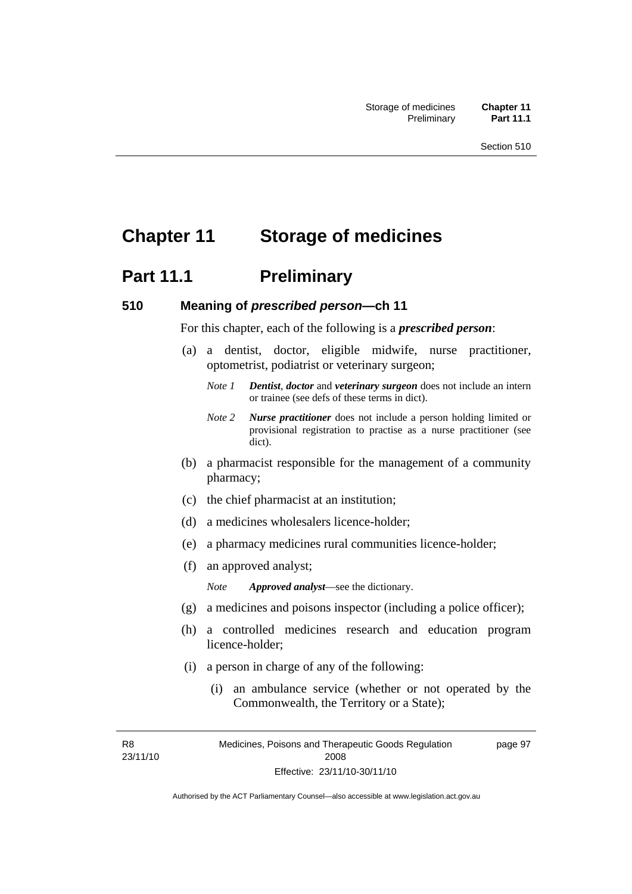# Chapter 11 Storage of medicines

## Part 11.1 Preliminary

### 510 Meaning of *prescribed person*—ch 11

For this chapter, each of the following is a ***prescribed person***:

(a) a dentist, doctor, eligible midwife, nurse practitioner, optometrist, podiatrist or veterinary surgeon;

*Note 1* ***Dentist***, ***doctor*** and ***veterinary surgeon*** does not include an intern or trainee (see defs of these terms in dict).

*Note 2* ***Nurse practitioner*** does not include a person holding limited or provisional registration to practise as a nurse practitioner (see dict).

(b) a pharmacist responsible for the management of a community pharmacy;

(c) the chief pharmacist at an institution;

(d) a medicines wholesalers licence-holder;

(e) a pharmacy medicines rural communities licence-holder;

(f) an approved analyst;

*Note* ***Approved analyst***—see the dictionary.

(g) a medicines and poisons inspector (including a police officer);

(h) a controlled medicines research and education program licence-holder;

(i) a person in charge of any of the following:

(i) an ambulance service (whether or not operated by the Commonwealth, the Territory or a State);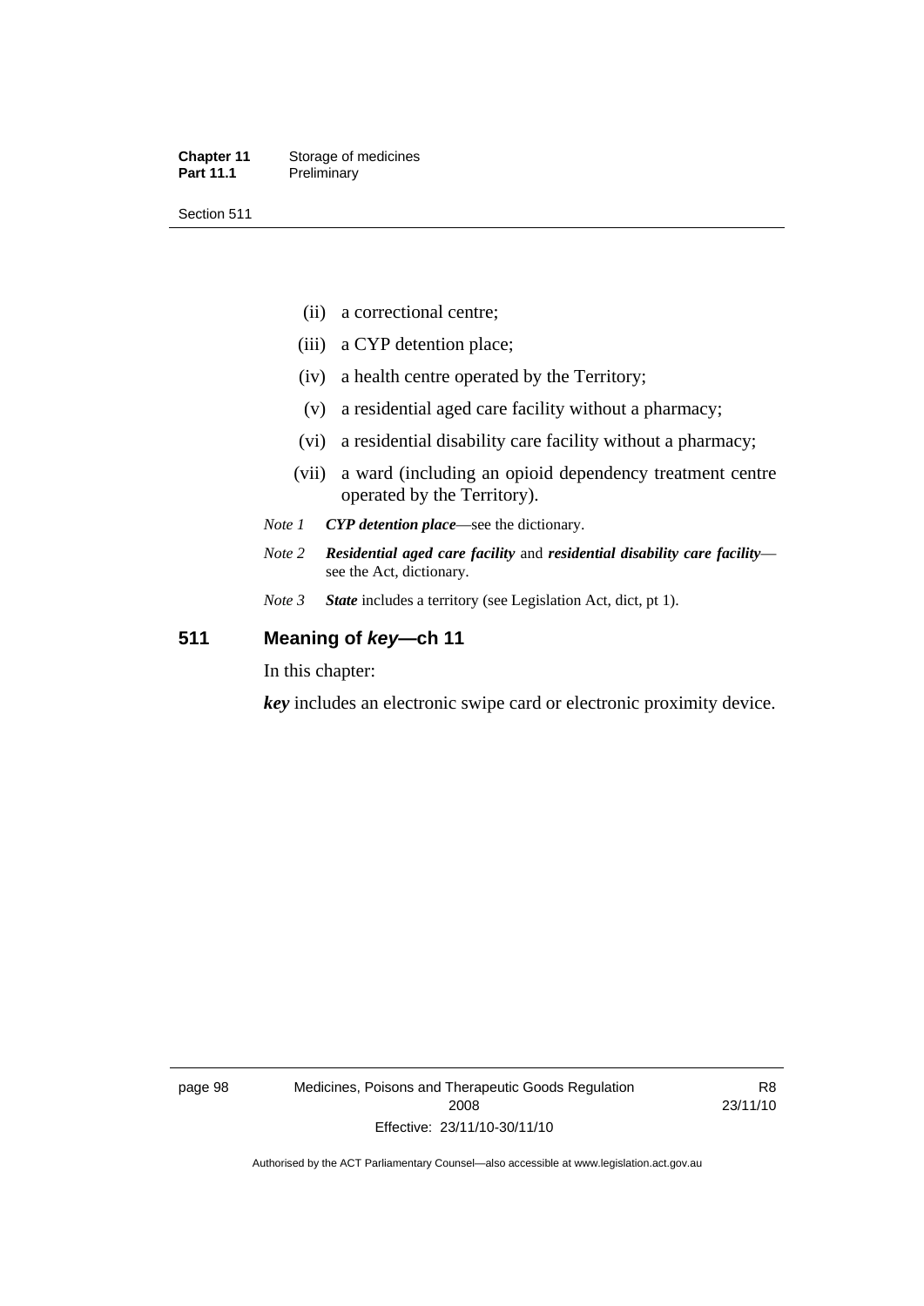(ii) a correctional centre;

(iii) a CYP detention place;

(iv) a health centre operated by the Territory;

(v) a residential aged care facility without a pharmacy;

(vi) a residential disability care facility without a pharmacy;

(vii) a ward (including an opioid dependency treatment centre operated by the Territory).

*Note 1* ***CYP detention place***—see the dictionary.

*Note 2* ***Residential aged care facility*** and ***residential disability care facility***—see the Act, dictionary.

*Note 3* ***State*** includes a territory (see Legislation Act, dict, pt 1).

## 511 Meaning of *key*—ch 11

In this chapter:

***key*** includes an electronic swipe card or electronic proximity device.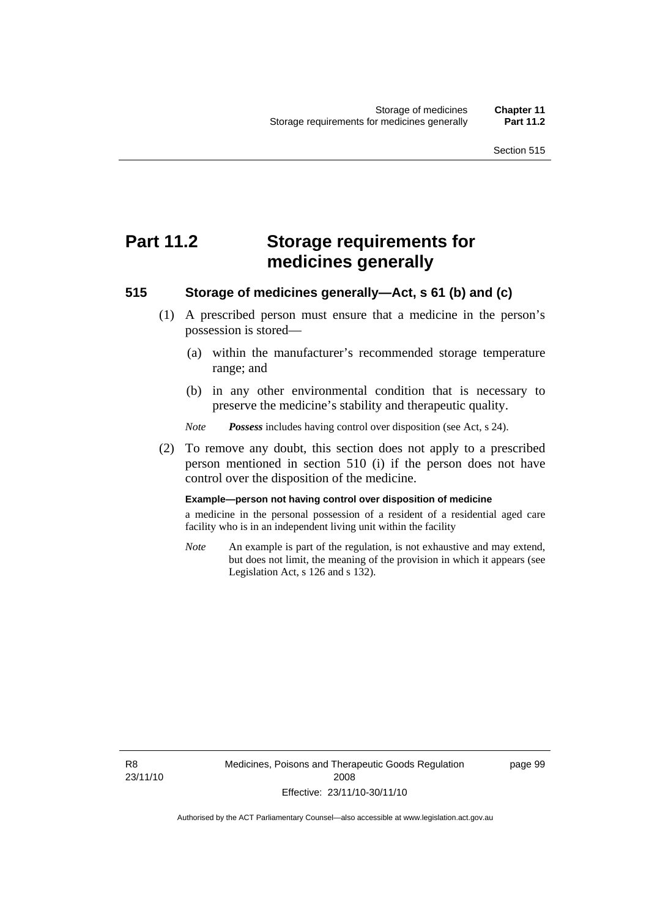# Part 11.2 Storage requirements for medicines generally

## 515 Storage of medicines generally—Act, s 61 (b) and (c)

(1) A prescribed person must ensure that a medicine in the person's possession is stored—

(a) within the manufacturer's recommended storage temperature range; and

(b) in any other environmental condition that is necessary to preserve the medicine's stability and therapeutic quality.

*Note* ***Possess*** includes having control over disposition (see Act, s 24).

(2) To remove any doubt, this section does not apply to a prescribed person mentioned in section 510 (i) if the person does not have control over the disposition of the medicine.

**Example—person not having control over disposition of medicine**

a medicine in the personal possession of a resident of a residential aged care facility who is in an independent living unit within the facility

*Note* An example is part of the regulation, is not exhaustive and may extend, but does not limit, the meaning of the provision in which it appears (see Legislation Act, s 126 and s 132).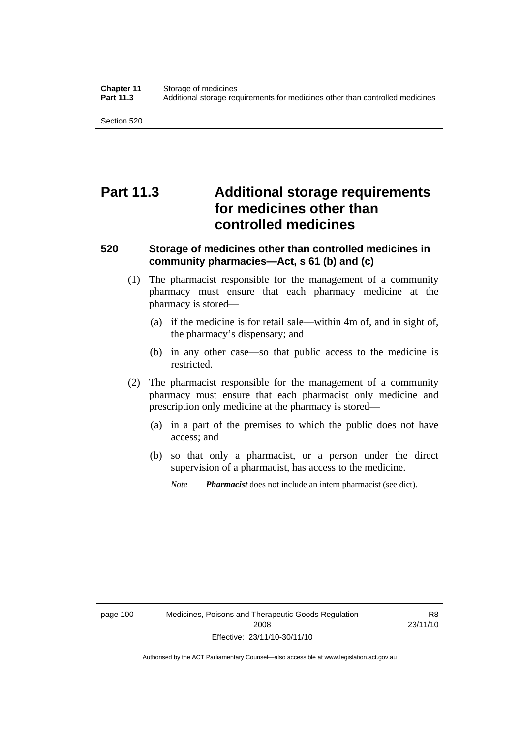# Part 11.3 Additional storage requirements for medicines other than controlled medicines

### 520 Storage of medicines other than controlled medicines in community pharmacies—Act, s 61 (b) and (c)

(1) The pharmacist responsible for the management of a community pharmacy must ensure that each pharmacy medicine at the pharmacy is stored—

(a) if the medicine is for retail sale—within 4m of, and in sight of, the pharmacy's dispensary; and

(b) in any other case—so that public access to the medicine is restricted.

(2) The pharmacist responsible for the management of a community pharmacy must ensure that each pharmacist only medicine and prescription only medicine at the pharmacy is stored—

(a) in a part of the premises to which the public does not have access; and

(b) so that only a pharmacist, or a person under the direct supervision of a pharmacist, has access to the medicine.

*Note* ***Pharmacist*** does not include an intern pharmacist (see dict).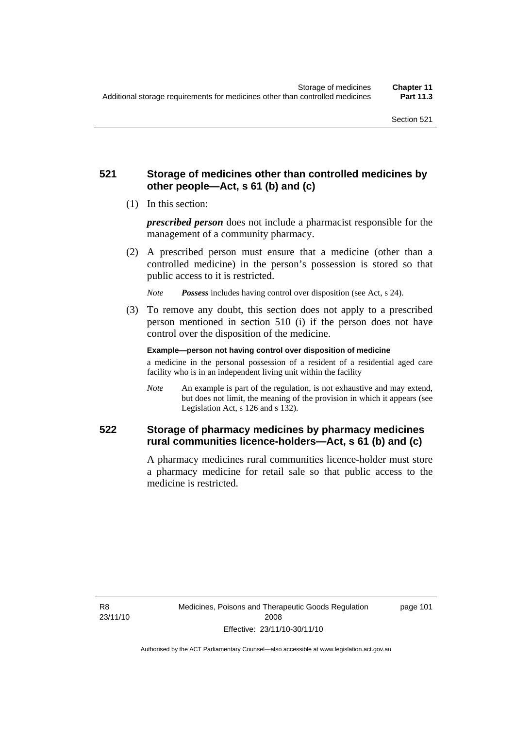## 521 Storage of medicines other than controlled medicines by other people—Act, s 61 (b) and (c)

(1) In this section:

***prescribed person*** does not include a pharmacist responsible for the management of a community pharmacy.

(2) A prescribed person must ensure that a medicine (other than a controlled medicine) in the person's possession is stored so that public access to it is restricted.

*Note* ***Possess*** includes having control over disposition (see Act, s 24).

(3) To remove any doubt, this section does not apply to a prescribed person mentioned in section 510 (i) if the person does not have control over the disposition of the medicine.

**Example—person not having control over disposition of medicine**

a medicine in the personal possession of a resident of a residential aged care facility who is in an independent living unit within the facility

*Note* An example is part of the regulation, is not exhaustive and may extend, but does not limit, the meaning of the provision in which it appears (see Legislation Act, s 126 and s 132).

## 522 Storage of pharmacy medicines by pharmacy medicines rural communities licence-holders—Act, s 61 (b) and (c)

A pharmacy medicines rural communities licence-holder must store a pharmacy medicine for retail sale so that public access to the medicine is restricted.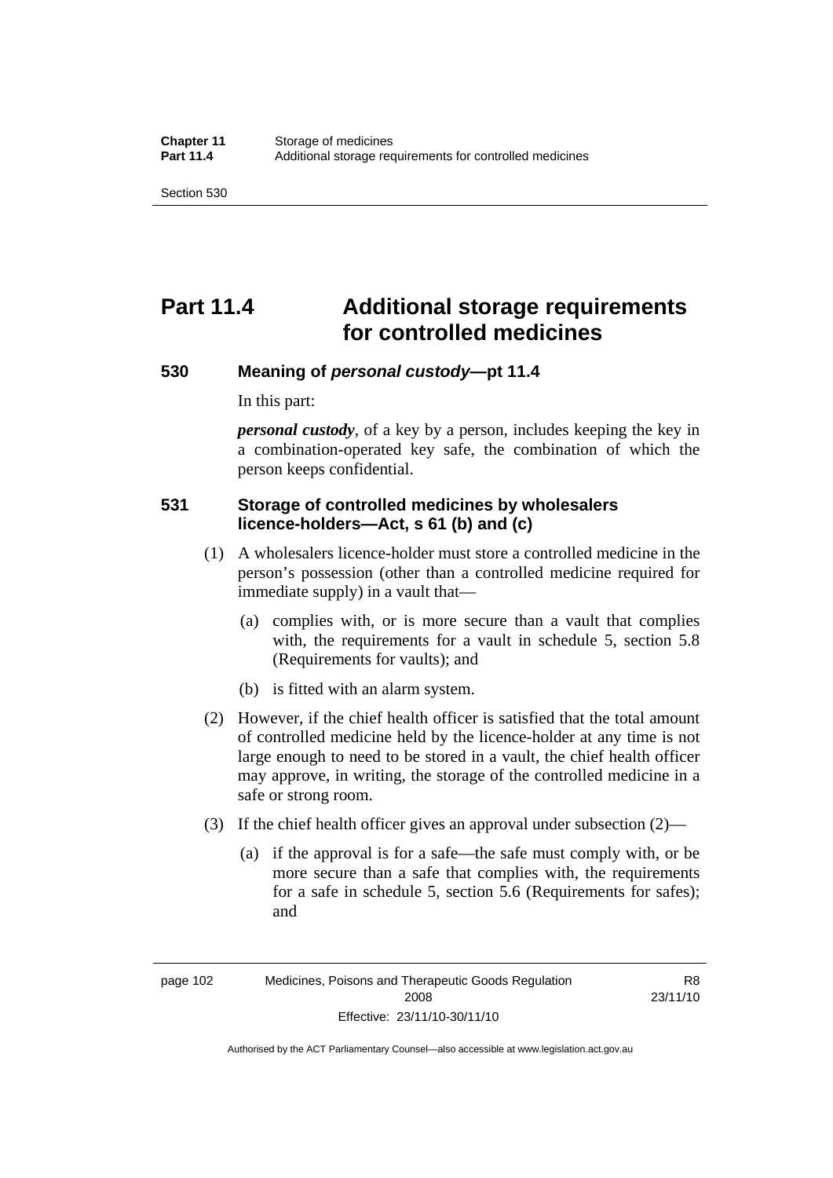# Part 11.4 Additional storage requirements for controlled medicines

## 530 Meaning of *personal custody*—pt 11.4

In this part:

***personal custody***, of a key by a person, includes keeping the key in a combination-operated key safe, the combination of which the person keeps confidential.

## 531 Storage of controlled medicines by wholesalers licence-holders—Act, s 61 (b) and (c)

(1) A wholesalers licence-holder must store a controlled medicine in the person's possession (other than a controlled medicine required for immediate supply) in a vault that—

(a) complies with, or is more secure than a vault that complies with, the requirements for a vault in schedule 5, section 5.8 (Requirements for vaults); and

(b) is fitted with an alarm system.

(2) However, if the chief health officer is satisfied that the total amount of controlled medicine held by the licence-holder at any time is not large enough to need to be stored in a vault, the chief health officer may approve, in writing, the storage of the controlled medicine in a safe or strong room.

(3) If the chief health officer gives an approval under subsection (2)—

(a) if the approval is for a safe—the safe must comply with, or be more secure than a safe that complies with, the requirements for a safe in schedule 5, section 5.6 (Requirements for safes); and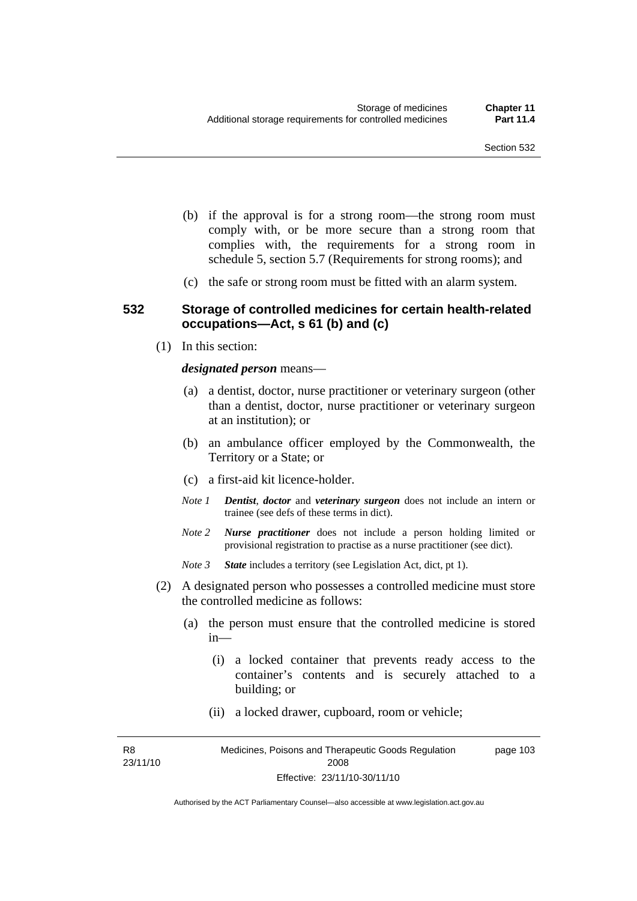(b) if the approval is for a strong room—the strong room must comply with, or be more secure than a strong room that complies with, the requirements for a strong room in schedule 5, section 5.7 (Requirements for strong rooms); and

(c) the safe or strong room must be fitted with an alarm system.

### 532 Storage of controlled medicines for certain health-related occupations—Act, s 61 (b) and (c)

(1) In this section:

***designated person*** means—

(a) a dentist, doctor, nurse practitioner or veterinary surgeon (other than a dentist, doctor, nurse practitioner or veterinary surgeon at an institution); or

(b) an ambulance officer employed by the Commonwealth, the Territory or a State; or

(c) a first-aid kit licence-holder.

*Note 1* ***Dentist****,* ***doctor*** and ***veterinary surgeon*** does not include an intern or trainee (see defs of these terms in dict).

*Note 2* ***Nurse practitioner*** does not include a person holding limited or provisional registration to practise as a nurse practitioner (see dict).

*Note 3* ***State*** includes a territory (see Legislation Act, dict, pt 1).

(2) A designated person who possesses a controlled medicine must store the controlled medicine as follows:

(a) the person must ensure that the controlled medicine is stored in—

(i) a locked container that prevents ready access to the container's contents and is securely attached to a building; or

(ii) a locked drawer, cupboard, room or vehicle;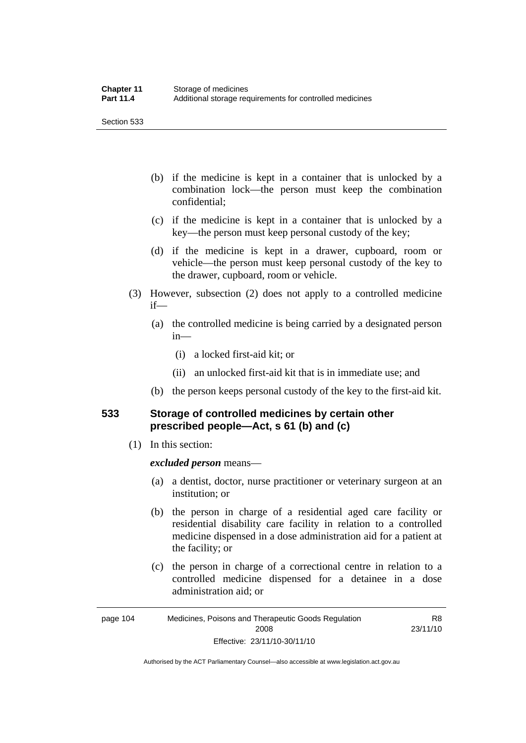(b) if the medicine is kept in a container that is unlocked by a combination lock—the person must keep the combination confidential;

(c) if the medicine is kept in a container that is unlocked by a key—the person must keep personal custody of the key;

(d) if the medicine is kept in a drawer, cupboard, room or vehicle—the person must keep personal custody of the key to the drawer, cupboard, room or vehicle.

(3) However, subsection (2) does not apply to a controlled medicine if—

(a) the controlled medicine is being carried by a designated person in—

(i) a locked first-aid kit; or

(ii) an unlocked first-aid kit that is in immediate use; and

(b) the person keeps personal custody of the key to the first-aid kit.

## 533 Storage of controlled medicines by certain other prescribed people—Act, s 61 (b) and (c)

(1) In this section:

***excluded person*** means—

(a) a dentist, doctor, nurse practitioner or veterinary surgeon at an institution; or

(b) the person in charge of a residential aged care facility or residential disability care facility in relation to a controlled medicine dispensed in a dose administration aid for a patient at the facility; or

(c) the person in charge of a correctional centre in relation to a controlled medicine dispensed for a detainee in a dose administration aid; or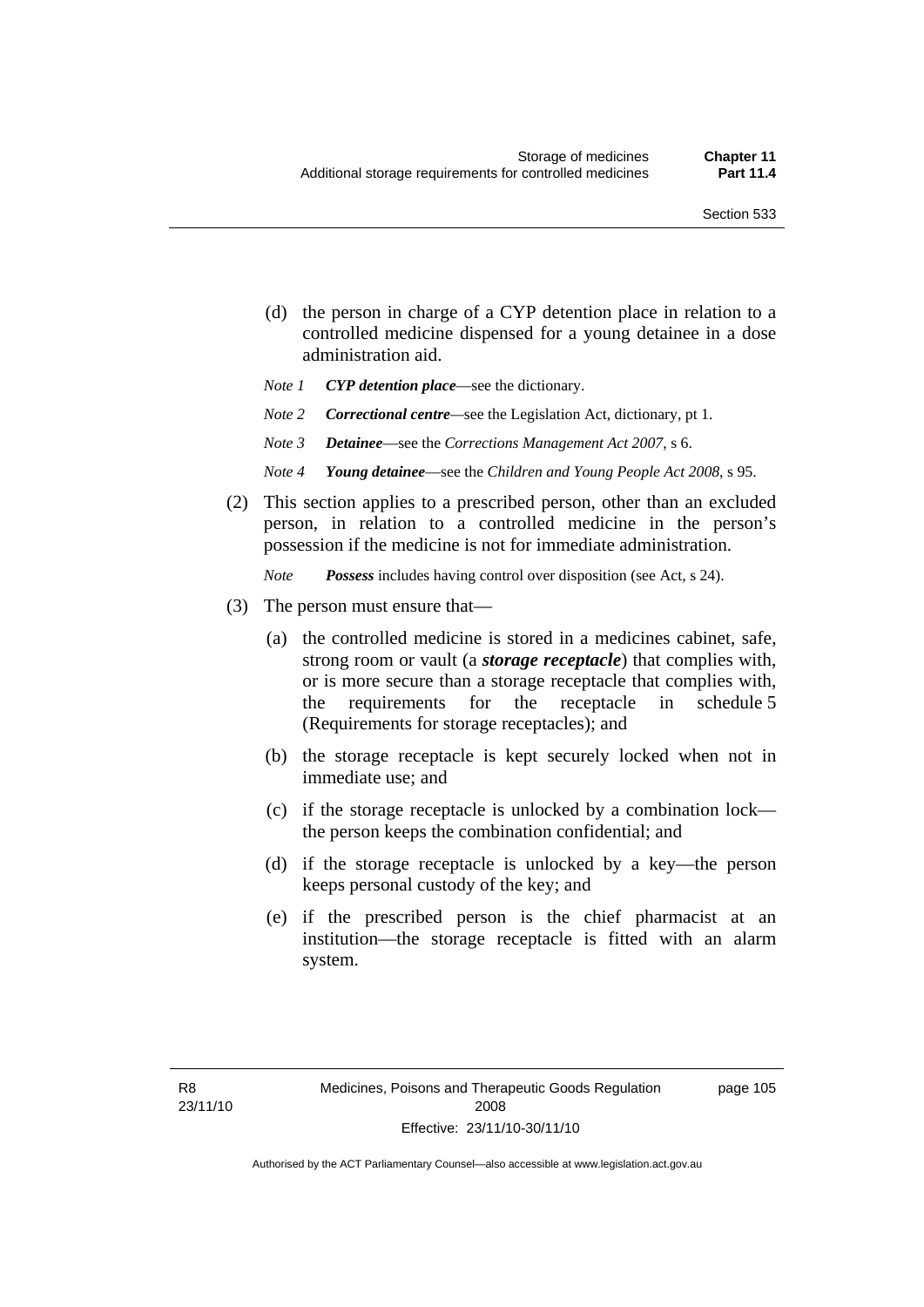(d) the person in charge of a CYP detention place in relation to a controlled medicine dispensed for a young detainee in a dose administration aid.

*Note 1* ***CYP detention place***—see the dictionary.

*Note 2* ***Correctional centre***—see the Legislation Act, dictionary, pt 1.

*Note 3* ***Detainee***—see the *Corrections Management Act 2007*, s 6.

*Note 4* ***Young detainee***—see the *Children and Young People Act 2008*, s 95.

(2) This section applies to a prescribed person, other than an excluded person, in relation to a controlled medicine in the person's possession if the medicine is not for immediate administration.

*Note* ***Possess*** includes having control over disposition (see Act, s 24).

(3) The person must ensure that—

(a) the controlled medicine is stored in a medicines cabinet, safe, strong room or vault (a ***storage receptacle***) that complies with, or is more secure than a storage receptacle that complies with, the requirements for the receptacle in schedule 5 (Requirements for storage receptacles); and

(b) the storage receptacle is kept securely locked when not in immediate use; and

(c) if the storage receptacle is unlocked by a combination lock—the person keeps the combination confidential; and

(d) if the storage receptacle is unlocked by a key—the person keeps personal custody of the key; and

(e) if the prescribed person is the chief pharmacist at an institution—the storage receptacle is fitted with an alarm system.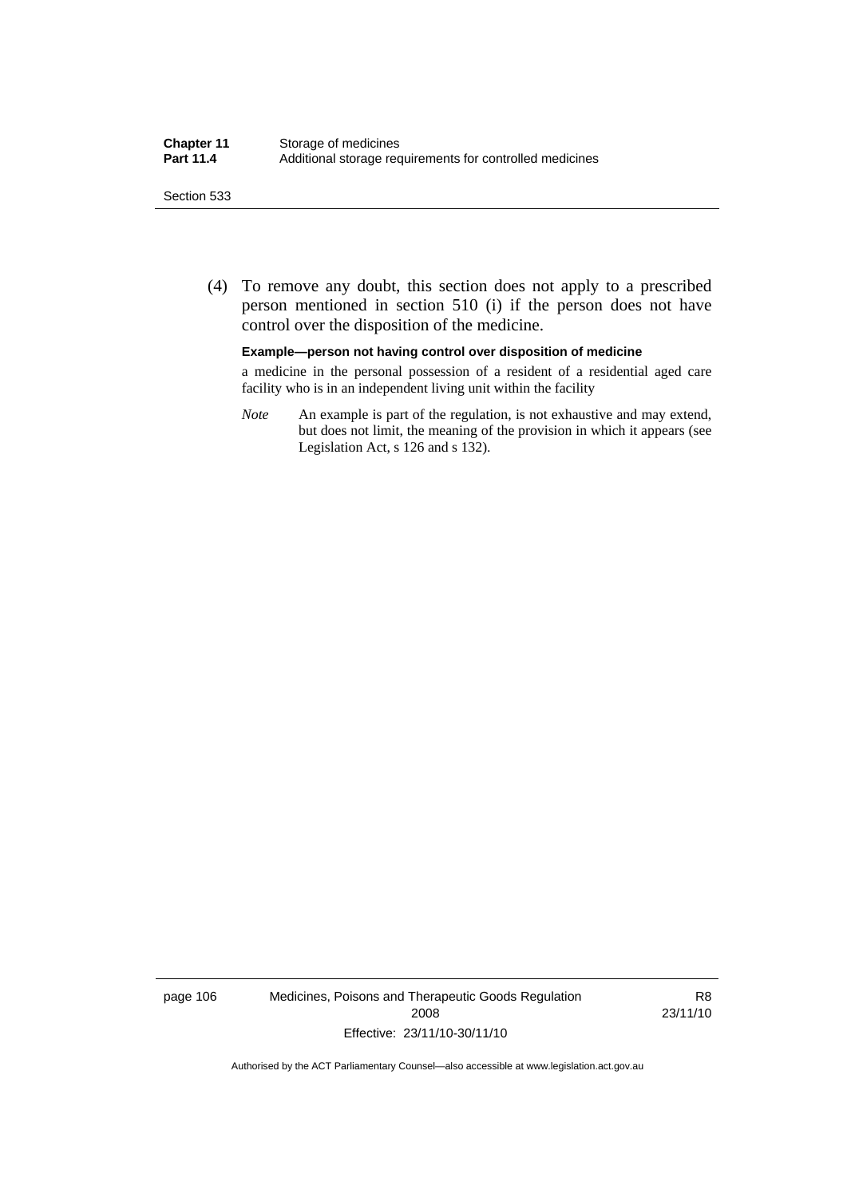(4) To remove any doubt, this section does not apply to a prescribed person mentioned in section 510 (i) if the person does not have control over the disposition of the medicine.

**Example—person not having control over disposition of medicine**

a medicine in the personal possession of a resident of a residential aged care facility who is in an independent living unit within the facility

*Note* An example is part of the regulation, is not exhaustive and may extend, but does not limit, the meaning of the provision in which it appears (see Legislation Act, s 126 and s 132).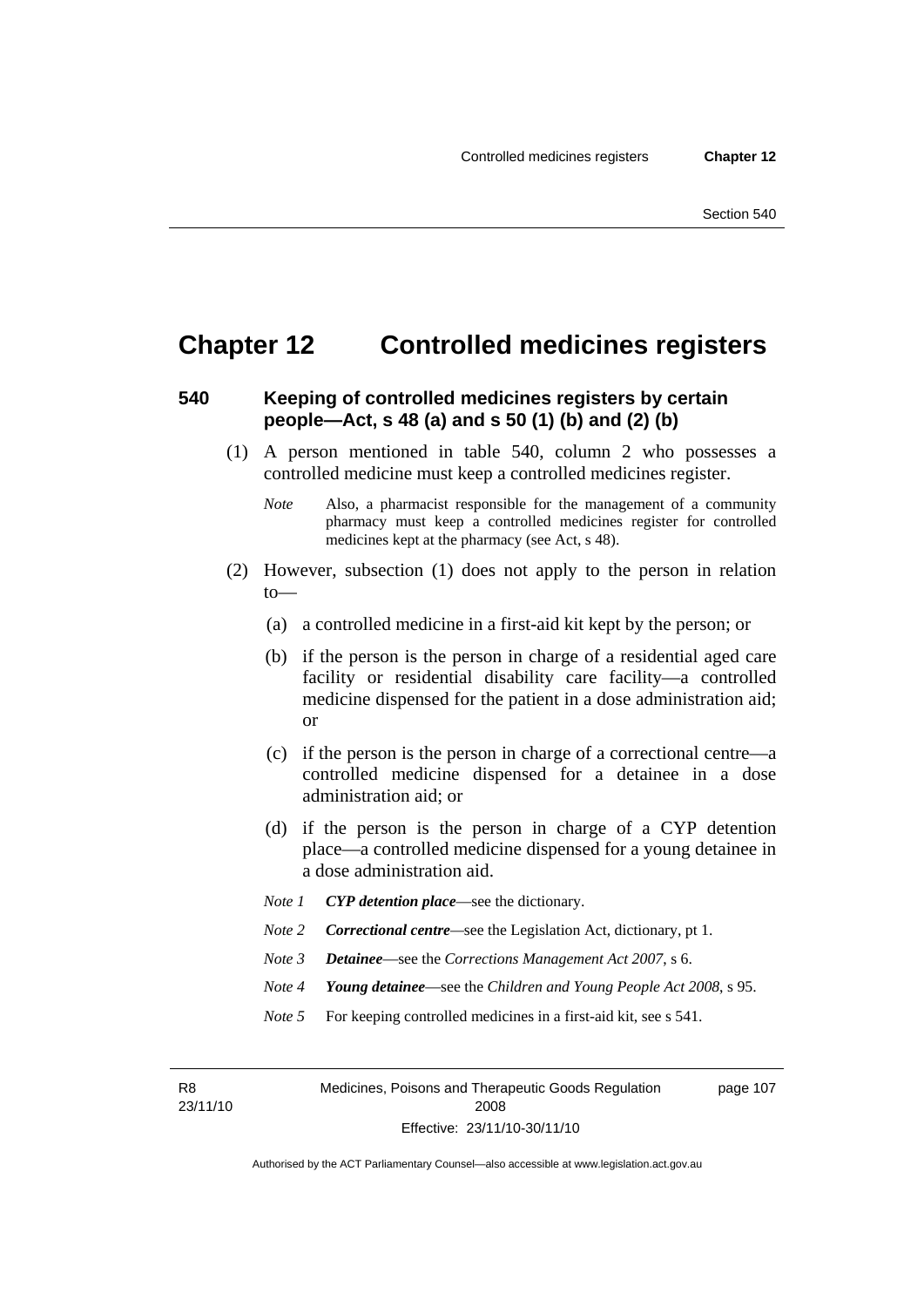# Chapter 12 Controlled medicines registers

## 540 Keeping of controlled medicines registers by certain people—Act, s 48 (a) and s 50 (1) (b) and (2) (b)

(1) A person mentioned in table 540, column 2 who possesses a controlled medicine must keep a controlled medicines register.

*Note* Also, a pharmacist responsible for the management of a community pharmacy must keep a controlled medicines register for controlled medicines kept at the pharmacy (see Act, s 48).

(2) However, subsection (1) does not apply to the person in relation to—

(a) a controlled medicine in a first-aid kit kept by the person; or

(b) if the person is the person in charge of a residential aged care facility or residential disability care facility—a controlled medicine dispensed for the patient in a dose administration aid; or

(c) if the person is the person in charge of a correctional centre—a controlled medicine dispensed for a detainee in a dose administration aid; or

(d) if the person is the person in charge of a CYP detention place—a controlled medicine dispensed for a young detainee in a dose administration aid.

*Note 1* ***CYP detention place***—see the dictionary.

*Note 2* ***Correctional centre***—see the Legislation Act, dictionary, pt 1.

*Note 3* ***Detainee***—see the *Corrections Management Act 2007*, s 6.

*Note 4* ***Young detainee***—see the *Children and Young People Act 2008*, s 95.

*Note 5* For keeping controlled medicines in a first-aid kit, see s 541.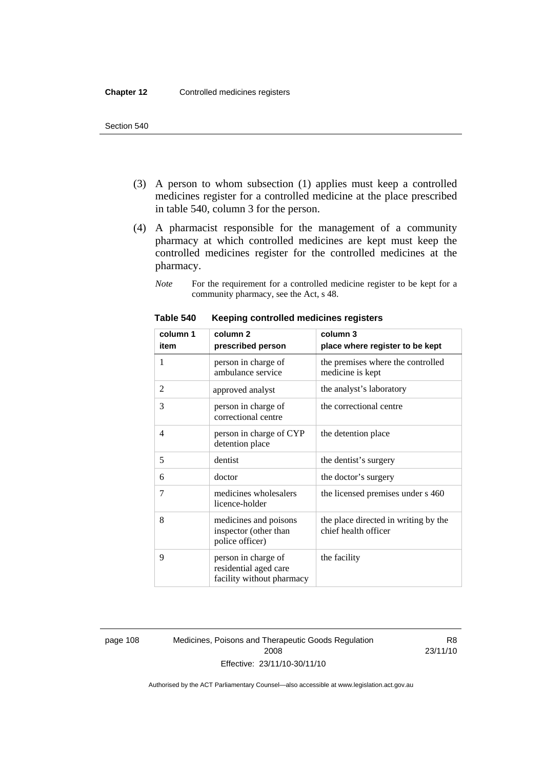(3) A person to whom subsection (1) applies must keep a controlled medicines register for a controlled medicine at the place prescribed in table 540, column 3 for the person.

(4) A pharmacist responsible for the management of a community pharmacy at which controlled medicines are kept must keep the controlled medicines register for the controlled medicines at the pharmacy.

*Note* For the requirement for a controlled medicine register to be kept for a community pharmacy, see the Act, s 48.

**Table 540 Keeping controlled medicines registers**

| column 1<br>item | column 2<br>prescribed person | column 3<br>place where register to be kept |
|---|---|---|
| 1 | person in charge of ambulance service | the premises where the controlled medicine is kept |
| 2 | approved analyst | the analyst's laboratory |
| 3 | person in charge of correctional centre | the correctional centre |
| 4 | person in charge of CYP detention place | the detention place |
| 5 | dentist | the dentist's surgery |
| 6 | doctor | the doctor's surgery |
| 7 | medicines wholesalers licence-holder | the licensed premises under s 460 |
| 8 | medicines and poisons inspector (other than police officer) | the place directed in writing by the chief health officer |
| 9 | person in charge of residential aged care facility without pharmacy | the facility |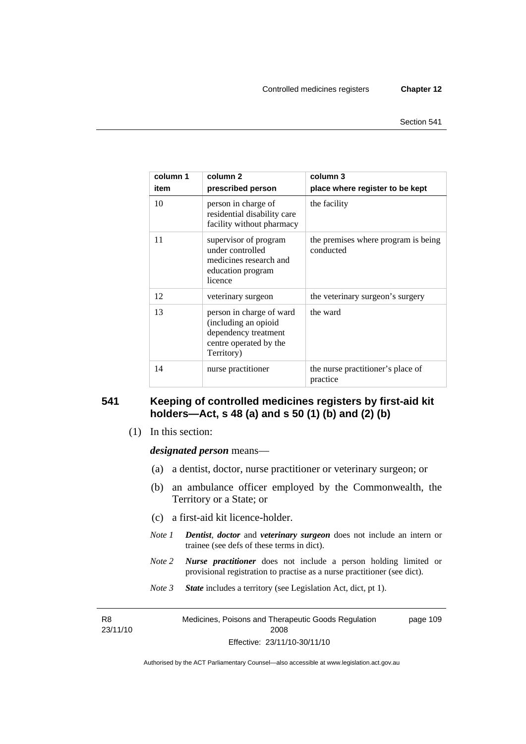| column 1 item | column 2 prescribed person | column 3 place where register to be kept |
|---|---|---|
| 10 | person in charge of residential disability care facility without pharmacy | the facility |
| 11 | supervisor of program under controlled medicines research and education program licence | the premises where program is being conducted |
| 12 | veterinary surgeon | the veterinary surgeon's surgery |
| 13 | person in charge of ward (including an opioid dependency treatment centre operated by the Territory) | the ward |
| 14 | nurse practitioner | the nurse practitioner's place of practice |

## 541 Keeping of controlled medicines registers by first-aid kit holders—Act, s 48 (a) and s 50 (1) (b) and (2) (b)

(1) In this section:

***designated person*** means—

(a) a dentist, doctor, nurse practitioner or veterinary surgeon; or

(b) an ambulance officer employed by the Commonwealth, the Territory or a State; or

(c) a first-aid kit licence-holder.

*Note 1* ***Dentist***, ***doctor*** and ***veterinary surgeon*** does not include an intern or trainee (see defs of these terms in dict).

*Note 2* ***Nurse practitioner*** does not include a person holding limited or provisional registration to practise as a nurse practitioner (see dict).

*Note 3* ***State*** includes a territory (see Legislation Act, dict, pt 1).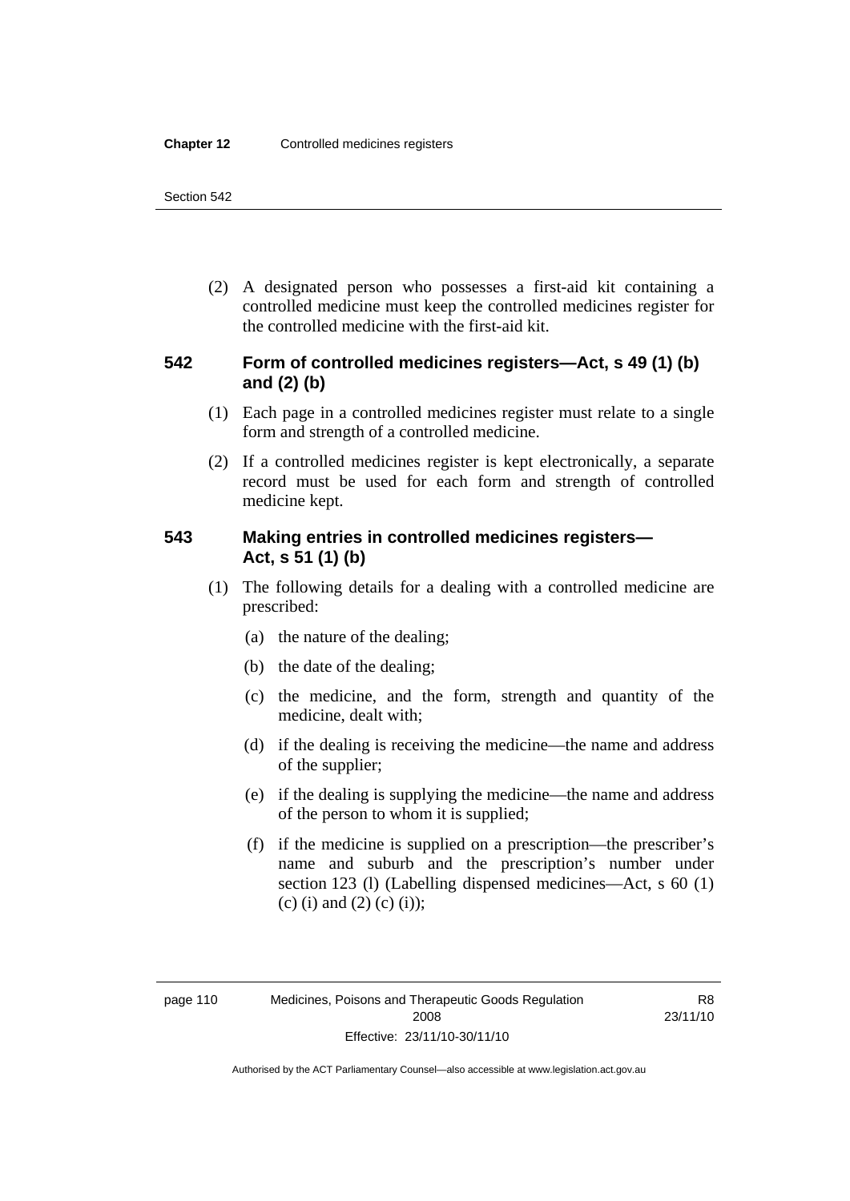(2) A designated person who possesses a first-aid kit containing a controlled medicine must keep the controlled medicines register for the controlled medicine with the first-aid kit.

### 542 Form of controlled medicines registers—Act, s 49 (1) (b) and (2) (b)

(1) Each page in a controlled medicines register must relate to a single form and strength of a controlled medicine.

(2) If a controlled medicines register is kept electronically, a separate record must be used for each form and strength of controlled medicine kept.

### 543 Making entries in controlled medicines registers—Act, s 51 (1) (b)

(1) The following details for a dealing with a controlled medicine are prescribed:

(a) the nature of the dealing;

(b) the date of the dealing;

(c) the medicine, and the form, strength and quantity of the medicine, dealt with;

(d) if the dealing is receiving the medicine—the name and address of the supplier;

(e) if the dealing is supplying the medicine—the name and address of the person to whom it is supplied;

(f) if the medicine is supplied on a prescription—the prescriber's name and suburb and the prescription's number under section 123 (l) (Labelling dispensed medicines—Act, s 60 (1) (c) (i) and (2) (c) (i));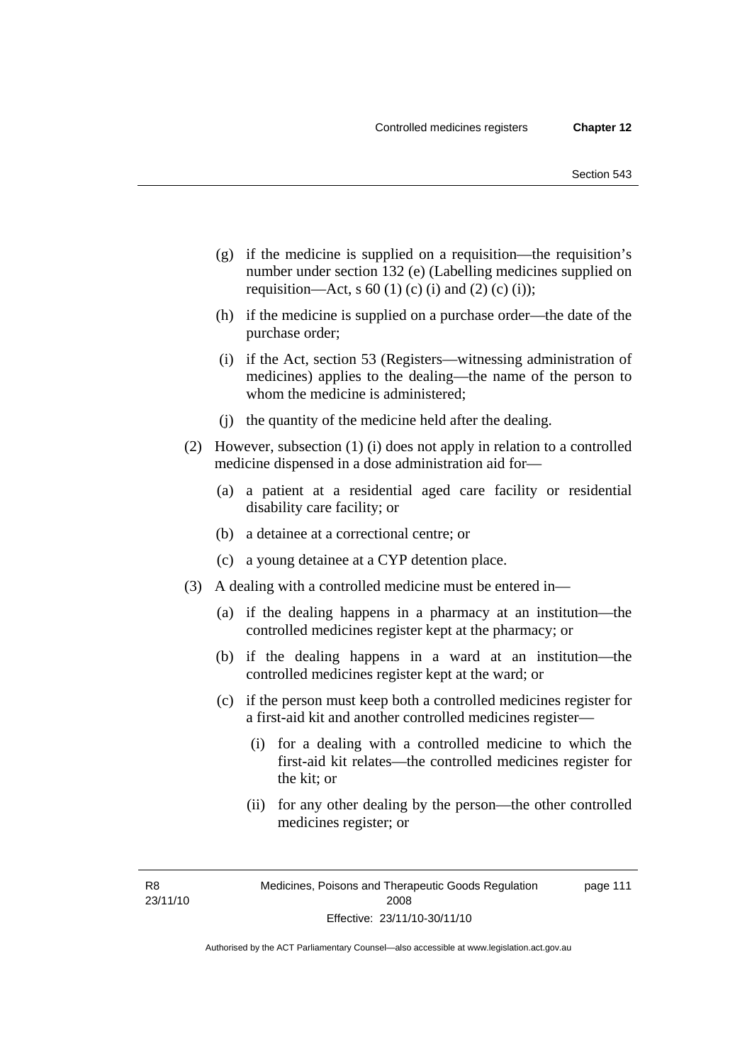(g) if the medicine is supplied on a requisition—the requisition's number under section 132 (e) (Labelling medicines supplied on requisition—Act, s 60 (1) (c) (i) and (2) (c) (i));

(h) if the medicine is supplied on a purchase order—the date of the purchase order;

(i) if the Act, section 53 (Registers—witnessing administration of medicines) applies to the dealing—the name of the person to whom the medicine is administered;

(j) the quantity of the medicine held after the dealing.

(2) However, subsection (1) (i) does not apply in relation to a controlled medicine dispensed in a dose administration aid for—

(a) a patient at a residential aged care facility or residential disability care facility; or

(b) a detainee at a correctional centre; or

(c) a young detainee at a CYP detention place.

(3) A dealing with a controlled medicine must be entered in—

(a) if the dealing happens in a pharmacy at an institution—the controlled medicines register kept at the pharmacy; or

(b) if the dealing happens in a ward at an institution—the controlled medicines register kept at the ward; or

(c) if the person must keep both a controlled medicines register for a first-aid kit and another controlled medicines register—

(i) for a dealing with a controlled medicine to which the first-aid kit relates—the controlled medicines register for the kit; or

(ii) for any other dealing by the person—the other controlled medicines register; or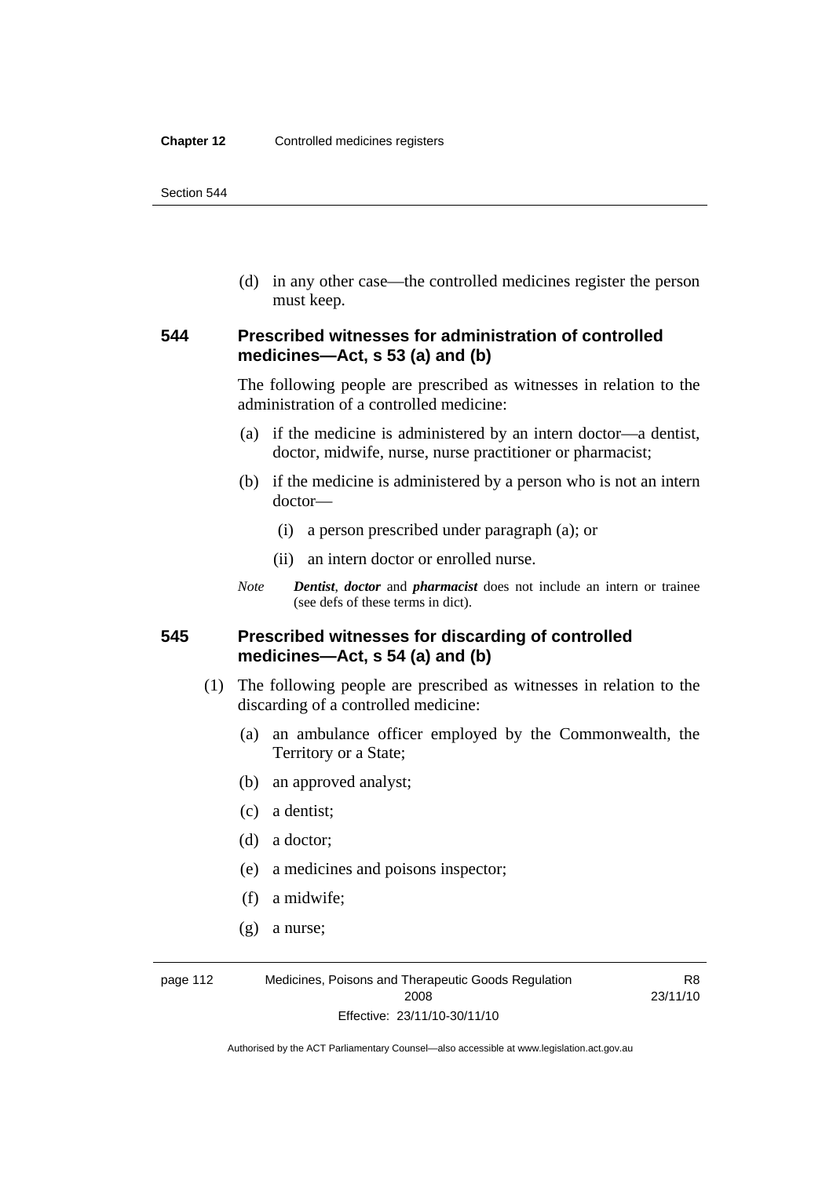(d) in any other case—the controlled medicines register the person must keep.

### 544 Prescribed witnesses for administration of controlled medicines—Act, s 53 (a) and (b)

The following people are prescribed as witnesses in relation to the administration of a controlled medicine:

(a) if the medicine is administered by an intern doctor—a dentist, doctor, midwife, nurse, nurse practitioner or pharmacist;

(b) if the medicine is administered by a person who is not an intern doctor—

(i) a person prescribed under paragraph (a); or

(ii) an intern doctor or enrolled nurse.

*Note* ***Dentist***, ***doctor*** and ***pharmacist*** does not include an intern or trainee (see defs of these terms in dict).

### 545 Prescribed witnesses for discarding of controlled medicines—Act, s 54 (a) and (b)

(1) The following people are prescribed as witnesses in relation to the discarding of a controlled medicine:

(a) an ambulance officer employed by the Commonwealth, the Territory or a State;

(b) an approved analyst;

(c) a dentist;

(d) a doctor;

(e) a medicines and poisons inspector;

(f) a midwife;

(g) a nurse;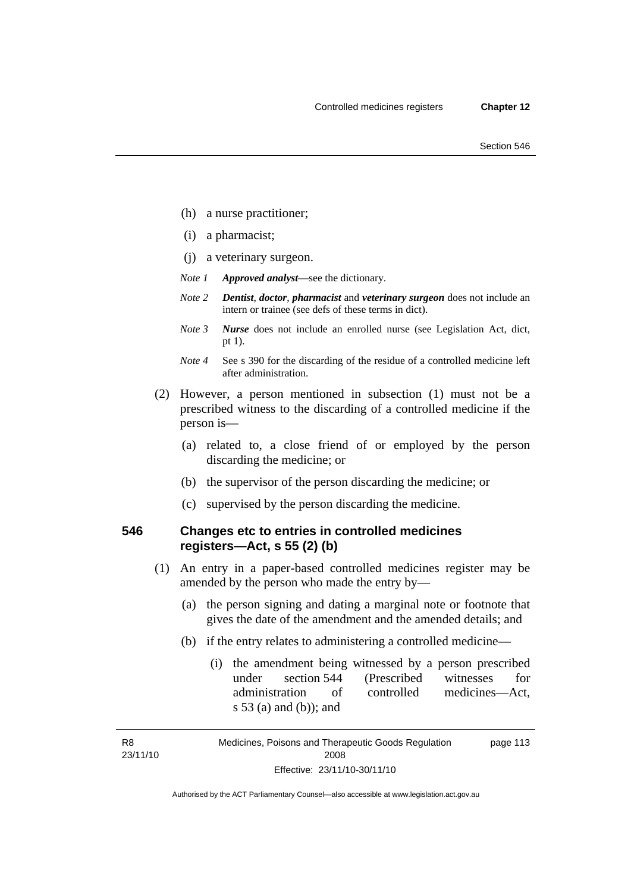(h) a nurse practitioner;

(i) a pharmacist;

(j) a veterinary surgeon.

*Note 1* ***Approved analyst***—see the dictionary.

*Note 2* ***Dentist***, ***doctor***, ***pharmacist*** and ***veterinary surgeon*** does not include an intern or trainee (see defs of these terms in dict).

*Note 3* ***Nurse*** does not include an enrolled nurse (see Legislation Act, dict, pt 1).

*Note 4* See s 390 for the discarding of the residue of a controlled medicine left after administration.

(2) However, a person mentioned in subsection (1) must not be a prescribed witness to the discarding of a controlled medicine if the person is—

(a) related to, a close friend of or employed by the person discarding the medicine; or

(b) the supervisor of the person discarding the medicine; or

(c) supervised by the person discarding the medicine.

### 546 Changes etc to entries in controlled medicines registers—Act, s 55 (2) (b)

(1) An entry in a paper-based controlled medicines register may be amended by the person who made the entry by—

(a) the person signing and dating a marginal note or footnote that gives the date of the amendment and the amended details; and

(b) if the entry relates to administering a controlled medicine—

(i) the amendment being witnessed by a person prescribed under section 544 (Prescribed witnesses for administration of controlled medicines—Act, s 53 (a) and (b)); and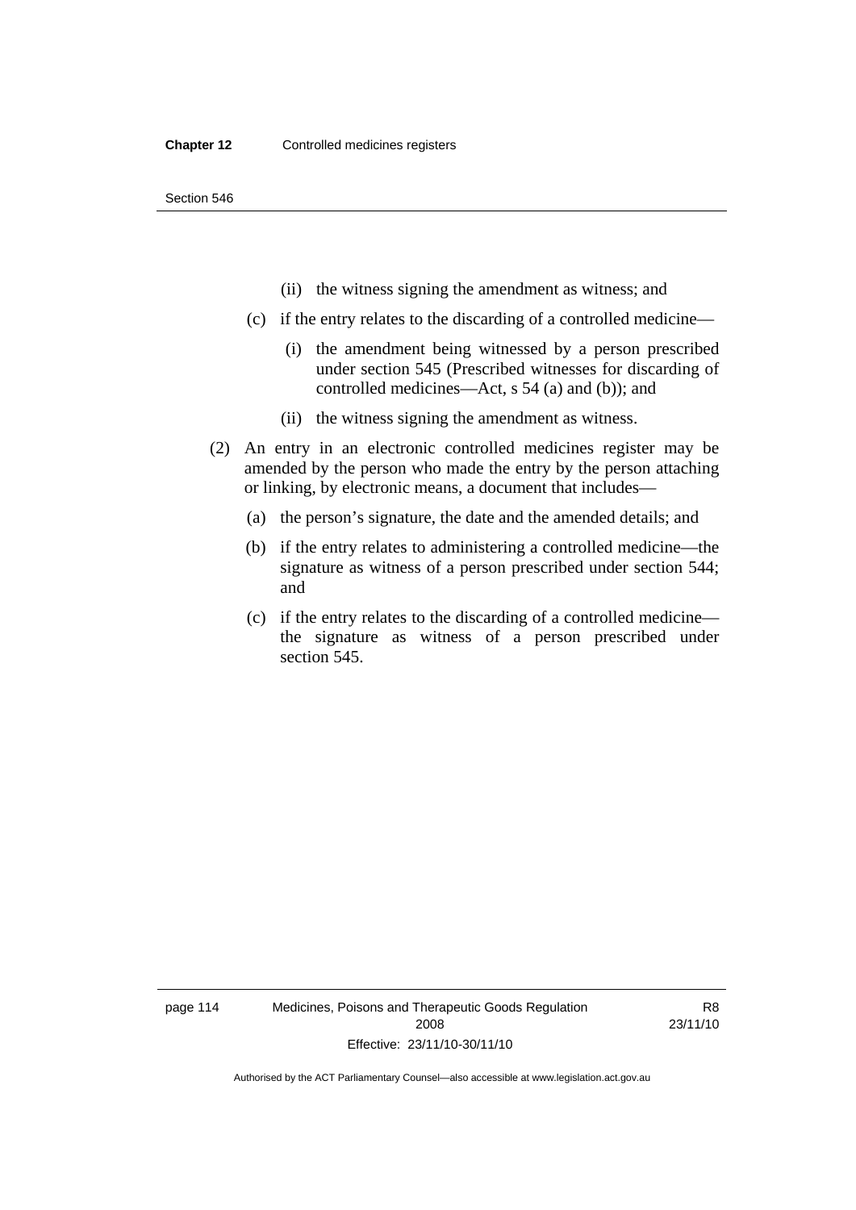(ii) the witness signing the amendment as witness; and

(c) if the entry relates to the discarding of a controlled medicine—

(i) the amendment being witnessed by a person prescribed under section 545 (Prescribed witnesses for discarding of controlled medicines—Act, s 54 (a) and (b)); and

(ii) the witness signing the amendment as witness.

(2) An entry in an electronic controlled medicines register may be amended by the person who made the entry by the person attaching or linking, by electronic means, a document that includes—

(a) the person's signature, the date and the amended details; and

(b) if the entry relates to administering a controlled medicine—the signature as witness of a person prescribed under section 544; and

(c) if the entry relates to the discarding of a controlled medicine—the signature as witness of a person prescribed under section 545.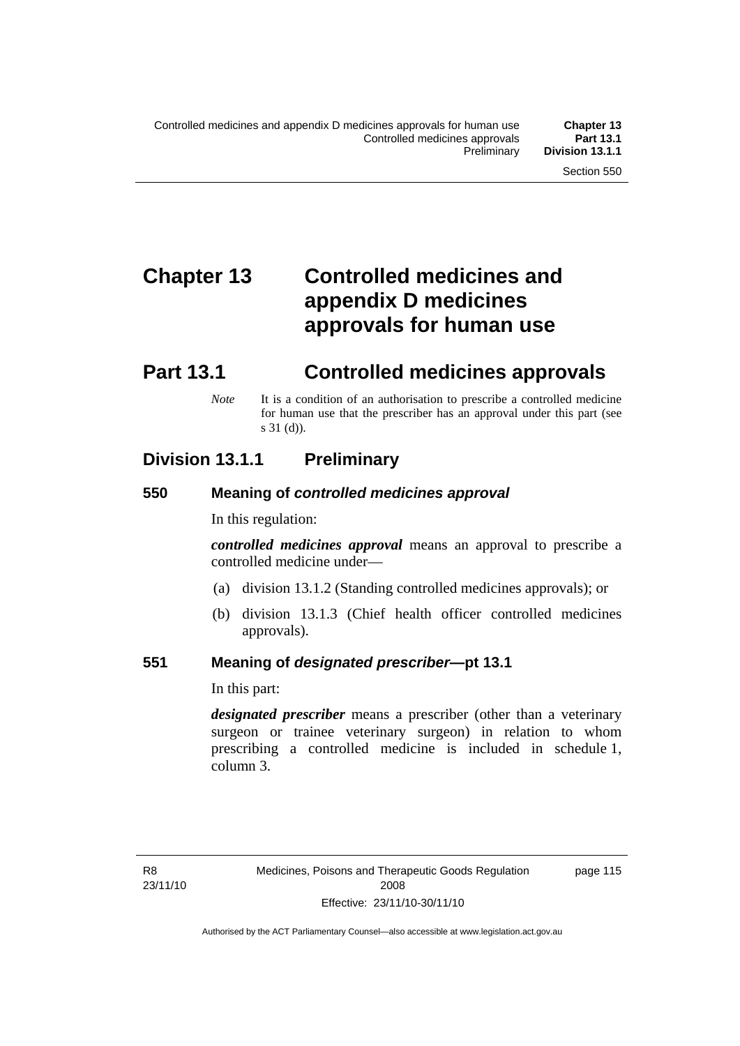# Chapter 13 Controlled medicines and appendix D medicines approvals for human use

## Part 13.1 Controlled medicines approvals

*Note* It is a condition of an authorisation to prescribe a controlled medicine for human use that the prescriber has an approval under this part (see s 31 (d)).

### Division 13.1.1 Preliminary

#### 550 Meaning of *controlled medicines approval*

In this regulation:

***controlled medicines approval*** means an approval to prescribe a controlled medicine under—

(a) division 13.1.2 (Standing controlled medicines approvals); or

(b) division 13.1.3 (Chief health officer controlled medicines approvals).

#### 551 Meaning of *designated prescriber*—pt 13.1

In this part:

***designated prescriber*** means a prescriber (other than a veterinary surgeon or trainee veterinary surgeon) in relation to whom prescribing a controlled medicine is included in schedule 1, column 3.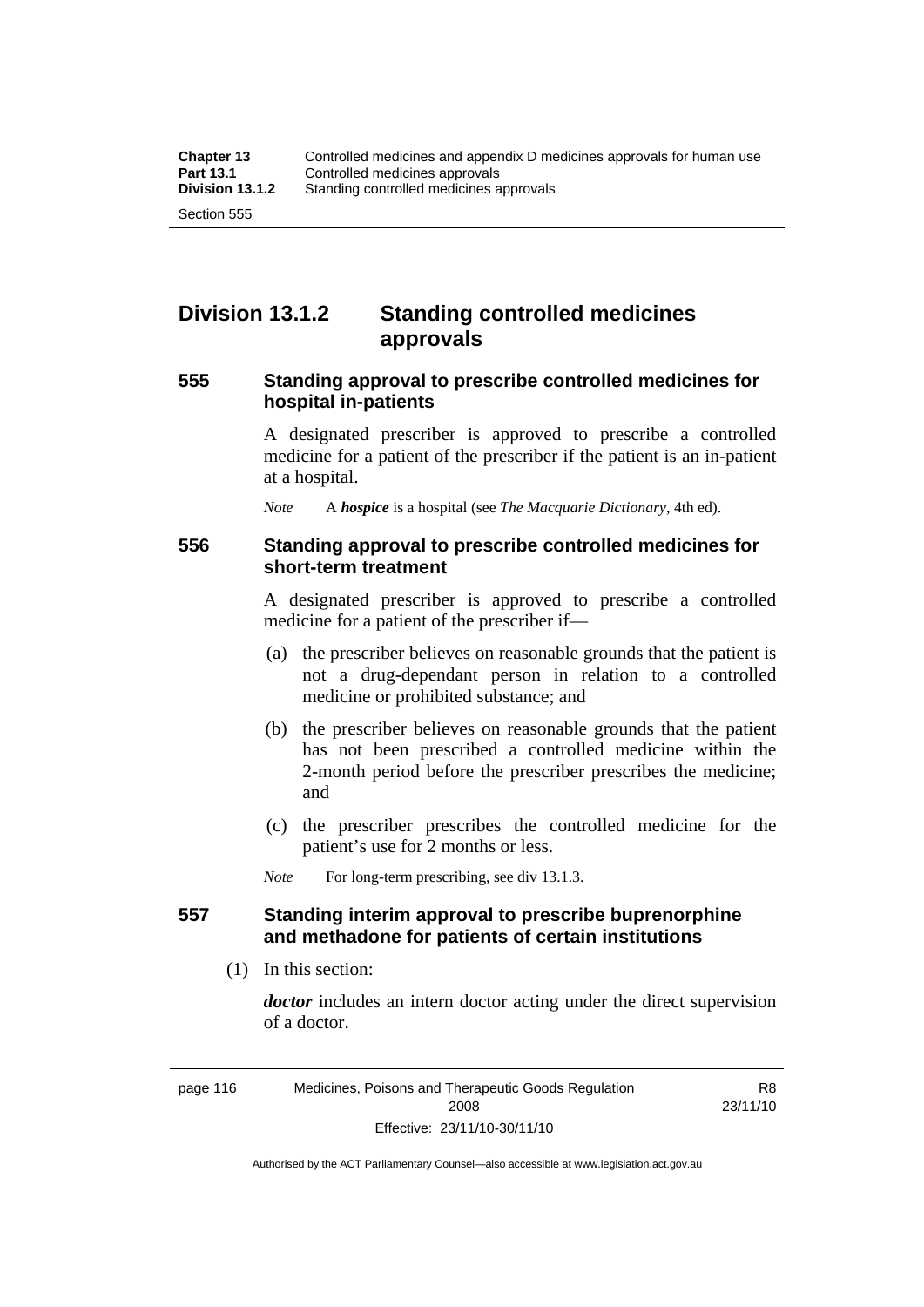## Division 13.1.2 Standing controlled medicines approvals

### 555 Standing approval to prescribe controlled medicines for hospital in-patients

A designated prescriber is approved to prescribe a controlled medicine for a patient of the prescriber if the patient is an in-patient at a hospital.

*Note* A ***hospice*** is a hospital (see *The Macquarie Dictionary*, 4th ed).

### 556 Standing approval to prescribe controlled medicines for short-term treatment

A designated prescriber is approved to prescribe a controlled medicine for a patient of the prescriber if—

(a) the prescriber believes on reasonable grounds that the patient is not a drug-dependant person in relation to a controlled medicine or prohibited substance; and

(b) the prescriber believes on reasonable grounds that the patient has not been prescribed a controlled medicine within the 2-month period before the prescriber prescribes the medicine; and

(c) the prescriber prescribes the controlled medicine for the patient's use for 2 months or less.

*Note* For long-term prescribing, see div 13.1.3.

### 557 Standing interim approval to prescribe buprenorphine and methadone for patients of certain institutions

(1) In this section:

***doctor*** includes an intern doctor acting under the direct supervision of a doctor.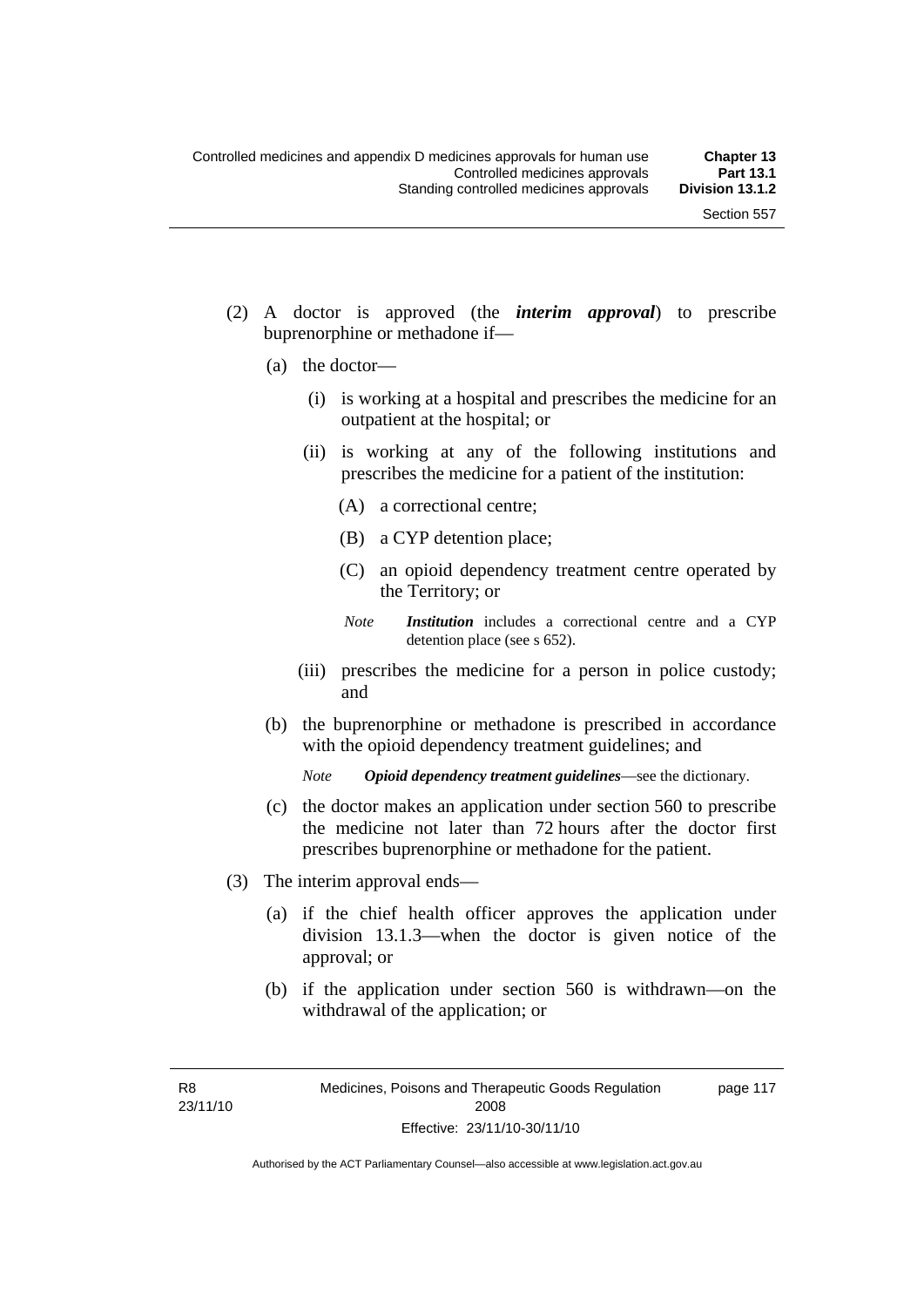(2) A doctor is approved (the ***interim approval***) to prescribe buprenorphine or methadone if—

(a) the doctor—

(i) is working at a hospital and prescribes the medicine for an outpatient at the hospital; or

(ii) is working at any of the following institutions and prescribes the medicine for a patient of the institution:

(A) a correctional centre;

(B) a CYP detention place;

(C) an opioid dependency treatment centre operated by the Territory; or

*Note* ***Institution*** includes a correctional centre and a CYP detention place (see s 652).

(iii) prescribes the medicine for a person in police custody; and

(b) the buprenorphine or methadone is prescribed in accordance with the opioid dependency treatment guidelines; and

*Note* ***Opioid dependency treatment guidelines***—see the dictionary.

(c) the doctor makes an application under section 560 to prescribe the medicine not later than 72 hours after the doctor first prescribes buprenorphine or methadone for the patient.

(3) The interim approval ends—

(a) if the chief health officer approves the application under division 13.1.3—when the doctor is given notice of the approval; or

(b) if the application under section 560 is withdrawn—on the withdrawal of the application; or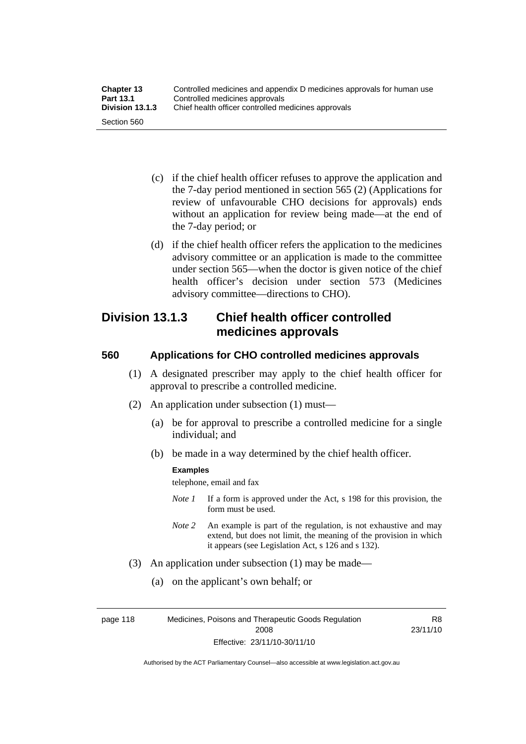(c) if the chief health officer refuses to approve the application and the 7-day period mentioned in section 565 (2) (Applications for review of unfavourable CHO decisions for approvals) ends without an application for review being made—at the end of the 7-day period; or

(d) if the chief health officer refers the application to the medicines advisory committee or an application is made to the committee under section 565—when the doctor is given notice of the chief health officer's decision under section 573 (Medicines advisory committee—directions to CHO).

## Division 13.1.3 Chief health officer controlled medicines approvals

### 560 Applications for CHO controlled medicines approvals

(1) A designated prescriber may apply to the chief health officer for approval to prescribe a controlled medicine.

(2) An application under subsection (1) must—

(a) be for approval to prescribe a controlled medicine for a single individual; and

(b) be made in a way determined by the chief health officer.

**Examples**

telephone, email and fax

*Note 1* If a form is approved under the Act, s 198 for this provision, the form must be used.

*Note 2* An example is part of the regulation, is not exhaustive and may extend, but does not limit, the meaning of the provision in which it appears (see Legislation Act, s 126 and s 132).

(3) An application under subsection (1) may be made—

(a) on the applicant's own behalf; or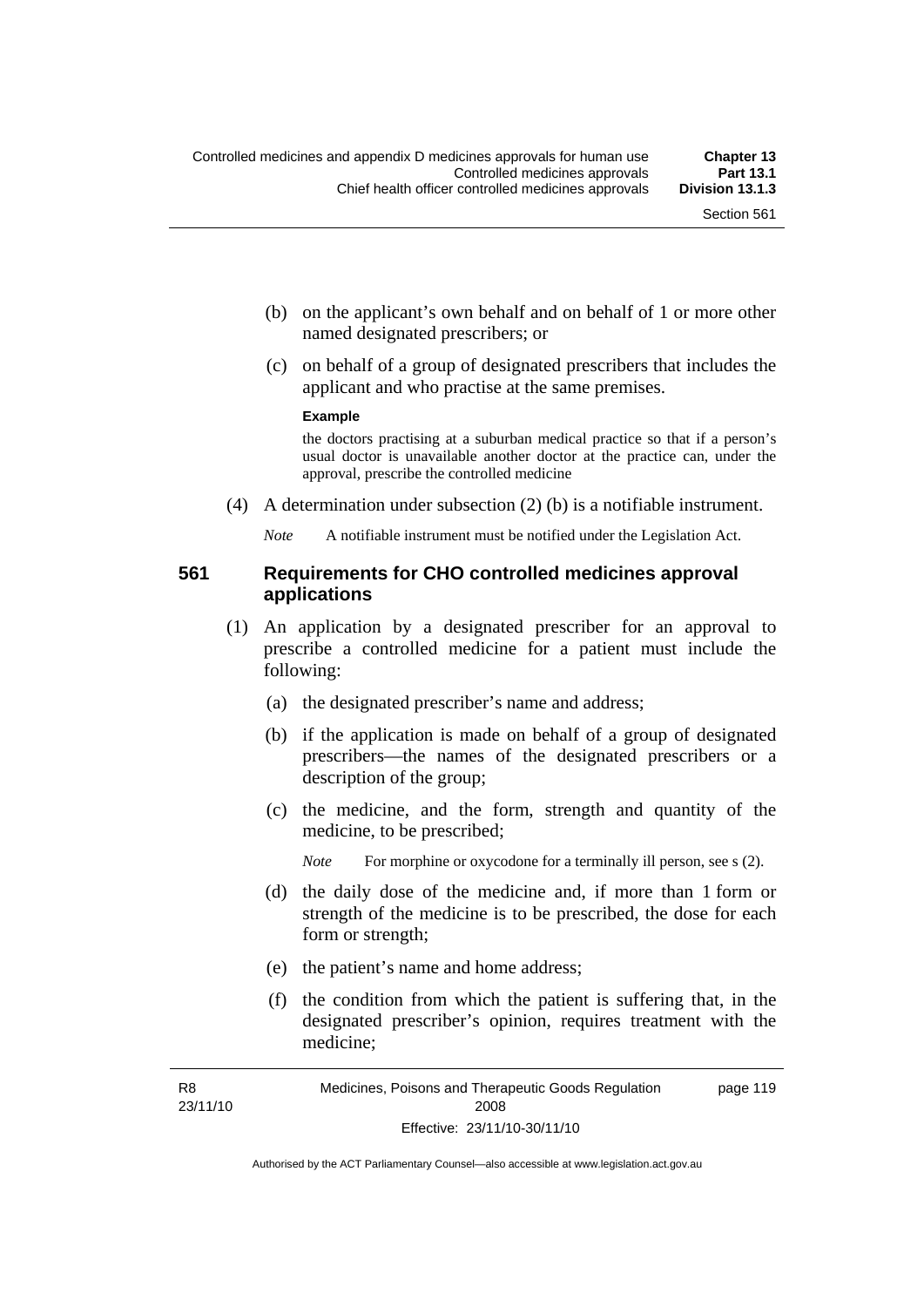(b) on the applicant's own behalf and on behalf of 1 or more other named designated prescribers; or

(c) on behalf of a group of designated prescribers that includes the applicant and who practise at the same premises.

**Example**

the doctors practising at a suburban medical practice so that if a person's usual doctor is unavailable another doctor at the practice can, under the approval, prescribe the controlled medicine

(4) A determination under subsection (2) (b) is a notifiable instrument.

*Note* A notifiable instrument must be notified under the Legislation Act.

### 561 Requirements for CHO controlled medicines approval applications

(1) An application by a designated prescriber for an approval to prescribe a controlled medicine for a patient must include the following:

(a) the designated prescriber's name and address;

(b) if the application is made on behalf of a group of designated prescribers—the names of the designated prescribers or a description of the group;

(c) the medicine, and the form, strength and quantity of the medicine, to be prescribed;

*Note* For morphine or oxycodone for a terminally ill person, see s (2).

(d) the daily dose of the medicine and, if more than 1 form or strength of the medicine is to be prescribed, the dose for each form or strength;

(e) the patient's name and home address;

(f) the condition from which the patient is suffering that, in the designated prescriber's opinion, requires treatment with the medicine;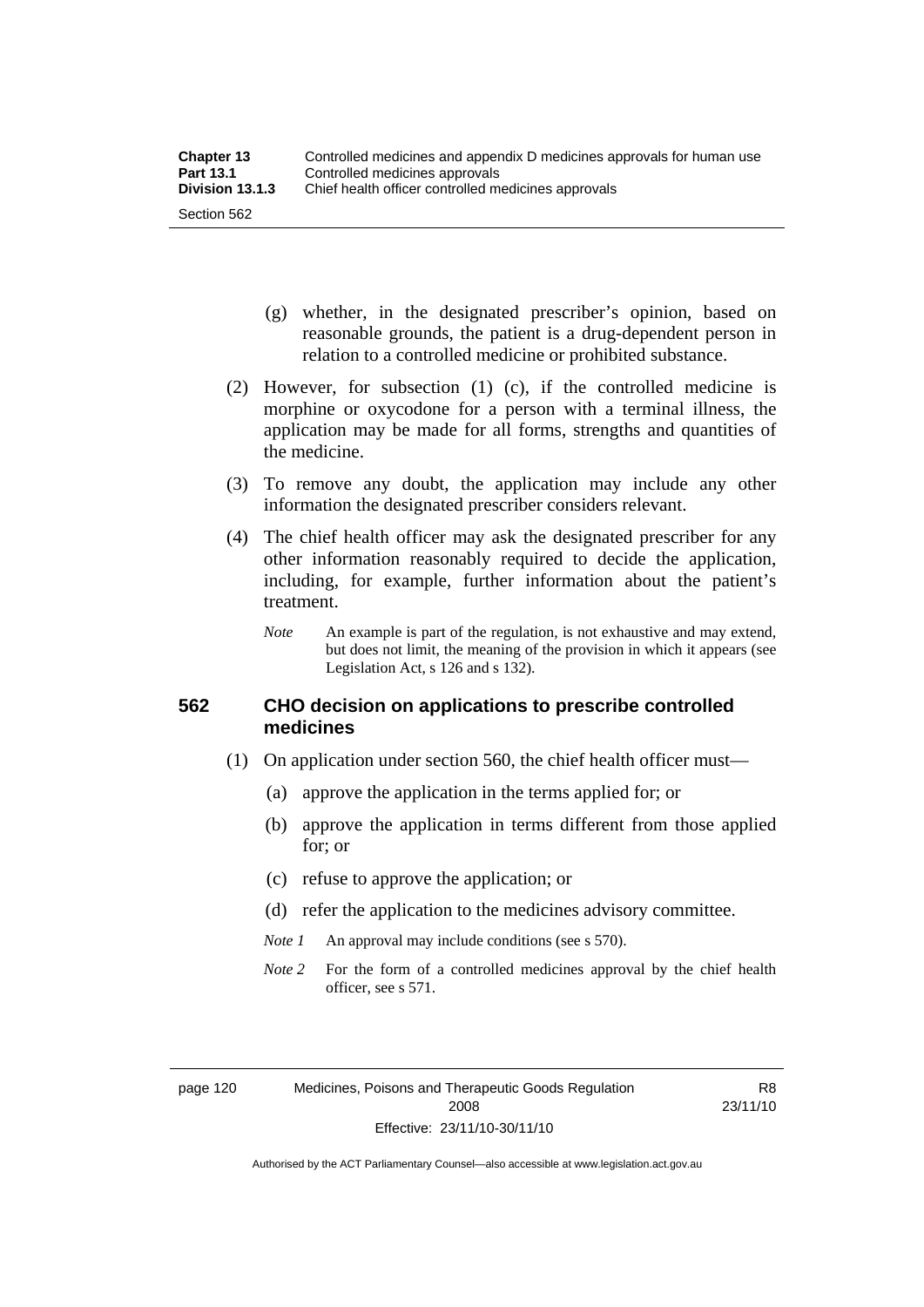(g) whether, in the designated prescriber's opinion, based on reasonable grounds, the patient is a drug-dependent person in relation to a controlled medicine or prohibited substance.

(2) However, for subsection (1) (c), if the controlled medicine is morphine or oxycodone for a person with a terminal illness, the application may be made for all forms, strengths and quantities of the medicine.

(3) To remove any doubt, the application may include any other information the designated prescriber considers relevant.

(4) The chief health officer may ask the designated prescriber for any other information reasonably required to decide the application, including, for example, further information about the patient's treatment.

*Note* An example is part of the regulation, is not exhaustive and may extend, but does not limit, the meaning of the provision in which it appears (see Legislation Act, s 126 and s 132).

### 562 CHO decision on applications to prescribe controlled medicines

(1) On application under section 560, the chief health officer must—

(a) approve the application in the terms applied for; or

(b) approve the application in terms different from those applied for; or

(c) refuse to approve the application; or

(d) refer the application to the medicines advisory committee.

*Note 1* An approval may include conditions (see s 570).

*Note 2* For the form of a controlled medicines approval by the chief health officer, see s 571.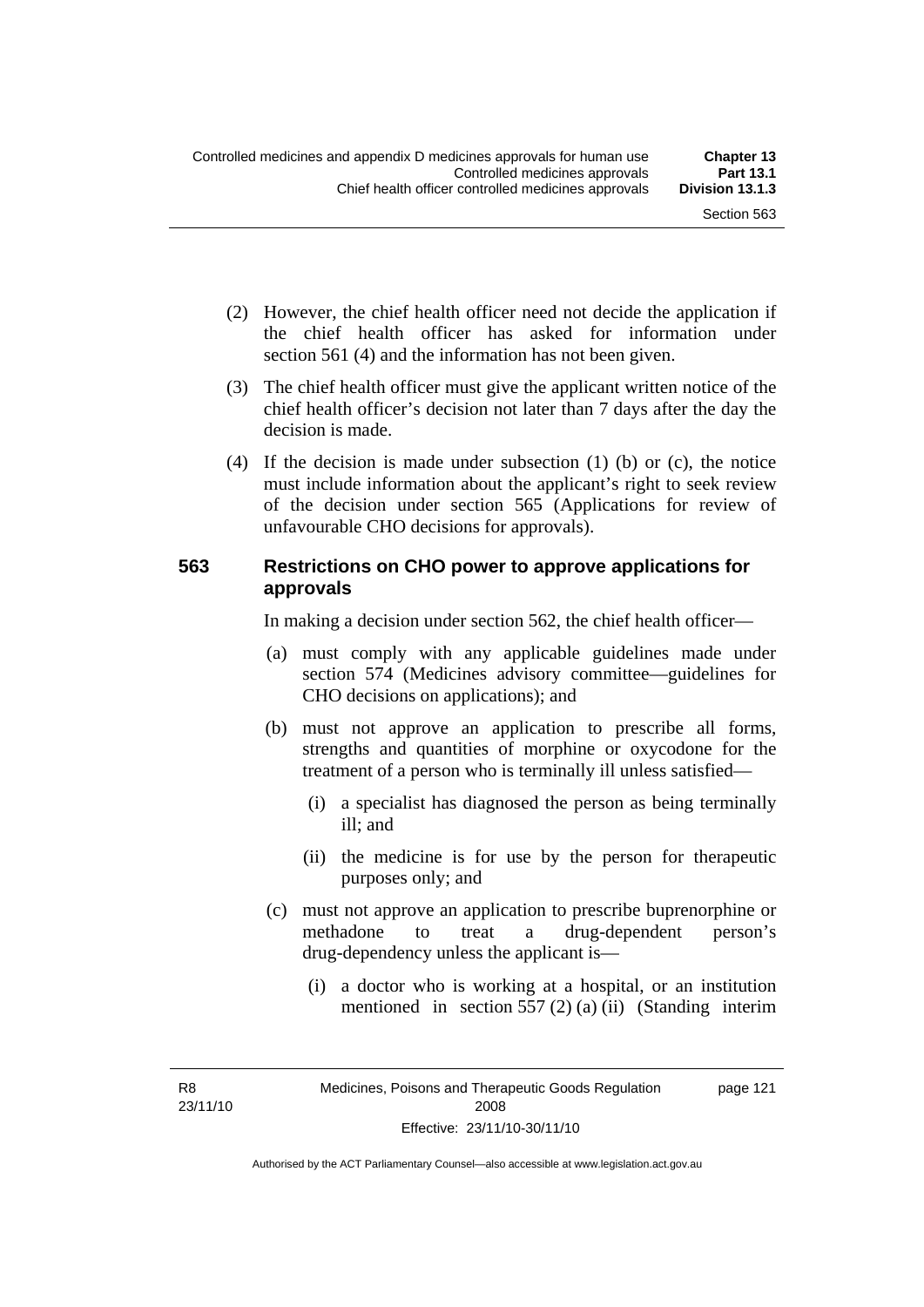(2) However, the chief health officer need not decide the application if the chief health officer has asked for information under section 561 (4) and the information has not been given.

(3) The chief health officer must give the applicant written notice of the chief health officer's decision not later than 7 days after the day the decision is made.

(4) If the decision is made under subsection (1) (b) or (c), the notice must include information about the applicant's right to seek review of the decision under section 565 (Applications for review of unfavourable CHO decisions for approvals).

### 563 Restrictions on CHO power to approve applications for approvals

In making a decision under section 562, the chief health officer—

(a) must comply with any applicable guidelines made under section 574 (Medicines advisory committee—guidelines for CHO decisions on applications); and

(b) must not approve an application to prescribe all forms, strengths and quantities of morphine or oxycodone for the treatment of a person who is terminally ill unless satisfied—

(i) a specialist has diagnosed the person as being terminally ill; and

(ii) the medicine is for use by the person for therapeutic purposes only; and

(c) must not approve an application to prescribe buprenorphine or methadone to treat a drug-dependent person's drug-dependency unless the applicant is—

(i) a doctor who is working at a hospital, or an institution mentioned in section 557 (2) (a) (ii) (Standing interim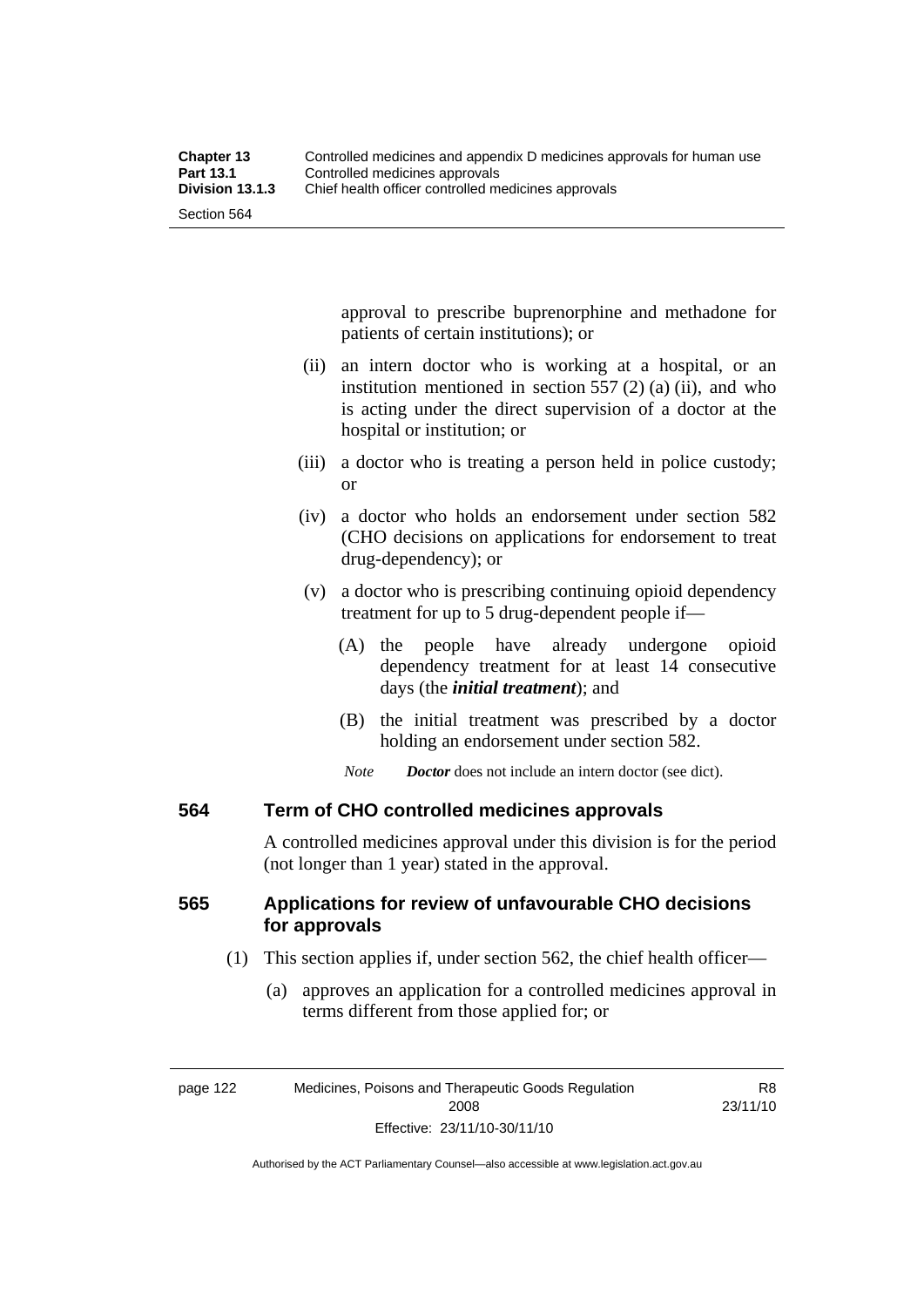approval to prescribe buprenorphine and methadone for patients of certain institutions); or

(ii) an intern doctor who is working at a hospital, or an institution mentioned in section 557 (2) (a) (ii), and who is acting under the direct supervision of a doctor at the hospital or institution; or

(iii) a doctor who is treating a person held in police custody; or

(iv) a doctor who holds an endorsement under section 582 (CHO decisions on applications for endorsement to treat drug-dependency); or

(v) a doctor who is prescribing continuing opioid dependency treatment for up to 5 drug-dependent people if—

(A) the people have already undergone opioid dependency treatment for at least 14 consecutive days (the ***initial treatment***); and

(B) the initial treatment was prescribed by a doctor holding an endorsement under section 582.

*Note* ***Doctor*** does not include an intern doctor (see dict).

### 564 Term of CHO controlled medicines approvals

A controlled medicines approval under this division is for the period (not longer than 1 year) stated in the approval.

### 565 Applications for review of unfavourable CHO decisions for approvals

(1) This section applies if, under section 562, the chief health officer—

(a) approves an application for a controlled medicines approval in terms different from those applied for; or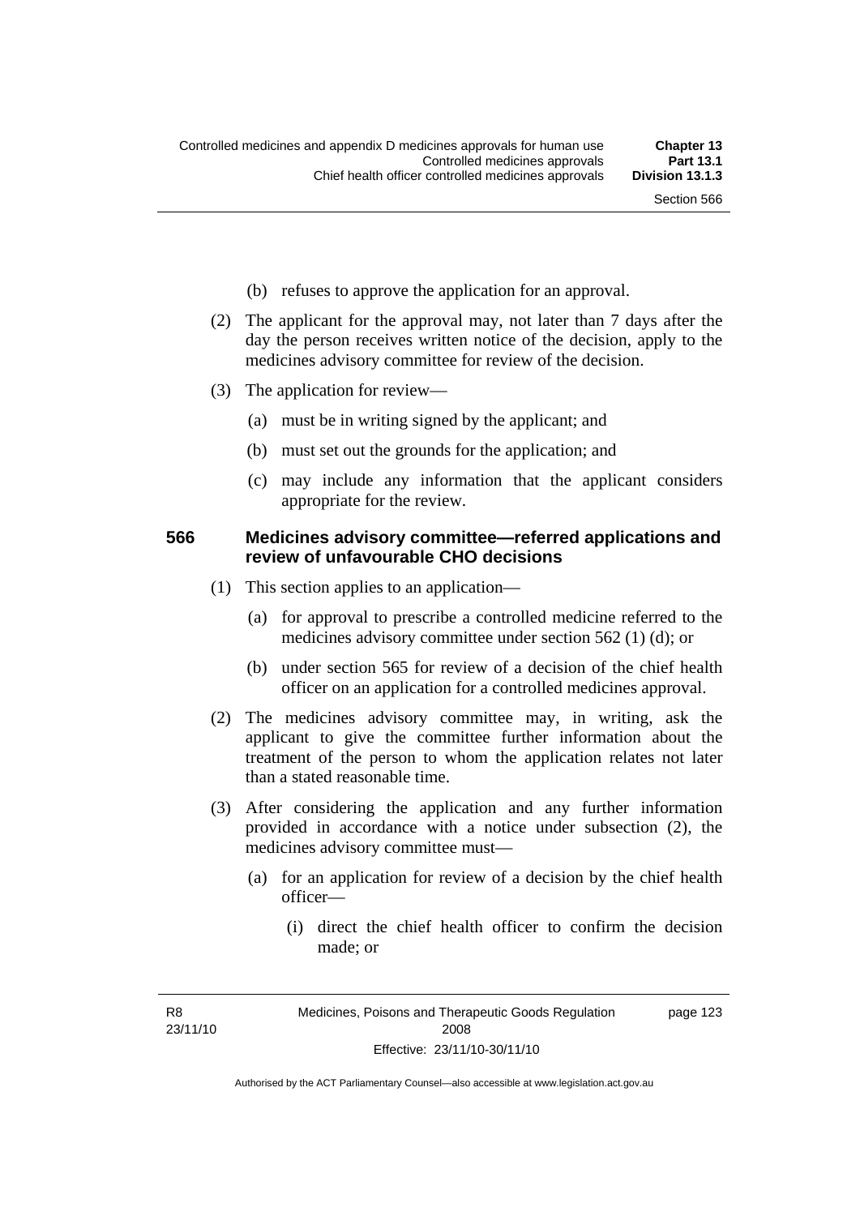(b) refuses to approve the application for an approval.

(2) The applicant for the approval may, not later than 7 days after the day the person receives written notice of the decision, apply to the medicines advisory committee for review of the decision.

(3) The application for review—

(a) must be in writing signed by the applicant; and

(b) must set out the grounds for the application; and

(c) may include any information that the applicant considers appropriate for the review.

### 566 Medicines advisory committee—referred applications and review of unfavourable CHO decisions

(1) This section applies to an application—

(a) for approval to prescribe a controlled medicine referred to the medicines advisory committee under section 562 (1) (d); or

(b) under section 565 for review of a decision of the chief health officer on an application for a controlled medicines approval.

(2) The medicines advisory committee may, in writing, ask the applicant to give the committee further information about the treatment of the person to whom the application relates not later than a stated reasonable time.

(3) After considering the application and any further information provided in accordance with a notice under subsection (2), the medicines advisory committee must—

(a) for an application for review of a decision by the chief health officer—

(i) direct the chief health officer to confirm the decision made; or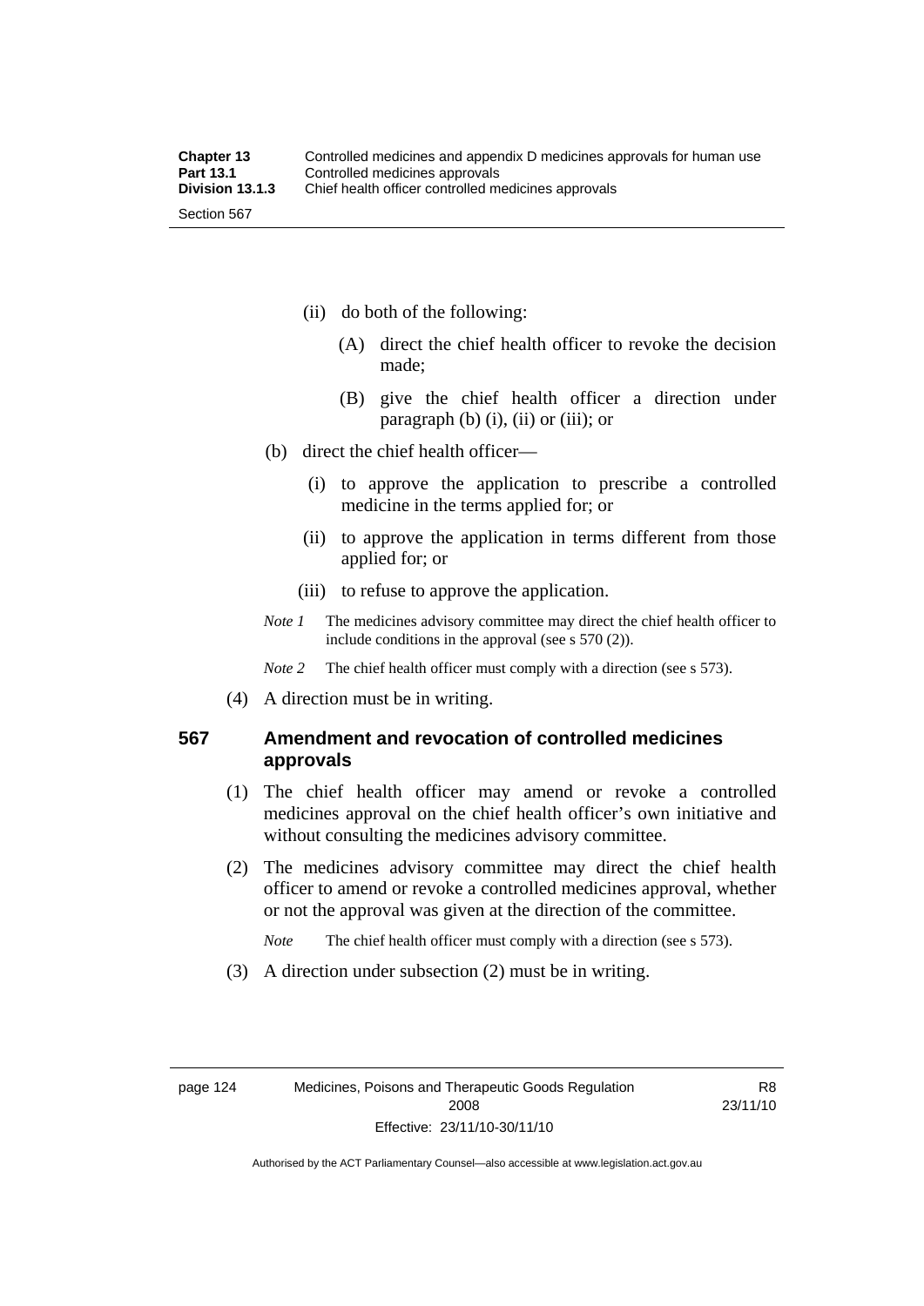(ii) do both of the following:

(A) direct the chief health officer to revoke the decision made;

(B) give the chief health officer a direction under paragraph (b) (i), (ii) or (iii); or

(b) direct the chief health officer—

(i) to approve the application to prescribe a controlled medicine in the terms applied for; or

(ii) to approve the application in terms different from those applied for; or

(iii) to refuse to approve the application.

*Note 1* The medicines advisory committee may direct the chief health officer to include conditions in the approval (see s 570 (2)).

*Note 2* The chief health officer must comply with a direction (see s 573).

(4) A direction must be in writing.

## 567 Amendment and revocation of controlled medicines approvals

(1) The chief health officer may amend or revoke a controlled medicines approval on the chief health officer's own initiative and without consulting the medicines advisory committee.

(2) The medicines advisory committee may direct the chief health officer to amend or revoke a controlled medicines approval, whether or not the approval was given at the direction of the committee.

*Note* The chief health officer must comply with a direction (see s 573).

(3) A direction under subsection (2) must be in writing.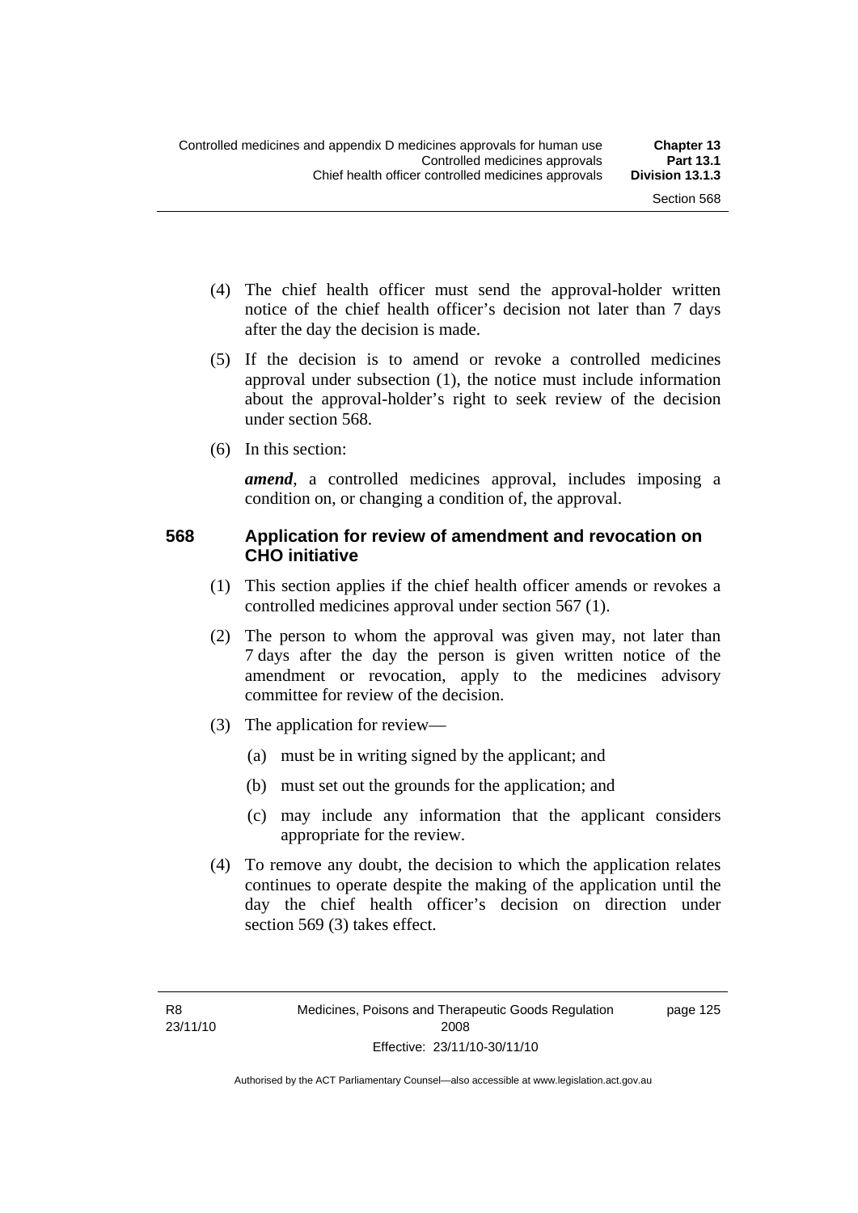(4) The chief health officer must send the approval-holder written notice of the chief health officer's decision not later than 7 days after the day the decision is made.

(5) If the decision is to amend or revoke a controlled medicines approval under subsection (1), the notice must include information about the approval-holder's right to seek review of the decision under section 568.

(6) In this section:

***amend***, a controlled medicines approval, includes imposing a condition on, or changing a condition of, the approval.

### 568 Application for review of amendment and revocation on CHO initiative

(1) This section applies if the chief health officer amends or revokes a controlled medicines approval under section 567 (1).

(2) The person to whom the approval was given may, not later than 7 days after the day the person is given written notice of the amendment or revocation, apply to the medicines advisory committee for review of the decision.

(3) The application for review—

(a) must be in writing signed by the applicant; and

(b) must set out the grounds for the application; and

(c) may include any information that the applicant considers appropriate for the review.

(4) To remove any doubt, the decision to which the application relates continues to operate despite the making of the application until the day the chief health officer's decision on direction under section 569 (3) takes effect.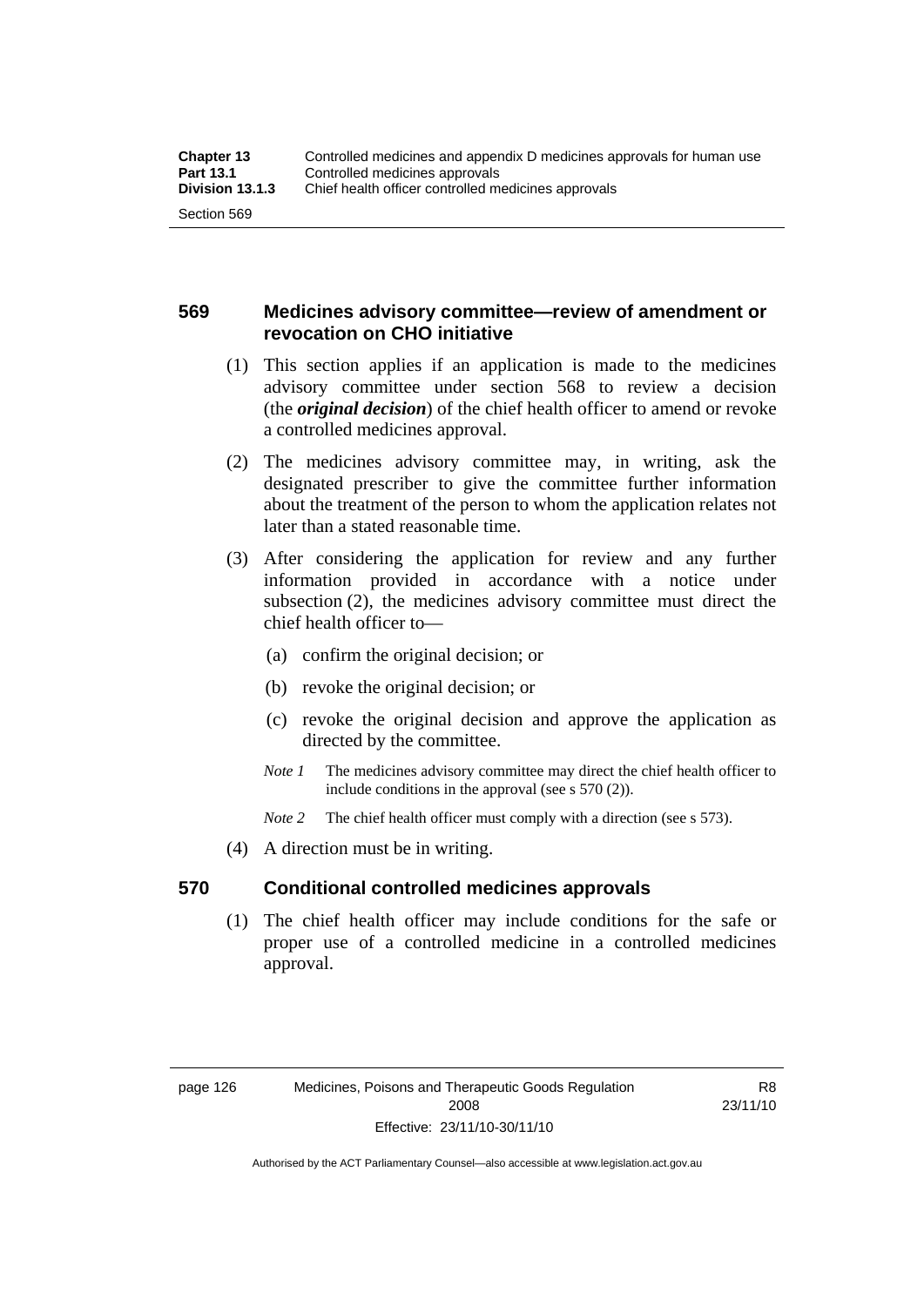## 569 Medicines advisory committee—review of amendment or revocation on CHO initiative

(1) This section applies if an application is made to the medicines advisory committee under section 568 to review a decision (the ***original decision***) of the chief health officer to amend or revoke a controlled medicines approval.

(2) The medicines advisory committee may, in writing, ask the designated prescriber to give the committee further information about the treatment of the person to whom the application relates not later than a stated reasonable time.

(3) After considering the application for review and any further information provided in accordance with a notice under subsection (2), the medicines advisory committee must direct the chief health officer to—

(a) confirm the original decision; or

(b) revoke the original decision; or

(c) revoke the original decision and approve the application as directed by the committee.

*Note 1* The medicines advisory committee may direct the chief health officer to include conditions in the approval (see s 570 (2)).

*Note 2* The chief health officer must comply with a direction (see s 573).

(4) A direction must be in writing.

## 570 Conditional controlled medicines approvals

(1) The chief health officer may include conditions for the safe or proper use of a controlled medicine in a controlled medicines approval.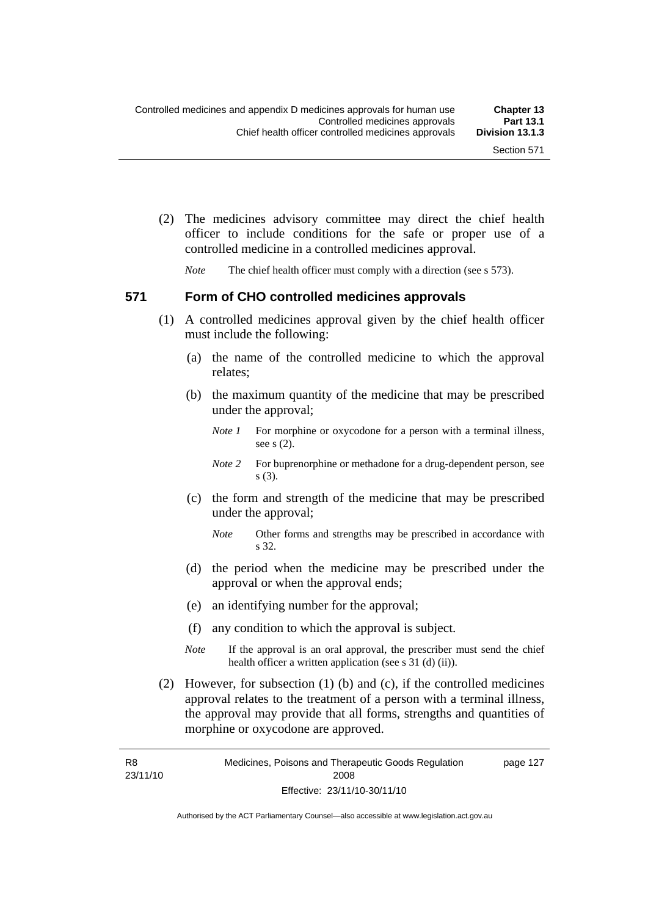(2) The medicines advisory committee may direct the chief health officer to include conditions for the safe or proper use of a controlled medicine in a controlled medicines approval.

*Note* The chief health officer must comply with a direction (see s 573).

## 571 Form of CHO controlled medicines approvals

(1) A controlled medicines approval given by the chief health officer must include the following:

(a) the name of the controlled medicine to which the approval relates;

(b) the maximum quantity of the medicine that may be prescribed under the approval;

*Note 1* For morphine or oxycodone for a person with a terminal illness, see s (2).

*Note 2* For buprenorphine or methadone for a drug-dependent person, see s (3).

(c) the form and strength of the medicine that may be prescribed under the approval;

*Note* Other forms and strengths may be prescribed in accordance with s 32.

(d) the period when the medicine may be prescribed under the approval or when the approval ends;

(e) an identifying number for the approval;

(f) any condition to which the approval is subject.

*Note* If the approval is an oral approval, the prescriber must send the chief health officer a written application (see s 31 (d) (ii)).

(2) However, for subsection (1) (b) and (c), if the controlled medicines approval relates to the treatment of a person with a terminal illness, the approval may provide that all forms, strengths and quantities of morphine or oxycodone are approved.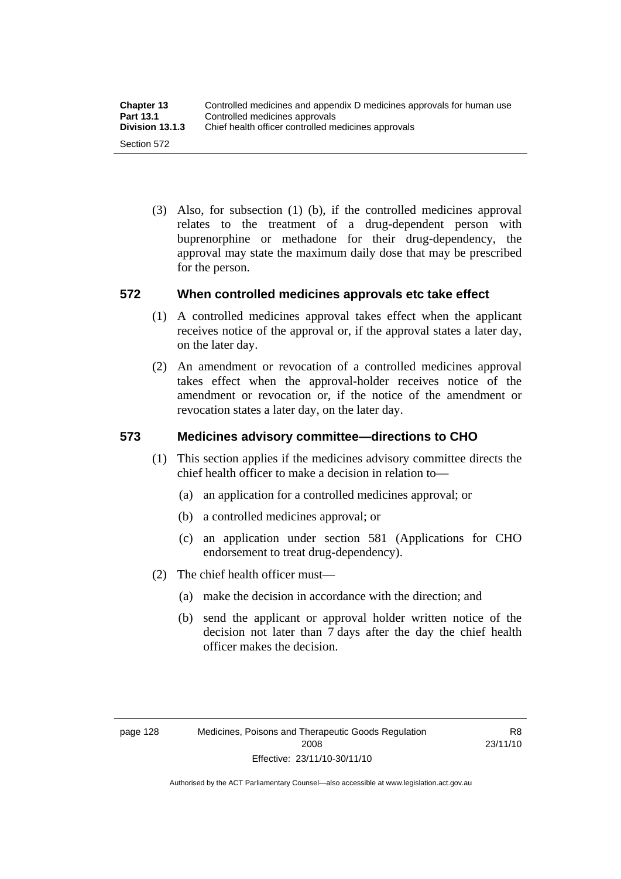(3) Also, for subsection (1) (b), if the controlled medicines approval relates to the treatment of a drug-dependent person with buprenorphine or methadone for their drug-dependency, the approval may state the maximum daily dose that may be prescribed for the person.

## 572 When controlled medicines approvals etc take effect

(1) A controlled medicines approval takes effect when the applicant receives notice of the approval or, if the approval states a later day, on the later day.

(2) An amendment or revocation of a controlled medicines approval takes effect when the approval-holder receives notice of the amendment or revocation or, if the notice of the amendment or revocation states a later day, on the later day.

## 573 Medicines advisory committee—directions to CHO

(1) This section applies if the medicines advisory committee directs the chief health officer to make a decision in relation to—

(a) an application for a controlled medicines approval; or

(b) a controlled medicines approval; or

(c) an application under section 581 (Applications for CHO endorsement to treat drug-dependency).

(2) The chief health officer must—

(a) make the decision in accordance with the direction; and

(b) send the applicant or approval holder written notice of the decision not later than 7 days after the day the chief health officer makes the decision.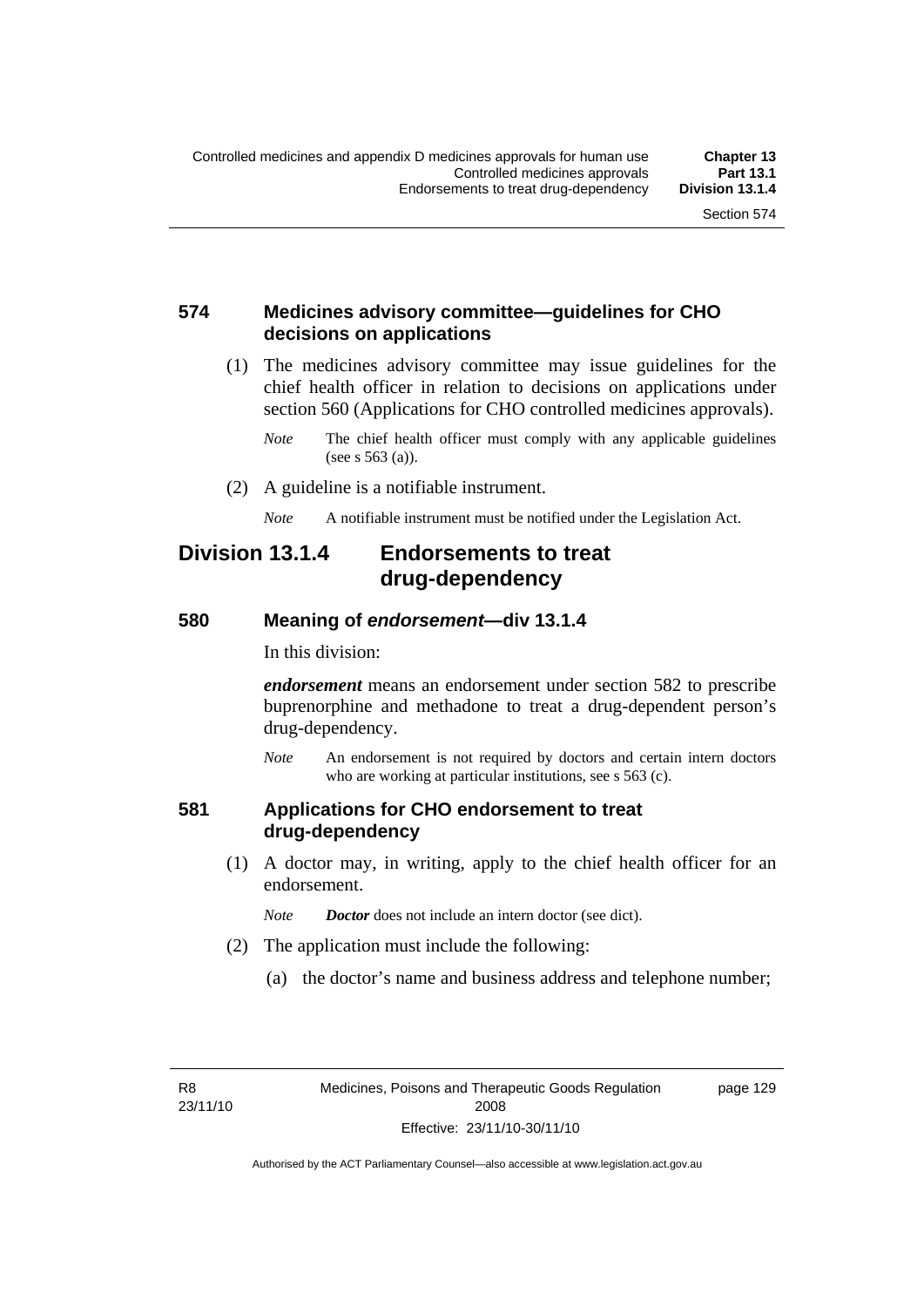### 574 Medicines advisory committee—guidelines for CHO decisions on applications

(1) The medicines advisory committee may issue guidelines for the chief health officer in relation to decisions on applications under section 560 (Applications for CHO controlled medicines approvals).

*Note* The chief health officer must comply with any applicable guidelines (see s 563 (a)).

(2) A guideline is a notifiable instrument.

*Note* A notifiable instrument must be notified under the Legislation Act.

## Division 13.1.4 Endorsements to treat drug-dependency

### 580 Meaning of *endorsement*—div 13.1.4

In this division:

***endorsement*** means an endorsement under section 582 to prescribe buprenorphine and methadone to treat a drug-dependent person's drug-dependency.

*Note* An endorsement is not required by doctors and certain intern doctors who are working at particular institutions, see s 563 (c).

### 581 Applications for CHO endorsement to treat drug-dependency

(1) A doctor may, in writing, apply to the chief health officer for an endorsement.

*Note* ***Doctor*** does not include an intern doctor (see dict).

(2) The application must include the following:

(a) the doctor's name and business address and telephone number;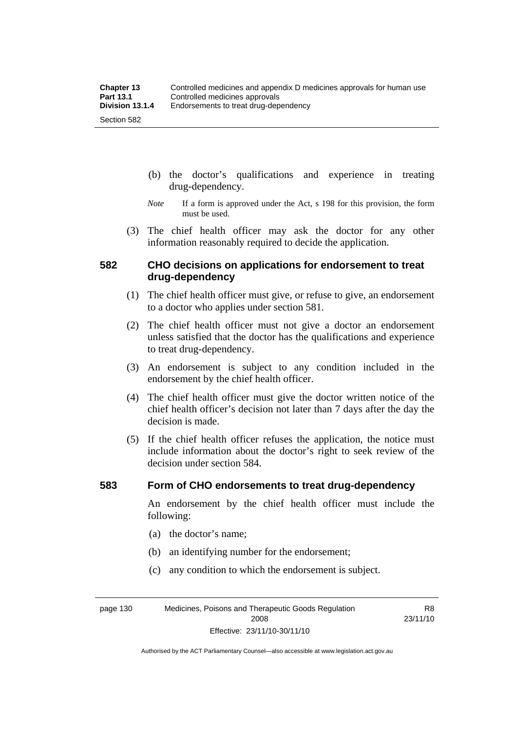(b) the doctor's qualifications and experience in treating drug-dependency.

*Note* If a form is approved under the Act, s 198 for this provision, the form must be used.

(3) The chief health officer may ask the doctor for any other information reasonably required to decide the application.

## 582 CHO decisions on applications for endorsement to treat drug-dependency

(1) The chief health officer must give, or refuse to give, an endorsement to a doctor who applies under section 581.

(2) The chief health officer must not give a doctor an endorsement unless satisfied that the doctor has the qualifications and experience to treat drug-dependency.

(3) An endorsement is subject to any condition included in the endorsement by the chief health officer.

(4) The chief health officer must give the doctor written notice of the chief health officer's decision not later than 7 days after the day the decision is made.

(5) If the chief health officer refuses the application, the notice must include information about the doctor's right to seek review of the decision under section 584.

## 583 Form of CHO endorsements to treat drug-dependency

An endorsement by the chief health officer must include the following:

(a) the doctor's name;

(b) an identifying number for the endorsement;

(c) any condition to which the endorsement is subject.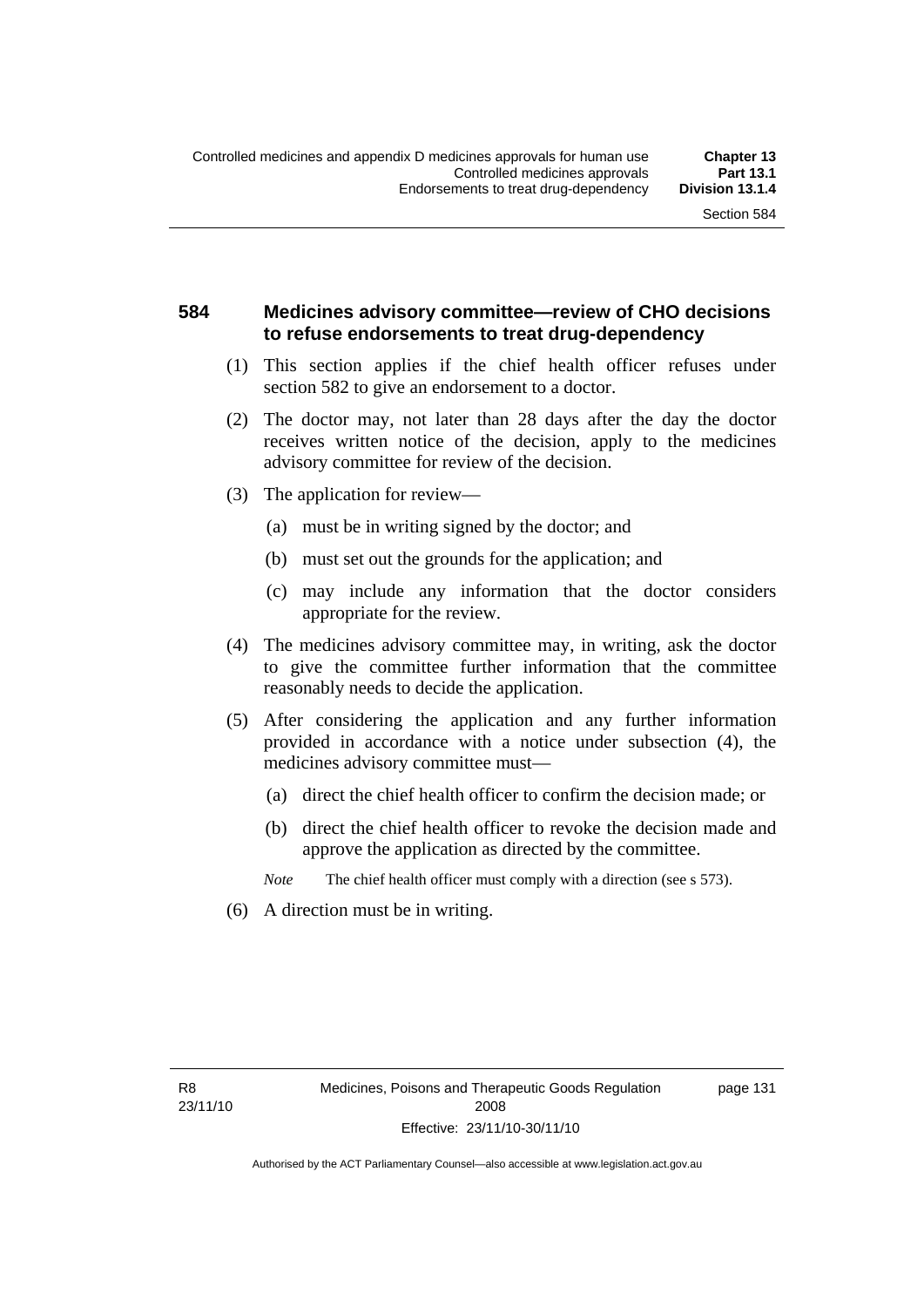## 584 Medicines advisory committee—review of CHO decisions to refuse endorsements to treat drug-dependency

(1) This section applies if the chief health officer refuses under section 582 to give an endorsement to a doctor.

(2) The doctor may, not later than 28 days after the day the doctor receives written notice of the decision, apply to the medicines advisory committee for review of the decision.

(3) The application for review—

(a) must be in writing signed by the doctor; and

(b) must set out the grounds for the application; and

(c) may include any information that the doctor considers appropriate for the review.

(4) The medicines advisory committee may, in writing, ask the doctor to give the committee further information that the committee reasonably needs to decide the application.

(5) After considering the application and any further information provided in accordance with a notice under subsection (4), the medicines advisory committee must—

(a) direct the chief health officer to confirm the decision made; or

(b) direct the chief health officer to revoke the decision made and approve the application as directed by the committee.

*Note* The chief health officer must comply with a direction (see s 573).

(6) A direction must be in writing.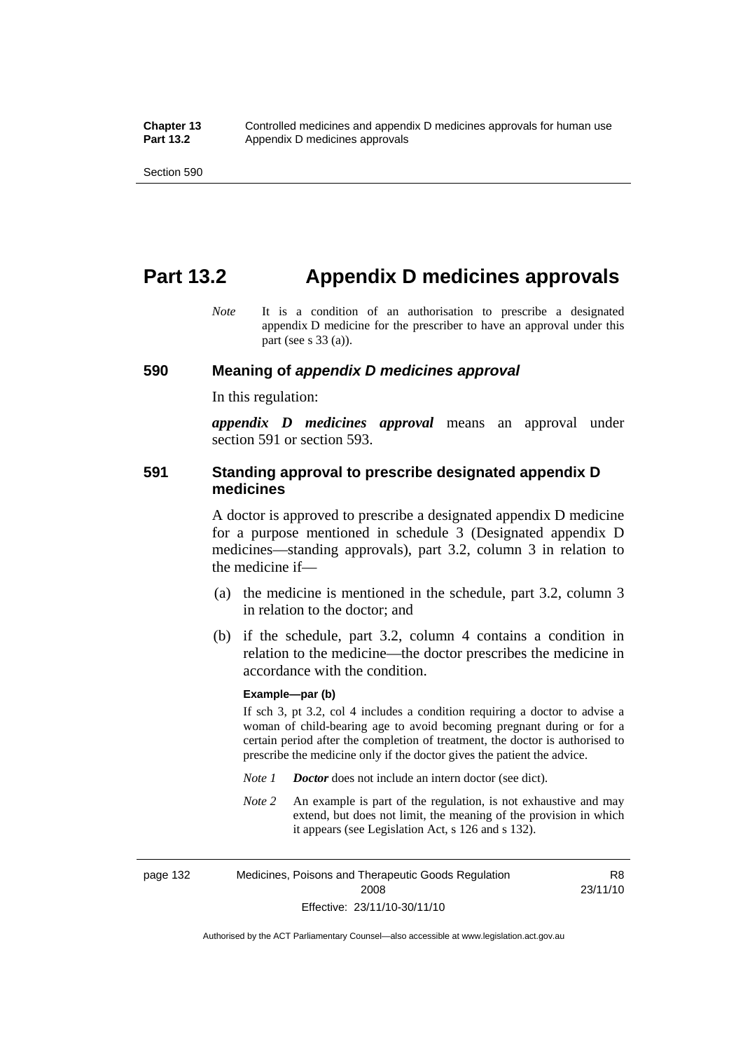# Part 13.2 Appendix D medicines approvals

*Note* It is a condition of an authorisation to prescribe a designated appendix D medicine for the prescriber to have an approval under this part (see s 33 (a)).

## 590 Meaning of *appendix D medicines approval*

In this regulation:

***appendix D medicines approval*** means an approval under section 591 or section 593.

## 591 Standing approval to prescribe designated appendix D medicines

A doctor is approved to prescribe a designated appendix D medicine for a purpose mentioned in schedule 3 (Designated appendix D medicines—standing approvals), part 3.2, column 3 in relation to the medicine if—

(a) the medicine is mentioned in the schedule, part 3.2, column 3 in relation to the doctor; and

(b) if the schedule, part 3.2, column 4 contains a condition in relation to the medicine—the doctor prescribes the medicine in accordance with the condition.

**Example—par (b)**

If sch 3, pt 3.2, col 4 includes a condition requiring a doctor to advise a woman of child-bearing age to avoid becoming pregnant during or for a certain period after the completion of treatment, the doctor is authorised to prescribe the medicine only if the doctor gives the patient the advice.

*Note 1* ***Doctor*** does not include an intern doctor (see dict).

*Note 2* An example is part of the regulation, is not exhaustive and may extend, but does not limit, the meaning of the provision in which it appears (see Legislation Act, s 126 and s 132).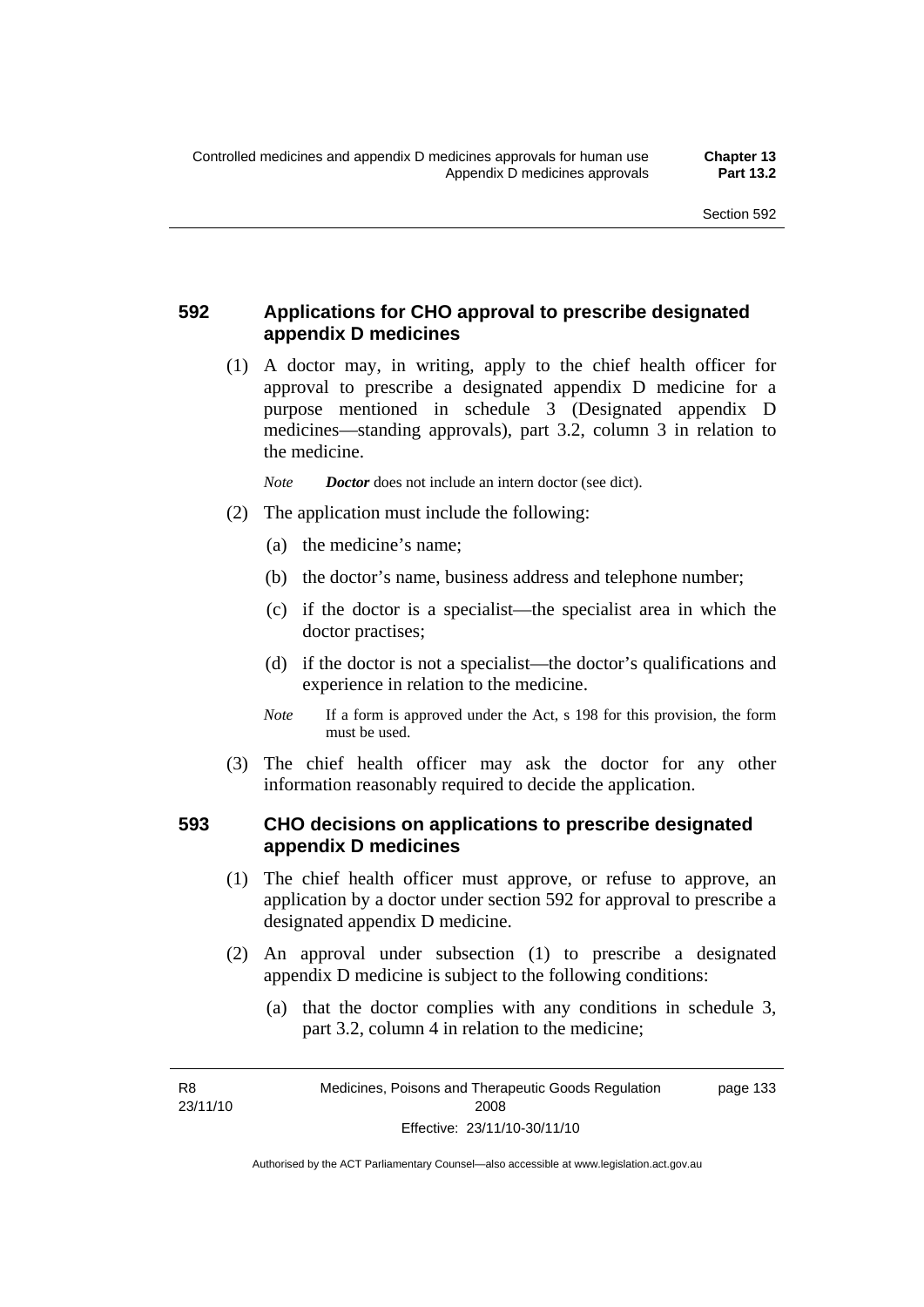## 592 Applications for CHO approval to prescribe designated appendix D medicines

(1) A doctor may, in writing, apply to the chief health officer for approval to prescribe a designated appendix D medicine for a purpose mentioned in schedule 3 (Designated appendix D medicines—standing approvals), part 3.2, column 3 in relation to the medicine.

*Note* ***Doctor*** does not include an intern doctor (see dict).

(2) The application must include the following:

(a) the medicine's name;

(b) the doctor's name, business address and telephone number;

(c) if the doctor is a specialist—the specialist area in which the doctor practises;

(d) if the doctor is not a specialist—the doctor's qualifications and experience in relation to the medicine.

*Note* If a form is approved under the Act, s 198 for this provision, the form must be used.

(3) The chief health officer may ask the doctor for any other information reasonably required to decide the application.

## 593 CHO decisions on applications to prescribe designated appendix D medicines

(1) The chief health officer must approve, or refuse to approve, an application by a doctor under section 592 for approval to prescribe a designated appendix D medicine.

(2) An approval under subsection (1) to prescribe a designated appendix D medicine is subject to the following conditions:

(a) that the doctor complies with any conditions in schedule 3, part 3.2, column 4 in relation to the medicine;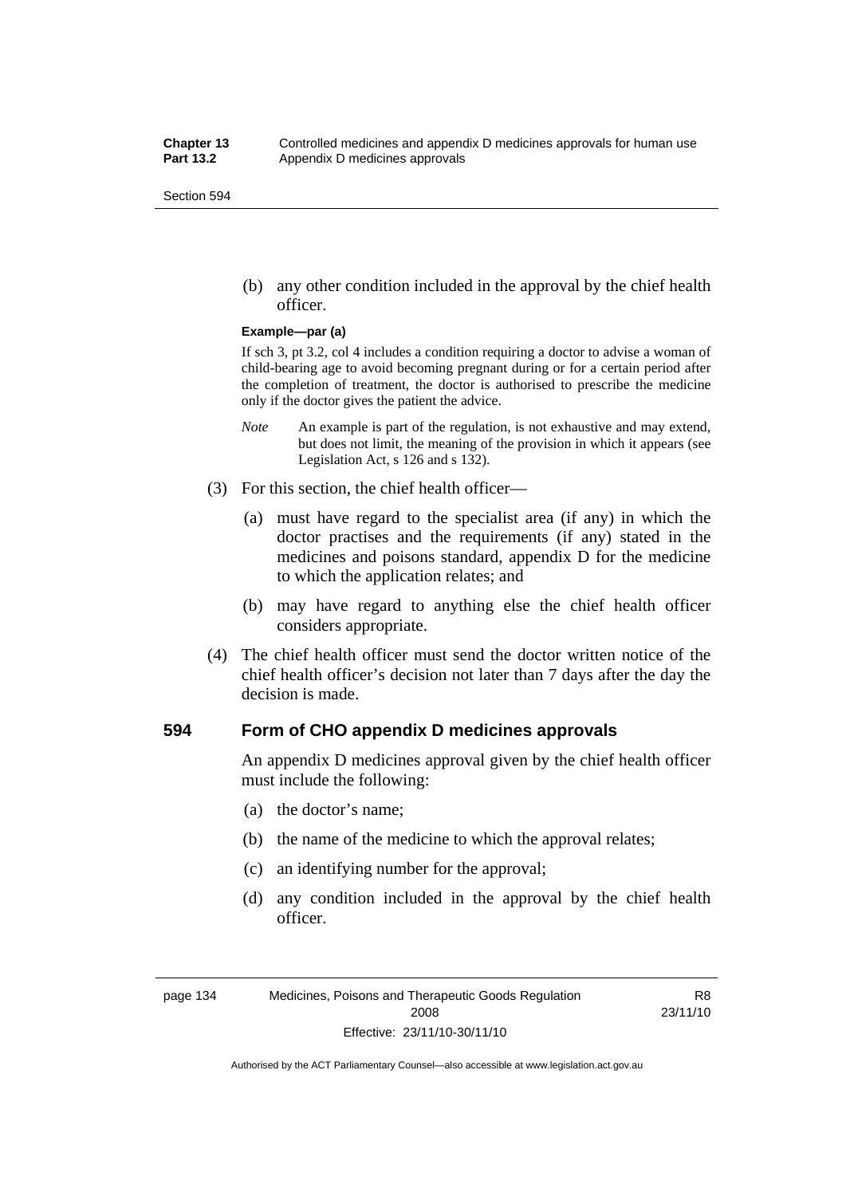(b) any other condition included in the approval by the chief health officer.

**Example—par (a)**

If sch 3, pt 3.2, col 4 includes a condition requiring a doctor to advise a woman of child-bearing age to avoid becoming pregnant during or for a certain period after the completion of treatment, the doctor is authorised to prescribe the medicine only if the doctor gives the patient the advice.

*Note* An example is part of the regulation, is not exhaustive and may extend, but does not limit, the meaning of the provision in which it appears (see Legislation Act, s 126 and s 132).

(3) For this section, the chief health officer—

(a) must have regard to the specialist area (if any) in which the doctor practises and the requirements (if any) stated in the medicines and poisons standard, appendix D for the medicine to which the application relates; and

(b) may have regard to anything else the chief health officer considers appropriate.

(4) The chief health officer must send the doctor written notice of the chief health officer's decision not later than 7 days after the day the decision is made.

## 594 Form of CHO appendix D medicines approvals

An appendix D medicines approval given by the chief health officer must include the following:

(a) the doctor's name;

(b) the name of the medicine to which the approval relates;

(c) an identifying number for the approval;

(d) any condition included in the approval by the chief health officer.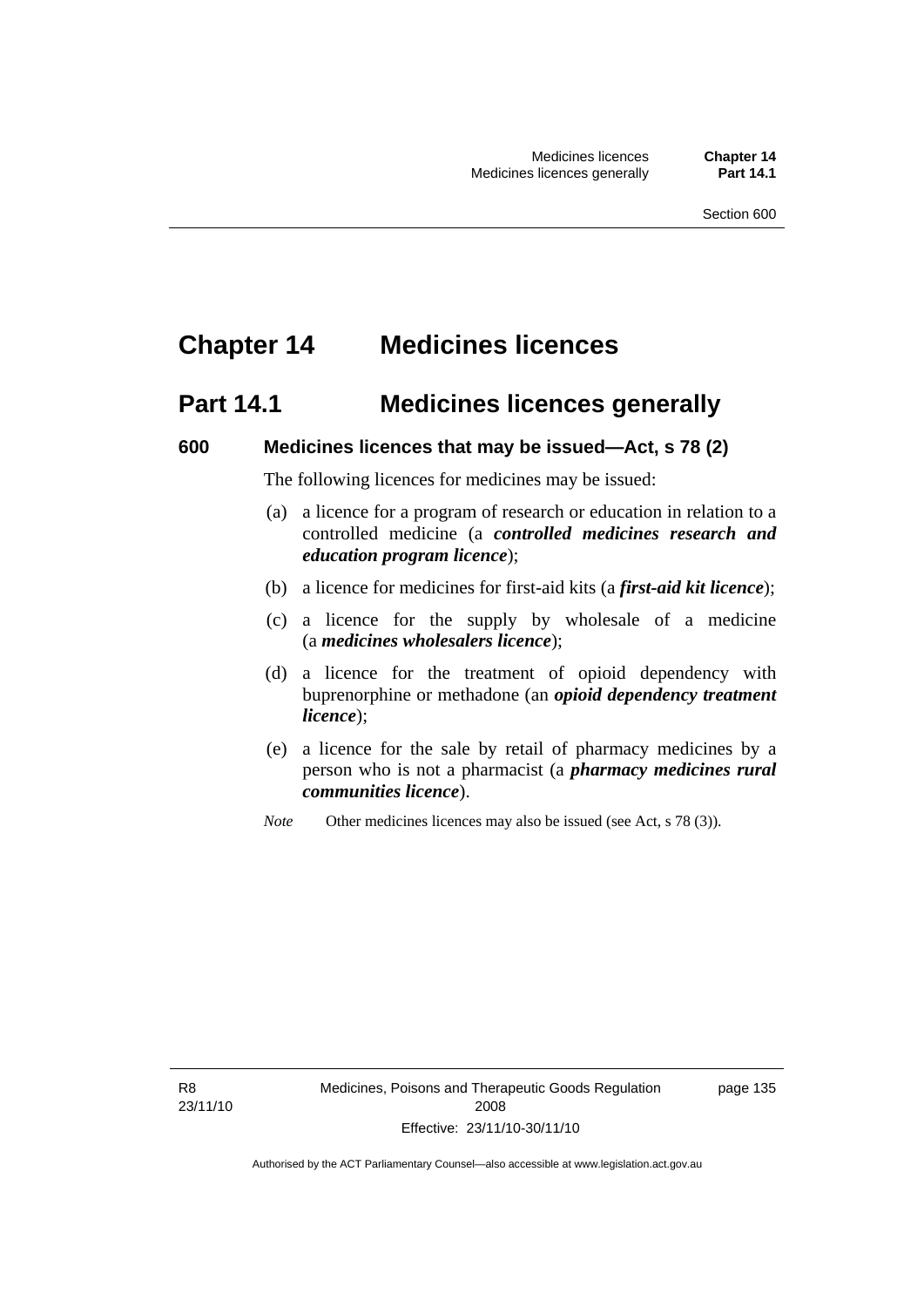# Chapter 14 Medicines licences

## Part 14.1 Medicines licences generally

### 600 Medicines licences that may be issued—Act, s 78 (2)

The following licences for medicines may be issued:

(a) a licence for a program of research or education in relation to a controlled medicine (a ***controlled medicines research and education program licence***);

(b) a licence for medicines for first-aid kits (a ***first-aid kit licence***);

(c) a licence for the supply by wholesale of a medicine (a ***medicines wholesalers licence***);

(d) a licence for the treatment of opioid dependency with buprenorphine or methadone (an ***opioid dependency treatment licence***);

(e) a licence for the sale by retail of pharmacy medicines by a person who is not a pharmacist (a ***pharmacy medicines rural communities licence***).

*Note* Other medicines licences may also be issued (see Act, s 78 (3)).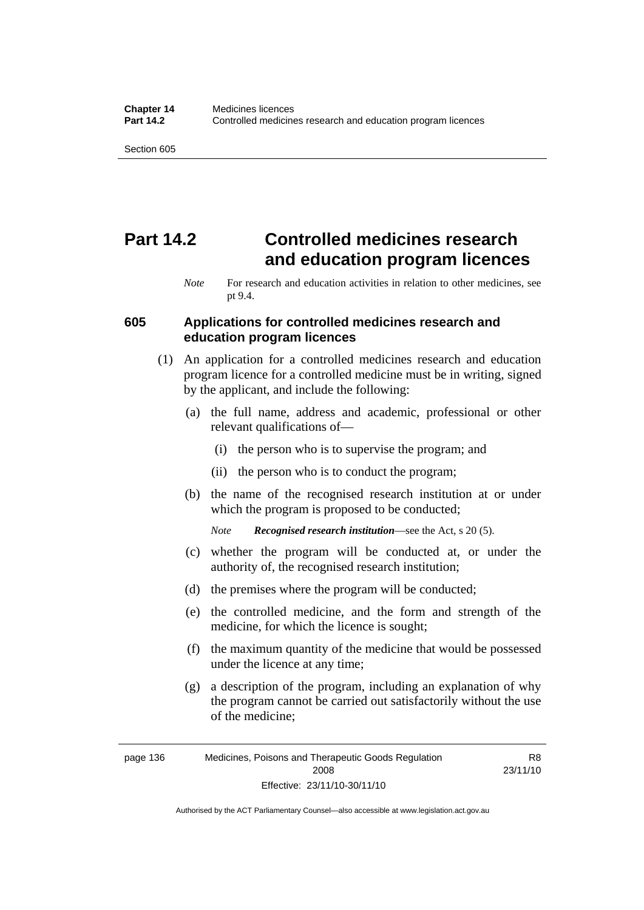# Part 14.2 Controlled medicines research and education program licences

*Note* For research and education activities in relation to other medicines, see pt 9.4.

## 605 Applications for controlled medicines research and education program licences

(1) An application for a controlled medicines research and education program licence for a controlled medicine must be in writing, signed by the applicant, and include the following:

(a) the full name, address and academic, professional or other relevant qualifications of—

(i) the person who is to supervise the program; and

(ii) the person who is to conduct the program;

(b) the name of the recognised research institution at or under which the program is proposed to be conducted;

*Note* ***Recognised research institution***—see the Act, s 20 (5).

(c) whether the program will be conducted at, or under the authority of, the recognised research institution;

(d) the premises where the program will be conducted;

(e) the controlled medicine, and the form and strength of the medicine, for which the licence is sought;

(f) the maximum quantity of the medicine that would be possessed under the licence at any time;

(g) a description of the program, including an explanation of why the program cannot be carried out satisfactorily without the use of the medicine;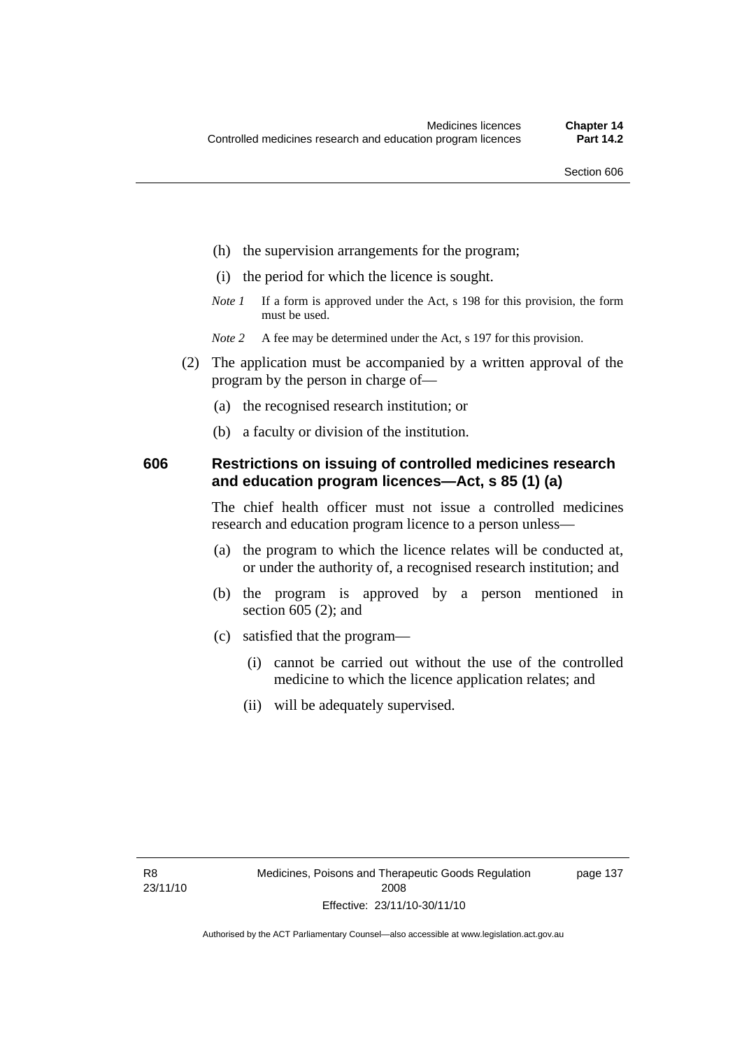(h) the supervision arrangements for the program;

(i) the period for which the licence is sought.

*Note 1* If a form is approved under the Act, s 198 for this provision, the form must be used.

*Note 2* A fee may be determined under the Act, s 197 for this provision.

(2) The application must be accompanied by a written approval of the program by the person in charge of—

(a) the recognised research institution; or

(b) a faculty or division of the institution.

### 606 Restrictions on issuing of controlled medicines research and education program licences—Act, s 85 (1) (a)

The chief health officer must not issue a controlled medicines research and education program licence to a person unless—

(a) the program to which the licence relates will be conducted at, or under the authority of, a recognised research institution; and

(b) the program is approved by a person mentioned in section 605 (2); and

(c) satisfied that the program—

(i) cannot be carried out without the use of the controlled medicine to which the licence application relates; and

(ii) will be adequately supervised.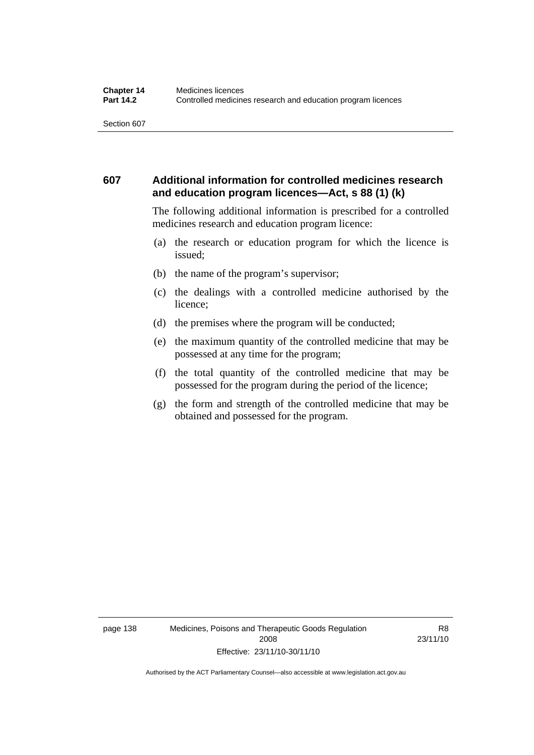## 607 Additional information for controlled medicines research and education program licences—Act, s 88 (1) (k)

The following additional information is prescribed for a controlled medicines research and education program licence:

(a) the research or education program for which the licence is issued;

(b) the name of the program's supervisor;

(c) the dealings with a controlled medicine authorised by the licence;

(d) the premises where the program will be conducted;

(e) the maximum quantity of the controlled medicine that may be possessed at any time for the program;

(f) the total quantity of the controlled medicine that may be possessed for the program during the period of the licence;

(g) the form and strength of the controlled medicine that may be obtained and possessed for the program.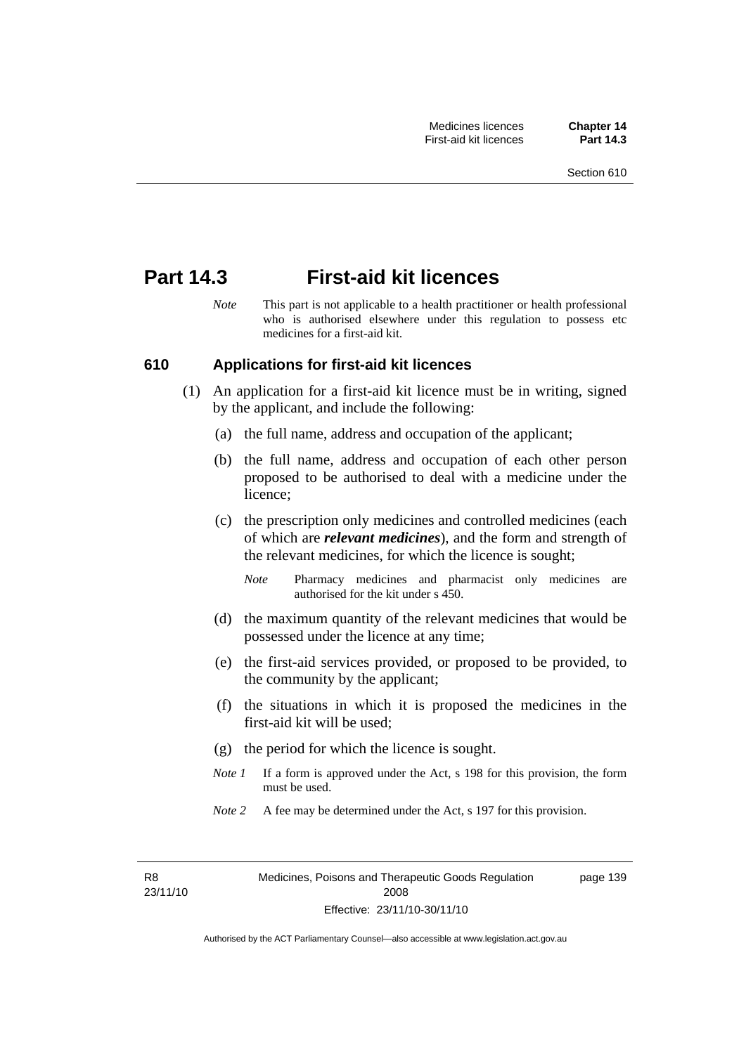# Part 14.3 First-aid kit licences

*Note* This part is not applicable to a health practitioner or health professional who is authorised elsewhere under this regulation to possess etc medicines for a first-aid kit.

## 610 Applications for first-aid kit licences

(1) An application for a first-aid kit licence must be in writing, signed by the applicant, and include the following:

(a) the full name, address and occupation of the applicant;

(b) the full name, address and occupation of each other person proposed to be authorised to deal with a medicine under the licence;

(c) the prescription only medicines and controlled medicines (each of which are ***relevant medicines***), and the form and strength of the relevant medicines, for which the licence is sought;

*Note* Pharmacy medicines and pharmacist only medicines are authorised for the kit under s 450.

(d) the maximum quantity of the relevant medicines that would be possessed under the licence at any time;

(e) the first-aid services provided, or proposed to be provided, to the community by the applicant;

(f) the situations in which it is proposed the medicines in the first-aid kit will be used;

(g) the period for which the licence is sought.

*Note 1* If a form is approved under the Act, s 198 for this provision, the form must be used.

*Note 2* A fee may be determined under the Act, s 197 for this provision.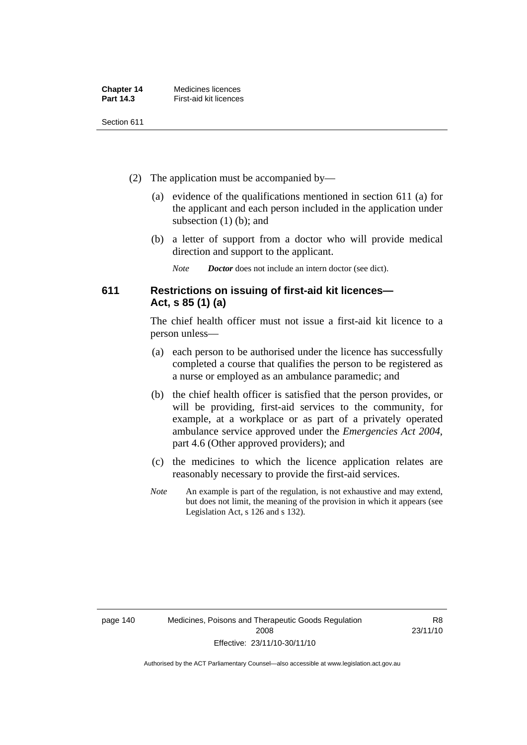(2) The application must be accompanied by—

(a) evidence of the qualifications mentioned in section 611 (a) for the applicant and each person included in the application under subsection (1) (b); and

(b) a letter of support from a doctor who will provide medical direction and support to the applicant.

*Note* ***Doctor*** does not include an intern doctor (see dict).

## 611 Restrictions on issuing of first-aid kit licences—Act, s 85 (1) (a)

The chief health officer must not issue a first-aid kit licence to a person unless—

(a) each person to be authorised under the licence has successfully completed a course that qualifies the person to be registered as a nurse or employed as an ambulance paramedic; and

(b) the chief health officer is satisfied that the person provides, or will be providing, first-aid services to the community, for example, at a workplace or as part of a privately operated ambulance service approved under the *Emergencies Act 2004*, part 4.6 (Other approved providers); and

(c) the medicines to which the licence application relates are reasonably necessary to provide the first-aid services.

*Note* An example is part of the regulation, is not exhaustive and may extend, but does not limit, the meaning of the provision in which it appears (see Legislation Act, s 126 and s 132).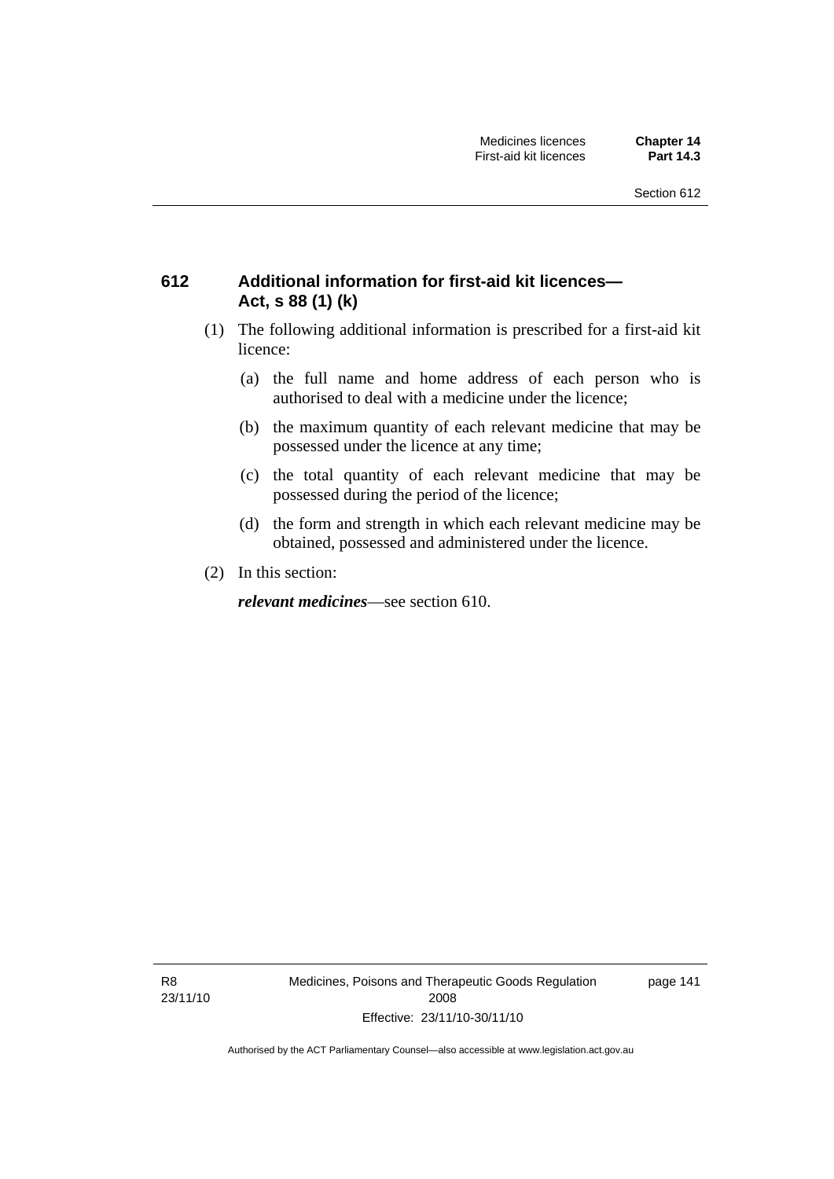## 612 Additional information for first-aid kit licences—Act, s 88 (1) (k)

(1) The following additional information is prescribed for a first-aid kit licence:

(a) the full name and home address of each person who is authorised to deal with a medicine under the licence;

(b) the maximum quantity of each relevant medicine that may be possessed under the licence at any time;

(c) the total quantity of each relevant medicine that may be possessed during the period of the licence;

(d) the form and strength in which each relevant medicine may be obtained, possessed and administered under the licence.

(2) In this section:

***relevant medicines***—see section 610.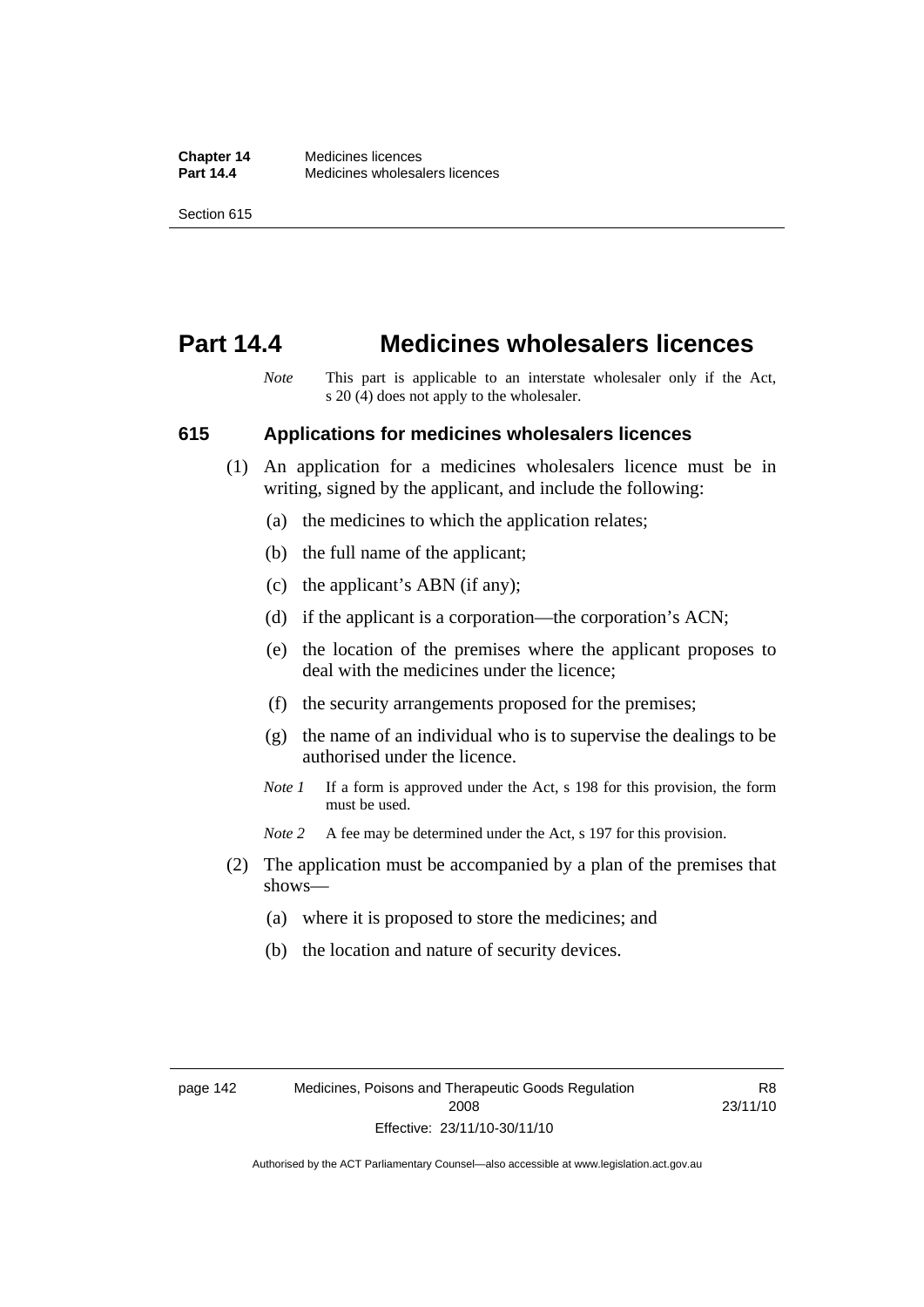# Part 14.4 Medicines wholesalers licences

*Note* This part is applicable to an interstate wholesaler only if the Act, s 20 (4) does not apply to the wholesaler.

## 615 Applications for medicines wholesalers licences

(1) An application for a medicines wholesalers licence must be in writing, signed by the applicant, and include the following:

(a) the medicines to which the application relates;

(b) the full name of the applicant;

(c) the applicant's ABN (if any);

(d) if the applicant is a corporation—the corporation's ACN;

(e) the location of the premises where the applicant proposes to deal with the medicines under the licence;

(f) the security arrangements proposed for the premises;

(g) the name of an individual who is to supervise the dealings to be authorised under the licence.

*Note 1* If a form is approved under the Act, s 198 for this provision, the form must be used.

*Note 2* A fee may be determined under the Act, s 197 for this provision.

(2) The application must be accompanied by a plan of the premises that shows—

(a) where it is proposed to store the medicines; and

(b) the location and nature of security devices.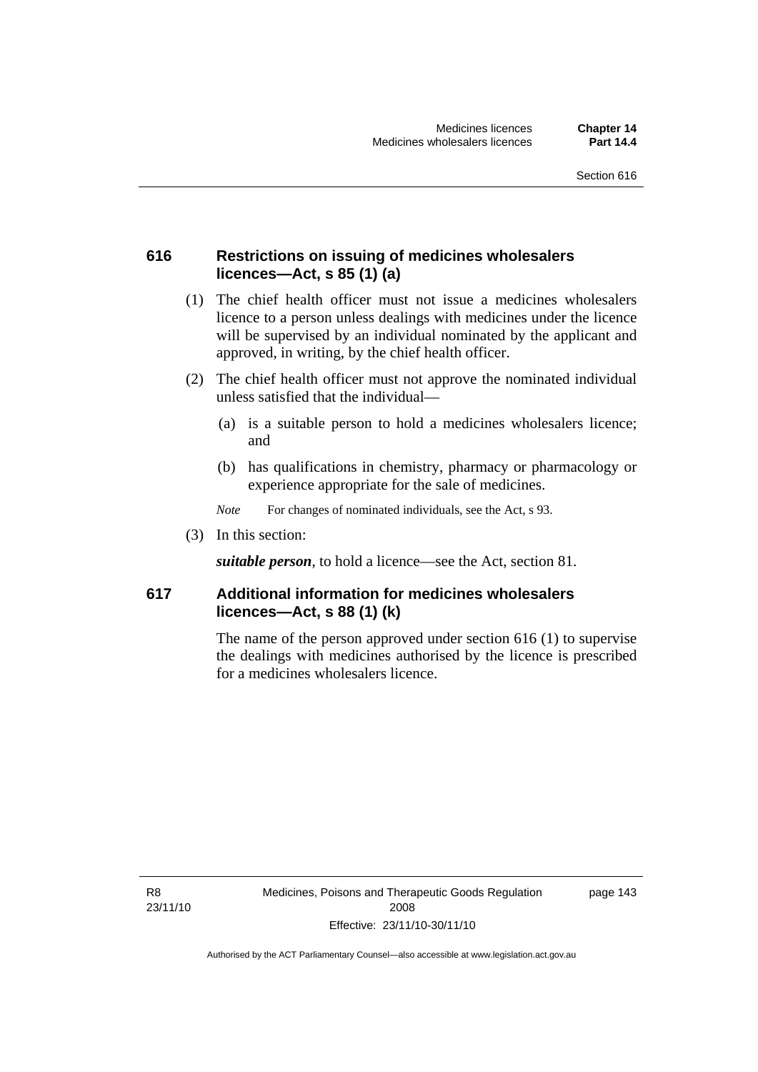### 616 Restrictions on issuing of medicines wholesalers licences—Act, s 85 (1) (a)

(1) The chief health officer must not issue a medicines wholesalers licence to a person unless dealings with medicines under the licence will be supervised by an individual nominated by the applicant and approved, in writing, by the chief health officer.

(2) The chief health officer must not approve the nominated individual unless satisfied that the individual—

(a) is a suitable person to hold a medicines wholesalers licence; and

(b) has qualifications in chemistry, pharmacy or pharmacology or experience appropriate for the sale of medicines.

*Note* For changes of nominated individuals, see the Act, s 93.

(3) In this section:

***suitable person***, to hold a licence—see the Act, section 81.

### 617 Additional information for medicines wholesalers licences—Act, s 88 (1) (k)

The name of the person approved under section 616 (1) to supervise the dealings with medicines authorised by the licence is prescribed for a medicines wholesalers licence.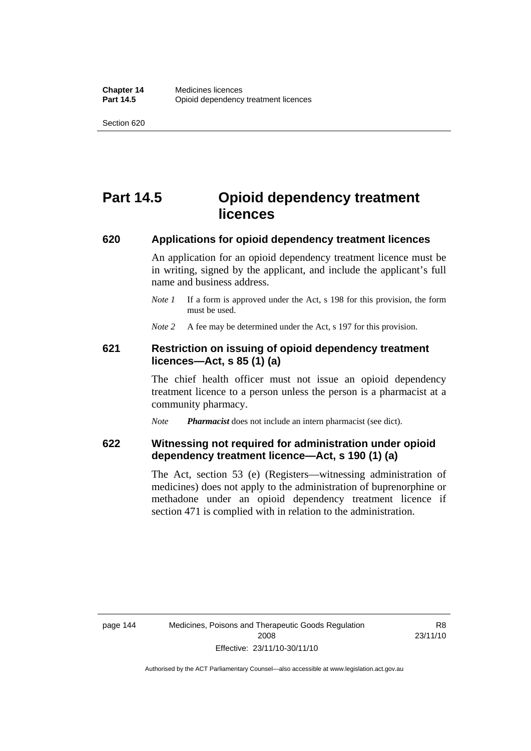# Part 14.5 Opioid dependency treatment licences

## 620 Applications for opioid dependency treatment licences

An application for an opioid dependency treatment licence must be in writing, signed by the applicant, and include the applicant's full name and business address.

*Note 1* If a form is approved under the Act, s 198 for this provision, the form must be used.

*Note 2* A fee may be determined under the Act, s 197 for this provision.

## 621 Restriction on issuing of opioid dependency treatment licences—Act, s 85 (1) (a)

The chief health officer must not issue an opioid dependency treatment licence to a person unless the person is a pharmacist at a community pharmacy.

*Note* ***Pharmacist*** does not include an intern pharmacist (see dict).

## 622 Witnessing not required for administration under opioid dependency treatment licence—Act, s 190 (1) (a)

The Act, section 53 (e) (Registers—witnessing administration of medicines) does not apply to the administration of buprenorphine or methadone under an opioid dependency treatment licence if section 471 is complied with in relation to the administration.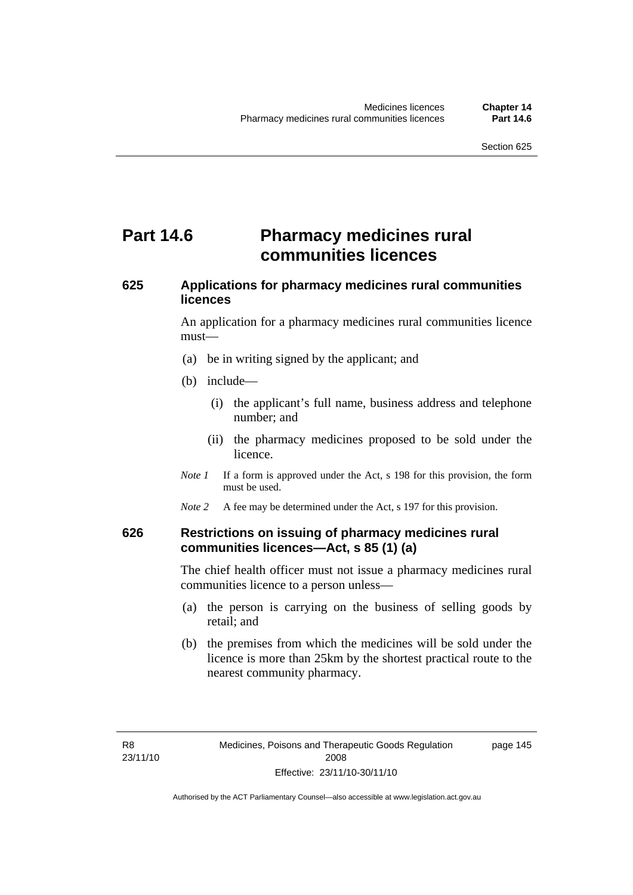# Part 14.6 Pharmacy medicines rural communities licences

## 625 Applications for pharmacy medicines rural communities licences

An application for a pharmacy medicines rural communities licence must—

(a) be in writing signed by the applicant; and

(b) include—

(i) the applicant's full name, business address and telephone number; and

(ii) the pharmacy medicines proposed to be sold under the licence.

*Note 1* If a form is approved under the Act, s 198 for this provision, the form must be used.

*Note 2* A fee may be determined under the Act, s 197 for this provision.

## 626 Restrictions on issuing of pharmacy medicines rural communities licences—Act, s 85 (1) (a)

The chief health officer must not issue a pharmacy medicines rural communities licence to a person unless—

(a) the person is carrying on the business of selling goods by retail; and

(b) the premises from which the medicines will be sold under the licence is more than 25km by the shortest practical route to the nearest community pharmacy.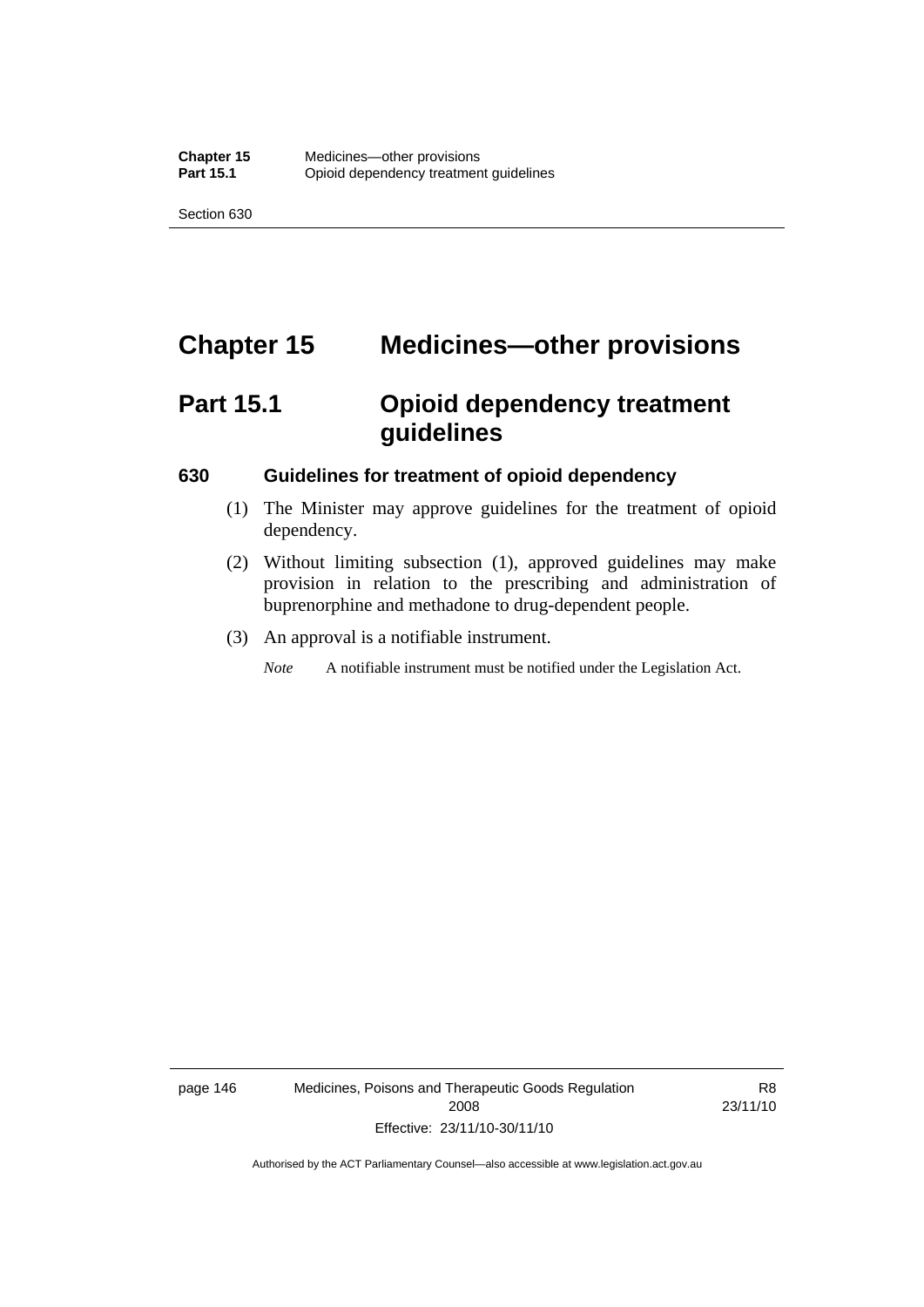# Chapter 15 Medicines—other provisions

## Part 15.1 Opioid dependency treatment guidelines

### 630 Guidelines for treatment of opioid dependency

(1) The Minister may approve guidelines for the treatment of opioid dependency.

(2) Without limiting subsection (1), approved guidelines may make provision in relation to the prescribing and administration of buprenorphine and methadone to drug-dependent people.

(3) An approval is a notifiable instrument.

*Note* A notifiable instrument must be notified under the Legislation Act.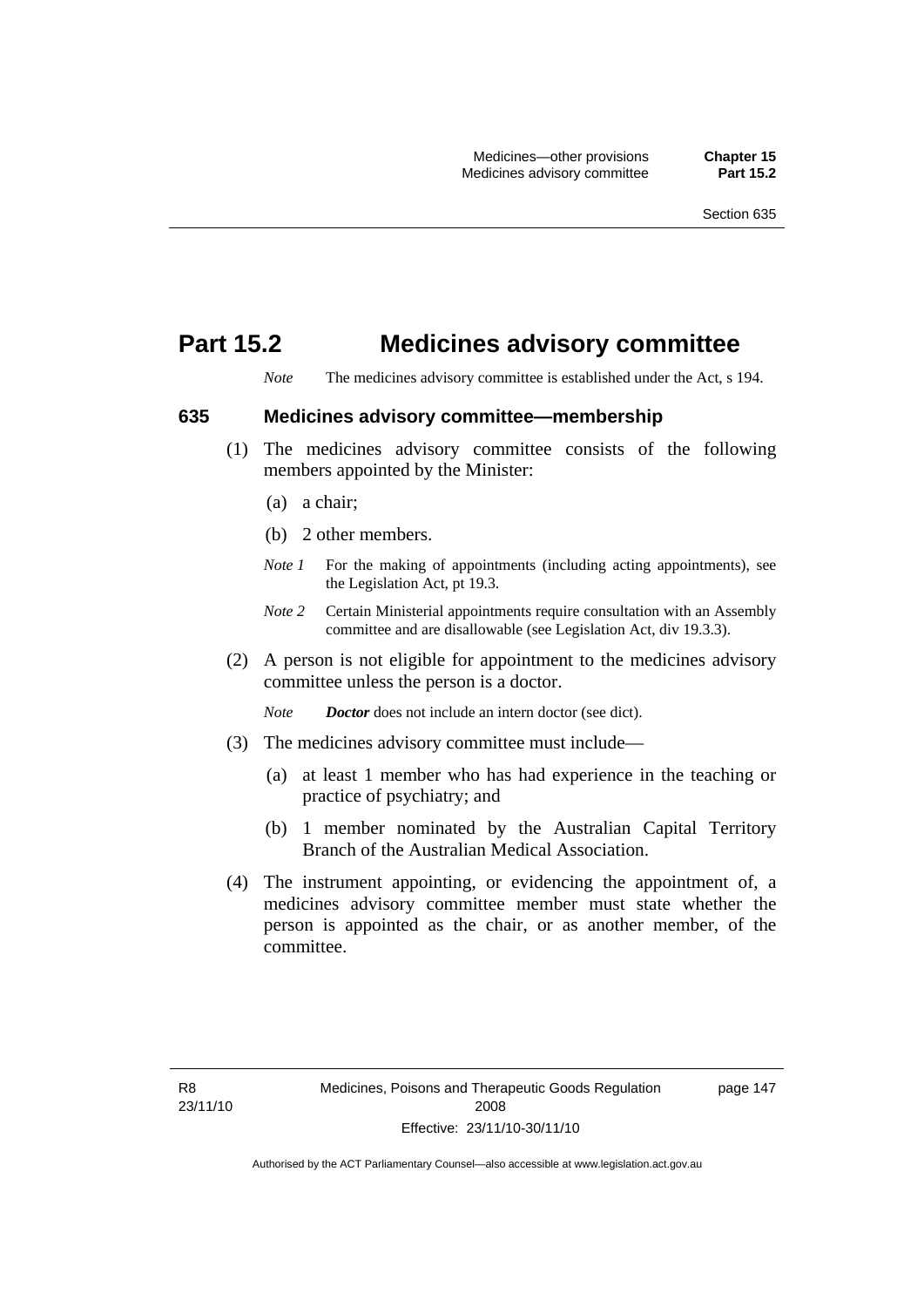# Part 15.2 Medicines advisory committee

*Note* The medicines advisory committee is established under the Act, s 194.

## 635 Medicines advisory committee—membership

(1) The medicines advisory committee consists of the following members appointed by the Minister:

(a) a chair;

(b) 2 other members.

*Note 1* For the making of appointments (including acting appointments), see the Legislation Act, pt 19.3.

*Note 2* Certain Ministerial appointments require consultation with an Assembly committee and are disallowable (see Legislation Act, div 19.3.3).

(2) A person is not eligible for appointment to the medicines advisory committee unless the person is a doctor.

*Note* ***Doctor*** does not include an intern doctor (see dict).

(3) The medicines advisory committee must include—

(a) at least 1 member who has had experience in the teaching or practice of psychiatry; and

(b) 1 member nominated by the Australian Capital Territory Branch of the Australian Medical Association.

(4) The instrument appointing, or evidencing the appointment of, a medicines advisory committee member must state whether the person is appointed as the chair, or as another member, of the committee.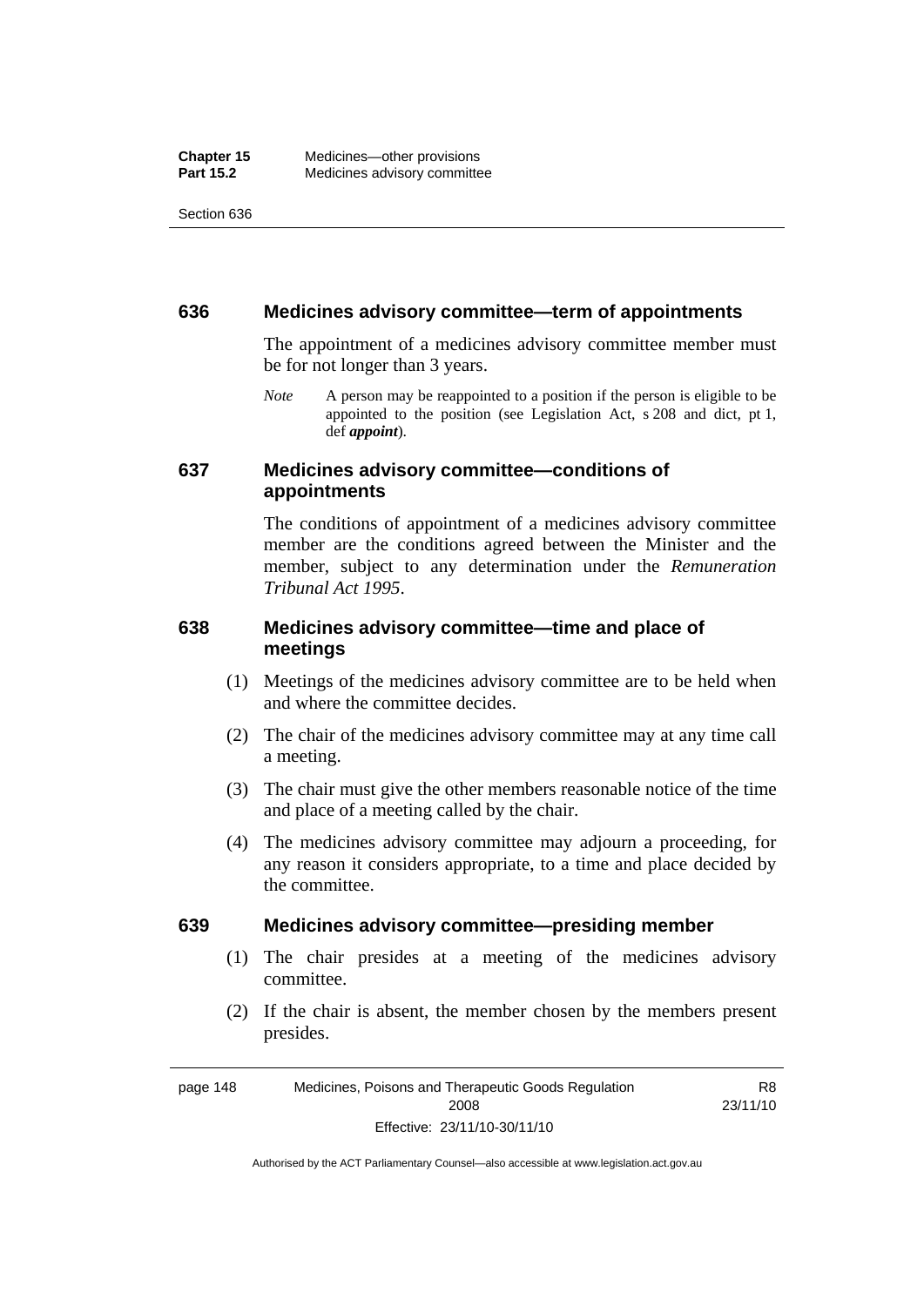## 636 Medicines advisory committee—term of appointments

The appointment of a medicines advisory committee member must be for not longer than 3 years.

*Note* A person may be reappointed to a position if the person is eligible to be appointed to the position (see Legislation Act, s 208 and dict, pt 1, def ***appoint***).

## 637 Medicines advisory committee—conditions of appointments

The conditions of appointment of a medicines advisory committee member are the conditions agreed between the Minister and the member, subject to any determination under the *Remuneration Tribunal Act 1995*.

## 638 Medicines advisory committee—time and place of meetings

(1) Meetings of the medicines advisory committee are to be held when and where the committee decides.

(2) The chair of the medicines advisory committee may at any time call a meeting.

(3) The chair must give the other members reasonable notice of the time and place of a meeting called by the chair.

(4) The medicines advisory committee may adjourn a proceeding, for any reason it considers appropriate, to a time and place decided by the committee.

## 639 Medicines advisory committee—presiding member

(1) The chair presides at a meeting of the medicines advisory committee.

(2) If the chair is absent, the member chosen by the members present presides.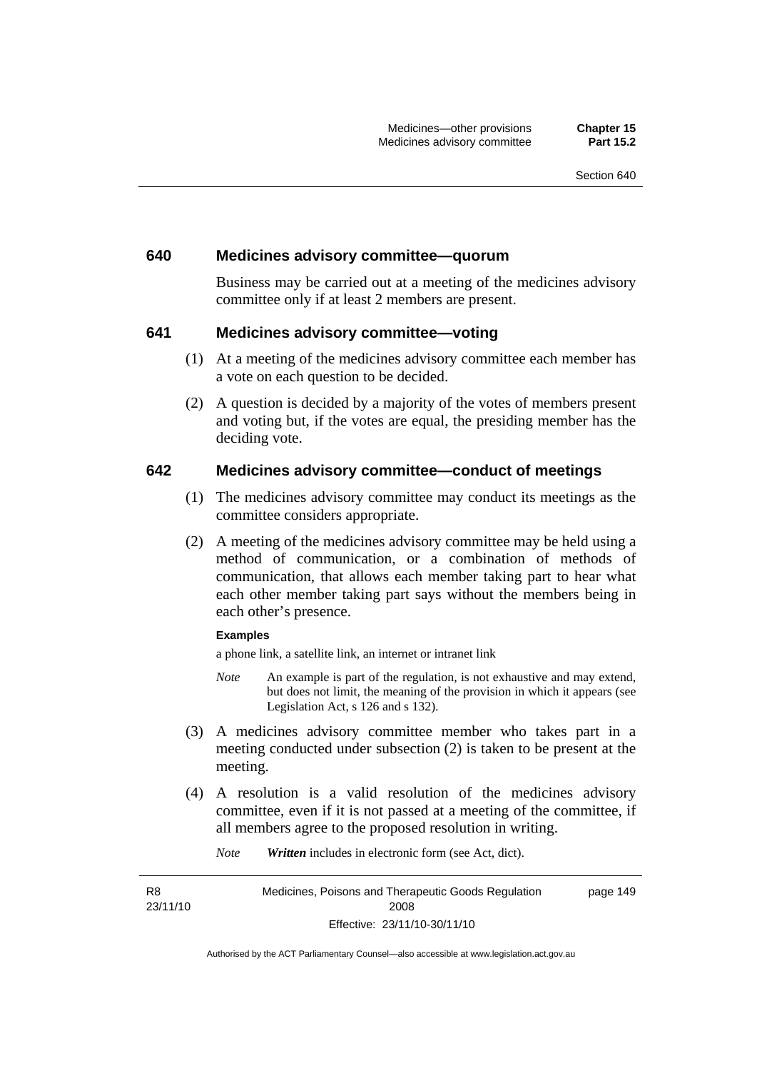### 640 Medicines advisory committee—quorum

Business may be carried out at a meeting of the medicines advisory committee only if at least 2 members are present.

### 641 Medicines advisory committee—voting

(1) At a meeting of the medicines advisory committee each member has a vote on each question to be decided.

(2) A question is decided by a majority of the votes of members present and voting but, if the votes are equal, the presiding member has the deciding vote.

### 642 Medicines advisory committee—conduct of meetings

(1) The medicines advisory committee may conduct its meetings as the committee considers appropriate.

(2) A meeting of the medicines advisory committee may be held using a method of communication, or a combination of methods of communication, that allows each member taking part to hear what each other member taking part says without the members being in each other's presence.

**Examples**

a phone link, a satellite link, an internet or intranet link

*Note* An example is part of the regulation, is not exhaustive and may extend, but does not limit, the meaning of the provision in which it appears (see Legislation Act, s 126 and s 132).

(3) A medicines advisory committee member who takes part in a meeting conducted under subsection (2) is taken to be present at the meeting.

(4) A resolution is a valid resolution of the medicines advisory committee, even if it is not passed at a meeting of the committee, if all members agree to the proposed resolution in writing.

*Note* ***Written*** includes in electronic form (see Act, dict).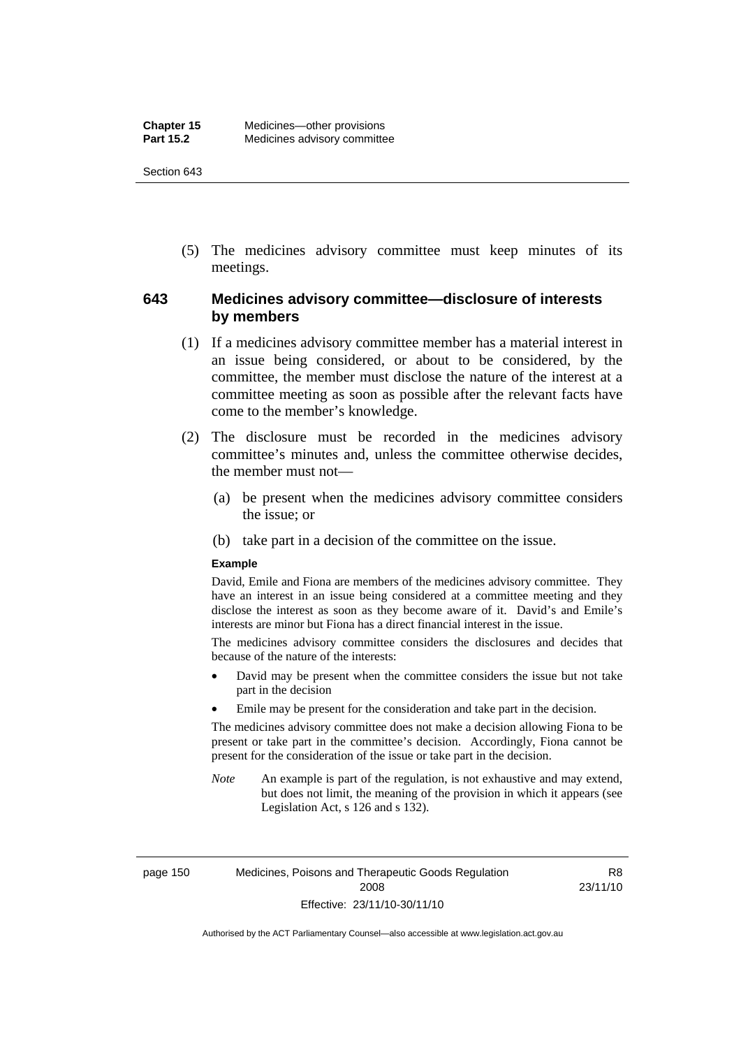(5) The medicines advisory committee must keep minutes of its meetings.

## 643 Medicines advisory committee—disclosure of interests by members

(1) If a medicines advisory committee member has a material interest in an issue being considered, or about to be considered, by the committee, the member must disclose the nature of the interest at a committee meeting as soon as possible after the relevant facts have come to the member's knowledge.

(2) The disclosure must be recorded in the medicines advisory committee's minutes and, unless the committee otherwise decides, the member must not—

(a) be present when the medicines advisory committee considers the issue; or

(b) take part in a decision of the committee on the issue.

**Example**

David, Emile and Fiona are members of the medicines advisory committee. They have an interest in an issue being considered at a committee meeting and they disclose the interest as soon as they become aware of it. David's and Emile's interests are minor but Fiona has a direct financial interest in the issue.

The medicines advisory committee considers the disclosures and decides that because of the nature of the interests:

- David may be present when the committee considers the issue but not take part in the decision
- Emile may be present for the consideration and take part in the decision.

The medicines advisory committee does not make a decision allowing Fiona to be present or take part in the committee's decision. Accordingly, Fiona cannot be present for the consideration of the issue or take part in the decision.

*Note* An example is part of the regulation, is not exhaustive and may extend, but does not limit, the meaning of the provision in which it appears (see Legislation Act, s 126 and s 132).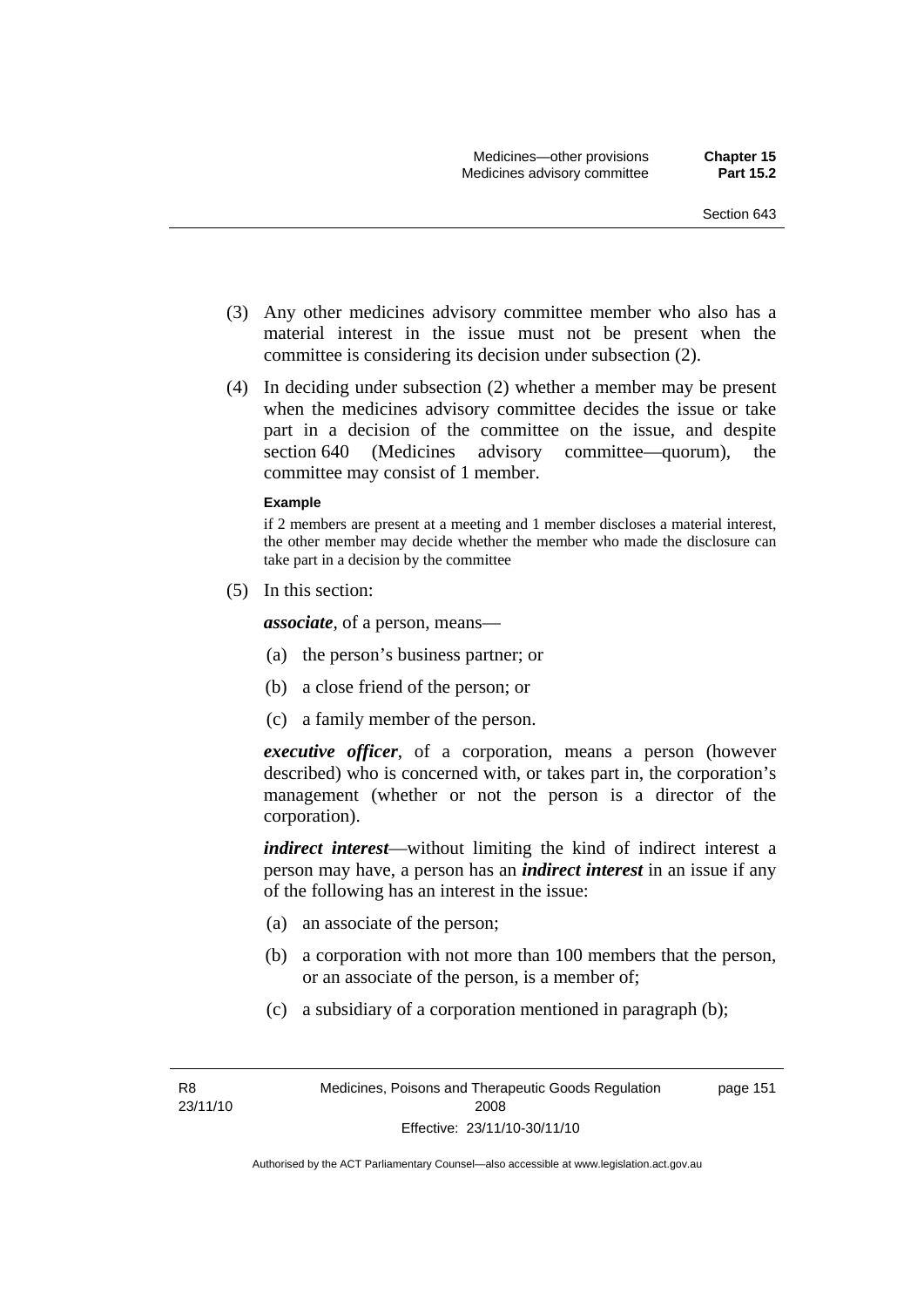(3) Any other medicines advisory committee member who also has a material interest in the issue must not be present when the committee is considering its decision under subsection (2).

(4) In deciding under subsection (2) whether a member may be present when the medicines advisory committee decides the issue or take part in a decision of the committee on the issue, and despite section 640 (Medicines advisory committee—quorum), the committee may consist of 1 member.

**Example**

if 2 members are present at a meeting and 1 member discloses a material interest, the other member may decide whether the member who made the disclosure can take part in a decision by the committee

(5) In this section:

***associate***, of a person, means—

(a) the person's business partner; or

(b) a close friend of the person; or

(c) a family member of the person.

***executive officer***, of a corporation, means a person (however described) who is concerned with, or takes part in, the corporation's management (whether or not the person is a director of the corporation).

***indirect interest***—without limiting the kind of indirect interest a person may have, a person has an ***indirect interest*** in an issue if any of the following has an interest in the issue:

(a) an associate of the person;

(b) a corporation with not more than 100 members that the person, or an associate of the person, is a member of;

(c) a subsidiary of a corporation mentioned in paragraph (b);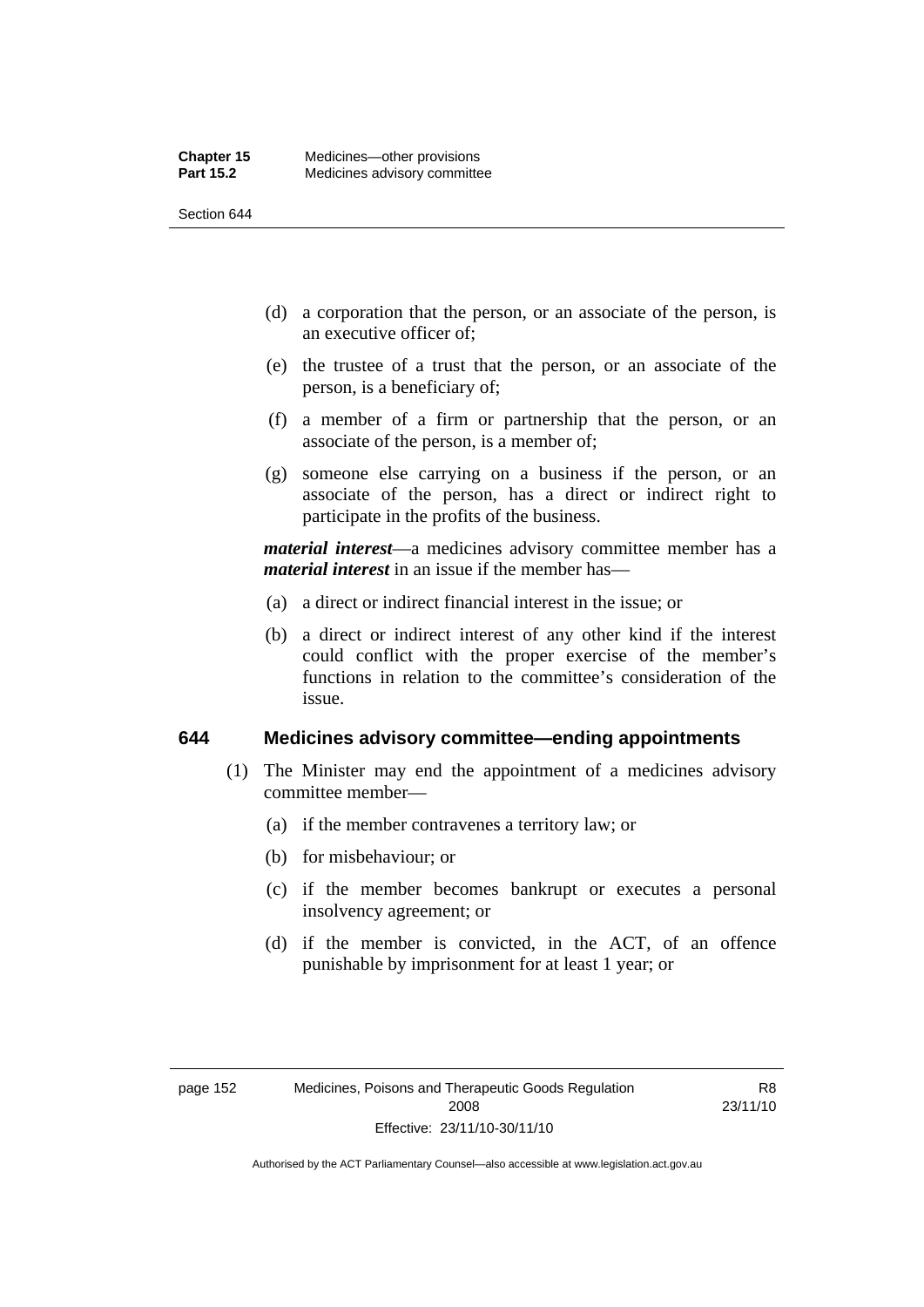(d) a corporation that the person, or an associate of the person, is an executive officer of;

(e) the trustee of a trust that the person, or an associate of the person, is a beneficiary of;

(f) a member of a firm or partnership that the person, or an associate of the person, is a member of;

(g) someone else carrying on a business if the person, or an associate of the person, has a direct or indirect right to participate in the profits of the business.

***material interest***—a medicines advisory committee member has a ***material interest*** in an issue if the member has—

(a) a direct or indirect financial interest in the issue; or

(b) a direct or indirect interest of any other kind if the interest could conflict with the proper exercise of the member's functions in relation to the committee's consideration of the issue.

## 644 Medicines advisory committee—ending appointments

(1) The Minister may end the appointment of a medicines advisory committee member—

(a) if the member contravenes a territory law; or

(b) for misbehaviour; or

(c) if the member becomes bankrupt or executes a personal insolvency agreement; or

(d) if the member is convicted, in the ACT, of an offence punishable by imprisonment for at least 1 year; or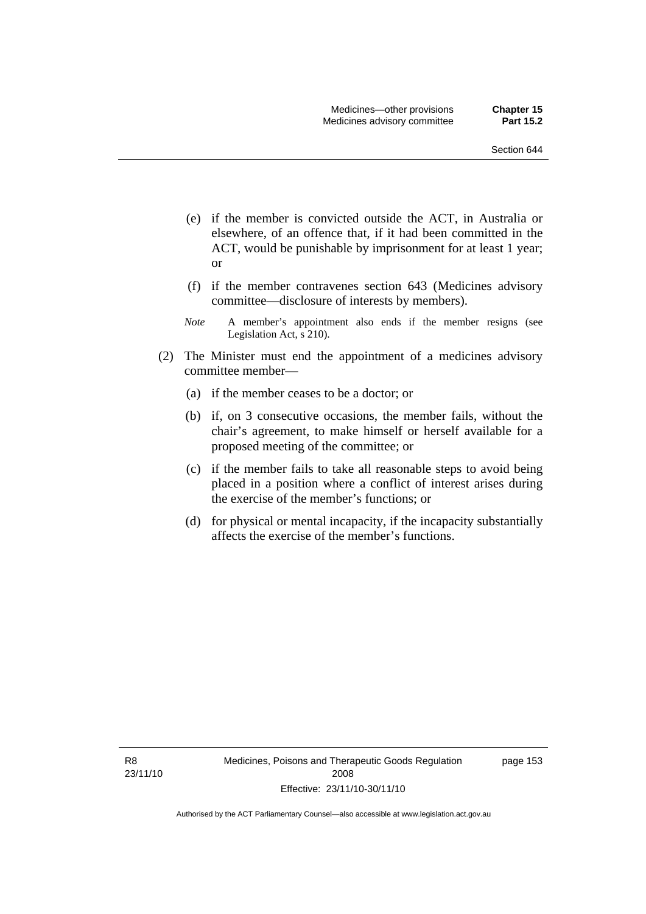(e) if the member is convicted outside the ACT, in Australia or elsewhere, of an offence that, if it had been committed in the ACT, would be punishable by imprisonment for at least 1 year; or

(f) if the member contravenes section 643 (Medicines advisory committee—disclosure of interests by members).

*Note* A member's appointment also ends if the member resigns (see Legislation Act, s 210).

(2) The Minister must end the appointment of a medicines advisory committee member—

(a) if the member ceases to be a doctor; or

(b) if, on 3 consecutive occasions, the member fails, without the chair's agreement, to make himself or herself available for a proposed meeting of the committee; or

(c) if the member fails to take all reasonable steps to avoid being placed in a position where a conflict of interest arises during the exercise of the member's functions; or

(d) for physical or mental incapacity, if the incapacity substantially affects the exercise of the member's functions.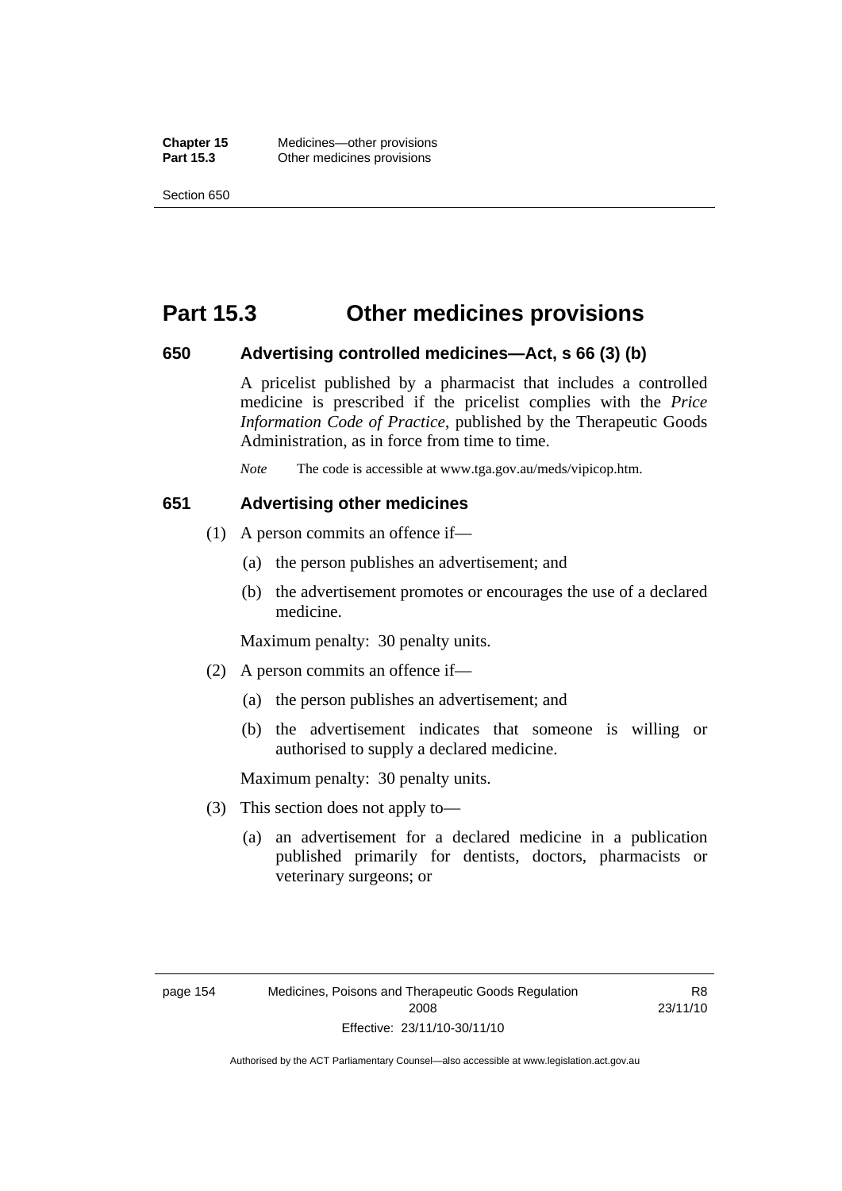# Part 15.3 Other medicines provisions

### 650 Advertising controlled medicines—Act, s 66 (3) (b)

A pricelist published by a pharmacist that includes a controlled medicine is prescribed if the pricelist complies with the *Price Information Code of Practice*, published by the Therapeutic Goods Administration, as in force from time to time.

*Note* The code is accessible at www.tga.gov.au/meds/vipicop.htm.

### 651 Advertising other medicines

(1) A person commits an offence if—

(a) the person publishes an advertisement; and

(b) the advertisement promotes or encourages the use of a declared medicine.

Maximum penalty: 30 penalty units.

(2) A person commits an offence if—

(a) the person publishes an advertisement; and

(b) the advertisement indicates that someone is willing or authorised to supply a declared medicine.

Maximum penalty: 30 penalty units.

(3) This section does not apply to—

(a) an advertisement for a declared medicine in a publication published primarily for dentists, doctors, pharmacists or veterinary surgeons; or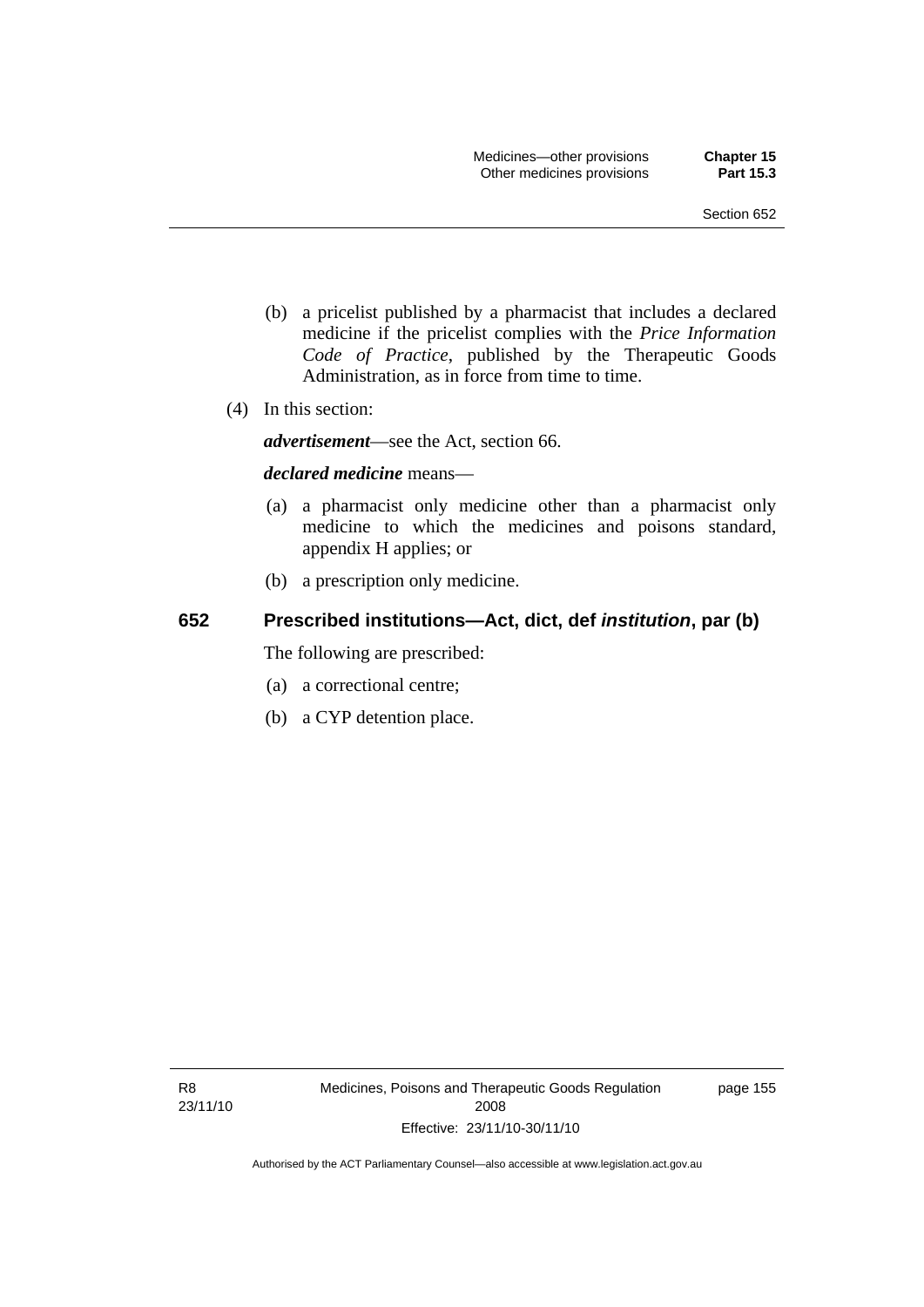(b) a pricelist published by a pharmacist that includes a declared medicine if the pricelist complies with the *Price Information Code of Practice*, published by the Therapeutic Goods Administration, as in force from time to time.

(4) In this section:

***advertisement***—see the Act, section 66.

***declared medicine*** means—

(a) a pharmacist only medicine other than a pharmacist only medicine to which the medicines and poisons standard, appendix H applies; or

(b) a prescription only medicine.

## 652 Prescribed institutions—Act, dict, def *institution*, par (b)

The following are prescribed:

(a) a correctional centre;

(b) a CYP detention place.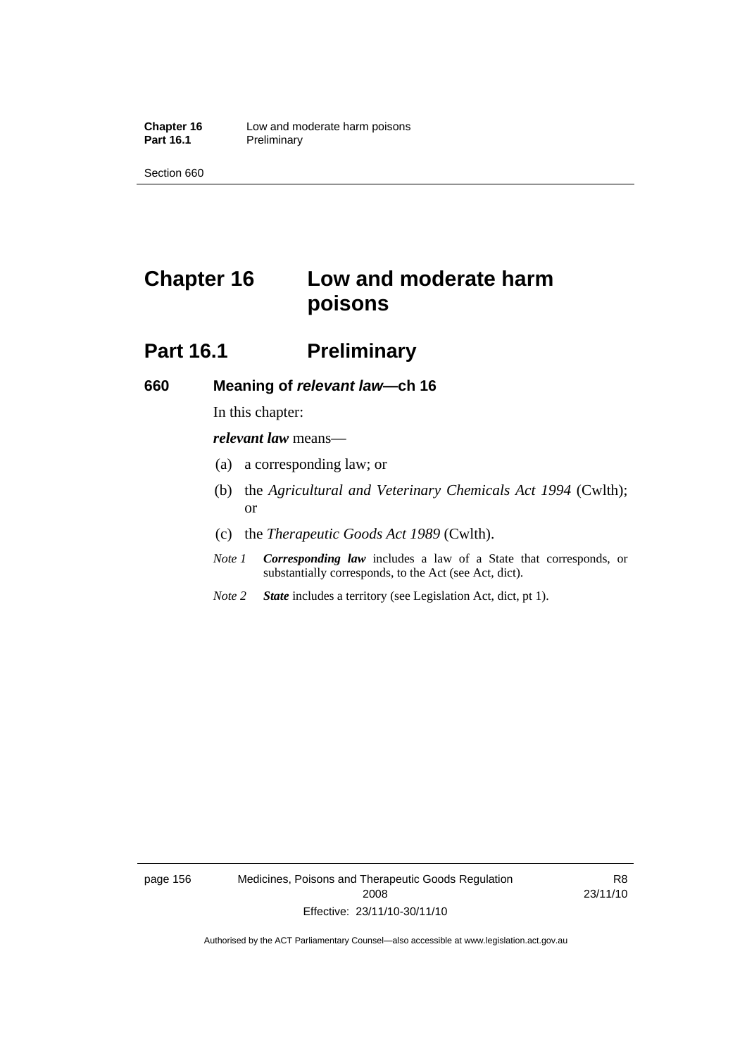# Chapter 16 Low and moderate harm poisons

## Part 16.1 Preliminary

### 660 Meaning of *relevant law*—ch 16

In this chapter:

***relevant law*** means—

(a) a corresponding law; or

(b) the *Agricultural and Veterinary Chemicals Act 1994* (Cwlth); or

(c) the *Therapeutic Goods Act 1989* (Cwlth).

*Note 1* ***Corresponding law*** includes a law of a State that corresponds, or substantially corresponds, to the Act (see Act, dict).

*Note 2* ***State*** includes a territory (see Legislation Act, dict, pt 1).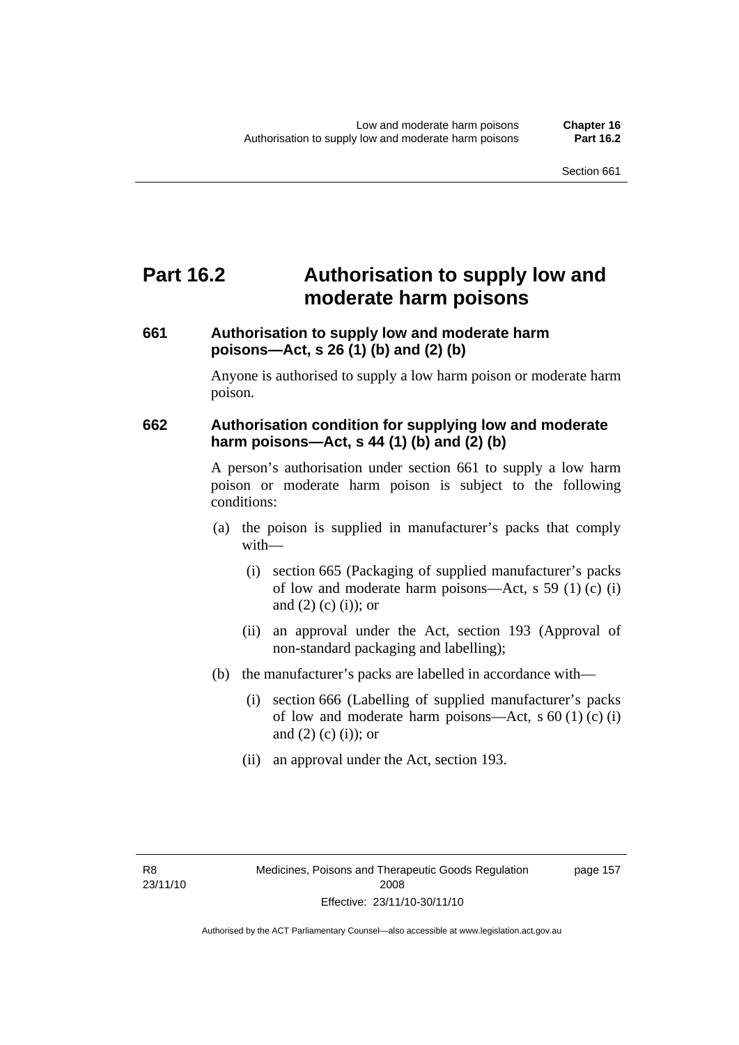# Part 16.2 Authorisation to supply low and moderate harm poisons

### 661 Authorisation to supply low and moderate harm poisons—Act, s 26 (1) (b) and (2) (b)

Anyone is authorised to supply a low harm poison or moderate harm poison.

### 662 Authorisation condition for supplying low and moderate harm poisons—Act, s 44 (1) (b) and (2) (b)

A person's authorisation under section 661 to supply a low harm poison or moderate harm poison is subject to the following conditions:

(a) the poison is supplied in manufacturer's packs that comply with—

   (i) section 665 (Packaging of supplied manufacturer's packs of low and moderate harm poisons—Act, s 59 (1) (c) (i) and (2) (c) (i)); or

   (ii) an approval under the Act, section 193 (Approval of non-standard packaging and labelling);

(b) the manufacturer's packs are labelled in accordance with—

   (i) section 666 (Labelling of supplied manufacturer's packs of low and moderate harm poisons—Act, s 60 (1) (c) (i) and (2) (c) (i)); or

   (ii) an approval under the Act, section 193.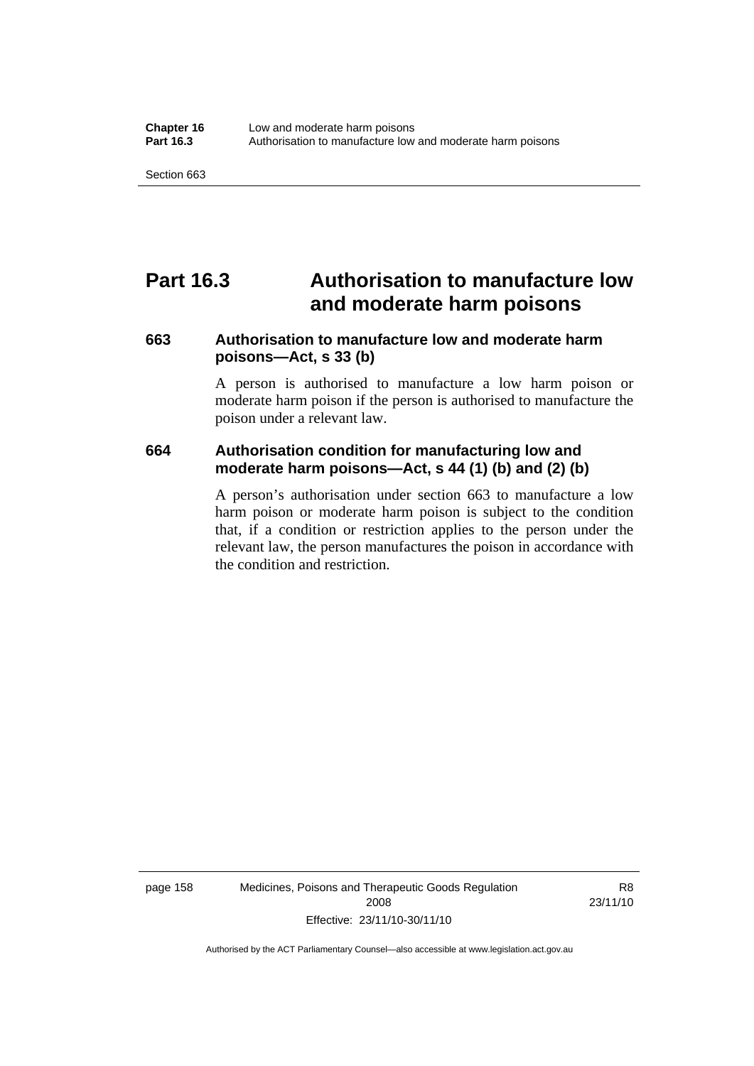# Part 16.3 Authorisation to manufacture low and moderate harm poisons

### 663 Authorisation to manufacture low and moderate harm poisons—Act, s 33 (b)

A person is authorised to manufacture a low harm poison or moderate harm poison if the person is authorised to manufacture the poison under a relevant law.

### 664 Authorisation condition for manufacturing low and moderate harm poisons—Act, s 44 (1) (b) and (2) (b)

A person's authorisation under section 663 to manufacture a low harm poison or moderate harm poison is subject to the condition that, if a condition or restriction applies to the person under the relevant law, the person manufactures the poison in accordance with the condition and restriction.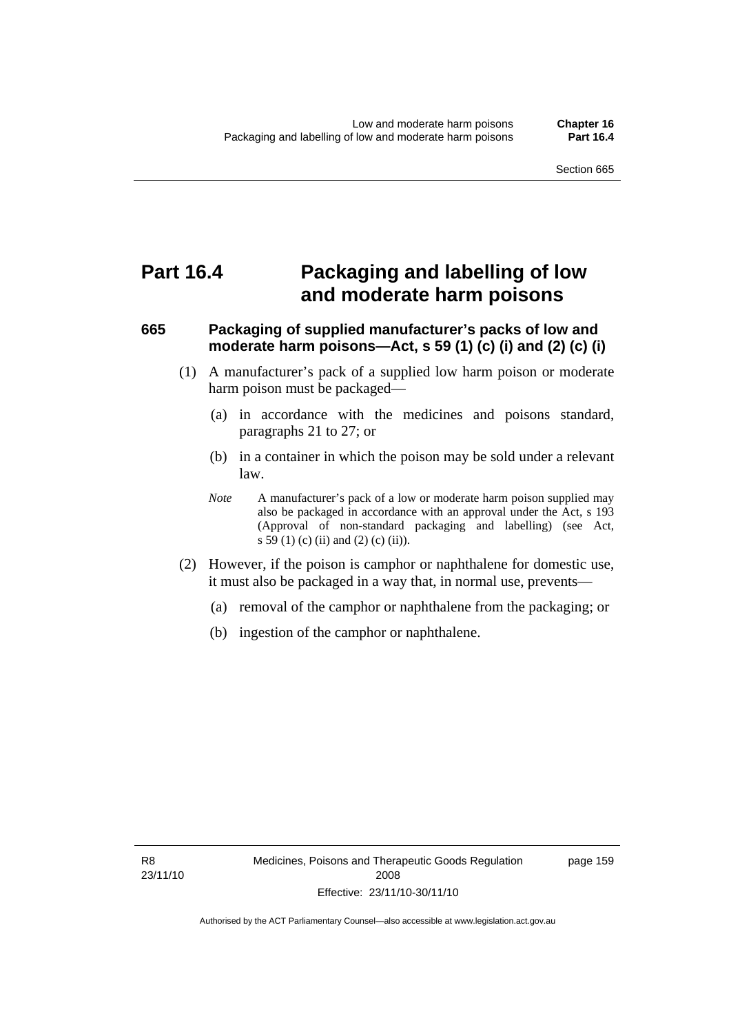# Part 16.4 Packaging and labelling of low and moderate harm poisons

## 665 Packaging of supplied manufacturer's packs of low and moderate harm poisons—Act, s 59 (1) (c) (i) and (2) (c) (i)

(1) A manufacturer's pack of a supplied low harm poison or moderate harm poison must be packaged—

(a) in accordance with the medicines and poisons standard, paragraphs 21 to 27; or

(b) in a container in which the poison may be sold under a relevant law.

*Note* A manufacturer's pack of a low or moderate harm poison supplied may also be packaged in accordance with an approval under the Act, s 193 (Approval of non-standard packaging and labelling) (see Act, s 59 (1) (c) (ii) and (2) (c) (ii)).

(2) However, if the poison is camphor or naphthalene for domestic use, it must also be packaged in a way that, in normal use, prevents—

(a) removal of the camphor or naphthalene from the packaging; or

(b) ingestion of the camphor or naphthalene.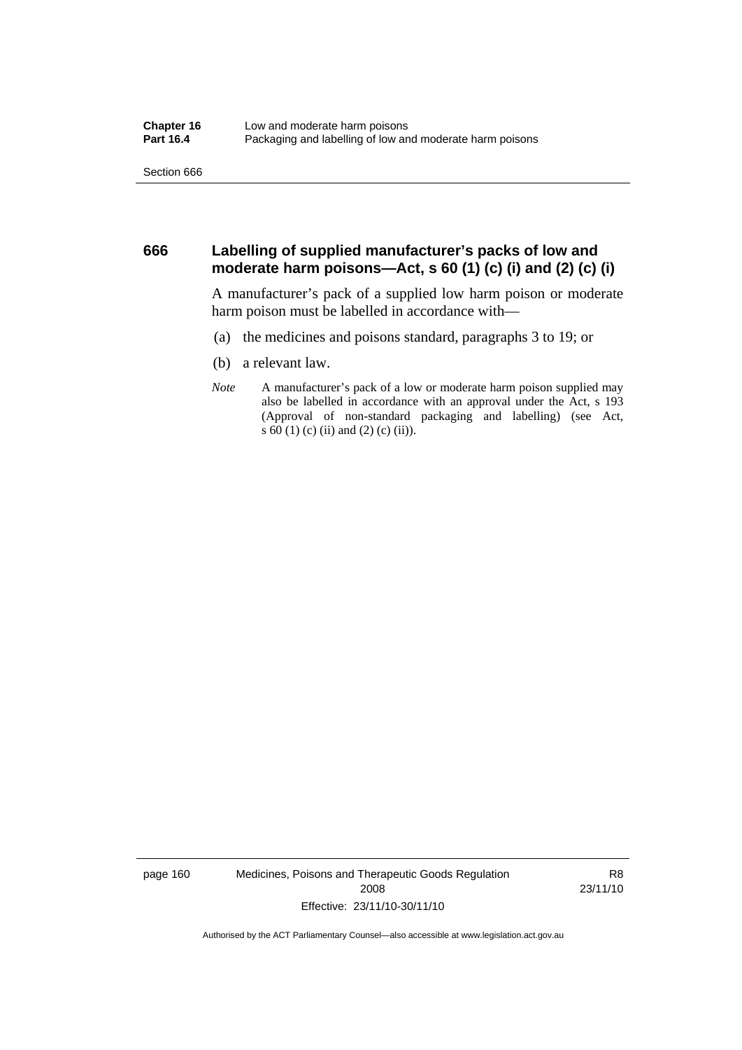## 666 Labelling of supplied manufacturer's packs of low and moderate harm poisons—Act, s 60 (1) (c) (i) and (2) (c) (i)

A manufacturer's pack of a supplied low harm poison or moderate harm poison must be labelled in accordance with—

(a) the medicines and poisons standard, paragraphs 3 to 19; or

(b) a relevant law.

*Note* A manufacturer's pack of a low or moderate harm poison supplied may also be labelled in accordance with an approval under the Act, s 193 (Approval of non-standard packaging and labelling) (see Act, s 60 (1) (c) (ii) and (2) (c) (ii)).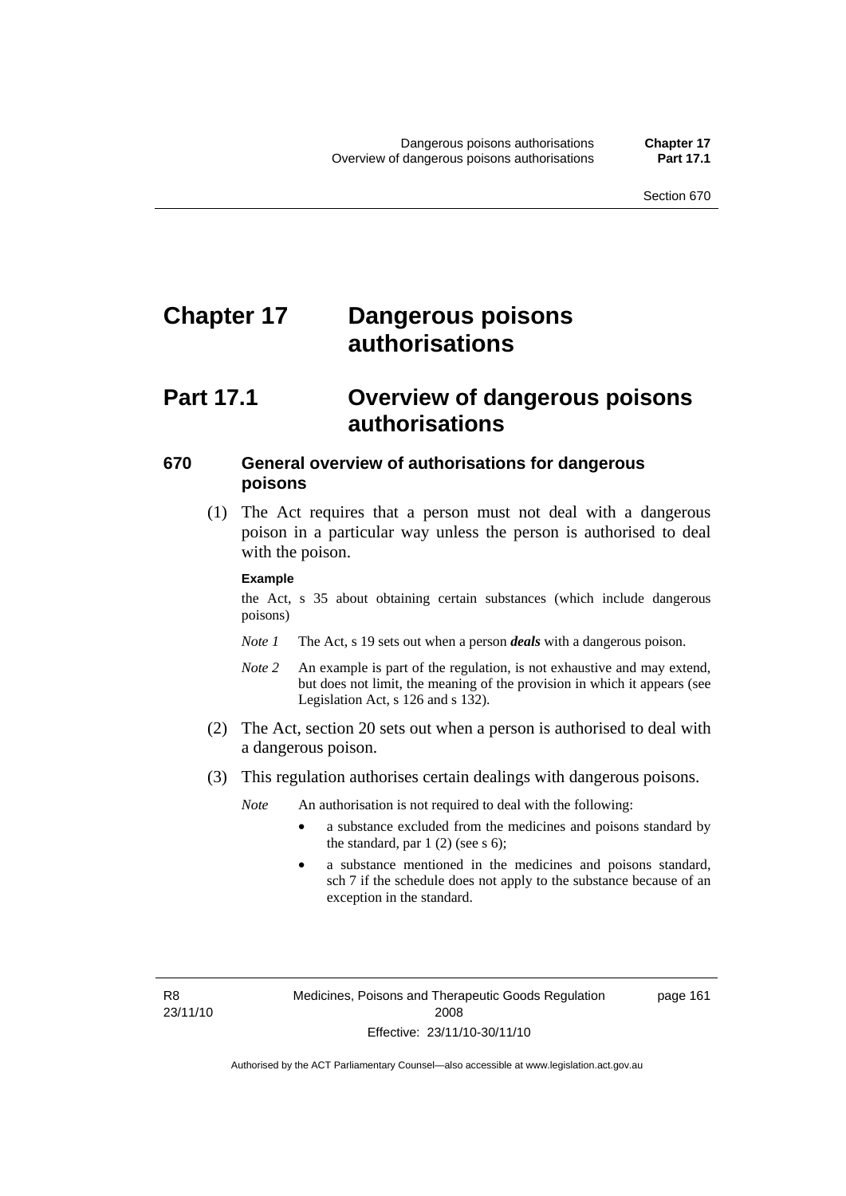# Chapter 17 Dangerous poisons authorisations

## Part 17.1 Overview of dangerous poisons authorisations

### 670 General overview of authorisations for dangerous poisons

(1) The Act requires that a person must not deal with a dangerous poison in a particular way unless the person is authorised to deal with the poison.

**Example**

the Act, s 35 about obtaining certain substances (which include dangerous poisons)

*Note 1* The Act, s 19 sets out when a person ***deals*** with a dangerous poison.

*Note 2* An example is part of the regulation, is not exhaustive and may extend, but does not limit, the meaning of the provision in which it appears (see Legislation Act, s 126 and s 132).

(2) The Act, section 20 sets out when a person is authorised to deal with a dangerous poison.

(3) This regulation authorises certain dealings with dangerous poisons.

*Note* An authorisation is not required to deal with the following:

- a substance excluded from the medicines and poisons standard by the standard, par 1 (2) (see s 6);
- a substance mentioned in the medicines and poisons standard, sch 7 if the schedule does not apply to the substance because of an exception in the standard.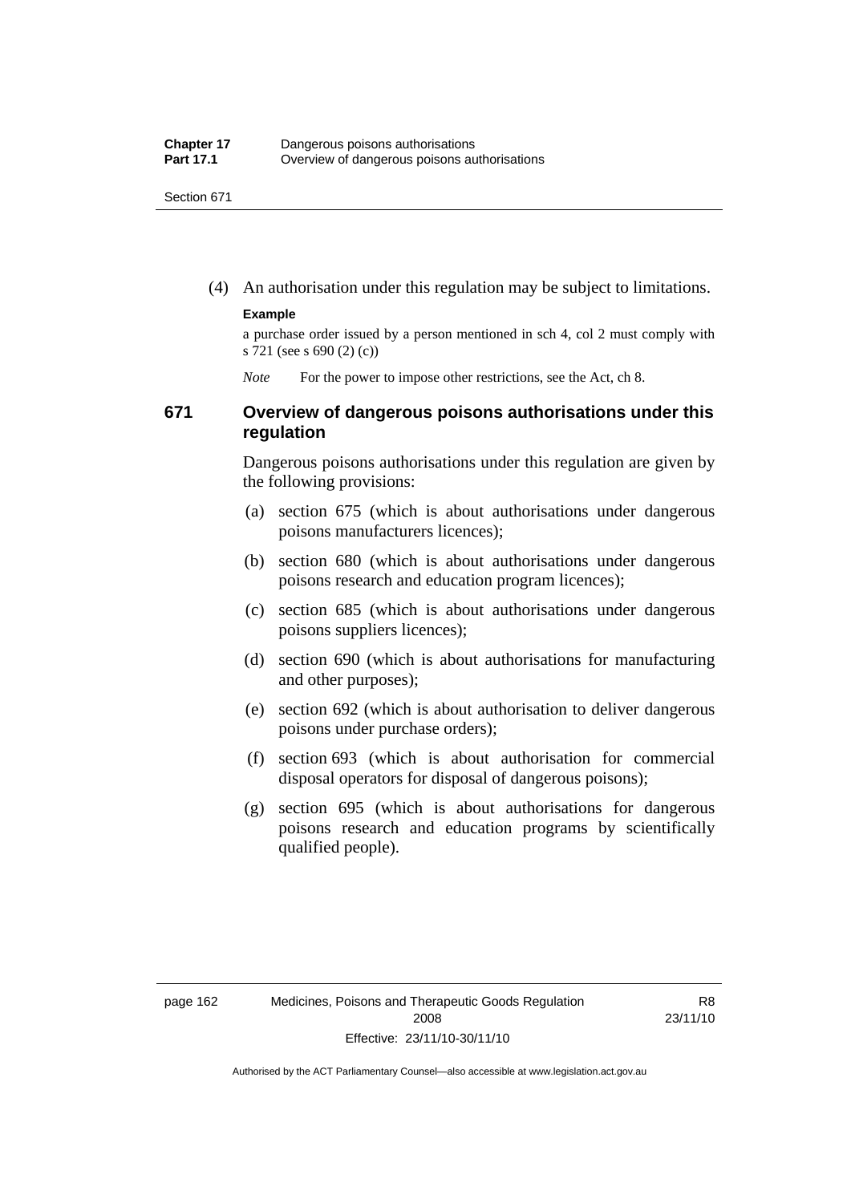(4) An authorisation under this regulation may be subject to limitations.

**Example**

a purchase order issued by a person mentioned in sch 4, col 2 must comply with s 721 (see s 690 (2) (c))

*Note* For the power to impose other restrictions, see the Act, ch 8.

### 671 Overview of dangerous poisons authorisations under this regulation

Dangerous poisons authorisations under this regulation are given by the following provisions:

(a) section 675 (which is about authorisations under dangerous poisons manufacturers licences);

(b) section 680 (which is about authorisations under dangerous poisons research and education program licences);

(c) section 685 (which is about authorisations under dangerous poisons suppliers licences);

(d) section 690 (which is about authorisations for manufacturing and other purposes);

(e) section 692 (which is about authorisation to deliver dangerous poisons under purchase orders);

(f) section 693 (which is about authorisation for commercial disposal operators for disposal of dangerous poisons);

(g) section 695 (which is about authorisations for dangerous poisons research and education programs by scientifically qualified people).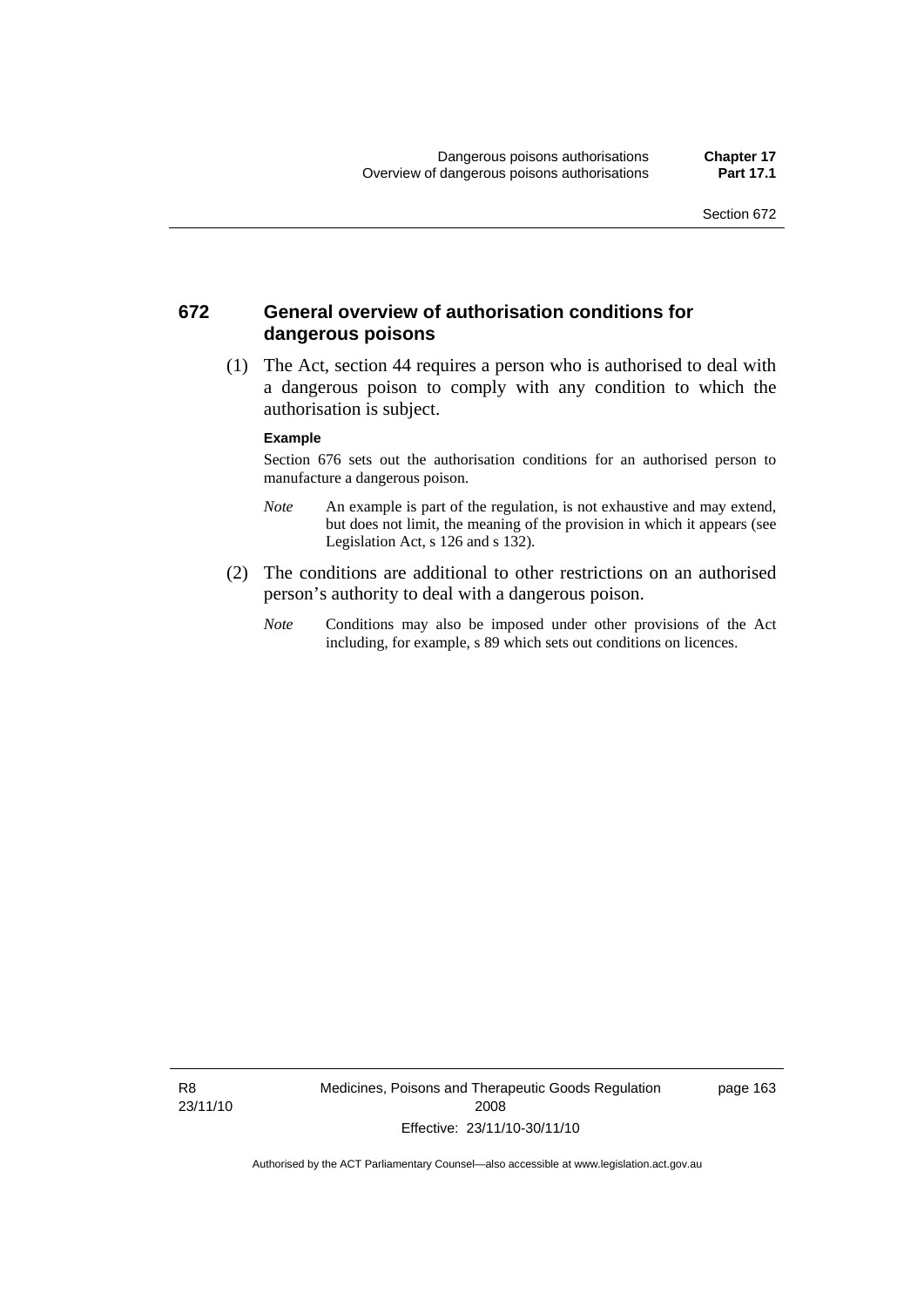## 672 General overview of authorisation conditions for dangerous poisons

(1) The Act, section 44 requires a person who is authorised to deal with a dangerous poison to comply with any condition to which the authorisation is subject.

**Example**

Section 676 sets out the authorisation conditions for an authorised person to manufacture a dangerous poison.

*Note* An example is part of the regulation, is not exhaustive and may extend, but does not limit, the meaning of the provision in which it appears (see Legislation Act, s 126 and s 132).

(2) The conditions are additional to other restrictions on an authorised person's authority to deal with a dangerous poison.

*Note* Conditions may also be imposed under other provisions of the Act including, for example, s 89 which sets out conditions on licences.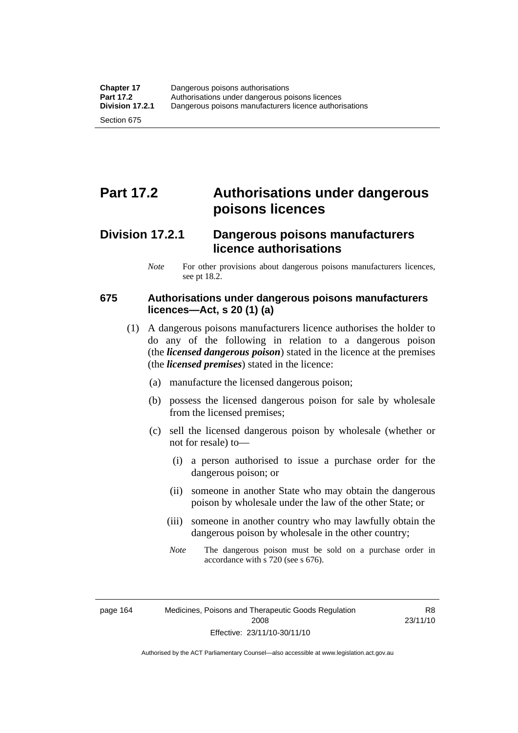# Part 17.2 Authorisations under dangerous poisons licences

## Division 17.2.1 Dangerous poisons manufacturers licence authorisations

*Note* For other provisions about dangerous poisons manufacturers licences, see pt 18.2.

### 675 Authorisations under dangerous poisons manufacturers licences—Act, s 20 (1) (a)

(1) A dangerous poisons manufacturers licence authorises the holder to do any of the following in relation to a dangerous poison (the ***licensed dangerous poison***) stated in the licence at the premises (the ***licensed premises***) stated in the licence:

(a) manufacture the licensed dangerous poison;

(b) possess the licensed dangerous poison for sale by wholesale from the licensed premises;

(c) sell the licensed dangerous poison by wholesale (whether or not for resale) to—

(i) a person authorised to issue a purchase order for the dangerous poison; or

(ii) someone in another State who may obtain the dangerous poison by wholesale under the law of the other State; or

(iii) someone in another country who may lawfully obtain the dangerous poison by wholesale in the other country;

*Note* The dangerous poison must be sold on a purchase order in accordance with s 720 (see s 676).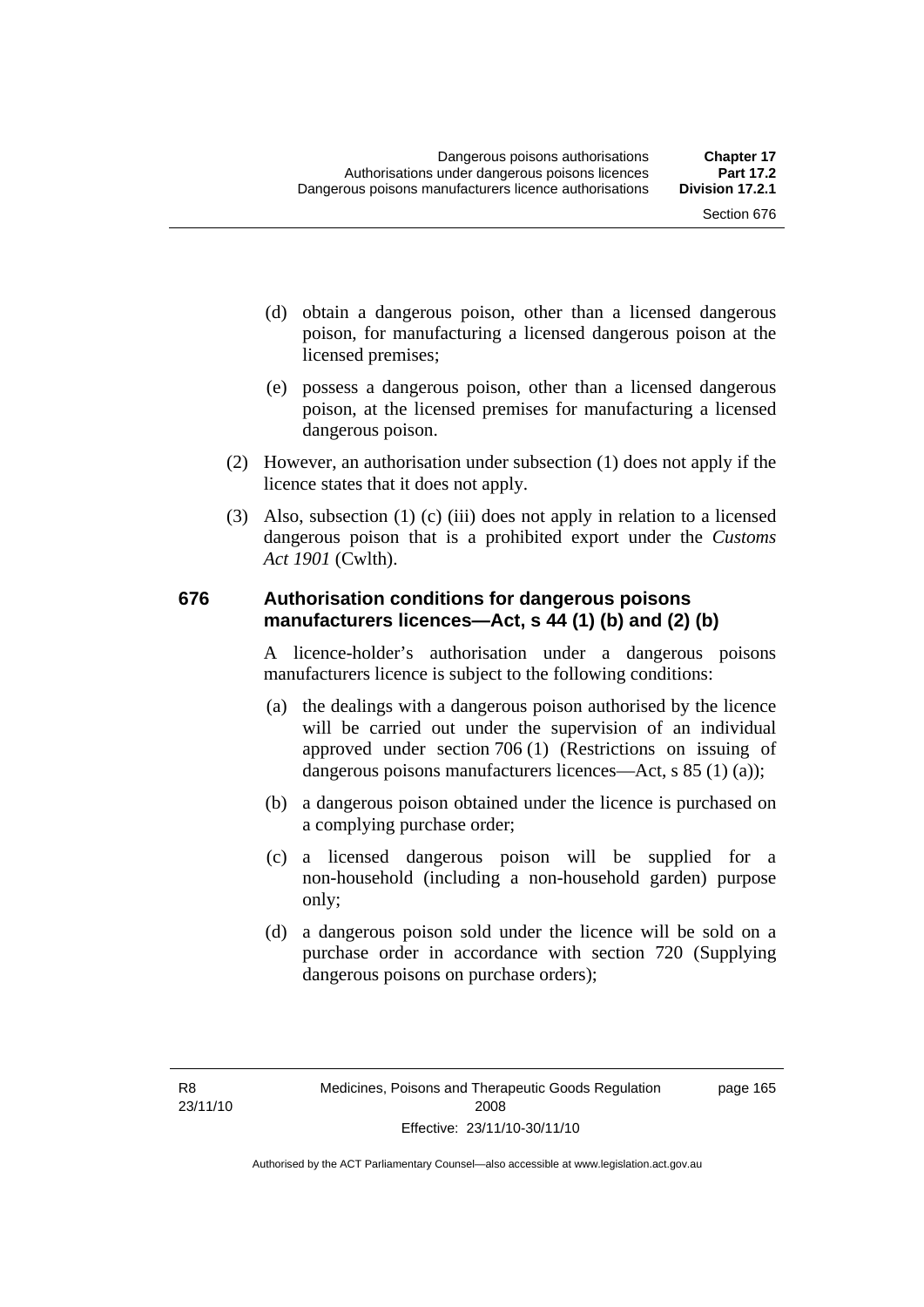(d) obtain a dangerous poison, other than a licensed dangerous poison, for manufacturing a licensed dangerous poison at the licensed premises;

(e) possess a dangerous poison, other than a licensed dangerous poison, at the licensed premises for manufacturing a licensed dangerous poison.

(2) However, an authorisation under subsection (1) does not apply if the licence states that it does not apply.

(3) Also, subsection (1) (c) (iii) does not apply in relation to a licensed dangerous poison that is a prohibited export under the *Customs Act 1901* (Cwlth).

### 676 Authorisation conditions for dangerous poisons manufacturers licences—Act, s 44 (1) (b) and (2) (b)

A licence-holder's authorisation under a dangerous poisons manufacturers licence is subject to the following conditions:

(a) the dealings with a dangerous poison authorised by the licence will be carried out under the supervision of an individual approved under section 706 (1) (Restrictions on issuing of dangerous poisons manufacturers licences—Act, s 85 (1) (a));

(b) a dangerous poison obtained under the licence is purchased on a complying purchase order;

(c) a licensed dangerous poison will be supplied for a non-household (including a non-household garden) purpose only;

(d) a dangerous poison sold under the licence will be sold on a purchase order in accordance with section 720 (Supplying dangerous poisons on purchase orders);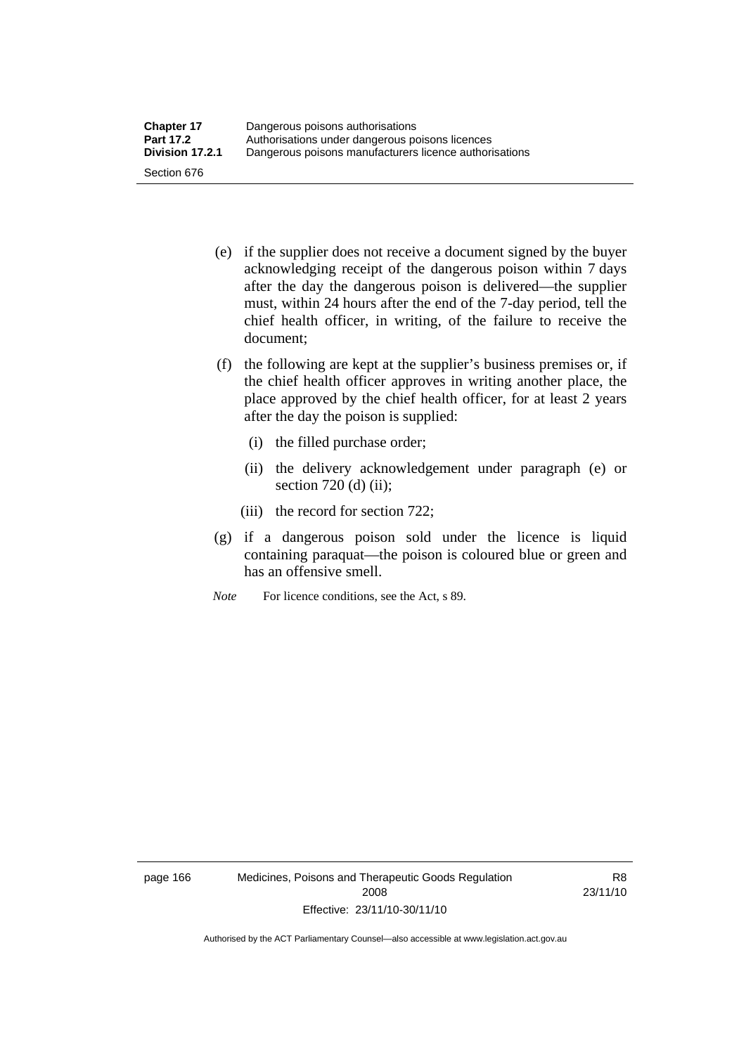(e) if the supplier does not receive a document signed by the buyer acknowledging receipt of the dangerous poison within 7 days after the day the dangerous poison is delivered—the supplier must, within 24 hours after the end of the 7-day period, tell the chief health officer, in writing, of the failure to receive the document;

(f) the following are kept at the supplier's business premises or, if the chief health officer approves in writing another place, the place approved by the chief health officer, for at least 2 years after the day the poison is supplied:

   (i) the filled purchase order;

   (ii) the delivery acknowledgement under paragraph (e) or section 720 (d) (ii);

   (iii) the record for section 722;

(g) if a dangerous poison sold under the licence is liquid containing paraquat—the poison is coloured blue or green and has an offensive smell.

*Note* For licence conditions, see the Act, s 89.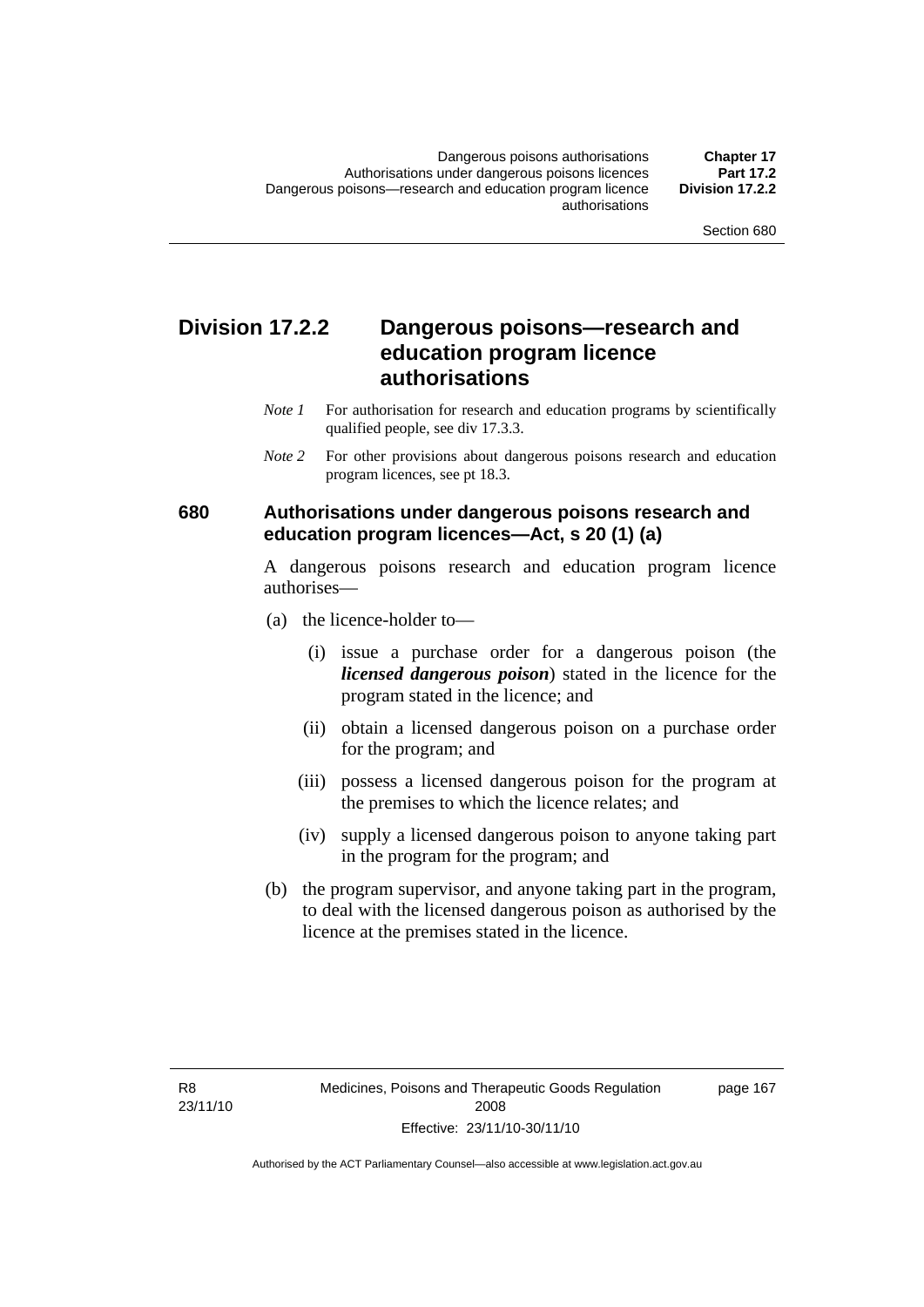## Division 17.2.2 Dangerous poisons—research and education program licence authorisations

*Note 1* For authorisation for research and education programs by scientifically qualified people, see div 17.3.3.

*Note 2* For other provisions about dangerous poisons research and education program licences, see pt 18.3.

### 680 Authorisations under dangerous poisons research and education program licences—Act, s 20 (1) (a)

A dangerous poisons research and education program licence authorises—

(a) the licence-holder to—

(i) issue a purchase order for a dangerous poison (the ***licensed dangerous poison***) stated in the licence for the program stated in the licence; and

(ii) obtain a licensed dangerous poison on a purchase order for the program; and

(iii) possess a licensed dangerous poison for the program at the premises to which the licence relates; and

(iv) supply a licensed dangerous poison to anyone taking part in the program for the program; and

(b) the program supervisor, and anyone taking part in the program, to deal with the licensed dangerous poison as authorised by the licence at the premises stated in the licence.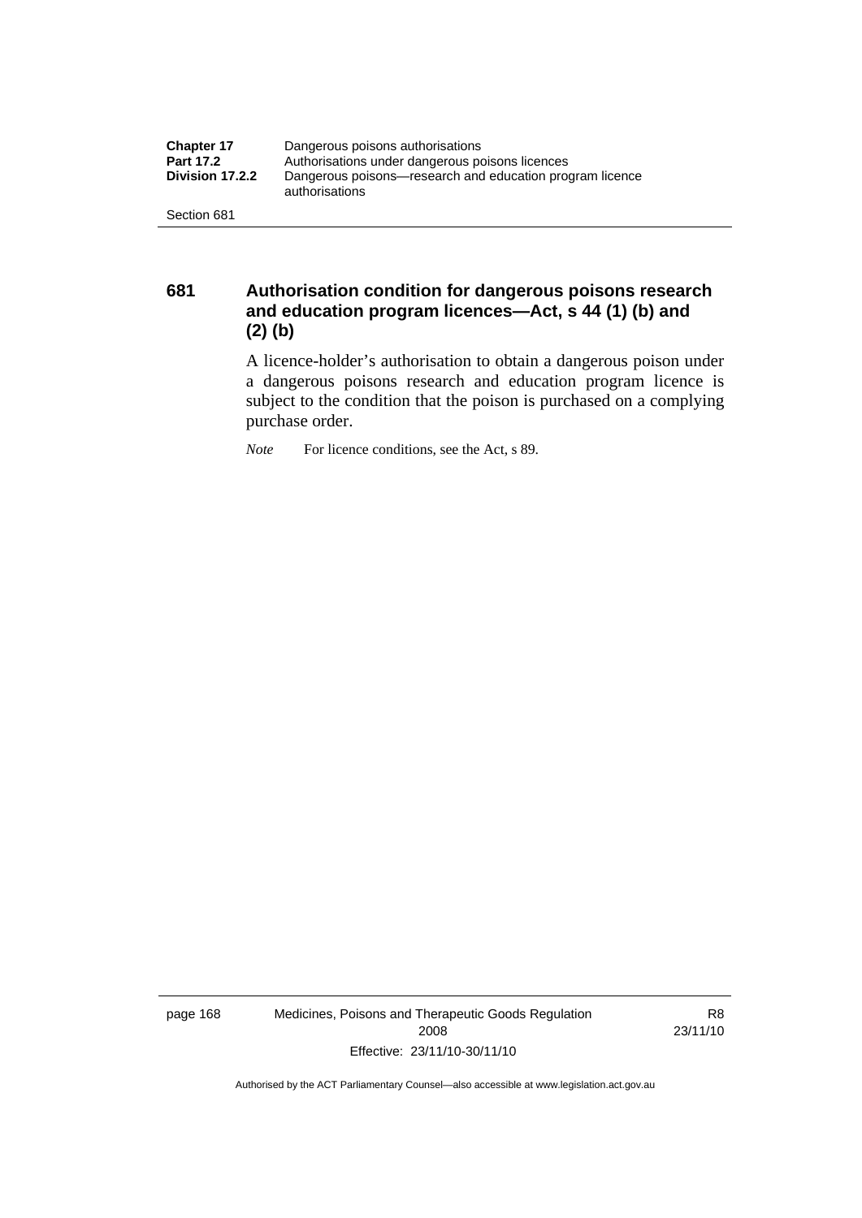## 681 Authorisation condition for dangerous poisons research and education program licences—Act, s 44 (1) (b) and (2) (b)

A licence-holder's authorisation to obtain a dangerous poison under a dangerous poisons research and education program licence is subject to the condition that the poison is purchased on a complying purchase order.

*Note* For licence conditions, see the Act, s 89.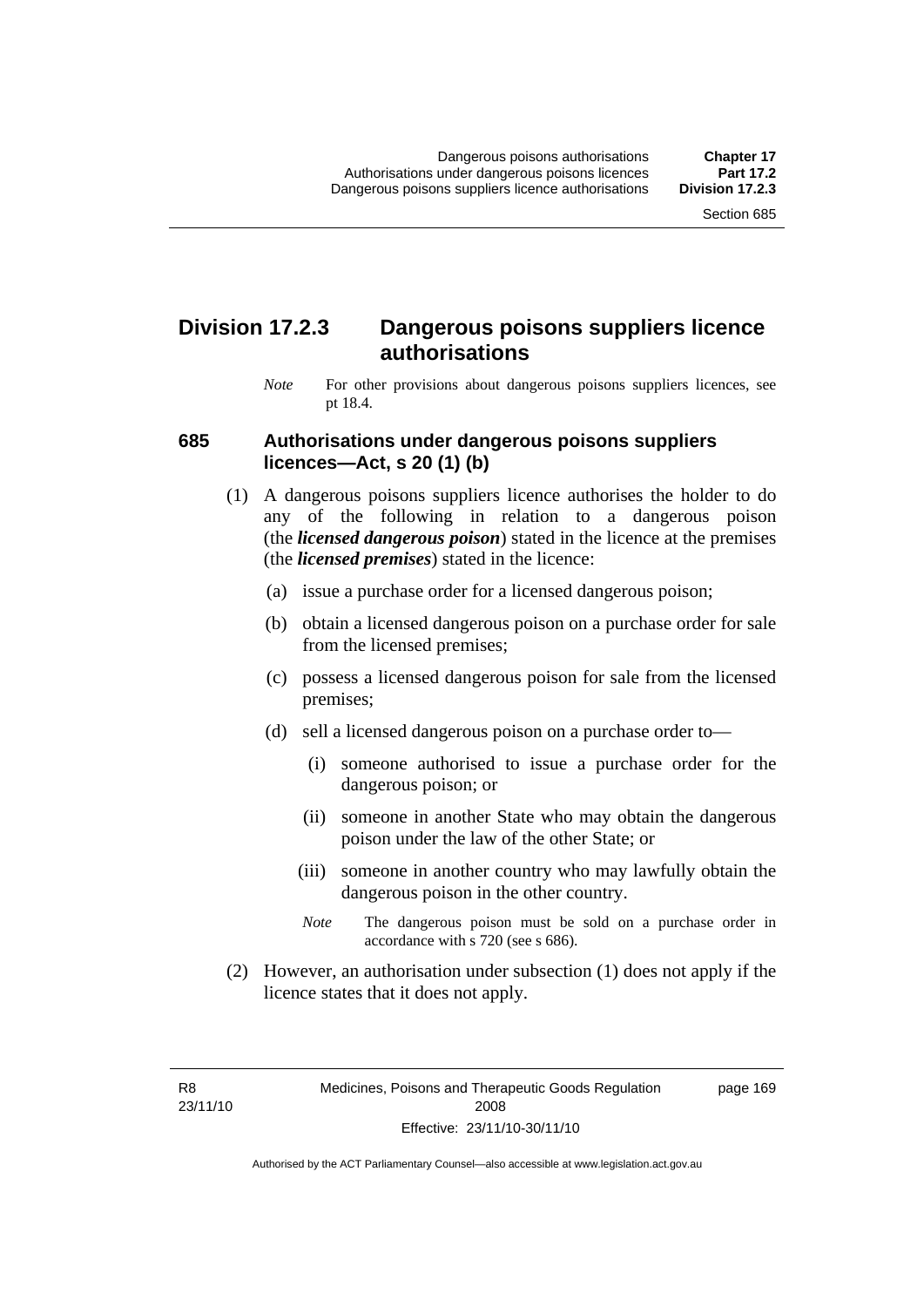## Division 17.2.3 Dangerous poisons suppliers licence authorisations

*Note* For other provisions about dangerous poisons suppliers licences, see pt 18.4.

### 685 Authorisations under dangerous poisons suppliers licences—Act, s 20 (1) (b)

(1) A dangerous poisons suppliers licence authorises the holder to do any of the following in relation to a dangerous poison (the ***licensed dangerous poison***) stated in the licence at the premises (the ***licensed premises***) stated in the licence:

(a) issue a purchase order for a licensed dangerous poison;

(b) obtain a licensed dangerous poison on a purchase order for sale from the licensed premises;

(c) possess a licensed dangerous poison for sale from the licensed premises;

(d) sell a licensed dangerous poison on a purchase order to—

(i) someone authorised to issue a purchase order for the dangerous poison; or

(ii) someone in another State who may obtain the dangerous poison under the law of the other State; or

(iii) someone in another country who may lawfully obtain the dangerous poison in the other country.

*Note* The dangerous poison must be sold on a purchase order in accordance with s 720 (see s 686).

(2) However, an authorisation under subsection (1) does not apply if the licence states that it does not apply.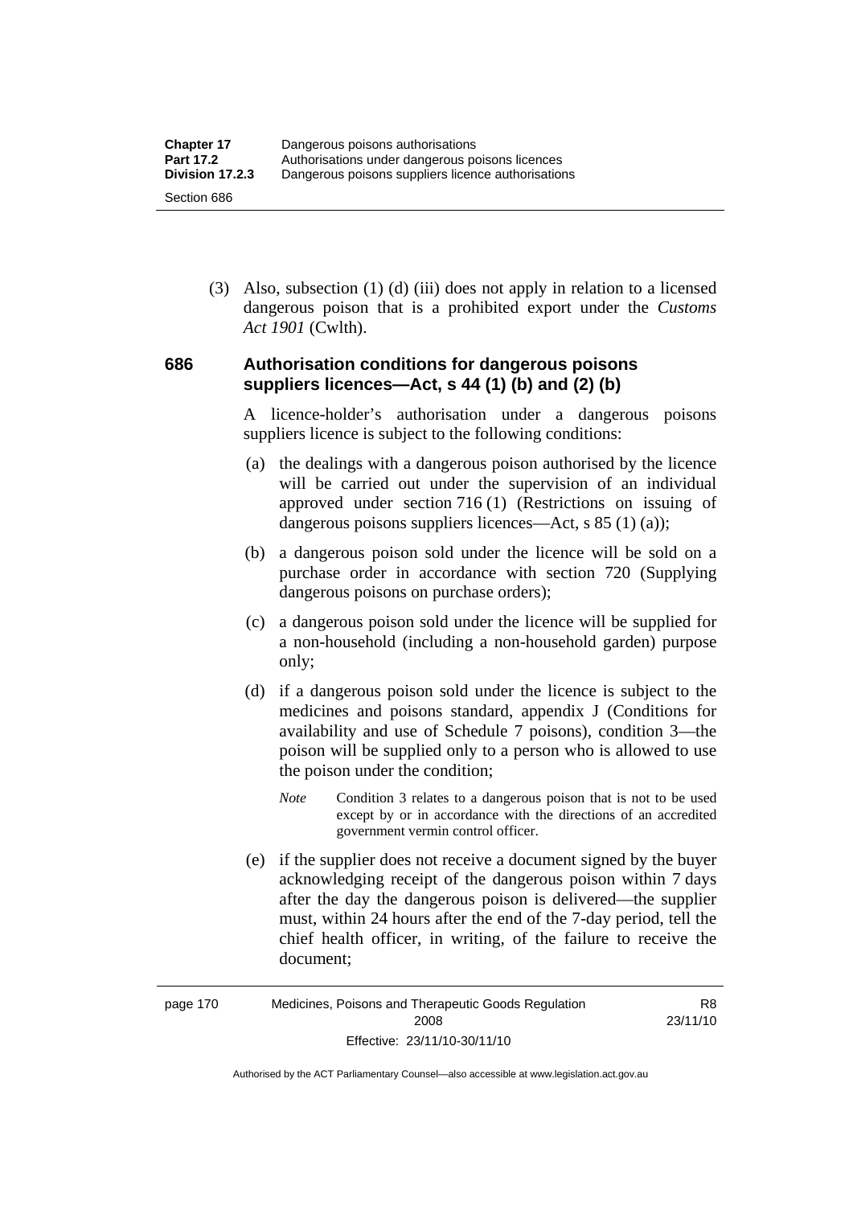(3) Also, subsection (1) (d) (iii) does not apply in relation to a licensed dangerous poison that is a prohibited export under the *Customs Act 1901* (Cwlth).

### 686 Authorisation conditions for dangerous poisons suppliers licences—Act, s 44 (1) (b) and (2) (b)

A licence-holder's authorisation under a dangerous poisons suppliers licence is subject to the following conditions:

(a) the dealings with a dangerous poison authorised by the licence will be carried out under the supervision of an individual approved under section 716 (1) (Restrictions on issuing of dangerous poisons suppliers licences—Act, s 85 (1) (a));

(b) a dangerous poison sold under the licence will be sold on a purchase order in accordance with section 720 (Supplying dangerous poisons on purchase orders);

(c) a dangerous poison sold under the licence will be supplied for a non-household (including a non-household garden) purpose only;

(d) if a dangerous poison sold under the licence is subject to the medicines and poisons standard, appendix J (Conditions for availability and use of Schedule 7 poisons), condition 3—the poison will be supplied only to a person who is allowed to use the poison under the condition;

*Note* Condition 3 relates to a dangerous poison that is not to be used except by or in accordance with the directions of an accredited government vermin control officer.

(e) if the supplier does not receive a document signed by the buyer acknowledging receipt of the dangerous poison within 7 days after the day the dangerous poison is delivered—the supplier must, within 24 hours after the end of the 7-day period, tell the chief health officer, in writing, of the failure to receive the document;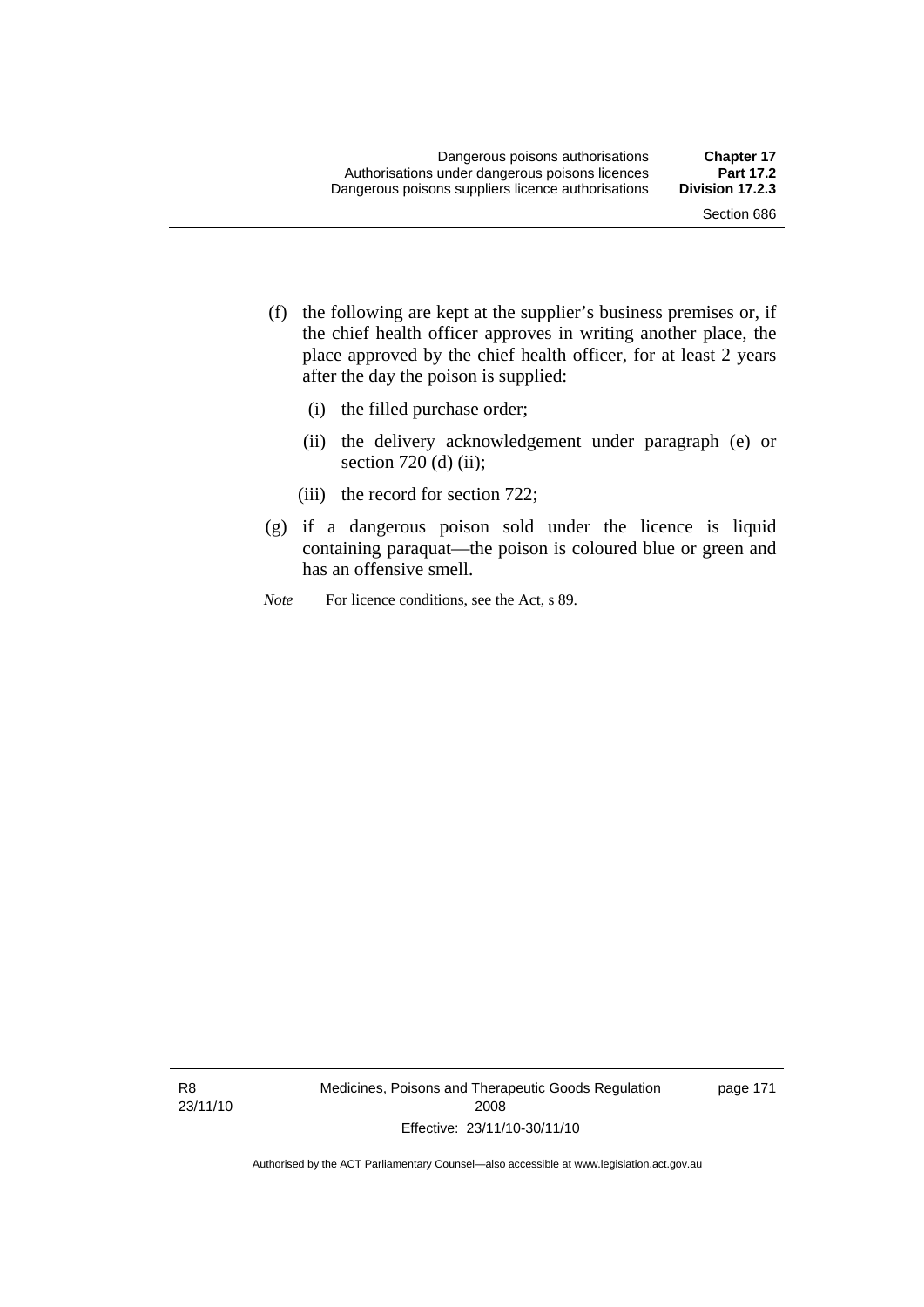(f) the following are kept at the supplier's business premises or, if the chief health officer approves in writing another place, the place approved by the chief health officer, for at least 2 years after the day the poison is supplied:

   (i) the filled purchase order;

   (ii) the delivery acknowledgement under paragraph (e) or section 720 (d) (ii);

   (iii) the record for section 722;

(g) if a dangerous poison sold under the licence is liquid containing paraquat—the poison is coloured blue or green and has an offensive smell.

*Note* For licence conditions, see the Act, s 89.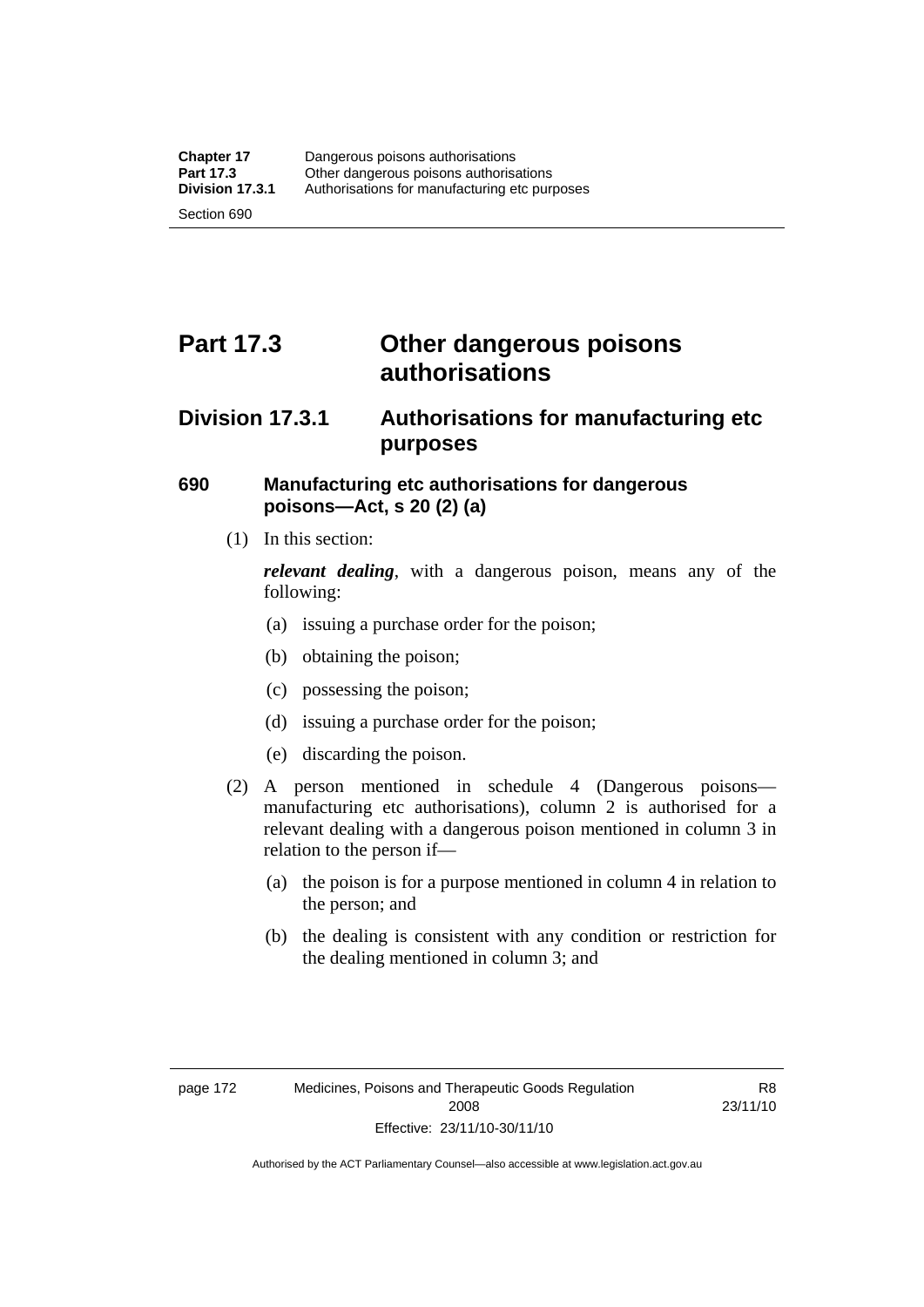# Part 17.3 Other dangerous poisons authorisations

## Division 17.3.1 Authorisations for manufacturing etc purposes

### 690 Manufacturing etc authorisations for dangerous poisons—Act, s 20 (2) (a)

(1) In this section:

***relevant dealing***, with a dangerous poison, means any of the following:

(a) issuing a purchase order for the poison;

(b) obtaining the poison;

(c) possessing the poison;

(d) issuing a purchase order for the poison;

(e) discarding the poison.

(2) A person mentioned in schedule 4 (Dangerous poisons—manufacturing etc authorisations), column 2 is authorised for a relevant dealing with a dangerous poison mentioned in column 3 in relation to the person if—

(a) the poison is for a purpose mentioned in column 4 in relation to the person; and

(b) the dealing is consistent with any condition or restriction for the dealing mentioned in column 3; and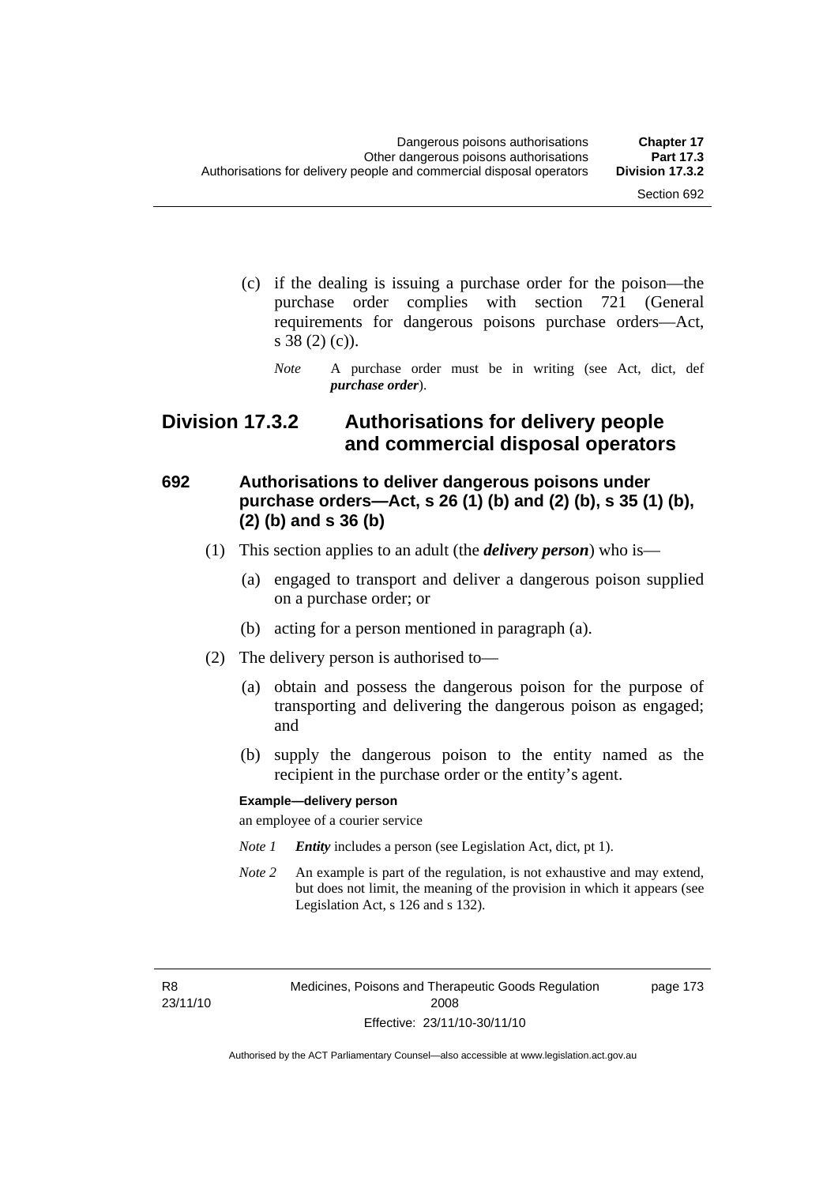(c) if the dealing is issuing a purchase order for the poison—the purchase order complies with section 721 (General requirements for dangerous poisons purchase orders—Act, s 38 (2) (c)).

*Note* A purchase order must be in writing (see Act, dict, def ***purchase order***).

## Division 17.3.2 Authorisations for delivery people and commercial disposal operators

### 692 Authorisations to deliver dangerous poisons under purchase orders—Act, s 26 (1) (b) and (2) (b), s 35 (1) (b), (2) (b) and s 36 (b)

(1) This section applies to an adult (the ***delivery person***) who is—

(a) engaged to transport and deliver a dangerous poison supplied on a purchase order; or

(b) acting for a person mentioned in paragraph (a).

(2) The delivery person is authorised to—

(a) obtain and possess the dangerous poison for the purpose of transporting and delivering the dangerous poison as engaged; and

(b) supply the dangerous poison to the entity named as the recipient in the purchase order or the entity's agent.

**Example—delivery person**

an employee of a courier service

*Note 1* ***Entity*** includes a person (see Legislation Act, dict, pt 1).

*Note 2* An example is part of the regulation, is not exhaustive and may extend, but does not limit, the meaning of the provision in which it appears (see Legislation Act, s 126 and s 132).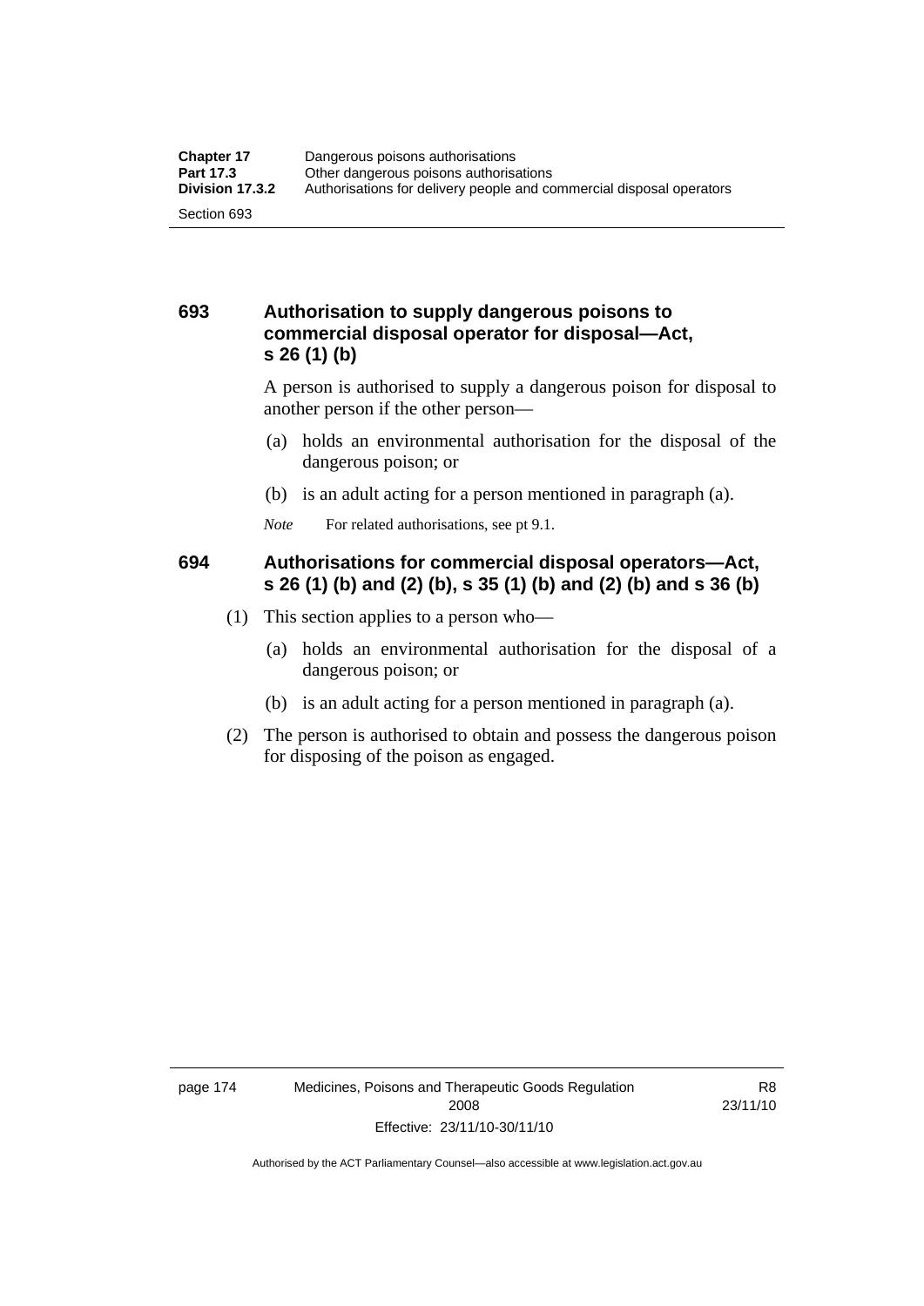### 693 Authorisation to supply dangerous poisons to commercial disposal operator for disposal—Act, s 26 (1) (b)

A person is authorised to supply a dangerous poison for disposal to another person if the other person—

(a) holds an environmental authorisation for the disposal of the dangerous poison; or

(b) is an adult acting for a person mentioned in paragraph (a).

*Note* For related authorisations, see pt 9.1.

### 694 Authorisations for commercial disposal operators—Act, s 26 (1) (b) and (2) (b), s 35 (1) (b) and (2) (b) and s 36 (b)

(1) This section applies to a person who—

(a) holds an environmental authorisation for the disposal of a dangerous poison; or

(b) is an adult acting for a person mentioned in paragraph (a).

(2) The person is authorised to obtain and possess the dangerous poison for disposing of the poison as engaged.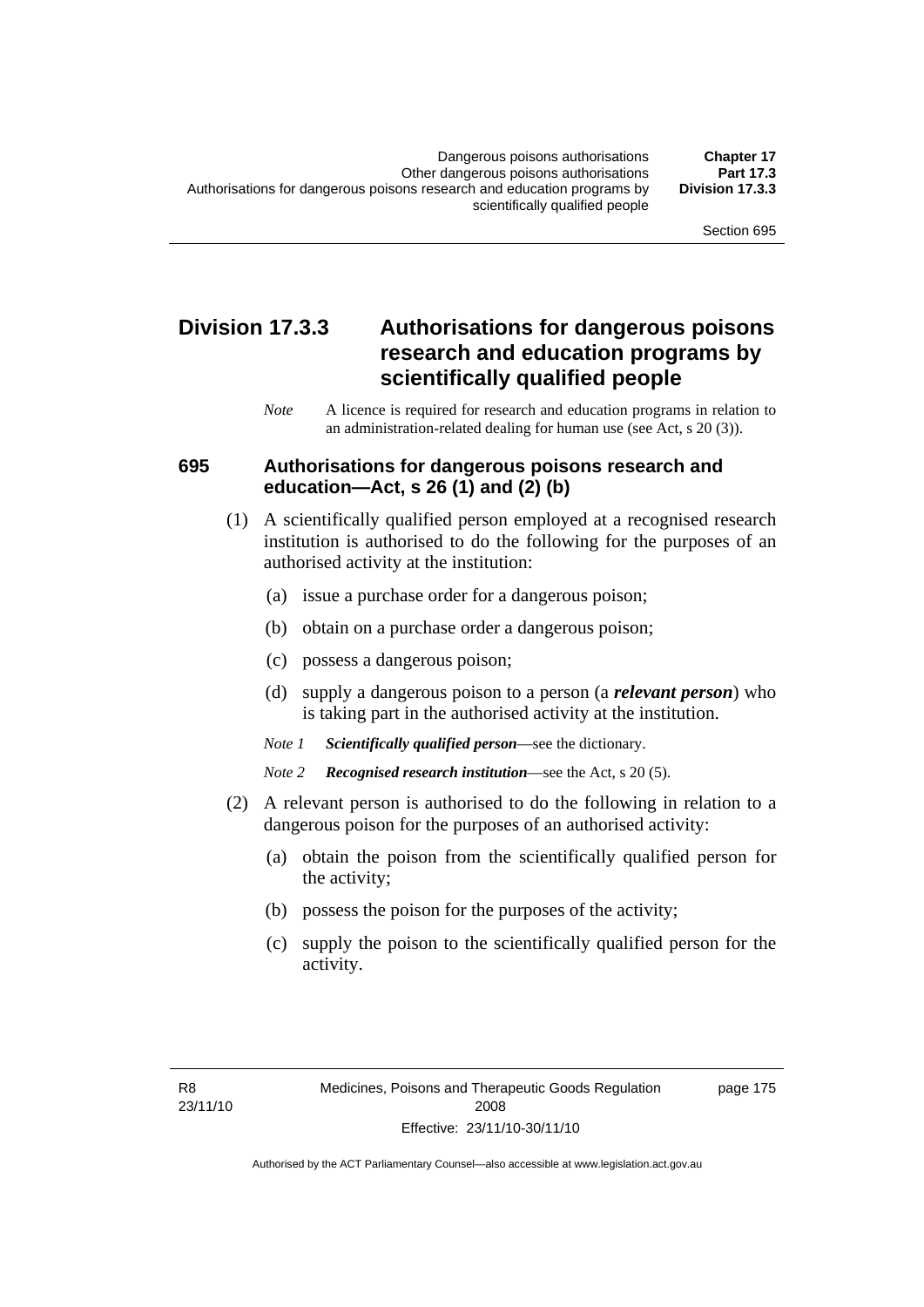## Division 17.3.3 Authorisations for dangerous poisons research and education programs by scientifically qualified people

*Note* A licence is required for research and education programs in relation to an administration-related dealing for human use (see Act, s 20 (3)).

### 695 Authorisations for dangerous poisons research and education—Act, s 26 (1) and (2) (b)

(1) A scientifically qualified person employed at a recognised research institution is authorised to do the following for the purposes of an authorised activity at the institution:

(a) issue a purchase order for a dangerous poison;

(b) obtain on a purchase order a dangerous poison;

(c) possess a dangerous poison;

(d) supply a dangerous poison to a person (a ***relevant person***) who is taking part in the authorised activity at the institution.

*Note 1* ***Scientifically qualified person***—see the dictionary.

*Note 2* ***Recognised research institution***—see the Act, s 20 (5).

(2) A relevant person is authorised to do the following in relation to a dangerous poison for the purposes of an authorised activity:

(a) obtain the poison from the scientifically qualified person for the activity;

(b) possess the poison for the purposes of the activity;

(c) supply the poison to the scientifically qualified person for the activity.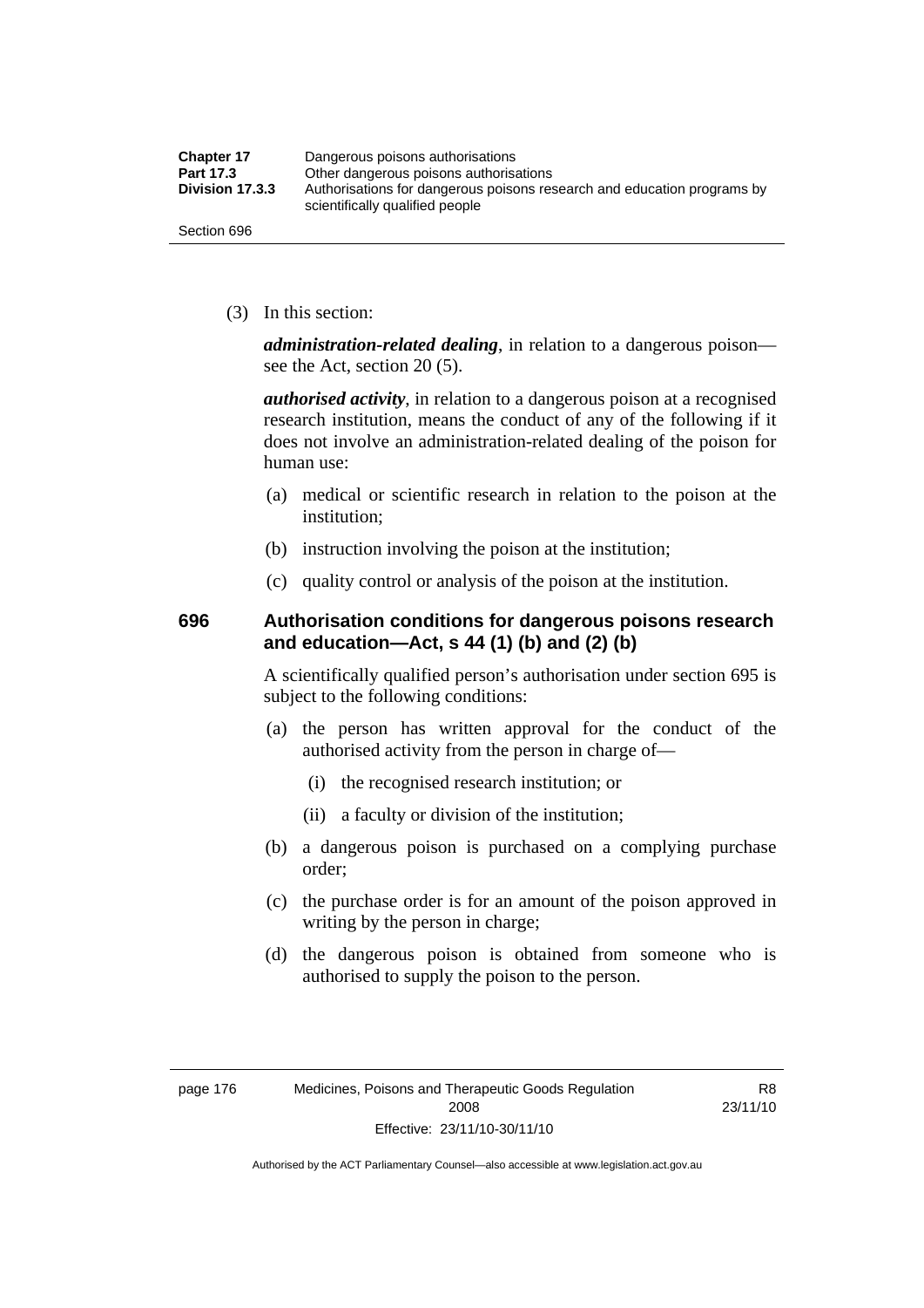(3) In this section:

***administration-related dealing***, in relation to a dangerous poison—see the Act, section 20 (5).

***authorised activity***, in relation to a dangerous poison at a recognised research institution, means the conduct of any of the following if it does not involve an administration-related dealing of the poison for human use:

(a) medical or scientific research in relation to the poison at the institution;

(b) instruction involving the poison at the institution;

(c) quality control or analysis of the poison at the institution.

### 696 Authorisation conditions for dangerous poisons research and education—Act, s 44 (1) (b) and (2) (b)

A scientifically qualified person's authorisation under section 695 is subject to the following conditions:

(a) the person has written approval for the conduct of the authorised activity from the person in charge of—

(i) the recognised research institution; or

(ii) a faculty or division of the institution;

(b) a dangerous poison is purchased on a complying purchase order;

(c) the purchase order is for an amount of the poison approved in writing by the person in charge;

(d) the dangerous poison is obtained from someone who is authorised to supply the poison to the person.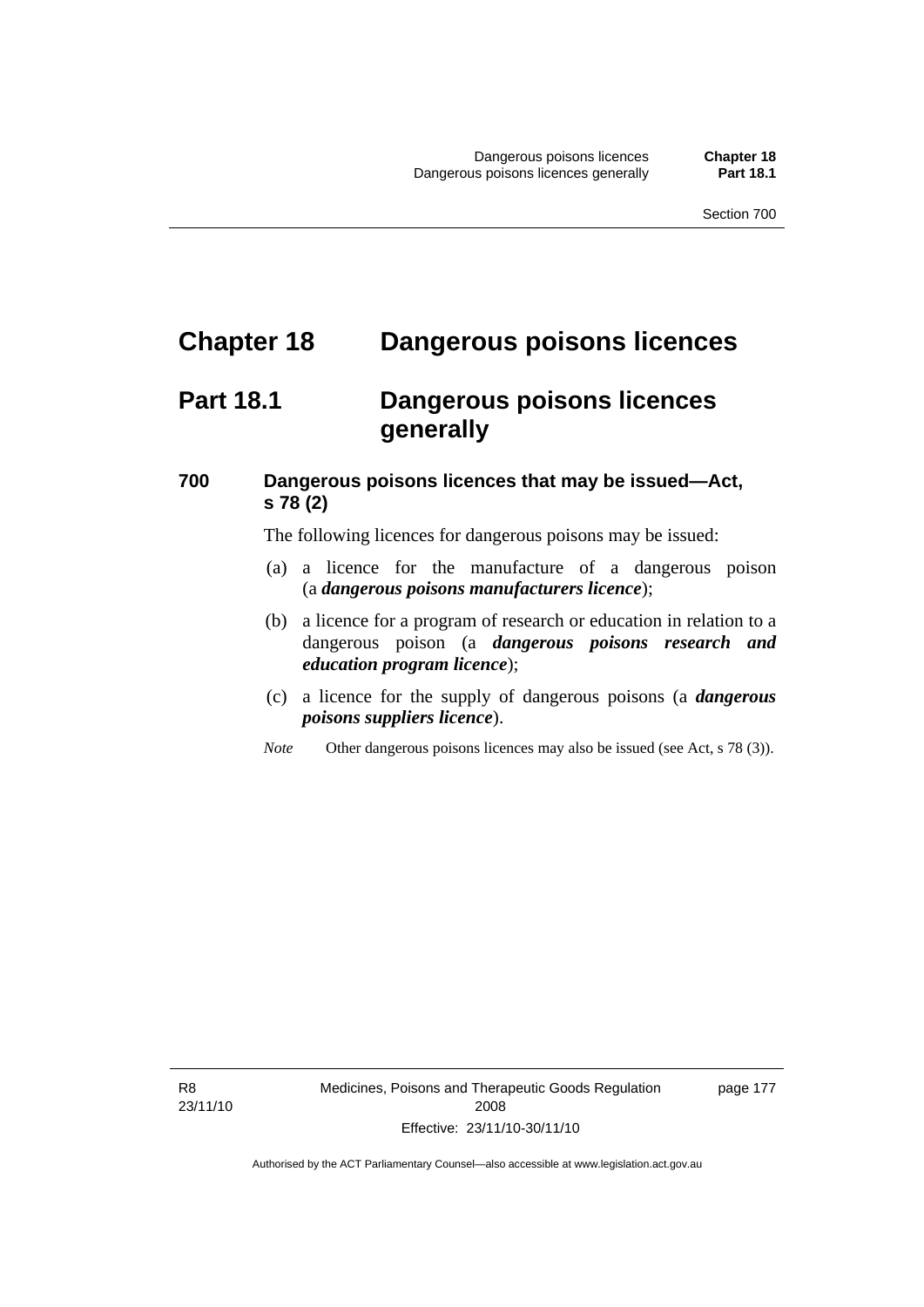# Chapter 18 Dangerous poisons licences

## Part 18.1 Dangerous poisons licences generally

### 700 Dangerous poisons licences that may be issued—Act, s 78 (2)

The following licences for dangerous poisons may be issued:

(a) a licence for the manufacture of a dangerous poison (a ***dangerous poisons manufacturers licence***);

(b) a licence for a program of research or education in relation to a dangerous poison (a ***dangerous poisons research and education program licence***);

(c) a licence for the supply of dangerous poisons (a ***dangerous poisons suppliers licence***).

*Note* Other dangerous poisons licences may also be issued (see Act, s 78 (3)).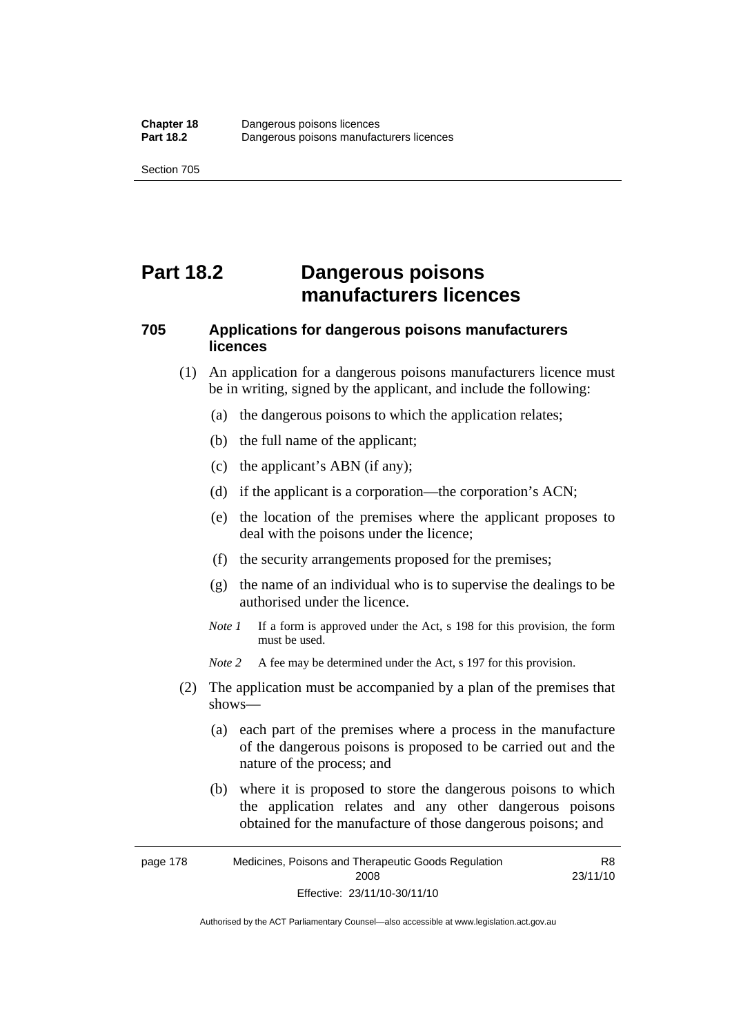# Part 18.2 Dangerous poisons manufacturers licences

## 705 Applications for dangerous poisons manufacturers licences

(1) An application for a dangerous poisons manufacturers licence must be in writing, signed by the applicant, and include the following:

(a) the dangerous poisons to which the application relates;

(b) the full name of the applicant;

(c) the applicant's ABN (if any);

(d) if the applicant is a corporation—the corporation's ACN;

(e) the location of the premises where the applicant proposes to deal with the poisons under the licence;

(f) the security arrangements proposed for the premises;

(g) the name of an individual who is to supervise the dealings to be authorised under the licence.

*Note 1* If a form is approved under the Act, s 198 for this provision, the form must be used.

*Note 2* A fee may be determined under the Act, s 197 for this provision.

(2) The application must be accompanied by a plan of the premises that shows—

(a) each part of the premises where a process in the manufacture of the dangerous poisons is proposed to be carried out and the nature of the process; and

(b) where it is proposed to store the dangerous poisons to which the application relates and any other dangerous poisons obtained for the manufacture of those dangerous poisons; and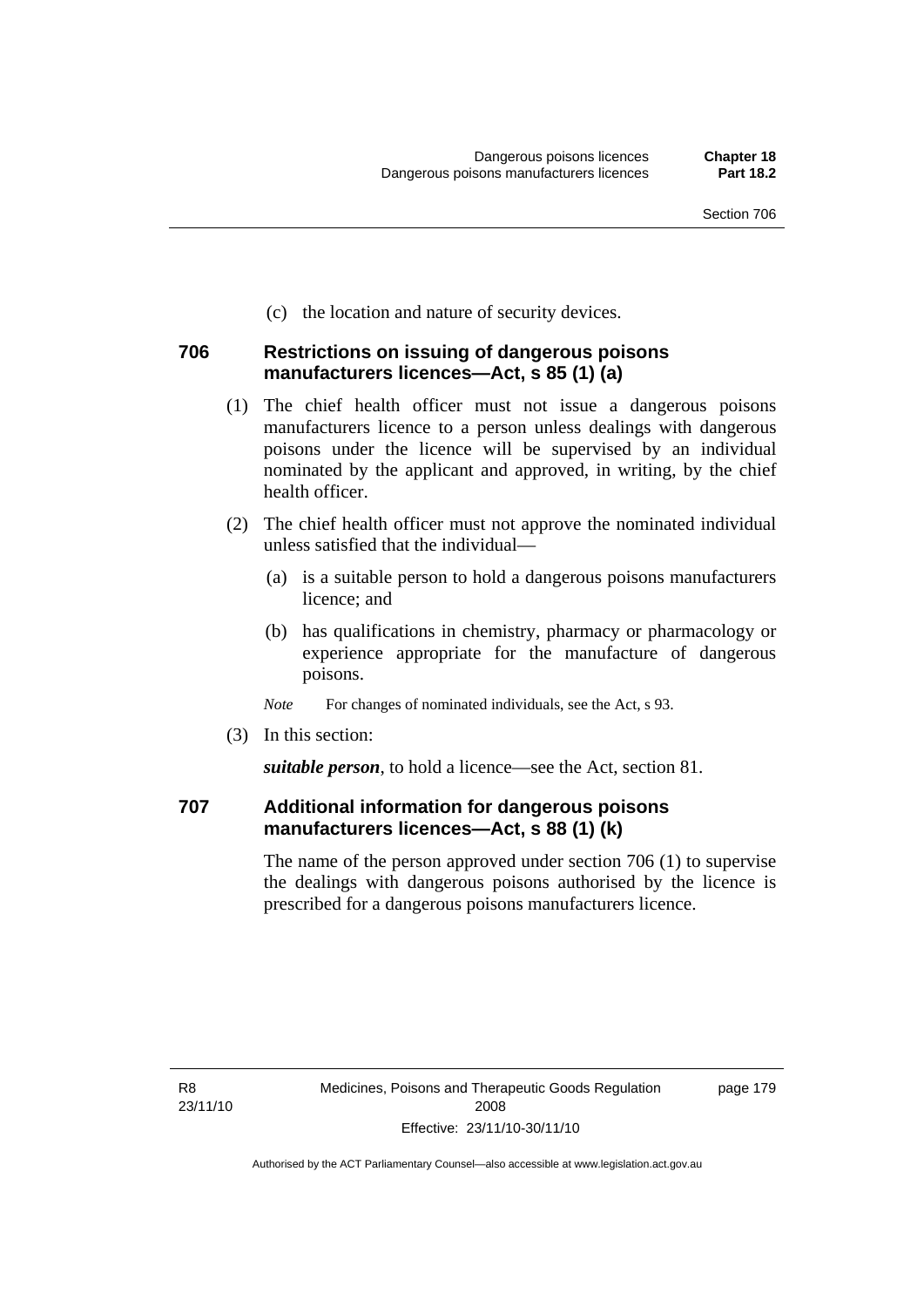(c) the location and nature of security devices.

### 706 Restrictions on issuing of dangerous poisons manufacturers licences—Act, s 85 (1) (a)

(1) The chief health officer must not issue a dangerous poisons manufacturers licence to a person unless dealings with dangerous poisons under the licence will be supervised by an individual nominated by the applicant and approved, in writing, by the chief health officer.

(2) The chief health officer must not approve the nominated individual unless satisfied that the individual—

(a) is a suitable person to hold a dangerous poisons manufacturers licence; and

(b) has qualifications in chemistry, pharmacy or pharmacology or experience appropriate for the manufacture of dangerous poisons.

*Note* For changes of nominated individuals, see the Act, s 93.

(3) In this section:

***suitable person***, to hold a licence—see the Act, section 81.

### 707 Additional information for dangerous poisons manufacturers licences—Act, s 88 (1) (k)

The name of the person approved under section 706 (1) to supervise the dealings with dangerous poisons authorised by the licence is prescribed for a dangerous poisons manufacturers licence.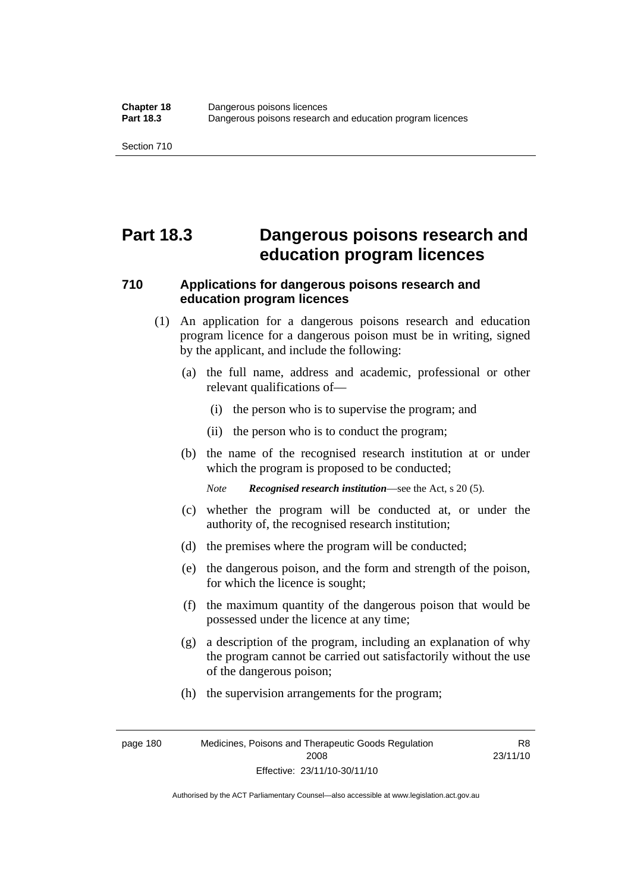# Part 18.3 Dangerous poisons research and education program licences

## 710 Applications for dangerous poisons research and education program licences

(1) An application for a dangerous poisons research and education program licence for a dangerous poison must be in writing, signed by the applicant, and include the following:

(a) the full name, address and academic, professional or other relevant qualifications of—

(i) the person who is to supervise the program; and

(ii) the person who is to conduct the program;

(b) the name of the recognised research institution at or under which the program is proposed to be conducted;

*Note* ***Recognised research institution***—see the Act, s 20 (5).

(c) whether the program will be conducted at, or under the authority of, the recognised research institution;

(d) the premises where the program will be conducted;

(e) the dangerous poison, and the form and strength of the poison, for which the licence is sought;

(f) the maximum quantity of the dangerous poison that would be possessed under the licence at any time;

(g) a description of the program, including an explanation of why the program cannot be carried out satisfactorily without the use of the dangerous poison;

(h) the supervision arrangements for the program;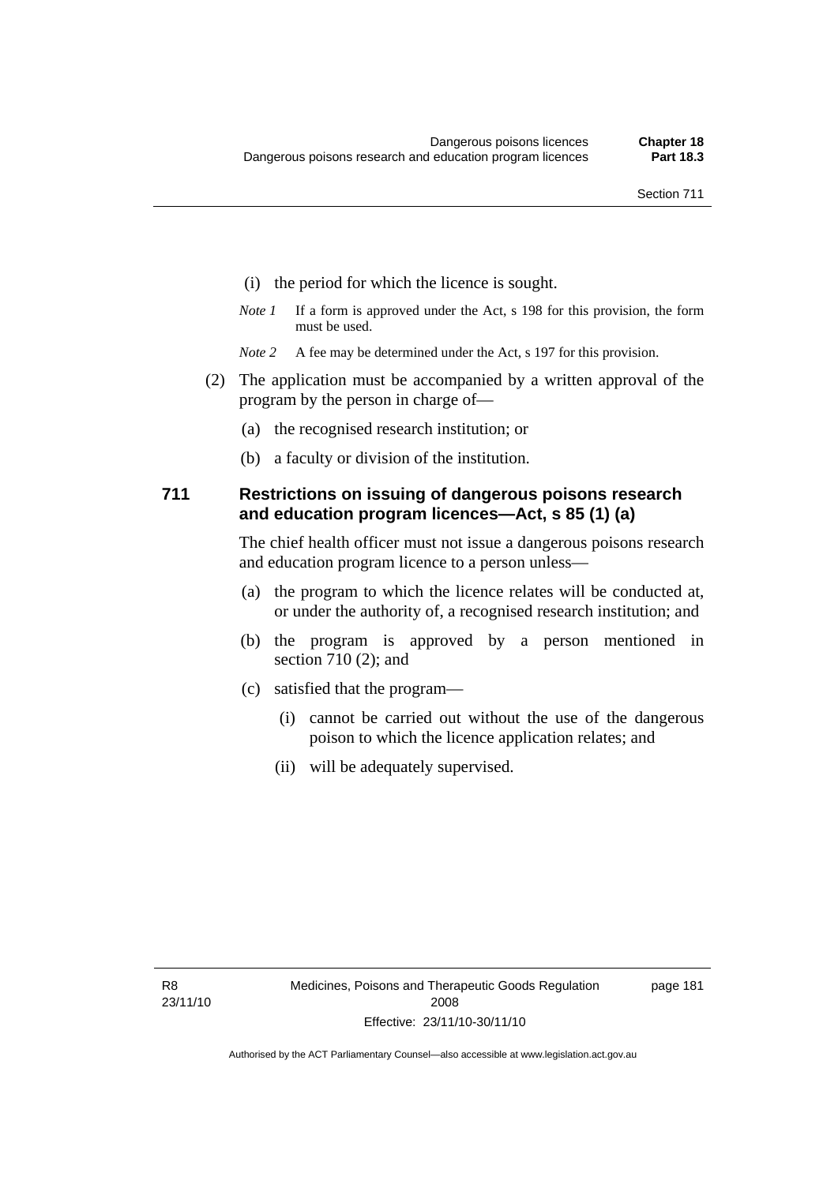(i) the period for which the licence is sought.

*Note 1* If a form is approved under the Act, s 198 for this provision, the form must be used.

*Note 2* A fee may be determined under the Act, s 197 for this provision.

(2) The application must be accompanied by a written approval of the program by the person in charge of—

(a) the recognised research institution; or

(b) a faculty or division of the institution.

### 711 Restrictions on issuing of dangerous poisons research and education program licences—Act, s 85 (1) (a)

The chief health officer must not issue a dangerous poisons research and education program licence to a person unless—

(a) the program to which the licence relates will be conducted at, or under the authority of, a recognised research institution; and

(b) the program is approved by a person mentioned in section 710 (2); and

(c) satisfied that the program—

(i) cannot be carried out without the use of the dangerous poison to which the licence application relates; and

(ii) will be adequately supervised.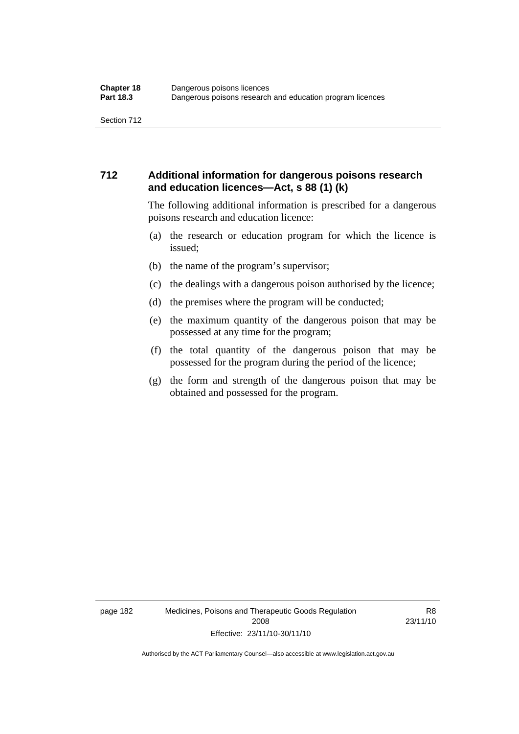## 712 Additional information for dangerous poisons research and education licences—Act, s 88 (1) (k)

The following additional information is prescribed for a dangerous poisons research and education licence:

(a) the research or education program for which the licence is issued;

(b) the name of the program's supervisor;

(c) the dealings with a dangerous poison authorised by the licence;

(d) the premises where the program will be conducted;

(e) the maximum quantity of the dangerous poison that may be possessed at any time for the program;

(f) the total quantity of the dangerous poison that may be possessed for the program during the period of the licence;

(g) the form and strength of the dangerous poison that may be obtained and possessed for the program.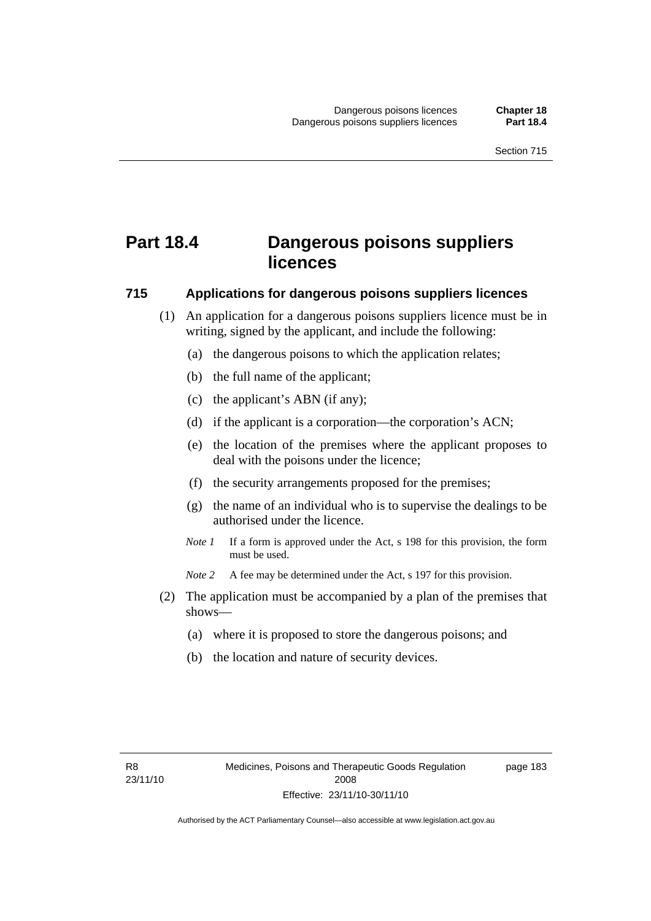# Part 18.4 Dangerous poisons suppliers licences

## 715 Applications for dangerous poisons suppliers licences

(1) An application for a dangerous poisons suppliers licence must be in writing, signed by the applicant, and include the following:

(a) the dangerous poisons to which the application relates;

(b) the full name of the applicant;

(c) the applicant's ABN (if any);

(d) if the applicant is a corporation—the corporation's ACN;

(e) the location of the premises where the applicant proposes to deal with the poisons under the licence;

(f) the security arrangements proposed for the premises;

(g) the name of an individual who is to supervise the dealings to be authorised under the licence.

*Note 1* If a form is approved under the Act, s 198 for this provision, the form must be used.

*Note 2* A fee may be determined under the Act, s 197 for this provision.

(2) The application must be accompanied by a plan of the premises that shows—

(a) where it is proposed to store the dangerous poisons; and

(b) the location and nature of security devices.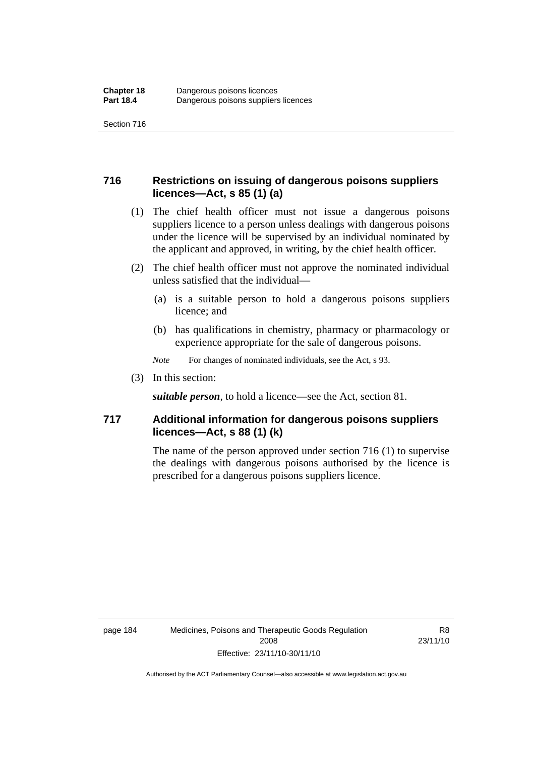## 716 Restrictions on issuing of dangerous poisons suppliers licences—Act, s 85 (1) (a)

(1) The chief health officer must not issue a dangerous poisons suppliers licence to a person unless dealings with dangerous poisons under the licence will be supervised by an individual nominated by the applicant and approved, in writing, by the chief health officer.

(2) The chief health officer must not approve the nominated individual unless satisfied that the individual—

(a) is a suitable person to hold a dangerous poisons suppliers licence; and

(b) has qualifications in chemistry, pharmacy or pharmacology or experience appropriate for the sale of dangerous poisons.

*Note* For changes of nominated individuals, see the Act, s 93.

(3) In this section:

***suitable person***, to hold a licence—see the Act, section 81.

## 717 Additional information for dangerous poisons suppliers licences—Act, s 88 (1) (k)

The name of the person approved under section 716 (1) to supervise the dealings with dangerous poisons authorised by the licence is prescribed for a dangerous poisons suppliers licence.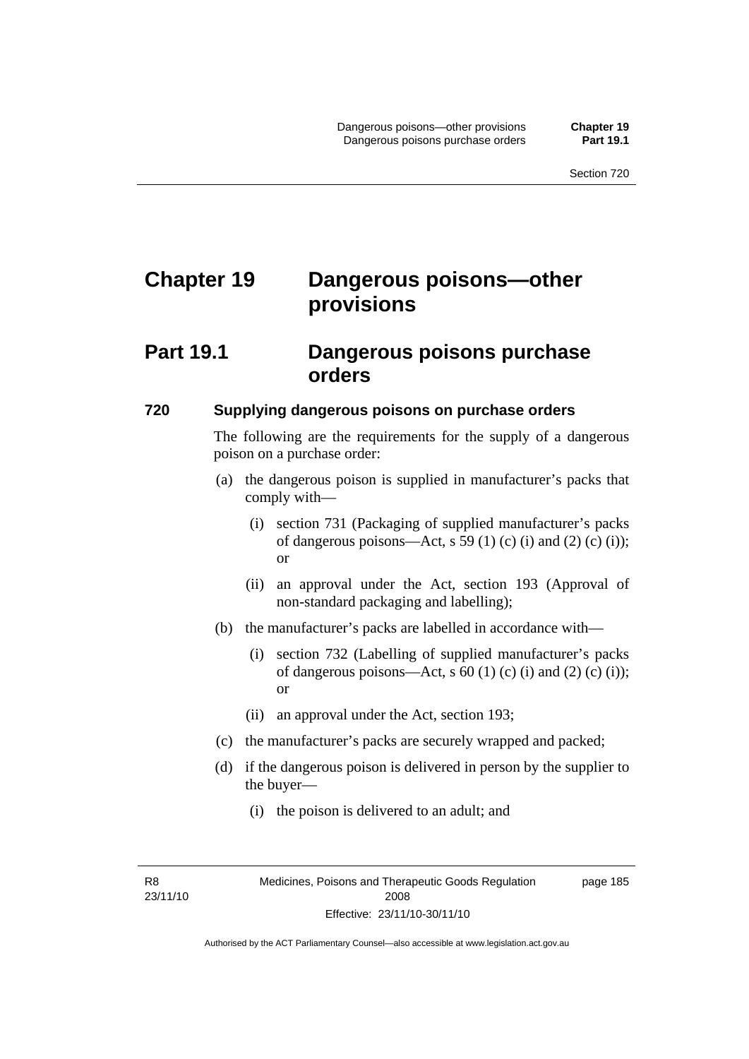# Chapter 19 Dangerous poisons—other provisions

## Part 19.1 Dangerous poisons purchase orders

### 720 Supplying dangerous poisons on purchase orders

The following are the requirements for the supply of a dangerous poison on a purchase order:

(a) the dangerous poison is supplied in manufacturer's packs that comply with—

 (i) section 731 (Packaging of supplied manufacturer's packs of dangerous poisons—Act, s 59 (1) (c) (i) and (2) (c) (i)); or

 (ii) an approval under the Act, section 193 (Approval of non-standard packaging and labelling);

(b) the manufacturer's packs are labelled in accordance with—

 (i) section 732 (Labelling of supplied manufacturer's packs of dangerous poisons—Act, s 60 (1) (c) (i) and (2) (c) (i)); or

 (ii) an approval under the Act, section 193;

(c) the manufacturer's packs are securely wrapped and packed;

(d) if the dangerous poison is delivered in person by the supplier to the buyer—

 (i) the poison is delivered to an adult; and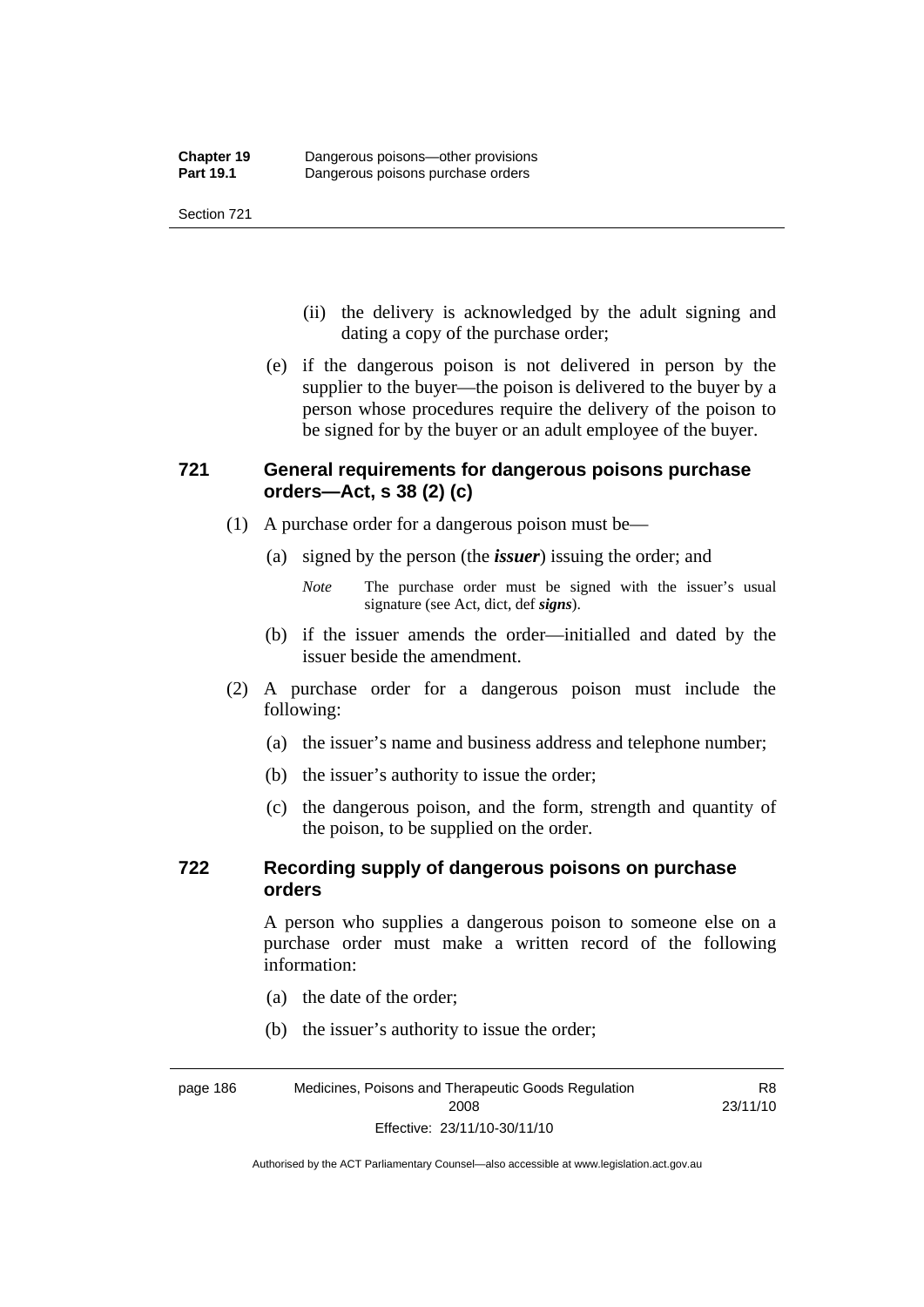(ii) the delivery is acknowledged by the adult signing and dating a copy of the purchase order;

(e) if the dangerous poison is not delivered in person by the supplier to the buyer—the poison is delivered to the buyer by a person whose procedures require the delivery of the poison to be signed for by the buyer or an adult employee of the buyer.

### 721 General requirements for dangerous poisons purchase orders—Act, s 38 (2) (c)

(1) A purchase order for a dangerous poison must be—

(a) signed by the person (the ***issuer***) issuing the order; and

*Note* The purchase order must be signed with the issuer's usual signature (see Act, dict, def ***signs***).

(b) if the issuer amends the order—initialled and dated by the issuer beside the amendment.

(2) A purchase order for a dangerous poison must include the following:

(a) the issuer's name and business address and telephone number;

(b) the issuer's authority to issue the order;

(c) the dangerous poison, and the form, strength and quantity of the poison, to be supplied on the order.

### 722 Recording supply of dangerous poisons on purchase orders

A person who supplies a dangerous poison to someone else on a purchase order must make a written record of the following information:

(a) the date of the order;

(b) the issuer's authority to issue the order;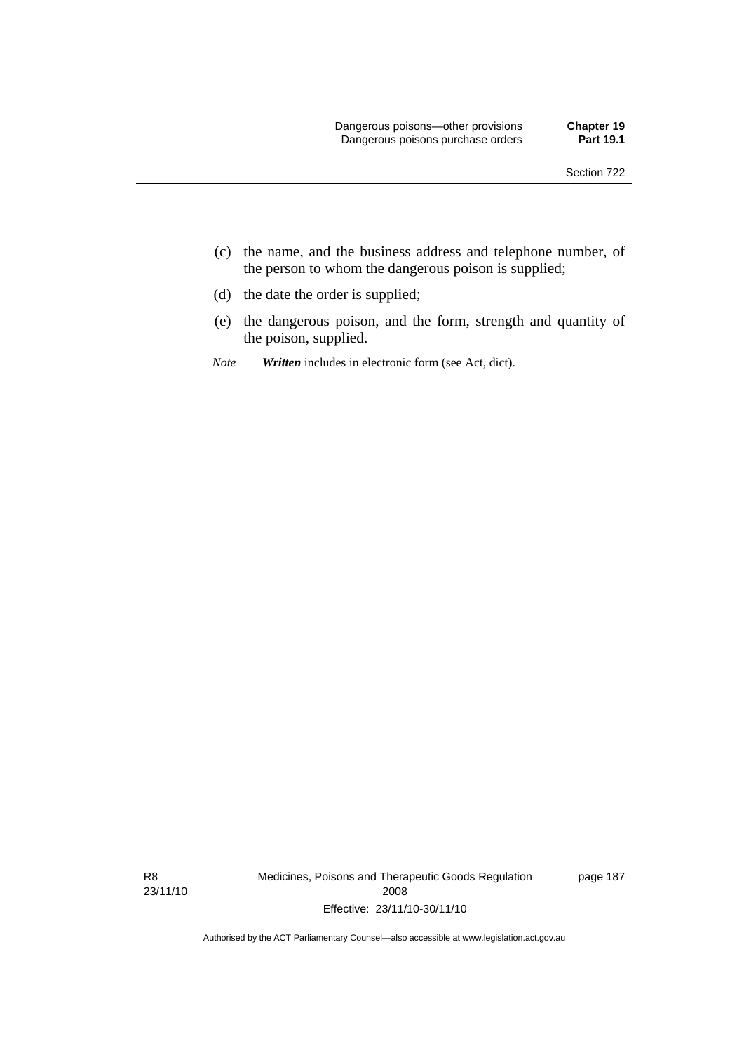(c) the name, and the business address and telephone number, of the person to whom the dangerous poison is supplied;

(d) the date the order is supplied;

(e) the dangerous poison, and the form, strength and quantity of the poison, supplied.

*Note* ***Written*** includes in electronic form (see Act, dict).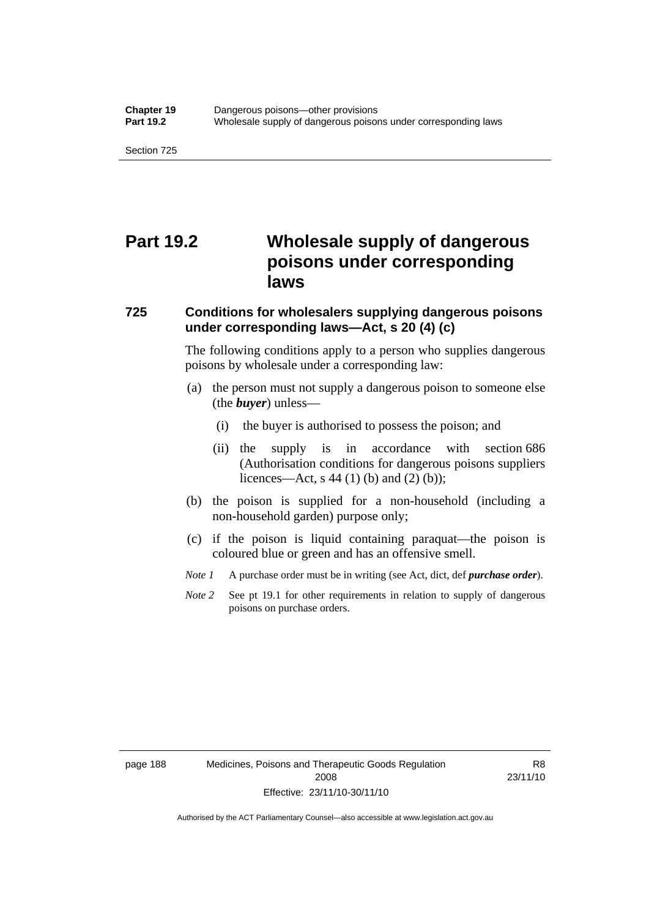# Part 19.2 Wholesale supply of dangerous poisons under corresponding laws

### 725 Conditions for wholesalers supplying dangerous poisons under corresponding laws—Act, s 20 (4) (c)

The following conditions apply to a person who supplies dangerous poisons by wholesale under a corresponding law:

(a) the person must not supply a dangerous poison to someone else (the ***buyer***) unless—

  (i) the buyer is authorised to possess the poison; and

  (ii) the supply is in accordance with section 686 (Authorisation conditions for dangerous poisons suppliers licences—Act, s 44 (1) (b) and (2) (b));

(b) the poison is supplied for a non-household (including a non-household garden) purpose only;

(c) if the poison is liquid containing paraquat—the poison is coloured blue or green and has an offensive smell.

*Note 1* A purchase order must be in writing (see Act, dict, def ***purchase order***).

*Note 2* See pt 19.1 for other requirements in relation to supply of dangerous poisons on purchase orders.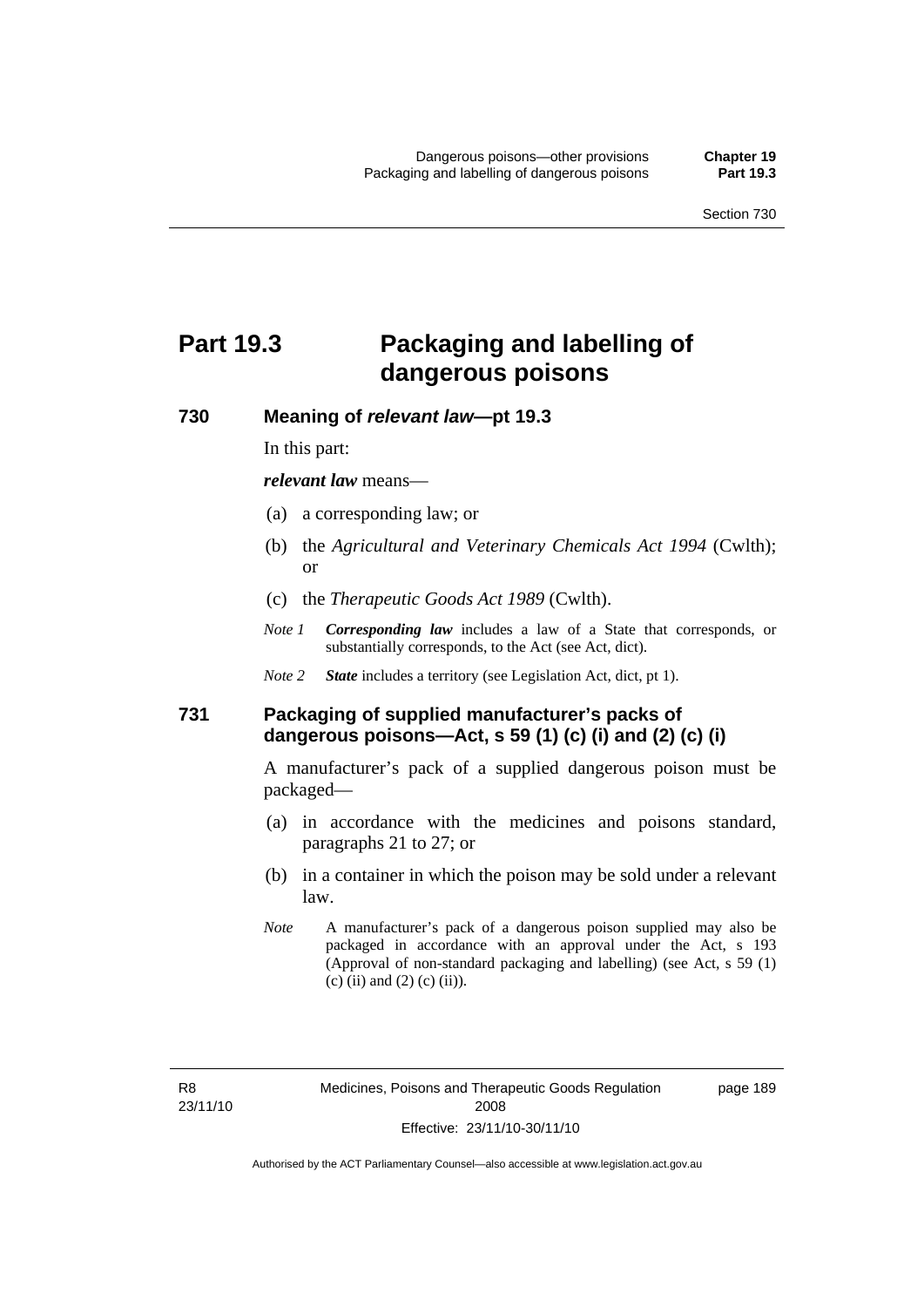# Part 19.3 Packaging and labelling of dangerous poisons

## 730 Meaning of *relevant law*—pt 19.3

In this part:

***relevant law*** means—

(a) a corresponding law; or

(b) the *Agricultural and Veterinary Chemicals Act 1994* (Cwlth); or

(c) the *Therapeutic Goods Act 1989* (Cwlth).

*Note 1* ***Corresponding law*** includes a law of a State that corresponds, or substantially corresponds, to the Act (see Act, dict).

*Note 2* ***State*** includes a territory (see Legislation Act, dict, pt 1).

## 731 Packaging of supplied manufacturer's packs of dangerous poisons—Act, s 59 (1) (c) (i) and (2) (c) (i)

A manufacturer's pack of a supplied dangerous poison must be packaged—

(a) in accordance with the medicines and poisons standard, paragraphs 21 to 27; or

(b) in a container in which the poison may be sold under a relevant law.

*Note* A manufacturer's pack of a dangerous poison supplied may also be packaged in accordance with an approval under the Act, s 193 (Approval of non-standard packaging and labelling) (see Act, s 59 (1) (c) (ii) and (2) (c) (ii)).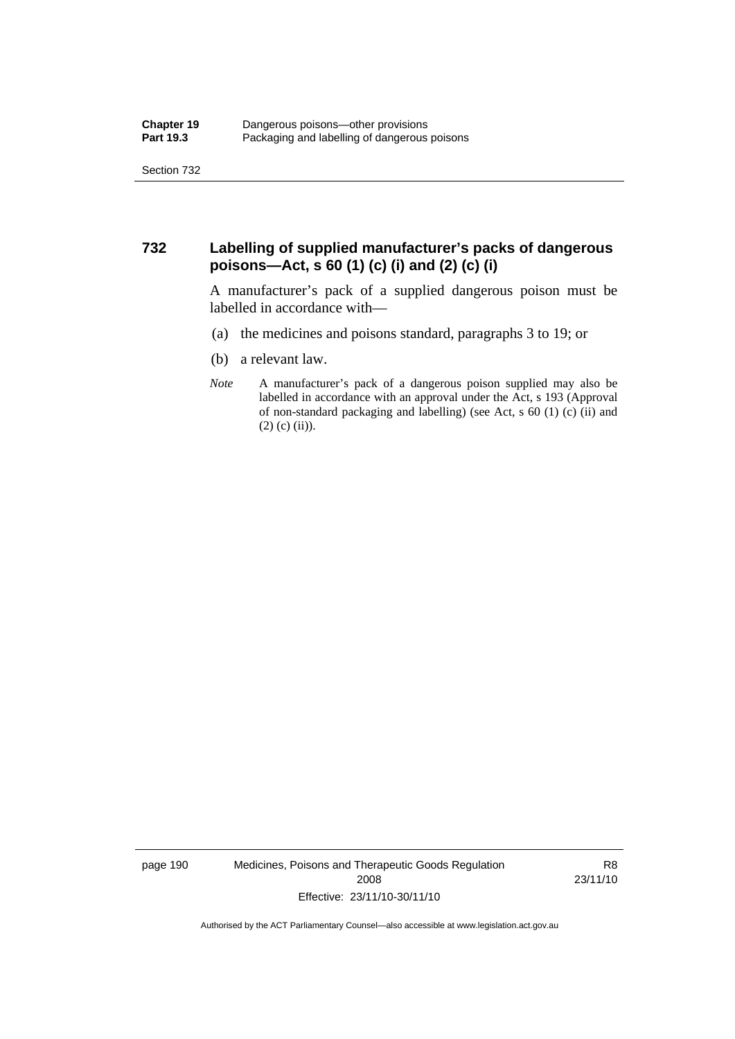## 732 Labelling of supplied manufacturer's packs of dangerous poisons—Act, s 60 (1) (c) (i) and (2) (c) (i)

A manufacturer's pack of a supplied dangerous poison must be labelled in accordance with—

(a) the medicines and poisons standard, paragraphs 3 to 19; or

(b) a relevant law.

*Note* A manufacturer's pack of a dangerous poison supplied may also be labelled in accordance with an approval under the Act, s 193 (Approval of non-standard packaging and labelling) (see Act, s 60 (1) (c) (ii) and (2) (c) (ii)).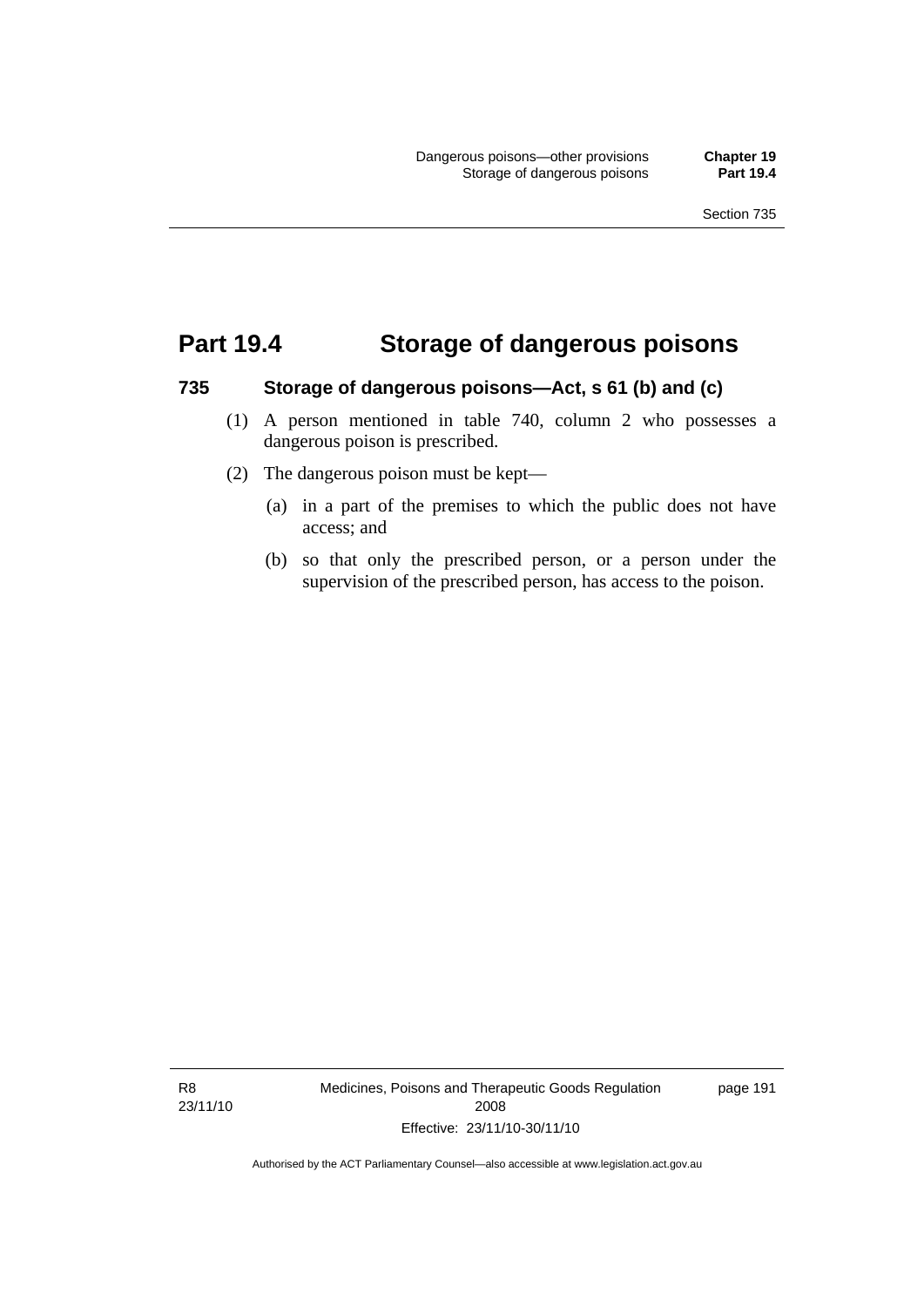# Part 19.4 Storage of dangerous poisons

### 735 Storage of dangerous poisons—Act, s 61 (b) and (c)

(1) A person mentioned in table 740, column 2 who possesses a dangerous poison is prescribed.

(2) The dangerous poison must be kept—

(a) in a part of the premises to which the public does not have access; and

(b) so that only the prescribed person, or a person under the supervision of the prescribed person, has access to the poison.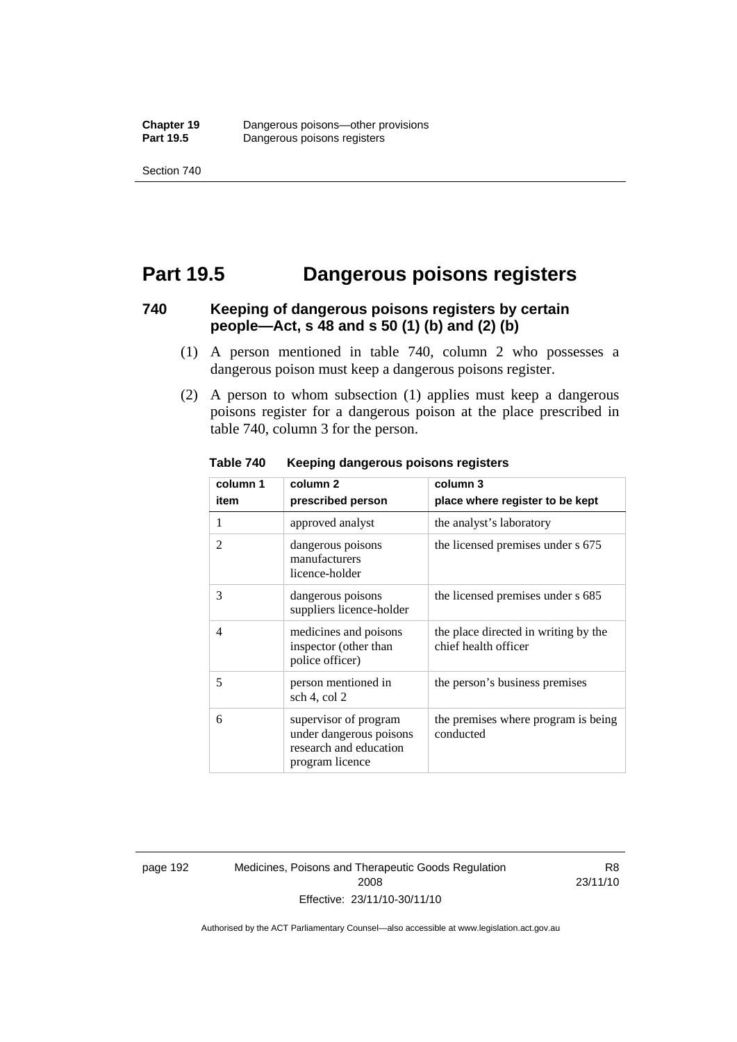# Part 19.5 Dangerous poisons registers

### 740 Keeping of dangerous poisons registers by certain people—Act, s 48 and s 50 (1) (b) and (2) (b)

(1) A person mentioned in table 740, column 2 who possesses a dangerous poison must keep a dangerous poisons register.

(2) A person to whom subsection (1) applies must keep a dangerous poisons register for a dangerous poison at the place prescribed in table 740, column 3 for the person.

**Table 740 Keeping dangerous poisons registers**

| column 1<br>item | column 2<br>prescribed person | column 3<br>place where register to be kept |
|---|---|---|
| 1 | approved analyst | the analyst's laboratory |
| 2 | dangerous poisons manufacturers licence-holder | the licensed premises under s 675 |
| 3 | dangerous poisons suppliers licence-holder | the licensed premises under s 685 |
| 4 | medicines and poisons inspector (other than police officer) | the place directed in writing by the chief health officer |
| 5 | person mentioned in sch 4, col 2 | the person's business premises |
| 6 | supervisor of program under dangerous poisons research and education program licence | the premises where program is being conducted |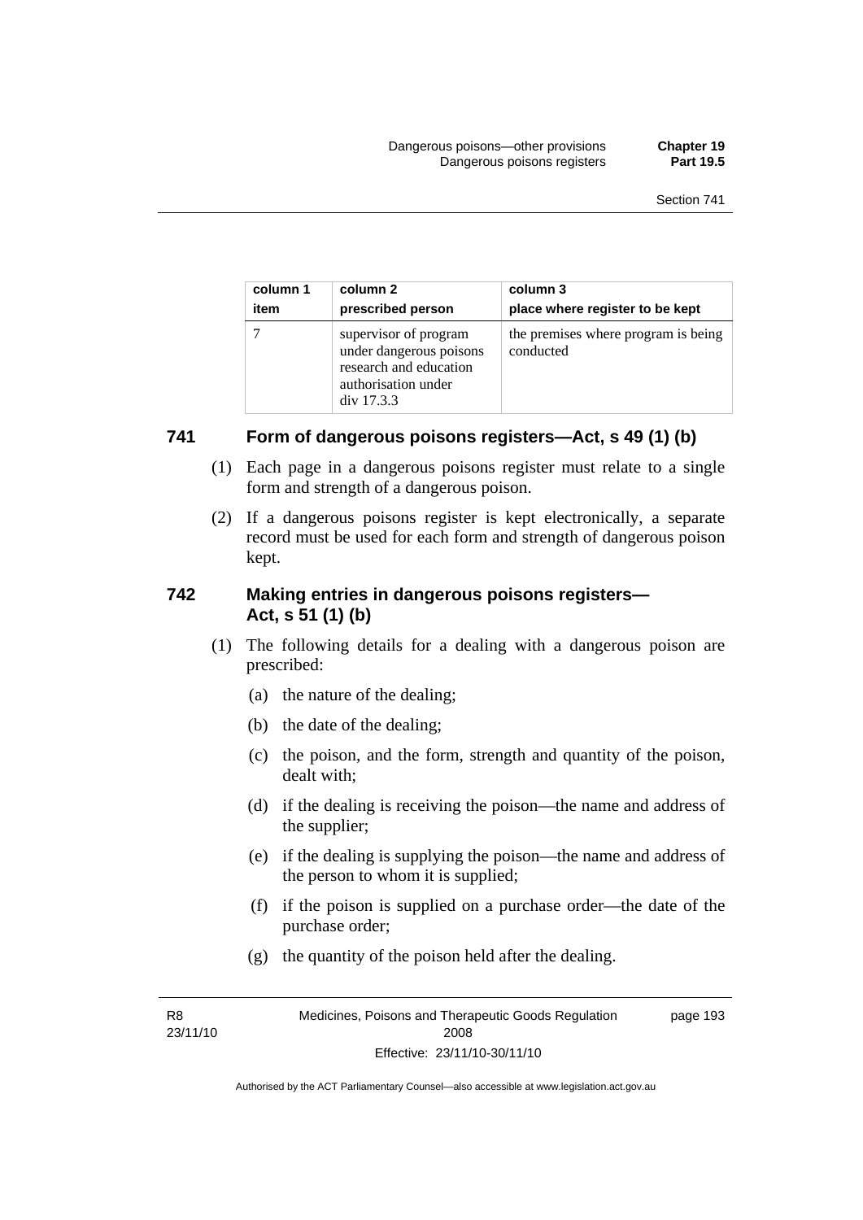| column 1 item | column 2 prescribed person | column 3 place where register to be kept |
| --- | --- | --- |
| 7 | supervisor of program under dangerous poisons research and education authorisation under div 17.3.3 | the premises where program is being conducted |

### 741 Form of dangerous poisons registers—Act, s 49 (1) (b)

(1) Each page in a dangerous poisons register must relate to a single form and strength of a dangerous poison.

(2) If a dangerous poisons register is kept electronically, a separate record must be used for each form and strength of dangerous poison kept.

### 742 Making entries in dangerous poisons registers—Act, s 51 (1) (b)

(1) The following details for a dealing with a dangerous poison are prescribed:

(a) the nature of the dealing;

(b) the date of the dealing;

(c) the poison, and the form, strength and quantity of the poison, dealt with;

(d) if the dealing is receiving the poison—the name and address of the supplier;

(e) if the dealing is supplying the poison—the name and address of the person to whom it is supplied;

(f) if the poison is supplied on a purchase order—the date of the purchase order;

(g) the quantity of the poison held after the dealing.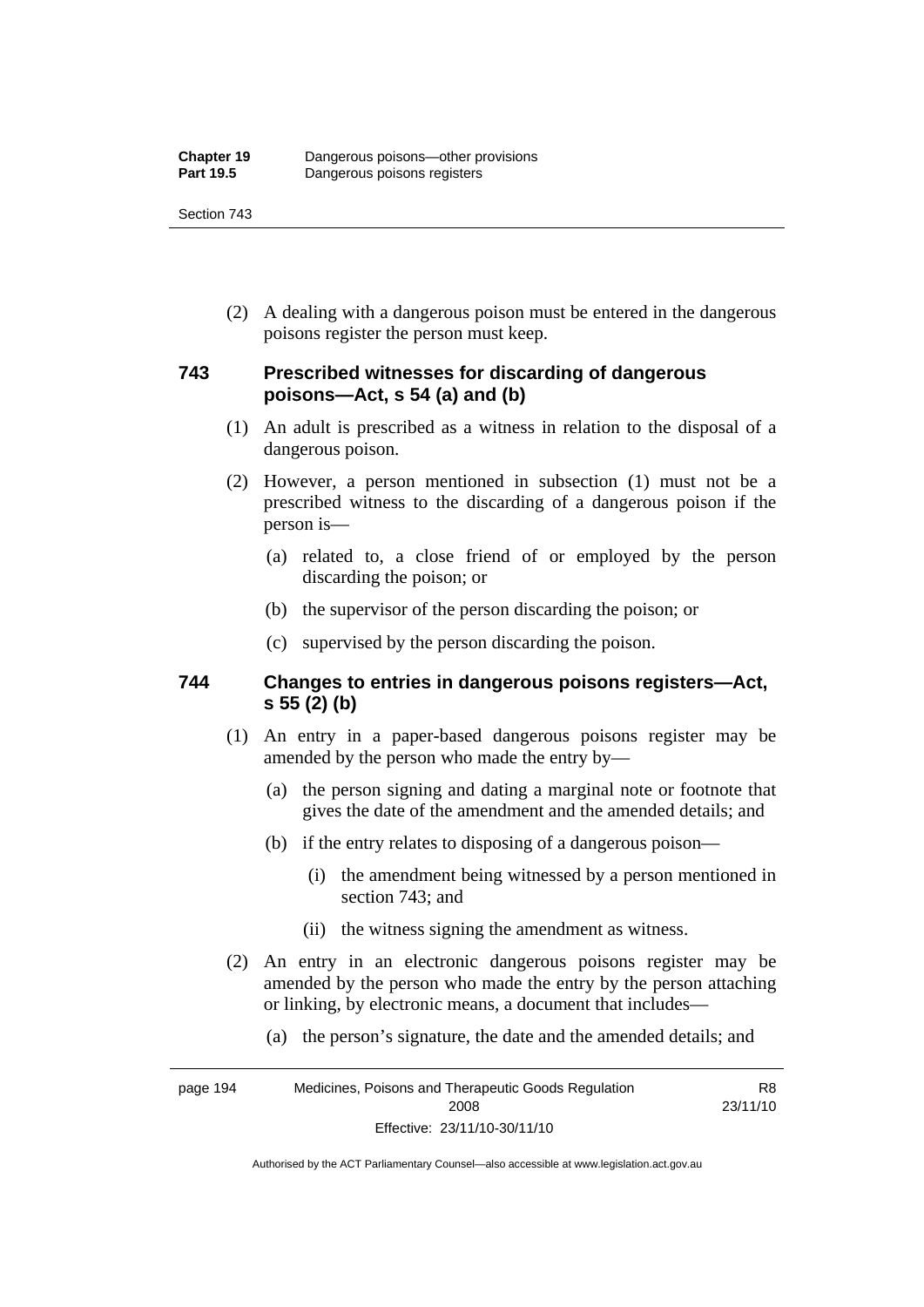(2) A dealing with a dangerous poison must be entered in the dangerous poisons register the person must keep.

## 743 Prescribed witnesses for discarding of dangerous poisons—Act, s 54 (a) and (b)

(1) An adult is prescribed as a witness in relation to the disposal of a dangerous poison.

(2) However, a person mentioned in subsection (1) must not be a prescribed witness to the discarding of a dangerous poison if the person is—

(a) related to, a close friend of or employed by the person discarding the poison; or

(b) the supervisor of the person discarding the poison; or

(c) supervised by the person discarding the poison.

## 744 Changes to entries in dangerous poisons registers—Act, s 55 (2) (b)

(1) An entry in a paper-based dangerous poisons register may be amended by the person who made the entry by—

(a) the person signing and dating a marginal note or footnote that gives the date of the amendment and the amended details; and

(b) if the entry relates to disposing of a dangerous poison—

(i) the amendment being witnessed by a person mentioned in section 743; and

(ii) the witness signing the amendment as witness.

(2) An entry in an electronic dangerous poisons register may be amended by the person who made the entry by the person attaching or linking, by electronic means, a document that includes—

(a) the person's signature, the date and the amended details; and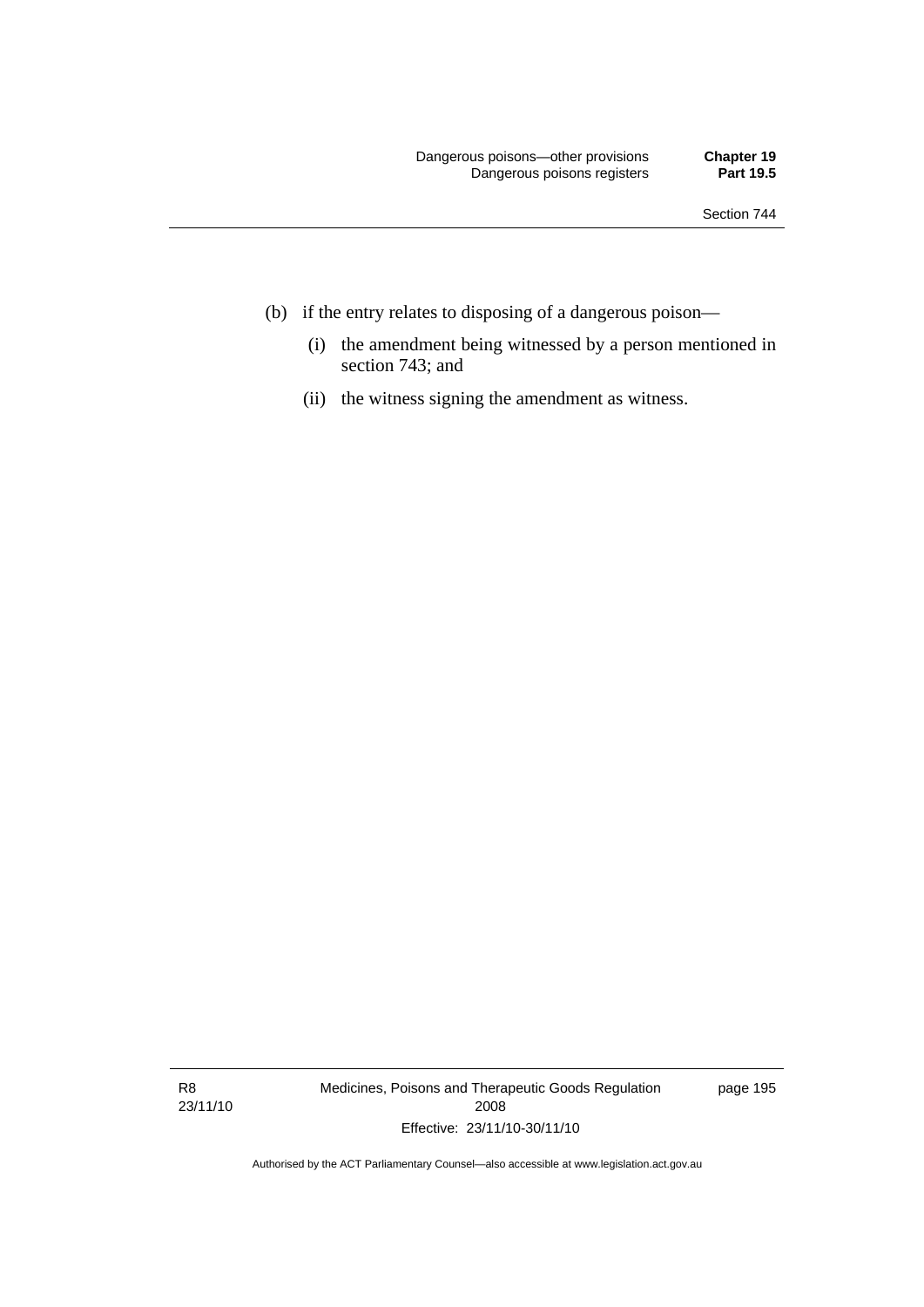(b) if the entry relates to disposing of a dangerous poison—

  (i) the amendment being witnessed by a person mentioned in section 743; and

  (ii) the witness signing the amendment as witness.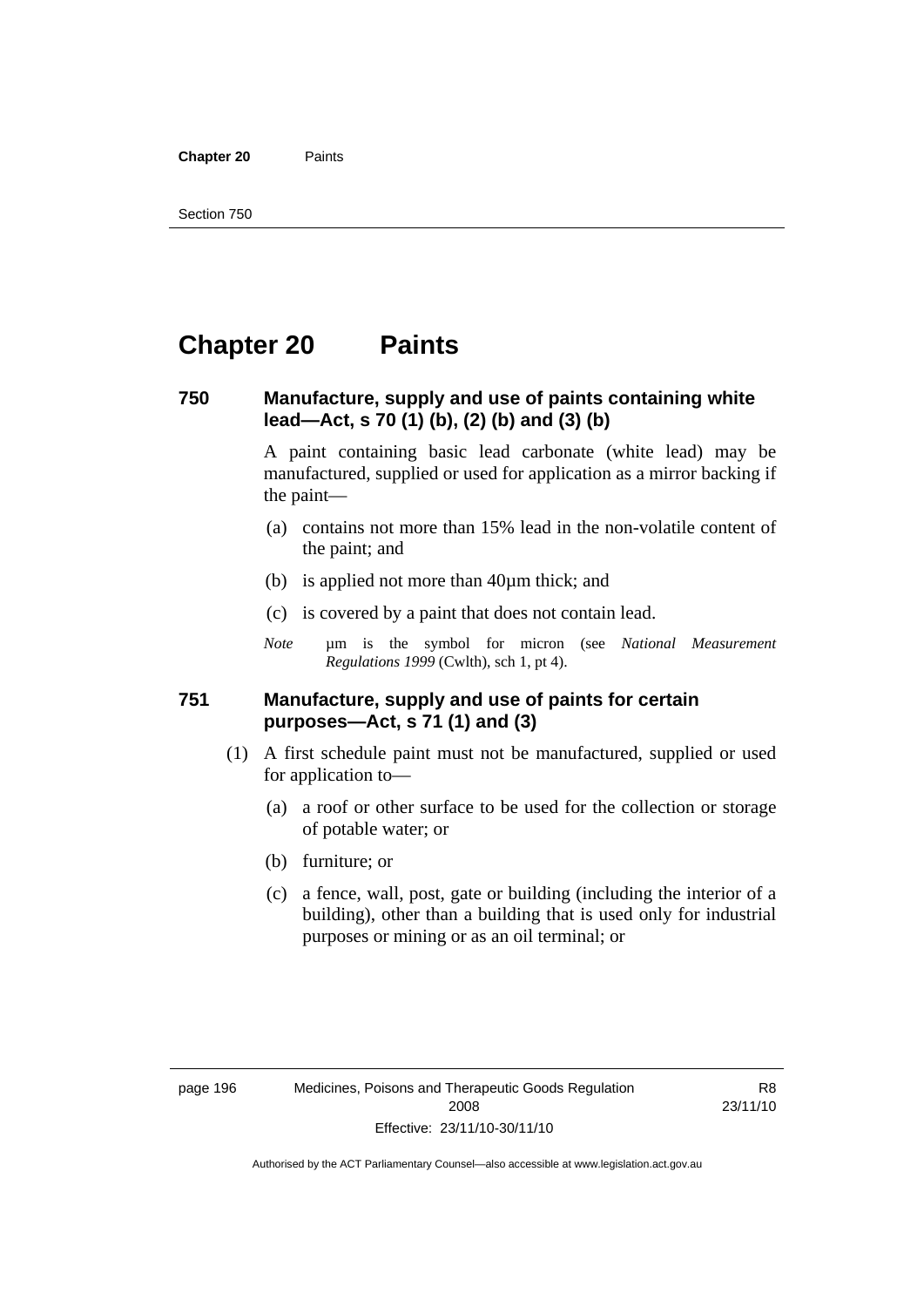# Chapter 20 Paints

## 750 Manufacture, supply and use of paints containing white lead—Act, s 70 (1) (b), (2) (b) and (3) (b)

A paint containing basic lead carbonate (white lead) may be manufactured, supplied or used for application as a mirror backing if the paint—

(a) contains not more than 15% lead in the non-volatile content of the paint; and

(b) is applied not more than 40µm thick; and

(c) is covered by a paint that does not contain lead.

*Note* µm is the symbol for micron (see *National Measurement Regulations 1999* (Cwlth), sch 1, pt 4).

## 751 Manufacture, supply and use of paints for certain purposes—Act, s 71 (1) and (3)

(1) A first schedule paint must not be manufactured, supplied or used for application to—

(a) a roof or other surface to be used for the collection or storage of potable water; or

(b) furniture; or

(c) a fence, wall, post, gate or building (including the interior of a building), other than a building that is used only for industrial purposes or mining or as an oil terminal; or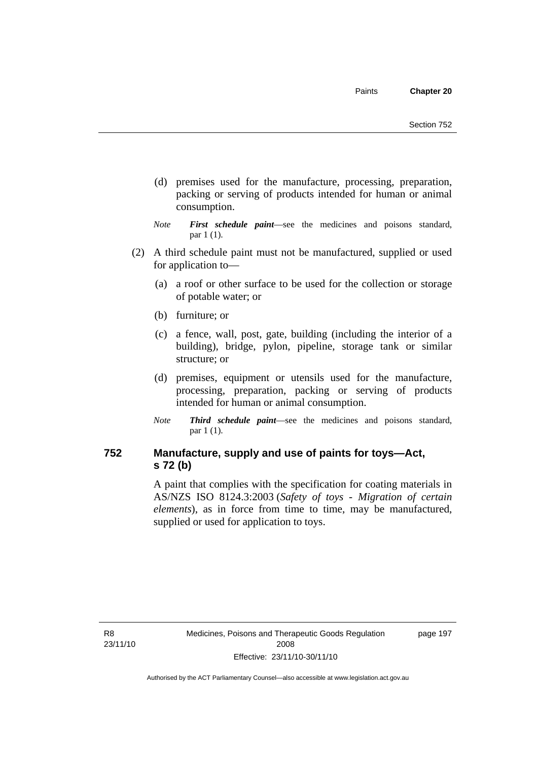(d) premises used for the manufacture, processing, preparation, packing or serving of products intended for human or animal consumption.

*Note* ***First schedule paint***—see the medicines and poisons standard, par 1 (1).

(2) A third schedule paint must not be manufactured, supplied or used for application to—

(a) a roof or other surface to be used for the collection or storage of potable water; or

(b) furniture; or

(c) a fence, wall, post, gate, building (including the interior of a building), bridge, pylon, pipeline, storage tank or similar structure; or

(d) premises, equipment or utensils used for the manufacture, processing, preparation, packing or serving of products intended for human or animal consumption.

*Note* ***Third schedule paint***—see the medicines and poisons standard, par 1 (1).

## 752 Manufacture, supply and use of paints for toys—Act, s 72 (b)

A paint that complies with the specification for coating materials in AS/NZS ISO 8124.3:2003 (*Safety of toys - Migration of certain elements*), as in force from time to time, may be manufactured, supplied or used for application to toys.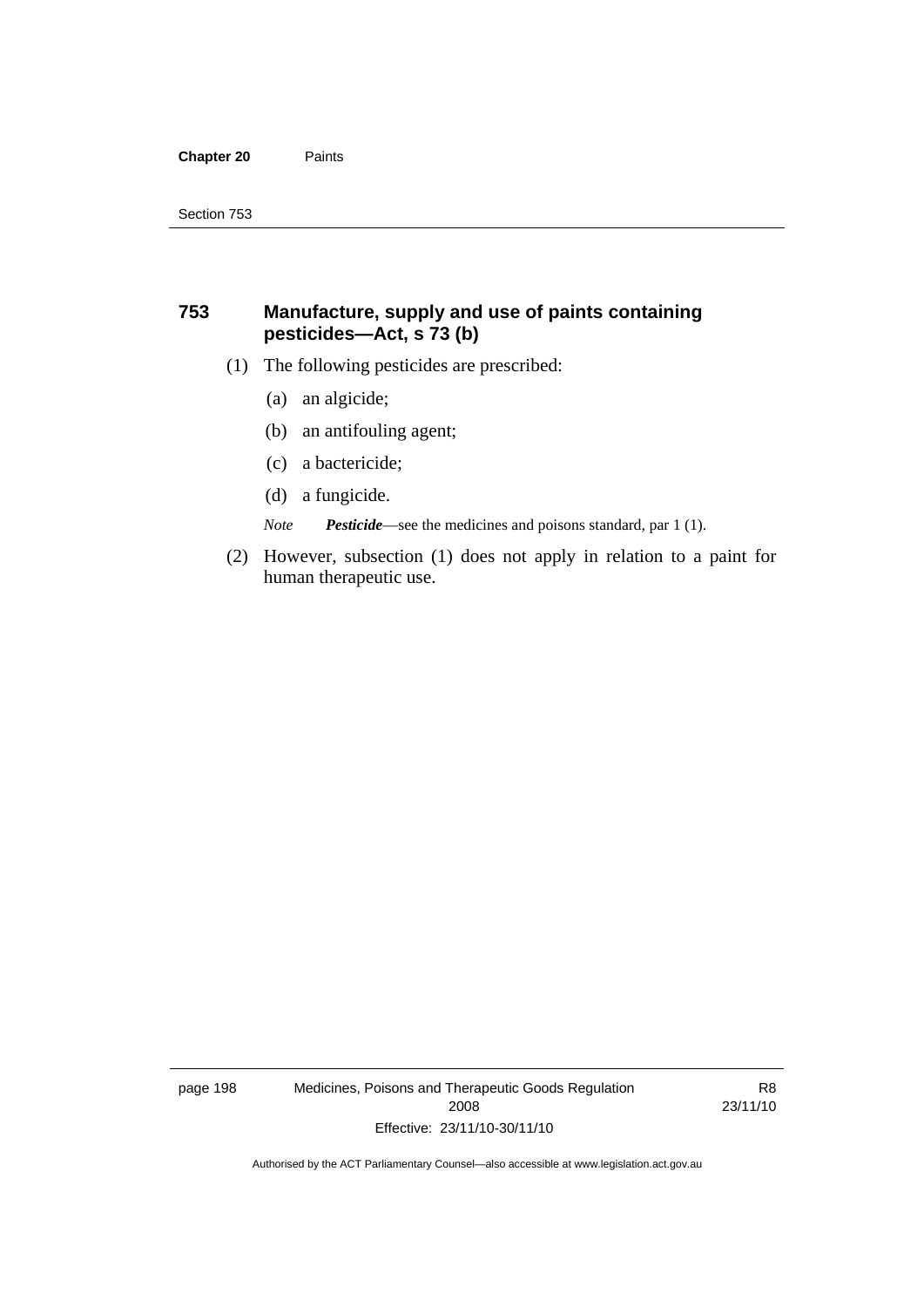## 753 Manufacture, supply and use of paints containing pesticides—Act, s 73 (b)

(1) The following pesticides are prescribed:

(a) an algicide;

(b) an antifouling agent;

(c) a bactericide;

(d) a fungicide.

*Note* ***Pesticide***—see the medicines and poisons standard, par 1 (1).

(2) However, subsection (1) does not apply in relation to a paint for human therapeutic use.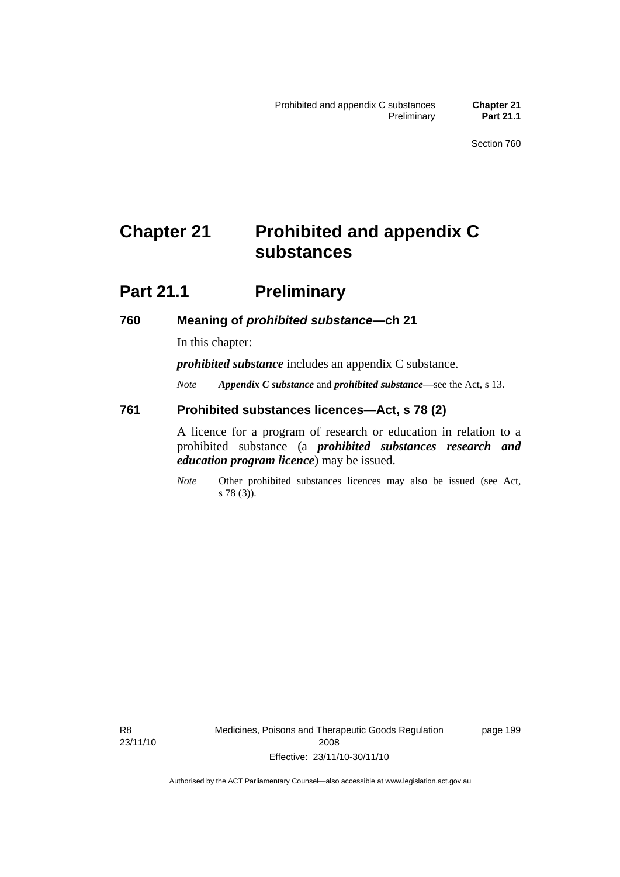# Chapter 21 Prohibited and appendix C substances

## Part 21.1 Preliminary

### 760 Meaning of *prohibited substance*—ch 21

In this chapter:

***prohibited substance*** includes an appendix C substance.

*Note* ***Appendix C substance*** and ***prohibited substance***—see the Act, s 13.

### 761 Prohibited substances licences—Act, s 78 (2)

A licence for a program of research or education in relation to a prohibited substance (a ***prohibited substances research and education program licence***) may be issued.

*Note* Other prohibited substances licences may also be issued (see Act, s 78 (3)).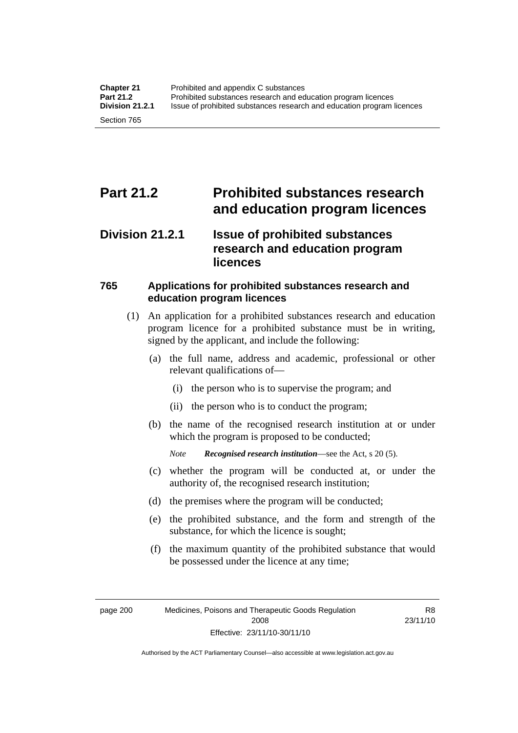# Part 21.2 Prohibited substances research and education program licences

## Division 21.2.1 Issue of prohibited substances research and education program licences

### 765 Applications for prohibited substances research and education program licences

(1) An application for a prohibited substances research and education program licence for a prohibited substance must be in writing, signed by the applicant, and include the following:

(a) the full name, address and academic, professional or other relevant qualifications of—

(i) the person who is to supervise the program; and

(ii) the person who is to conduct the program;

(b) the name of the recognised research institution at or under which the program is proposed to be conducted;

*Note* ***Recognised research institution***—see the Act, s 20 (5).

(c) whether the program will be conducted at, or under the authority of, the recognised research institution;

(d) the premises where the program will be conducted;

(e) the prohibited substance, and the form and strength of the substance, for which the licence is sought;

(f) the maximum quantity of the prohibited substance that would be possessed under the licence at any time;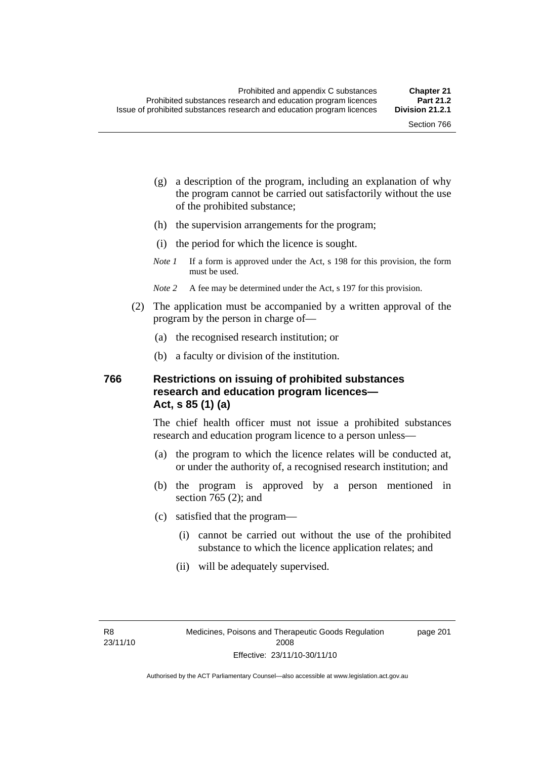(g) a description of the program, including an explanation of why the program cannot be carried out satisfactorily without the use of the prohibited substance;

(h) the supervision arrangements for the program;

(i) the period for which the licence is sought.

*Note 1* If a form is approved under the Act, s 198 for this provision, the form must be used.

*Note 2* A fee may be determined under the Act, s 197 for this provision.

(2) The application must be accompanied by a written approval of the program by the person in charge of—

(a) the recognised research institution; or

(b) a faculty or division of the institution.

## 766 Restrictions on issuing of prohibited substances research and education program licences—Act, s 85 (1) (a)

The chief health officer must not issue a prohibited substances research and education program licence to a person unless—

(a) the program to which the licence relates will be conducted at, or under the authority of, a recognised research institution; and

(b) the program is approved by a person mentioned in section 765 (2); and

(c) satisfied that the program—

(i) cannot be carried out without the use of the prohibited substance to which the licence application relates; and

(ii) will be adequately supervised.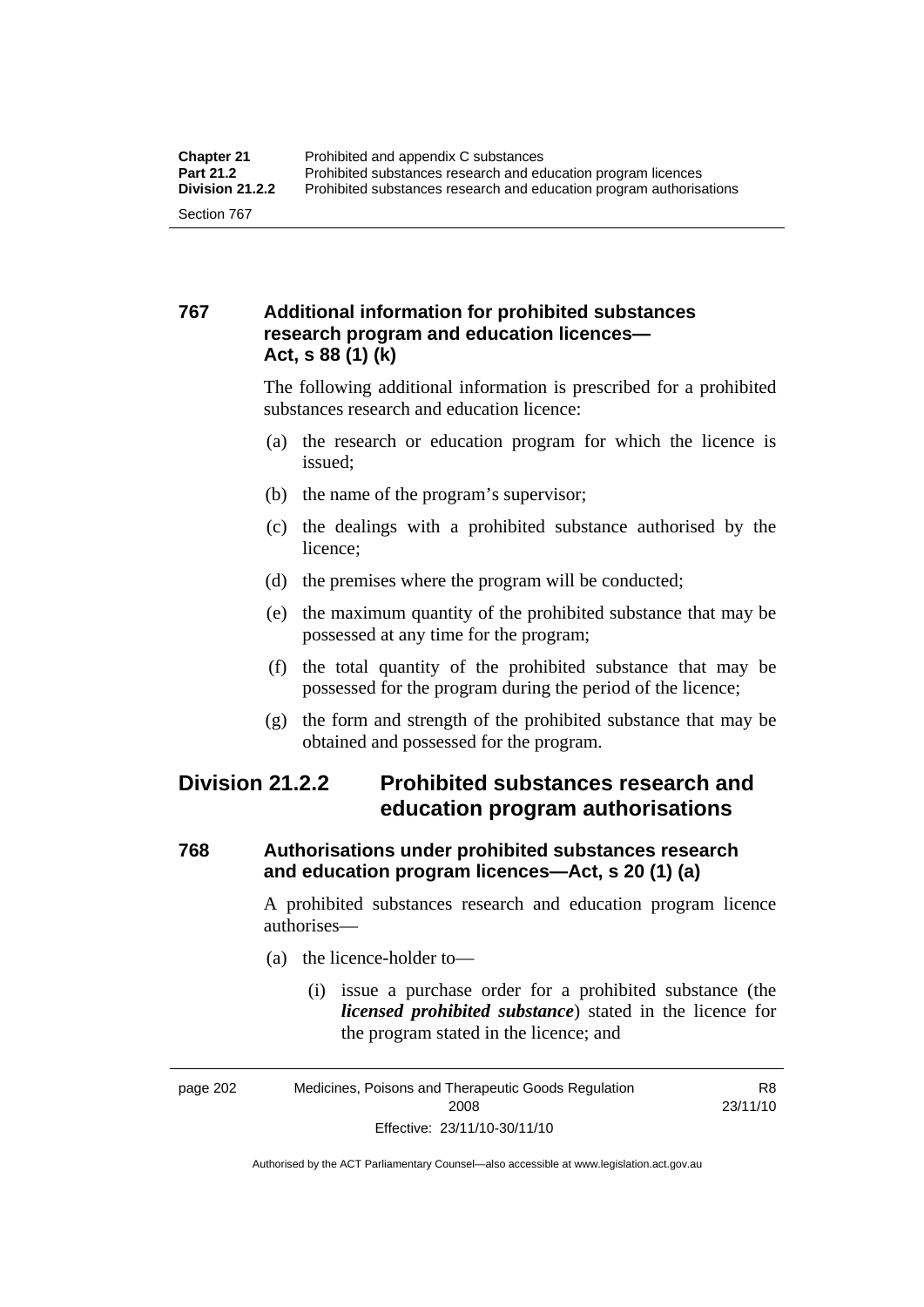### 767 Additional information for prohibited substances research program and education licences—Act, s 88 (1) (k)

The following additional information is prescribed for a prohibited substances research and education licence:

(a) the research or education program for which the licence is issued;

(b) the name of the program's supervisor;

(c) the dealings with a prohibited substance authorised by the licence;

(d) the premises where the program will be conducted;

(e) the maximum quantity of the prohibited substance that may be possessed at any time for the program;

(f) the total quantity of the prohibited substance that may be possessed for the program during the period of the licence;

(g) the form and strength of the prohibited substance that may be obtained and possessed for the program.

## Division 21.2.2 Prohibited substances research and education program authorisations

### 768 Authorisations under prohibited substances research and education program licences—Act, s 20 (1) (a)

A prohibited substances research and education program licence authorises—

(a) the licence-holder to—

(i) issue a purchase order for a prohibited substance (the ***licensed prohibited substance***) stated in the licence for the program stated in the licence; and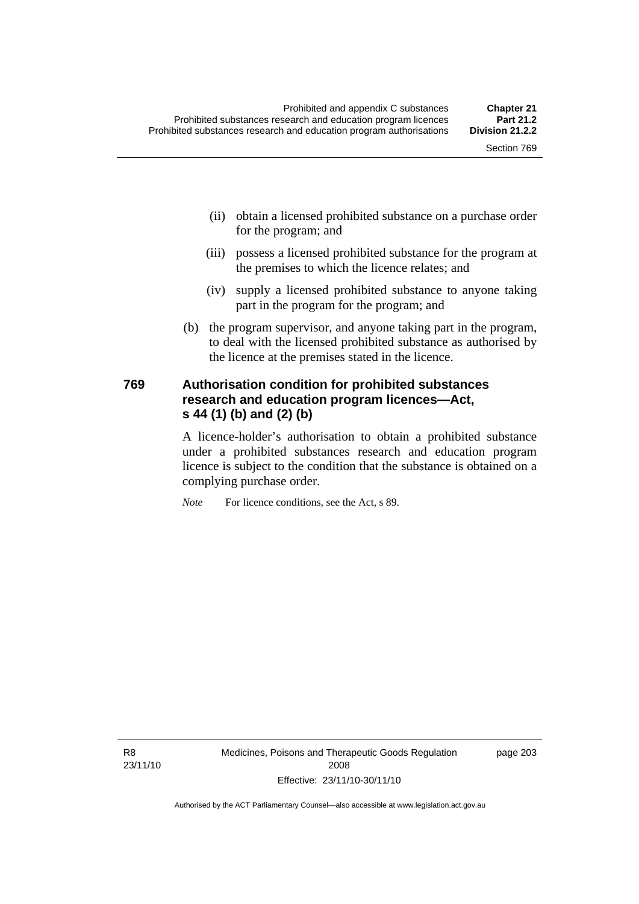(ii) obtain a licensed prohibited substance on a purchase order for the program; and

(iii) possess a licensed prohibited substance for the program at the premises to which the licence relates; and

(iv) supply a licensed prohibited substance to anyone taking part in the program for the program; and

(b) the program supervisor, and anyone taking part in the program, to deal with the licensed prohibited substance as authorised by the licence at the premises stated in the licence.

### 769 Authorisation condition for prohibited substances research and education program licences—Act, s 44 (1) (b) and (2) (b)

A licence-holder's authorisation to obtain a prohibited substance under a prohibited substances research and education program licence is subject to the condition that the substance is obtained on a complying purchase order.

*Note* For licence conditions, see the Act, s 89.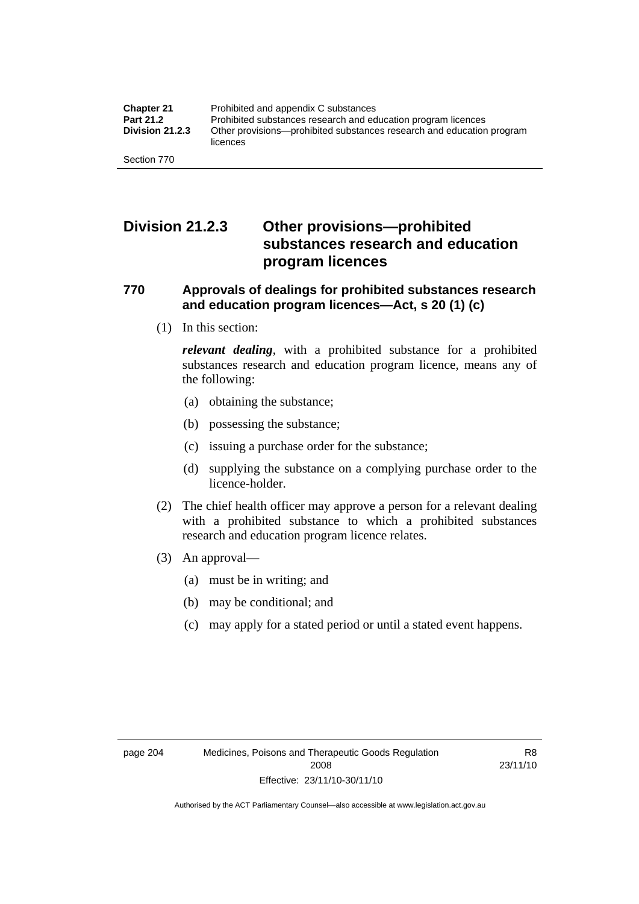## Division 21.2.3 Other provisions—prohibited substances research and education program licences

### 770 Approvals of dealings for prohibited substances research and education program licences—Act, s 20 (1) (c)

(1) In this section:

***relevant dealing***, with a prohibited substance for a prohibited substances research and education program licence, means any of the following:

(a) obtaining the substance;

(b) possessing the substance;

(c) issuing a purchase order for the substance;

(d) supplying the substance on a complying purchase order to the licence-holder.

(2) The chief health officer may approve a person for a relevant dealing with a prohibited substance to which a prohibited substances research and education program licence relates.

(3) An approval—

(a) must be in writing; and

(b) may be conditional; and

(c) may apply for a stated period or until a stated event happens.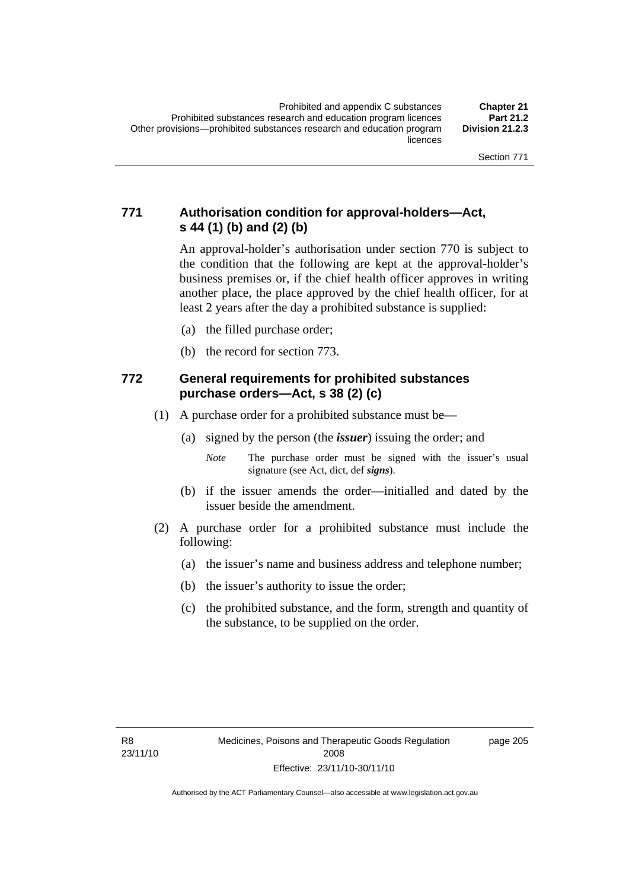### 771 Authorisation condition for approval-holders—Act, s 44 (1) (b) and (2) (b)

An approval-holder's authorisation under section 770 is subject to the condition that the following are kept at the approval-holder's business premises or, if the chief health officer approves in writing another place, the place approved by the chief health officer, for at least 2 years after the day a prohibited substance is supplied:

(a) the filled purchase order;

(b) the record for section 773.

### 772 General requirements for prohibited substances purchase orders—Act, s 38 (2) (c)

(1) A purchase order for a prohibited substance must be—

(a) signed by the person (the ***issuer***) issuing the order; and

*Note* The purchase order must be signed with the issuer's usual signature (see Act, dict, def ***signs***).

(b) if the issuer amends the order—initialled and dated by the issuer beside the amendment.

(2) A purchase order for a prohibited substance must include the following:

(a) the issuer's name and business address and telephone number;

(b) the issuer's authority to issue the order;

(c) the prohibited substance, and the form, strength and quantity of the substance, to be supplied on the order.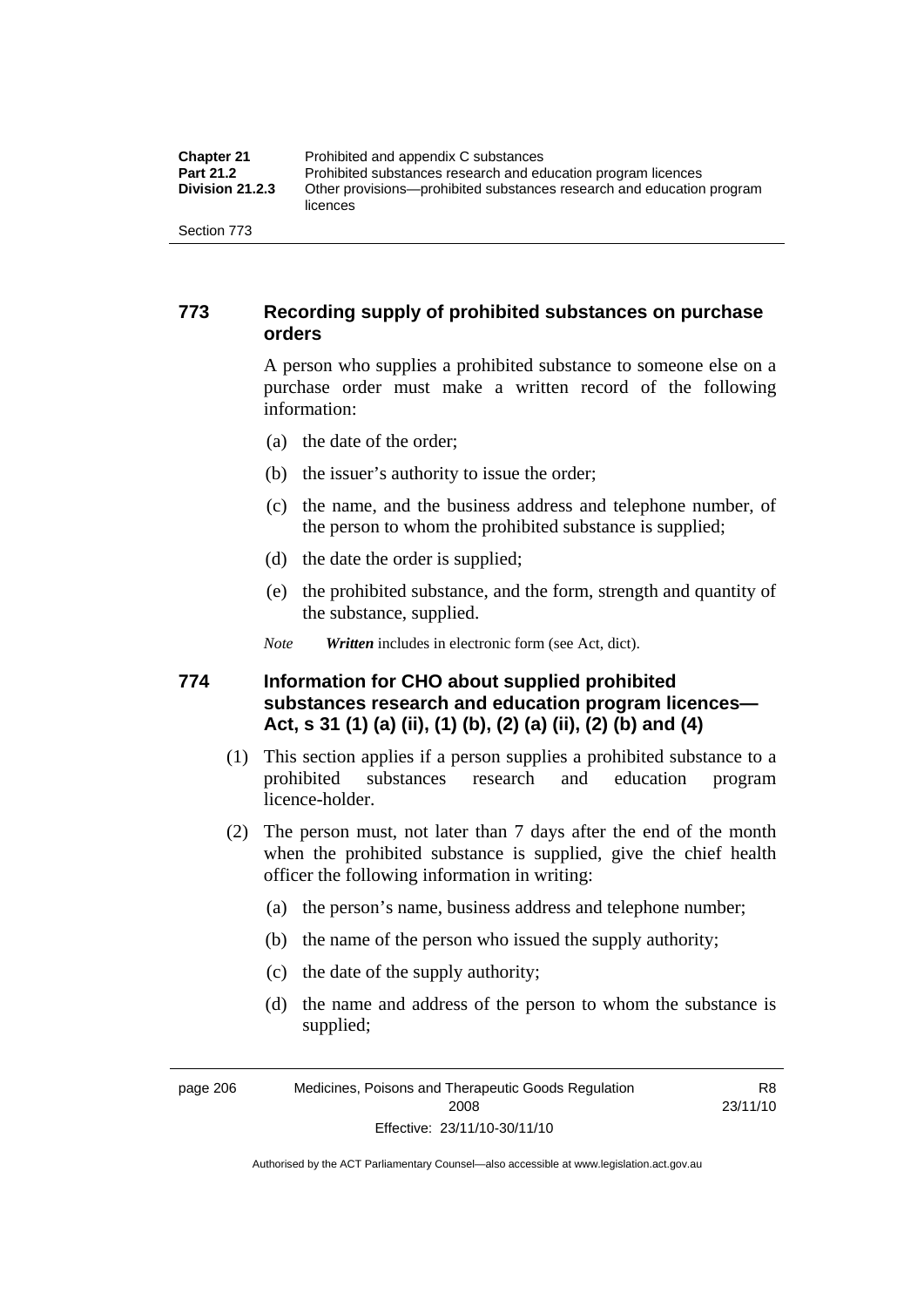## 773 Recording supply of prohibited substances on purchase orders

A person who supplies a prohibited substance to someone else on a purchase order must make a written record of the following information:

(a) the date of the order;

(b) the issuer's authority to issue the order;

(c) the name, and the business address and telephone number, of the person to whom the prohibited substance is supplied;

(d) the date the order is supplied;

(e) the prohibited substance, and the form, strength and quantity of the substance, supplied.

*Note* ***Written*** includes in electronic form (see Act, dict).

## 774 Information for CHO about supplied prohibited substances research and education program licences—Act, s 31 (1) (a) (ii), (1) (b), (2) (a) (ii), (2) (b) and (4)

(1) This section applies if a person supplies a prohibited substance to a prohibited substances research and education program licence-holder.

(2) The person must, not later than 7 days after the end of the month when the prohibited substance is supplied, give the chief health officer the following information in writing:

(a) the person's name, business address and telephone number;

(b) the name of the person who issued the supply authority;

(c) the date of the supply authority;

(d) the name and address of the person to whom the substance is supplied;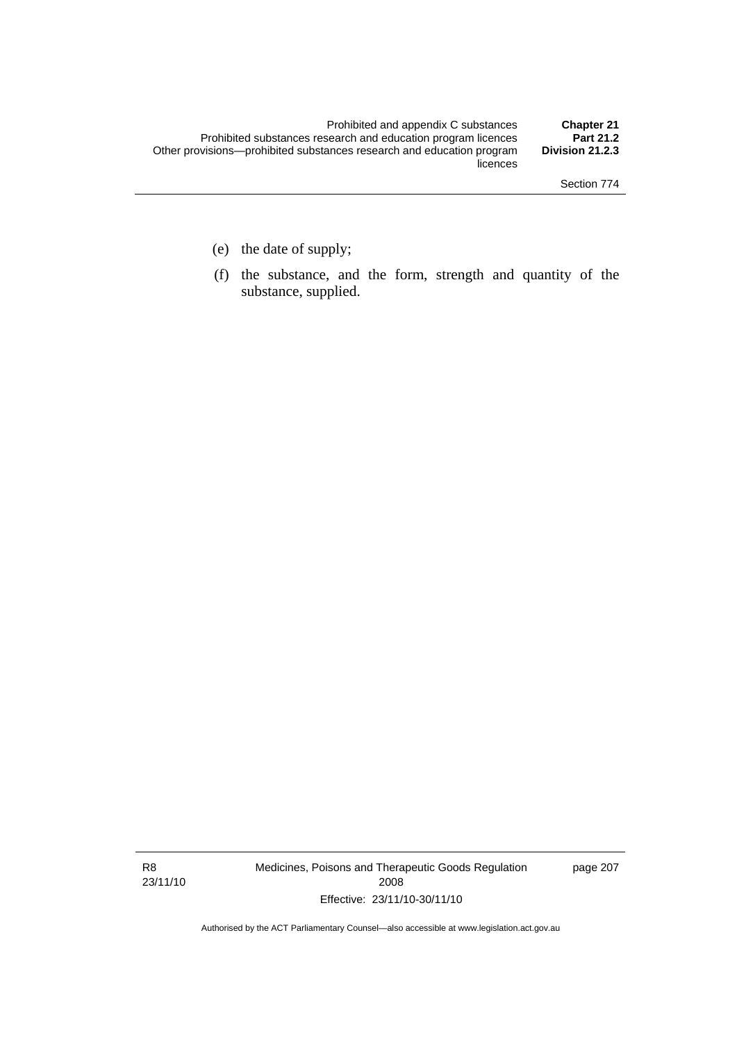(e) the date of supply;

(f) the substance, and the form, strength and quantity of the substance, supplied.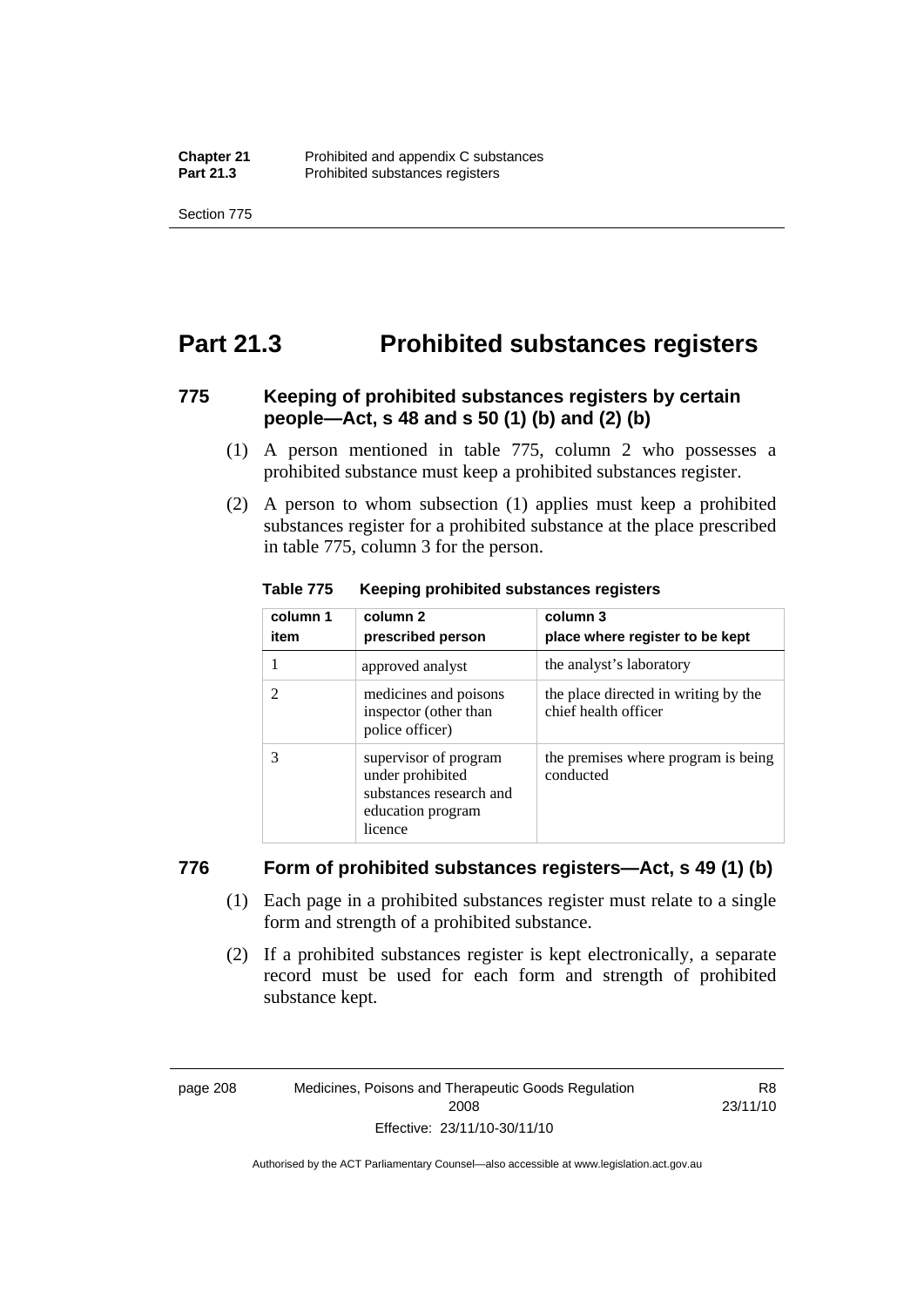# Part 21.3 Prohibited substances registers

### 775 Keeping of prohibited substances registers by certain people—Act, s 48 and s 50 (1) (b) and (2) (b)

(1) A person mentioned in table 775, column 2 who possesses a prohibited substance must keep a prohibited substances register.

(2) A person to whom subsection (1) applies must keep a prohibited substances register for a prohibited substance at the place prescribed in table 775, column 3 for the person.

**Table 775 Keeping prohibited substances registers**

| column 1<br>item | column 2<br>prescribed person | column 3<br>place where register to be kept |
|---|---|---|
| 1 | approved analyst | the analyst's laboratory |
| 2 | medicines and poisons inspector (other than police officer) | the place directed in writing by the chief health officer |
| 3 | supervisor of program under prohibited substances research and education program licence | the premises where program is being conducted |

### 776 Form of prohibited substances registers—Act, s 49 (1) (b)

(1) Each page in a prohibited substances register must relate to a single form and strength of a prohibited substance.

(2) If a prohibited substances register is kept electronically, a separate record must be used for each form and strength of prohibited substance kept.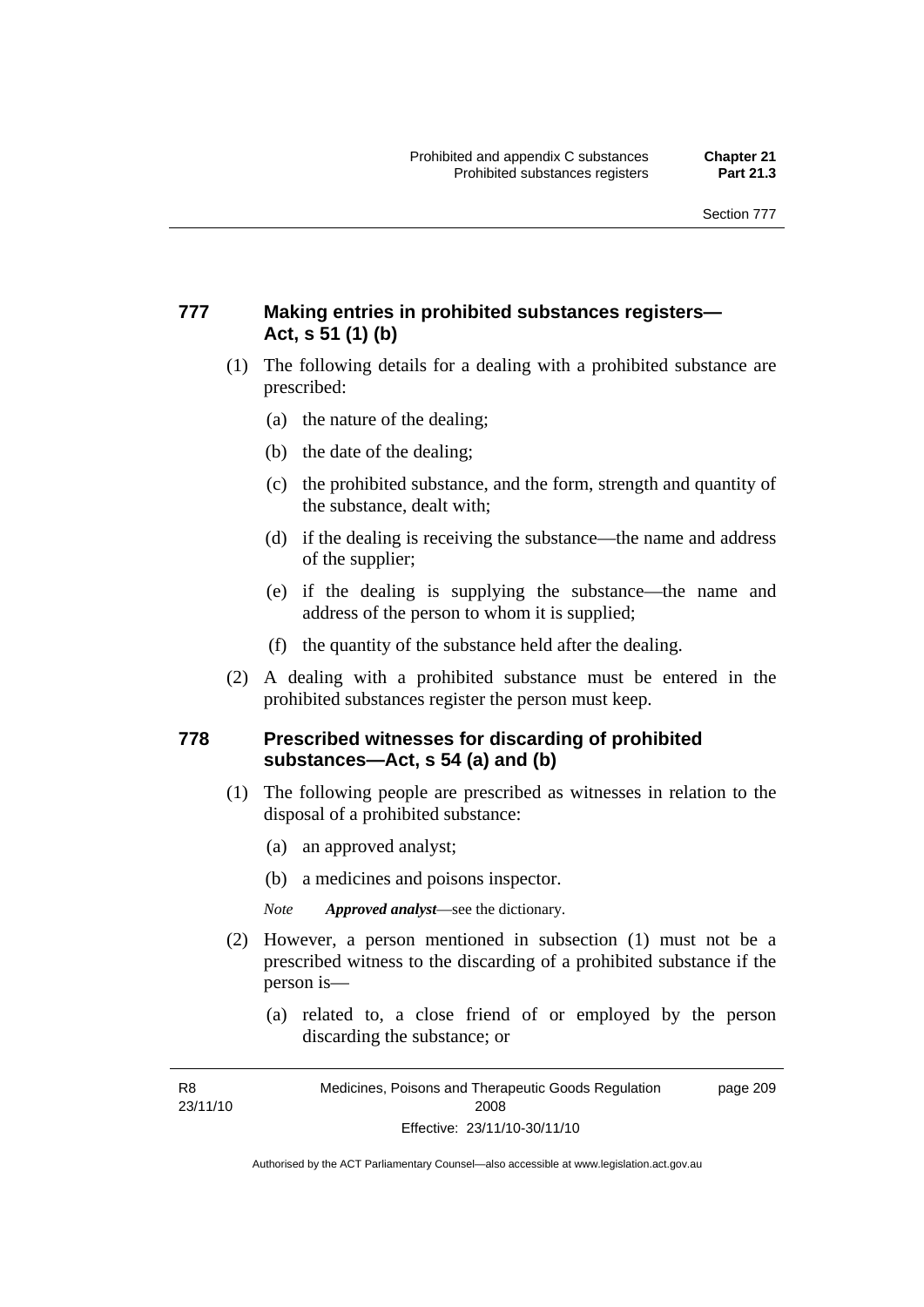### 777 Making entries in prohibited substances registers—Act, s 51 (1) (b)

(1) The following details for a dealing with a prohibited substance are prescribed:

(a) the nature of the dealing;

(b) the date of the dealing;

(c) the prohibited substance, and the form, strength and quantity of the substance, dealt with;

(d) if the dealing is receiving the substance—the name and address of the supplier;

(e) if the dealing is supplying the substance—the name and address of the person to whom it is supplied;

(f) the quantity of the substance held after the dealing.

(2) A dealing with a prohibited substance must be entered in the prohibited substances register the person must keep.

### 778 Prescribed witnesses for discarding of prohibited substances—Act, s 54 (a) and (b)

(1) The following people are prescribed as witnesses in relation to the disposal of a prohibited substance:

(a) an approved analyst;

(b) a medicines and poisons inspector.

*Note* ***Approved analyst***—see the dictionary.

(2) However, a person mentioned in subsection (1) must not be a prescribed witness to the discarding of a prohibited substance if the person is—

(a) related to, a close friend of or employed by the person discarding the substance; or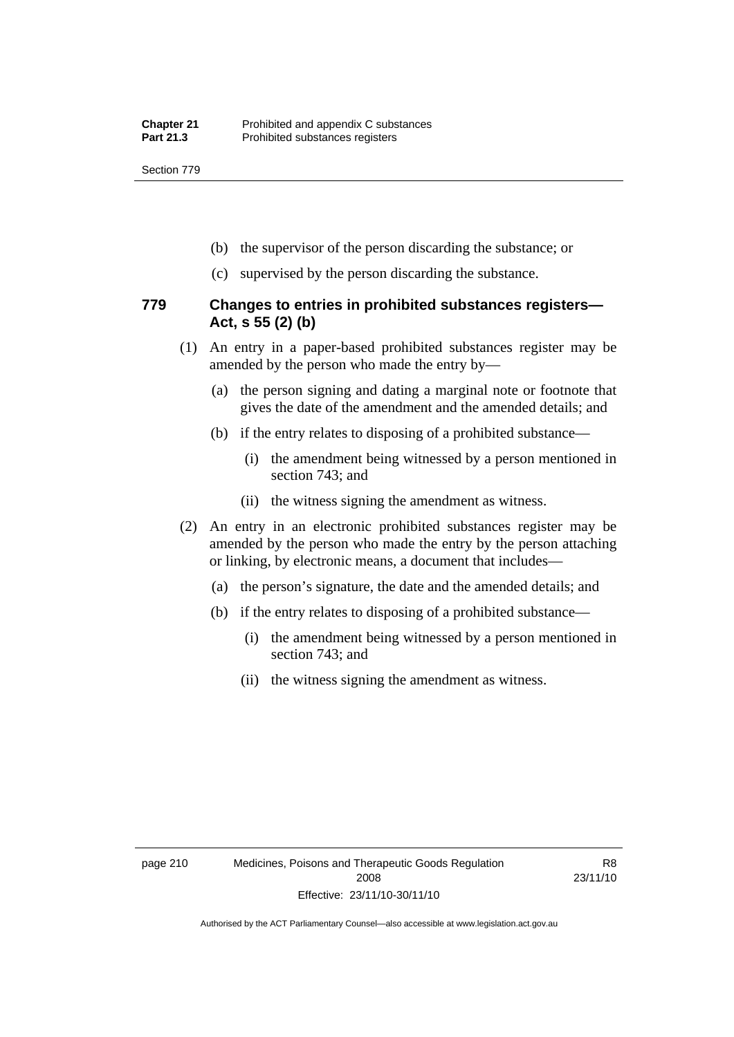(b) the supervisor of the person discarding the substance; or

(c) supervised by the person discarding the substance.

## 779 Changes to entries in prohibited substances registers—Act, s 55 (2) (b)

(1) An entry in a paper-based prohibited substances register may be amended by the person who made the entry by—

(a) the person signing and dating a marginal note or footnote that gives the date of the amendment and the amended details; and

(b) if the entry relates to disposing of a prohibited substance—

(i) the amendment being witnessed by a person mentioned in section 743; and

(ii) the witness signing the amendment as witness.

(2) An entry in an electronic prohibited substances register may be amended by the person who made the entry by the person attaching or linking, by electronic means, a document that includes—

(a) the person's signature, the date and the amended details; and

(b) if the entry relates to disposing of a prohibited substance—

(i) the amendment being witnessed by a person mentioned in section 743; and

(ii) the witness signing the amendment as witness.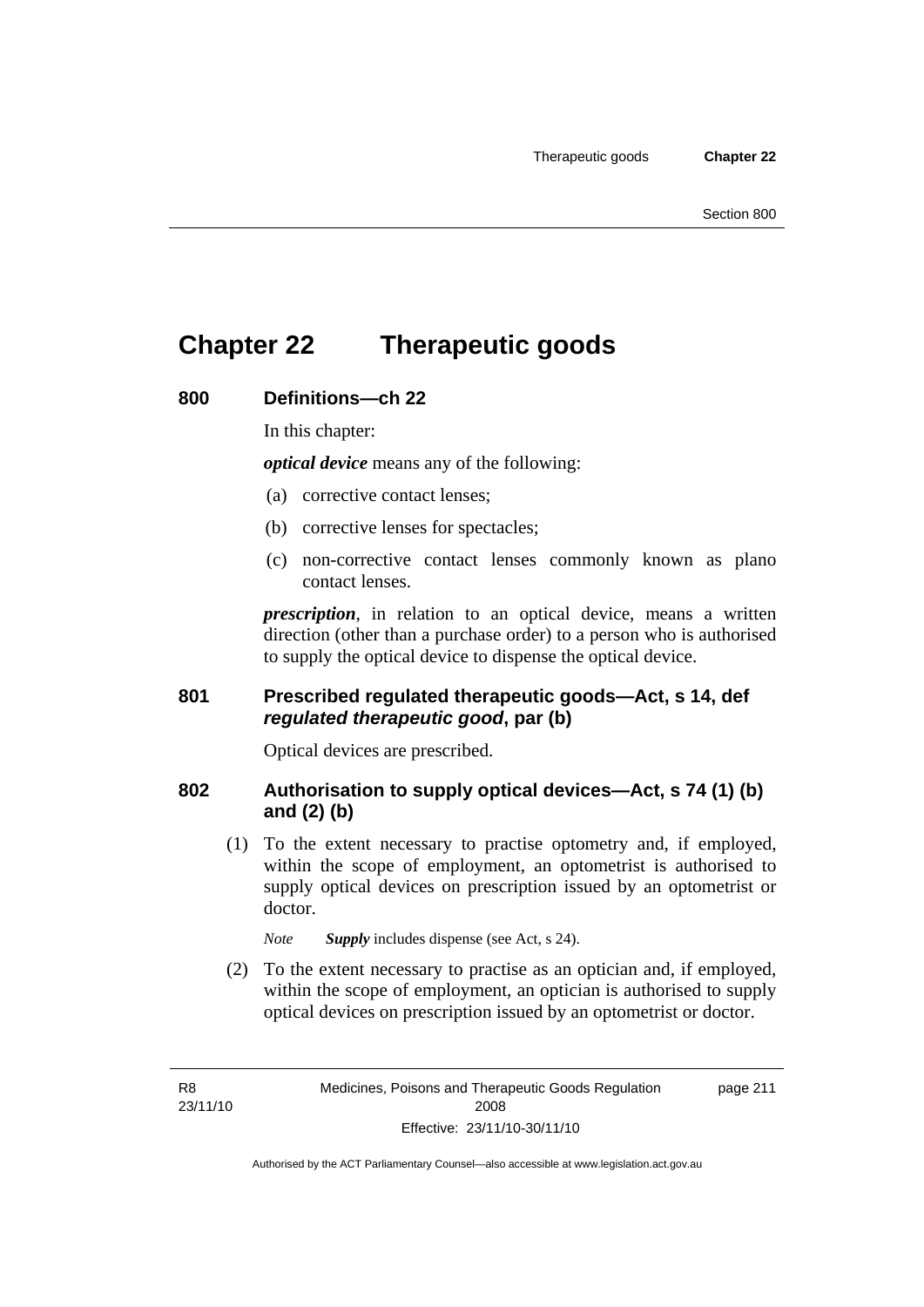# Chapter 22 Therapeutic goods

## 800 Definitions—ch 22

In this chapter:

***optical device*** means any of the following:

(a) corrective contact lenses;

(b) corrective lenses for spectacles;

(c) non-corrective contact lenses commonly known as plano contact lenses.

***prescription***, in relation to an optical device, means a written direction (other than a purchase order) to a person who is authorised to supply the optical device to dispense the optical device.

## 801 Prescribed regulated therapeutic goods—Act, s 14, def *regulated therapeutic good*, par (b)

Optical devices are prescribed.

## 802 Authorisation to supply optical devices—Act, s 74 (1) (b) and (2) (b)

(1) To the extent necessary to practise optometry and, if employed, within the scope of employment, an optometrist is authorised to supply optical devices on prescription issued by an optometrist or doctor.

*Note* ***Supply*** includes dispense (see Act, s 24).

(2) To the extent necessary to practise as an optician and, if employed, within the scope of employment, an optician is authorised to supply optical devices on prescription issued by an optometrist or doctor.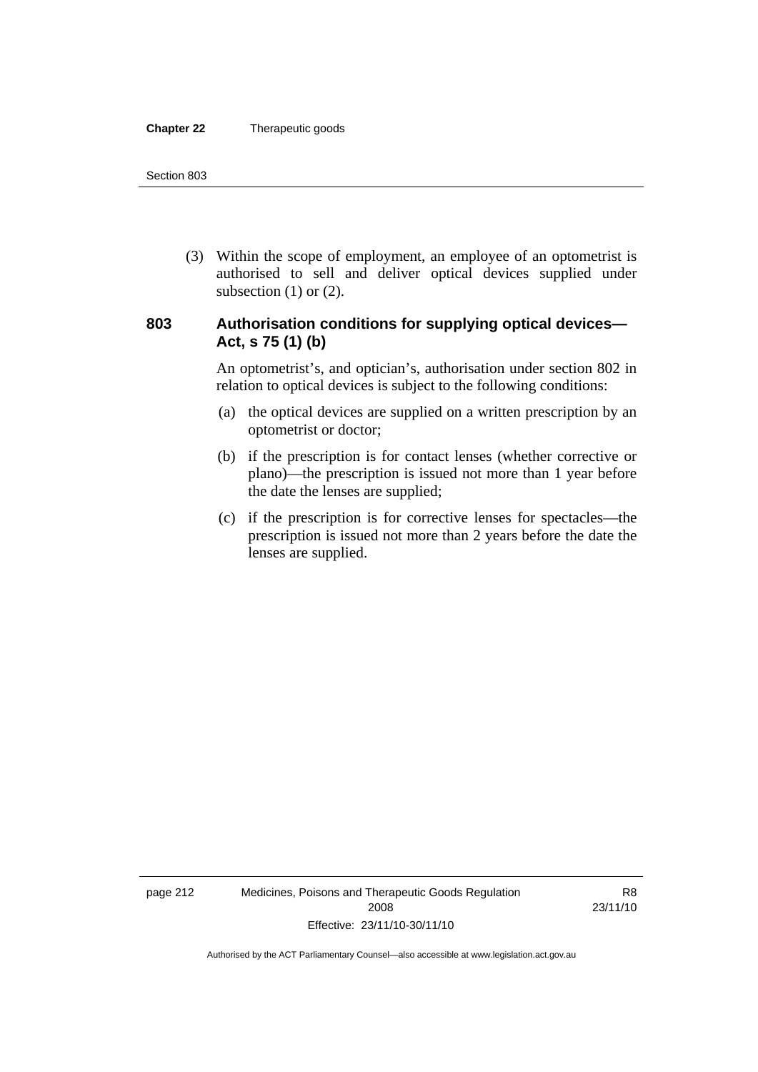(3) Within the scope of employment, an employee of an optometrist is authorised to sell and deliver optical devices supplied under subsection (1) or (2).

### 803 Authorisation conditions for supplying optical devices—Act, s 75 (1) (b)

An optometrist's, and optician's, authorisation under section 802 in relation to optical devices is subject to the following conditions:

(a) the optical devices are supplied on a written prescription by an optometrist or doctor;

(b) if the prescription is for contact lenses (whether corrective or plano)—the prescription is issued not more than 1 year before the date the lenses are supplied;

(c) if the prescription is for corrective lenses for spectacles—the prescription is issued not more than 2 years before the date the lenses are supplied.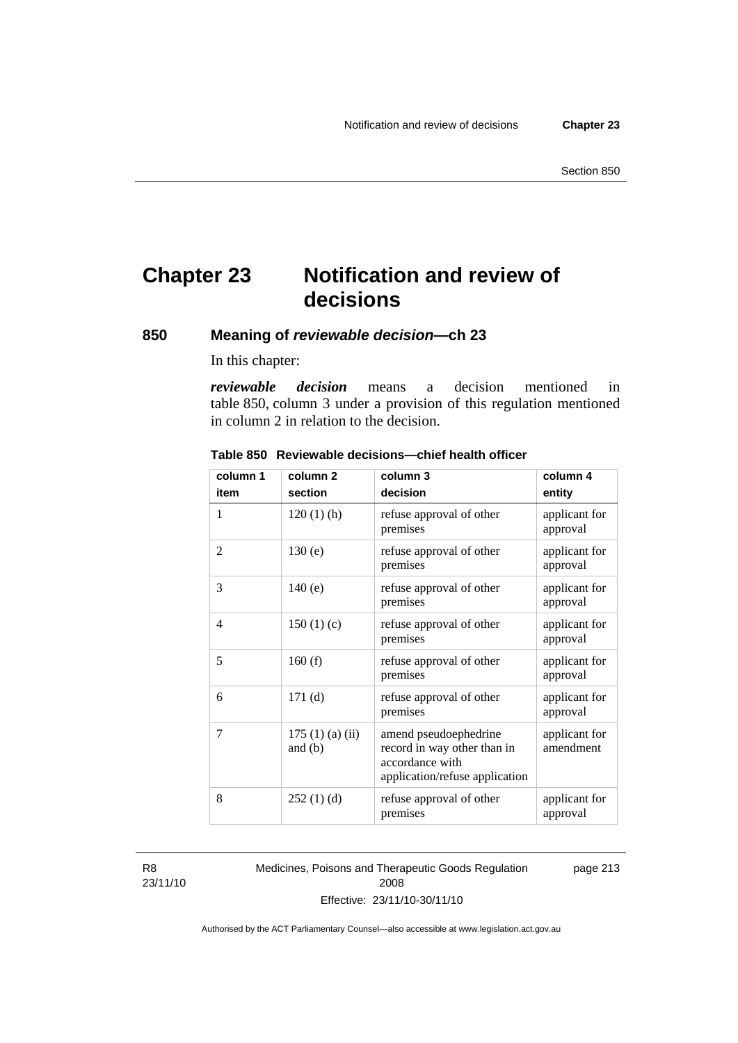# Chapter 23 Notification and review of decisions

## 850 Meaning of *reviewable decision*—ch 23

In this chapter:

***reviewable decision*** means a decision mentioned in table 850, column 3 under a provision of this regulation mentioned in column 2 in relation to the decision.

**Table 850 Reviewable decisions—chief health officer**

| column 1 item | column 2 section | column 3 decision | column 4 entity |
|---|---|---|---|
| 1 | 120 (1) (h) | refuse approval of other premises | applicant for approval |
| 2 | 130 (e) | refuse approval of other premises | applicant for approval |
| 3 | 140 (e) | refuse approval of other premises | applicant for approval |
| 4 | 150 (1) (c) | refuse approval of other premises | applicant for approval |
| 5 | 160 (f) | refuse approval of other premises | applicant for approval |
| 6 | 171 (d) | refuse approval of other premises | applicant for approval |
| 7 | 175 (1) (a) (ii) and (b) | amend pseudoephedrine record in way other than in accordance with application/refuse application | applicant for amendment |
| 8 | 252 (1) (d) | refuse approval of other premises | applicant for approval |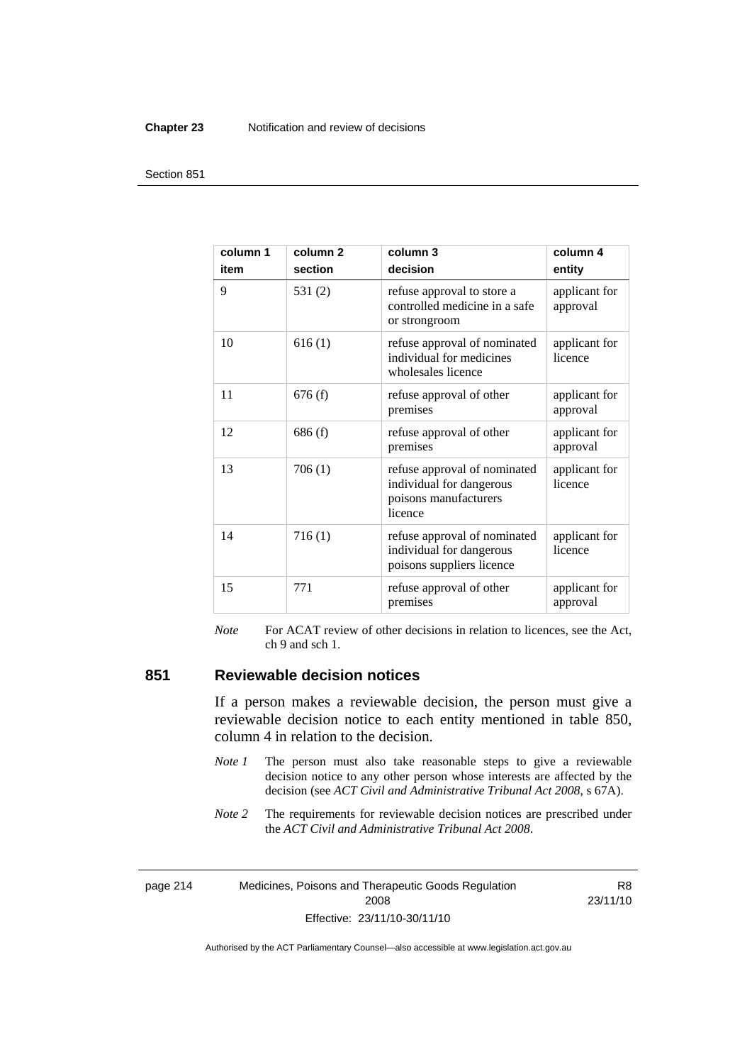| column 1 item | column 2 section | column 3 decision | column 4 entity |
|---|---|---|---|
| 9 | 531 (2) | refuse approval to store a controlled medicine in a safe or strongroom | applicant for approval |
| 10 | 616 (1) | refuse approval of nominated individual for medicines wholesales licence | applicant for licence |
| 11 | 676 (f) | refuse approval of other premises | applicant for approval |
| 12 | 686 (f) | refuse approval of other premises | applicant for approval |
| 13 | 706 (1) | refuse approval of nominated individual for dangerous poisons manufacturers licence | applicant for licence |
| 14 | 716 (1) | refuse approval of nominated individual for dangerous poisons suppliers licence | applicant for licence |
| 15 | 771 | refuse approval of other premises | applicant for approval |

*Note* For ACAT review of other decisions in relation to licences, see the Act, ch 9 and sch 1.

## 851 Reviewable decision notices

If a person makes a reviewable decision, the person must give a reviewable decision notice to each entity mentioned in table 850, column 4 in relation to the decision.

*Note 1* The person must also take reasonable steps to give a reviewable decision notice to any other person whose interests are affected by the decision (see *ACT Civil and Administrative Tribunal Act 2008*, s 67A).

*Note 2* The requirements for reviewable decision notices are prescribed under the *ACT Civil and Administrative Tribunal Act 2008*.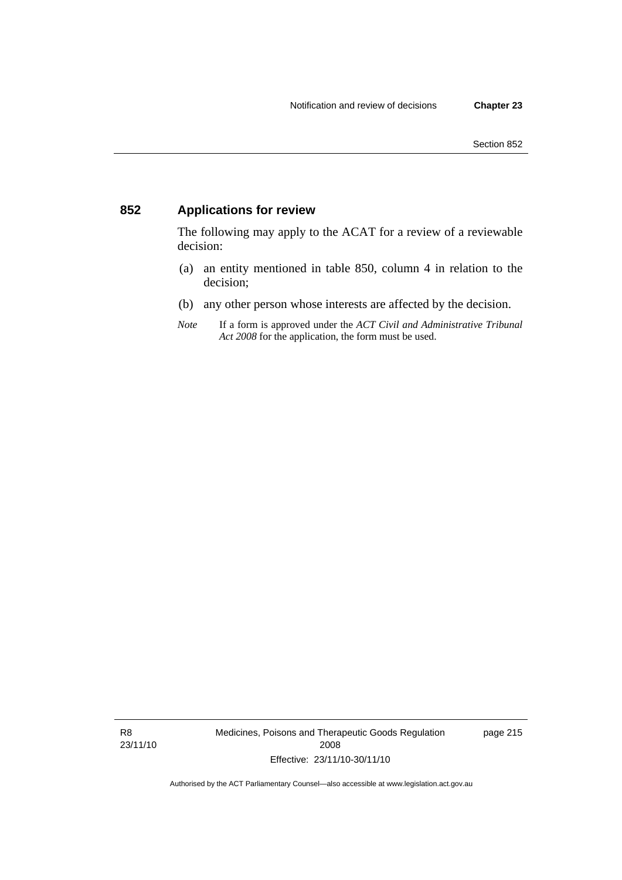## 852 Applications for review

The following may apply to the ACAT for a review of a reviewable decision:

(a) an entity mentioned in table 850, column 4 in relation to the decision;

(b) any other person whose interests are affected by the decision.

*Note* If a form is approved under the *ACT Civil and Administrative Tribunal Act 2008* for the application, the form must be used.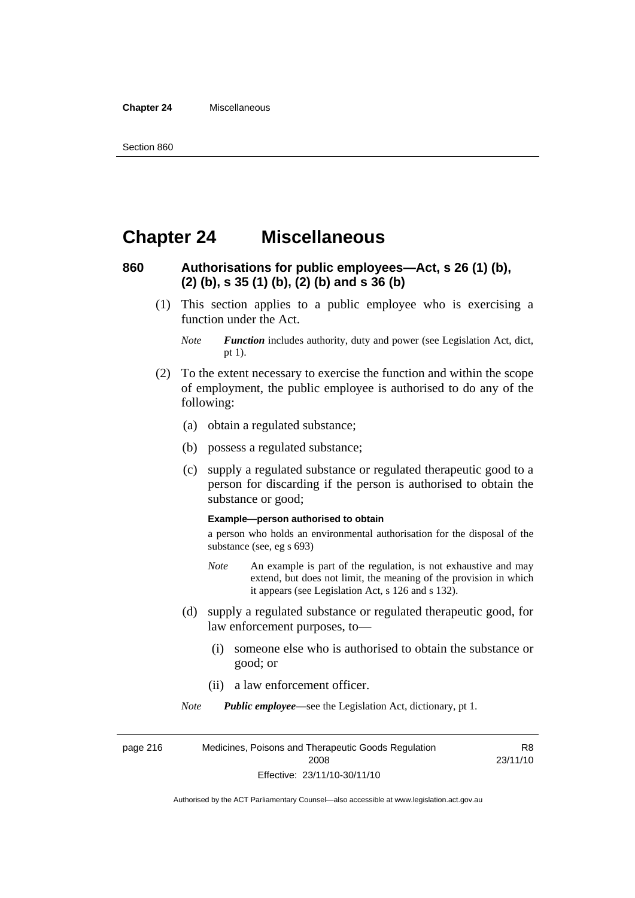# Chapter 24 Miscellaneous

### 860 Authorisations for public employees—Act, s 26 (1) (b), (2) (b), s 35 (1) (b), (2) (b) and s 36 (b)

(1) This section applies to a public employee who is exercising a function under the Act.

*Note* ***Function*** includes authority, duty and power (see Legislation Act, dict, pt 1).

(2) To the extent necessary to exercise the function and within the scope of employment, the public employee is authorised to do any of the following:

(a) obtain a regulated substance;

(b) possess a regulated substance;

(c) supply a regulated substance or regulated therapeutic good to a person for discarding if the person is authorised to obtain the substance or good;

**Example—person authorised to obtain**

a person who holds an environmental authorisation for the disposal of the substance (see, eg s 693)

*Note* An example is part of the regulation, is not exhaustive and may extend, but does not limit, the meaning of the provision in which it appears (see Legislation Act, s 126 and s 132).

(d) supply a regulated substance or regulated therapeutic good, for law enforcement purposes, to—

(i) someone else who is authorised to obtain the substance or good; or

(ii) a law enforcement officer.

*Note* ***Public employee***—see the Legislation Act, dictionary, pt 1.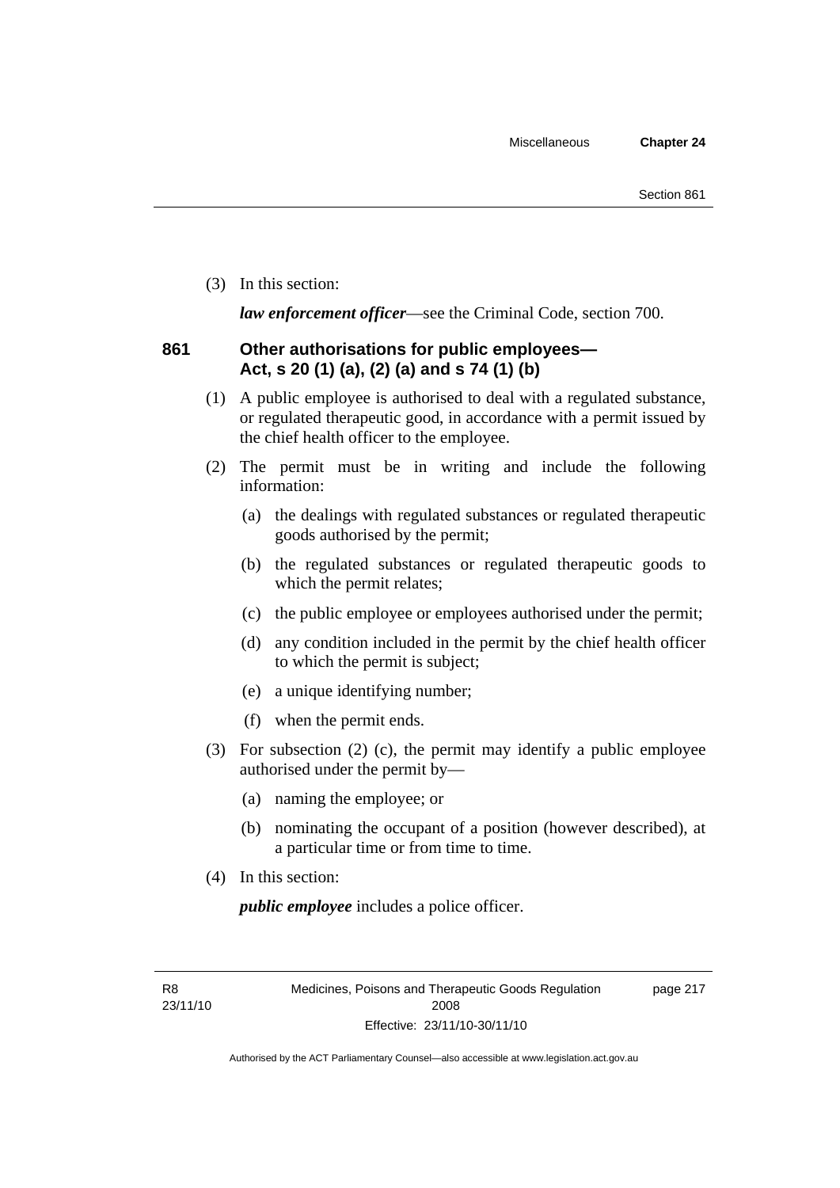(3) In this section:

***law enforcement officer***—see the Criminal Code, section 700.

### 861 Other authorisations for public employees—Act, s 20 (1) (a), (2) (a) and s 74 (1) (b)

(1) A public employee is authorised to deal with a regulated substance, or regulated therapeutic good, in accordance with a permit issued by the chief health officer to the employee.

(2) The permit must be in writing and include the following information:

(a) the dealings with regulated substances or regulated therapeutic goods authorised by the permit;

(b) the regulated substances or regulated therapeutic goods to which the permit relates;

(c) the public employee or employees authorised under the permit;

(d) any condition included in the permit by the chief health officer to which the permit is subject;

(e) a unique identifying number;

(f) when the permit ends.

(3) For subsection (2) (c), the permit may identify a public employee authorised under the permit by—

(a) naming the employee; or

(b) nominating the occupant of a position (however described), at a particular time or from time to time.

(4) In this section:

***public employee*** includes a police officer.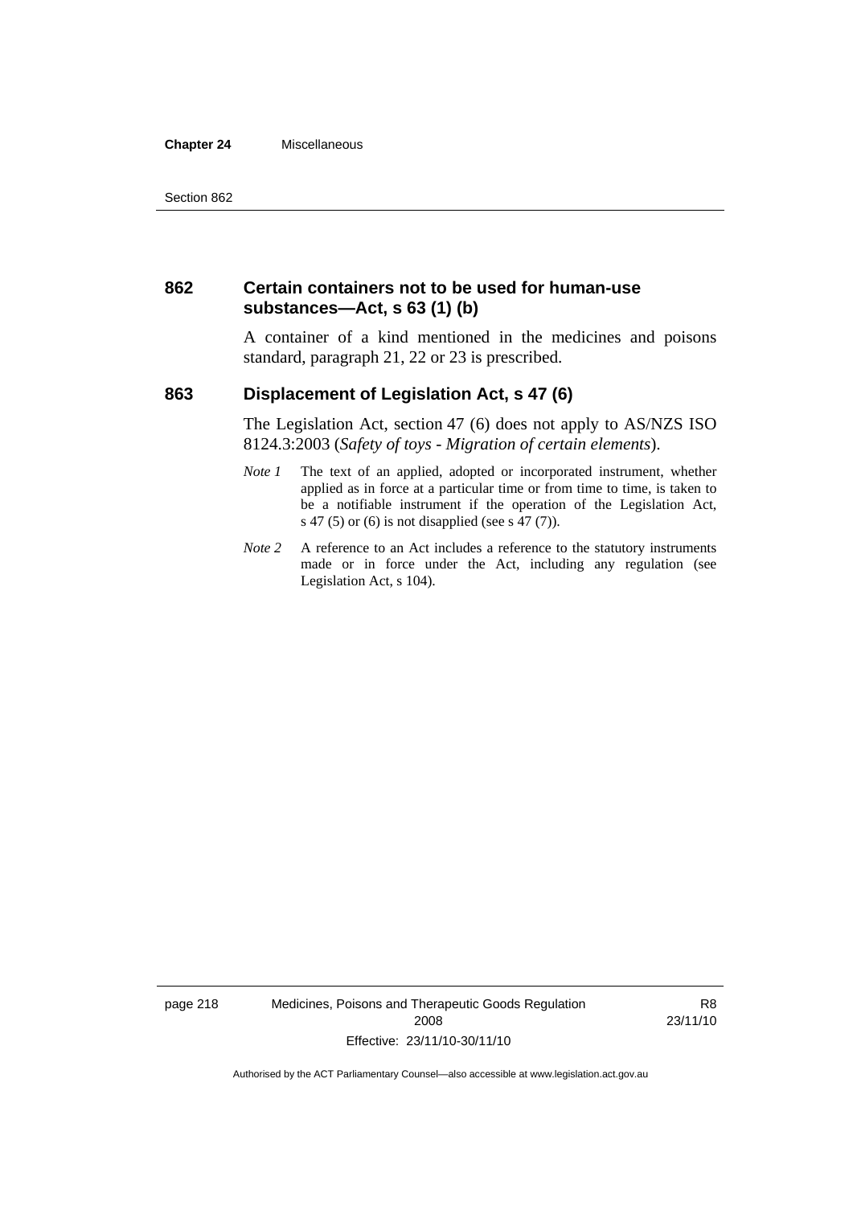## 862 Certain containers not to be used for human-use substances—Act, s 63 (1) (b)

A container of a kind mentioned in the medicines and poisons standard, paragraph 21, 22 or 23 is prescribed.

## 863 Displacement of Legislation Act, s 47 (6)

The Legislation Act, section 47 (6) does not apply to AS/NZS ISO 8124.3:2003 (*Safety of toys - Migration of certain elements*).

*Note 1* The text of an applied, adopted or incorporated instrument, whether applied as in force at a particular time or from time to time, is taken to be a notifiable instrument if the operation of the Legislation Act, s 47 (5) or (6) is not disapplied (see s 47 (7)).

*Note 2* A reference to an Act includes a reference to the statutory instruments made or in force under the Act, including any regulation (see Legislation Act, s 104).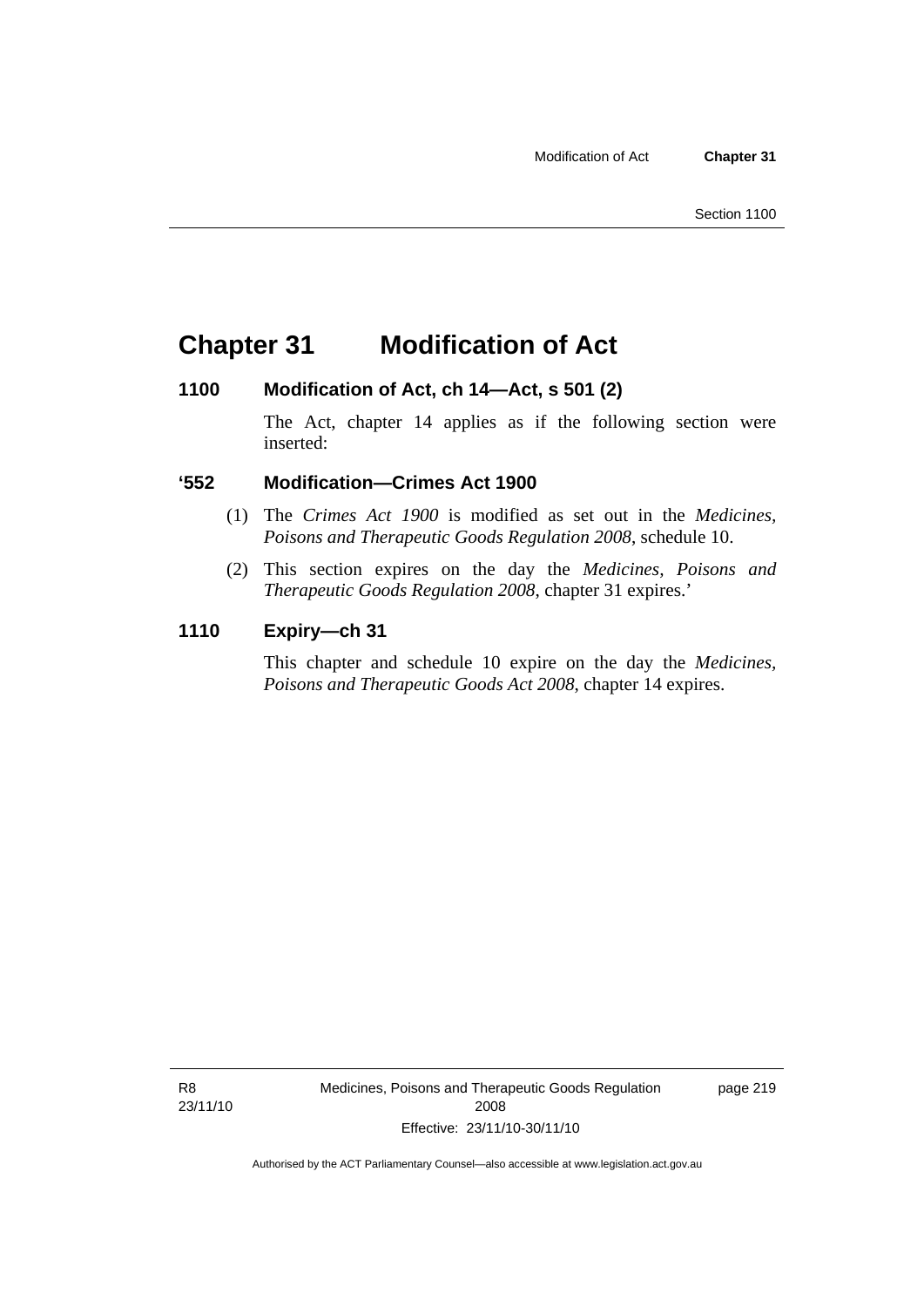# Chapter 31 Modification of Act

### 1100 Modification of Act, ch 14—Act, s 501 (2)

The Act, chapter 14 applies as if the following section were inserted:

### '552 Modification—Crimes Act 1900

(1) The *Crimes Act 1900* is modified as set out in the *Medicines, Poisons and Therapeutic Goods Regulation 2008*, schedule 10.

(2) This section expires on the day the *Medicines, Poisons and Therapeutic Goods Regulation 2008*, chapter 31 expires.'

### 1110 Expiry—ch 31

This chapter and schedule 10 expire on the day the *Medicines, Poisons and Therapeutic Goods Act 2008*, chapter 14 expires.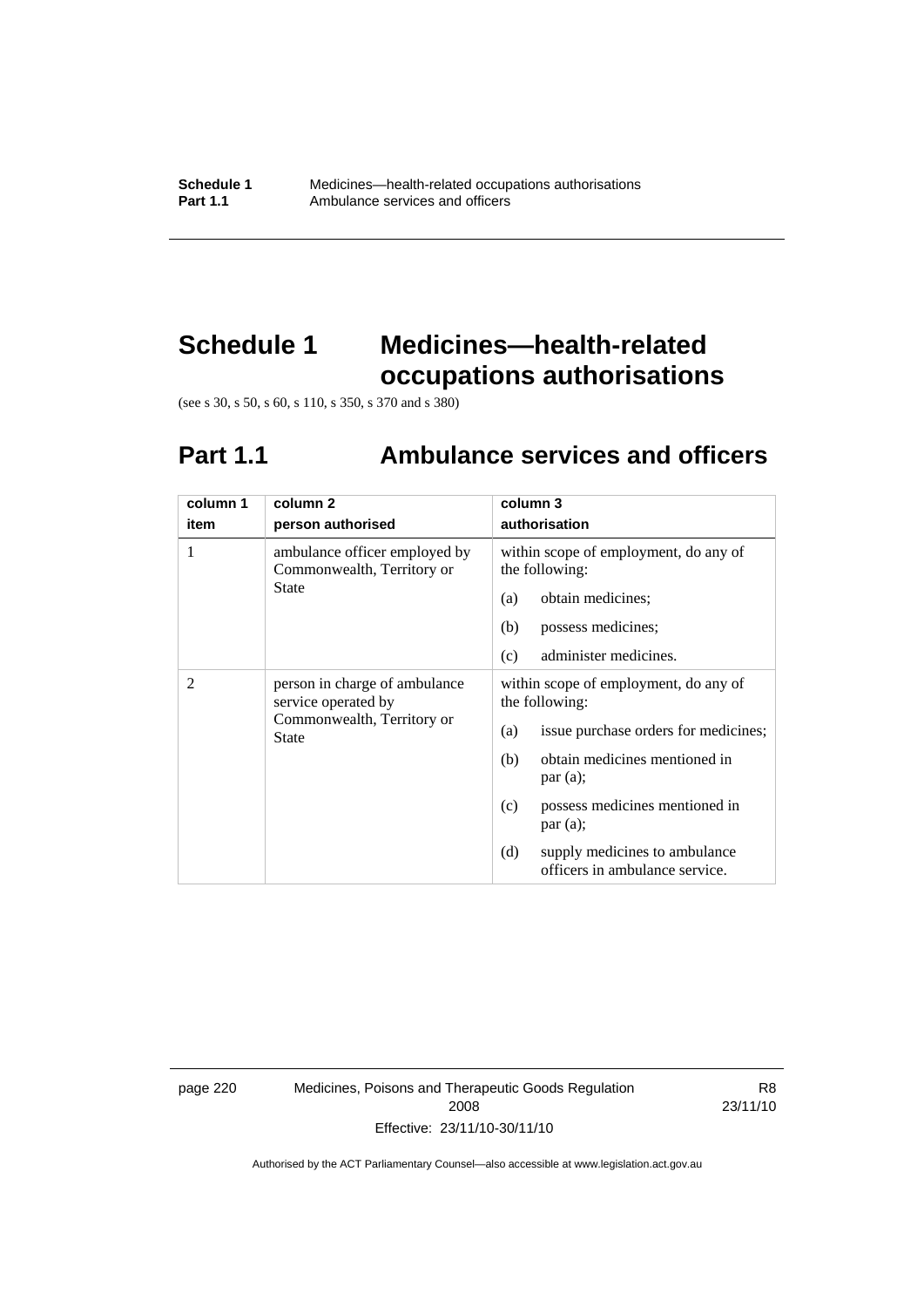# Schedule 1 Medicines—health-related occupations authorisations

(see s 30, s 50, s 60, s 110, s 350, s 370 and s 380)

## Part 1.1 Ambulance services and officers

| column 1<br>item | column 2<br>person authorised | column 3<br>authorisation |
|---|---|---|
| 1 | ambulance officer employed by Commonwealth, Territory or State | within scope of employment, do any of the following:<br>(a) obtain medicines;<br>(b) possess medicines;<br>(c) administer medicines. |
| 2 | person in charge of ambulance service operated by Commonwealth, Territory or State | within scope of employment, do any of the following:<br>(a) issue purchase orders for medicines;<br>(b) obtain medicines mentioned in par (a);<br>(c) possess medicines mentioned in par (a);<br>(d) supply medicines to ambulance officers in ambulance service. |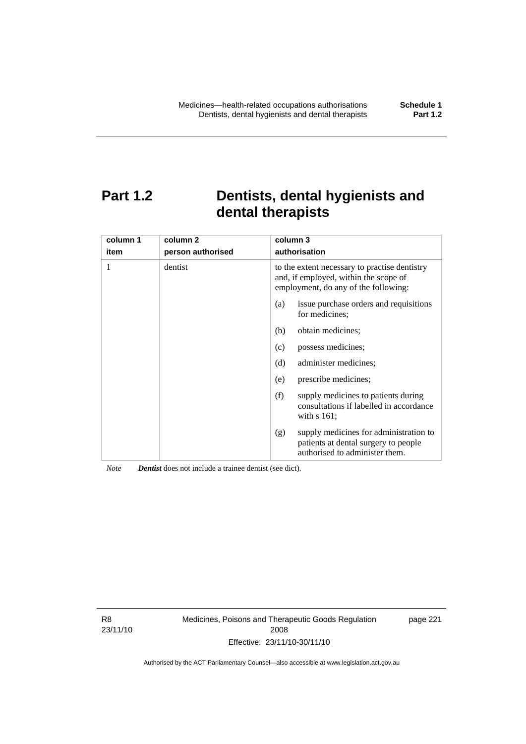# Part 1.2 Dentists, dental hygienists and dental therapists

| column 1<br>item | column 2<br>person authorised | column 3<br>authorisation |
|---|---|---|
| 1 | dentist | to the extent necessary to practise dentistry and, if employed, within the scope of employment, do any of the following:<br>(a) issue purchase orders and requisitions for medicines;<br>(b) obtain medicines;<br>(c) possess medicines;<br>(d) administer medicines;<br>(e) prescribe medicines;<br>(f) supply medicines to patients during consultations if labelled in accordance with s 161;<br>(g) supply medicines for administration to patients at dental surgery to people authorised to administer them. |

*Note* ***Dentist*** does not include a trainee dentist (see dict).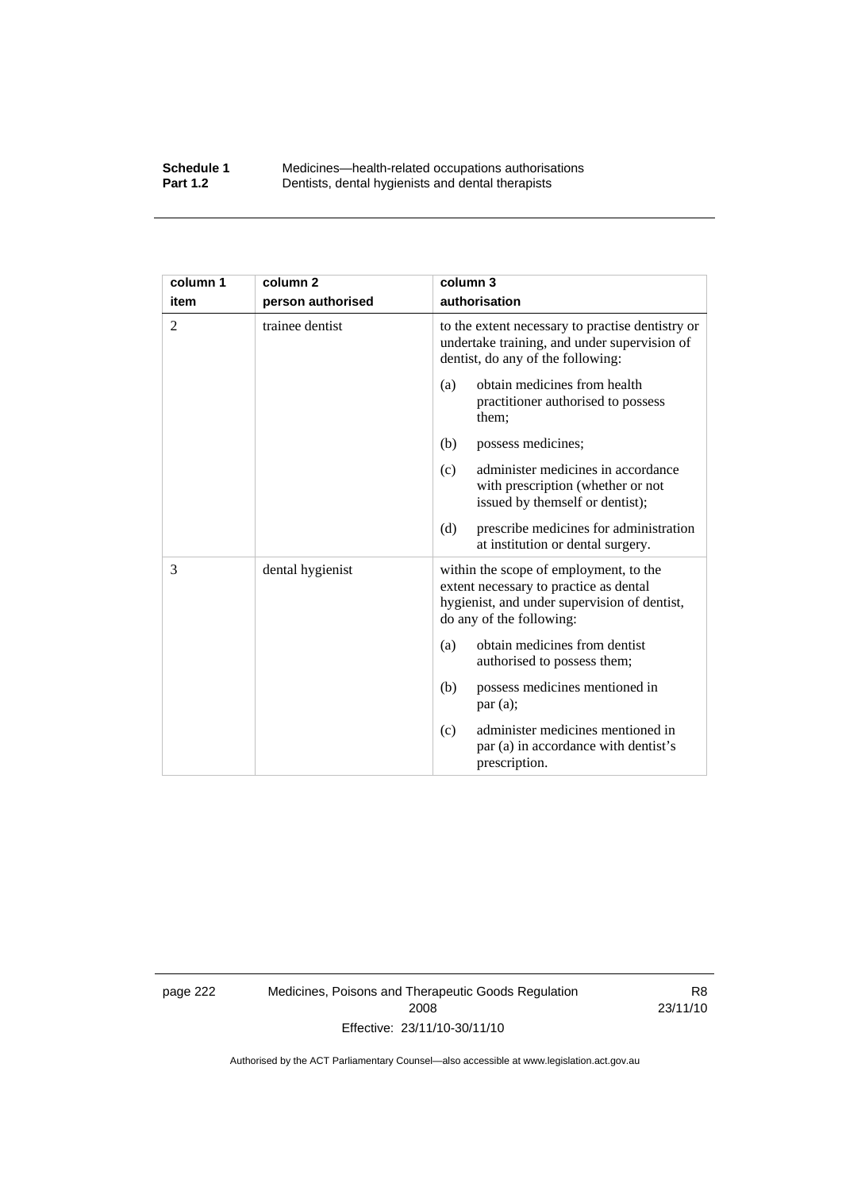| column 1<br>item | column 2<br>person authorised | column 3<br>authorisation |
|---|---|---|
| 2 | trainee dentist | to the extent necessary to practise dentistry or undertake training, and under supervision of dentist, do any of the following:<br>(a) obtain medicines from health practitioner authorised to possess them;<br>(b) possess medicines;<br>(c) administer medicines in accordance with prescription (whether or not issued by themself or dentist);<br>(d) prescribe medicines for administration at institution or dental surgery. |
| 3 | dental hygienist | within the scope of employment, to the extent necessary to practice as dental hygienist, and under supervision of dentist, do any of the following:<br>(a) obtain medicines from dentist authorised to possess them;<br>(b) possess medicines mentioned in par (a);<br>(c) administer medicines mentioned in par (a) in accordance with dentist's prescription. |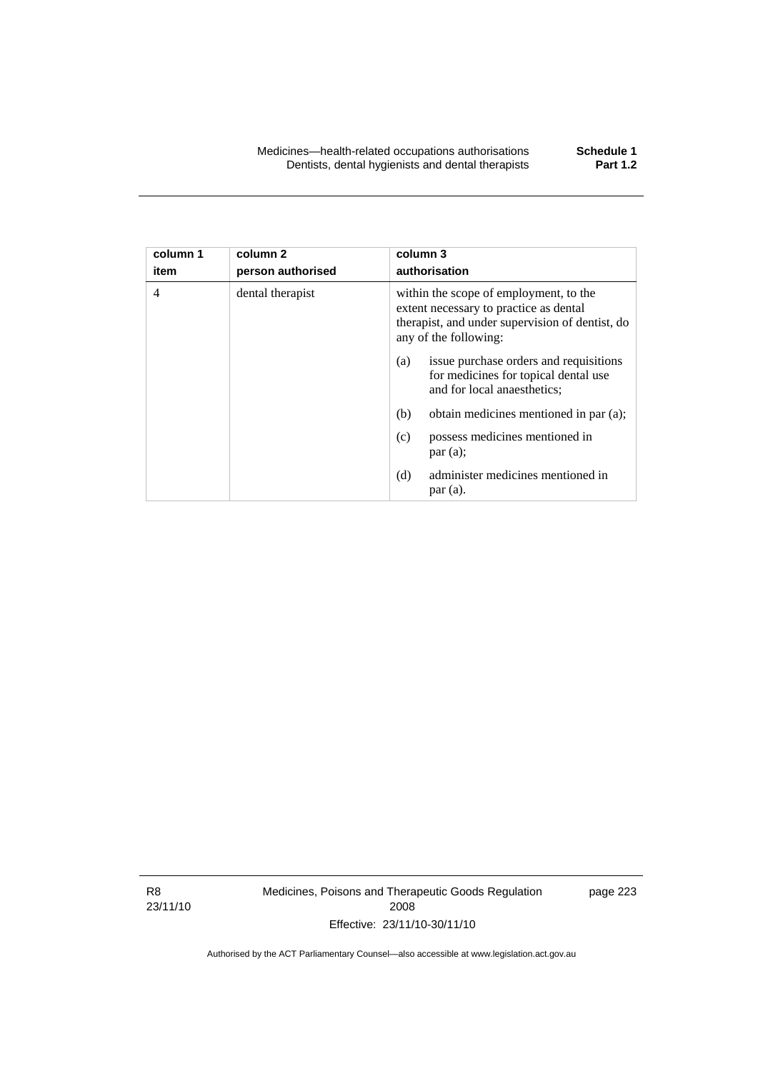| column 1<br>item | column 2<br>person authorised | column 3<br>authorisation |
|---|---|---|
| 4 | dental therapist | within the scope of employment, to the extent necessary to practice as dental therapist, and under supervision of dentist, do any of the following:<br>(a) issue purchase orders and requisitions for medicines for topical dental use and for local anaesthetics;<br>(b) obtain medicines mentioned in par (a);<br>(c) possess medicines mentioned in par (a);<br>(d) administer medicines mentioned in par (a). |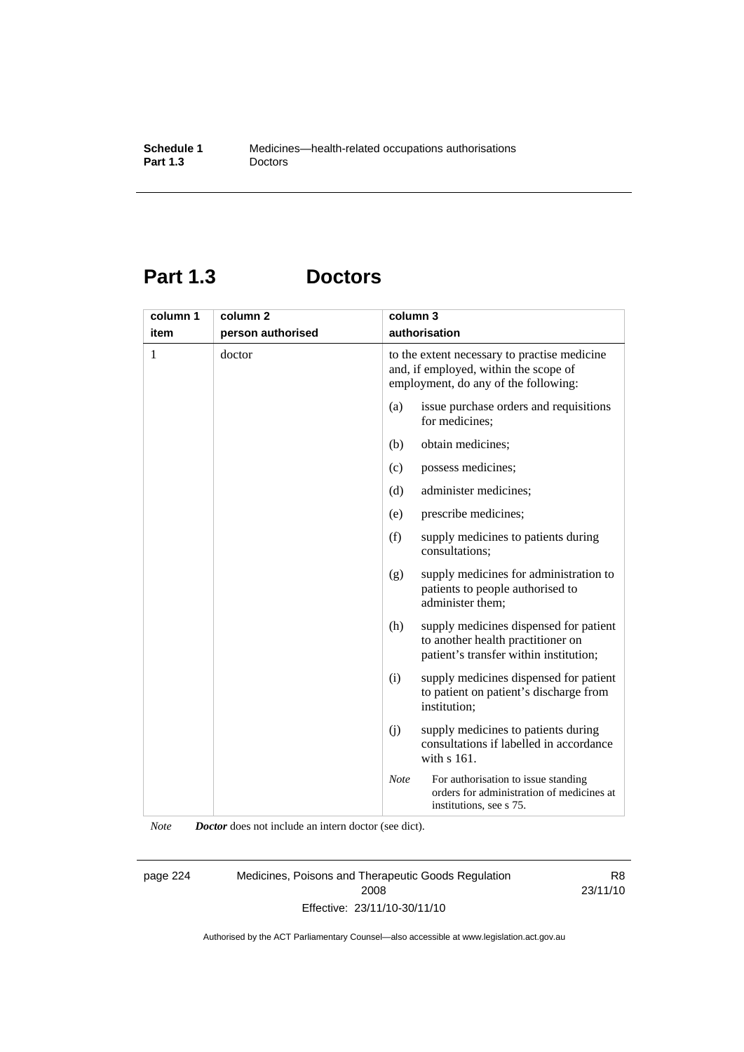# Part 1.3 Doctors

| column 1<br>item | column 2<br>person authorised | column 3<br>authorisation |
|---|---|---|
| 1 | doctor | to the extent necessary to practise medicine and, if employed, within the scope of employment, do any of the following:<br>(a) issue purchase orders and requisitions for medicines;<br>(b) obtain medicines;<br>(c) possess medicines;<br>(d) administer medicines;<br>(e) prescribe medicines;<br>(f) supply medicines to patients during consultations;<br>(g) supply medicines for administration to patients to people authorised to administer them;<br>(h) supply medicines dispensed for patient to another health practitioner on patient's transfer within institution;<br>(i) supply medicines dispensed for patient to patient on patient's discharge from institution;<br>(j) supply medicines to patients during consultations if labelled in accordance with s 161.<br>*Note* For authorisation to issue standing orders for administration of medicines at institutions, see s 75. |

*Note* ***Doctor*** does not include an intern doctor (see dict).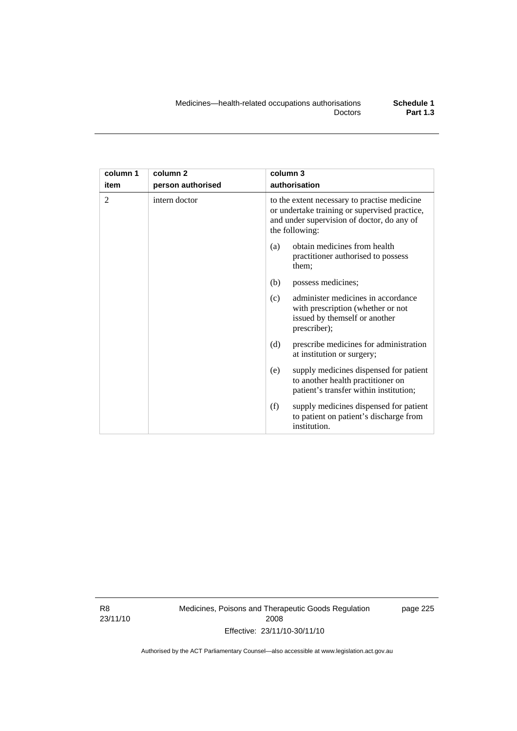| column 1 item | column 2 person authorised | column 3 authorisation |
|---|---|---|
| 2 | intern doctor | to the extent necessary to practise medicine or undertake training or supervised practice, and under supervision of doctor, do any of the following: (a) obtain medicines from health practitioner authorised to possess them; (b) possess medicines; (c) administer medicines in accordance with prescription (whether or not issued by themself or another prescriber); (d) prescribe medicines for administration at institution or surgery; (e) supply medicines dispensed for patient to another health practitioner on patient's transfer within institution; (f) supply medicines dispensed for patient to patient on patient's discharge from institution. |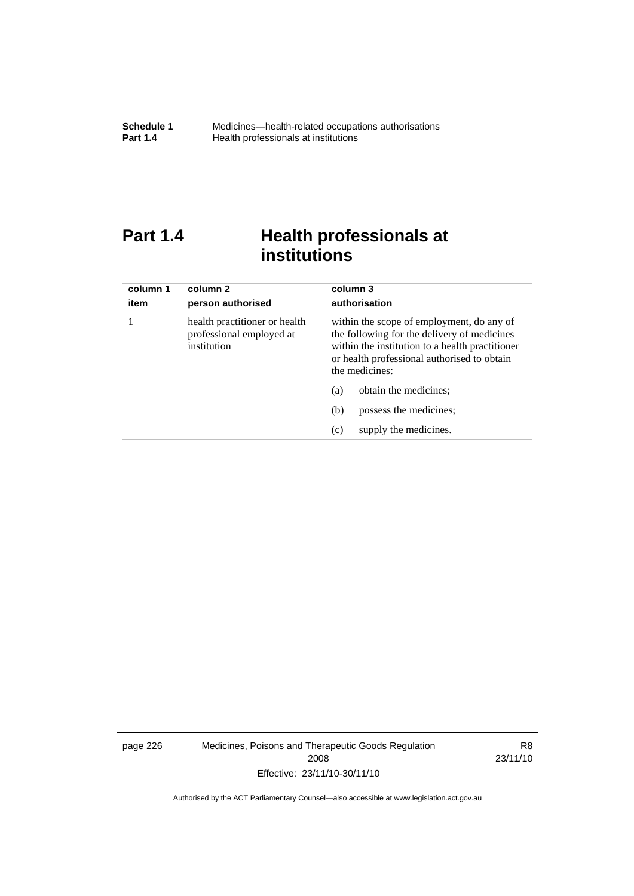# Part 1.4 Health professionals at institutions

| column 1<br>item | column 2<br>person authorised | column 3<br>authorisation |
|---|---|---|
| 1 | health practitioner or health professional employed at institution | within the scope of employment, do any of the following for the delivery of medicines within the institution to a health practitioner or health professional authorised to obtain the medicines:<br>(a) obtain the medicines;<br>(b) possess the medicines;<br>(c) supply the medicines. |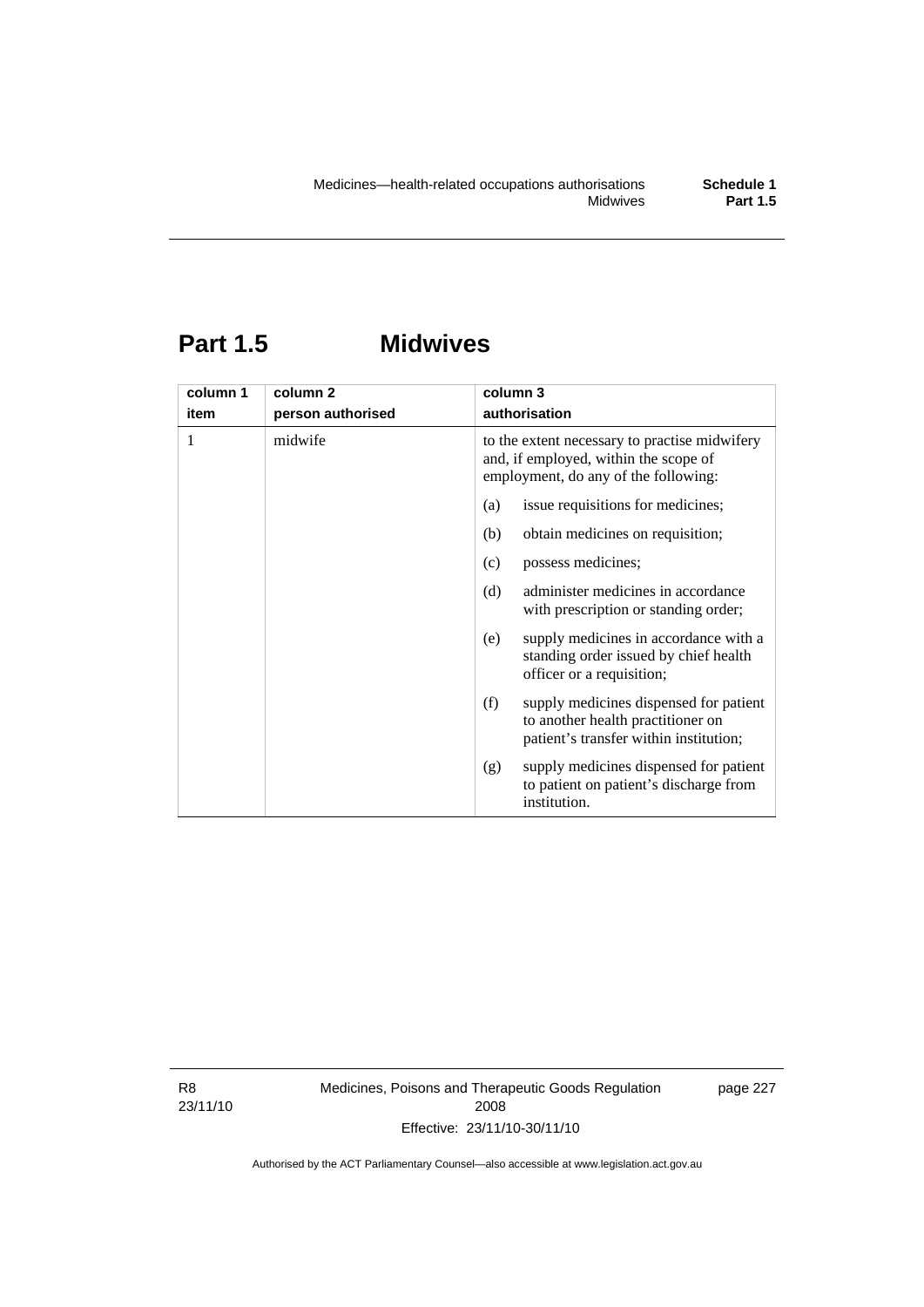# Part 1.5 Midwives

| column 1<br>item | column 2<br>person authorised | column 3<br>authorisation |
|---|---|---|
| 1 | midwife | to the extent necessary to practise midwifery and, if employed, within the scope of employment, do any of the following:<br>(a) issue requisitions for medicines;<br>(b) obtain medicines on requisition;<br>(c) possess medicines;<br>(d) administer medicines in accordance with prescription or standing order;<br>(e) supply medicines in accordance with a standing order issued by chief health officer or a requisition;<br>(f) supply medicines dispensed for patient to another health practitioner on patient's transfer within institution;<br>(g) supply medicines dispensed for patient to patient on patient's discharge from institution. |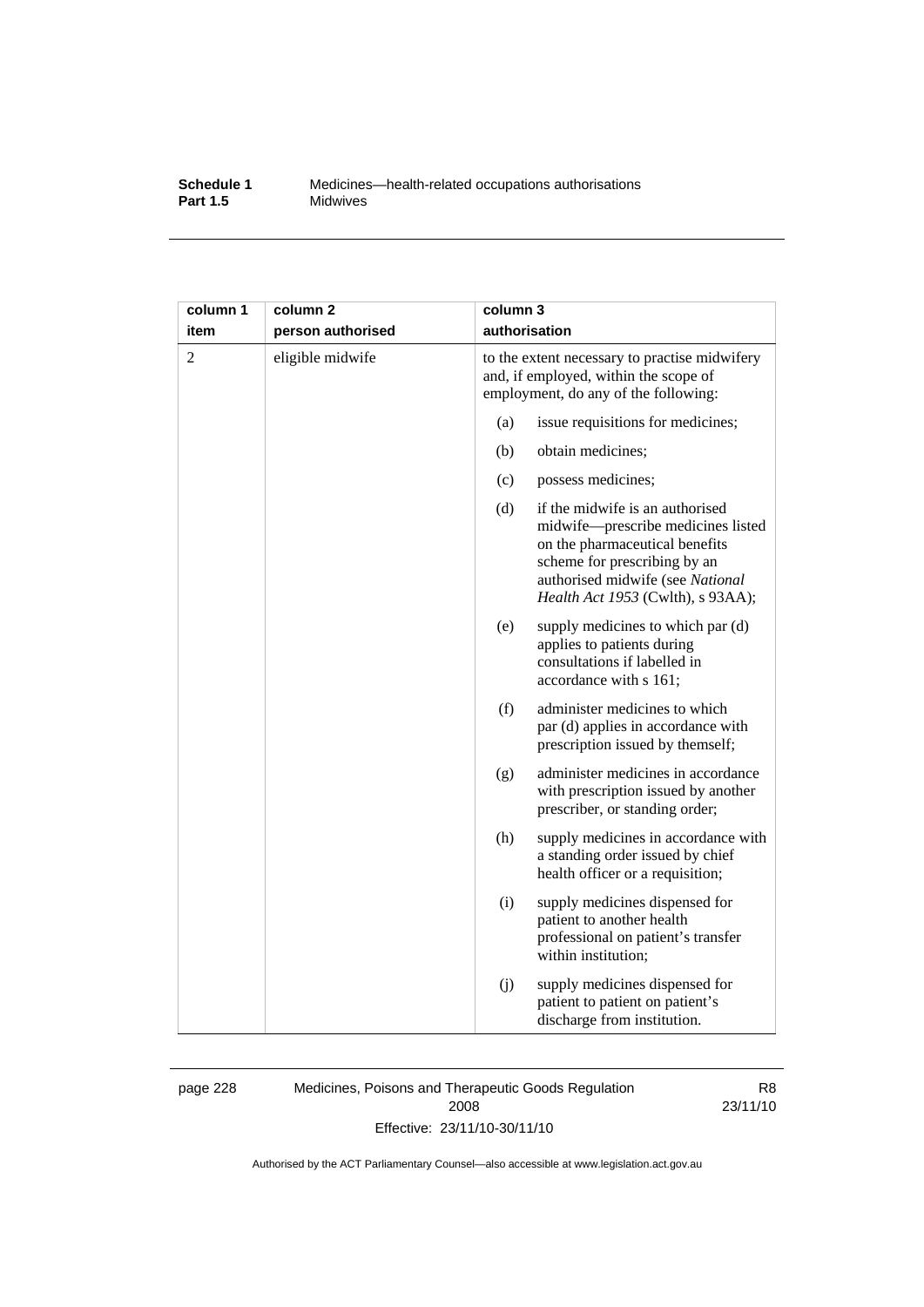| column 1 item | column 2 person authorised | column 3 authorisation |
|---|---|---|
| 2 | eligible midwife | to the extent necessary to practise midwifery and, if employed, within the scope of employment, do any of the following: |
| | | (a) issue requisitions for medicines; |
| | | (b) obtain medicines; |
| | | (c) possess medicines; |
| | | (d) if the midwife is an authorised midwife—prescribe medicines listed on the pharmaceutical benefits scheme for prescribing by an authorised midwife (see *National Health Act 1953* (Cwlth), s 93AA); |
| | | (e) supply medicines to which par (d) applies to patients during consultations if labelled in accordance with s 161; |
| | | (f) administer medicines to which par (d) applies in accordance with prescription issued by themself; |
| | | (g) administer medicines in accordance with prescription issued by another prescriber, or standing order; |
| | | (h) supply medicines in accordance with a standing order issued by chief health officer or a requisition; |
| | | (i) supply medicines dispensed for patient to another health professional on patient's transfer within institution; |
| | | (j) supply medicines dispensed for patient to patient on patient's discharge from institution. |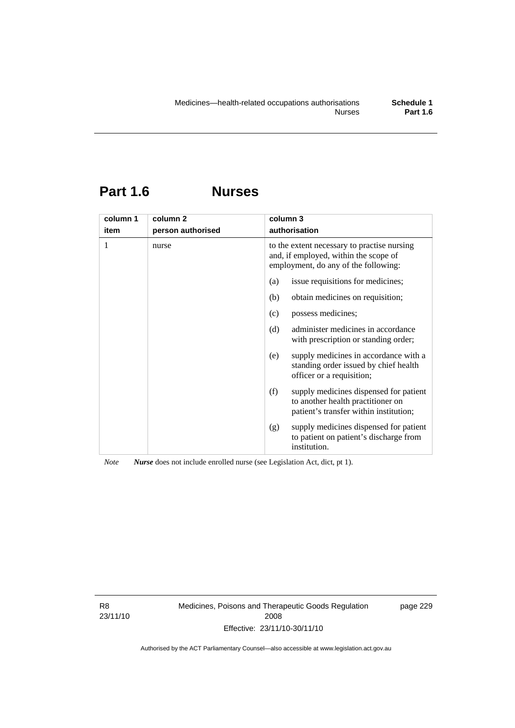## Part 1.6 Nurses

| column 1<br>item | column 2<br>person authorised | column 3<br>authorisation |
|---|---|---|
| 1 | nurse | to the extent necessary to practise nursing and, if employed, within the scope of employment, do any of the following:<br>(a) issue requisitions for medicines;<br>(b) obtain medicines on requisition;<br>(c) possess medicines;<br>(d) administer medicines in accordance with prescription or standing order;<br>(e) supply medicines in accordance with a standing order issued by chief health officer or a requisition;<br>(f) supply medicines dispensed for patient to another health practitioner on patient's transfer within institution;<br>(g) supply medicines dispensed for patient to patient on patient's discharge from institution. |

*Note* ***Nurse*** does not include enrolled nurse (see Legislation Act, dict, pt 1).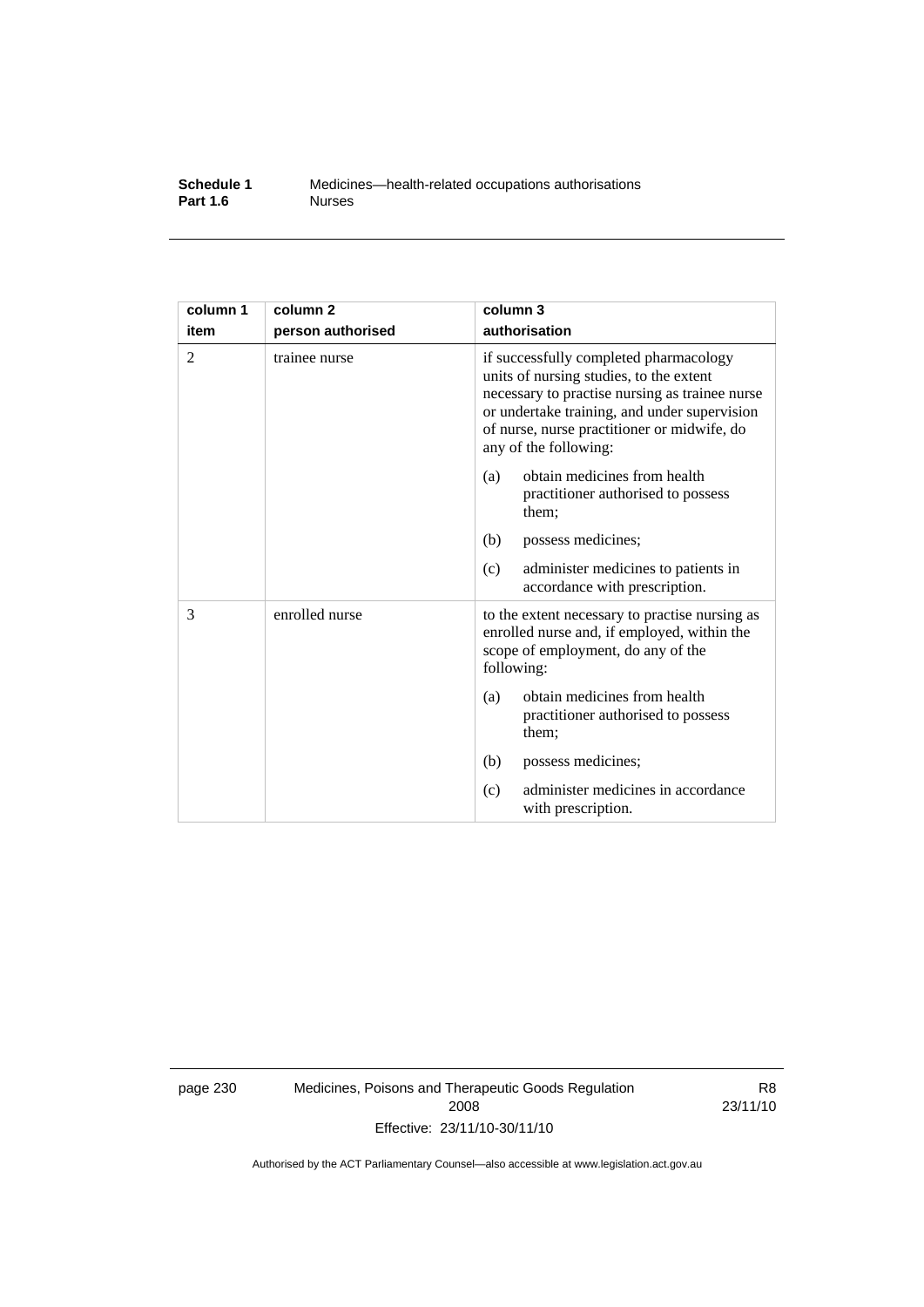| column 1<br>item | column 2<br>person authorised | column 3<br>authorisation |
| --- | --- | --- |
| 2 | trainee nurse | if successfully completed pharmacology units of nursing studies, to the extent necessary to practise nursing as trainee nurse or undertake training, and under supervision of nurse, nurse practitioner or midwife, do any of the following:<br>(a) obtain medicines from health practitioner authorised to possess them;<br>(b) possess medicines;<br>(c) administer medicines to patients in accordance with prescription. |
| 3 | enrolled nurse | to the extent necessary to practise nursing as enrolled nurse and, if employed, within the scope of employment, do any of the following:<br>(a) obtain medicines from health practitioner authorised to possess them;<br>(b) possess medicines;<br>(c) administer medicines in accordance with prescription. |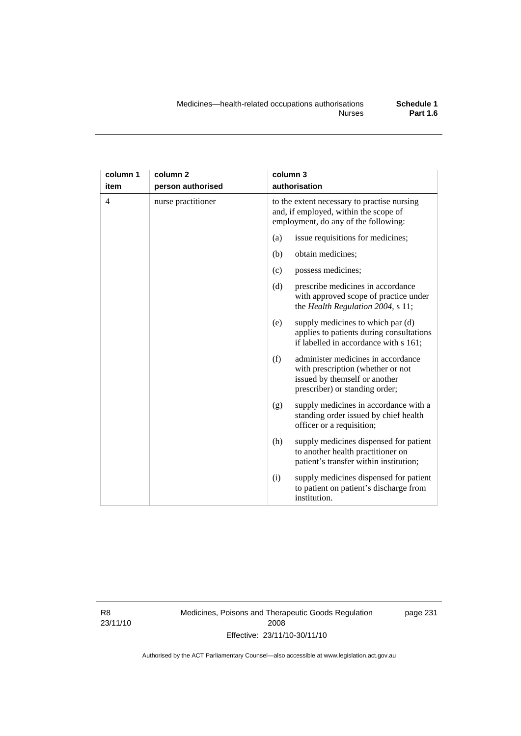| column 1 item | column 2 person authorised | column 3 authorisation |
|---|---|---|
| 4 | nurse practitioner | to the extent necessary to practise nursing and, if employed, within the scope of employment, do any of the following: |
| | | (a) issue requisitions for medicines; |
| | | (b) obtain medicines; |
| | | (c) possess medicines; |
| | | (d) prescribe medicines in accordance with approved scope of practice under the *Health Regulation 2004*, s 11; |
| | | (e) supply medicines to which par (d) applies to patients during consultations if labelled in accordance with s 161; |
| | | (f) administer medicines in accordance with prescription (whether or not issued by themself or another prescriber) or standing order; |
| | | (g) supply medicines in accordance with a standing order issued by chief health officer or a requisition; |
| | | (h) supply medicines dispensed for patient to another health practitioner on patient's transfer within institution; |
| | | (i) supply medicines dispensed for patient to patient on patient's discharge from institution. |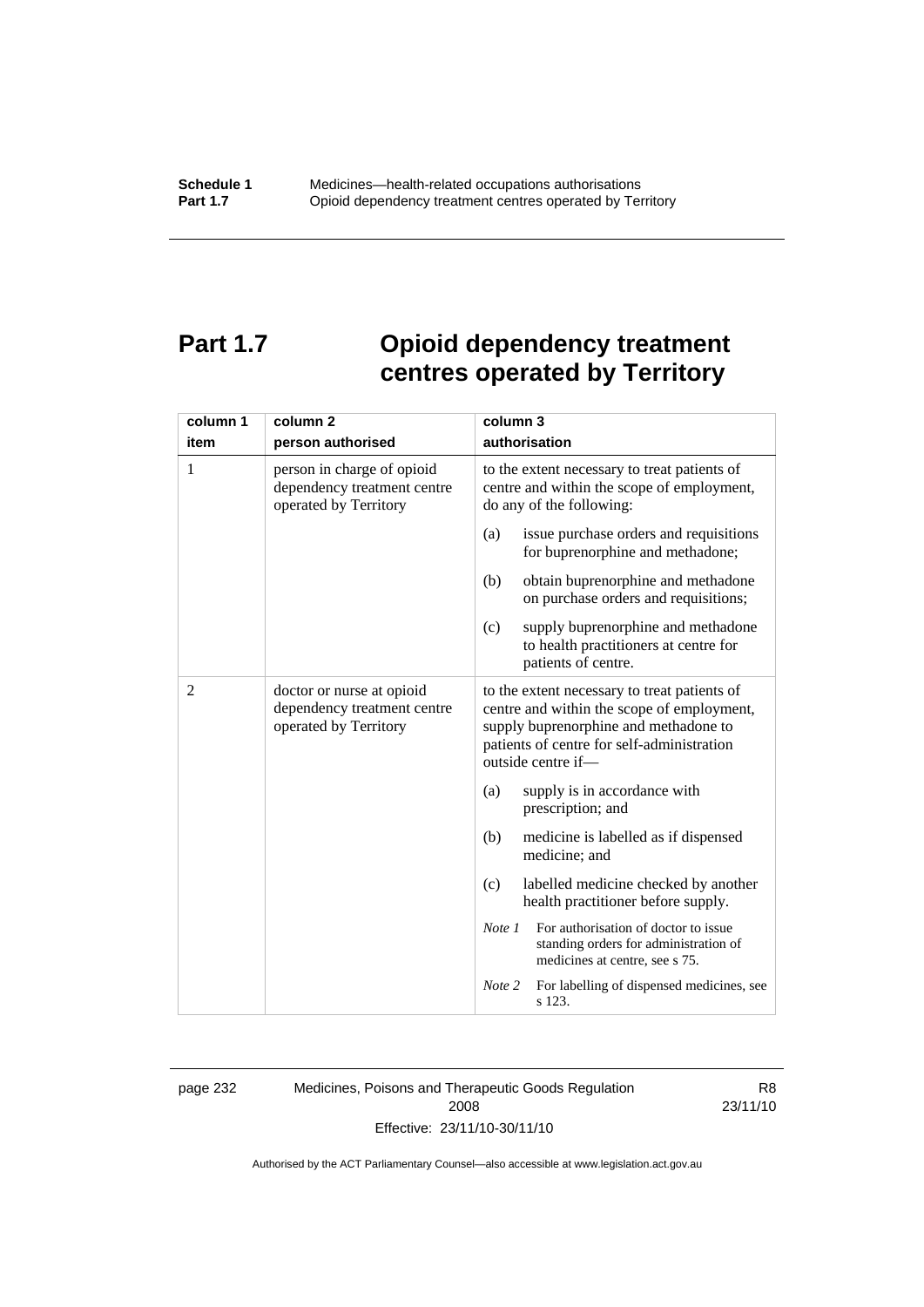# Part 1.7 Opioid dependency treatment centres operated by Territory

| column 1<br>item | column 2<br>person authorised | column 3<br>authorisation |
|---|---|---|
| 1 | person in charge of opioid dependency treatment centre operated by Territory | to the extent necessary to treat patients of centre and within the scope of employment, do any of the following:<br>(a) issue purchase orders and requisitions for buprenorphine and methadone;<br>(b) obtain buprenorphine and methadone on purchase orders and requisitions;<br>(c) supply buprenorphine and methadone to health practitioners at centre for patients of centre. |
| 2 | doctor or nurse at opioid dependency treatment centre operated by Territory | to the extent necessary to treat patients of centre and within the scope of employment, supply buprenorphine and methadone to patients of centre for self-administration outside centre if—<br>(a) supply is in accordance with prescription; and<br>(b) medicine is labelled as if dispensed medicine; and<br>(c) labelled medicine checked by another health practitioner before supply.<br>*Note 1* For authorisation of doctor to issue standing orders for administration of medicines at centre, see s 75.<br>*Note 2* For labelling of dispensed medicines, see s 123. |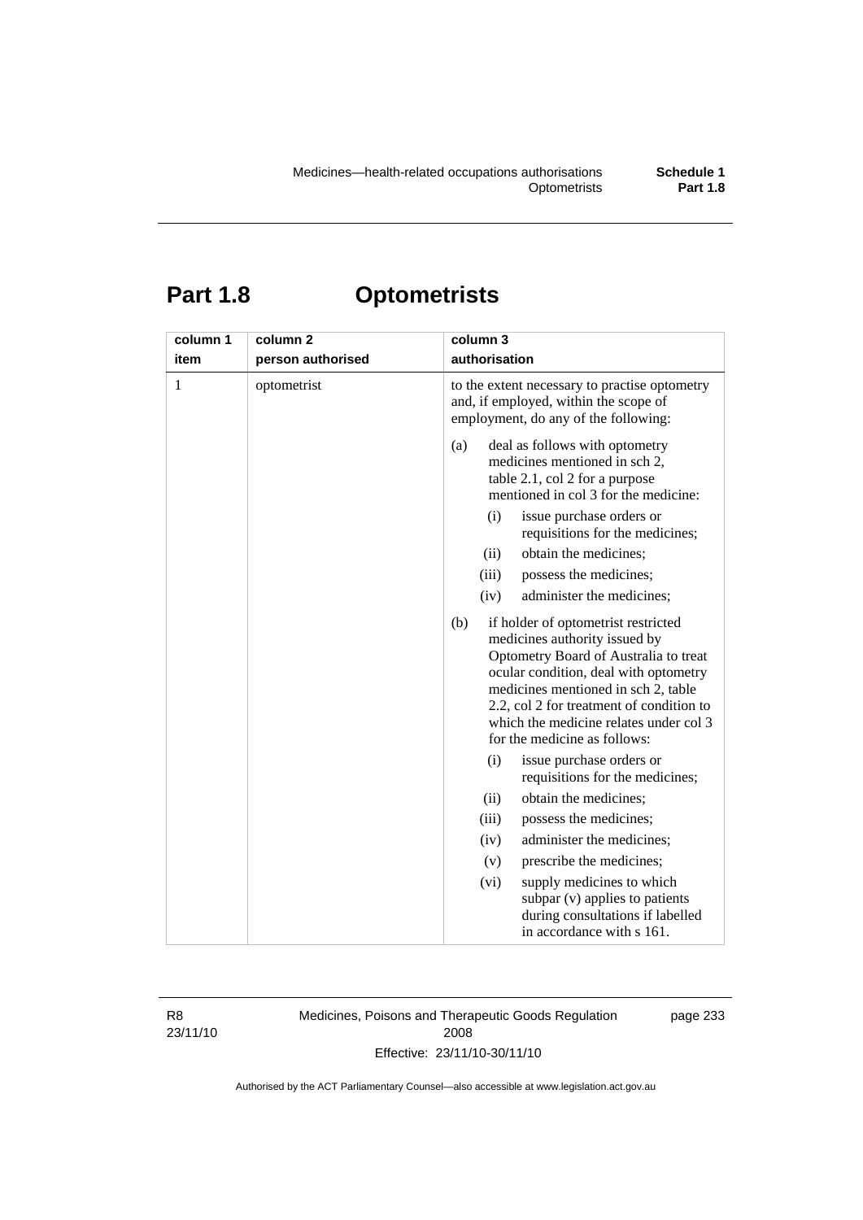# Part 1.8 Optometrists

| column 1 item | column 2 person authorised | column 3 authorisation |
|---|---|---|
| 1 | optometrist | to the extent necessary to practise optometry and, if employed, within the scope of employment, do any of the following:<br><br>(a) deal as follows with optometry medicines mentioned in sch 2, table 2.1, col 2 for a purpose mentioned in col 3 for the medicine:<br>(i) issue purchase orders or requisitions for the medicines;<br>(ii) obtain the medicines;<br>(iii) possess the medicines;<br>(iv) administer the medicines;<br><br>(b) if holder of optometrist restricted medicines authority issued by Optometry Board of Australia to treat ocular condition, deal with optometry medicines mentioned in sch 2, table 2.2, col 2 for treatment of condition to which the medicine relates under col 3 for the medicine as follows:<br>(i) issue purchase orders or requisitions for the medicines;<br>(ii) obtain the medicines;<br>(iii) possess the medicines;<br>(iv) administer the medicines;<br>(v) prescribe the medicines;<br>(vi) supply medicines to which subpar (v) applies to patients during consultations if labelled in accordance with s 161. |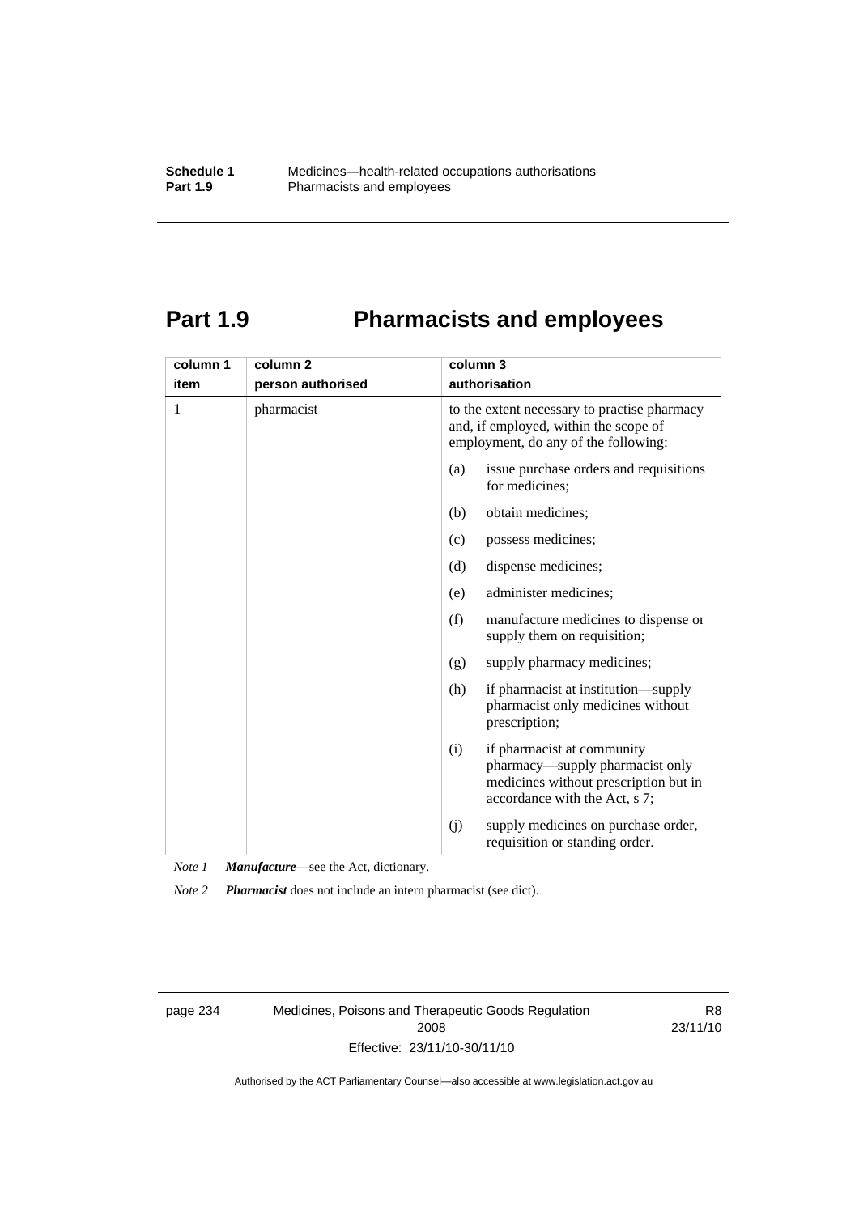# Part 1.9 Pharmacists and employees

| column 1<br>item | column 2<br>person authorised | column 3<br>authorisation |
|---|---|---|
| 1 | pharmacist | to the extent necessary to practise pharmacy and, if employed, within the scope of employment, do any of the following:<br>(a) issue purchase orders and requisitions for medicines;<br>(b) obtain medicines;<br>(c) possess medicines;<br>(d) dispense medicines;<br>(e) administer medicines;<br>(f) manufacture medicines to dispense or supply them on requisition;<br>(g) supply pharmacy medicines;<br>(h) if pharmacist at institution—supply pharmacist only medicines without prescription;<br>(i) if pharmacist at community pharmacy—supply pharmacist only medicines without prescription but in accordance with the Act, s 7;<br>(j) supply medicines on purchase order, requisition or standing order. |

*Note 1* ***Manufacture***—see the Act, dictionary.

*Note 2* ***Pharmacist*** does not include an intern pharmacist (see dict).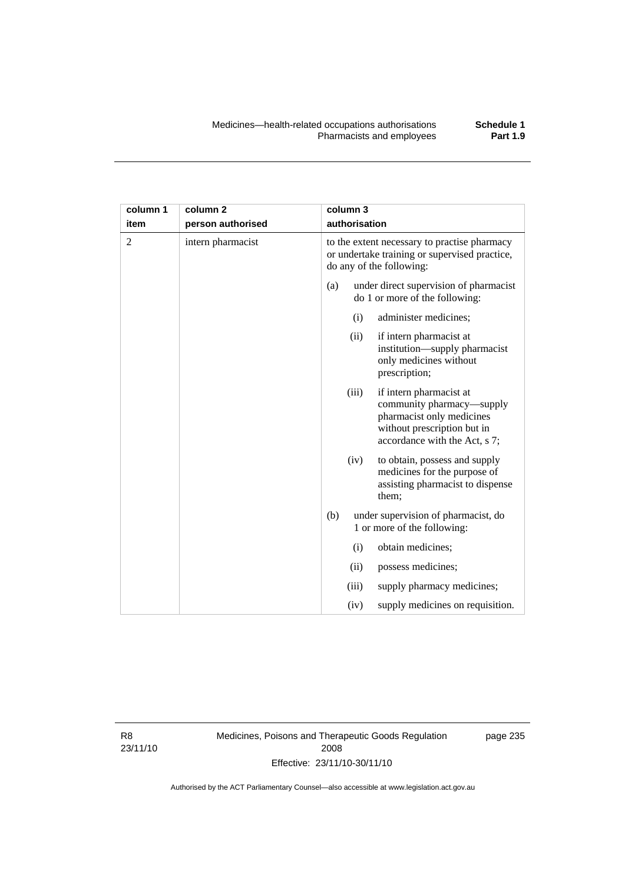| column 1 item | column 2 person authorised | column 3 authorisation |
|---|---|---|
| 2 | intern pharmacist | to the extent necessary to practise pharmacy or undertake training or supervised practice, do any of the following: |
| | | (a) under direct supervision of pharmacist do 1 or more of the following: |
| | | (i) administer medicines; |
| | | (ii) if intern pharmacist at institution—supply pharmacist only medicines without prescription; |
| | | (iii) if intern pharmacist at community pharmacy—supply pharmacist only medicines without prescription but in accordance with the Act, s 7; |
| | | (iv) to obtain, possess and supply medicines for the purpose of assisting pharmacist to dispense them; |
| | | (b) under supervision of pharmacist, do 1 or more of the following: |
| | | (i) obtain medicines; |
| | | (ii) possess medicines; |
| | | (iii) supply pharmacy medicines; |
| | | (iv) supply medicines on requisition. |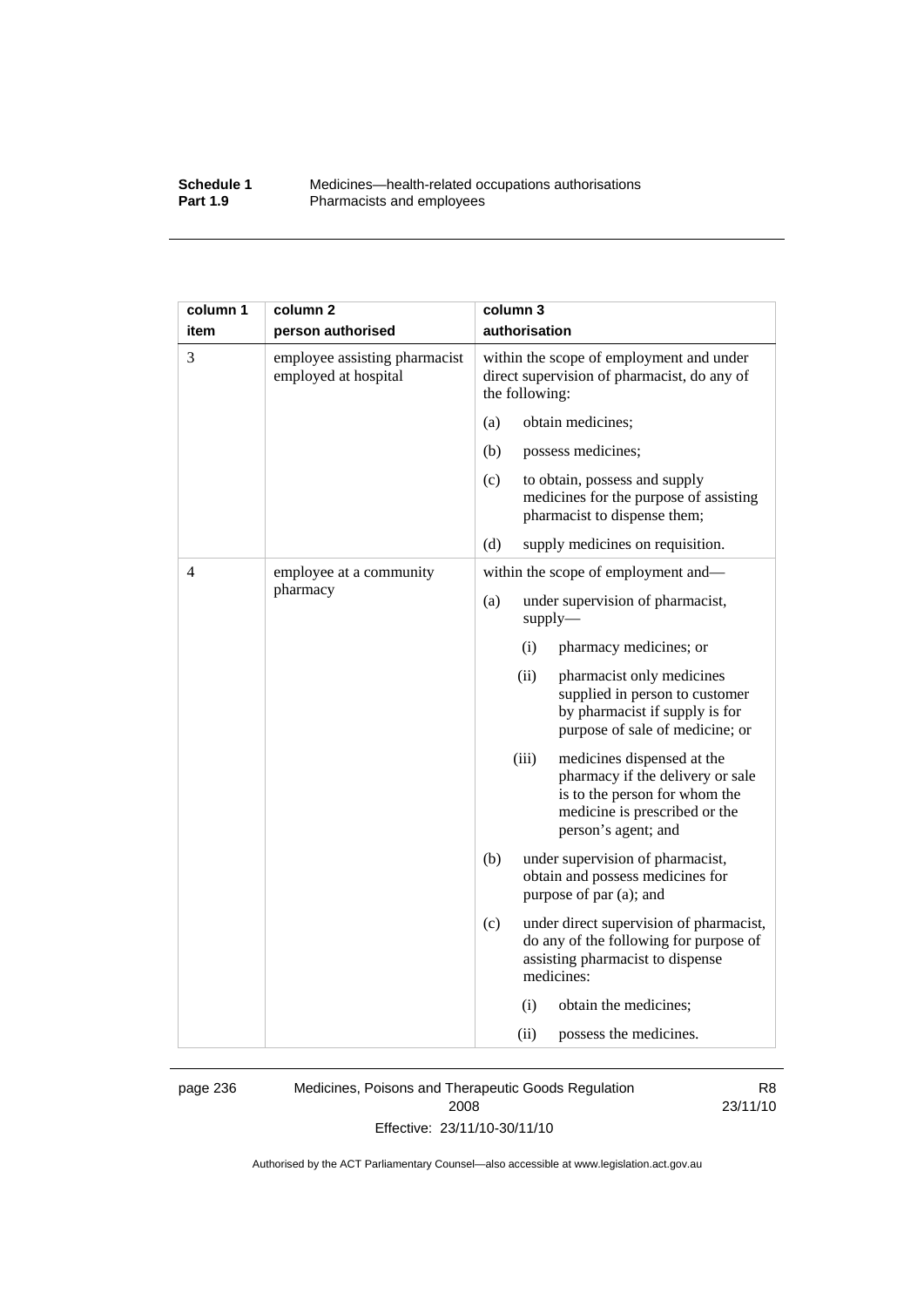| column 1 item | column 2 person authorised | column 3 authorisation |
|---|---|---|
| 3 | employee assisting pharmacist employed at hospital | within the scope of employment and under direct supervision of pharmacist, do any of the following: |
| | | (a) obtain medicines; |
| | | (b) possess medicines; |
| | | (c) to obtain, possess and supply medicines for the purpose of assisting pharmacist to dispense them; |
| | | (d) supply medicines on requisition. |
| 4 | employee at a community pharmacy | within the scope of employment and— |
| | | (a) under supervision of pharmacist, supply— |
| | | (i) pharmacy medicines; or |
| | | (ii) pharmacist only medicines supplied in person to customer by pharmacist if supply is for purpose of sale of medicine; or |
| | | (iii) medicines dispensed at the pharmacy if the delivery or sale is to the person for whom the medicine is prescribed or the person's agent; and |
| | | (b) under supervision of pharmacist, obtain and possess medicines for purpose of par (a); and |
| | | (c) under direct supervision of pharmacist, do any of the following for purpose of assisting pharmacist to dispense medicines: |
| | | (i) obtain the medicines; |
| | | (ii) possess the medicines. |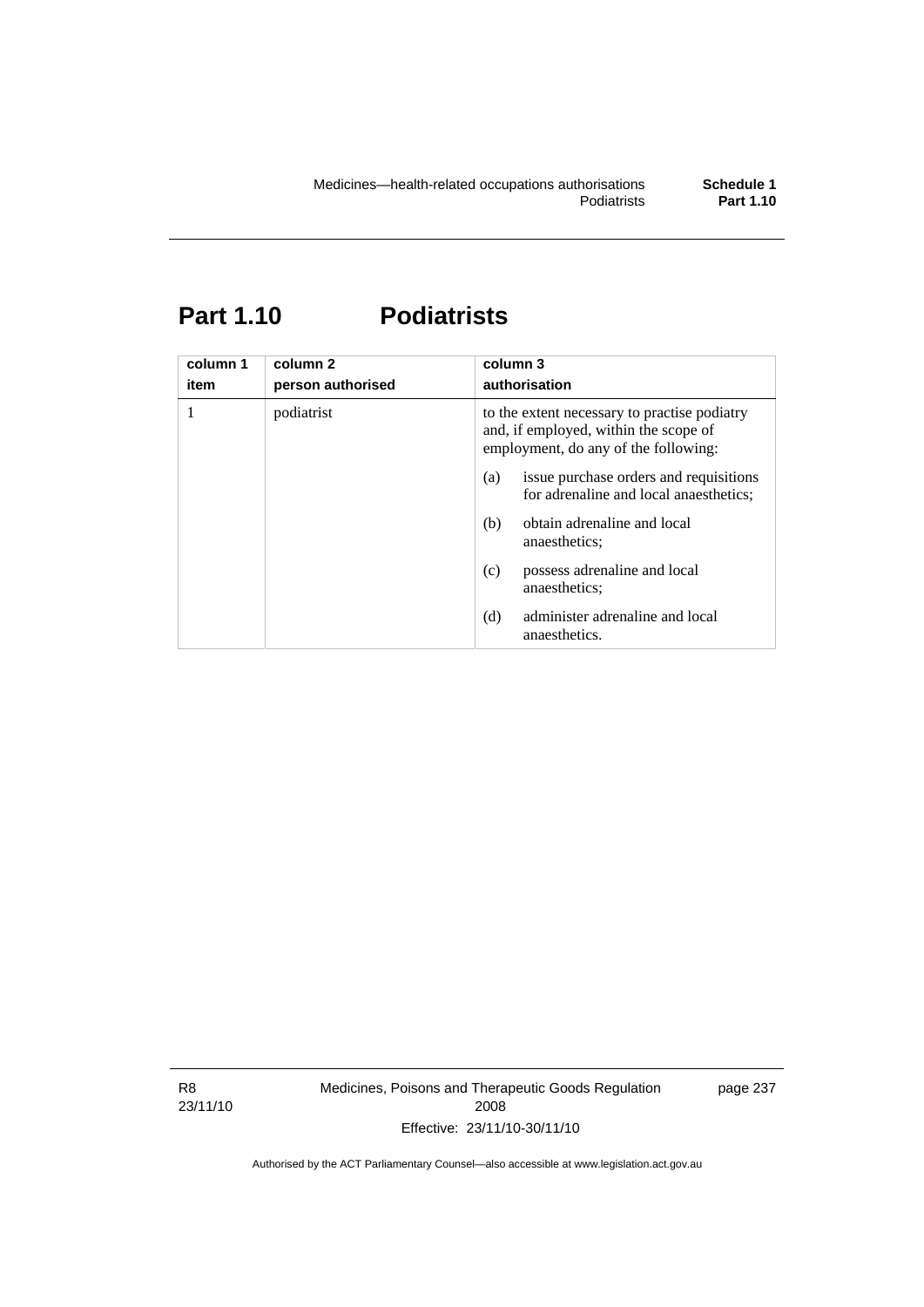# Part 1.10 Podiatrists

| column 1<br>item | column 2<br>person authorised | column 3<br>authorisation |
|---|---|---|
| 1 | podiatrist | to the extent necessary to practise podiatry and, if employed, within the scope of employment, do any of the following:<br>(a) issue purchase orders and requisitions for adrenaline and local anaesthetics;<br>(b) obtain adrenaline and local anaesthetics;<br>(c) possess adrenaline and local anaesthetics;<br>(d) administer adrenaline and local anaesthetics. |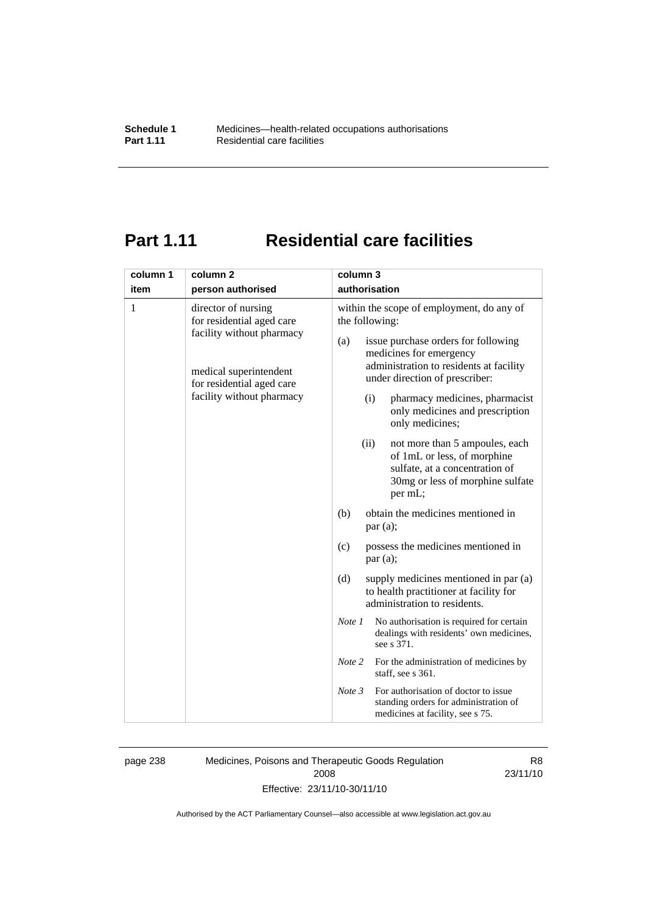# Part 1.11 Residential care facilities

| column 1<br>item | column 2<br>person authorised | column 3<br>authorisation |
|---|---|---|
| 1 | director of nursing for residential aged care facility without pharmacy<br><br>medical superintendent for residential aged care facility without pharmacy | within the scope of employment, do any of the following:<br>(a) issue purchase orders for following medicines for emergency administration to residents at facility under direction of prescriber:<br>(i) pharmacy medicines, pharmacist only medicines and prescription only medicines;<br>(ii) not more than 5 ampoules, each of 1mL or less, of morphine sulfate, at a concentration of 30mg or less of morphine sulfate per mL;<br>(b) obtain the medicines mentioned in par (a);<br>(c) possess the medicines mentioned in par (a);<br>(d) supply medicines mentioned in par (a) to health practitioner at facility for administration to residents.<br>*Note 1* No authorisation is required for certain dealings with residents' own medicines, see s 371.<br>*Note 2* For the administration of medicines by staff, see s 361.<br>*Note 3* For authorisation of doctor to issue standing orders for administration of medicines at facility, see s 75. |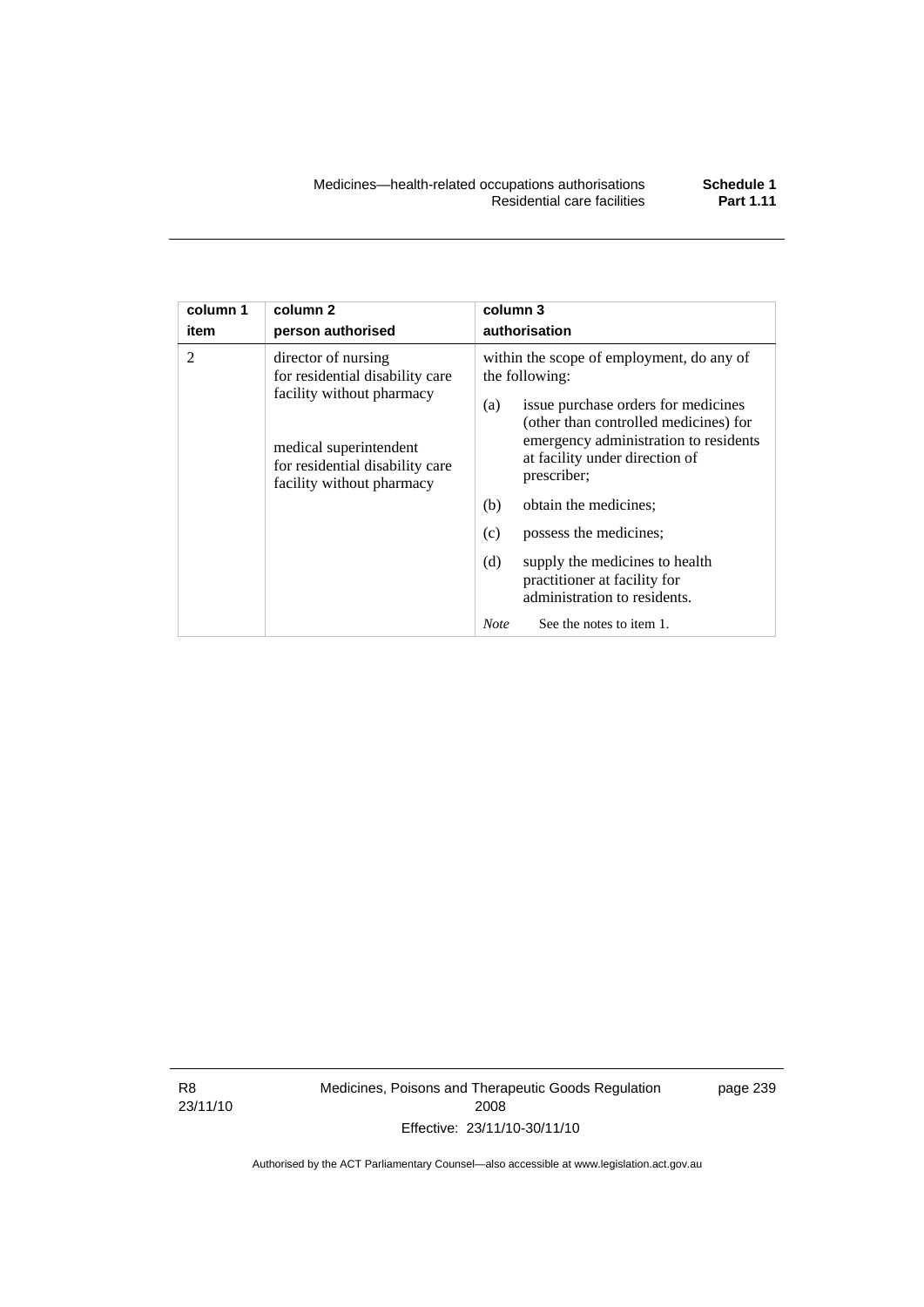| column 1 item | column 2 person authorised | column 3 authorisation |
|---|---|---|
| 2 | director of nursing for residential disability care facility without pharmacy<br><br>medical superintendent for residential disability care facility without pharmacy | within the scope of employment, do any of the following:<br>(a) issue purchase orders for medicines (other than controlled medicines) for emergency administration to residents at facility under direction of prescriber;<br>(b) obtain the medicines;<br>(c) possess the medicines;<br>(d) supply the medicines to health practitioner at facility for administration to residents.<br>*Note* See the notes to item 1. |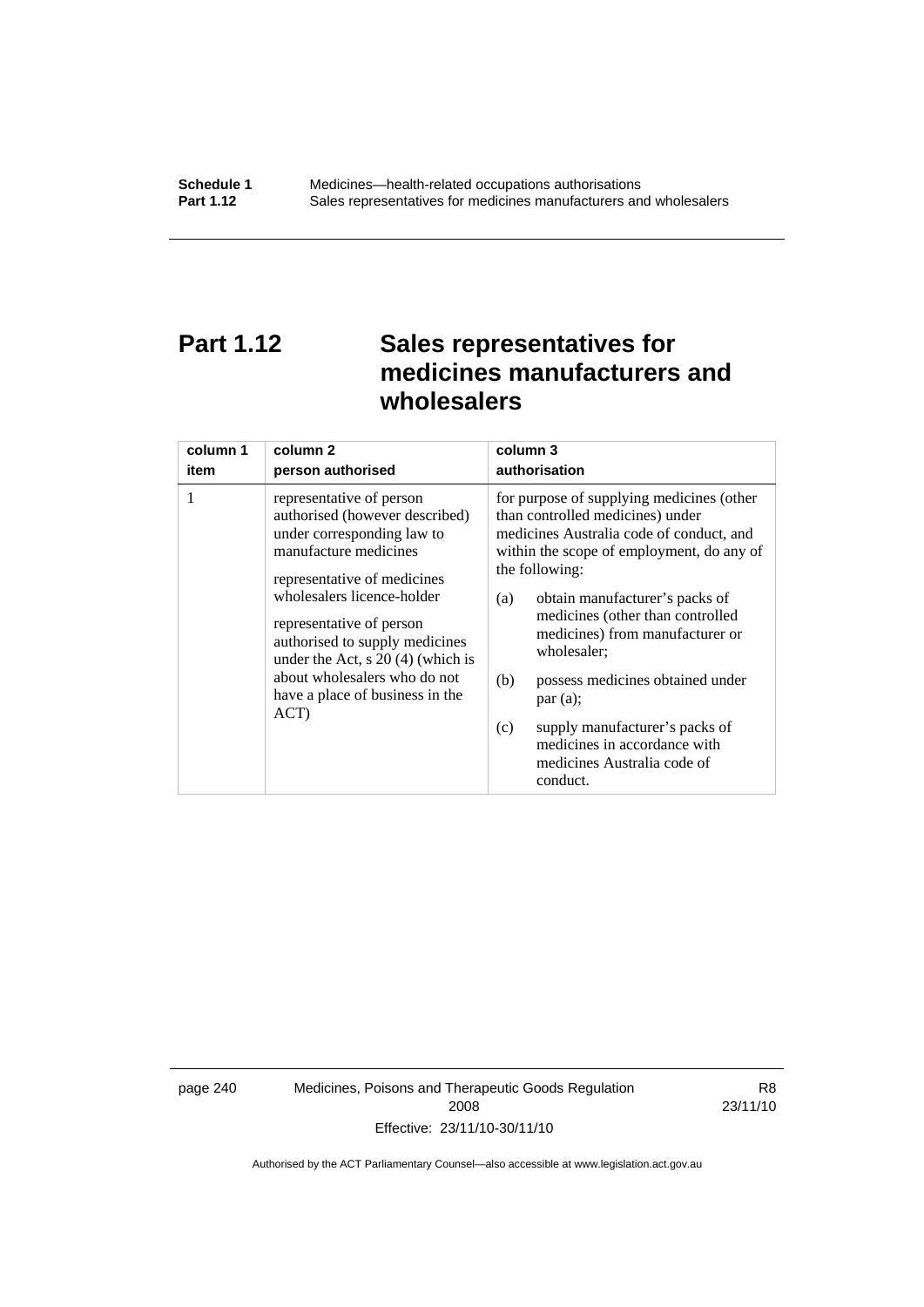# Part 1.12 Sales representatives for medicines manufacturers and wholesalers

| column 1<br>item | column 2<br>person authorised | column 3<br>authorisation |
|---|---|---|
| 1 | representative of person authorised (however described) under corresponding law to manufacture medicines<br><br>representative of medicines wholesalers licence-holder<br><br>representative of person authorised to supply medicines under the Act, s 20 (4) (which is about wholesalers who do not have a place of business in the ACT) | for purpose of supplying medicines (other than controlled medicines) under medicines Australia code of conduct, and within the scope of employment, do any of the following:<br><br>(a) obtain manufacturer's packs of medicines (other than controlled medicines) from manufacturer or wholesaler;<br><br>(b) possess medicines obtained under par (a);<br><br>(c) supply manufacturer's packs of medicines in accordance with medicines Australia code of conduct. |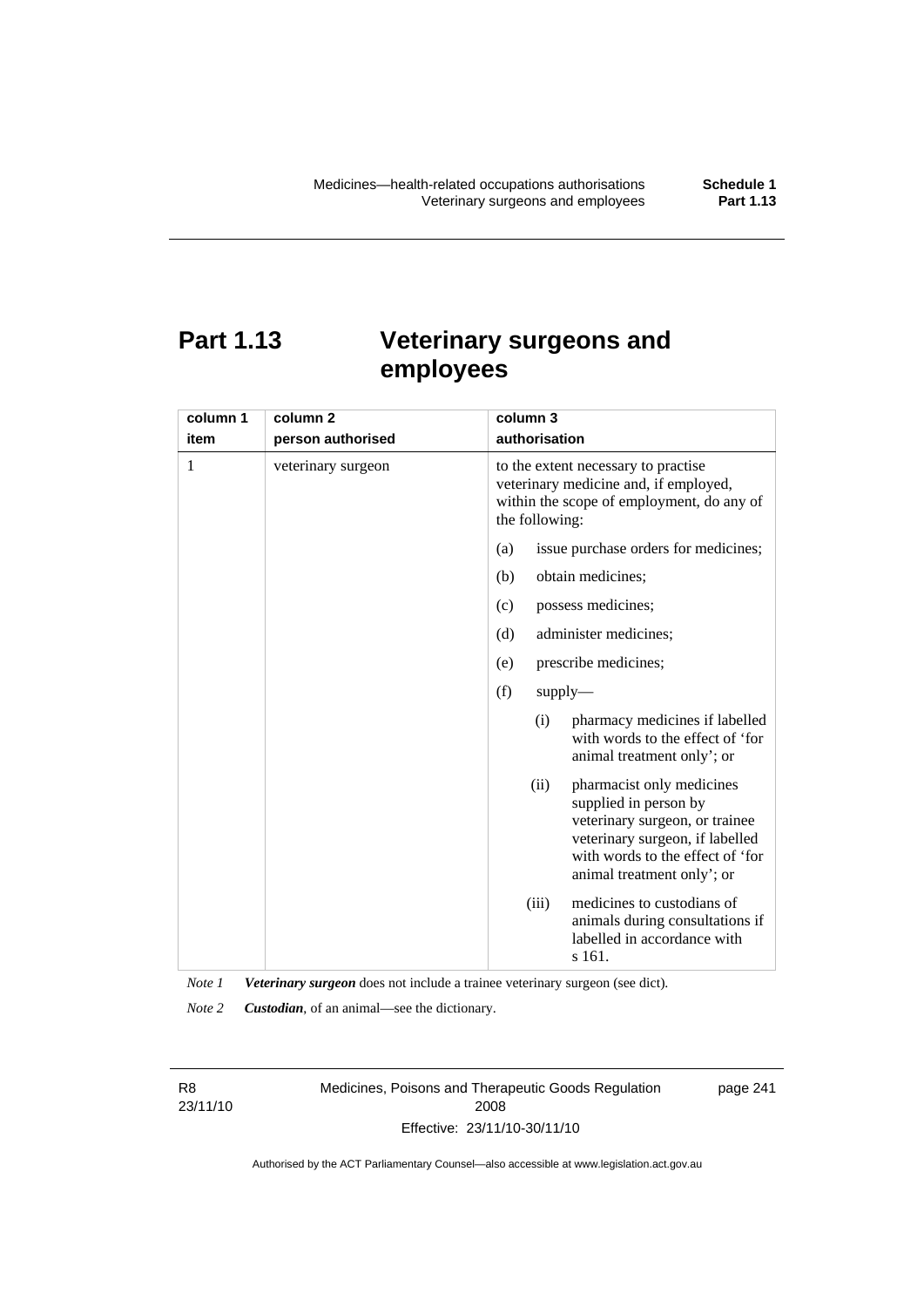# Part 1.13 Veterinary surgeons and employees

| column 1<br>item | column 2<br>person authorised | column 3<br>authorisation |
|---|---|---|
| 1 | veterinary surgeon | to the extent necessary to practise veterinary medicine and, if employed, within the scope of employment, do any of the following:<br>(a) issue purchase orders for medicines;<br>(b) obtain medicines;<br>(c) possess medicines;<br>(d) administer medicines;<br>(e) prescribe medicines;<br>(f) supply—<br>(i) pharmacy medicines if labelled with words to the effect of 'for animal treatment only'; or<br>(ii) pharmacist only medicines supplied in person by veterinary surgeon, or trainee veterinary surgeon, if labelled with words to the effect of 'for animal treatment only'; or<br>(iii) medicines to custodians of animals during consultations if labelled in accordance with s 161. |

*Note 1* ***Veterinary surgeon*** does not include a trainee veterinary surgeon (see dict).

*Note 2* ***Custodian***, of an animal—see the dictionary.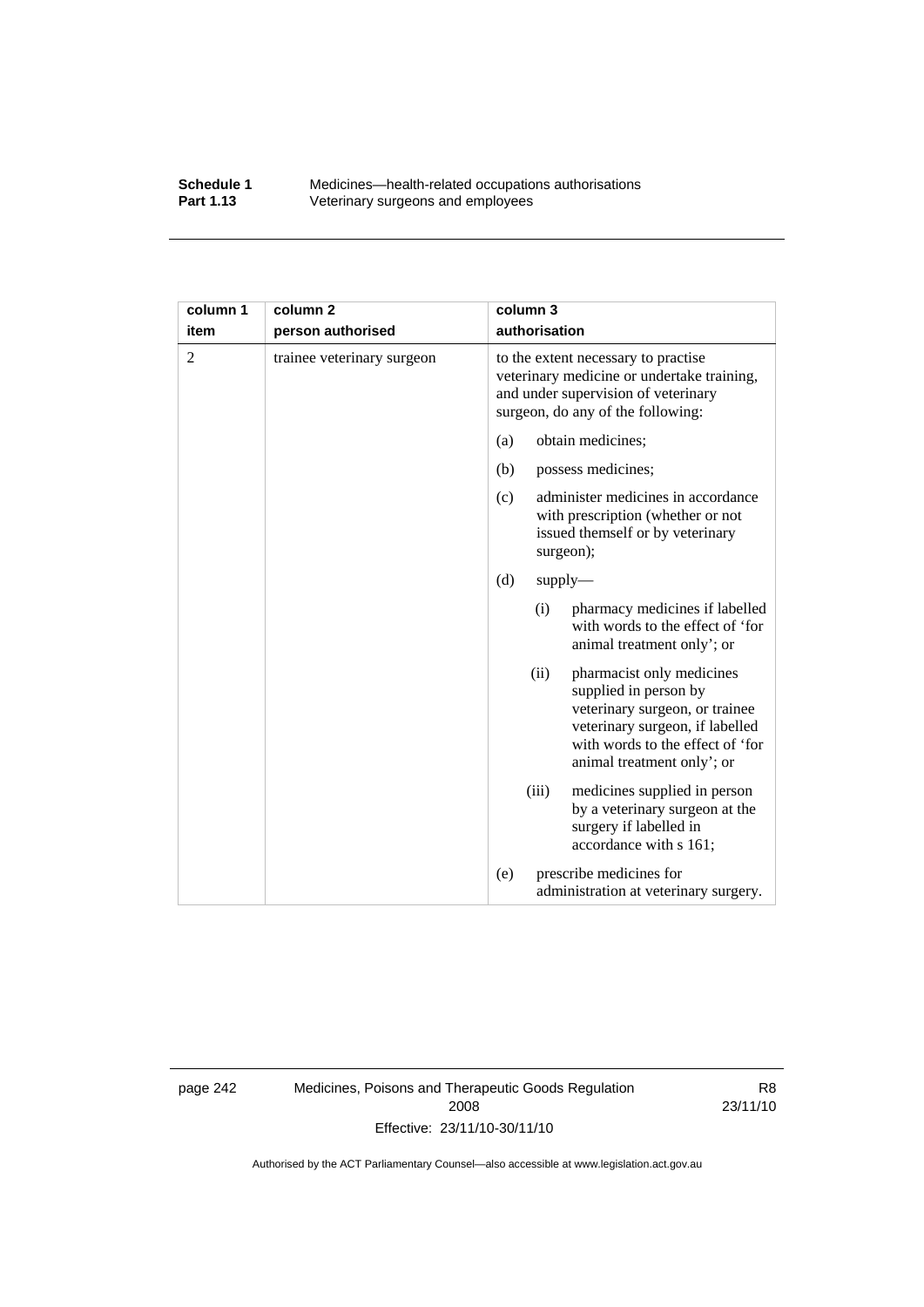| column 1 item | column 2 person authorised | column 3 authorisation |
|---|---|---|
| 2 | trainee veterinary surgeon | to the extent necessary to practise veterinary medicine or undertake training, and under supervision of veterinary surgeon, do any of the following: |
| | | (a) obtain medicines; |
| | | (b) possess medicines; |
| | | (c) administer medicines in accordance with prescription (whether or not issued themself or by veterinary surgeon); |
| | | (d) supply— |
| | | (i) pharmacy medicines if labelled with words to the effect of 'for animal treatment only'; or |
| | | (ii) pharmacist only medicines supplied in person by veterinary surgeon, or trainee veterinary surgeon, if labelled with words to the effect of 'for animal treatment only'; or |
| | | (iii) medicines supplied in person by a veterinary surgeon at the surgery if labelled in accordance with s 161; |
| | | (e) prescribe medicines for administration at veterinary surgery. |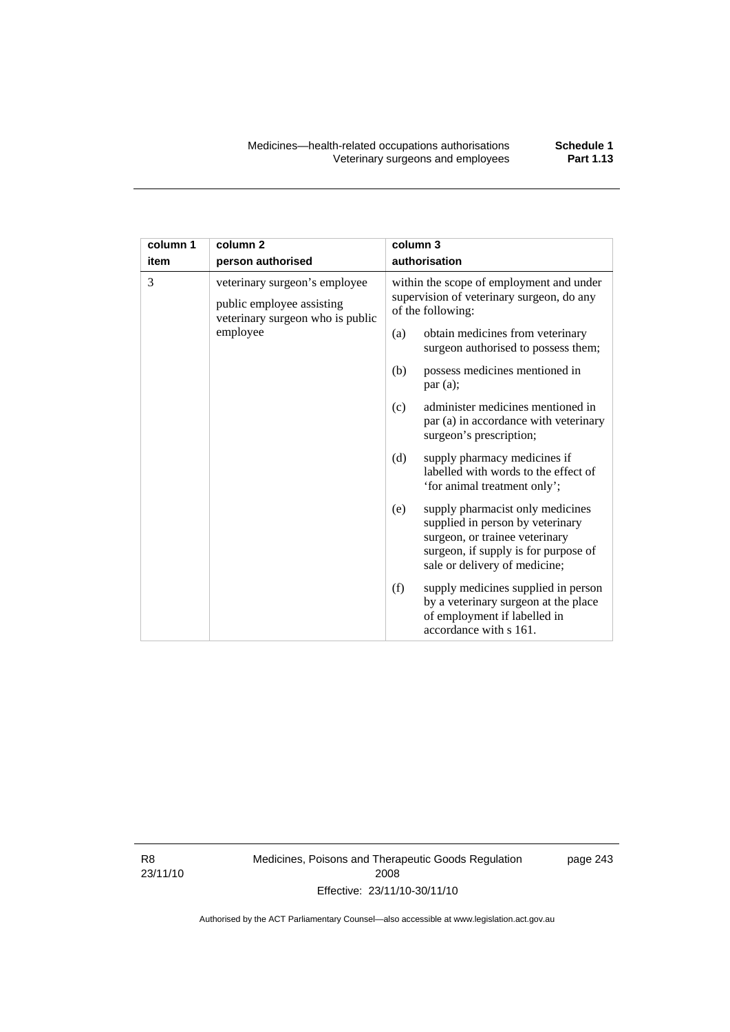| column 1 item | column 2 person authorised | column 3 authorisation |
|---|---|---|
| 3 | veterinary surgeon's employee<br>public employee assisting veterinary surgeon who is public employee | within the scope of employment and under supervision of veterinary surgeon, do any of the following:<br>(a) obtain medicines from veterinary surgeon authorised to possess them;<br>(b) possess medicines mentioned in par (a);<br>(c) administer medicines mentioned in par (a) in accordance with veterinary surgeon's prescription;<br>(d) supply pharmacy medicines if labelled with words to the effect of 'for animal treatment only';<br>(e) supply pharmacist only medicines supplied in person by veterinary surgeon, or trainee veterinary surgeon, if supply is for purpose of sale or delivery of medicine;<br>(f) supply medicines supplied in person by a veterinary surgeon at the place of employment if labelled in accordance with s 161. |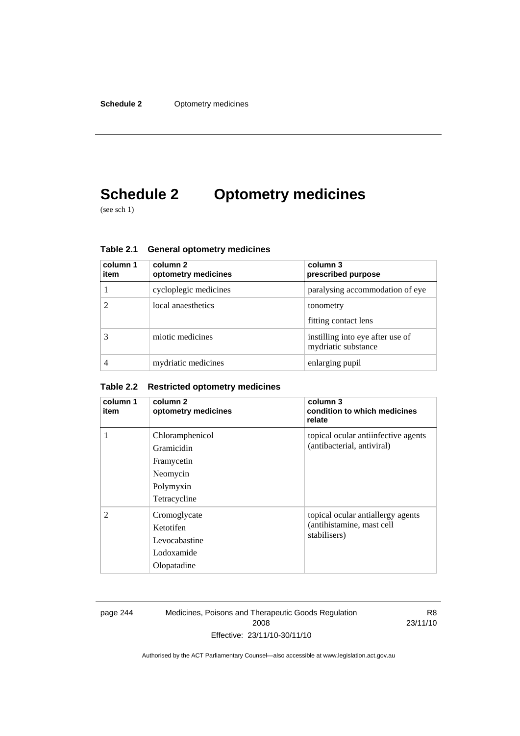# Schedule 2 Optometry medicines

(see sch 1)

**Table 2.1 General optometry medicines**

| column 1 item | column 2 optometry medicines | column 3 prescribed purpose |
|---|---|---|
| 1 | cycloplegic medicines | paralysing accommodation of eye |
| 2 | local anaesthetics | tonometry<br>fitting contact lens |
| 3 | miotic medicines | instilling into eye after use of mydriatic substance |
| 4 | mydriatic medicines | enlarging pupil |

**Table 2.2 Restricted optometry medicines**

| column 1 item | column 2 optometry medicines | column 3 condition to which medicines relate |
|---|---|---|
| 1 | Chloramphenicol<br>Gramicidin<br>Framycetin<br>Neomycin<br>Polymyxin<br>Tetracycline | topical ocular antiinfective agents (antibacterial, antiviral) |
| 2 | Cromoglycate<br>Ketotifen<br>Levocabastine<br>Lodoxamide<br>Olopatadine | topical ocular antiallergy agents (antihistamine, mast cell stabilisers) |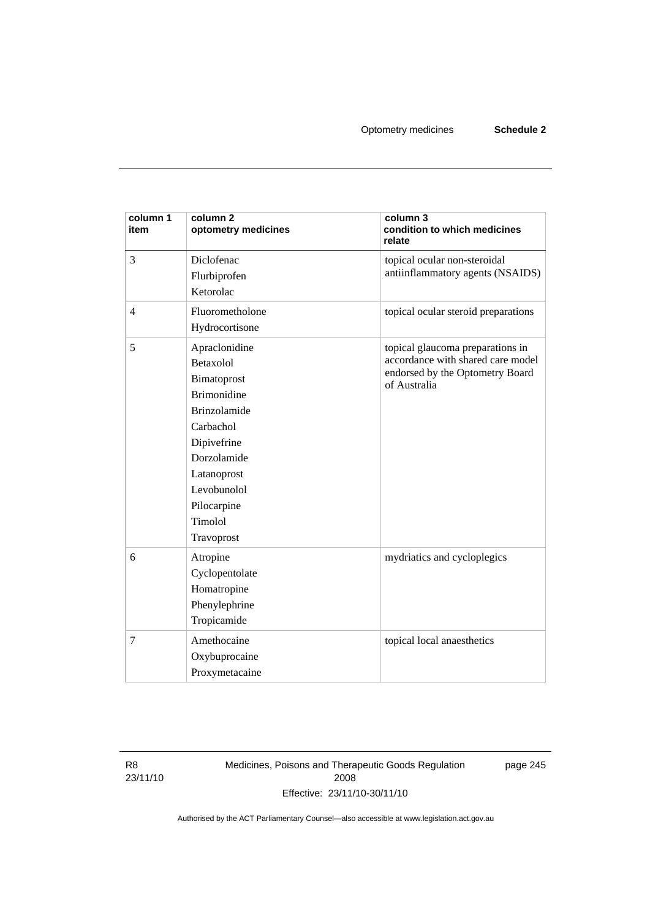| column 1 item | column 2 optometry medicines | column 3 condition to which medicines relate |
|---|---|---|
| 3 | Diclofenac<br>Flurbiprofen<br>Ketorolac | topical ocular non-steroidal antiinflammatory agents (NSAIDS) |
| 4 | Fluorometholone<br>Hydrocortisone | topical ocular steroid preparations |
| 5 | Apraclonidine<br>Betaxolol<br>Bimatoprost<br>Brimonidine<br>Brinzolamide<br>Carbachol<br>Dipivefrine<br>Dorzolamide<br>Latanoprost<br>Levobunolol<br>Pilocarpine<br>Timolol<br>Travoprost | topical glaucoma preparations in accordance with shared care model endorsed by the Optometry Board of Australia |
| 6 | Atropine<br>Cyclopentolate<br>Homatropine<br>Phenylephrine<br>Tropicamide | mydriatics and cycloplegics |
| 7 | Amethocaine<br>Oxybuprocaine<br>Proxymetacaine | topical local anaesthetics |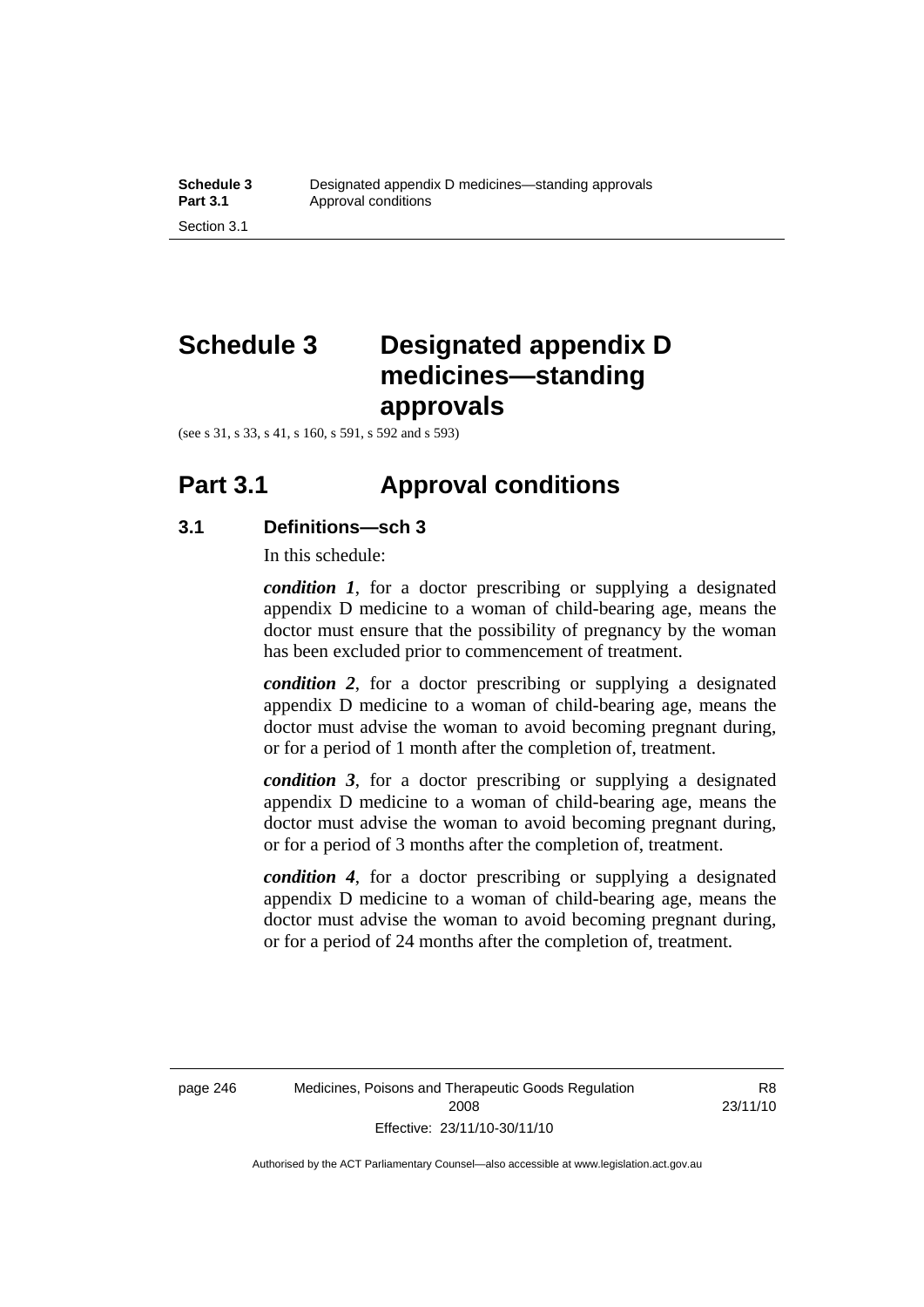# Schedule 3 Designated appendix D medicines—standing approvals

(see s 31, s 33, s 41, s 160, s 591, s 592 and s 593)

## Part 3.1 Approval conditions

### 3.1 Definitions—sch 3

In this schedule:

***condition 1***, for a doctor prescribing or supplying a designated appendix D medicine to a woman of child-bearing age, means the doctor must ensure that the possibility of pregnancy by the woman has been excluded prior to commencement of treatment.

***condition 2***, for a doctor prescribing or supplying a designated appendix D medicine to a woman of child-bearing age, means the doctor must advise the woman to avoid becoming pregnant during, or for a period of 1 month after the completion of, treatment.

***condition 3***, for a doctor prescribing or supplying a designated appendix D medicine to a woman of child-bearing age, means the doctor must advise the woman to avoid becoming pregnant during, or for a period of 3 months after the completion of, treatment.

***condition 4***, for a doctor prescribing or supplying a designated appendix D medicine to a woman of child-bearing age, means the doctor must advise the woman to avoid becoming pregnant during, or for a period of 24 months after the completion of, treatment.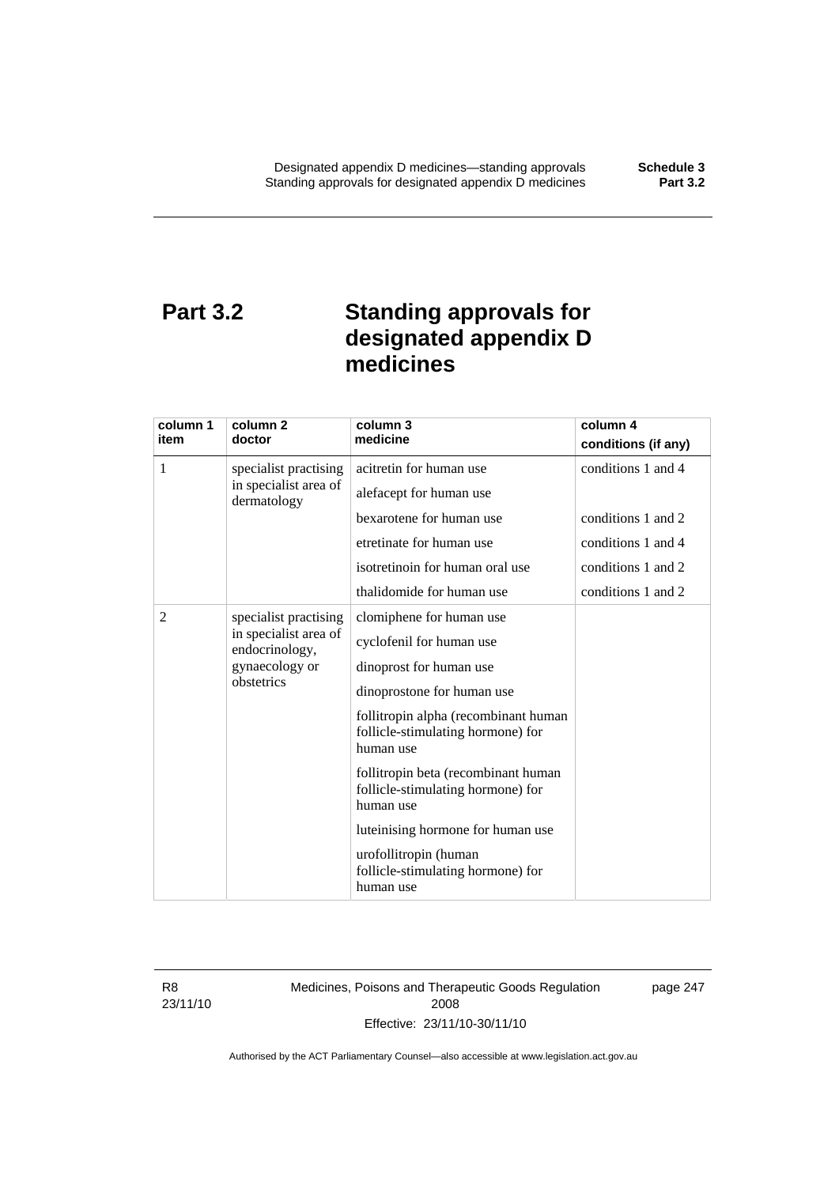# Part 3.2 Standing approvals for designated appendix D medicines

| column 1 item | column 2 doctor | column 3 medicine | column 4 conditions (if any) |
|---|---|---|---|
| 1 | specialist practising in specialist area of dermatology | acitretin for human use | conditions 1 and 4 |
| | | alefacept for human use | |
| | | bexarotene for human use | conditions 1 and 2 |
| | | etretinate for human use | conditions 1 and 4 |
| | | isotretinoin for human oral use | conditions 1 and 2 |
| | | thalidomide for human use | conditions 1 and 2 |
| 2 | specialist practising in specialist area of endocrinology, gynaecology or obstetrics | clomiphene for human use | |
| | | cyclofenil for human use | |
| | | dinoprost for human use | |
| | | dinoprostone for human use | |
| | | follitropin alpha (recombinant human follicle-stimulating hormone) for human use | |
| | | follitropin beta (recombinant human follicle-stimulating hormone) for human use | |
| | | luteinising hormone for human use | |
| | | urofollitropin (human follicle-stimulating hormone) for human use | |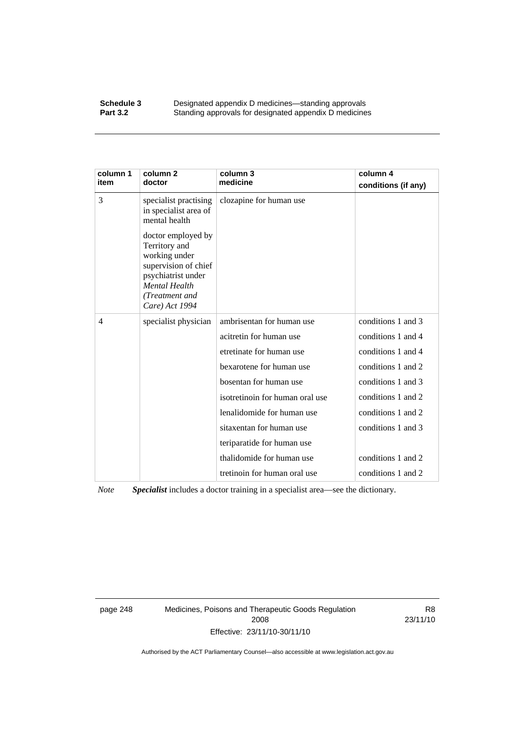| column 1 item | column 2 doctor | column 3 medicine | column 4 conditions (if any) |
|---|---|---|---|
| 3 | specialist practising in specialist area of mental health<br><br>doctor employed by Territory and working under supervision of chief psychiatrist under *Mental Health (Treatment and Care) Act 1994* | clozapine for human use | |
| 4 | specialist physician | ambrisentan for human use | conditions 1 and 3 |
| | | acitretin for human use | conditions 1 and 4 |
| | | etretinate for human use | conditions 1 and 4 |
| | | bexarotene for human use | conditions 1 and 2 |
| | | bosentan for human use | conditions 1 and 3 |
| | | isotretinoin for human oral use | conditions 1 and 2 |
| | | lenalidomide for human use | conditions 1 and 2 |
| | | sitaxentan for human use | conditions 1 and 3 |
| | | teriparatide for human use | |
| | | thalidomide for human use | conditions 1 and 2 |
| | | tretinoin for human oral use | conditions 1 and 2 |

*Note* ***Specialist*** includes a doctor training in a specialist area—see the dictionary.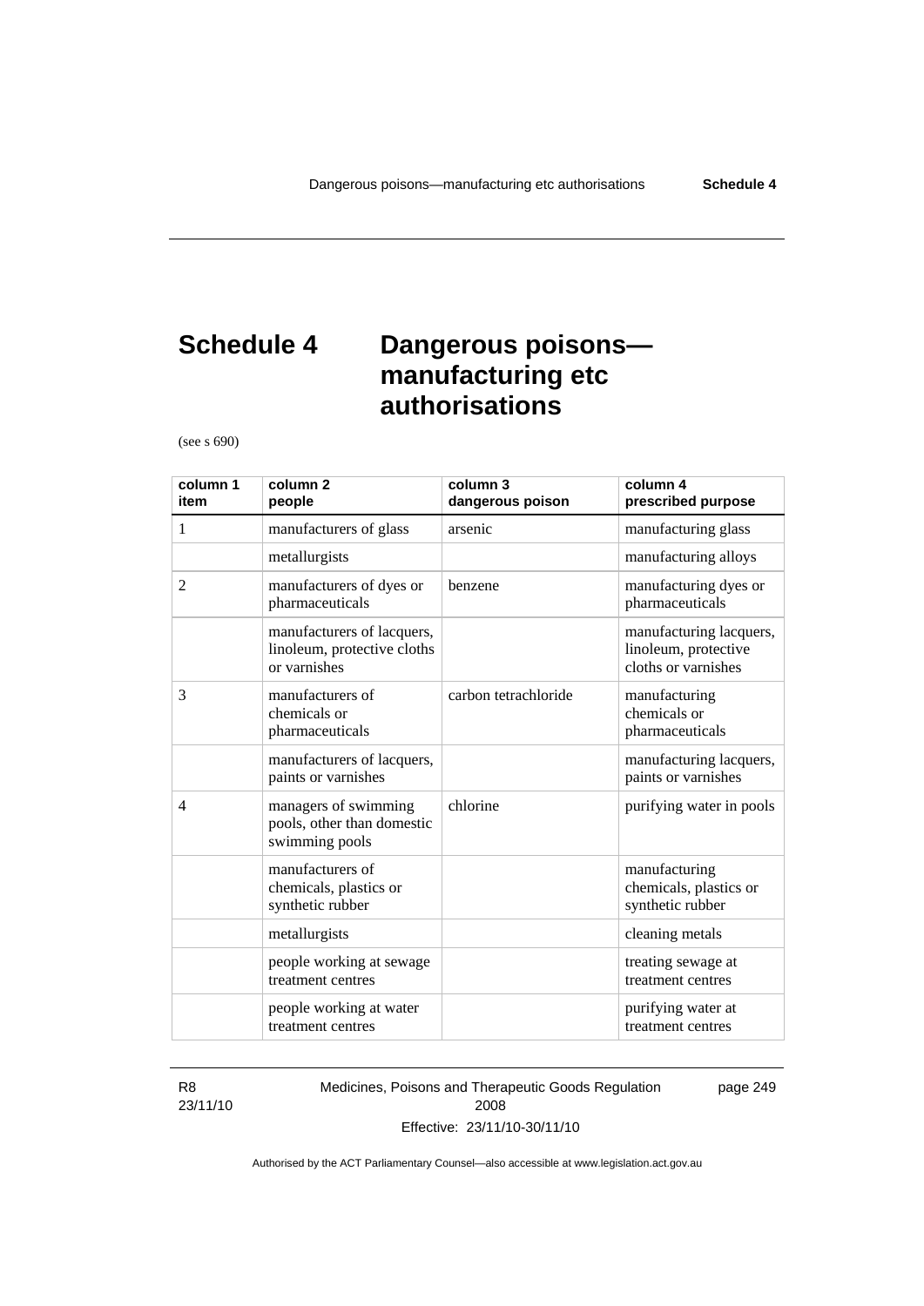# Schedule 4 Dangerous poisons—manufacturing etc authorisations

(see s 690)

| column 1 item | column 2 people | column 3 dangerous poison | column 4 prescribed purpose |
|---|---|---|---|
| 1 | manufacturers of glass | arsenic | manufacturing glass |
| | metallurgists | | manufacturing alloys |
| 2 | manufacturers of dyes or pharmaceuticals | benzene | manufacturing dyes or pharmaceuticals |
| | manufacturers of lacquers, linoleum, protective cloths or varnishes | | manufacturing lacquers, linoleum, protective cloths or varnishes |
| 3 | manufacturers of chemicals or pharmaceuticals | carbon tetrachloride | manufacturing chemicals or pharmaceuticals |
| | manufacturers of lacquers, paints or varnishes | | manufacturing lacquers, paints or varnishes |
| 4 | managers of swimming pools, other than domestic swimming pools | chlorine | purifying water in pools |
| | manufacturers of chemicals, plastics or synthetic rubber | | manufacturing chemicals, plastics or synthetic rubber |
| | metallurgists | | cleaning metals |
| | people working at sewage treatment centres | | treating sewage at treatment centres |
| | people working at water treatment centres | | purifying water at treatment centres |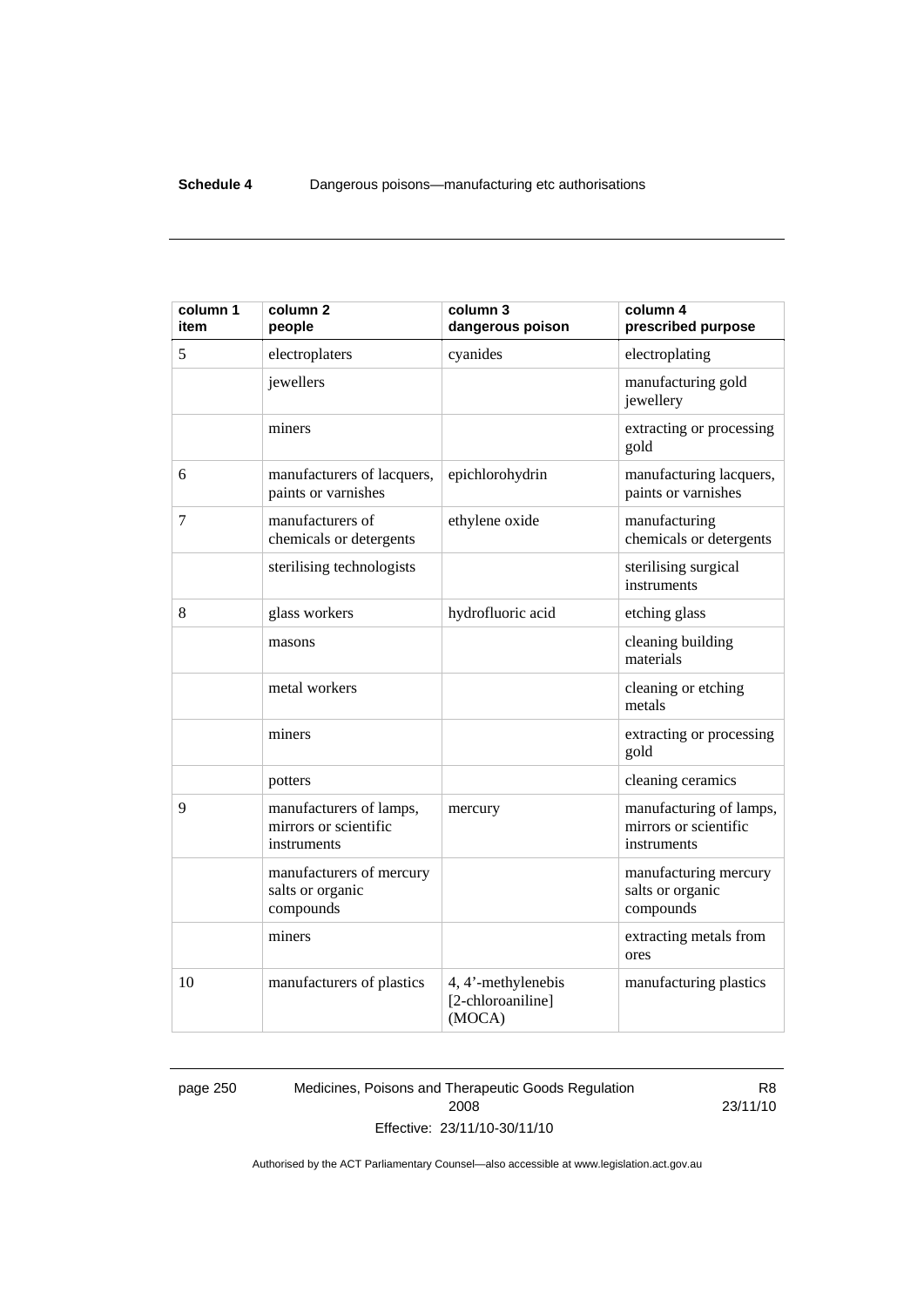| column 1 item | column 2 people | column 3 dangerous poison | column 4 prescribed purpose |
|---|---|---|---|
| 5 | electroplaters | cyanides | electroplating |
| | jewellers | | manufacturing gold jewellery |
| | miners | | extracting or processing gold |
| 6 | manufacturers of lacquers, paints or varnishes | epichlorohydrin | manufacturing lacquers, paints or varnishes |
| 7 | manufacturers of chemicals or detergents | ethylene oxide | manufacturing chemicals or detergents |
| | sterilising technologists | | sterilising surgical instruments |
| 8 | glass workers | hydrofluoric acid | etching glass |
| | masons | | cleaning building materials |
| | metal workers | | cleaning or etching metals |
| | miners | | extracting or processing gold |
| | potters | | cleaning ceramics |
| 9 | manufacturers of lamps, mirrors or scientific instruments | mercury | manufacturing of lamps, mirrors or scientific instruments |
| | manufacturers of mercury salts or organic compounds | | manufacturing mercury salts or organic compounds |
| | miners | | extracting metals from ores |
| 10 | manufacturers of plastics | 4, 4'-methylenebis [2-chloroaniline] (MOCA) | manufacturing plastics |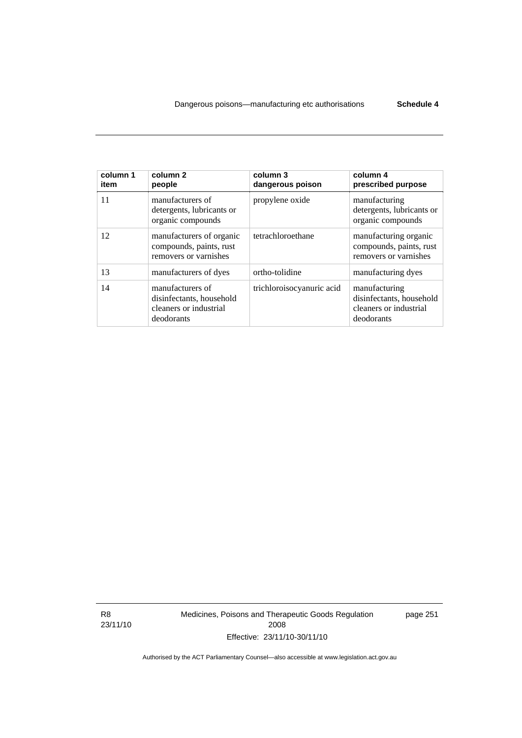| column 1 item | column 2 people | column 3 dangerous poison | column 4 prescribed purpose |
|---|---|---|---|
| 11 | manufacturers of detergents, lubricants or organic compounds | propylene oxide | manufacturing detergents, lubricants or organic compounds |
| 12 | manufacturers of organic compounds, paints, rust removers or varnishes | tetrachloroethane | manufacturing organic compounds, paints, rust removers or varnishes |
| 13 | manufacturers of dyes | ortho-tolidine | manufacturing dyes |
| 14 | manufacturers of disinfectants, household cleaners or industrial deodorants | trichloroisocyanuric acid | manufacturing disinfectants, household cleaners or industrial deodorants |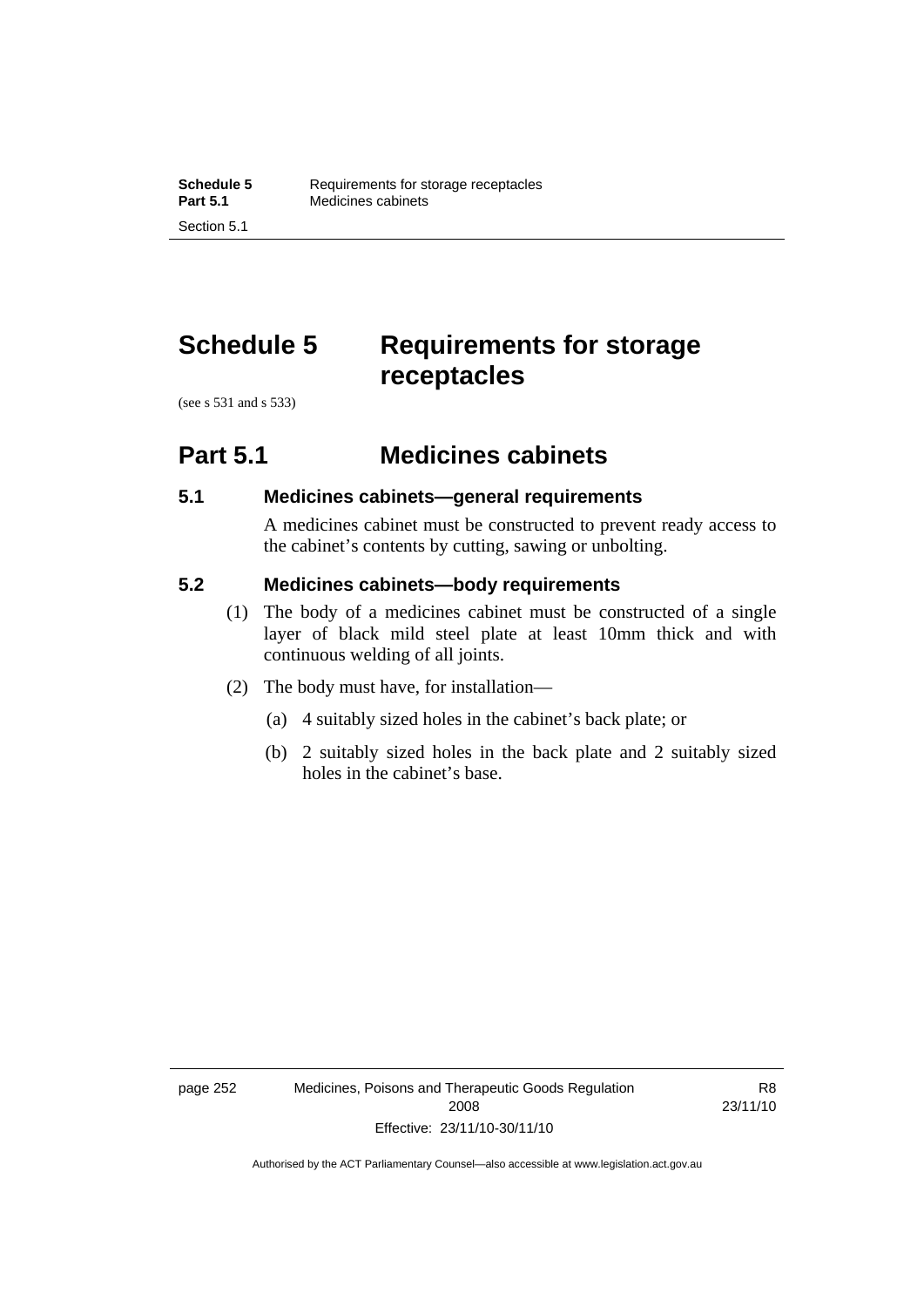# Schedule 5 Requirements for storage receptacles

(see s 531 and s 533)

## Part 5.1 Medicines cabinets

### 5.1 Medicines cabinets—general requirements

A medicines cabinet must be constructed to prevent ready access to the cabinet's contents by cutting, sawing or unbolting.

### 5.2 Medicines cabinets—body requirements

(1) The body of a medicines cabinet must be constructed of a single layer of black mild steel plate at least 10mm thick and with continuous welding of all joints.

(2) The body must have, for installation—

(a) 4 suitably sized holes in the cabinet's back plate; or

(b) 2 suitably sized holes in the back plate and 2 suitably sized holes in the cabinet's base.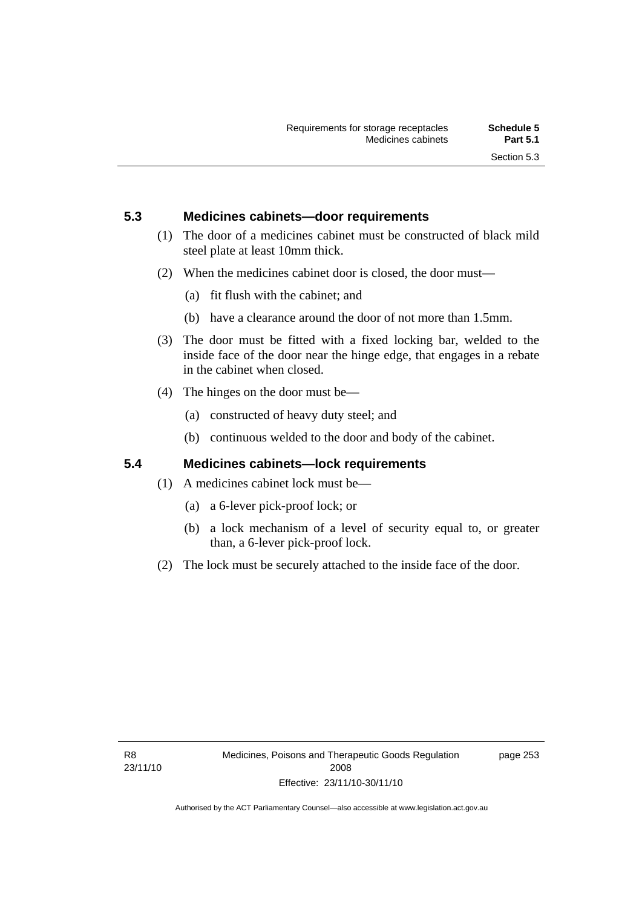## 5.3 Medicines cabinets—door requirements

(1) The door of a medicines cabinet must be constructed of black mild steel plate at least 10mm thick.

(2) When the medicines cabinet door is closed, the door must—

(a) fit flush with the cabinet; and

(b) have a clearance around the door of not more than 1.5mm.

(3) The door must be fitted with a fixed locking bar, welded to the inside face of the door near the hinge edge, that engages in a rebate in the cabinet when closed.

(4) The hinges on the door must be—

(a) constructed of heavy duty steel; and

(b) continuous welded to the door and body of the cabinet.

## 5.4 Medicines cabinets—lock requirements

(1) A medicines cabinet lock must be—

(a) a 6-lever pick-proof lock; or

(b) a lock mechanism of a level of security equal to, or greater than, a 6-lever pick-proof lock.

(2) The lock must be securely attached to the inside face of the door.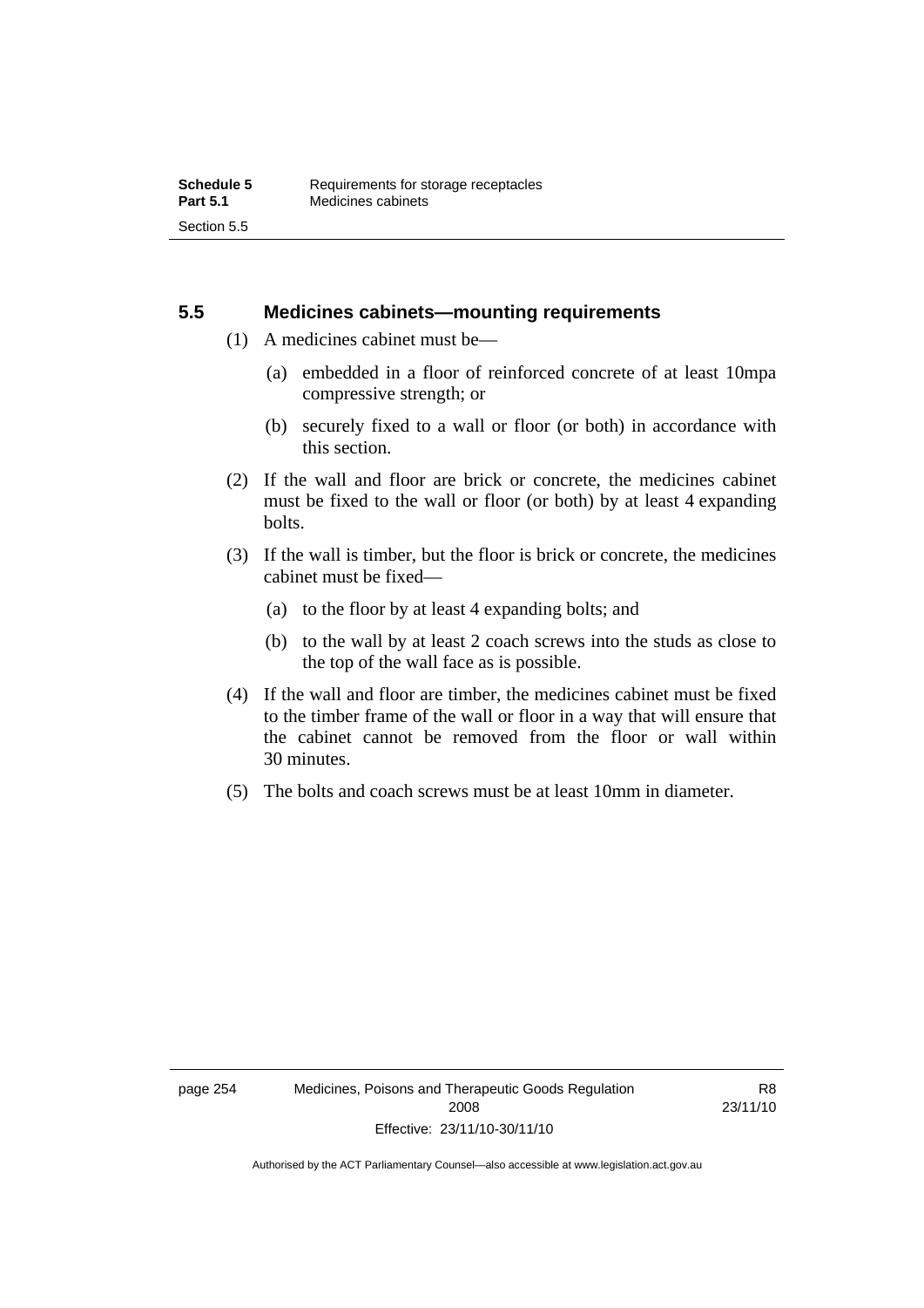## 5.5 Medicines cabinets—mounting requirements

(1) A medicines cabinet must be—

(a) embedded in a floor of reinforced concrete of at least 10mpa compressive strength; or

(b) securely fixed to a wall or floor (or both) in accordance with this section.

(2) If the wall and floor are brick or concrete, the medicines cabinet must be fixed to the wall or floor (or both) by at least 4 expanding bolts.

(3) If the wall is timber, but the floor is brick or concrete, the medicines cabinet must be fixed—

(a) to the floor by at least 4 expanding bolts; and

(b) to the wall by at least 2 coach screws into the studs as close to the top of the wall face as is possible.

(4) If the wall and floor are timber, the medicines cabinet must be fixed to the timber frame of the wall or floor in a way that will ensure that the cabinet cannot be removed from the floor or wall within 30 minutes.

(5) The bolts and coach screws must be at least 10mm in diameter.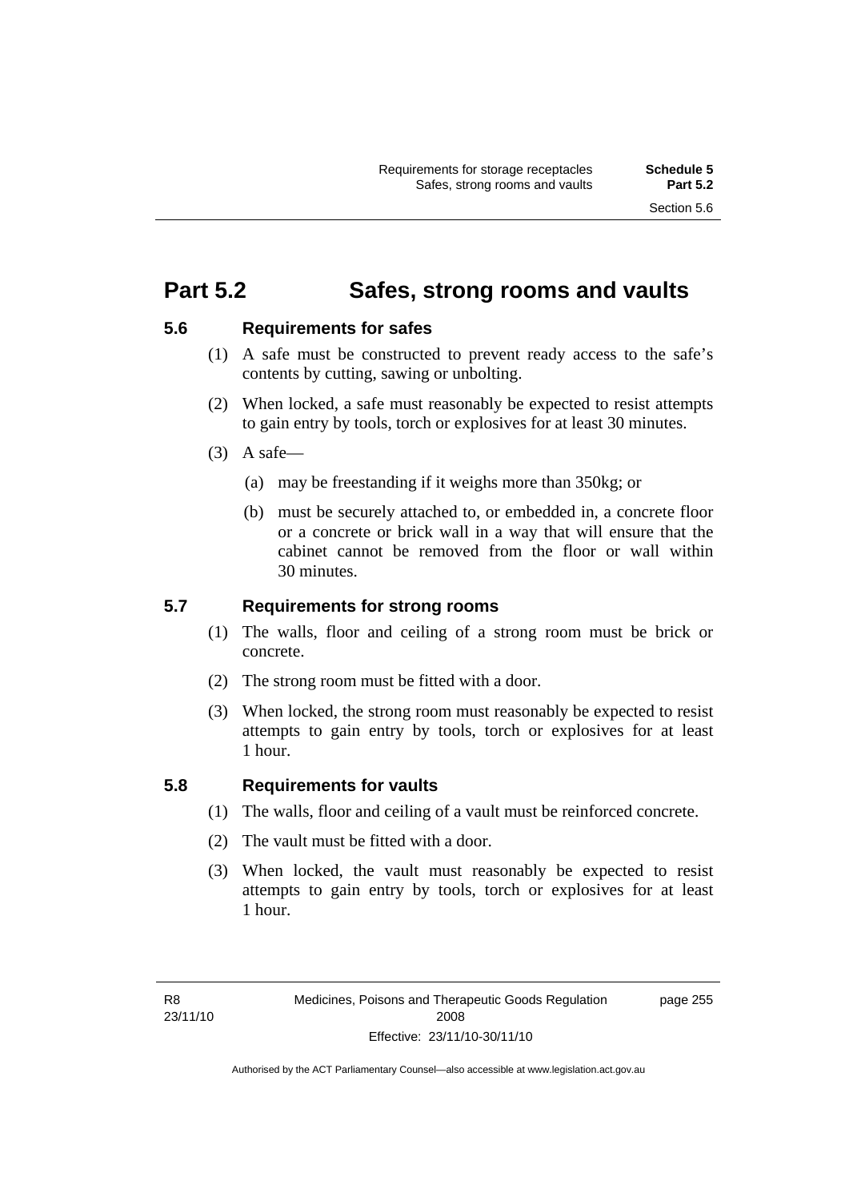# Part 5.2 Safes, strong rooms and vaults

### 5.6 Requirements for safes

(1) A safe must be constructed to prevent ready access to the safe's contents by cutting, sawing or unbolting.

(2) When locked, a safe must reasonably be expected to resist attempts to gain entry by tools, torch or explosives for at least 30 minutes.

(3) A safe—

(a) may be freestanding if it weighs more than 350kg; or

(b) must be securely attached to, or embedded in, a concrete floor or a concrete or brick wall in a way that will ensure that the cabinet cannot be removed from the floor or wall within 30 minutes.

### 5.7 Requirements for strong rooms

(1) The walls, floor and ceiling of a strong room must be brick or concrete.

(2) The strong room must be fitted with a door.

(3) When locked, the strong room must reasonably be expected to resist attempts to gain entry by tools, torch or explosives for at least 1 hour.

### 5.8 Requirements for vaults

(1) The walls, floor and ceiling of a vault must be reinforced concrete.

(2) The vault must be fitted with a door.

(3) When locked, the vault must reasonably be expected to resist attempts to gain entry by tools, torch or explosives for at least 1 hour.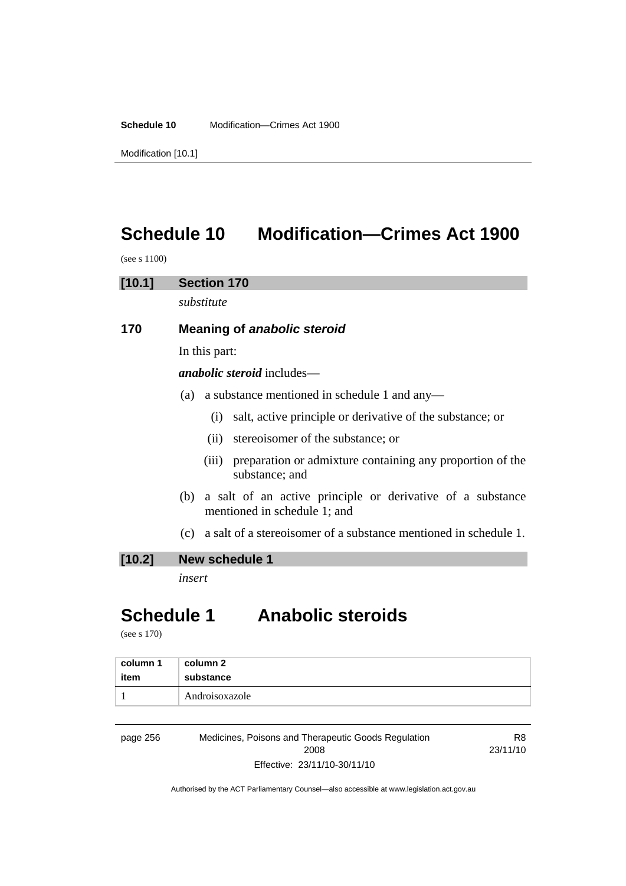# Schedule 10 Modification—Crimes Act 1900

(see s 1100)

## [10.1] Section 170

*substitute*

### 170 Meaning of *anabolic steroid*

In this part:

***anabolic steroid*** includes—

(a) a substance mentioned in schedule 1 and any—

(i) salt, active principle or derivative of the substance; or

(ii) stereoisomer of the substance; or

(iii) preparation or admixture containing any proportion of the substance; and

(b) a salt of an active principle or derivative of a substance mentioned in schedule 1; and

(c) a salt of a stereoisomer of a substance mentioned in schedule 1.

## [10.2] New schedule 1

*insert*

# Schedule 1 Anabolic steroids

(see s 170)

| column 1<br>item | column 2<br>substance |
|---|---|
| 1 | Androisoxazole |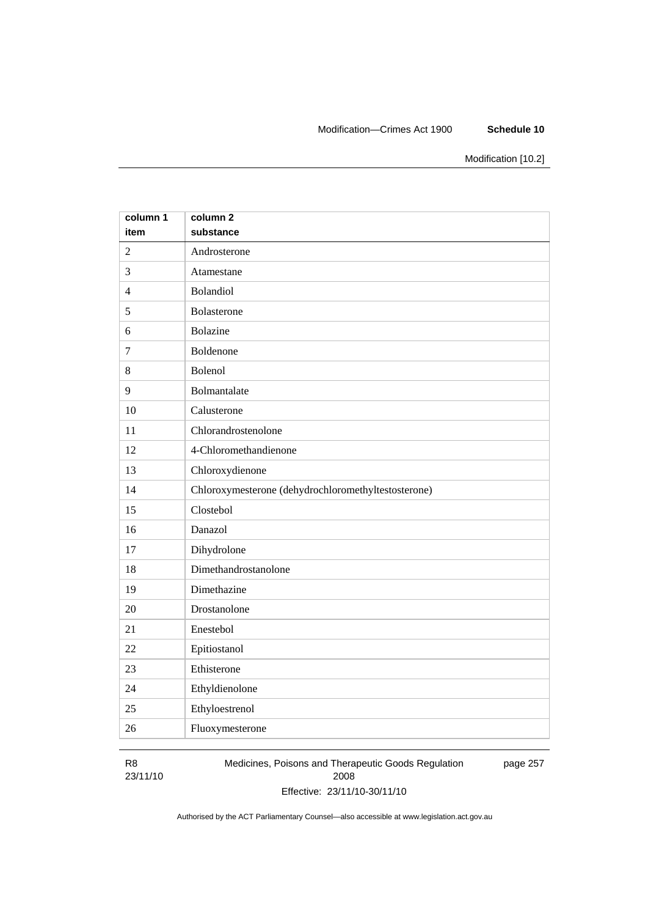| column 1 item | column 2 substance |
|---|---|
| 2 | Androsterone |
| 3 | Atamestane |
| 4 | Bolandiol |
| 5 | Bolasterone |
| 6 | Bolazine |
| 7 | Boldenone |
| 8 | Bolenol |
| 9 | Bolmantalate |
| 10 | Calusterone |
| 11 | Chlorandrostenolone |
| 12 | 4-Chloromethandienone |
| 13 | Chloroxydienone |
| 14 | Chloroxymesterone (dehydrochloromethyltestosterone) |
| 15 | Clostebol |
| 16 | Danazol |
| 17 | Dihydrolone |
| 18 | Dimethandrostanolone |
| 19 | Dimethazine |
| 20 | Drostanolone |
| 21 | Enestebol |
| 22 | Epitiostanol |
| 23 | Ethisterone |
| 24 | Ethyldienolone |
| 25 | Ethyloestrenol |
| 26 | Fluoxymesterone |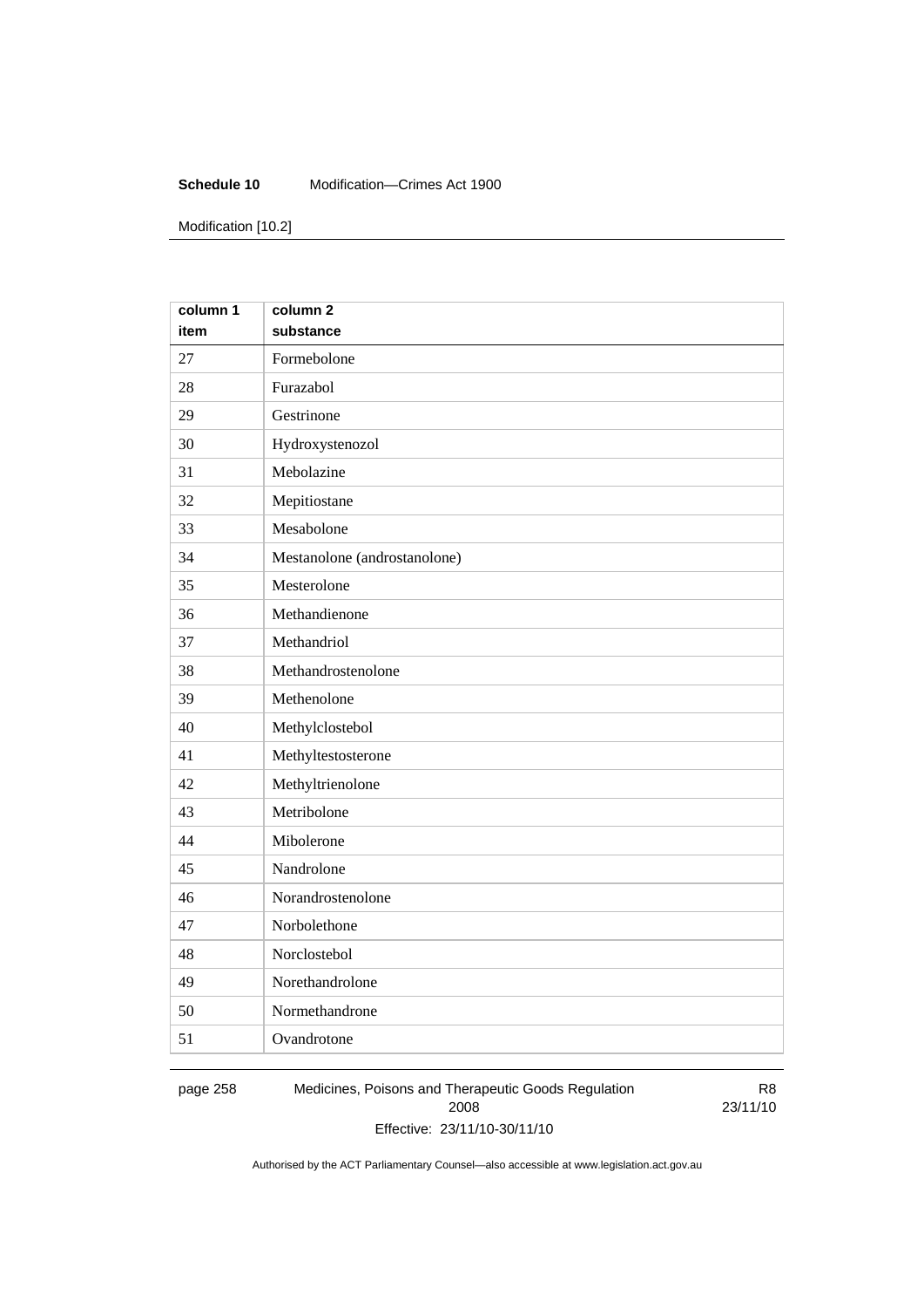| column 1 item | column 2 substance |
|---|---|
| 27 | Formebolone |
| 28 | Furazabol |
| 29 | Gestrinone |
| 30 | Hydroxystenozol |
| 31 | Mebolazine |
| 32 | Mepitiostane |
| 33 | Mesabolone |
| 34 | Mestanolone (androstanolone) |
| 35 | Mesterolone |
| 36 | Methandienone |
| 37 | Methandriol |
| 38 | Methandrostenolone |
| 39 | Methenolone |
| 40 | Methylclostebol |
| 41 | Methyltestosterone |
| 42 | Methyltrienolone |
| 43 | Metribolone |
| 44 | Mibolerone |
| 45 | Nandrolone |
| 46 | Norandrostenolone |
| 47 | Norbolethone |
| 48 | Norclostebol |
| 49 | Norethandrolone |
| 50 | Normethandrone |
| 51 | Ovandrotone |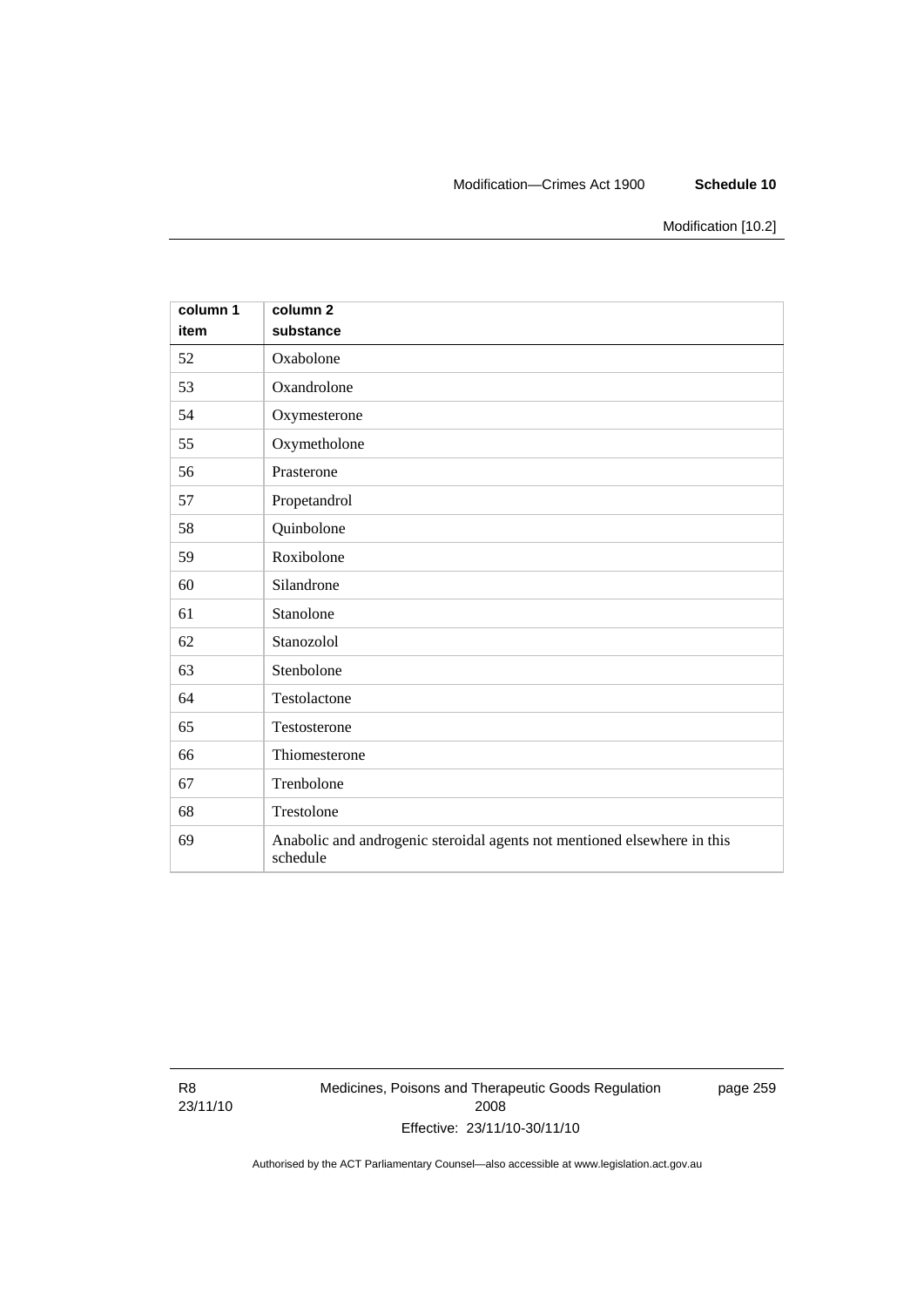| column 1<br>item | column 2<br>substance |
|---|---|
| 52 | Oxabolone |
| 53 | Oxandrolone |
| 54 | Oxymesterone |
| 55 | Oxymetholone |
| 56 | Prasterone |
| 57 | Propetandrol |
| 58 | Quinbolone |
| 59 | Roxibolone |
| 60 | Silandrone |
| 61 | Stanolone |
| 62 | Stanozolol |
| 63 | Stenbolone |
| 64 | Testolactone |
| 65 | Testosterone |
| 66 | Thiomesterone |
| 67 | Trenbolone |
| 68 | Trestolone |
| 69 | Anabolic and androgenic steroidal agents not mentioned elsewhere in this schedule |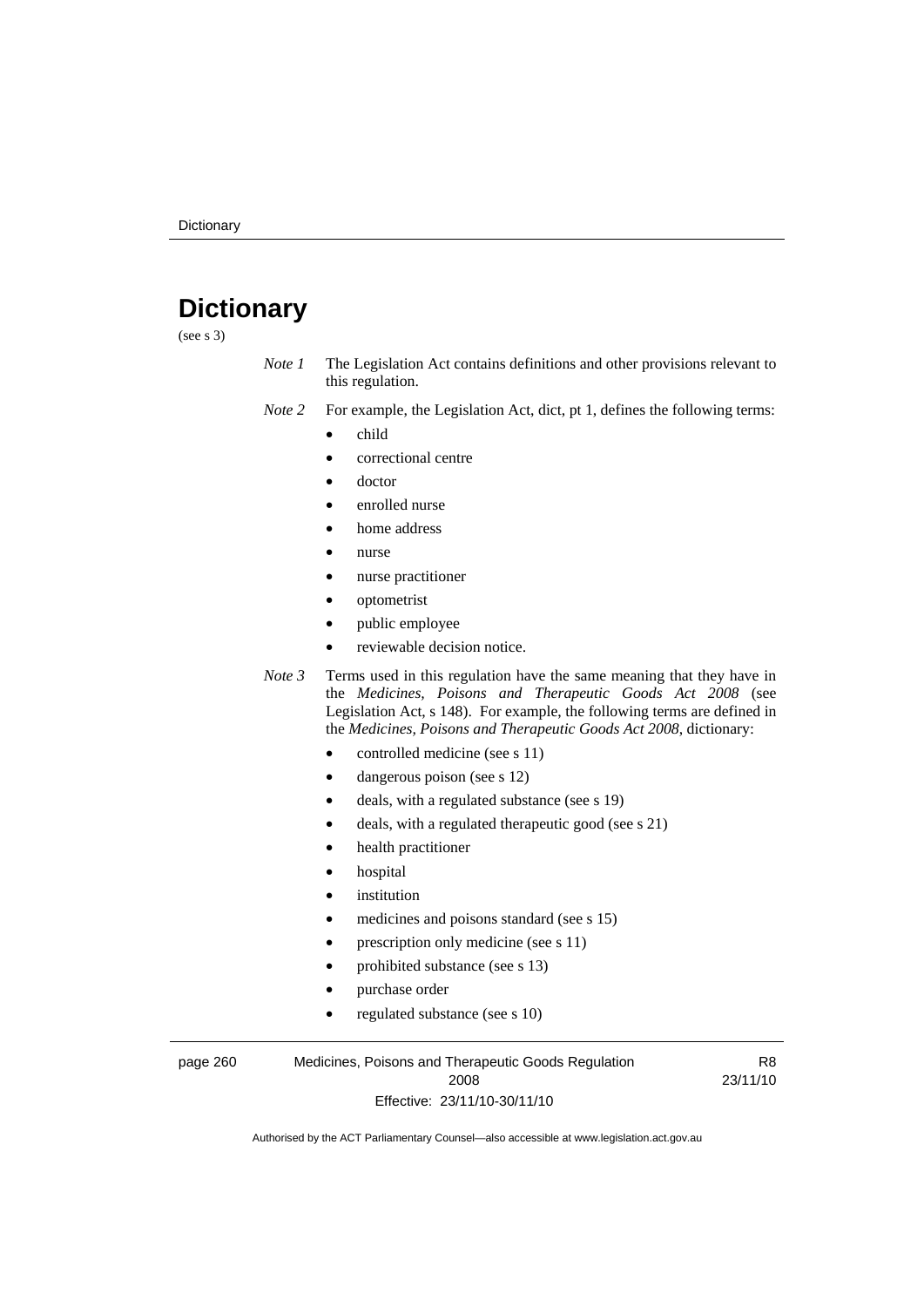# Dictionary

(see s 3)

*Note 1* The Legislation Act contains definitions and other provisions relevant to this regulation.

*Note 2* For example, the Legislation Act, dict, pt 1, defines the following terms:

- child
- correctional centre
- doctor
- enrolled nurse
- home address
- nurse
- nurse practitioner
- optometrist
- public employee
- reviewable decision notice.

*Note 3* Terms used in this regulation have the same meaning that they have in the *Medicines, Poisons and Therapeutic Goods Act 2008* (see Legislation Act, s 148). For example, the following terms are defined in the *Medicines, Poisons and Therapeutic Goods Act 2008*, dictionary:

- controlled medicine (see s 11)
- dangerous poison (see s 12)
- deals, with a regulated substance (see s 19)
- deals, with a regulated therapeutic good (see s 21)
- health practitioner
- hospital
- institution
- medicines and poisons standard (see s 15)
- prescription only medicine (see s 11)
- prohibited substance (see s 13)
- purchase order
- regulated substance (see s 10)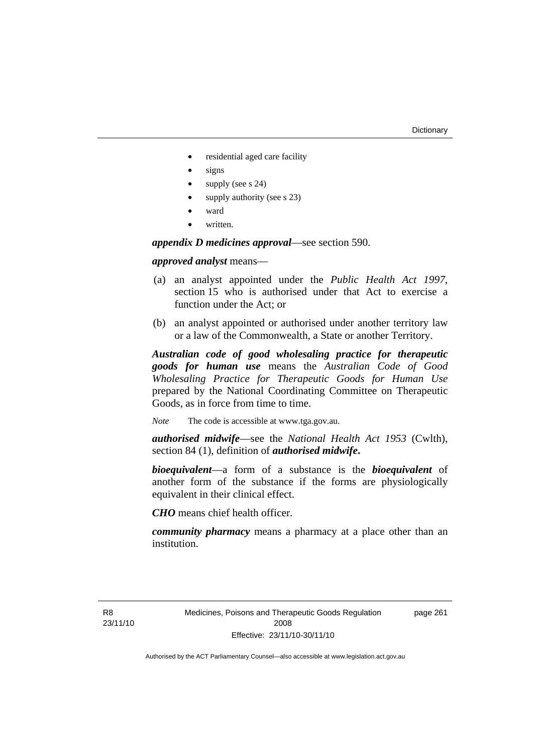- residential aged care facility
- signs
- supply (see s 24)
- supply authority (see s 23)
- ward
- written.

***appendix D medicines approval***—see section 590.

***approved analyst*** means—

(a) an analyst appointed under the *Public Health Act 1997*, section 15 who is authorised under that Act to exercise a function under the Act; or

(b) an analyst appointed or authorised under another territory law or a law of the Commonwealth, a State or another Territory.

***Australian code of good wholesaling practice for therapeutic goods for human use*** means the *Australian Code of Good Wholesaling Practice for Therapeutic Goods for Human Use* prepared by the National Coordinating Committee on Therapeutic Goods, as in force from time to time.

*Note* The code is accessible at www.tga.gov.au.

***authorised midwife***—see the *National Health Act 1953* (Cwlth), section 84 (1), definition of ***authorised midwife*****.**

***bioequivalent***—a form of a substance is the ***bioequivalent*** of another form of the substance if the forms are physiologically equivalent in their clinical effect.

***CHO*** means chief health officer.

***community pharmacy*** means a pharmacy at a place other than an institution.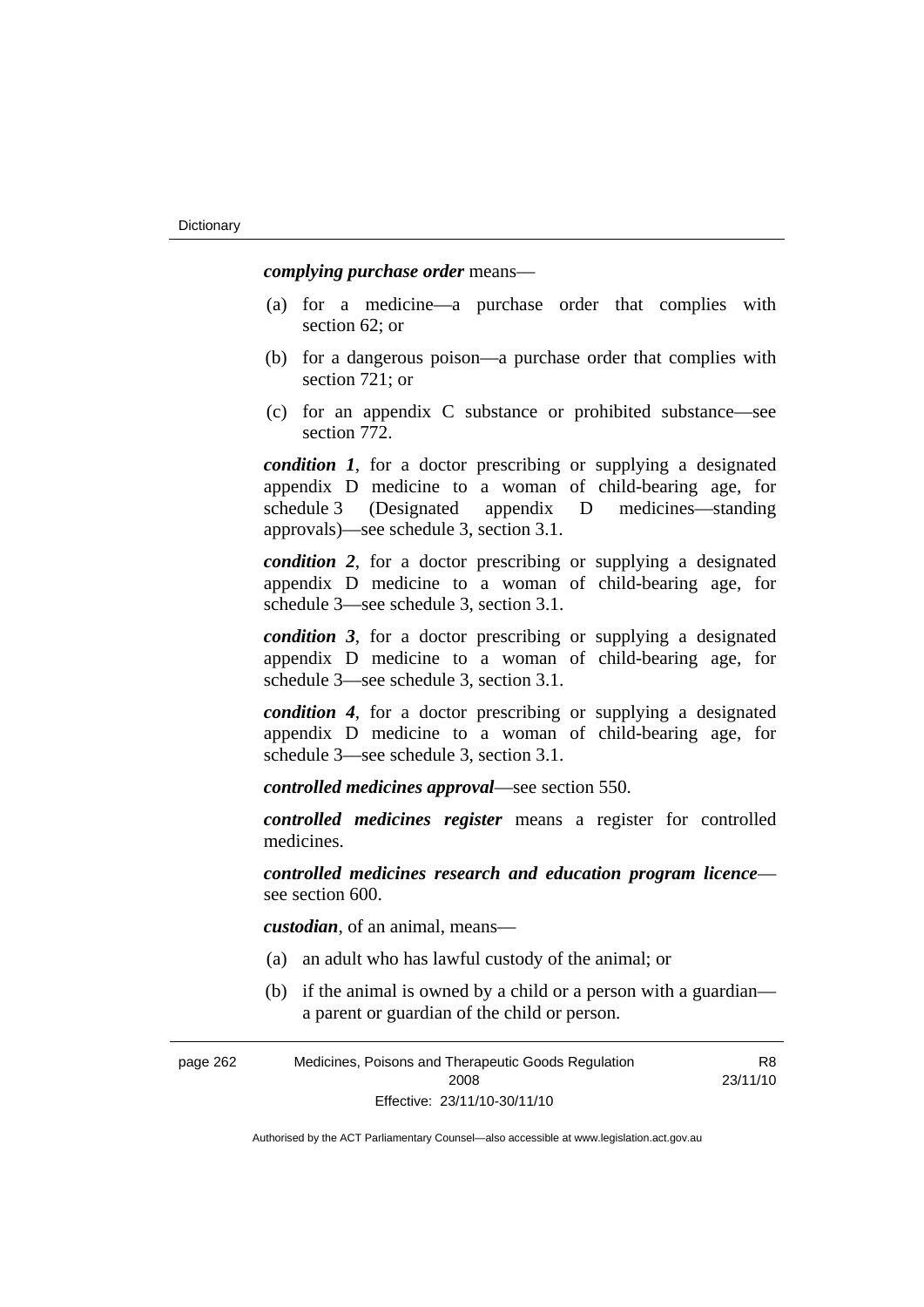***complying purchase order*** means—

(a) for a medicine—a purchase order that complies with section 62; or

(b) for a dangerous poison—a purchase order that complies with section 721; or

(c) for an appendix C substance or prohibited substance—see section 772.

***condition 1***, for a doctor prescribing or supplying a designated appendix D medicine to a woman of child-bearing age, for schedule 3 (Designated appendix D medicines—standing approvals)—see schedule 3, section 3.1.

***condition 2***, for a doctor prescribing or supplying a designated appendix D medicine to a woman of child-bearing age, for schedule 3—see schedule 3, section 3.1.

***condition 3***, for a doctor prescribing or supplying a designated appendix D medicine to a woman of child-bearing age, for schedule 3—see schedule 3, section 3.1.

***condition 4***, for a doctor prescribing or supplying a designated appendix D medicine to a woman of child-bearing age, for schedule 3—see schedule 3, section 3.1.

***controlled medicines approval***—see section 550.

***controlled medicines register*** means a register for controlled medicines.

***controlled medicines research and education program licence***—see section 600.

***custodian***, of an animal, means—

(a) an adult who has lawful custody of the animal; or

(b) if the animal is owned by a child or a person with a guardian—a parent or guardian of the child or person.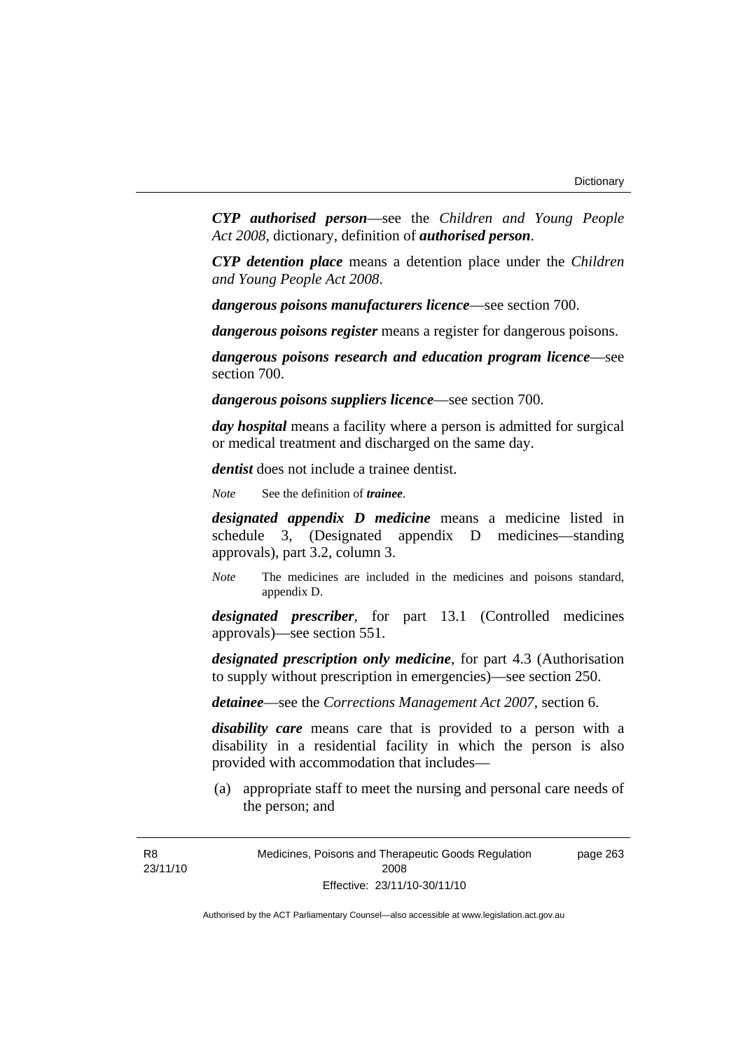***CYP authorised person***—see the *Children and Young People Act 2008*, dictionary, definition of ***authorised person***.

***CYP detention place*** means a detention place under the *Children and Young People Act 2008*.

***dangerous poisons manufacturers licence***—see section 700.

***dangerous poisons register*** means a register for dangerous poisons.

***dangerous poisons research and education program licence***—see section 700.

***dangerous poisons suppliers licence***—see section 700.

***day hospital*** means a facility where a person is admitted for surgical or medical treatment and discharged on the same day.

***dentist*** does not include a trainee dentist.

*Note* See the definition of ***trainee***.

***designated appendix D medicine*** means a medicine listed in schedule 3, (Designated appendix D medicines—standing approvals), part 3.2, column 3.

*Note* The medicines are included in the medicines and poisons standard, appendix D.

***designated prescriber***, for part 13.1 (Controlled medicines approvals)—see section 551.

***designated prescription only medicine***, for part 4.3 (Authorisation to supply without prescription in emergencies)—see section 250.

***detainee***—see the *Corrections Management Act 2007*, section 6.

***disability care*** means care that is provided to a person with a disability in a residential facility in which the person is also provided with accommodation that includes—

(a) appropriate staff to meet the nursing and personal care needs of the person; and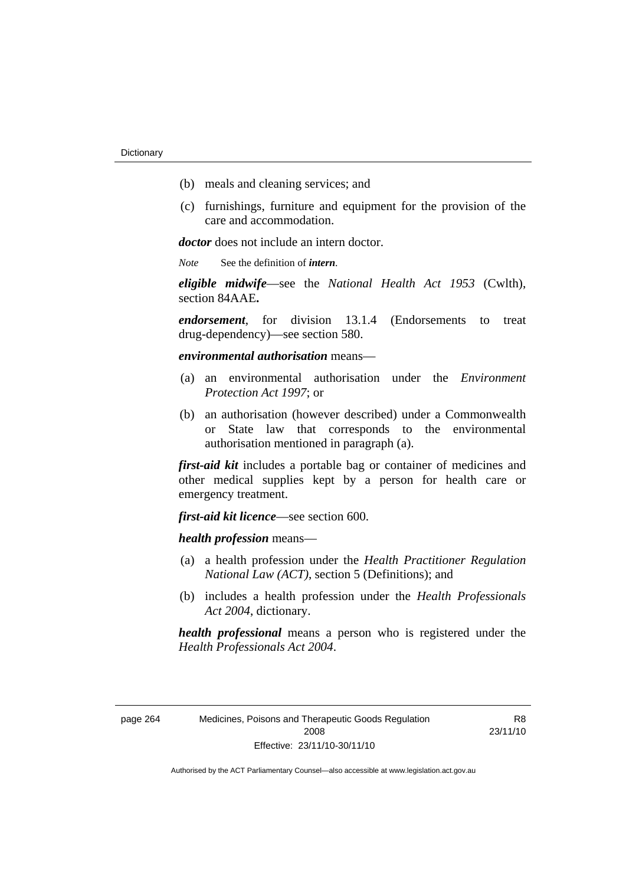(b) meals and cleaning services; and

(c) furnishings, furniture and equipment for the provision of the care and accommodation.

***doctor*** does not include an intern doctor.

*Note* See the definition of ***intern***.

***eligible midwife***—see the *National Health Act 1953* (Cwlth), section 84AAE**.**

***endorsement***, for division 13.1.4 (Endorsements to treat drug-dependency)—see section 580.

***environmental authorisation*** means—

(a) an environmental authorisation under the *Environment Protection Act 1997*; or

(b) an authorisation (however described) under a Commonwealth or State law that corresponds to the environmental authorisation mentioned in paragraph (a).

***first-aid kit*** includes a portable bag or container of medicines and other medical supplies kept by a person for health care or emergency treatment.

***first-aid kit licence***—see section 600.

***health profession*** means—

(a) a health profession under the *Health Practitioner Regulation National Law (ACT)*, section 5 (Definitions); and

(b) includes a health profession under the *Health Professionals Act 2004*, dictionary.

***health professional*** means a person who is registered under the *Health Professionals Act 2004*.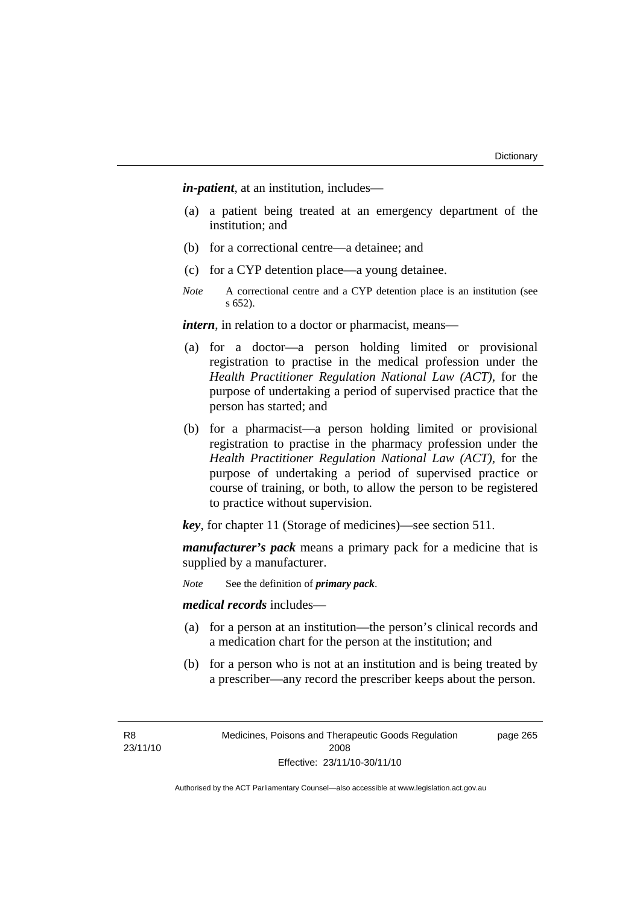***in-patient***, at an institution, includes—

(a) a patient being treated at an emergency department of the institution; and

(b) for a correctional centre—a detainee; and

(c) for a CYP detention place—a young detainee.

*Note* A correctional centre and a CYP detention place is an institution (see s 652).

***intern***, in relation to a doctor or pharmacist, means—

(a) for a doctor—a person holding limited or provisional registration to practise in the medical profession under the *Health Practitioner Regulation National Law (ACT)*, for the purpose of undertaking a period of supervised practice that the person has started; and

(b) for a pharmacist—a person holding limited or provisional registration to practise in the pharmacy profession under the *Health Practitioner Regulation National Law (ACT)*, for the purpose of undertaking a period of supervised practice or course of training, or both, to allow the person to be registered to practice without supervision.

***key***, for chapter 11 (Storage of medicines)—see section 511.

***manufacturer's pack*** means a primary pack for a medicine that is supplied by a manufacturer.

*Note* See the definition of ***primary pack***.

***medical records*** includes—

(a) for a person at an institution—the person's clinical records and a medication chart for the person at the institution; and

(b) for a person who is not at an institution and is being treated by a prescriber—any record the prescriber keeps about the person.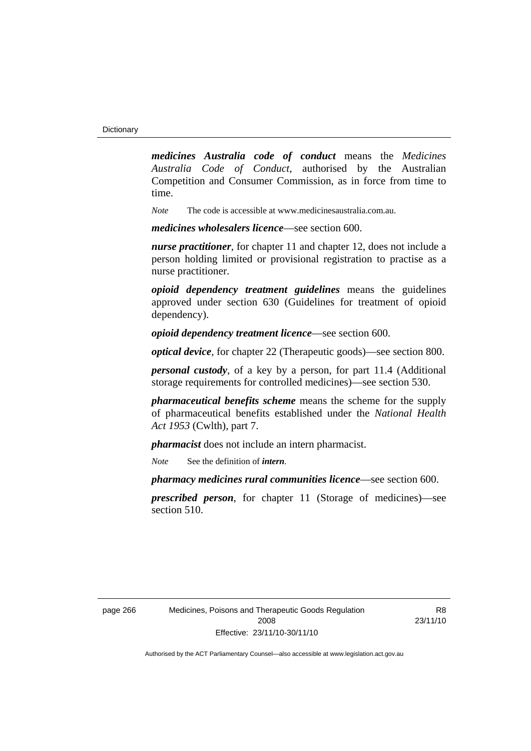***medicines Australia code of conduct*** means the *Medicines Australia Code of Conduct*, authorised by the Australian Competition and Consumer Commission, as in force from time to time.

*Note* The code is accessible at www.medicinesaustralia.com.au.

***medicines wholesalers licence***—see section 600.

***nurse practitioner***, for chapter 11 and chapter 12, does not include a person holding limited or provisional registration to practise as a nurse practitioner.

***opioid dependency treatment guidelines*** means the guidelines approved under section 630 (Guidelines for treatment of opioid dependency).

***opioid dependency treatment licence***—see section 600.

***optical device***, for chapter 22 (Therapeutic goods)—see section 800.

***personal custody***, of a key by a person, for part 11.4 (Additional storage requirements for controlled medicines)—see section 530.

***pharmaceutical benefits scheme*** means the scheme for the supply of pharmaceutical benefits established under the *National Health Act 1953* (Cwlth), part 7.

***pharmacist*** does not include an intern pharmacist.

*Note* See the definition of ***intern***.

***pharmacy medicines rural communities licence***—see section 600.

***prescribed person***, for chapter 11 (Storage of medicines)—see section 510.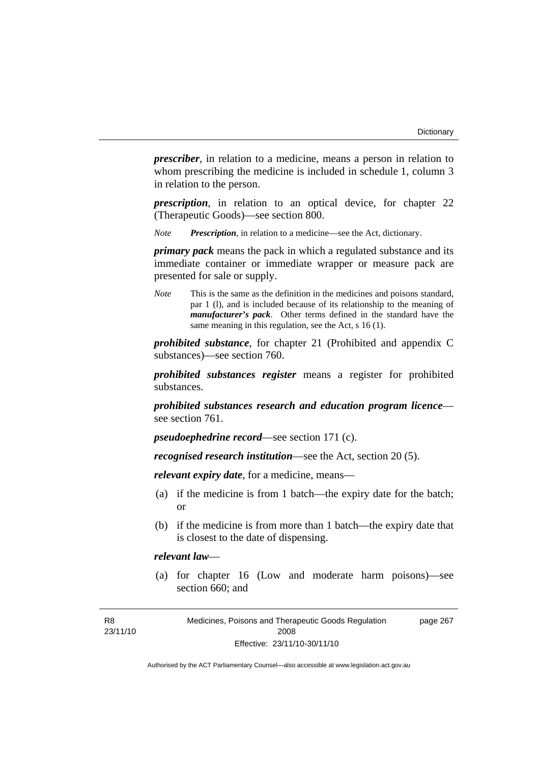***prescriber***, in relation to a medicine, means a person in relation to whom prescribing the medicine is included in schedule 1, column 3 in relation to the person.

***prescription***, in relation to an optical device, for chapter 22 (Therapeutic Goods)—see section 800.

*Note* ***Prescription***, in relation to a medicine—see the Act, dictionary.

***primary pack*** means the pack in which a regulated substance and its immediate container or immediate wrapper or measure pack are presented for sale or supply.

*Note* This is the same as the definition in the medicines and poisons standard, par 1 (l), and is included because of its relationship to the meaning of ***manufacturer's pack***. Other terms defined in the standard have the same meaning in this regulation, see the Act, s 16 (1).

***prohibited substance***, for chapter 21 (Prohibited and appendix C substances)—see section 760.

***prohibited substances register*** means a register for prohibited substances.

***prohibited substances research and education program licence***—see section 761.

***pseudoephedrine record***—see section 171 (c).

***recognised research institution***—see the Act, section 20 (5).

***relevant expiry date***, for a medicine, means—

(a) if the medicine is from 1 batch—the expiry date for the batch; or

(b) if the medicine is from more than 1 batch—the expiry date that is closest to the date of dispensing.

***relevant law***—

(a) for chapter 16 (Low and moderate harm poisons)—see section 660; and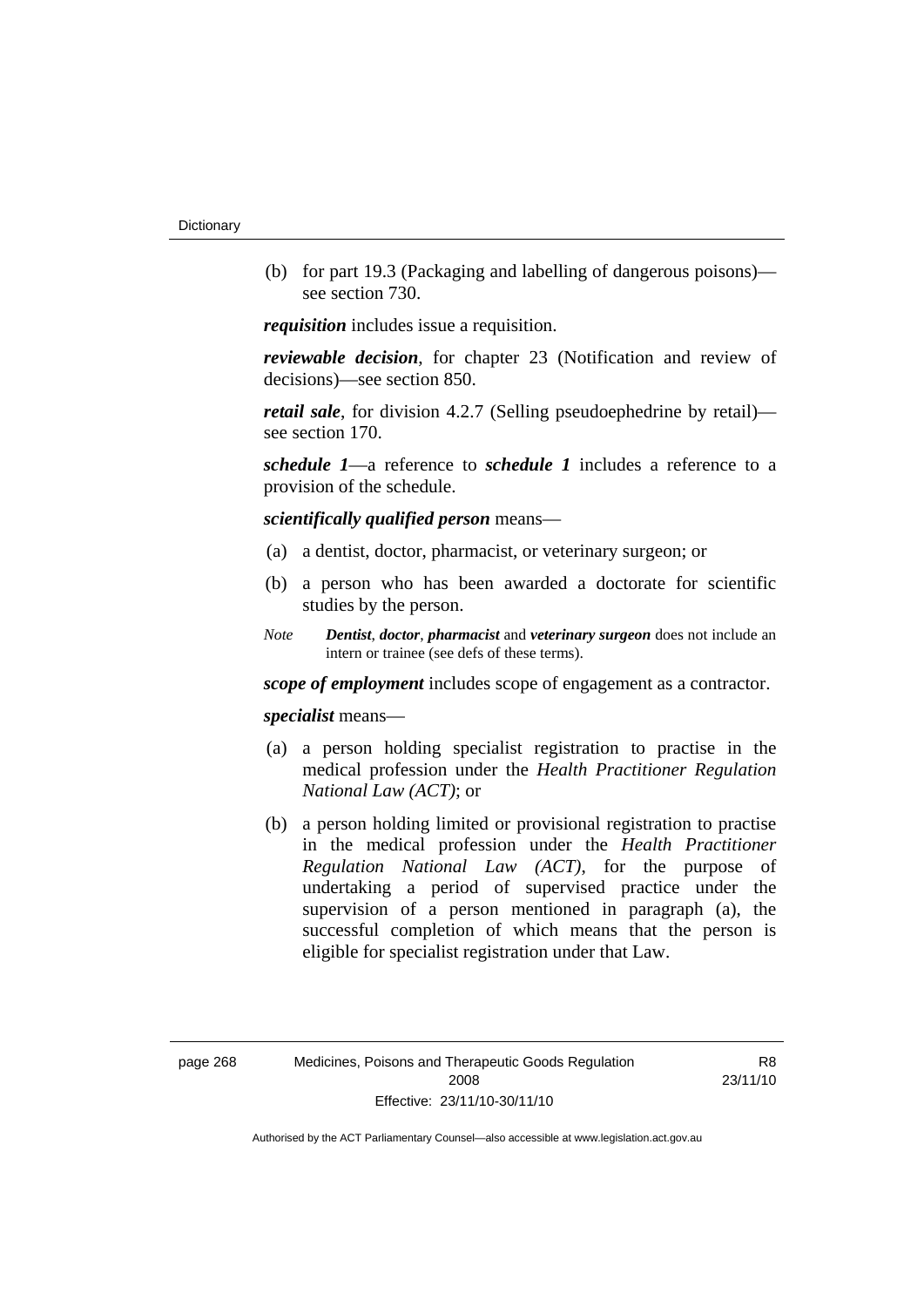(b) for part 19.3 (Packaging and labelling of dangerous poisons)—see section 730.

***requisition*** includes issue a requisition.

***reviewable decision***, for chapter 23 (Notification and review of decisions)—see section 850.

***retail sale***, for division 4.2.7 (Selling pseudoephedrine by retail)—see section 170.

***schedule 1***—a reference to ***schedule 1*** includes a reference to a provision of the schedule.

***scientifically qualified person*** means—

(a) a dentist, doctor, pharmacist, or veterinary surgeon; or

(b) a person who has been awarded a doctorate for scientific studies by the person.

*Note* ***Dentist***, ***doctor***, ***pharmacist*** and ***veterinary surgeon*** does not include an intern or trainee (see defs of these terms).

***scope of employment*** includes scope of engagement as a contractor.

***specialist*** means—

(a) a person holding specialist registration to practise in the medical profession under the *Health Practitioner Regulation National Law (ACT)*; or

(b) a person holding limited or provisional registration to practise in the medical profession under the *Health Practitioner Regulation National Law (ACT)*, for the purpose of undertaking a period of supervised practice under the supervision of a person mentioned in paragraph (a), the successful completion of which means that the person is eligible for specialist registration under that Law.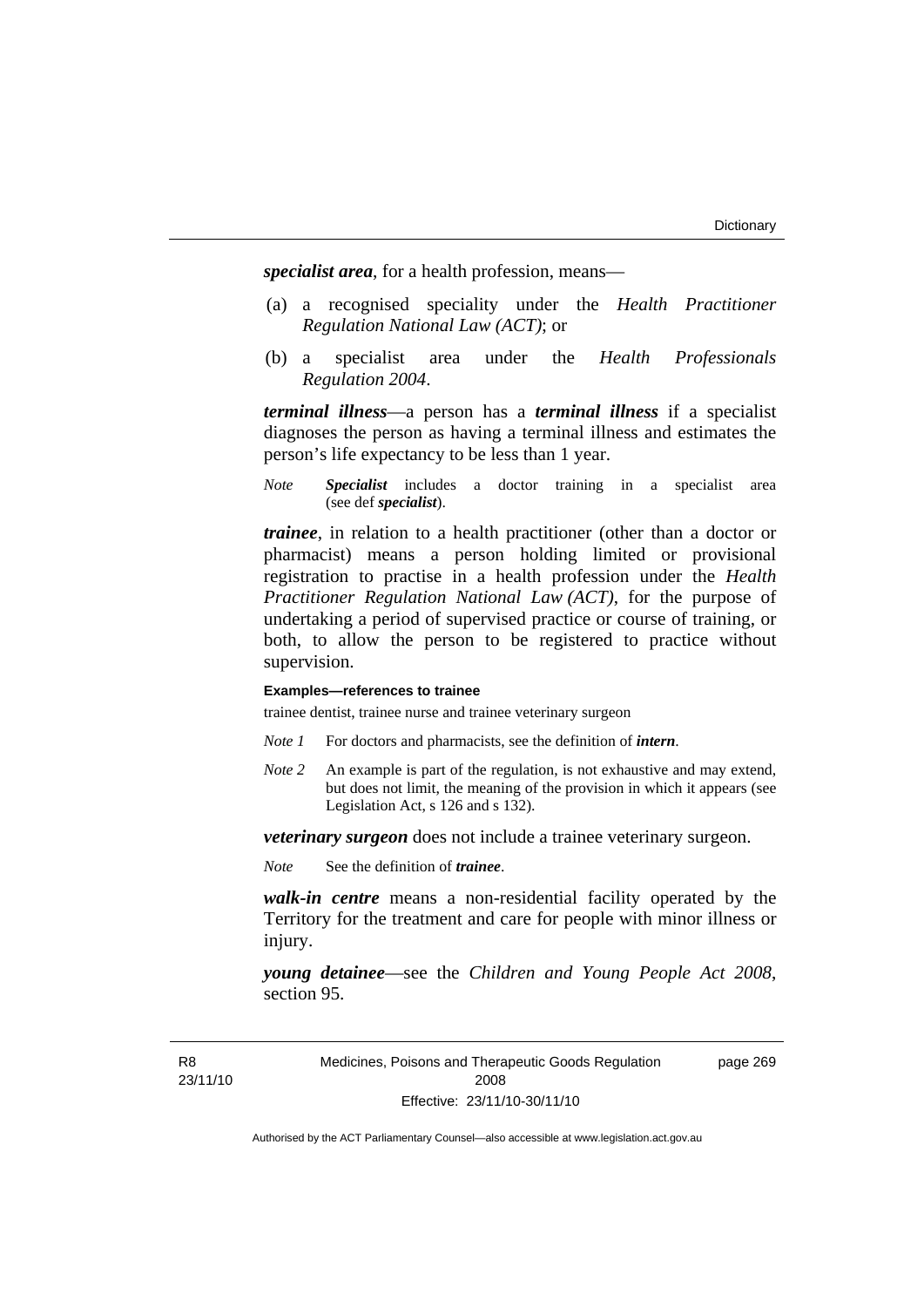***specialist area***, for a health profession, means—

(a) a recognised speciality under the *Health Practitioner Regulation National Law (ACT)*; or

(b) a specialist area under the *Health Professionals Regulation 2004*.

***terminal illness***—a person has a ***terminal illness*** if a specialist diagnoses the person as having a terminal illness and estimates the person's life expectancy to be less than 1 year.

*Note* ***Specialist*** includes a doctor training in a specialist area (see def ***specialist***).

***trainee***, in relation to a health practitioner (other than a doctor or pharmacist) means a person holding limited or provisional registration to practise in a health profession under the *Health Practitioner Regulation National Law (ACT)*, for the purpose of undertaking a period of supervised practice or course of training, or both, to allow the person to be registered to practice without supervision.

**Examples—references to trainee**

trainee dentist, trainee nurse and trainee veterinary surgeon

*Note 1* For doctors and pharmacists, see the definition of ***intern***.

*Note 2* An example is part of the regulation, is not exhaustive and may extend, but does not limit, the meaning of the provision in which it appears (see Legislation Act, s 126 and s 132).

***veterinary surgeon*** does not include a trainee veterinary surgeon.

*Note* See the definition of ***trainee***.

***walk-in centre*** means a non-residential facility operated by the Territory for the treatment and care for people with minor illness or injury.

***young detainee***—see the *Children and Young People Act 2008*, section 95.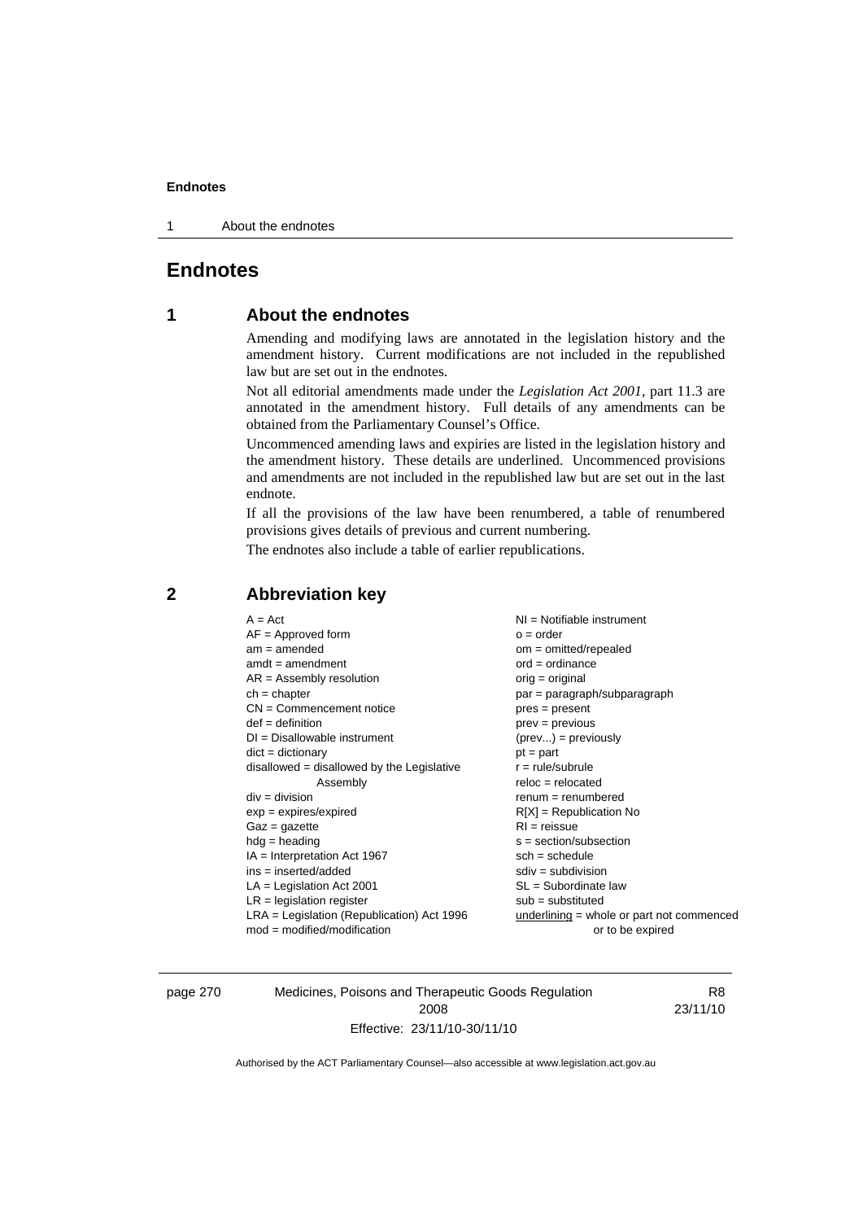# Endnotes

## 1 About the endnotes

Amending and modifying laws are annotated in the legislation history and the amendment history. Current modifications are not included in the republished law but are set out in the endnotes.

Not all editorial amendments made under the *Legislation Act 2001*, part 11.3 are annotated in the amendment history. Full details of any amendments can be obtained from the Parliamentary Counsel's Office.

Uncommenced amending laws and expiries are listed in the legislation history and the amendment history. These details are underlined. Uncommenced provisions and amendments are not included in the republished law but are set out in the last endnote.

If all the provisions of the law have been renumbered, a table of renumbered provisions gives details of previous and current numbering.

The endnotes also include a table of earlier republications.

## 2 Abbreviation key

A = Act
AF = Approved form
am = amended
amdt = amendment
AR = Assembly resolution
ch = chapter
CN = Commencement notice
def = definition
DI = Disallowable instrument
dict = dictionary
disallowed = disallowed by the Legislative Assembly
div = division
exp = expires/expired
Gaz = gazette
hdg = heading
IA = Interpretation Act 1967
ins = inserted/added
LA = Legislation Act 2001
LR = legislation register
LRA = Legislation (Republication) Act 1996
mod = modified/modification
NI = Notifiable instrument
o = order
om = omitted/repealed
ord = ordinance
orig = original
par = paragraph/subparagraph
pres = present
prev = previous
(prev...) = previously
pt = part
r = rule/subrule
reloc = relocated
renum = renumbered
R[X] = Republication No
RI = reissue
s = section/subsection
sch = schedule
sdiv = subdivision
SL = Subordinate law
sub = substituted
underlining = whole or part not commenced or to be expired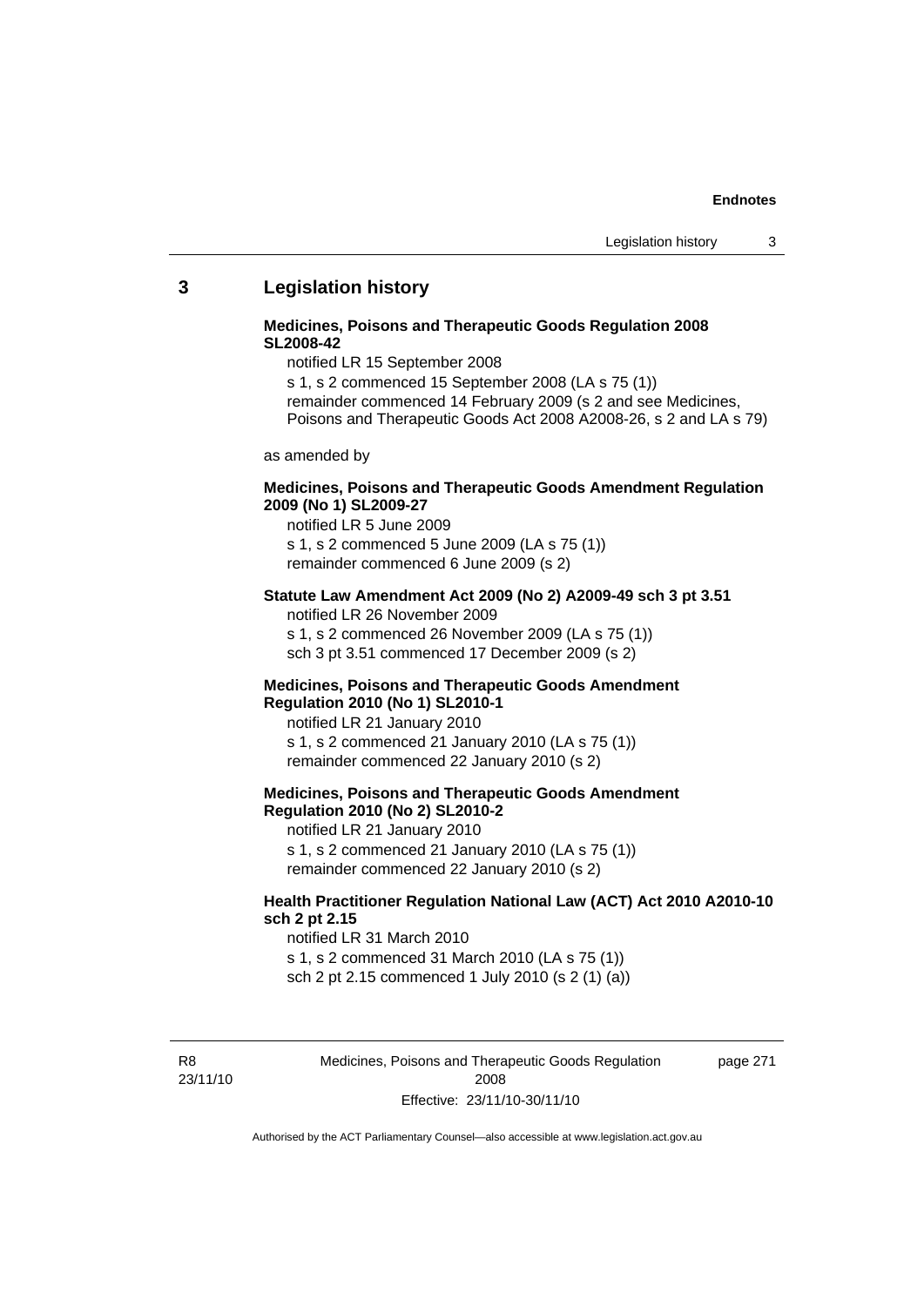## 3 Legislation history

**Medicines, Poisons and Therapeutic Goods Regulation 2008 SL2008-42**

notified LR 15 September 2008

s 1, s 2 commenced 15 September 2008 (LA s 75 (1))

remainder commenced 14 February 2009 (s 2 and see Medicines, Poisons and Therapeutic Goods Act 2008 A2008-26, s 2 and LA s 79)

as amended by

**Medicines, Poisons and Therapeutic Goods Amendment Regulation 2009 (No 1) SL2009-27**

notified LR 5 June 2009

s 1, s 2 commenced 5 June 2009 (LA s 75 (1))

remainder commenced 6 June 2009 (s 2)

**Statute Law Amendment Act 2009 (No 2) A2009-49 sch 3 pt 3.51**

notified LR 26 November 2009

s 1, s 2 commenced 26 November 2009 (LA s 75 (1))

sch 3 pt 3.51 commenced 17 December 2009 (s 2)

**Medicines, Poisons and Therapeutic Goods Amendment Regulation 2010 (No 1) SL2010-1**

notified LR 21 January 2010

s 1, s 2 commenced 21 January 2010 (LA s 75 (1))

remainder commenced 22 January 2010 (s 2)

**Medicines, Poisons and Therapeutic Goods Amendment Regulation 2010 (No 2) SL2010-2**

notified LR 21 January 2010

s 1, s 2 commenced 21 January 2010 (LA s 75 (1))

remainder commenced 22 January 2010 (s 2)

**Health Practitioner Regulation National Law (ACT) Act 2010 A2010-10 sch 2 pt 2.15**

notified LR 31 March 2010

s 1, s 2 commenced 31 March 2010 (LA s 75 (1))

sch 2 pt 2.15 commenced 1 July 2010 (s 2 (1) (a))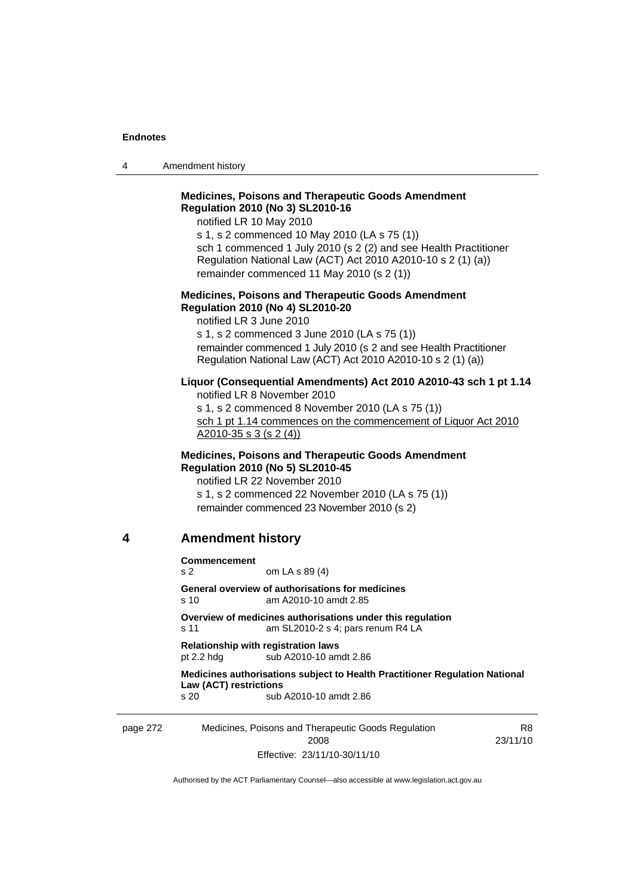**Medicines, Poisons and Therapeutic Goods Amendment Regulation 2010 (No 3) SL2010-16**

notified LR 10 May 2010

s 1, s 2 commenced 10 May 2010 (LA s 75 (1))

sch 1 commenced 1 July 2010 (s 2 (2) and see Health Practitioner Regulation National Law (ACT) Act 2010 A2010-10 s 2 (1) (a))

remainder commenced 11 May 2010 (s 2 (1))

**Medicines, Poisons and Therapeutic Goods Amendment Regulation 2010 (No 4) SL2010-20**

notified LR 3 June 2010

s 1, s 2 commenced 3 June 2010 (LA s 75 (1))

remainder commenced 1 July 2010 (s 2 and see Health Practitioner Regulation National Law (ACT) Act 2010 A2010-10 s 2 (1) (a))

**Liquor (Consequential Amendments) Act 2010 A2010-43 sch 1 pt 1.14**

notified LR 8 November 2010

s 1, s 2 commenced 8 November 2010 (LA s 75 (1))

sch 1 pt 1.14 commences on the commencement of Liquor Act 2010 A2010-35 s 3 (s 2 (4))

**Medicines, Poisons and Therapeutic Goods Amendment Regulation 2010 (No 5) SL2010-45**

notified LR 22 November 2010

s 1, s 2 commenced 22 November 2010 (LA s 75 (1))

remainder commenced 23 November 2010 (s 2)

## 4 Amendment history

**Commencement**
s 2 om LA s 89 (4)

**General overview of authorisations for medicines**
s 10 am A2010-10 amdt 2.85

**Overview of medicines authorisations under this regulation**
s 11 am SL2010-2 s 4; pars renum R4 LA

**Relationship with registration laws**
pt 2.2 hdg sub A2010-10 amdt 2.86

**Medicines authorisations subject to Health Practitioner Regulation National Law (ACT) restrictions**
s 20 sub A2010-10 amdt 2.86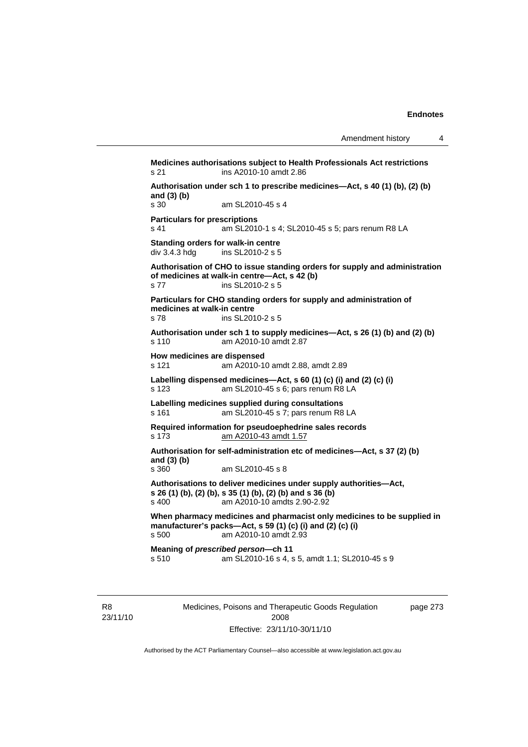**Medicines authorisations subject to Health Professionals Act restrictions**
s 21 ins A2010-10 amdt 2.86

**Authorisation under sch 1 to prescribe medicines—Act, s 40 (1) (b), (2) (b) and (3) (b)**
s 30 am SL2010-45 s 4

**Particulars for prescriptions**
s 41 am SL2010-1 s 4; SL2010-45 s 5; pars renum R8 LA

**Standing orders for walk-in centre**
div 3.4.3 hdg ins SL2010-2 s 5

**Authorisation of CHO to issue standing orders for supply and administration of medicines at walk-in centre—Act, s 42 (b)**
s 77 ins SL2010-2 s 5

**Particulars for CHO standing orders for supply and administration of medicines at walk-in centre**
s 78 ins SL2010-2 s 5

**Authorisation under sch 1 to supply medicines—Act, s 26 (1) (b) and (2) (b)**
s 110 am A2010-10 amdt 2.87

**How medicines are dispensed**
s 121 am A2010-10 amdt 2.88, amdt 2.89

**Labelling dispensed medicines—Act, s 60 (1) (c) (i) and (2) (c) (i)**
s 123 am SL2010-45 s 6; pars renum R8 LA

**Labelling medicines supplied during consultations**
s 161 am SL2010-45 s 7; pars renum R8 LA

**Required information for pseudoephedrine sales records**
s 173 am A2010-43 amdt 1.57

**Authorisation for self-administration etc of medicines—Act, s 37 (2) (b) and (3) (b)**
s 360 am SL2010-45 s 8

**Authorisations to deliver medicines under supply authorities—Act, s 26 (1) (b), (2) (b), s 35 (1) (b), (2) (b) and s 36 (b)**
s 400 am A2010-10 amdts 2.90-2.92

**When pharmacy medicines and pharmacist only medicines to be supplied in manufacturer's packs—Act, s 59 (1) (c) (i) and (2) (c) (i)**
s 500 am A2010-10 amdt 2.93

**Meaning of *prescribed person*—ch 11**
s 510 am SL2010-16 s 4, s 5, amdt 1.1; SL2010-45 s 9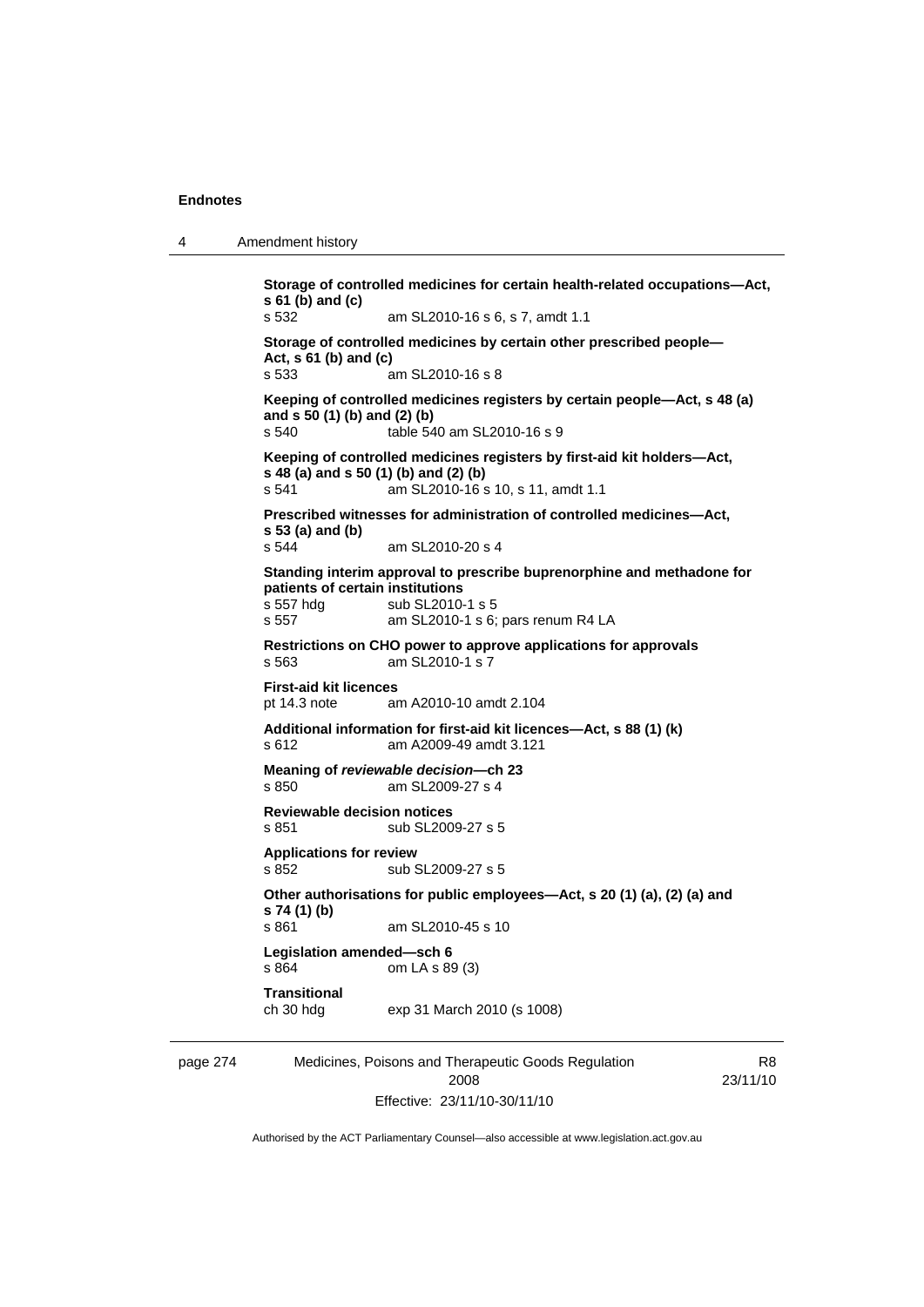**Storage of controlled medicines for certain health-related occupations—Act, s 61 (b) and (c)**
s 532 am SL2010-16 s 6, s 7, amdt 1.1

**Storage of controlled medicines by certain other prescribed people—Act, s 61 (b) and (c)**
s 533 am SL2010-16 s 8

**Keeping of controlled medicines registers by certain people—Act, s 48 (a) and s 50 (1) (b) and (2) (b)**
s 540 table 540 am SL2010-16 s 9

**Keeping of controlled medicines registers by first-aid kit holders—Act, s 48 (a) and s 50 (1) (b) and (2) (b)**
s 541 am SL2010-16 s 10, s 11, amdt 1.1

**Prescribed witnesses for administration of controlled medicines—Act, s 53 (a) and (b)**
s 544 am SL2010-20 s 4

**Standing interim approval to prescribe buprenorphine and methadone for patients of certain institutions**
s 557 hdg sub SL2010-1 s 5
s 557 am SL2010-1 s 6; pars renum R4 LA

**Restrictions on CHO power to approve applications for approvals**
s 563 am SL2010-1 s 7

**First-aid kit licences**
pt 14.3 note am A2010-10 amdt 2.104

**Additional information for first-aid kit licences—Act, s 88 (1) (k)**
s 612 am A2009-49 amdt 3.121

**Meaning of *reviewable decision*—ch 23**
s 850 am SL2009-27 s 4

**Reviewable decision notices**
s 851 sub SL2009-27 s 5

**Applications for review**
s 852 sub SL2009-27 s 5

**Other authorisations for public employees—Act, s 20 (1) (a), (2) (a) and s 74 (1) (b)**
s 861 am SL2010-45 s 10

**Legislation amended—sch 6**
s 864 om LA s 89 (3)

**Transitional**
ch 30 hdg exp 31 March 2010 (s 1008)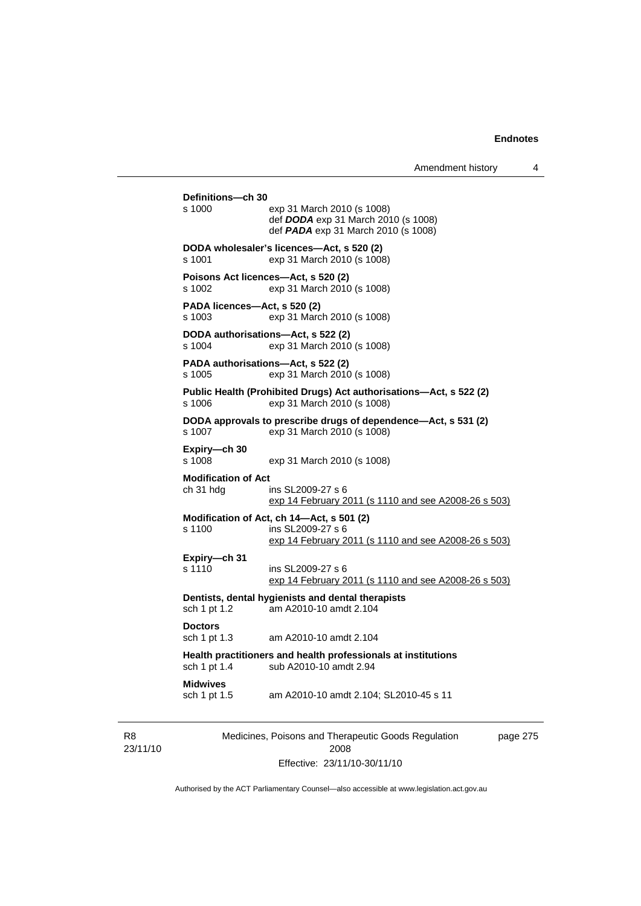**Definitions—ch 30**
s 1000 exp 31 March 2010 (s 1008)
def ***DODA*** exp 31 March 2010 (s 1008)
def ***PADA*** exp 31 March 2010 (s 1008)

**DODA wholesaler's licences—Act, s 520 (2)**
s 1001 exp 31 March 2010 (s 1008)

**Poisons Act licences—Act, s 520 (2)**
s 1002 exp 31 March 2010 (s 1008)

**PADA licences—Act, s 520 (2)**
s 1003 exp 31 March 2010 (s 1008)

**DODA authorisations—Act, s 522 (2)**
s 1004 exp 31 March 2010 (s 1008)

**PADA authorisations—Act, s 522 (2)**
s 1005 exp 31 March 2010 (s 1008)

**Public Health (Prohibited Drugs) Act authorisations—Act, s 522 (2)**
s 1006 exp 31 March 2010 (s 1008)

**DODA approvals to prescribe drugs of dependence—Act, s 531 (2)**
s 1007 exp 31 March 2010 (s 1008)

**Expiry—ch 30**
s 1008 exp 31 March 2010 (s 1008)

**Modification of Act**
ch 31 hdg ins SL2009-27 s 6
exp 14 February 2011 (s 1110 and see A2008-26 s 503)

**Modification of Act, ch 14—Act, s 501 (2)**
s 1100 ins SL2009-27 s 6
exp 14 February 2011 (s 1110 and see A2008-26 s 503)

**Expiry—ch 31**
s 1110 ins SL2009-27 s 6
exp 14 February 2011 (s 1110 and see A2008-26 s 503)

**Dentists, dental hygienists and dental therapists**
sch 1 pt 1.2 am A2010-10 amdt 2.104

**Doctors**
sch 1 pt 1.3 am A2010-10 amdt 2.104

**Health practitioners and health professionals at institutions**
sch 1 pt 1.4 sub A2010-10 amdt 2.94

**Midwives**
sch 1 pt 1.5 am A2010-10 amdt 2.104; SL2010-45 s 11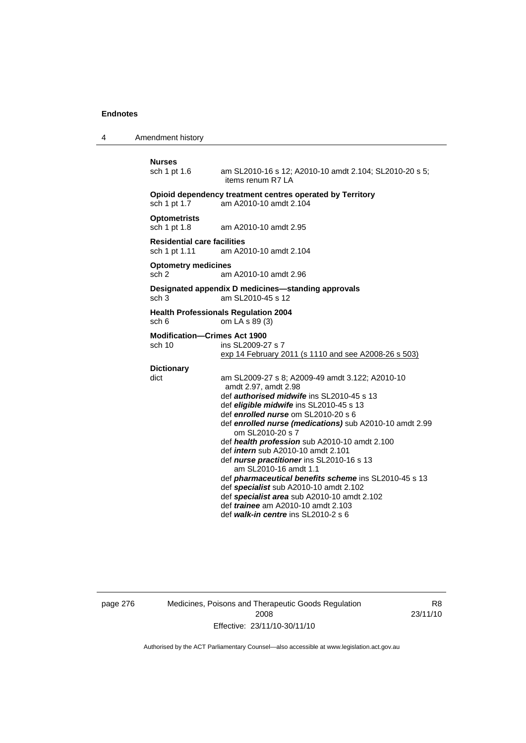**Nurses**

sch 1 pt 1.6 am SL2010-16 s 12; A2010-10 amdt 2.104; SL2010-20 s 5; items renum R7 LA

**Opioid dependency treatment centres operated by Territory**

sch 1 pt 1.7 am A2010-10 amdt 2.104

**Optometrists**

sch 1 pt 1.8 am A2010-10 amdt 2.95

**Residential care facilities**

sch 1 pt 1.11 am A2010-10 amdt 2.104

**Optometry medicines**

sch 2 am A2010-10 amdt 2.96

**Designated appendix D medicines—standing approvals**

sch 3 am SL2010-45 s 12

**Health Professionals Regulation 2004**

sch 6 om LA s 89 (3)

**Modification—Crimes Act 1900**

sch 10 ins SL2009-27 s 7
exp 14 February 2011 (s 1110 and see A2008-26 s 503)

**Dictionary**

dict am SL2009-27 s 8; A2009-49 amdt 3.122; A2010-10 amdt 2.97, amdt 2.98
def ***authorised midwife*** ins SL2010-45 s 13
def ***eligible midwife*** ins SL2010-45 s 13
def ***enrolled nurse*** om SL2010-20 s 6
def ***enrolled nurse (medications)*** sub A2010-10 amdt 2.99 om SL2010-20 s 7
def ***health profession*** sub A2010-10 amdt 2.100
def ***intern*** sub A2010-10 amdt 2.101
def ***nurse practitioner*** ins SL2010-16 s 13 am SL2010-16 amdt 1.1
def ***pharmaceutical benefits scheme*** ins SL2010-45 s 13
def ***specialist*** sub A2010-10 amdt 2.102
def ***specialist area*** sub A2010-10 amdt 2.102
def ***trainee*** am A2010-10 amdt 2.103
def ***walk-in centre*** ins SL2010-2 s 6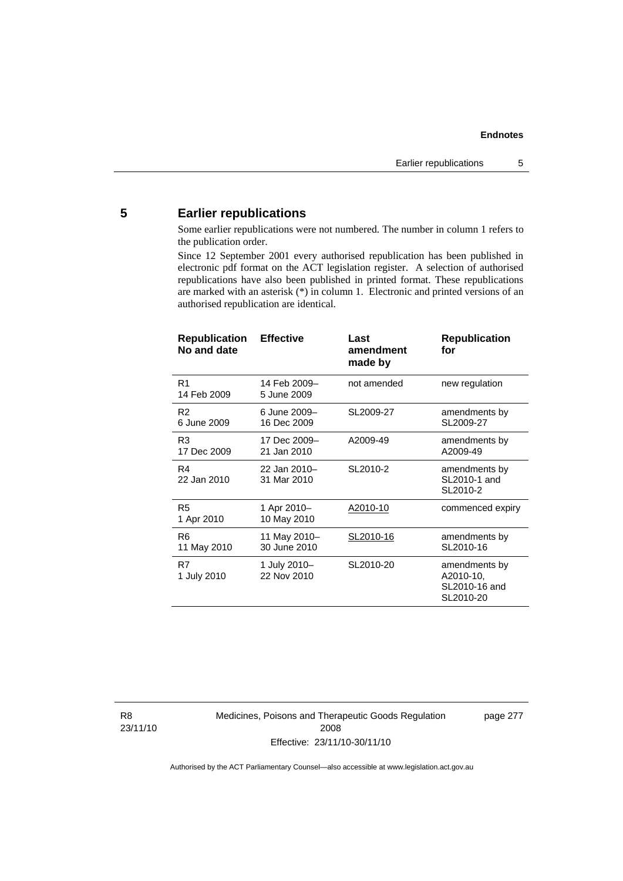## 5 Earlier republications

Some earlier republications were not numbered. The number in column 1 refers to the publication order.

Since 12 September 2001 every authorised republication has been published in electronic pdf format on the ACT legislation register. A selection of authorised republications have also been published in printed format. These republications are marked with an asterisk (*) in column 1. Electronic and printed versions of an authorised republication are identical.

| Republication No and date | Effective | Last amendment made by | Republication for |
|---|---|---|---|
| R1 14 Feb 2009 | 14 Feb 2009– 5 June 2009 | not amended | new regulation |
| R2 6 June 2009 | 6 June 2009– 16 Dec 2009 | SL2009-27 | amendments by SL2009-27 |
| R3 17 Dec 2009 | 17 Dec 2009– 21 Jan 2010 | A2009-49 | amendments by A2009-49 |
| R4 22 Jan 2010 | 22 Jan 2010– 31 Mar 2010 | SL2010-2 | amendments by SL2010-1 and SL2010-2 |
| R5 1 Apr 2010 | 1 Apr 2010– 10 May 2010 | A2010-10 | commenced expiry |
| R6 11 May 2010 | 11 May 2010– 30 June 2010 | SL2010-16 | amendments by SL2010-16 |
| R7 1 July 2010 | 1 July 2010– 22 Nov 2010 | SL2010-20 | amendments by A2010-10, SL2010-16 and SL2010-20 |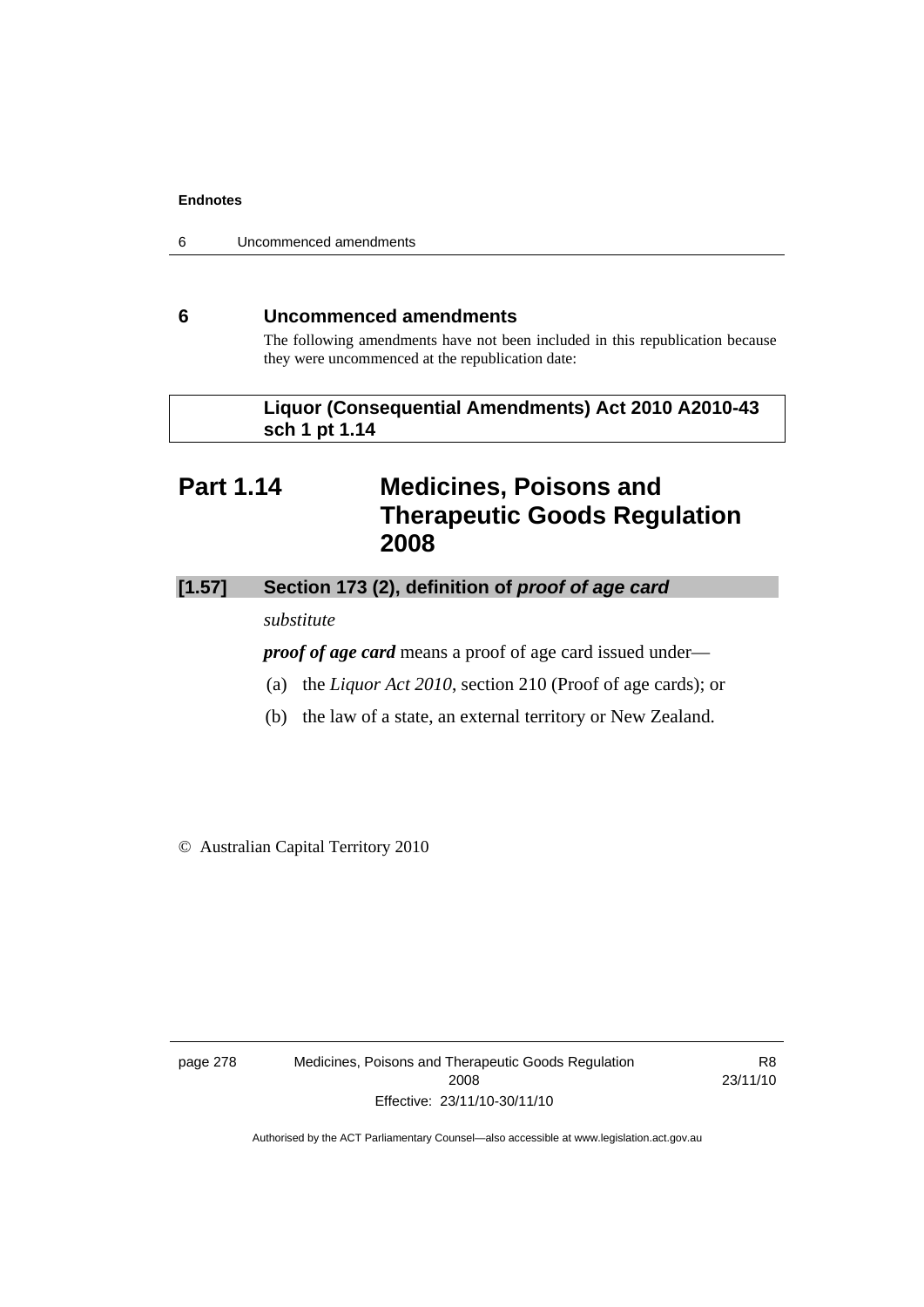## 6 Uncommenced amendments

The following amendments have not been included in this republication because they were uncommenced at the republication date:

**Liquor (Consequential Amendments) Act 2010 A2010-43 sch 1 pt 1.14**

# Part 1.14 Medicines, Poisons and Therapeutic Goods Regulation 2008

### [1.57] Section 173 (2), definition of *proof of age card*

*substitute*

***proof of age card*** means a proof of age card issued under—

(a) the *Liquor Act 2010*, section 210 (Proof of age cards); or

(b) the law of a state, an external territory or New Zealand.

© Australian Capital Territory 2010